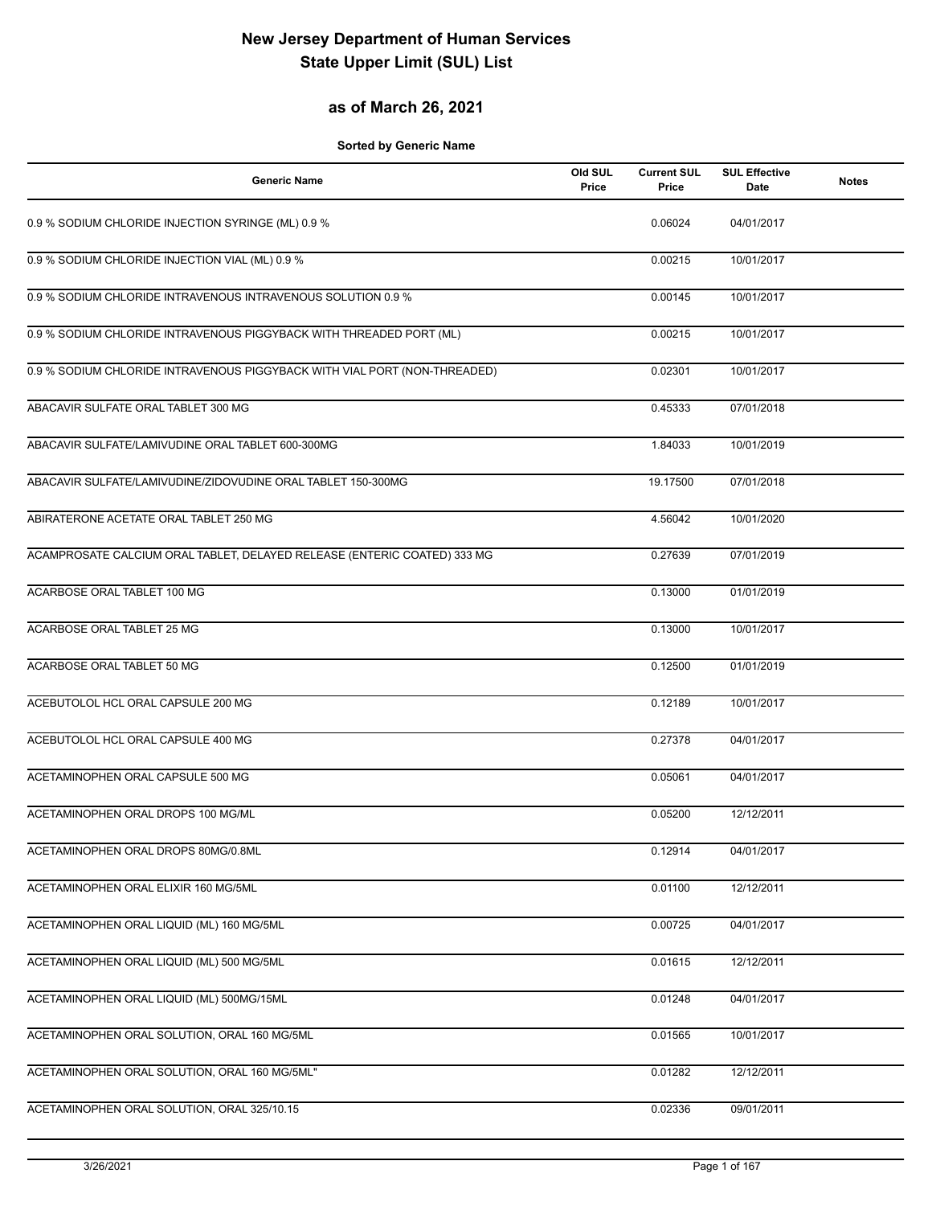# New Jersey Department of Human Services
# State Upper Limit (SUL) List

## as of March 26, 2021

**Sorted by Generic Name**

| Generic Name | Old SUL Price | Current SUL Price | SUL Effective Date | Notes |
|---|---|---|---|---|
| 0.9 % SODIUM CHLORIDE INJECTION SYRINGE (ML) 0.9 % | | 0.06024 | 04/01/2017 | |
| 0.9 % SODIUM CHLORIDE INJECTION VIAL (ML) 0.9 % | | 0.00215 | 10/01/2017 | |
| 0.9 % SODIUM CHLORIDE INTRAVENOUS INTRAVENOUS SOLUTION 0.9 % | | 0.00145 | 10/01/2017 | |
| 0.9 % SODIUM CHLORIDE INTRAVENOUS PIGGYBACK WITH THREADED PORT (ML) | | 0.00215 | 10/01/2017 | |
| 0.9 % SODIUM CHLORIDE INTRAVENOUS PIGGYBACK WITH VIAL PORT (NON-THREADED) | | 0.02301 | 10/01/2017 | |
| ABACAVIR SULFATE ORAL TABLET 300 MG | | 0.45333 | 07/01/2018 | |
| ABACAVIR SULFATE/LAMIVUDINE ORAL TABLET 600-300MG | | 1.84033 | 10/01/2019 | |
| ABACAVIR SULFATE/LAMIVUDINE/ZIDOVUDINE ORAL TABLET 150-300MG | | 19.17500 | 07/01/2018 | |
| ABIRATERONE ACETATE ORAL TABLET 250 MG | | 4.56042 | 10/01/2020 | |
| ACAMPROSATE CALCIUM ORAL TABLET, DELAYED RELEASE (ENTERIC COATED) 333 MG | | 0.27639 | 07/01/2019 | |
| ACARBOSE ORAL TABLET 100 MG | | 0.13000 | 01/01/2019 | |
| ACARBOSE ORAL TABLET 25 MG | | 0.13000 | 10/01/2017 | |
| ACARBOSE ORAL TABLET 50 MG | | 0.12500 | 01/01/2019 | |
| ACEBUTOLOL HCL ORAL CAPSULE 200 MG | | 0.12189 | 10/01/2017 | |
| ACEBUTOLOL HCL ORAL CAPSULE 400 MG | | 0.27378 | 04/01/2017 | |
| ACETAMINOPHEN ORAL CAPSULE 500 MG | | 0.05061 | 04/01/2017 | |
| ACETAMINOPHEN ORAL DROPS 100 MG/ML | | 0.05200 | 12/12/2011 | |
| ACETAMINOPHEN ORAL DROPS 80MG/0.8ML | | 0.12914 | 04/01/2017 | |
| ACETAMINOPHEN ORAL ELIXIR 160 MG/5ML | | 0.01100 | 12/12/2011 | |
| ACETAMINOPHEN ORAL LIQUID (ML) 160 MG/5ML | | 0.00725 | 04/01/2017 | |
| ACETAMINOPHEN ORAL LIQUID (ML) 500 MG/5ML | | 0.01615 | 12/12/2011 | |
| ACETAMINOPHEN ORAL LIQUID (ML) 500MG/15ML | | 0.01248 | 04/01/2017 | |
| ACETAMINOPHEN ORAL SOLUTION, ORAL 160 MG/5ML | | 0.01565 | 10/01/2017 | |
| ACETAMINOPHEN ORAL SOLUTION, ORAL 160 MG/5ML" | | 0.01282 | 12/12/2011 | |
| ACETAMINOPHEN ORAL SOLUTION, ORAL 325/10.15 | | 0.02336 | 09/01/2011 | |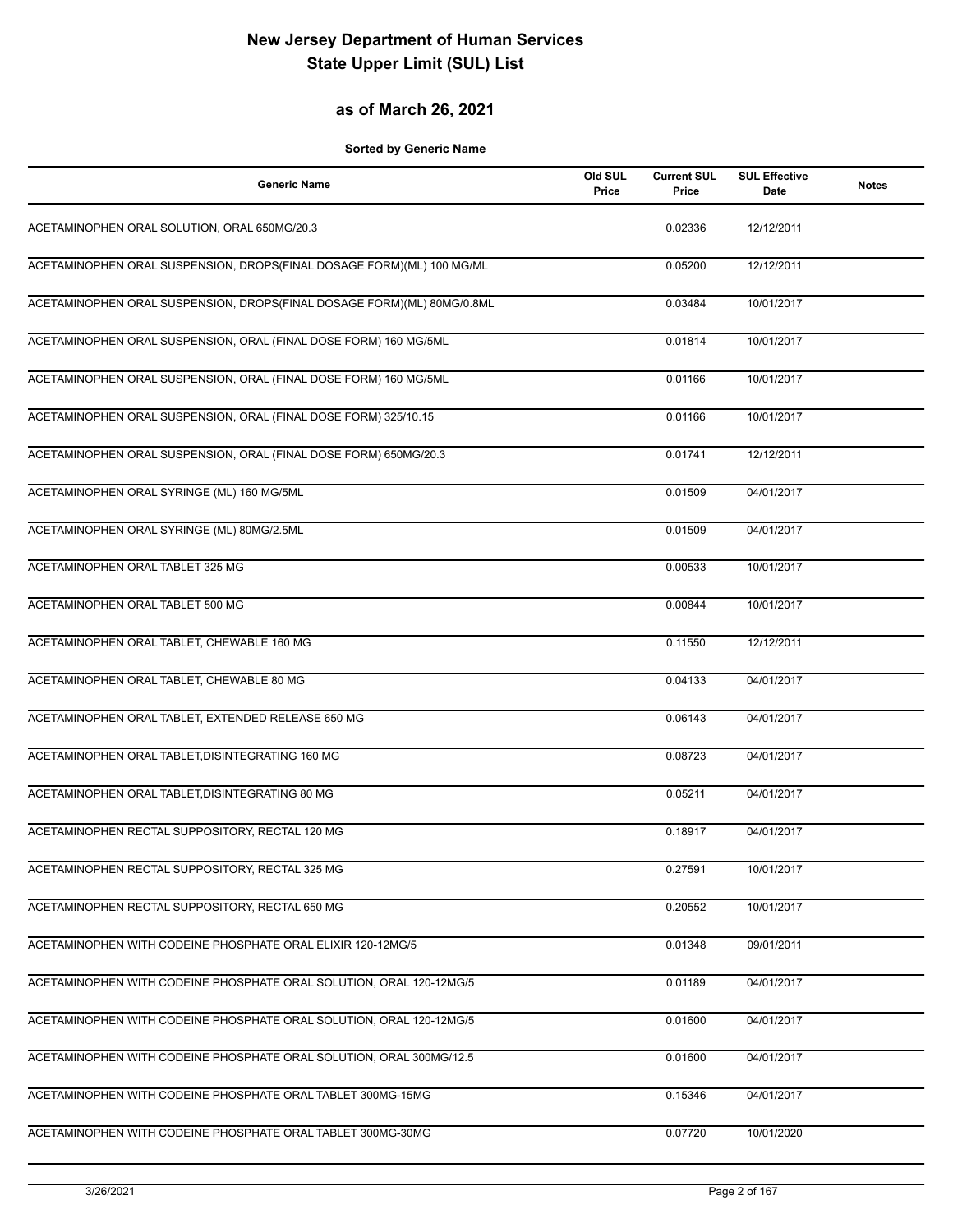# New Jersey Department of Human Services
# State Upper Limit (SUL) List

## as of March 26, 2021

**Sorted by Generic Name**

| Generic Name | Old SUL Price | Current SUL Price | SUL Effective Date | Notes |
|---|---|---|---|---|
| ACETAMINOPHEN ORAL SOLUTION, ORAL 650MG/20.3 | | 0.02336 | 12/12/2011 | |
| ACETAMINOPHEN ORAL SUSPENSION, DROPS(FINAL DOSAGE FORM)(ML) 100 MG/ML | | 0.05200 | 12/12/2011 | |
| ACETAMINOPHEN ORAL SUSPENSION, DROPS(FINAL DOSAGE FORM)(ML) 80MG/0.8ML | | 0.03484 | 10/01/2017 | |
| ACETAMINOPHEN ORAL SUSPENSION, ORAL (FINAL DOSE FORM) 160 MG/5ML | | 0.01814 | 10/01/2017 | |
| ACETAMINOPHEN ORAL SUSPENSION, ORAL (FINAL DOSE FORM) 160 MG/5ML | | 0.01166 | 10/01/2017 | |
| ACETAMINOPHEN ORAL SUSPENSION, ORAL (FINAL DOSE FORM) 325/10.15 | | 0.01166 | 10/01/2017 | |
| ACETAMINOPHEN ORAL SUSPENSION, ORAL (FINAL DOSE FORM) 650MG/20.3 | | 0.01741 | 12/12/2011 | |
| ACETAMINOPHEN ORAL SYRINGE (ML) 160 MG/5ML | | 0.01509 | 04/01/2017 | |
| ACETAMINOPHEN ORAL SYRINGE (ML) 80MG/2.5ML | | 0.01509 | 04/01/2017 | |
| ACETAMINOPHEN ORAL TABLET 325 MG | | 0.00533 | 10/01/2017 | |
| ACETAMINOPHEN ORAL TABLET 500 MG | | 0.00844 | 10/01/2017 | |
| ACETAMINOPHEN ORAL TABLET, CHEWABLE 160 MG | | 0.11550 | 12/12/2011 | |
| ACETAMINOPHEN ORAL TABLET, CHEWABLE 80 MG | | 0.04133 | 04/01/2017 | |
| ACETAMINOPHEN ORAL TABLET, EXTENDED RELEASE 650 MG | | 0.06143 | 04/01/2017 | |
| ACETAMINOPHEN ORAL TABLET,DISINTEGRATING 160 MG | | 0.08723 | 04/01/2017 | |
| ACETAMINOPHEN ORAL TABLET,DISINTEGRATING 80 MG | | 0.05211 | 04/01/2017 | |
| ACETAMINOPHEN RECTAL SUPPOSITORY, RECTAL 120 MG | | 0.18917 | 04/01/2017 | |
| ACETAMINOPHEN RECTAL SUPPOSITORY, RECTAL 325 MG | | 0.27591 | 10/01/2017 | |
| ACETAMINOPHEN RECTAL SUPPOSITORY, RECTAL 650 MG | | 0.20552 | 10/01/2017 | |
| ACETAMINOPHEN WITH CODEINE PHOSPHATE ORAL ELIXIR 120-12MG/5 | | 0.01348 | 09/01/2011 | |
| ACETAMINOPHEN WITH CODEINE PHOSPHATE ORAL SOLUTION, ORAL 120-12MG/5 | | 0.01189 | 04/01/2017 | |
| ACETAMINOPHEN WITH CODEINE PHOSPHATE ORAL SOLUTION, ORAL 120-12MG/5 | | 0.01600 | 04/01/2017 | |
| ACETAMINOPHEN WITH CODEINE PHOSPHATE ORAL SOLUTION, ORAL 300MG/12.5 | | 0.01600 | 04/01/2017 | |
| ACETAMINOPHEN WITH CODEINE PHOSPHATE ORAL TABLET 300MG-15MG | | 0.15346 | 04/01/2017 | |
| ACETAMINOPHEN WITH CODEINE PHOSPHATE ORAL TABLET 300MG-30MG | | 0.07720 | 10/01/2020 | |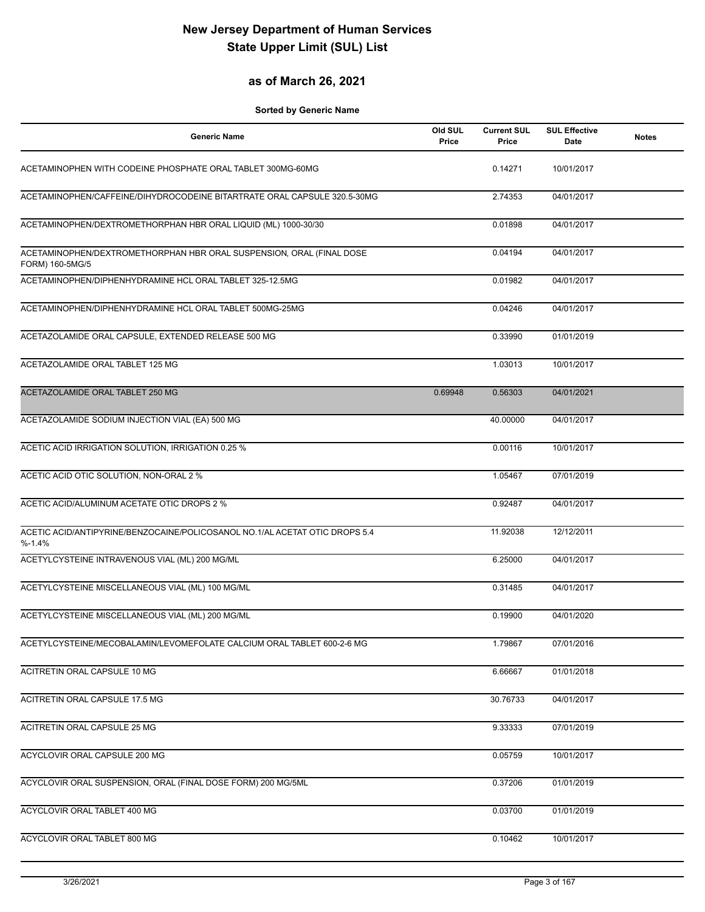# New Jersey Department of Human Services
# State Upper Limit (SUL) List

## as of March 26, 2021

**Sorted by Generic Name**

| Generic Name | Old SUL Price | Current SUL Price | SUL Effective Date | Notes |
|---|---|---|---|---|
| ACETAMINOPHEN WITH CODEINE PHOSPHATE ORAL TABLET 300MG-60MG | | 0.14271 | 10/01/2017 | |
| ACETAMINOPHEN/CAFFEINE/DIHYDROCODEINE BITARTRATE ORAL CAPSULE 320.5-30MG | | 2.74353 | 04/01/2017 | |
| ACETAMINOPHEN/DEXTROMETHORPHAN HBR ORAL LIQUID (ML) 1000-30/30 | | 0.01898 | 04/01/2017 | |
| ACETAMINOPHEN/DEXTROMETHORPHAN HBR ORAL SUSPENSION, ORAL (FINAL DOSE FORM) 160-5MG/5 | | 0.04194 | 04/01/2017 | |
| ACETAMINOPHEN/DIPHENHYDRAMINE HCL ORAL TABLET 325-12.5MG | | 0.01982 | 04/01/2017 | |
| ACETAMINOPHEN/DIPHENHYDRAMINE HCL ORAL TABLET 500MG-25MG | | 0.04246 | 04/01/2017 | |
| ACETAZOLAMIDE ORAL CAPSULE, EXTENDED RELEASE 500 MG | | 0.33990 | 01/01/2019 | |
| ACETAZOLAMIDE ORAL TABLET 125 MG | | 1.03013 | 10/01/2017 | |
| ACETAZOLAMIDE ORAL TABLET 250 MG | 0.69948 | 0.56303 | 04/01/2021 | |
| ACETAZOLAMIDE SODIUM INJECTION VIAL (EA) 500 MG | | 40.00000 | 04/01/2017 | |
| ACETIC ACID IRRIGATION SOLUTION, IRRIGATION 0.25 % | | 0.00116 | 10/01/2017 | |
| ACETIC ACID OTIC SOLUTION, NON-ORAL 2 % | | 1.05467 | 07/01/2019 | |
| ACETIC ACID/ALUMINUM ACETATE OTIC DROPS 2 % | | 0.92487 | 04/01/2017 | |
| ACETIC ACID/ANTIPYRINE/BENZOCAINE/POLICOSANOL NO.1/AL ACETAT OTIC DROPS 5.4 %-1.4% | | 11.92038 | 12/12/2011 | |
| ACETYLCYSTEINE INTRAVENOUS VIAL (ML) 200 MG/ML | | 6.25000 | 04/01/2017 | |
| ACETYLCYSTEINE MISCELLANEOUS VIAL (ML) 100 MG/ML | | 0.31485 | 04/01/2017 | |
| ACETYLCYSTEINE MISCELLANEOUS VIAL (ML) 200 MG/ML | | 0.19900 | 04/01/2020 | |
| ACETYLCYSTEINE/MECOBALAMIN/LEVOMEFOLATE CALCIUM ORAL TABLET 600-2-6 MG | | 1.79867 | 07/01/2016 | |
| ACITRETIN ORAL CAPSULE 10 MG | | 6.66667 | 01/01/2018 | |
| ACITRETIN ORAL CAPSULE 17.5 MG | | 30.76733 | 04/01/2017 | |
| ACITRETIN ORAL CAPSULE 25 MG | | 9.33333 | 07/01/2019 | |
| ACYCLOVIR ORAL CAPSULE 200 MG | | 0.05759 | 10/01/2017 | |
| ACYCLOVIR ORAL SUSPENSION, ORAL (FINAL DOSE FORM) 200 MG/5ML | | 0.37206 | 01/01/2019 | |
| ACYCLOVIR ORAL TABLET 400 MG | | 0.03700 | 01/01/2019 | |
| ACYCLOVIR ORAL TABLET 800 MG | | 0.10462 | 10/01/2017 | |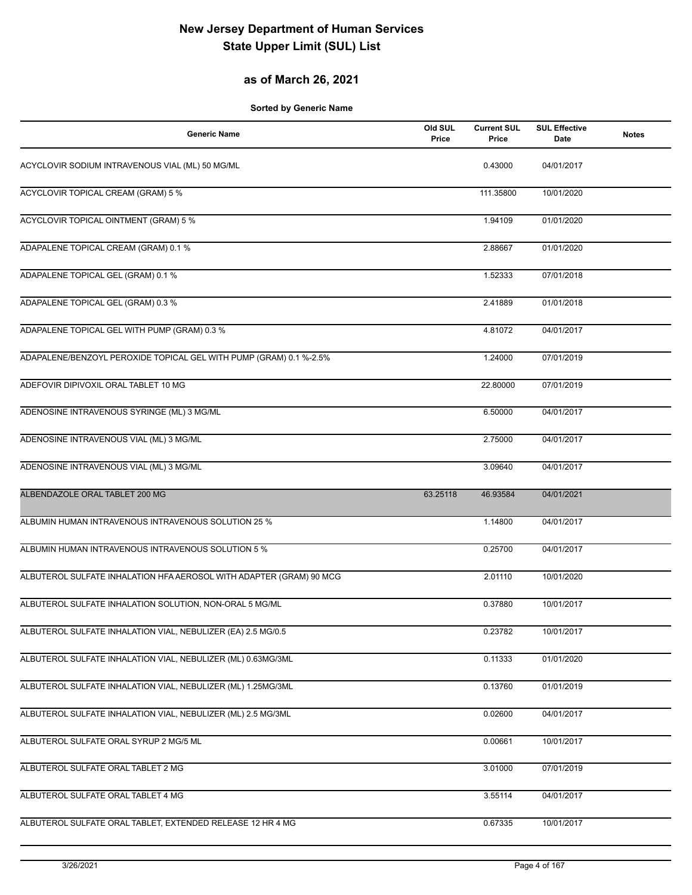# New Jersey Department of Human Services
# State Upper Limit (SUL) List

## as of March 26, 2021

**Sorted by Generic Name**

| Generic Name | Old SUL Price | Current SUL Price | SUL Effective Date | Notes |
|---|---|---|---|---|
| ACYCLOVIR SODIUM INTRAVENOUS VIAL (ML) 50 MG/ML | | 0.43000 | 04/01/2017 | |
| ACYCLOVIR TOPICAL CREAM (GRAM) 5 % | | 111.35800 | 10/01/2020 | |
| ACYCLOVIR TOPICAL OINTMENT (GRAM) 5 % | | 1.94109 | 01/01/2020 | |
| ADAPALENE TOPICAL CREAM (GRAM) 0.1 % | | 2.88667 | 01/01/2020 | |
| ADAPALENE TOPICAL GEL (GRAM) 0.1 % | | 1.52333 | 07/01/2018 | |
| ADAPALENE TOPICAL GEL (GRAM) 0.3 % | | 2.41889 | 01/01/2018 | |
| ADAPALENE TOPICAL GEL WITH PUMP (GRAM) 0.3 % | | 4.81072 | 04/01/2017 | |
| ADAPALENE/BENZOYL PEROXIDE TOPICAL GEL WITH PUMP (GRAM) 0.1 %-2.5% | | 1.24000 | 07/01/2019 | |
| ADEFOVIR DIPIVOXIL ORAL TABLET 10 MG | | 22.80000 | 07/01/2019 | |
| ADENOSINE INTRAVENOUS SYRINGE (ML) 3 MG/ML | | 6.50000 | 04/01/2017 | |
| ADENOSINE INTRAVENOUS VIAL (ML) 3 MG/ML | | 2.75000 | 04/01/2017 | |
| ADENOSINE INTRAVENOUS VIAL (ML) 3 MG/ML | | 3.09640 | 04/01/2017 | |
| ALBENDAZOLE ORAL TABLET 200 MG | 63.25118 | 46.93584 | 04/01/2021 | |
| ALBUMIN HUMAN INTRAVENOUS INTRAVENOUS SOLUTION 25 % | | 1.14800 | 04/01/2017 | |
| ALBUMIN HUMAN INTRAVENOUS INTRAVENOUS SOLUTION 5 % | | 0.25700 | 04/01/2017 | |
| ALBUTEROL SULFATE INHALATION HFA AEROSOL WITH ADAPTER (GRAM) 90 MCG | | 2.01110 | 10/01/2020 | |
| ALBUTEROL SULFATE INHALATION SOLUTION, NON-ORAL 5 MG/ML | | 0.37880 | 10/01/2017 | |
| ALBUTEROL SULFATE INHALATION VIAL, NEBULIZER (EA) 2.5 MG/0.5 | | 0.23782 | 10/01/2017 | |
| ALBUTEROL SULFATE INHALATION VIAL, NEBULIZER (ML) 0.63MG/3ML | | 0.11333 | 01/01/2020 | |
| ALBUTEROL SULFATE INHALATION VIAL, NEBULIZER (ML) 1.25MG/3ML | | 0.13760 | 01/01/2019 | |
| ALBUTEROL SULFATE INHALATION VIAL, NEBULIZER (ML) 2.5 MG/3ML | | 0.02600 | 04/01/2017 | |
| ALBUTEROL SULFATE ORAL SYRUP 2 MG/5 ML | | 0.00661 | 10/01/2017 | |
| ALBUTEROL SULFATE ORAL TABLET 2 MG | | 3.01000 | 07/01/2019 | |
| ALBUTEROL SULFATE ORAL TABLET 4 MG | | 3.55114 | 04/01/2017 | |
| ALBUTEROL SULFATE ORAL TABLET, EXTENDED RELEASE 12 HR 4 MG | | 0.67335 | 10/01/2017 | |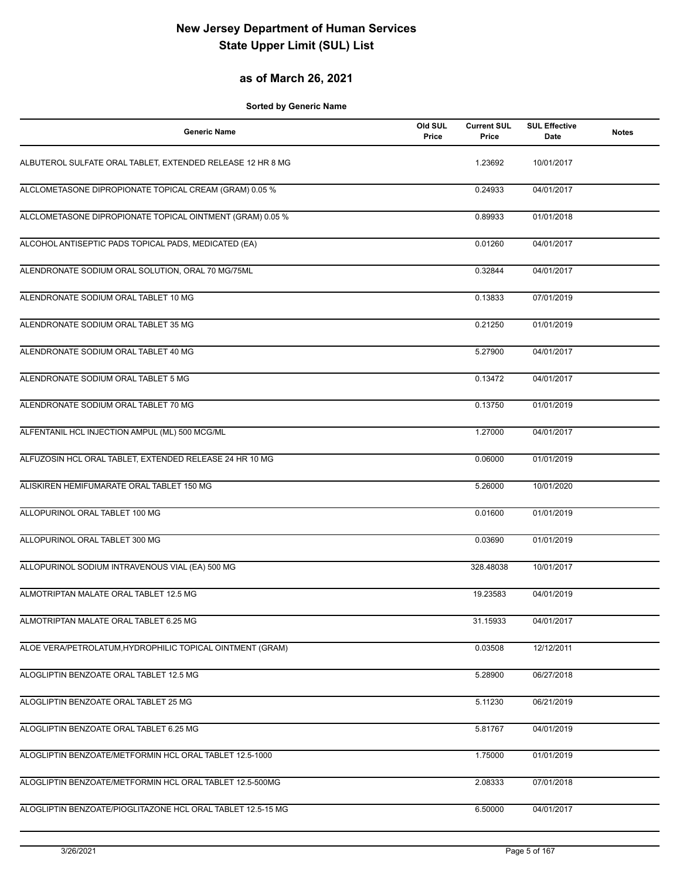# New Jersey Department of Human Services
# State Upper Limit (SUL) List

## as of March 26, 2021

**Sorted by Generic Name**

| Generic Name | Old SUL Price | Current SUL Price | SUL Effective Date | Notes |
|---|---|---|---|---|
| ALBUTEROL SULFATE ORAL TABLET, EXTENDED RELEASE 12 HR 8 MG | | 1.23692 | 10/01/2017 | |
| ALCLOMETASONE DIPROPIONATE TOPICAL CREAM (GRAM) 0.05 % | | 0.24933 | 04/01/2017 | |
| ALCLOMETASONE DIPROPIONATE TOPICAL OINTMENT (GRAM) 0.05 % | | 0.89933 | 01/01/2018 | |
| ALCOHOL ANTISEPTIC PADS TOPICAL PADS, MEDICATED (EA) | | 0.01260 | 04/01/2017 | |
| ALENDRONATE SODIUM ORAL SOLUTION, ORAL 70 MG/75ML | | 0.32844 | 04/01/2017 | |
| ALENDRONATE SODIUM ORAL TABLET 10 MG | | 0.13833 | 07/01/2019 | |
| ALENDRONATE SODIUM ORAL TABLET 35 MG | | 0.21250 | 01/01/2019 | |
| ALENDRONATE SODIUM ORAL TABLET 40 MG | | 5.27900 | 04/01/2017 | |
| ALENDRONATE SODIUM ORAL TABLET 5 MG | | 0.13472 | 04/01/2017 | |
| ALENDRONATE SODIUM ORAL TABLET 70 MG | | 0.13750 | 01/01/2019 | |
| ALFENTANIL HCL INJECTION AMPUL (ML) 500 MCG/ML | | 1.27000 | 04/01/2017 | |
| ALFUZOSIN HCL ORAL TABLET, EXTENDED RELEASE 24 HR 10 MG | | 0.06000 | 01/01/2019 | |
| ALISKIREN HEMIFUMARATE ORAL TABLET 150 MG | | 5.26000 | 10/01/2020 | |
| ALLOPURINOL ORAL TABLET 100 MG | | 0.01600 | 01/01/2019 | |
| ALLOPURINOL ORAL TABLET 300 MG | | 0.03690 | 01/01/2019 | |
| ALLOPURINOL SODIUM INTRAVENOUS VIAL (EA) 500 MG | | 328.48038 | 10/01/2017 | |
| ALMOTRIPTAN MALATE ORAL TABLET 12.5 MG | | 19.23583 | 04/01/2019 | |
| ALMOTRIPTAN MALATE ORAL TABLET 6.25 MG | | 31.15933 | 04/01/2017 | |
| ALOE VERA/PETROLATUM,HYDROPHILIC TOPICAL OINTMENT (GRAM) | | 0.03508 | 12/12/2011 | |
| ALOGLIPTIN BENZOATE ORAL TABLET 12.5 MG | | 5.28900 | 06/27/2018 | |
| ALOGLIPTIN BENZOATE ORAL TABLET 25 MG | | 5.11230 | 06/21/2019 | |
| ALOGLIPTIN BENZOATE ORAL TABLET 6.25 MG | | 5.81767 | 04/01/2019 | |
| ALOGLIPTIN BENZOATE/METFORMIN HCL ORAL TABLET 12.5-1000 | | 1.75000 | 01/01/2019 | |
| ALOGLIPTIN BENZOATE/METFORMIN HCL ORAL TABLET 12.5-500MG | | 2.08333 | 07/01/2018 | |
| ALOGLIPTIN BENZOATE/PIOGLITAZONE HCL ORAL TABLET 12.5-15 MG | | 6.50000 | 04/01/2017 | |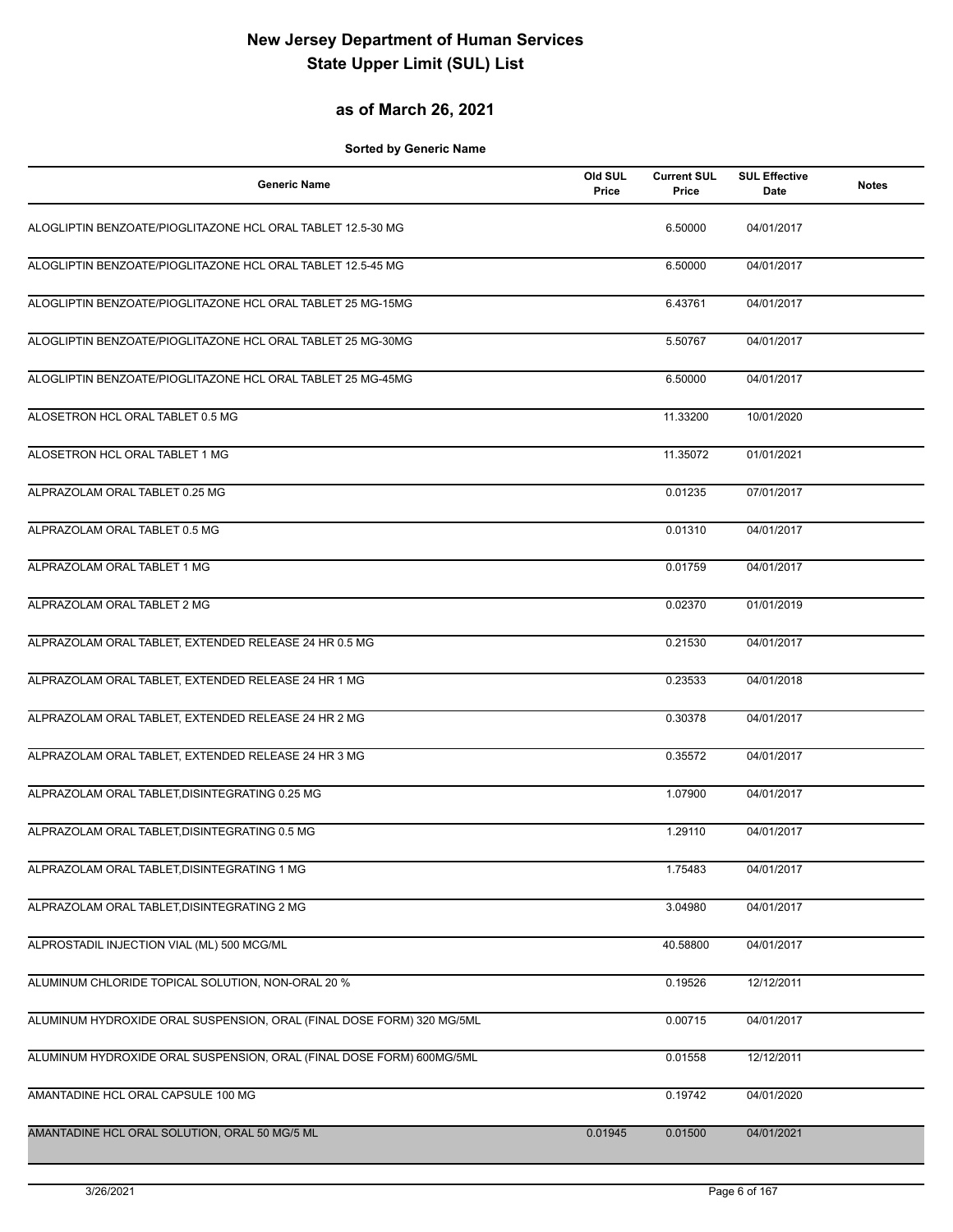# New Jersey Department of Human Services
# State Upper Limit (SUL) List

## as of March 26, 2021

**Sorted by Generic Name**

| Generic Name | Old SUL Price | Current SUL Price | SUL Effective Date | Notes |
|---|---|---|---|---|
| ALOGLIPTIN BENZOATE/PIOGLITAZONE HCL ORAL TABLET 12.5-30 MG | | 6.50000 | 04/01/2017 | |
| ALOGLIPTIN BENZOATE/PIOGLITAZONE HCL ORAL TABLET 12.5-45 MG | | 6.50000 | 04/01/2017 | |
| ALOGLIPTIN BENZOATE/PIOGLITAZONE HCL ORAL TABLET 25 MG-15MG | | 6.43761 | 04/01/2017 | |
| ALOGLIPTIN BENZOATE/PIOGLITAZONE HCL ORAL TABLET 25 MG-30MG | | 5.50767 | 04/01/2017 | |
| ALOGLIPTIN BENZOATE/PIOGLITAZONE HCL ORAL TABLET 25 MG-45MG | | 6.50000 | 04/01/2017 | |
| ALOSETRON HCL ORAL TABLET 0.5 MG | | 11.33200 | 10/01/2020 | |
| ALOSETRON HCL ORAL TABLET 1 MG | | 11.35072 | 01/01/2021 | |
| ALPRAZOLAM ORAL TABLET 0.25 MG | | 0.01235 | 07/01/2017 | |
| ALPRAZOLAM ORAL TABLET 0.5 MG | | 0.01310 | 04/01/2017 | |
| ALPRAZOLAM ORAL TABLET 1 MG | | 0.01759 | 04/01/2017 | |
| ALPRAZOLAM ORAL TABLET 2 MG | | 0.02370 | 01/01/2019 | |
| ALPRAZOLAM ORAL TABLET, EXTENDED RELEASE 24 HR 0.5 MG | | 0.21530 | 04/01/2017 | |
| ALPRAZOLAM ORAL TABLET, EXTENDED RELEASE 24 HR 1 MG | | 0.23533 | 04/01/2018 | |
| ALPRAZOLAM ORAL TABLET, EXTENDED RELEASE 24 HR 2 MG | | 0.30378 | 04/01/2017 | |
| ALPRAZOLAM ORAL TABLET, EXTENDED RELEASE 24 HR 3 MG | | 0.35572 | 04/01/2017 | |
| ALPRAZOLAM ORAL TABLET,DISINTEGRATING 0.25 MG | | 1.07900 | 04/01/2017 | |
| ALPRAZOLAM ORAL TABLET,DISINTEGRATING 0.5 MG | | 1.29110 | 04/01/2017 | |
| ALPRAZOLAM ORAL TABLET,DISINTEGRATING 1 MG | | 1.75483 | 04/01/2017 | |
| ALPRAZOLAM ORAL TABLET,DISINTEGRATING 2 MG | | 3.04980 | 04/01/2017 | |
| ALPROSTADIL INJECTION VIAL (ML) 500 MCG/ML | | 40.58800 | 04/01/2017 | |
| ALUMINUM CHLORIDE TOPICAL SOLUTION, NON-ORAL 20 % | | 0.19526 | 12/12/2011 | |
| ALUMINUM HYDROXIDE ORAL SUSPENSION, ORAL (FINAL DOSE FORM) 320 MG/5ML | | 0.00715 | 04/01/2017 | |
| ALUMINUM HYDROXIDE ORAL SUSPENSION, ORAL (FINAL DOSE FORM) 600MG/5ML | | 0.01558 | 12/12/2011 | |
| AMANTADINE HCL ORAL CAPSULE 100 MG | | 0.19742 | 04/01/2020 | |
| AMANTADINE HCL ORAL SOLUTION, ORAL 50 MG/5 ML | 0.01945 | 0.01500 | 04/01/2021 | |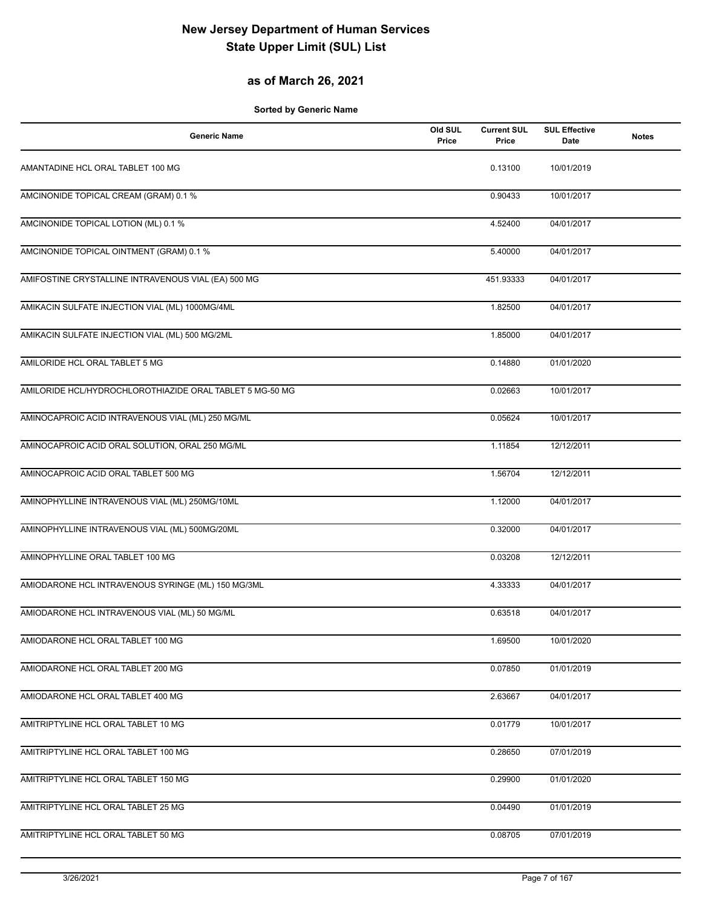# New Jersey Department of Human Services
# State Upper Limit (SUL) List

## as of March 26, 2021

**Sorted by Generic Name**

| Generic Name | Old SUL Price | Current SUL Price | SUL Effective Date | Notes |
|---|---|---|---|---|
| AMANTADINE HCL ORAL TABLET 100 MG | | 0.13100 | 10/01/2019 | |
| AMCINONIDE TOPICAL CREAM (GRAM) 0.1 % | | 0.90433 | 10/01/2017 | |
| AMCINONIDE TOPICAL LOTION (ML) 0.1 % | | 4.52400 | 04/01/2017 | |
| AMCINONIDE TOPICAL OINTMENT (GRAM) 0.1 % | | 5.40000 | 04/01/2017 | |
| AMIFOSTINE CRYSTALLINE INTRAVENOUS VIAL (EA) 500 MG | | 451.93333 | 04/01/2017 | |
| AMIKACIN SULFATE INJECTION VIAL (ML) 1000MG/4ML | | 1.82500 | 04/01/2017 | |
| AMIKACIN SULFATE INJECTION VIAL (ML) 500 MG/2ML | | 1.85000 | 04/01/2017 | |
| AMILORIDE HCL ORAL TABLET 5 MG | | 0.14880 | 01/01/2020 | |
| AMILORIDE HCL/HYDROCHLOROTHIAZIDE ORAL TABLET 5 MG-50 MG | | 0.02663 | 10/01/2017 | |
| AMINOCAPROIC ACID INTRAVENOUS VIAL (ML) 250 MG/ML | | 0.05624 | 10/01/2017 | |
| AMINOCAPROIC ACID ORAL SOLUTION, ORAL 250 MG/ML | | 1.11854 | 12/12/2011 | |
| AMINOCAPROIC ACID ORAL TABLET 500 MG | | 1.56704 | 12/12/2011 | |
| AMINOPHYLLINE INTRAVENOUS VIAL (ML) 250MG/10ML | | 1.12000 | 04/01/2017 | |
| AMINOPHYLLINE INTRAVENOUS VIAL (ML) 500MG/20ML | | 0.32000 | 04/01/2017 | |
| AMINOPHYLLINE ORAL TABLET 100 MG | | 0.03208 | 12/12/2011 | |
| AMIODARONE HCL INTRAVENOUS SYRINGE (ML) 150 MG/3ML | | 4.33333 | 04/01/2017 | |
| AMIODARONE HCL INTRAVENOUS VIAL (ML) 50 MG/ML | | 0.63518 | 04/01/2017 | |
| AMIODARONE HCL ORAL TABLET 100 MG | | 1.69500 | 10/01/2020 | |
| AMIODARONE HCL ORAL TABLET 200 MG | | 0.07850 | 01/01/2019 | |
| AMIODARONE HCL ORAL TABLET 400 MG | | 2.63667 | 04/01/2017 | |
| AMITRIPTYLINE HCL ORAL TABLET 10 MG | | 0.01779 | 10/01/2017 | |
| AMITRIPTYLINE HCL ORAL TABLET 100 MG | | 0.28650 | 07/01/2019 | |
| AMITRIPTYLINE HCL ORAL TABLET 150 MG | | 0.29900 | 01/01/2020 | |
| AMITRIPTYLINE HCL ORAL TABLET 25 MG | | 0.04490 | 01/01/2019 | |
| AMITRIPTYLINE HCL ORAL TABLET 50 MG | | 0.08705 | 07/01/2019 | |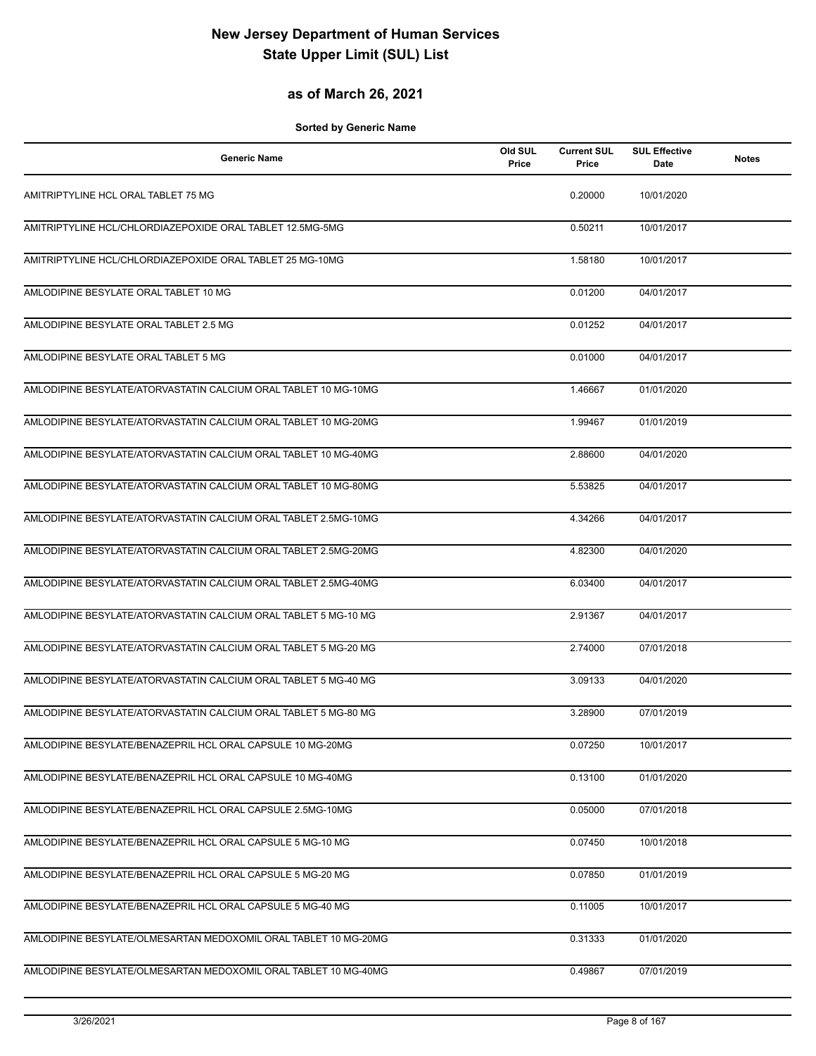# New Jersey Department of Human Services
# State Upper Limit (SUL) List

## as of March 26, 2021

**Sorted by Generic Name**

| Generic Name | Old SUL Price | Current SUL Price | SUL Effective Date | Notes |
|---|---|---|---|---|
| AMITRIPTYLINE HCL ORAL TABLET 75 MG | | 0.20000 | 10/01/2020 | |
| AMITRIPTYLINE HCL/CHLORDIAZEPOXIDE ORAL TABLET 12.5MG-5MG | | 0.50211 | 10/01/2017 | |
| AMITRIPTYLINE HCL/CHLORDIAZEPOXIDE ORAL TABLET 25 MG-10MG | | 1.58180 | 10/01/2017 | |
| AMLODIPINE BESYLATE ORAL TABLET 10 MG | | 0.01200 | 04/01/2017 | |
| AMLODIPINE BESYLATE ORAL TABLET 2.5 MG | | 0.01252 | 04/01/2017 | |
| AMLODIPINE BESYLATE ORAL TABLET 5 MG | | 0.01000 | 04/01/2017 | |
| AMLODIPINE BESYLATE/ATORVASTATIN CALCIUM ORAL TABLET 10 MG-10MG | | 1.46667 | 01/01/2020 | |
| AMLODIPINE BESYLATE/ATORVASTATIN CALCIUM ORAL TABLET 10 MG-20MG | | 1.99467 | 01/01/2019 | |
| AMLODIPINE BESYLATE/ATORVASTATIN CALCIUM ORAL TABLET 10 MG-40MG | | 2.88600 | 04/01/2020 | |
| AMLODIPINE BESYLATE/ATORVASTATIN CALCIUM ORAL TABLET 10 MG-80MG | | 5.53825 | 04/01/2017 | |
| AMLODIPINE BESYLATE/ATORVASTATIN CALCIUM ORAL TABLET 2.5MG-10MG | | 4.34266 | 04/01/2017 | |
| AMLODIPINE BESYLATE/ATORVASTATIN CALCIUM ORAL TABLET 2.5MG-20MG | | 4.82300 | 04/01/2020 | |
| AMLODIPINE BESYLATE/ATORVASTATIN CALCIUM ORAL TABLET 2.5MG-40MG | | 6.03400 | 04/01/2017 | |
| AMLODIPINE BESYLATE/ATORVASTATIN CALCIUM ORAL TABLET 5 MG-10 MG | | 2.91367 | 04/01/2017 | |
| AMLODIPINE BESYLATE/ATORVASTATIN CALCIUM ORAL TABLET 5 MG-20 MG | | 2.74000 | 07/01/2018 | |
| AMLODIPINE BESYLATE/ATORVASTATIN CALCIUM ORAL TABLET 5 MG-40 MG | | 3.09133 | 04/01/2020 | |
| AMLODIPINE BESYLATE/ATORVASTATIN CALCIUM ORAL TABLET 5 MG-80 MG | | 3.28900 | 07/01/2019 | |
| AMLODIPINE BESYLATE/BENAZEPRIL HCL ORAL CAPSULE 10 MG-20MG | | 0.07250 | 10/01/2017 | |
| AMLODIPINE BESYLATE/BENAZEPRIL HCL ORAL CAPSULE 10 MG-40MG | | 0.13100 | 01/01/2020 | |
| AMLODIPINE BESYLATE/BENAZEPRIL HCL ORAL CAPSULE 2.5MG-10MG | | 0.05000 | 07/01/2018 | |
| AMLODIPINE BESYLATE/BENAZEPRIL HCL ORAL CAPSULE 5 MG-10 MG | | 0.07450 | 10/01/2018 | |
| AMLODIPINE BESYLATE/BENAZEPRIL HCL ORAL CAPSULE 5 MG-20 MG | | 0.07850 | 01/01/2019 | |
| AMLODIPINE BESYLATE/BENAZEPRIL HCL ORAL CAPSULE 5 MG-40 MG | | 0.11005 | 10/01/2017 | |
| AMLODIPINE BESYLATE/OLMESARTAN MEDOXOMIL ORAL TABLET 10 MG-20MG | | 0.31333 | 01/01/2020 | |
| AMLODIPINE BESYLATE/OLMESARTAN MEDOXOMIL ORAL TABLET 10 MG-40MG | | 0.49867 | 07/01/2019 | |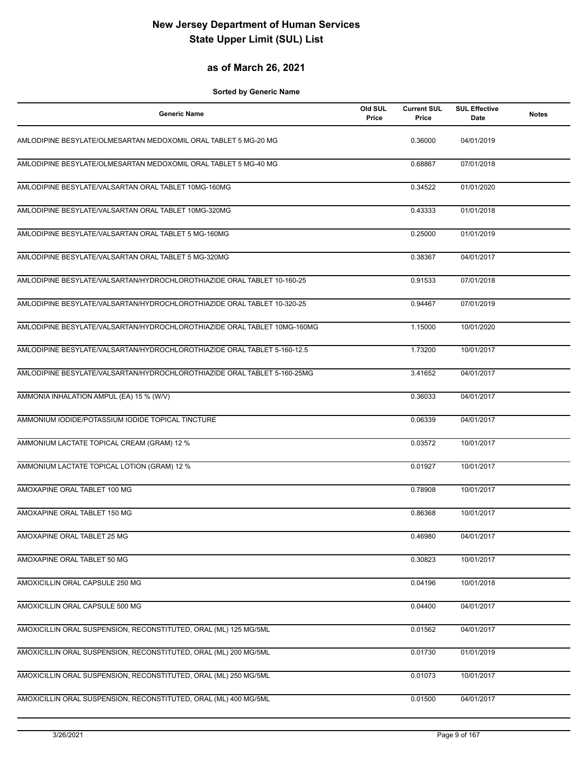# New Jersey Department of Human Services
# State Upper Limit (SUL) List

## as of March 26, 2021

**Sorted by Generic Name**

| Generic Name | Old SUL Price | Current SUL Price | SUL Effective Date | Notes |
|---|---|---|---|---|
| AMLODIPINE BESYLATE/OLMESARTAN MEDOXOMIL ORAL TABLET 5 MG-20 MG | | 0.36000 | 04/01/2019 | |
| AMLODIPINE BESYLATE/OLMESARTAN MEDOXOMIL ORAL TABLET 5 MG-40 MG | | 0.68867 | 07/01/2018 | |
| AMLODIPINE BESYLATE/VALSARTAN ORAL TABLET 10MG-160MG | | 0.34522 | 01/01/2020 | |
| AMLODIPINE BESYLATE/VALSARTAN ORAL TABLET 10MG-320MG | | 0.43333 | 01/01/2018 | |
| AMLODIPINE BESYLATE/VALSARTAN ORAL TABLET 5 MG-160MG | | 0.25000 | 01/01/2019 | |
| AMLODIPINE BESYLATE/VALSARTAN ORAL TABLET 5 MG-320MG | | 0.38367 | 04/01/2017 | |
| AMLODIPINE BESYLATE/VALSARTAN/HYDROCHLOROTHIAZIDE ORAL TABLET 10-160-25 | | 0.91533 | 07/01/2018 | |
| AMLODIPINE BESYLATE/VALSARTAN/HYDROCHLOROTHIAZIDE ORAL TABLET 10-320-25 | | 0.94467 | 07/01/2019 | |
| AMLODIPINE BESYLATE/VALSARTAN/HYDROCHLOROTHIAZIDE ORAL TABLET 10MG-160MG | | 1.15000 | 10/01/2020 | |
| AMLODIPINE BESYLATE/VALSARTAN/HYDROCHLOROTHIAZIDE ORAL TABLET 5-160-12.5 | | 1.73200 | 10/01/2017 | |
| AMLODIPINE BESYLATE/VALSARTAN/HYDROCHLOROTHIAZIDE ORAL TABLET 5-160-25MG | | 3.41652 | 04/01/2017 | |
| AMMONIA INHALATION AMPUL (EA) 15 % (W/V) | | 0.36033 | 04/01/2017 | |
| AMMONIUM IODIDE/POTASSIUM IODIDE TOPICAL TINCTURE | | 0.06339 | 04/01/2017 | |
| AMMONIUM LACTATE TOPICAL CREAM (GRAM) 12 % | | 0.03572 | 10/01/2017 | |
| AMMONIUM LACTATE TOPICAL LOTION (GRAM) 12 % | | 0.01927 | 10/01/2017 | |
| AMOXAPINE ORAL TABLET 100 MG | | 0.78908 | 10/01/2017 | |
| AMOXAPINE ORAL TABLET 150 MG | | 0.86368 | 10/01/2017 | |
| AMOXAPINE ORAL TABLET 25 MG | | 0.46980 | 04/01/2017 | |
| AMOXAPINE ORAL TABLET 50 MG | | 0.30823 | 10/01/2017 | |
| AMOXICILLIN ORAL CAPSULE 250 MG | | 0.04196 | 10/01/2018 | |
| AMOXICILLIN ORAL CAPSULE 500 MG | | 0.04400 | 04/01/2017 | |
| AMOXICILLIN ORAL SUSPENSION, RECONSTITUTED, ORAL (ML) 125 MG/5ML | | 0.01562 | 04/01/2017 | |
| AMOXICILLIN ORAL SUSPENSION, RECONSTITUTED, ORAL (ML) 200 MG/5ML | | 0.01730 | 01/01/2019 | |
| AMOXICILLIN ORAL SUSPENSION, RECONSTITUTED, ORAL (ML) 250 MG/5ML | | 0.01073 | 10/01/2017 | |
| AMOXICILLIN ORAL SUSPENSION, RECONSTITUTED, ORAL (ML) 400 MG/5ML | | 0.01500 | 04/01/2017 | |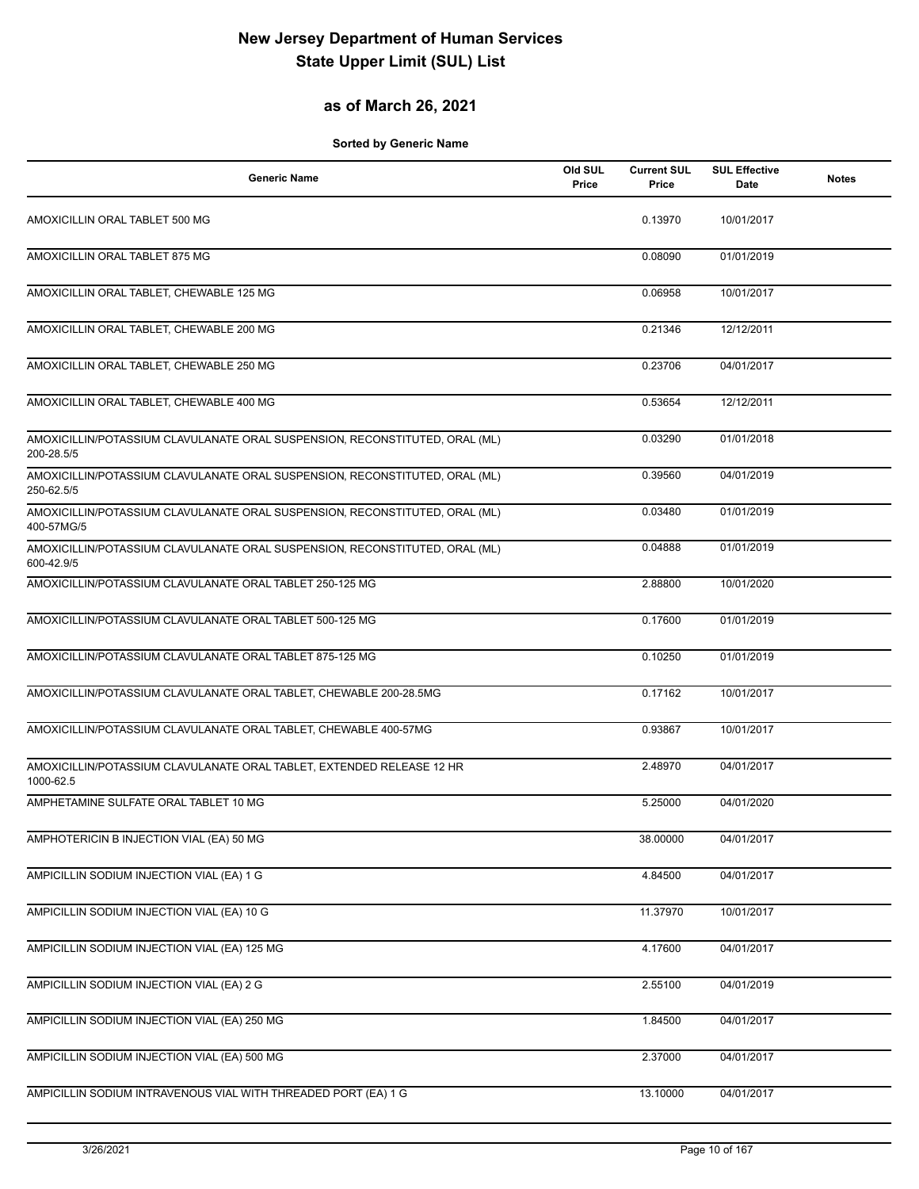# New Jersey Department of Human Services
# State Upper Limit (SUL) List

## as of March 26, 2021

**Sorted by Generic Name**

| Generic Name | Old SUL Price | Current SUL Price | SUL Effective Date | Notes |
|---|---|---|---|---|
| AMOXICILLIN ORAL TABLET 500 MG | | 0.13970 | 10/01/2017 | |
| AMOXICILLIN ORAL TABLET 875 MG | | 0.08090 | 01/01/2019 | |
| AMOXICILLIN ORAL TABLET, CHEWABLE 125 MG | | 0.06958 | 10/01/2017 | |
| AMOXICILLIN ORAL TABLET, CHEWABLE 200 MG | | 0.21346 | 12/12/2011 | |
| AMOXICILLIN ORAL TABLET, CHEWABLE 250 MG | | 0.23706 | 04/01/2017 | |
| AMOXICILLIN ORAL TABLET, CHEWABLE 400 MG | | 0.53654 | 12/12/2011 | |
| AMOXICILLIN/POTASSIUM CLAVULANATE ORAL SUSPENSION, RECONSTITUTED, ORAL (ML) 200-28.5/5 | | 0.03290 | 01/01/2018 | |
| AMOXICILLIN/POTASSIUM CLAVULANATE ORAL SUSPENSION, RECONSTITUTED, ORAL (ML) 250-62.5/5 | | 0.39560 | 04/01/2019 | |
| AMOXICILLIN/POTASSIUM CLAVULANATE ORAL SUSPENSION, RECONSTITUTED, ORAL (ML) 400-57MG/5 | | 0.03480 | 01/01/2019 | |
| AMOXICILLIN/POTASSIUM CLAVULANATE ORAL SUSPENSION, RECONSTITUTED, ORAL (ML) 600-42.9/5 | | 0.04888 | 01/01/2019 | |
| AMOXICILLIN/POTASSIUM CLAVULANATE ORAL TABLET 250-125 MG | | 2.88800 | 10/01/2020 | |
| AMOXICILLIN/POTASSIUM CLAVULANATE ORAL TABLET 500-125 MG | | 0.17600 | 01/01/2019 | |
| AMOXICILLIN/POTASSIUM CLAVULANATE ORAL TABLET 875-125 MG | | 0.10250 | 01/01/2019 | |
| AMOXICILLIN/POTASSIUM CLAVULANATE ORAL TABLET, CHEWABLE 200-28.5MG | | 0.17162 | 10/01/2017 | |
| AMOXICILLIN/POTASSIUM CLAVULANATE ORAL TABLET, CHEWABLE 400-57MG | | 0.93867 | 10/01/2017 | |
| AMOXICILLIN/POTASSIUM CLAVULANATE ORAL TABLET, EXTENDED RELEASE 12 HR 1000-62.5 | | 2.48970 | 04/01/2017 | |
| AMPHETAMINE SULFATE ORAL TABLET 10 MG | | 5.25000 | 04/01/2020 | |
| AMPHOTERICIN B INJECTION VIAL (EA) 50 MG | | 38.00000 | 04/01/2017 | |
| AMPICILLIN SODIUM INJECTION VIAL (EA) 1 G | | 4.84500 | 04/01/2017 | |
| AMPICILLIN SODIUM INJECTION VIAL (EA) 10 G | | 11.37970 | 10/01/2017 | |
| AMPICILLIN SODIUM INJECTION VIAL (EA) 125 MG | | 4.17600 | 04/01/2017 | |
| AMPICILLIN SODIUM INJECTION VIAL (EA) 2 G | | 2.55100 | 04/01/2019 | |
| AMPICILLIN SODIUM INJECTION VIAL (EA) 250 MG | | 1.84500 | 04/01/2017 | |
| AMPICILLIN SODIUM INJECTION VIAL (EA) 500 MG | | 2.37000 | 04/01/2017 | |
| AMPICILLIN SODIUM INTRAVENOUS VIAL WITH THREADED PORT (EA) 1 G | | 13.10000 | 04/01/2017 | |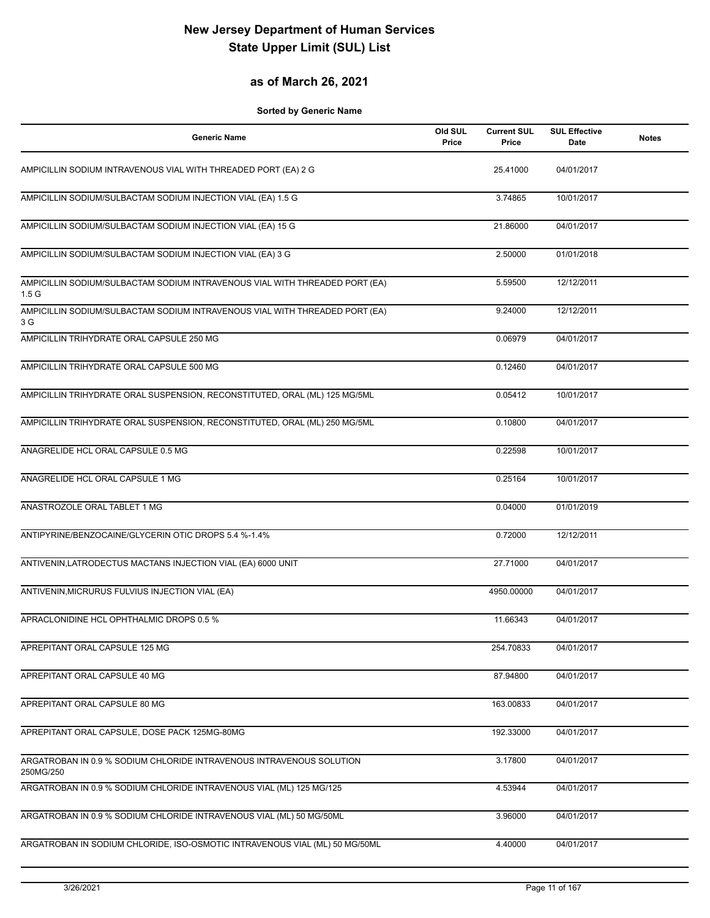# New Jersey Department of Human Services
# State Upper Limit (SUL) List

## as of March 26, 2021

**Sorted by Generic Name**

| Generic Name | Old SUL Price | Current SUL Price | SUL Effective Date | Notes |
|---|---|---|---|---|
| AMPICILLIN SODIUM INTRAVENOUS VIAL WITH THREADED PORT (EA) 2 G | | 25.41000 | 04/01/2017 | |
| AMPICILLIN SODIUM/SULBACTAM SODIUM INJECTION VIAL (EA) 1.5 G | | 3.74865 | 10/01/2017 | |
| AMPICILLIN SODIUM/SULBACTAM SODIUM INJECTION VIAL (EA) 15 G | | 21.86000 | 04/01/2017 | |
| AMPICILLIN SODIUM/SULBACTAM SODIUM INJECTION VIAL (EA) 3 G | | 2.50000 | 01/01/2018 | |
| AMPICILLIN SODIUM/SULBACTAM SODIUM INTRAVENOUS VIAL WITH THREADED PORT (EA) 1.5 G | | 5.59500 | 12/12/2011 | |
| AMPICILLIN SODIUM/SULBACTAM SODIUM INTRAVENOUS VIAL WITH THREADED PORT (EA) 3 G | | 9.24000 | 12/12/2011 | |
| AMPICILLIN TRIHYDRATE ORAL CAPSULE 250 MG | | 0.06979 | 04/01/2017 | |
| AMPICILLIN TRIHYDRATE ORAL CAPSULE 500 MG | | 0.12460 | 04/01/2017 | |
| AMPICILLIN TRIHYDRATE ORAL SUSPENSION, RECONSTITUTED, ORAL (ML) 125 MG/5ML | | 0.05412 | 10/01/2017 | |
| AMPICILLIN TRIHYDRATE ORAL SUSPENSION, RECONSTITUTED, ORAL (ML) 250 MG/5ML | | 0.10800 | 04/01/2017 | |
| ANAGRELIDE HCL ORAL CAPSULE 0.5 MG | | 0.22598 | 10/01/2017 | |
| ANAGRELIDE HCL ORAL CAPSULE 1 MG | | 0.25164 | 10/01/2017 | |
| ANASTROZOLE ORAL TABLET 1 MG | | 0.04000 | 01/01/2019 | |
| ANTIPYRINE/BENZOCAINE/GLYCERIN OTIC DROPS 5.4 %-1.4% | | 0.72000 | 12/12/2011 | |
| ANTIVENIN,LATRODECTUS MACTANS INJECTION VIAL (EA) 6000 UNIT | | 27.71000 | 04/01/2017 | |
| ANTIVENIN,MICRURUS FULVIUS INJECTION VIAL (EA) | | 4950.00000 | 04/01/2017 | |
| APRACLONIDINE HCL OPHTHALMIC DROPS 0.5 % | | 11.66343 | 04/01/2017 | |
| APREPITANT ORAL CAPSULE 125 MG | | 254.70833 | 04/01/2017 | |
| APREPITANT ORAL CAPSULE 40 MG | | 87.94800 | 04/01/2017 | |
| APREPITANT ORAL CAPSULE 80 MG | | 163.00833 | 04/01/2017 | |
| APREPITANT ORAL CAPSULE, DOSE PACK 125MG-80MG | | 192.33000 | 04/01/2017 | |
| ARGATROBAN IN 0.9 % SODIUM CHLORIDE INTRAVENOUS INTRAVENOUS SOLUTION 250MG/250 | | 3.17800 | 04/01/2017 | |
| ARGATROBAN IN 0.9 % SODIUM CHLORIDE INTRAVENOUS VIAL (ML) 125 MG/125 | | 4.53944 | 04/01/2017 | |
| ARGATROBAN IN 0.9 % SODIUM CHLORIDE INTRAVENOUS VIAL (ML) 50 MG/50ML | | 3.96000 | 04/01/2017 | |
| ARGATROBAN IN SODIUM CHLORIDE, ISO-OSMOTIC INTRAVENOUS VIAL (ML) 50 MG/50ML | | 4.40000 | 04/01/2017 | |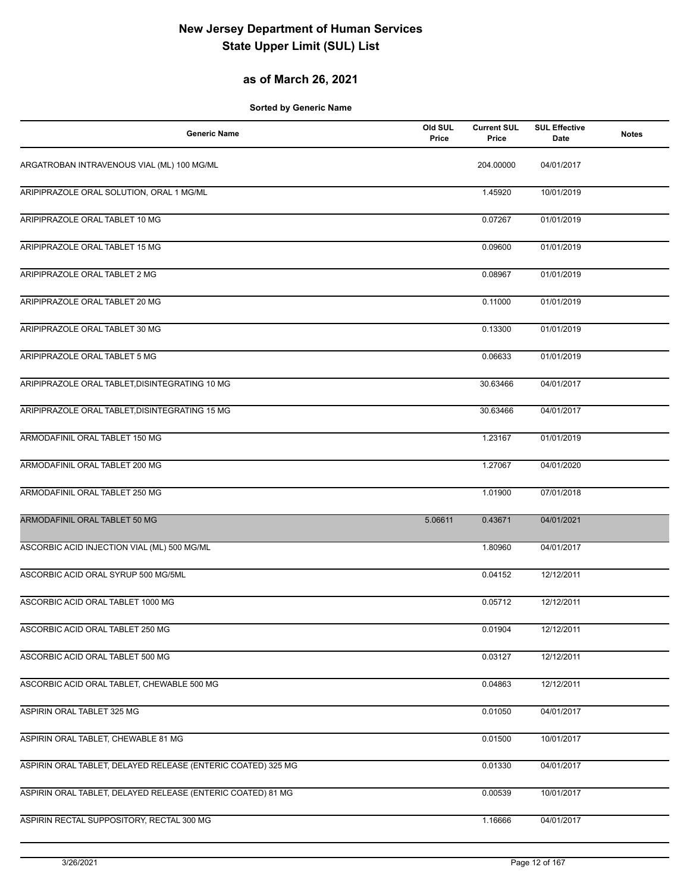# New Jersey Department of Human Services
# State Upper Limit (SUL) List

## as of March 26, 2021

**Sorted by Generic Name**

| Generic Name | Old SUL Price | Current SUL Price | SUL Effective Date | Notes |
|---|---|---|---|---|
| ARGATROBAN INTRAVENOUS VIAL (ML) 100 MG/ML | | 204.00000 | 04/01/2017 | |
| ARIPIPRAZOLE ORAL SOLUTION, ORAL 1 MG/ML | | 1.45920 | 10/01/2019 | |
| ARIPIPRAZOLE ORAL TABLET 10 MG | | 0.07267 | 01/01/2019 | |
| ARIPIPRAZOLE ORAL TABLET 15 MG | | 0.09600 | 01/01/2019 | |
| ARIPIPRAZOLE ORAL TABLET 2 MG | | 0.08967 | 01/01/2019 | |
| ARIPIPRAZOLE ORAL TABLET 20 MG | | 0.11000 | 01/01/2019 | |
| ARIPIPRAZOLE ORAL TABLET 30 MG | | 0.13300 | 01/01/2019 | |
| ARIPIPRAZOLE ORAL TABLET 5 MG | | 0.06633 | 01/01/2019 | |
| ARIPIPRAZOLE ORAL TABLET,DISINTEGRATING 10 MG | | 30.63466 | 04/01/2017 | |
| ARIPIPRAZOLE ORAL TABLET,DISINTEGRATING 15 MG | | 30.63466 | 04/01/2017 | |
| ARMODAFINIL ORAL TABLET 150 MG | | 1.23167 | 01/01/2019 | |
| ARMODAFINIL ORAL TABLET 200 MG | | 1.27067 | 04/01/2020 | |
| ARMODAFINIL ORAL TABLET 250 MG | | 1.01900 | 07/01/2018 | |
| ARMODAFINIL ORAL TABLET 50 MG | 5.06611 | 0.43671 | 04/01/2021 | |
| ASCORBIC ACID INJECTION VIAL (ML) 500 MG/ML | | 1.80960 | 04/01/2017 | |
| ASCORBIC ACID ORAL SYRUP 500 MG/5ML | | 0.04152 | 12/12/2011 | |
| ASCORBIC ACID ORAL TABLET 1000 MG | | 0.05712 | 12/12/2011 | |
| ASCORBIC ACID ORAL TABLET 250 MG | | 0.01904 | 12/12/2011 | |
| ASCORBIC ACID ORAL TABLET 500 MG | | 0.03127 | 12/12/2011 | |
| ASCORBIC ACID ORAL TABLET, CHEWABLE 500 MG | | 0.04863 | 12/12/2011 | |
| ASPIRIN ORAL TABLET 325 MG | | 0.01050 | 04/01/2017 | |
| ASPIRIN ORAL TABLET, CHEWABLE 81 MG | | 0.01500 | 10/01/2017 | |
| ASPIRIN ORAL TABLET, DELAYED RELEASE (ENTERIC COATED) 325 MG | | 0.01330 | 04/01/2017 | |
| ASPIRIN ORAL TABLET, DELAYED RELEASE (ENTERIC COATED) 81 MG | | 0.00539 | 10/01/2017 | |
| ASPIRIN RECTAL SUPPOSITORY, RECTAL 300 MG | | 1.16666 | 04/01/2017 | |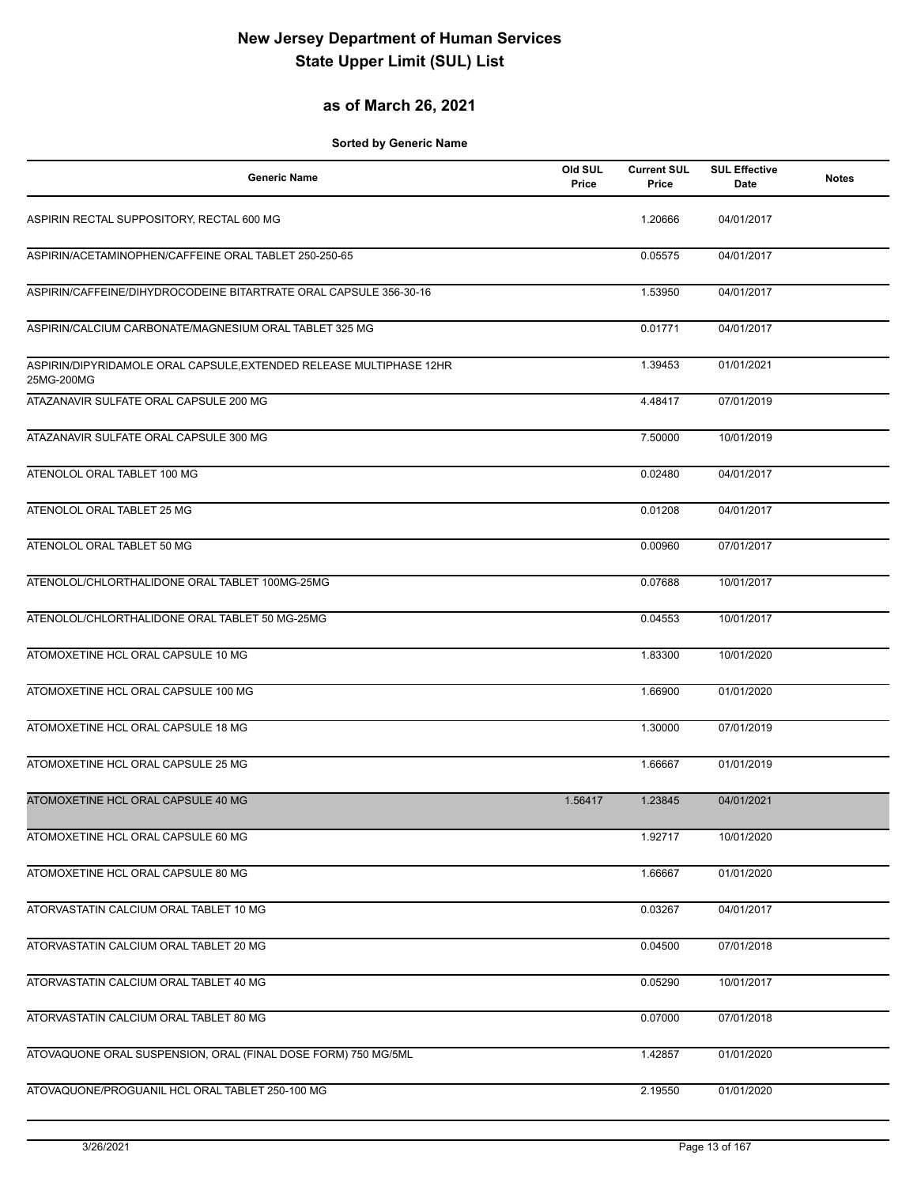# New Jersey Department of Human Services
# State Upper Limit (SUL) List

## as of March 26, 2021

**Sorted by Generic Name**

| Generic Name | Old SUL Price | Current SUL Price | SUL Effective Date | Notes |
|---|---|---|---|---|
| ASPIRIN RECTAL SUPPOSITORY, RECTAL 600 MG | | 1.20666 | 04/01/2017 | |
| ASPIRIN/ACETAMINOPHEN/CAFFEINE ORAL TABLET 250-250-65 | | 0.05575 | 04/01/2017 | |
| ASPIRIN/CAFFEINE/DIHYDROCODEINE BITARTRATE ORAL CAPSULE 356-30-16 | | 1.53950 | 04/01/2017 | |
| ASPIRIN/CALCIUM CARBONATE/MAGNESIUM ORAL TABLET 325 MG | | 0.01771 | 04/01/2017 | |
| ASPIRIN/DIPYRIDAMOLE ORAL CAPSULE,EXTENDED RELEASE MULTIPHASE 12HR 25MG-200MG | | 1.39453 | 01/01/2021 | |
| ATAZANAVIR SULFATE ORAL CAPSULE 200 MG | | 4.48417 | 07/01/2019 | |
| ATAZANAVIR SULFATE ORAL CAPSULE 300 MG | | 7.50000 | 10/01/2019 | |
| ATENOLOL ORAL TABLET 100 MG | | 0.02480 | 04/01/2017 | |
| ATENOLOL ORAL TABLET 25 MG | | 0.01208 | 04/01/2017 | |
| ATENOLOL ORAL TABLET 50 MG | | 0.00960 | 07/01/2017 | |
| ATENOLOL/CHLORTHALIDONE ORAL TABLET 100MG-25MG | | 0.07688 | 10/01/2017 | |
| ATENOLOL/CHLORTHALIDONE ORAL TABLET 50 MG-25MG | | 0.04553 | 10/01/2017 | |
| ATOMOXETINE HCL ORAL CAPSULE 10 MG | | 1.83300 | 10/01/2020 | |
| ATOMOXETINE HCL ORAL CAPSULE 100 MG | | 1.66900 | 01/01/2020 | |
| ATOMOXETINE HCL ORAL CAPSULE 18 MG | | 1.30000 | 07/01/2019 | |
| ATOMOXETINE HCL ORAL CAPSULE 25 MG | | 1.66667 | 01/01/2019 | |
| ATOMOXETINE HCL ORAL CAPSULE 40 MG | 1.56417 | 1.23845 | 04/01/2021 | |
| ATOMOXETINE HCL ORAL CAPSULE 60 MG | | 1.92717 | 10/01/2020 | |
| ATOMOXETINE HCL ORAL CAPSULE 80 MG | | 1.66667 | 01/01/2020 | |
| ATORVASTATIN CALCIUM ORAL TABLET 10 MG | | 0.03267 | 04/01/2017 | |
| ATORVASTATIN CALCIUM ORAL TABLET 20 MG | | 0.04500 | 07/01/2018 | |
| ATORVASTATIN CALCIUM ORAL TABLET 40 MG | | 0.05290 | 10/01/2017 | |
| ATORVASTATIN CALCIUM ORAL TABLET 80 MG | | 0.07000 | 07/01/2018 | |
| ATOVAQUONE ORAL SUSPENSION, ORAL (FINAL DOSE FORM) 750 MG/5ML | | 1.42857 | 01/01/2020 | |
| ATOVAQUONE/PROGUANIL HCL ORAL TABLET 250-100 MG | | 2.19550 | 01/01/2020 | |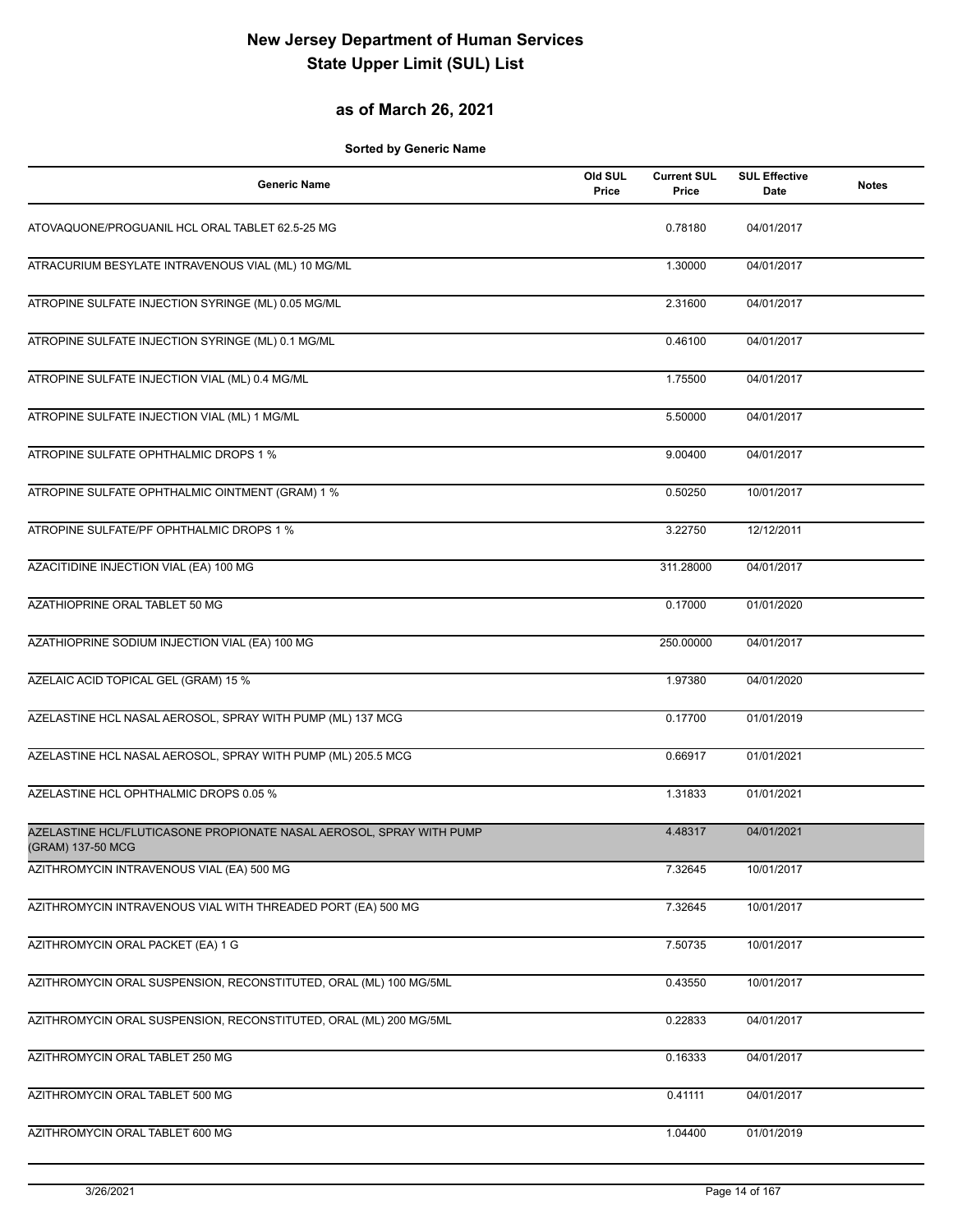# New Jersey Department of Human Services
# State Upper Limit (SUL) List

## as of March 26, 2021

**Sorted by Generic Name**

| Generic Name | Old SUL Price | Current SUL Price | SUL Effective Date | Notes |
|---|---|---|---|---|
| ATOVAQUONE/PROGUANIL HCL ORAL TABLET 62.5-25 MG | | 0.78180 | 04/01/2017 | |
| ATRACURIUM BESYLATE INTRAVENOUS VIAL (ML) 10 MG/ML | | 1.30000 | 04/01/2017 | |
| ATROPINE SULFATE INJECTION SYRINGE (ML) 0.05 MG/ML | | 2.31600 | 04/01/2017 | |
| ATROPINE SULFATE INJECTION SYRINGE (ML) 0.1 MG/ML | | 0.46100 | 04/01/2017 | |
| ATROPINE SULFATE INJECTION VIAL (ML) 0.4 MG/ML | | 1.75500 | 04/01/2017 | |
| ATROPINE SULFATE INJECTION VIAL (ML) 1 MG/ML | | 5.50000 | 04/01/2017 | |
| ATROPINE SULFATE OPHTHALMIC DROPS 1 % | | 9.00400 | 04/01/2017 | |
| ATROPINE SULFATE OPHTHALMIC OINTMENT (GRAM) 1 % | | 0.50250 | 10/01/2017 | |
| ATROPINE SULFATE/PF OPHTHALMIC DROPS 1 % | | 3.22750 | 12/12/2011 | |
| AZACITIDINE INJECTION VIAL (EA) 100 MG | | 311.28000 | 04/01/2017 | |
| AZATHIOPRINE ORAL TABLET 50 MG | | 0.17000 | 01/01/2020 | |
| AZATHIOPRINE SODIUM INJECTION VIAL (EA) 100 MG | | 250.00000 | 04/01/2017 | |
| AZELAIC ACID TOPICAL GEL (GRAM) 15 % | | 1.97380 | 04/01/2020 | |
| AZELASTINE HCL NASAL AEROSOL, SPRAY WITH PUMP (ML) 137 MCG | | 0.17700 | 01/01/2019 | |
| AZELASTINE HCL NASAL AEROSOL, SPRAY WITH PUMP (ML) 205.5 MCG | | 0.66917 | 01/01/2021 | |
| AZELASTINE HCL OPHTHALMIC DROPS 0.05 % | | 1.31833 | 01/01/2021 | |
| AZELASTINE HCL/FLUTICASONE PROPIONATE NASAL AEROSOL, SPRAY WITH PUMP (GRAM) 137-50 MCG | | 4.48317 | 04/01/2021 | |
| AZITHROMYCIN INTRAVENOUS VIAL (EA) 500 MG | | 7.32645 | 10/01/2017 | |
| AZITHROMYCIN INTRAVENOUS VIAL WITH THREADED PORT (EA) 500 MG | | 7.32645 | 10/01/2017 | |
| AZITHROMYCIN ORAL PACKET (EA) 1 G | | 7.50735 | 10/01/2017 | |
| AZITHROMYCIN ORAL SUSPENSION, RECONSTITUTED, ORAL (ML) 100 MG/5ML | | 0.43550 | 10/01/2017 | |
| AZITHROMYCIN ORAL SUSPENSION, RECONSTITUTED, ORAL (ML) 200 MG/5ML | | 0.22833 | 04/01/2017 | |
| AZITHROMYCIN ORAL TABLET 250 MG | | 0.16333 | 04/01/2017 | |
| AZITHROMYCIN ORAL TABLET 500 MG | | 0.41111 | 04/01/2017 | |
| AZITHROMYCIN ORAL TABLET 600 MG | | 1.04400 | 01/01/2019 | |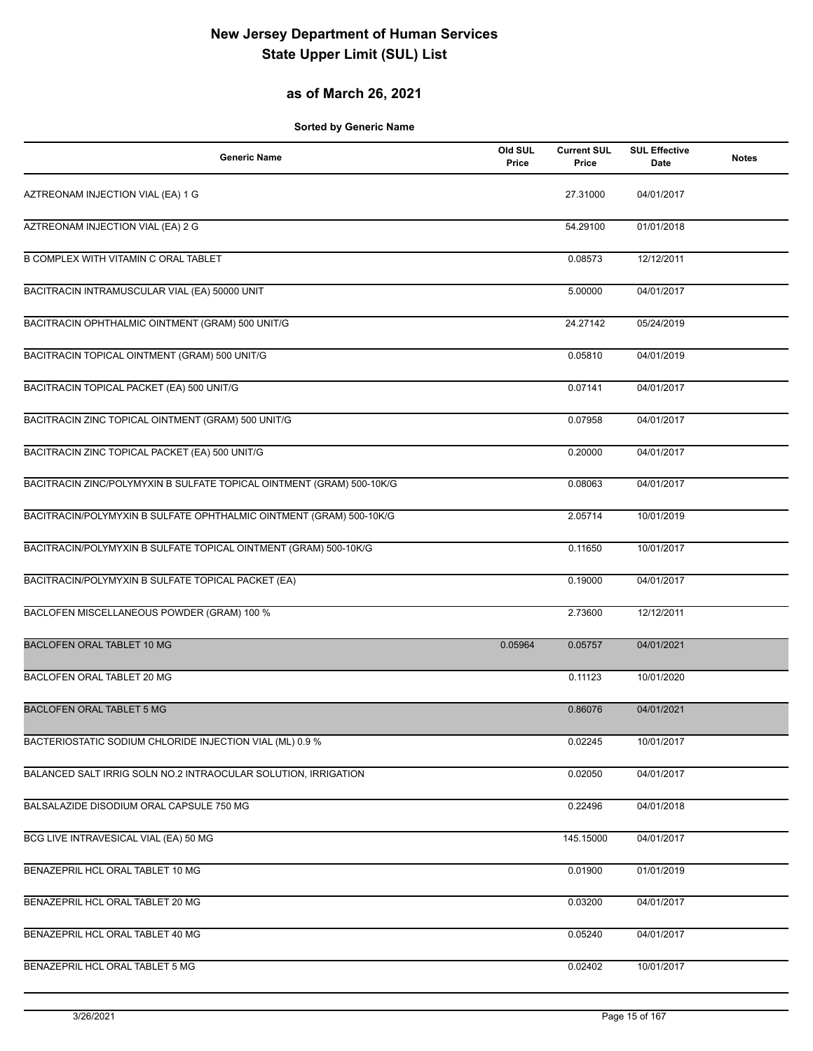# New Jersey Department of Human Services
# State Upper Limit (SUL) List

## as of March 26, 2021

**Sorted by Generic Name**

| Generic Name | Old SUL Price | Current SUL Price | SUL Effective Date | Notes |
|---|---|---|---|---|
| AZTREONAM INJECTION VIAL (EA) 1 G | | 27.31000 | 04/01/2017 | |
| AZTREONAM INJECTION VIAL (EA) 2 G | | 54.29100 | 01/01/2018 | |
| B COMPLEX WITH VITAMIN C ORAL TABLET | | 0.08573 | 12/12/2011 | |
| BACITRACIN INTRAMUSCULAR VIAL (EA) 50000 UNIT | | 5.00000 | 04/01/2017 | |
| BACITRACIN OPHTHALMIC OINTMENT (GRAM) 500 UNIT/G | | 24.27142 | 05/24/2019 | |
| BACITRACIN TOPICAL OINTMENT (GRAM) 500 UNIT/G | | 0.05810 | 04/01/2019 | |
| BACITRACIN TOPICAL PACKET (EA) 500 UNIT/G | | 0.07141 | 04/01/2017 | |
| BACITRACIN ZINC TOPICAL OINTMENT (GRAM) 500 UNIT/G | | 0.07958 | 04/01/2017 | |
| BACITRACIN ZINC TOPICAL PACKET (EA) 500 UNIT/G | | 0.20000 | 04/01/2017 | |
| BACITRACIN ZINC/POLYMYXIN B SULFATE TOPICAL OINTMENT (GRAM) 500-10K/G | | 0.08063 | 04/01/2017 | |
| BACITRACIN/POLYMYXIN B SULFATE OPHTHALMIC OINTMENT (GRAM) 500-10K/G | | 2.05714 | 10/01/2019 | |
| BACITRACIN/POLYMYXIN B SULFATE TOPICAL OINTMENT (GRAM) 500-10K/G | | 0.11650 | 10/01/2017 | |
| BACITRACIN/POLYMYXIN B SULFATE TOPICAL PACKET (EA) | | 0.19000 | 04/01/2017 | |
| BACLOFEN MISCELLANEOUS POWDER (GRAM) 100 % | | 2.73600 | 12/12/2011 | |
| BACLOFEN ORAL TABLET 10 MG | 0.05964 | 0.05757 | 04/01/2021 | |
| BACLOFEN ORAL TABLET 20 MG | | 0.11123 | 10/01/2020 | |
| BACLOFEN ORAL TABLET 5 MG | | 0.86076 | 04/01/2021 | |
| BACTERIOSTATIC SODIUM CHLORIDE INJECTION VIAL (ML) 0.9 % | | 0.02245 | 10/01/2017 | |
| BALANCED SALT IRRIG SOLN NO.2 INTRAOCULAR SOLUTION, IRRIGATION | | 0.02050 | 04/01/2017 | |
| BALSALAZIDE DISODIUM ORAL CAPSULE 750 MG | | 0.22496 | 04/01/2018 | |
| BCG LIVE INTRAVESICAL VIAL (EA) 50 MG | | 145.15000 | 04/01/2017 | |
| BENAZEPRIL HCL ORAL TABLET 10 MG | | 0.01900 | 01/01/2019 | |
| BENAZEPRIL HCL ORAL TABLET 20 MG | | 0.03200 | 04/01/2017 | |
| BENAZEPRIL HCL ORAL TABLET 40 MG | | 0.05240 | 04/01/2017 | |
| BENAZEPRIL HCL ORAL TABLET 5 MG | | 0.02402 | 10/01/2017 | |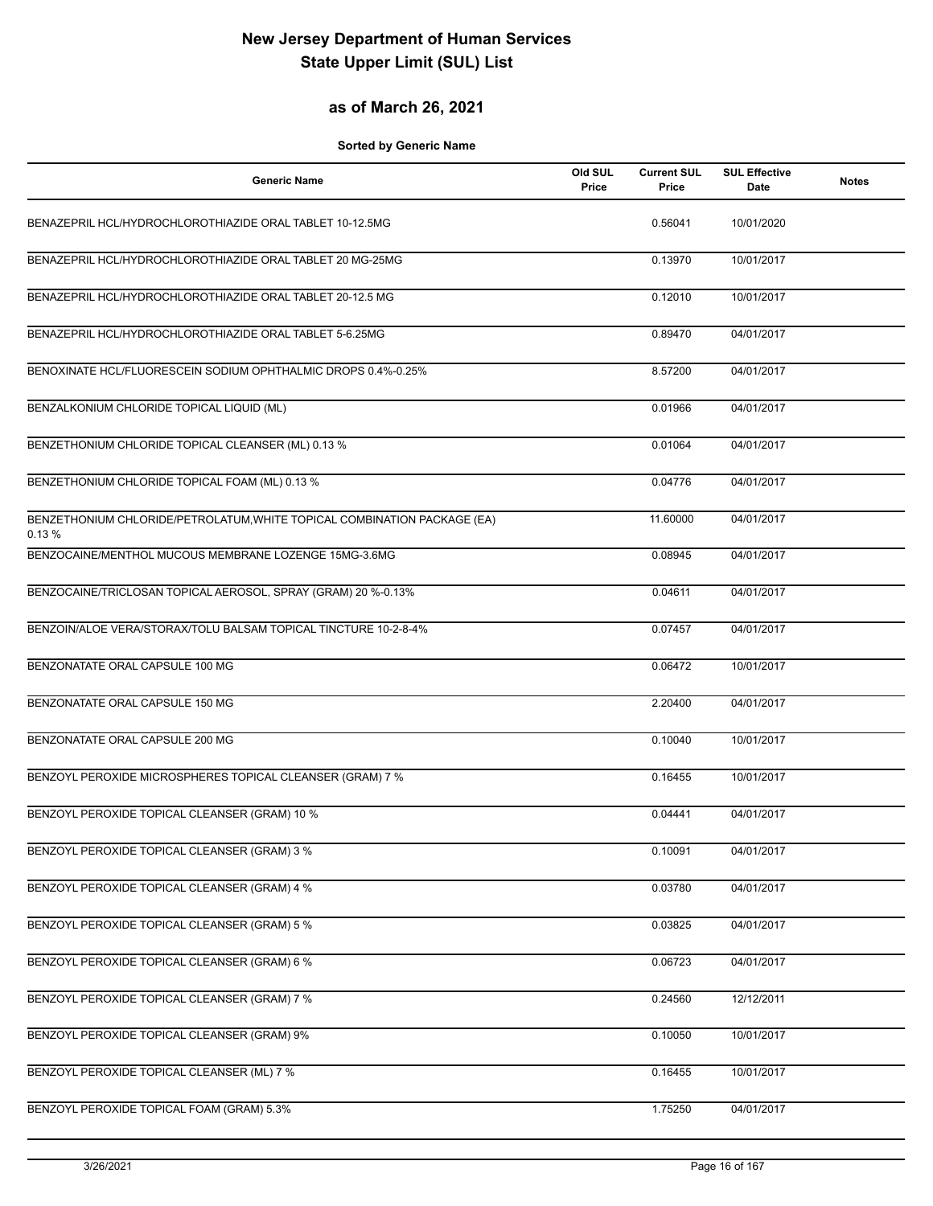# New Jersey Department of Human Services
# State Upper Limit (SUL) List

## as of March 26, 2021

**Sorted by Generic Name**

| Generic Name | Old SUL Price | Current SUL Price | SUL Effective Date | Notes |
|---|---|---|---|---|
| BENAZEPRIL HCL/HYDROCHLOROTHIAZIDE ORAL TABLET 10-12.5MG | | 0.56041 | 10/01/2020 | |
| BENAZEPRIL HCL/HYDROCHLOROTHIAZIDE ORAL TABLET 20 MG-25MG | | 0.13970 | 10/01/2017 | |
| BENAZEPRIL HCL/HYDROCHLOROTHIAZIDE ORAL TABLET 20-12.5 MG | | 0.12010 | 10/01/2017 | |
| BENAZEPRIL HCL/HYDROCHLOROTHIAZIDE ORAL TABLET 5-6.25MG | | 0.89470 | 04/01/2017 | |
| BENOXINATE HCL/FLUORESCEIN SODIUM OPHTHALMIC DROPS 0.4%-0.25% | | 8.57200 | 04/01/2017 | |
| BENZALKONIUM CHLORIDE TOPICAL LIQUID (ML) | | 0.01966 | 04/01/2017 | |
| BENZETHONIUM CHLORIDE TOPICAL CLEANSER (ML) 0.13 % | | 0.01064 | 04/01/2017 | |
| BENZETHONIUM CHLORIDE TOPICAL FOAM (ML) 0.13 % | | 0.04776 | 04/01/2017 | |
| BENZETHONIUM CHLORIDE/PETROLATUM,WHITE TOPICAL COMBINATION PACKAGE (EA) 0.13 % | | 11.60000 | 04/01/2017 | |
| BENZOCAINE/MENTHOL MUCOUS MEMBRANE LOZENGE 15MG-3.6MG | | 0.08945 | 04/01/2017 | |
| BENZOCAINE/TRICLOSAN TOPICAL AEROSOL, SPRAY (GRAM) 20 %-0.13% | | 0.04611 | 04/01/2017 | |
| BENZOIN/ALOE VERA/STORAX/TOLU BALSAM TOPICAL TINCTURE 10-2-8-4% | | 0.07457 | 04/01/2017 | |
| BENZONATATE ORAL CAPSULE 100 MG | | 0.06472 | 10/01/2017 | |
| BENZONATATE ORAL CAPSULE 150 MG | | 2.20400 | 04/01/2017 | |
| BENZONATATE ORAL CAPSULE 200 MG | | 0.10040 | 10/01/2017 | |
| BENZOYL PEROXIDE MICROSPHERES TOPICAL CLEANSER (GRAM) 7 % | | 0.16455 | 10/01/2017 | |
| BENZOYL PEROXIDE TOPICAL CLEANSER (GRAM) 10 % | | 0.04441 | 04/01/2017 | |
| BENZOYL PEROXIDE TOPICAL CLEANSER (GRAM) 3 % | | 0.10091 | 04/01/2017 | |
| BENZOYL PEROXIDE TOPICAL CLEANSER (GRAM) 4 % | | 0.03780 | 04/01/2017 | |
| BENZOYL PEROXIDE TOPICAL CLEANSER (GRAM) 5 % | | 0.03825 | 04/01/2017 | |
| BENZOYL PEROXIDE TOPICAL CLEANSER (GRAM) 6 % | | 0.06723 | 04/01/2017 | |
| BENZOYL PEROXIDE TOPICAL CLEANSER (GRAM) 7 % | | 0.24560 | 12/12/2011 | |
| BENZOYL PEROXIDE TOPICAL CLEANSER (GRAM) 9% | | 0.10050 | 10/01/2017 | |
| BENZOYL PEROXIDE TOPICAL CLEANSER (ML) 7 % | | 0.16455 | 10/01/2017 | |
| BENZOYL PEROXIDE TOPICAL FOAM (GRAM) 5.3% | | 1.75250 | 04/01/2017 | |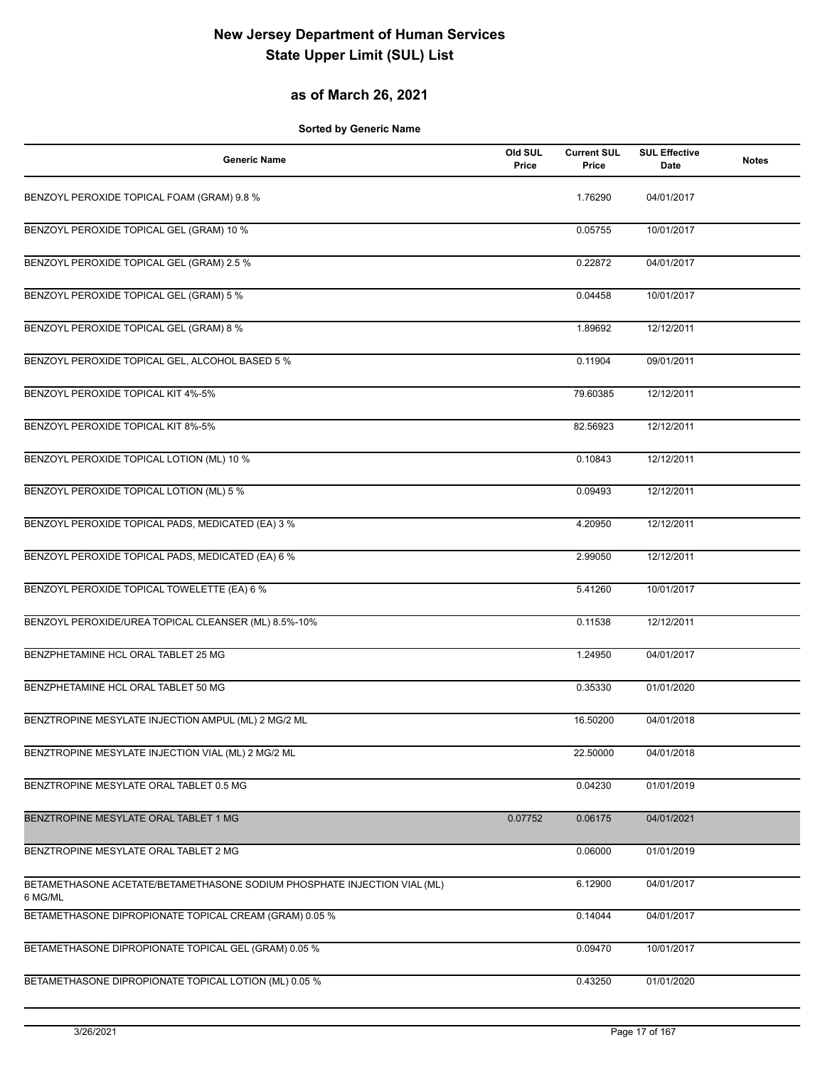# New Jersey Department of Human Services
# State Upper Limit (SUL) List

## as of March 26, 2021

**Sorted by Generic Name**

| Generic Name | Old SUL Price | Current SUL Price | SUL Effective Date | Notes |
|---|---|---|---|---|
| BENZOYL PEROXIDE TOPICAL FOAM (GRAM) 9.8 % | | 1.76290 | 04/01/2017 | |
| BENZOYL PEROXIDE TOPICAL GEL (GRAM) 10 % | | 0.05755 | 10/01/2017 | |
| BENZOYL PEROXIDE TOPICAL GEL (GRAM) 2.5 % | | 0.22872 | 04/01/2017 | |
| BENZOYL PEROXIDE TOPICAL GEL (GRAM) 5 % | | 0.04458 | 10/01/2017 | |
| BENZOYL PEROXIDE TOPICAL GEL (GRAM) 8 % | | 1.89692 | 12/12/2011 | |
| BENZOYL PEROXIDE TOPICAL GEL, ALCOHOL BASED 5 % | | 0.11904 | 09/01/2011 | |
| BENZOYL PEROXIDE TOPICAL KIT 4%-5% | | 79.60385 | 12/12/2011 | |
| BENZOYL PEROXIDE TOPICAL KIT 8%-5% | | 82.56923 | 12/12/2011 | |
| BENZOYL PEROXIDE TOPICAL LOTION (ML) 10 % | | 0.10843 | 12/12/2011 | |
| BENZOYL PEROXIDE TOPICAL LOTION (ML) 5 % | | 0.09493 | 12/12/2011 | |
| BENZOYL PEROXIDE TOPICAL PADS, MEDICATED (EA) 3 % | | 4.20950 | 12/12/2011 | |
| BENZOYL PEROXIDE TOPICAL PADS, MEDICATED (EA) 6 % | | 2.99050 | 12/12/2011 | |
| BENZOYL PEROXIDE TOPICAL TOWELETTE (EA) 6 % | | 5.41260 | 10/01/2017 | |
| BENZOYL PEROXIDE/UREA TOPICAL CLEANSER (ML) 8.5%-10% | | 0.11538 | 12/12/2011 | |
| BENZPHETAMINE HCL ORAL TABLET 25 MG | | 1.24950 | 04/01/2017 | |
| BENZPHETAMINE HCL ORAL TABLET 50 MG | | 0.35330 | 01/01/2020 | |
| BENZTROPINE MESYLATE INJECTION AMPUL (ML) 2 MG/2 ML | | 16.50200 | 04/01/2018 | |
| BENZTROPINE MESYLATE INJECTION VIAL (ML) 2 MG/2 ML | | 22.50000 | 04/01/2018 | |
| BENZTROPINE MESYLATE ORAL TABLET 0.5 MG | | 0.04230 | 01/01/2019 | |
| BENZTROPINE MESYLATE ORAL TABLET 1 MG | 0.07752 | 0.06175 | 04/01/2021 | |
| BENZTROPINE MESYLATE ORAL TABLET 2 MG | | 0.06000 | 01/01/2019 | |
| BETAMETHASONE ACETATE/BETAMETHASONE SODIUM PHOSPHATE INJECTION VIAL (ML) 6 MG/ML | | 6.12900 | 04/01/2017 | |
| BETAMETHASONE DIPROPIONATE TOPICAL CREAM (GRAM) 0.05 % | | 0.14044 | 04/01/2017 | |
| BETAMETHASONE DIPROPIONATE TOPICAL GEL (GRAM) 0.05 % | | 0.09470 | 10/01/2017 | |
| BETAMETHASONE DIPROPIONATE TOPICAL LOTION (ML) 0.05 % | | 0.43250 | 01/01/2020 | |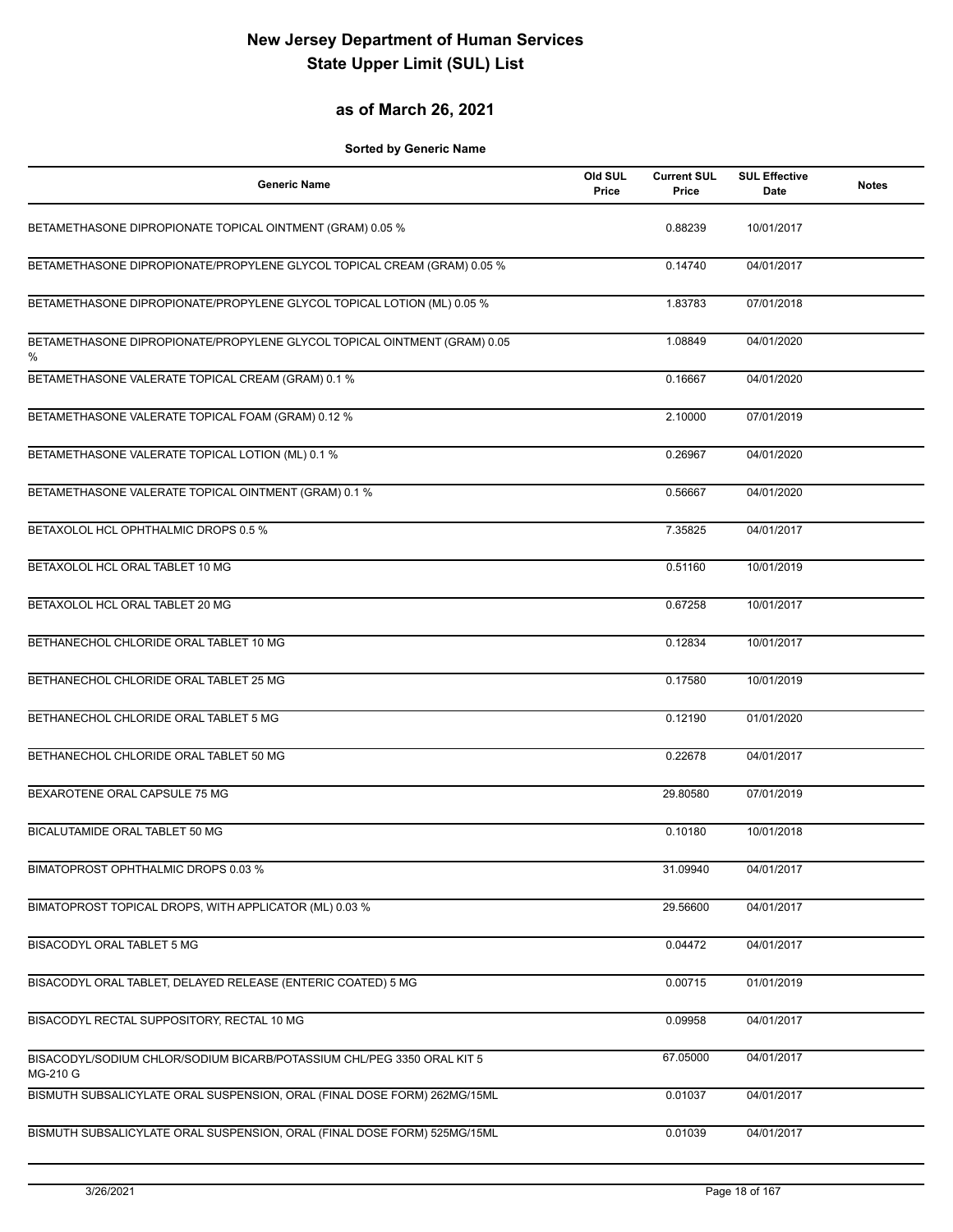# New Jersey Department of Human Services
# State Upper Limit (SUL) List

## as of March 26, 2021

**Sorted by Generic Name**

| Generic Name | Old SUL Price | Current SUL Price | SUL Effective Date | Notes |
|---|---|---|---|---|
| BETAMETHASONE DIPROPIONATE TOPICAL OINTMENT (GRAM) 0.05 % | | 0.88239 | 10/01/2017 | |
| BETAMETHASONE DIPROPIONATE/PROPYLENE GLYCOL TOPICAL CREAM (GRAM) 0.05 % | | 0.14740 | 04/01/2017 | |
| BETAMETHASONE DIPROPIONATE/PROPYLENE GLYCOL TOPICAL LOTION (ML) 0.05 % | | 1.83783 | 07/01/2018 | |
| BETAMETHASONE DIPROPIONATE/PROPYLENE GLYCOL TOPICAL OINTMENT (GRAM) 0.05 % | | 1.08849 | 04/01/2020 | |
| BETAMETHASONE VALERATE TOPICAL CREAM (GRAM) 0.1 % | | 0.16667 | 04/01/2020 | |
| BETAMETHASONE VALERATE TOPICAL FOAM (GRAM) 0.12 % | | 2.10000 | 07/01/2019 | |
| BETAMETHASONE VALERATE TOPICAL LOTION (ML) 0.1 % | | 0.26967 | 04/01/2020 | |
| BETAMETHASONE VALERATE TOPICAL OINTMENT (GRAM) 0.1 % | | 0.56667 | 04/01/2020 | |
| BETAXOLOL HCL OPHTHALMIC DROPS 0.5 % | | 7.35825 | 04/01/2017 | |
| BETAXOLOL HCL ORAL TABLET 10 MG | | 0.51160 | 10/01/2019 | |
| BETAXOLOL HCL ORAL TABLET 20 MG | | 0.67258 | 10/01/2017 | |
| BETHANECHOL CHLORIDE ORAL TABLET 10 MG | | 0.12834 | 10/01/2017 | |
| BETHANECHOL CHLORIDE ORAL TABLET 25 MG | | 0.17580 | 10/01/2019 | |
| BETHANECHOL CHLORIDE ORAL TABLET 5 MG | | 0.12190 | 01/01/2020 | |
| BETHANECHOL CHLORIDE ORAL TABLET 50 MG | | 0.22678 | 04/01/2017 | |
| BEXAROTENE ORAL CAPSULE 75 MG | | 29.80580 | 07/01/2019 | |
| BICALUTAMIDE ORAL TABLET 50 MG | | 0.10180 | 10/01/2018 | |
| BIMATOPROST OPHTHALMIC DROPS 0.03 % | | 31.09940 | 04/01/2017 | |
| BIMATOPROST TOPICAL DROPS, WITH APPLICATOR (ML) 0.03 % | | 29.56600 | 04/01/2017 | |
| BISACODYL ORAL TABLET 5 MG | | 0.04472 | 04/01/2017 | |
| BISACODYL ORAL TABLET, DELAYED RELEASE (ENTERIC COATED) 5 MG | | 0.00715 | 01/01/2019 | |
| BISACODYL RECTAL SUPPOSITORY, RECTAL 10 MG | | 0.09958 | 04/01/2017 | |
| BISACODYL/SODIUM CHLOR/SODIUM BICARB/POTASSIUM CHL/PEG 3350 ORAL KIT 5 MG-210 G | | 67.05000 | 04/01/2017 | |
| BISMUTH SUBSALICYLATE ORAL SUSPENSION, ORAL (FINAL DOSE FORM) 262MG/15ML | | 0.01037 | 04/01/2017 | |
| BISMUTH SUBSALICYLATE ORAL SUSPENSION, ORAL (FINAL DOSE FORM) 525MG/15ML | | 0.01039 | 04/01/2017 | |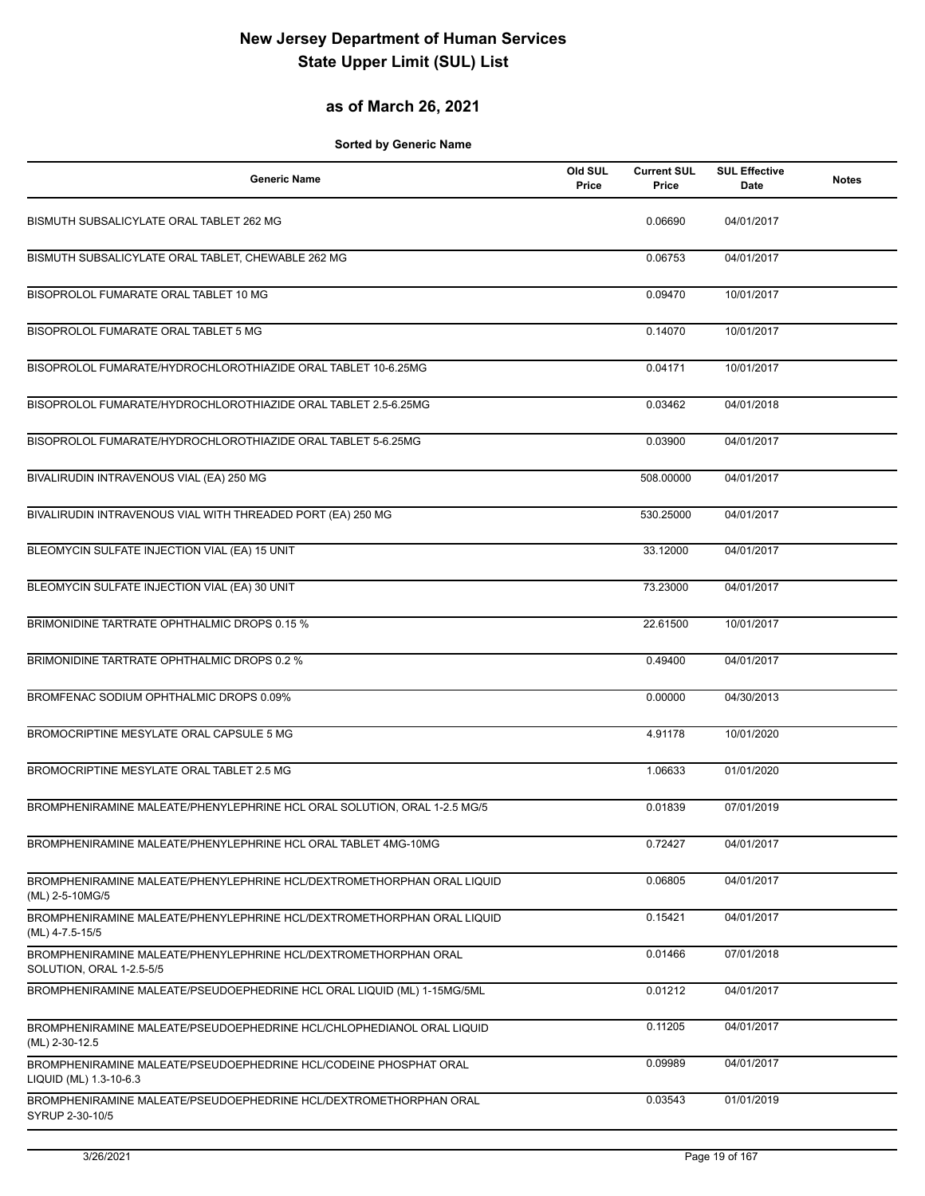# New Jersey Department of Human Services
# State Upper Limit (SUL) List

## as of March 26, 2021

**Sorted by Generic Name**

| Generic Name | Old SUL Price | Current SUL Price | SUL Effective Date | Notes |
|---|---|---|---|---|
| BISMUTH SUBSALICYLATE ORAL TABLET 262 MG | | 0.06690 | 04/01/2017 | |
| BISMUTH SUBSALICYLATE ORAL TABLET, CHEWABLE 262 MG | | 0.06753 | 04/01/2017 | |
| BISOPROLOL FUMARATE ORAL TABLET 10 MG | | 0.09470 | 10/01/2017 | |
| BISOPROLOL FUMARATE ORAL TABLET 5 MG | | 0.14070 | 10/01/2017 | |
| BISOPROLOL FUMARATE/HYDROCHLOROTHIAZIDE ORAL TABLET 10-6.25MG | | 0.04171 | 10/01/2017 | |
| BISOPROLOL FUMARATE/HYDROCHLOROTHIAZIDE ORAL TABLET 2.5-6.25MG | | 0.03462 | 04/01/2018 | |
| BISOPROLOL FUMARATE/HYDROCHLOROTHIAZIDE ORAL TABLET 5-6.25MG | | 0.03900 | 04/01/2017 | |
| BIVALIRUDIN INTRAVENOUS VIAL (EA) 250 MG | | 508.00000 | 04/01/2017 | |
| BIVALIRUDIN INTRAVENOUS VIAL WITH THREADED PORT (EA) 250 MG | | 530.25000 | 04/01/2017 | |
| BLEOMYCIN SULFATE INJECTION VIAL (EA) 15 UNIT | | 33.12000 | 04/01/2017 | |
| BLEOMYCIN SULFATE INJECTION VIAL (EA) 30 UNIT | | 73.23000 | 04/01/2017 | |
| BRIMONIDINE TARTRATE OPHTHALMIC DROPS 0.15 % | | 22.61500 | 10/01/2017 | |
| BRIMONIDINE TARTRATE OPHTHALMIC DROPS 0.2 % | | 0.49400 | 04/01/2017 | |
| BROMFENAC SODIUM OPHTHALMIC DROPS 0.09% | | 0.00000 | 04/30/2013 | |
| BROMOCRIPTINE MESYLATE ORAL CAPSULE 5 MG | | 4.91178 | 10/01/2020 | |
| BROMOCRIPTINE MESYLATE ORAL TABLET 2.5 MG | | 1.06633 | 01/01/2020 | |
| BROMPHENIRAMINE MALEATE/PHENYLEPHRINE HCL ORAL SOLUTION, ORAL 1-2.5 MG/5 | | 0.01839 | 07/01/2019 | |
| BROMPHENIRAMINE MALEATE/PHENYLEPHRINE HCL ORAL TABLET 4MG-10MG | | 0.72427 | 04/01/2017 | |
| BROMPHENIRAMINE MALEATE/PHENYLEPHRINE HCL/DEXTROMETHORPHAN ORAL LIQUID (ML) 2-5-10MG/5 | | 0.06805 | 04/01/2017 | |
| BROMPHENIRAMINE MALEATE/PHENYLEPHRINE HCL/DEXTROMETHORPHAN ORAL LIQUID (ML) 4-7.5-15/5 | | 0.15421 | 04/01/2017 | |
| BROMPHENIRAMINE MALEATE/PHENYLEPHRINE HCL/DEXTROMETHORPHAN ORAL SOLUTION, ORAL 1-2.5-5/5 | | 0.01466 | 07/01/2018 | |
| BROMPHENIRAMINE MALEATE/PSEUDOEPHEDRINE HCL ORAL LIQUID (ML) 1-15MG/5ML | | 0.01212 | 04/01/2017 | |
| BROMPHENIRAMINE MALEATE/PSEUDOEPHEDRINE HCL/CHLOPHEDIANOL ORAL LIQUID (ML) 2-30-12.5 | | 0.11205 | 04/01/2017 | |
| BROMPHENIRAMINE MALEATE/PSEUDOEPHEDRINE HCL/CODEINE PHOSPHAT ORAL LIQUID (ML) 1.3-10-6.3 | | 0.09989 | 04/01/2017 | |
| BROMPHENIRAMINE MALEATE/PSEUDOEPHEDRINE HCL/DEXTROMETHORPHAN ORAL SYRUP 2-30-10/5 | | 0.03543 | 01/01/2019 | |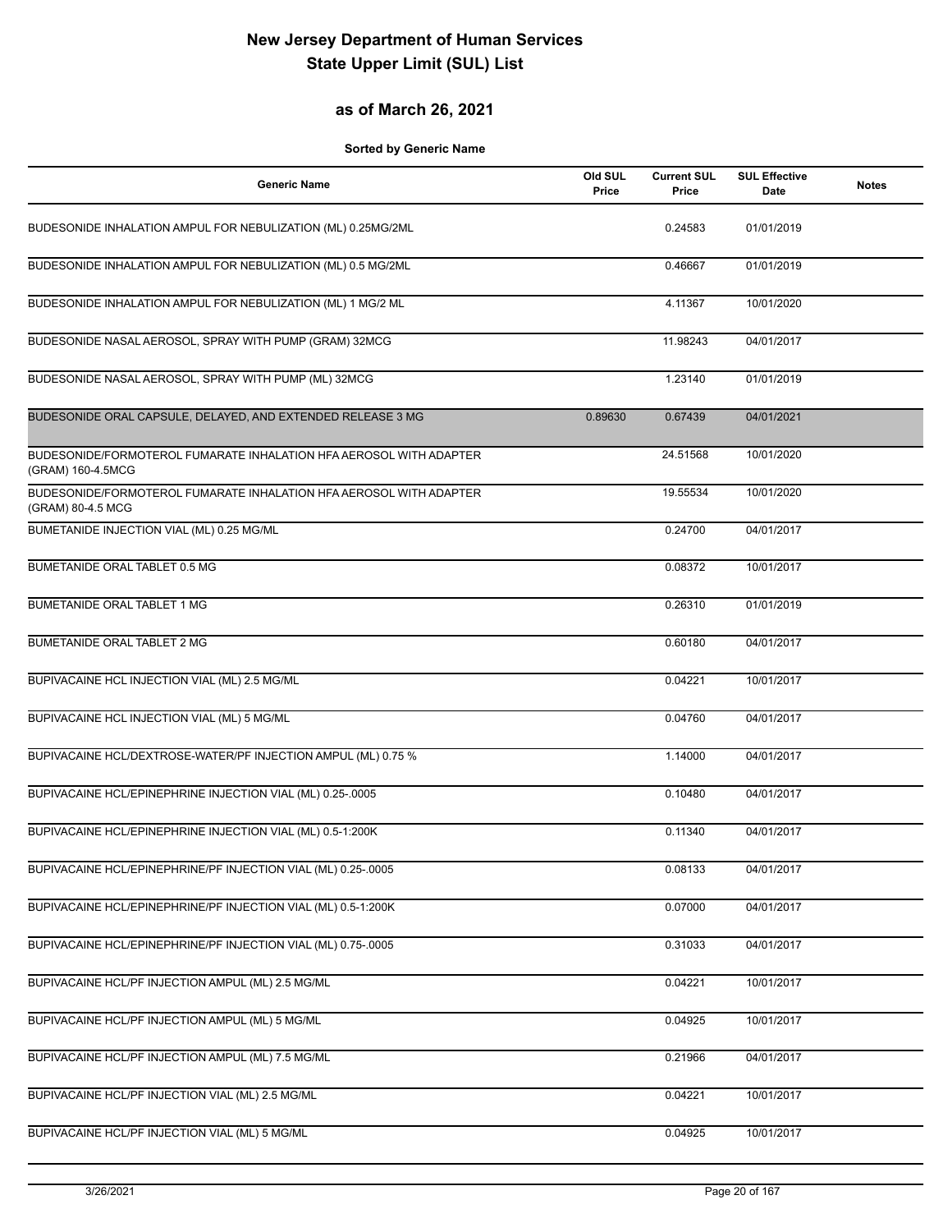# New Jersey Department of Human Services
# State Upper Limit (SUL) List

## as of March 26, 2021

**Sorted by Generic Name**

| Generic Name | Old SUL Price | Current SUL Price | SUL Effective Date | Notes |
|---|---|---|---|---|
| BUDESONIDE INHALATION AMPUL FOR NEBULIZATION (ML) 0.25MG/2ML | | 0.24583 | 01/01/2019 | |
| BUDESONIDE INHALATION AMPUL FOR NEBULIZATION (ML) 0.5 MG/2ML | | 0.46667 | 01/01/2019 | |
| BUDESONIDE INHALATION AMPUL FOR NEBULIZATION (ML) 1 MG/2 ML | | 4.11367 | 10/01/2020 | |
| BUDESONIDE NASAL AEROSOL, SPRAY WITH PUMP (GRAM) 32MCG | | 11.98243 | 04/01/2017 | |
| BUDESONIDE NASAL AEROSOL, SPRAY WITH PUMP (ML) 32MCG | | 1.23140 | 01/01/2019 | |
| BUDESONIDE ORAL CAPSULE, DELAYED, AND EXTENDED RELEASE 3 MG | 0.89630 | 0.67439 | 04/01/2021 | |
| BUDESONIDE/FORMOTEROL FUMARATE INHALATION HFA AEROSOL WITH ADAPTER (GRAM) 160-4.5MCG | | 24.51568 | 10/01/2020 | |
| BUDESONIDE/FORMOTEROL FUMARATE INHALATION HFA AEROSOL WITH ADAPTER (GRAM) 80-4.5 MCG | | 19.55534 | 10/01/2020 | |
| BUMETANIDE INJECTION VIAL (ML) 0.25 MG/ML | | 0.24700 | 04/01/2017 | |
| BUMETANIDE ORAL TABLET 0.5 MG | | 0.08372 | 10/01/2017 | |
| BUMETANIDE ORAL TABLET 1 MG | | 0.26310 | 01/01/2019 | |
| BUMETANIDE ORAL TABLET 2 MG | | 0.60180 | 04/01/2017 | |
| BUPIVACAINE HCL INJECTION VIAL (ML) 2.5 MG/ML | | 0.04221 | 10/01/2017 | |
| BUPIVACAINE HCL INJECTION VIAL (ML) 5 MG/ML | | 0.04760 | 04/01/2017 | |
| BUPIVACAINE HCL/DEXTROSE-WATER/PF INJECTION AMPUL (ML) 0.75 % | | 1.14000 | 04/01/2017 | |
| BUPIVACAINE HCL/EPINEPHRINE INJECTION VIAL (ML) 0.25-.0005 | | 0.10480 | 04/01/2017 | |
| BUPIVACAINE HCL/EPINEPHRINE INJECTION VIAL (ML) 0.5-1:200K | | 0.11340 | 04/01/2017 | |
| BUPIVACAINE HCL/EPINEPHRINE/PF INJECTION VIAL (ML) 0.25-.0005 | | 0.08133 | 04/01/2017 | |
| BUPIVACAINE HCL/EPINEPHRINE/PF INJECTION VIAL (ML) 0.5-1:200K | | 0.07000 | 04/01/2017 | |
| BUPIVACAINE HCL/EPINEPHRINE/PF INJECTION VIAL (ML) 0.75-.0005 | | 0.31033 | 04/01/2017 | |
| BUPIVACAINE HCL/PF INJECTION AMPUL (ML) 2.5 MG/ML | | 0.04221 | 10/01/2017 | |
| BUPIVACAINE HCL/PF INJECTION AMPUL (ML) 5 MG/ML | | 0.04925 | 10/01/2017 | |
| BUPIVACAINE HCL/PF INJECTION AMPUL (ML) 7.5 MG/ML | | 0.21966 | 04/01/2017 | |
| BUPIVACAINE HCL/PF INJECTION VIAL (ML) 2.5 MG/ML | | 0.04221 | 10/01/2017 | |
| BUPIVACAINE HCL/PF INJECTION VIAL (ML) 5 MG/ML | | 0.04925 | 10/01/2017 | |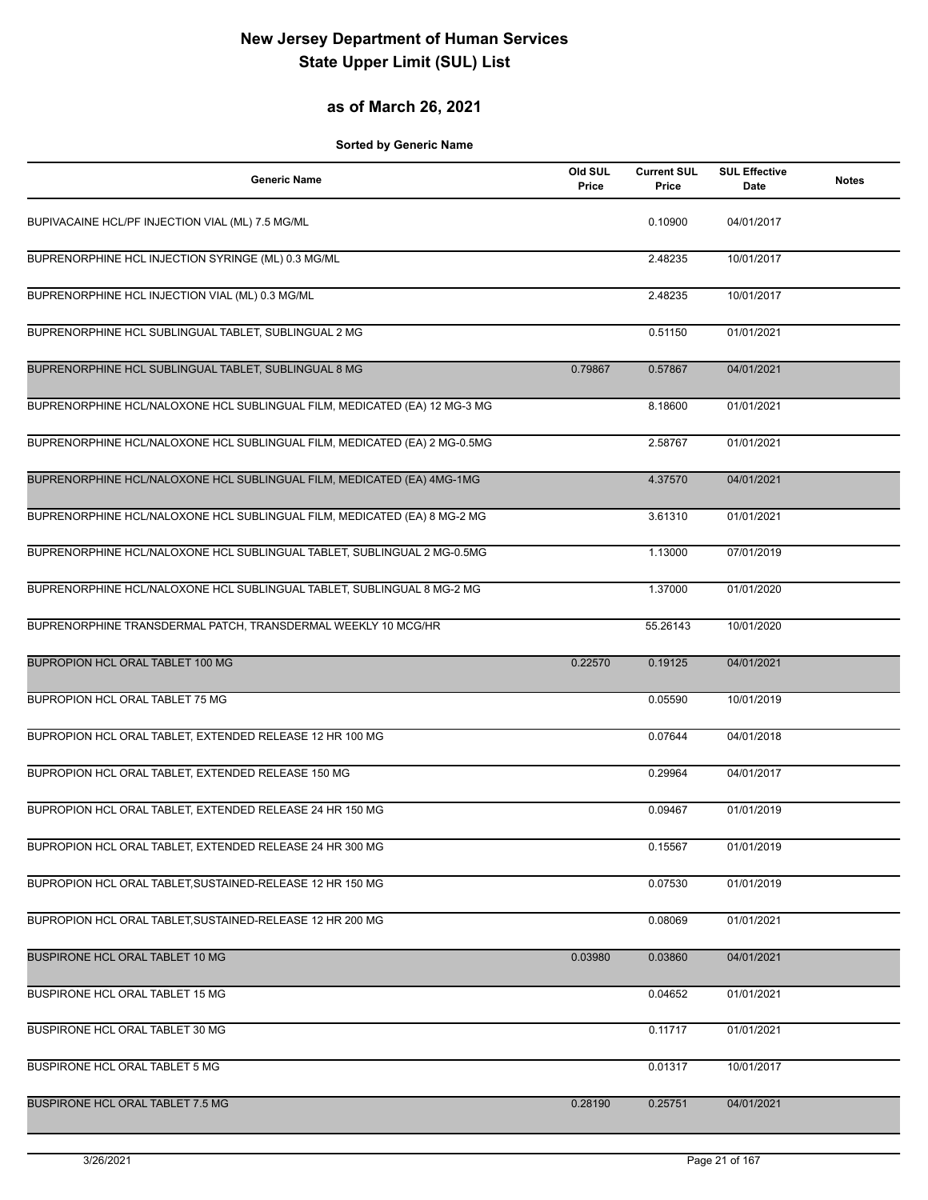# New Jersey Department of Human Services
# State Upper Limit (SUL) List

## as of March 26, 2021

**Sorted by Generic Name**

| Generic Name | Old SUL Price | Current SUL Price | SUL Effective Date | Notes |
|---|---|---|---|---|
| BUPIVACAINE HCL/PF INJECTION VIAL (ML) 7.5 MG/ML | | 0.10900 | 04/01/2017 | |
| BUPRENORPHINE HCL INJECTION SYRINGE (ML) 0.3 MG/ML | | 2.48235 | 10/01/2017 | |
| BUPRENORPHINE HCL INJECTION VIAL (ML) 0.3 MG/ML | | 2.48235 | 10/01/2017 | |
| BUPRENORPHINE HCL SUBLINGUAL TABLET, SUBLINGUAL 2 MG | | 0.51150 | 01/01/2021 | |
| BUPRENORPHINE HCL SUBLINGUAL TABLET, SUBLINGUAL 8 MG | 0.79867 | 0.57867 | 04/01/2021 | |
| BUPRENORPHINE HCL/NALOXONE HCL SUBLINGUAL FILM, MEDICATED (EA) 12 MG-3 MG | | 8.18600 | 01/01/2021 | |
| BUPRENORPHINE HCL/NALOXONE HCL SUBLINGUAL FILM, MEDICATED (EA) 2 MG-0.5MG | | 2.58767 | 01/01/2021 | |
| BUPRENORPHINE HCL/NALOXONE HCL SUBLINGUAL FILM, MEDICATED (EA) 4MG-1MG | | 4.37570 | 04/01/2021 | |
| BUPRENORPHINE HCL/NALOXONE HCL SUBLINGUAL FILM, MEDICATED (EA) 8 MG-2 MG | | 3.61310 | 01/01/2021 | |
| BUPRENORPHINE HCL/NALOXONE HCL SUBLINGUAL TABLET, SUBLINGUAL 2 MG-0.5MG | | 1.13000 | 07/01/2019 | |
| BUPRENORPHINE HCL/NALOXONE HCL SUBLINGUAL TABLET, SUBLINGUAL 8 MG-2 MG | | 1.37000 | 01/01/2020 | |
| BUPRENORPHINE TRANSDERMAL PATCH, TRANSDERMAL WEEKLY 10 MCG/HR | | 55.26143 | 10/01/2020 | |
| BUPROPION HCL ORAL TABLET 100 MG | 0.22570 | 0.19125 | 04/01/2021 | |
| BUPROPION HCL ORAL TABLET 75 MG | | 0.05590 | 10/01/2019 | |
| BUPROPION HCL ORAL TABLET, EXTENDED RELEASE 12 HR 100 MG | | 0.07644 | 04/01/2018 | |
| BUPROPION HCL ORAL TABLET, EXTENDED RELEASE 150 MG | | 0.29964 | 04/01/2017 | |
| BUPROPION HCL ORAL TABLET, EXTENDED RELEASE 24 HR 150 MG | | 0.09467 | 01/01/2019 | |
| BUPROPION HCL ORAL TABLET, EXTENDED RELEASE 24 HR 300 MG | | 0.15567 | 01/01/2019 | |
| BUPROPION HCL ORAL TABLET,SUSTAINED-RELEASE 12 HR 150 MG | | 0.07530 | 01/01/2019 | |
| BUPROPION HCL ORAL TABLET,SUSTAINED-RELEASE 12 HR 200 MG | | 0.08069 | 01/01/2021 | |
| BUSPIRONE HCL ORAL TABLET 10 MG | 0.03980 | 0.03860 | 04/01/2021 | |
| BUSPIRONE HCL ORAL TABLET 15 MG | | 0.04652 | 01/01/2021 | |
| BUSPIRONE HCL ORAL TABLET 30 MG | | 0.11717 | 01/01/2021 | |
| BUSPIRONE HCL ORAL TABLET 5 MG | | 0.01317 | 10/01/2017 | |
| BUSPIRONE HCL ORAL TABLET 7.5 MG | 0.28190 | 0.25751 | 04/01/2021 | |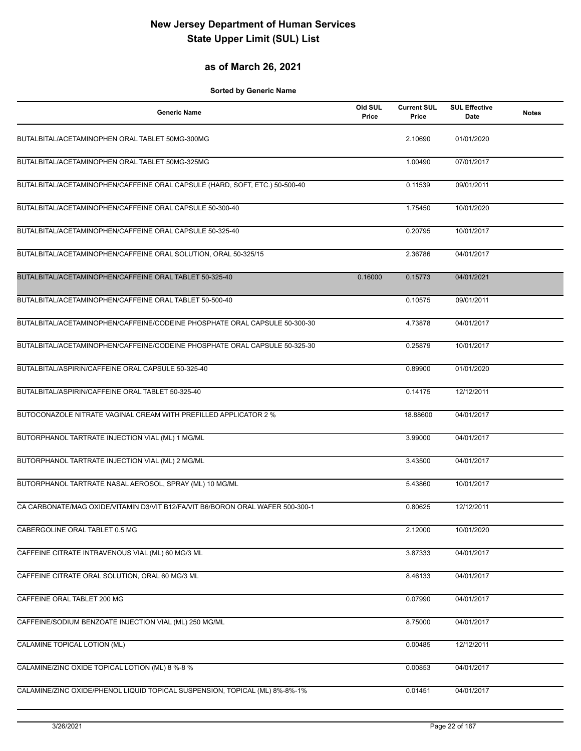# New Jersey Department of Human Services
# State Upper Limit (SUL) List

## as of March 26, 2021

**Sorted by Generic Name**

| Generic Name | Old SUL Price | Current SUL Price | SUL Effective Date | Notes |
|---|---|---|---|---|
| BUTALBITAL/ACETAMINOPHEN ORAL TABLET 50MG-300MG | | 2.10690 | 01/01/2020 | |
| BUTALBITAL/ACETAMINOPHEN ORAL TABLET 50MG-325MG | | 1.00490 | 07/01/2017 | |
| BUTALBITAL/ACETAMINOPHEN/CAFFEINE ORAL CAPSULE (HARD, SOFT, ETC.) 50-500-40 | | 0.11539 | 09/01/2011 | |
| BUTALBITAL/ACETAMINOPHEN/CAFFEINE ORAL CAPSULE 50-300-40 | | 1.75450 | 10/01/2020 | |
| BUTALBITAL/ACETAMINOPHEN/CAFFEINE ORAL CAPSULE 50-325-40 | | 0.20795 | 10/01/2017 | |
| BUTALBITAL/ACETAMINOPHEN/CAFFEINE ORAL SOLUTION, ORAL 50-325/15 | | 2.36786 | 04/01/2017 | |
| BUTALBITAL/ACETAMINOPHEN/CAFFEINE ORAL TABLET 50-325-40 | 0.16000 | 0.15773 | 04/01/2021 | |
| BUTALBITAL/ACETAMINOPHEN/CAFFEINE ORAL TABLET 50-500-40 | | 0.10575 | 09/01/2011 | |
| BUTALBITAL/ACETAMINOPHEN/CAFFEINE/CODEINE PHOSPHATE ORAL CAPSULE 50-300-30 | | 4.73878 | 04/01/2017 | |
| BUTALBITAL/ACETAMINOPHEN/CAFFEINE/CODEINE PHOSPHATE ORAL CAPSULE 50-325-30 | | 0.25879 | 10/01/2017 | |
| BUTALBITAL/ASPIRIN/CAFFEINE ORAL CAPSULE 50-325-40 | | 0.89900 | 01/01/2020 | |
| BUTALBITAL/ASPIRIN/CAFFEINE ORAL TABLET 50-325-40 | | 0.14175 | 12/12/2011 | |
| BUTOCONAZOLE NITRATE VAGINAL CREAM WITH PREFILLED APPLICATOR 2 % | | 18.88600 | 04/01/2017 | |
| BUTORPHANOL TARTRATE INJECTION VIAL (ML) 1 MG/ML | | 3.99000 | 04/01/2017 | |
| BUTORPHANOL TARTRATE INJECTION VIAL (ML) 2 MG/ML | | 3.43500 | 04/01/2017 | |
| BUTORPHANOL TARTRATE NASAL AEROSOL, SPRAY (ML) 10 MG/ML | | 5.43860 | 10/01/2017 | |
| CA CARBONATE/MAG OXIDE/VITAMIN D3/VIT B12/FA/VIT B6/BORON ORAL WAFER 500-300-1 | | 0.80625 | 12/12/2011 | |
| CABERGOLINE ORAL TABLET 0.5 MG | | 2.12000 | 10/01/2020 | |
| CAFFEINE CITRATE INTRAVENOUS VIAL (ML) 60 MG/3 ML | | 3.87333 | 04/01/2017 | |
| CAFFEINE CITRATE ORAL SOLUTION, ORAL 60 MG/3 ML | | 8.46133 | 04/01/2017 | |
| CAFFEINE ORAL TABLET 200 MG | | 0.07990 | 04/01/2017 | |
| CAFFEINE/SODIUM BENZOATE INJECTION VIAL (ML) 250 MG/ML | | 8.75000 | 04/01/2017 | |
| CALAMINE TOPICAL LOTION (ML) | | 0.00485 | 12/12/2011 | |
| CALAMINE/ZINC OXIDE TOPICAL LOTION (ML) 8 %-8 % | | 0.00853 | 04/01/2017 | |
| CALAMINE/ZINC OXIDE/PHENOL LIQUID TOPICAL SUSPENSION, TOPICAL (ML) 8%-8%-1% | | 0.01451 | 04/01/2017 | |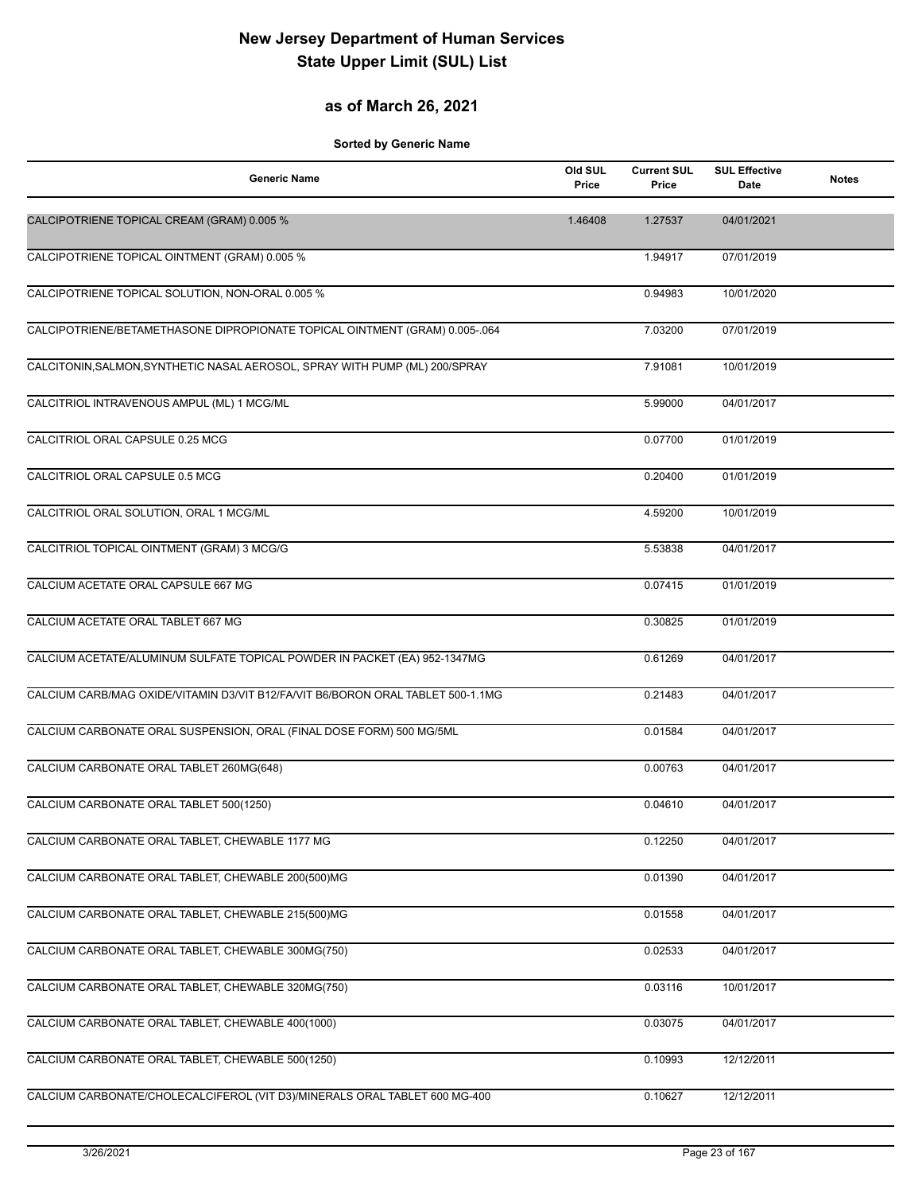# New Jersey Department of Human Services
# State Upper Limit (SUL) List

## as of March 26, 2021

**Sorted by Generic Name**

| Generic Name | Old SUL Price | Current SUL Price | SUL Effective Date | Notes |
|---|---|---|---|---|
| CALCIPOTRIENE TOPICAL CREAM (GRAM) 0.005 % | 1.46408 | 1.27537 | 04/01/2021 | |
| CALCIPOTRIENE TOPICAL OINTMENT (GRAM) 0.005 % | | 1.94917 | 07/01/2019 | |
| CALCIPOTRIENE TOPICAL SOLUTION, NON-ORAL 0.005 % | | 0.94983 | 10/01/2020 | |
| CALCIPOTRIENE/BETAMETHASONE DIPROPIONATE TOPICAL OINTMENT (GRAM) 0.005-.064 | | 7.03200 | 07/01/2019 | |
| CALCITONIN,SALMON,SYNTHETIC NASAL AEROSOL, SPRAY WITH PUMP (ML) 200/SPRAY | | 7.91081 | 10/01/2019 | |
| CALCITRIOL INTRAVENOUS AMPUL (ML) 1 MCG/ML | | 5.99000 | 04/01/2017 | |
| CALCITRIOL ORAL CAPSULE 0.25 MCG | | 0.07700 | 01/01/2019 | |
| CALCITRIOL ORAL CAPSULE 0.5 MCG | | 0.20400 | 01/01/2019 | |
| CALCITRIOL ORAL SOLUTION, ORAL 1 MCG/ML | | 4.59200 | 10/01/2019 | |
| CALCITRIOL TOPICAL OINTMENT (GRAM) 3 MCG/G | | 5.53838 | 04/01/2017 | |
| CALCIUM ACETATE ORAL CAPSULE 667 MG | | 0.07415 | 01/01/2019 | |
| CALCIUM ACETATE ORAL TABLET 667 MG | | 0.30825 | 01/01/2019 | |
| CALCIUM ACETATE/ALUMINUM SULFATE TOPICAL POWDER IN PACKET (EA) 952-1347MG | | 0.61269 | 04/01/2017 | |
| CALCIUM CARB/MAG OXIDE/VITAMIN D3/VIT B12/FA/VIT B6/BORON ORAL TABLET 500-1.1MG | | 0.21483 | 04/01/2017 | |
| CALCIUM CARBONATE ORAL SUSPENSION, ORAL (FINAL DOSE FORM) 500 MG/5ML | | 0.01584 | 04/01/2017 | |
| CALCIUM CARBONATE ORAL TABLET 260MG(648) | | 0.00763 | 04/01/2017 | |
| CALCIUM CARBONATE ORAL TABLET 500(1250) | | 0.04610 | 04/01/2017 | |
| CALCIUM CARBONATE ORAL TABLET, CHEWABLE 1177 MG | | 0.12250 | 04/01/2017 | |
| CALCIUM CARBONATE ORAL TABLET, CHEWABLE 200(500)MG | | 0.01390 | 04/01/2017 | |
| CALCIUM CARBONATE ORAL TABLET, CHEWABLE 215(500)MG | | 0.01558 | 04/01/2017 | |
| CALCIUM CARBONATE ORAL TABLET, CHEWABLE 300MG(750) | | 0.02533 | 04/01/2017 | |
| CALCIUM CARBONATE ORAL TABLET, CHEWABLE 320MG(750) | | 0.03116 | 10/01/2017 | |
| CALCIUM CARBONATE ORAL TABLET, CHEWABLE 400(1000) | | 0.03075 | 04/01/2017 | |
| CALCIUM CARBONATE ORAL TABLET, CHEWABLE 500(1250) | | 0.10993 | 12/12/2011 | |
| CALCIUM CARBONATE/CHOLECALCIFEROL (VIT D3)/MINERALS ORAL TABLET 600 MG-400 | | 0.10627 | 12/12/2011 | |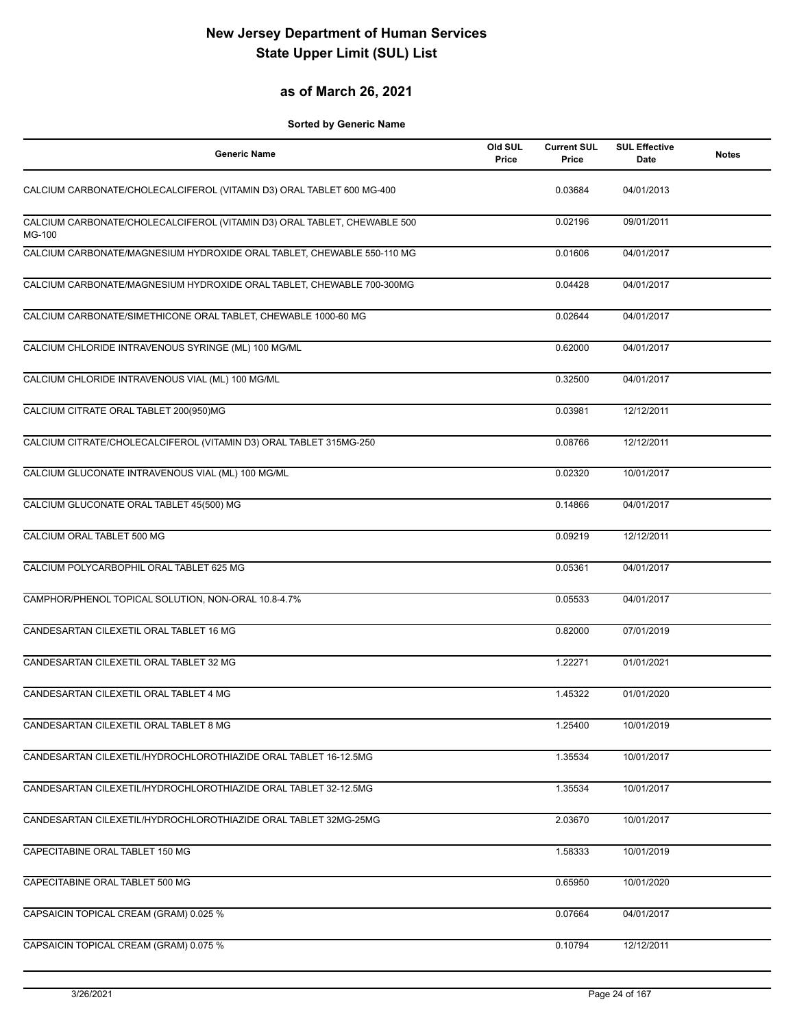# New Jersey Department of Human Services
# State Upper Limit (SUL) List

## as of March 26, 2021

**Sorted by Generic Name**

| Generic Name | Old SUL Price | Current SUL Price | SUL Effective Date | Notes |
|---|---|---|---|---|
| CALCIUM CARBONATE/CHOLECALCIFEROL (VITAMIN D3) ORAL TABLET 600 MG-400 | | 0.03684 | 04/01/2013 | |
| CALCIUM CARBONATE/CHOLECALCIFEROL (VITAMIN D3) ORAL TABLET, CHEWABLE 500 MG-100 | | 0.02196 | 09/01/2011 | |
| CALCIUM CARBONATE/MAGNESIUM HYDROXIDE ORAL TABLET, CHEWABLE 550-110 MG | | 0.01606 | 04/01/2017 | |
| CALCIUM CARBONATE/MAGNESIUM HYDROXIDE ORAL TABLET, CHEWABLE 700-300MG | | 0.04428 | 04/01/2017 | |
| CALCIUM CARBONATE/SIMETHICONE ORAL TABLET, CHEWABLE 1000-60 MG | | 0.02644 | 04/01/2017 | |
| CALCIUM CHLORIDE INTRAVENOUS SYRINGE (ML) 100 MG/ML | | 0.62000 | 04/01/2017 | |
| CALCIUM CHLORIDE INTRAVENOUS VIAL (ML) 100 MG/ML | | 0.32500 | 04/01/2017 | |
| CALCIUM CITRATE ORAL TABLET 200(950)MG | | 0.03981 | 12/12/2011 | |
| CALCIUM CITRATE/CHOLECALCIFEROL (VITAMIN D3) ORAL TABLET 315MG-250 | | 0.08766 | 12/12/2011 | |
| CALCIUM GLUCONATE INTRAVENOUS VIAL (ML) 100 MG/ML | | 0.02320 | 10/01/2017 | |
| CALCIUM GLUCONATE ORAL TABLET 45(500) MG | | 0.14866 | 04/01/2017 | |
| CALCIUM ORAL TABLET 500 MG | | 0.09219 | 12/12/2011 | |
| CALCIUM POLYCARBOPHIL ORAL TABLET 625 MG | | 0.05361 | 04/01/2017 | |
| CAMPHOR/PHENOL TOPICAL SOLUTION, NON-ORAL 10.8-4.7% | | 0.05533 | 04/01/2017 | |
| CANDESARTAN CILEXETIL ORAL TABLET 16 MG | | 0.82000 | 07/01/2019 | |
| CANDESARTAN CILEXETIL ORAL TABLET 32 MG | | 1.22271 | 01/01/2021 | |
| CANDESARTAN CILEXETIL ORAL TABLET 4 MG | | 1.45322 | 01/01/2020 | |
| CANDESARTAN CILEXETIL ORAL TABLET 8 MG | | 1.25400 | 10/01/2019 | |
| CANDESARTAN CILEXETIL/HYDROCHLOROTHIAZIDE ORAL TABLET 16-12.5MG | | 1.35534 | 10/01/2017 | |
| CANDESARTAN CILEXETIL/HYDROCHLOROTHIAZIDE ORAL TABLET 32-12.5MG | | 1.35534 | 10/01/2017 | |
| CANDESARTAN CILEXETIL/HYDROCHLOROTHIAZIDE ORAL TABLET 32MG-25MG | | 2.03670 | 10/01/2017 | |
| CAPECITABINE ORAL TABLET 150 MG | | 1.58333 | 10/01/2019 | |
| CAPECITABINE ORAL TABLET 500 MG | | 0.65950 | 10/01/2020 | |
| CAPSAICIN TOPICAL CREAM (GRAM) 0.025 % | | 0.07664 | 04/01/2017 | |
| CAPSAICIN TOPICAL CREAM (GRAM) 0.075 % | | 0.10794 | 12/12/2011 | |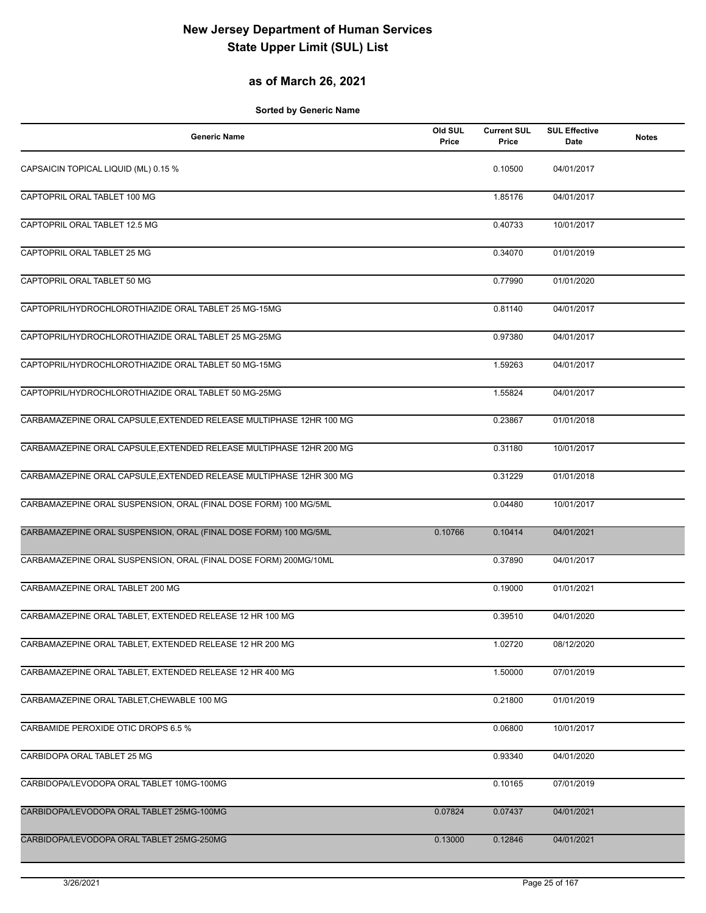# New Jersey Department of Human Services
# State Upper Limit (SUL) List

## as of March 26, 2021

**Sorted by Generic Name**

| Generic Name | Old SUL Price | Current SUL Price | SUL Effective Date | Notes |
|---|---|---|---|---|
| CAPSAICIN TOPICAL LIQUID (ML) 0.15 % | | 0.10500 | 04/01/2017 | |
| CAPTOPRIL ORAL TABLET 100 MG | | 1.85176 | 04/01/2017 | |
| CAPTOPRIL ORAL TABLET 12.5 MG | | 0.40733 | 10/01/2017 | |
| CAPTOPRIL ORAL TABLET 25 MG | | 0.34070 | 01/01/2019 | |
| CAPTOPRIL ORAL TABLET 50 MG | | 0.77990 | 01/01/2020 | |
| CAPTOPRIL/HYDROCHLOROTHIAZIDE ORAL TABLET 25 MG-15MG | | 0.81140 | 04/01/2017 | |
| CAPTOPRIL/HYDROCHLOROTHIAZIDE ORAL TABLET 25 MG-25MG | | 0.97380 | 04/01/2017 | |
| CAPTOPRIL/HYDROCHLOROTHIAZIDE ORAL TABLET 50 MG-15MG | | 1.59263 | 04/01/2017 | |
| CAPTOPRIL/HYDROCHLOROTHIAZIDE ORAL TABLET 50 MG-25MG | | 1.55824 | 04/01/2017 | |
| CARBAMAZEPINE ORAL CAPSULE,EXTENDED RELEASE MULTIPHASE 12HR 100 MG | | 0.23867 | 01/01/2018 | |
| CARBAMAZEPINE ORAL CAPSULE,EXTENDED RELEASE MULTIPHASE 12HR 200 MG | | 0.31180 | 10/01/2017 | |
| CARBAMAZEPINE ORAL CAPSULE,EXTENDED RELEASE MULTIPHASE 12HR 300 MG | | 0.31229 | 01/01/2018 | |
| CARBAMAZEPINE ORAL SUSPENSION, ORAL (FINAL DOSE FORM) 100 MG/5ML | | 0.04480 | 10/01/2017 | |
| CARBAMAZEPINE ORAL SUSPENSION, ORAL (FINAL DOSE FORM) 100 MG/5ML | 0.10766 | 0.10414 | 04/01/2021 | |
| CARBAMAZEPINE ORAL SUSPENSION, ORAL (FINAL DOSE FORM) 200MG/10ML | | 0.37890 | 04/01/2017 | |
| CARBAMAZEPINE ORAL TABLET 200 MG | | 0.19000 | 01/01/2021 | |
| CARBAMAZEPINE ORAL TABLET, EXTENDED RELEASE 12 HR 100 MG | | 0.39510 | 04/01/2020 | |
| CARBAMAZEPINE ORAL TABLET, EXTENDED RELEASE 12 HR 200 MG | | 1.02720 | 08/12/2020 | |
| CARBAMAZEPINE ORAL TABLET, EXTENDED RELEASE 12 HR 400 MG | | 1.50000 | 07/01/2019 | |
| CARBAMAZEPINE ORAL TABLET,CHEWABLE 100 MG | | 0.21800 | 01/01/2019 | |
| CARBAMIDE PEROXIDE OTIC DROPS 6.5 % | | 0.06800 | 10/01/2017 | |
| CARBIDOPA ORAL TABLET 25 MG | | 0.93340 | 04/01/2020 | |
| CARBIDOPA/LEVODOPA ORAL TABLET 10MG-100MG | | 0.10165 | 07/01/2019 | |
| CARBIDOPA/LEVODOPA ORAL TABLET 25MG-100MG | 0.07824 | 0.07437 | 04/01/2021 | |
| CARBIDOPA/LEVODOPA ORAL TABLET 25MG-250MG | 0.13000 | 0.12846 | 04/01/2021 | |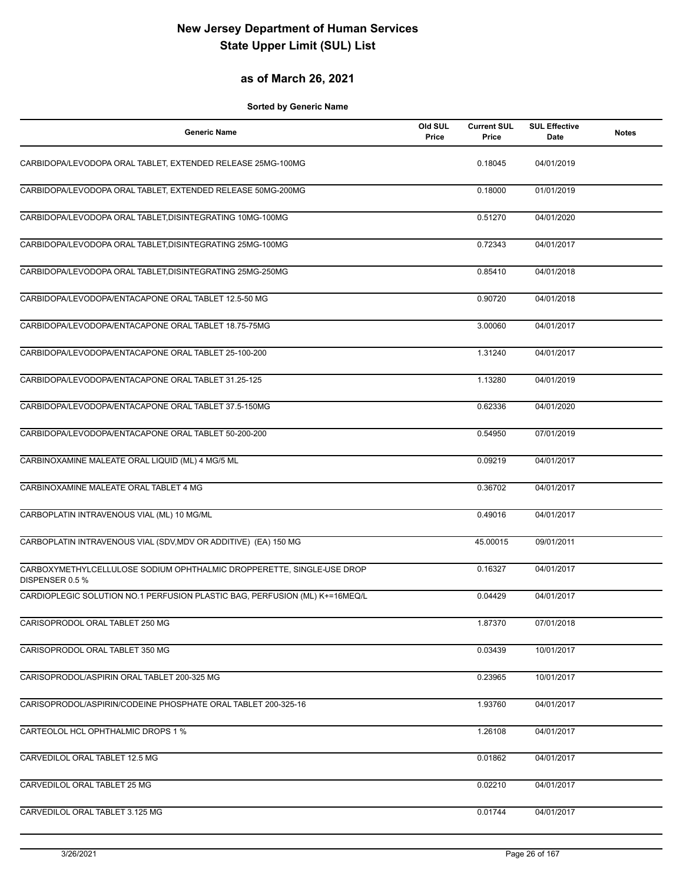# New Jersey Department of Human Services
# State Upper Limit (SUL) List

## as of March 26, 2021

**Sorted by Generic Name**

| Generic Name | Old SUL Price | Current SUL Price | SUL Effective Date | Notes |
|---|---|---|---|---|
| CARBIDOPA/LEVODOPA ORAL TABLET, EXTENDED RELEASE 25MG-100MG | | 0.18045 | 04/01/2019 | |
| CARBIDOPA/LEVODOPA ORAL TABLET, EXTENDED RELEASE 50MG-200MG | | 0.18000 | 01/01/2019 | |
| CARBIDOPA/LEVODOPA ORAL TABLET,DISINTEGRATING 10MG-100MG | | 0.51270 | 04/01/2020 | |
| CARBIDOPA/LEVODOPA ORAL TABLET,DISINTEGRATING 25MG-100MG | | 0.72343 | 04/01/2017 | |
| CARBIDOPA/LEVODOPA ORAL TABLET,DISINTEGRATING 25MG-250MG | | 0.85410 | 04/01/2018 | |
| CARBIDOPA/LEVODOPA/ENTACAPONE ORAL TABLET 12.5-50 MG | | 0.90720 | 04/01/2018 | |
| CARBIDOPA/LEVODOPA/ENTACAPONE ORAL TABLET 18.75-75MG | | 3.00060 | 04/01/2017 | |
| CARBIDOPA/LEVODOPA/ENTACAPONE ORAL TABLET 25-100-200 | | 1.31240 | 04/01/2017 | |
| CARBIDOPA/LEVODOPA/ENTACAPONE ORAL TABLET 31.25-125 | | 1.13280 | 04/01/2019 | |
| CARBIDOPA/LEVODOPA/ENTACAPONE ORAL TABLET 37.5-150MG | | 0.62336 | 04/01/2020 | |
| CARBIDOPA/LEVODOPA/ENTACAPONE ORAL TABLET 50-200-200 | | 0.54950 | 07/01/2019 | |
| CARBINOXAMINE MALEATE ORAL LIQUID (ML) 4 MG/5 ML | | 0.09219 | 04/01/2017 | |
| CARBINOXAMINE MALEATE ORAL TABLET 4 MG | | 0.36702 | 04/01/2017 | |
| CARBOPLATIN INTRAVENOUS VIAL (ML) 10 MG/ML | | 0.49016 | 04/01/2017 | |
| CARBOPLATIN INTRAVENOUS VIAL (SDV,MDV OR ADDITIVE) (EA) 150 MG | | 45.00015 | 09/01/2011 | |
| CARBOXYMETHYLCELLULOSE SODIUM OPHTHALMIC DROPPERETTE, SINGLE-USE DROP DISPENSER 0.5 % | | 0.16327 | 04/01/2017 | |
| CARDIOPLEGIC SOLUTION NO.1 PERFUSION PLASTIC BAG, PERFUSION (ML) K+=16MEQ/L | | 0.04429 | 04/01/2017 | |
| CARISOPRODOL ORAL TABLET 250 MG | | 1.87370 | 07/01/2018 | |
| CARISOPRODOL ORAL TABLET 350 MG | | 0.03439 | 10/01/2017 | |
| CARISOPRODOL/ASPIRIN ORAL TABLET 200-325 MG | | 0.23965 | 10/01/2017 | |
| CARISOPRODOL/ASPIRIN/CODEINE PHOSPHATE ORAL TABLET 200-325-16 | | 1.93760 | 04/01/2017 | |
| CARTEOLOL HCL OPHTHALMIC DROPS 1 % | | 1.26108 | 04/01/2017 | |
| CARVEDILOL ORAL TABLET 12.5 MG | | 0.01862 | 04/01/2017 | |
| CARVEDILOL ORAL TABLET 25 MG | | 0.02210 | 04/01/2017 | |
| CARVEDILOL ORAL TABLET 3.125 MG | | 0.01744 | 04/01/2017 | |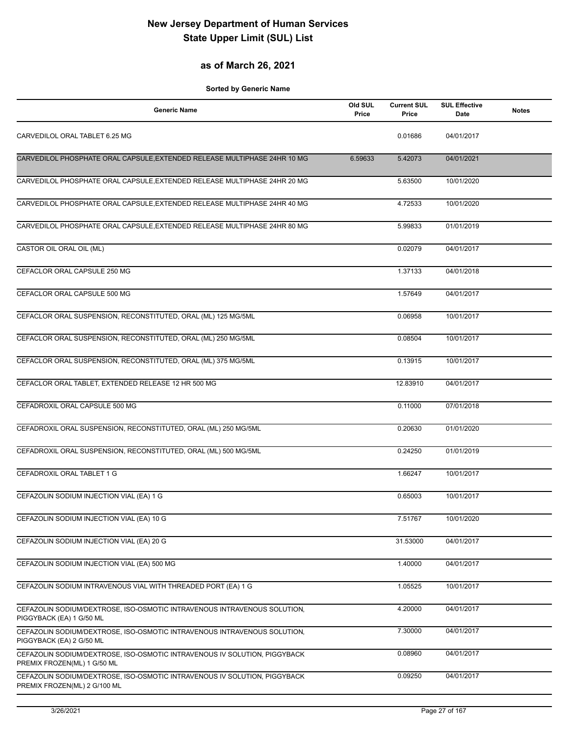# New Jersey Department of Human Services
# State Upper Limit (SUL) List

## as of March 26, 2021

**Sorted by Generic Name**

| Generic Name | Old SUL Price | Current SUL Price | SUL Effective Date | Notes |
|---|---|---|---|---|
| CARVEDILOL ORAL TABLET 6.25 MG | | 0.01686 | 04/01/2017 | |
| CARVEDILOL PHOSPHATE ORAL CAPSULE,EXTENDED RELEASE MULTIPHASE 24HR 10 MG | 6.59633 | 5.42073 | 04/01/2021 | |
| CARVEDILOL PHOSPHATE ORAL CAPSULE,EXTENDED RELEASE MULTIPHASE 24HR 20 MG | | 5.63500 | 10/01/2020 | |
| CARVEDILOL PHOSPHATE ORAL CAPSULE,EXTENDED RELEASE MULTIPHASE 24HR 40 MG | | 4.72533 | 10/01/2020 | |
| CARVEDILOL PHOSPHATE ORAL CAPSULE,EXTENDED RELEASE MULTIPHASE 24HR 80 MG | | 5.99833 | 01/01/2019 | |
| CASTOR OIL ORAL OIL (ML) | | 0.02079 | 04/01/2017 | |
| CEFACLOR ORAL CAPSULE 250 MG | | 1.37133 | 04/01/2018 | |
| CEFACLOR ORAL CAPSULE 500 MG | | 1.57649 | 04/01/2017 | |
| CEFACLOR ORAL SUSPENSION, RECONSTITUTED, ORAL (ML) 125 MG/5ML | | 0.06958 | 10/01/2017 | |
| CEFACLOR ORAL SUSPENSION, RECONSTITUTED, ORAL (ML) 250 MG/5ML | | 0.08504 | 10/01/2017 | |
| CEFACLOR ORAL SUSPENSION, RECONSTITUTED, ORAL (ML) 375 MG/5ML | | 0.13915 | 10/01/2017 | |
| CEFACLOR ORAL TABLET, EXTENDED RELEASE 12 HR 500 MG | | 12.83910 | 04/01/2017 | |
| CEFADROXIL ORAL CAPSULE 500 MG | | 0.11000 | 07/01/2018 | |
| CEFADROXIL ORAL SUSPENSION, RECONSTITUTED, ORAL (ML) 250 MG/5ML | | 0.20630 | 01/01/2020 | |
| CEFADROXIL ORAL SUSPENSION, RECONSTITUTED, ORAL (ML) 500 MG/5ML | | 0.24250 | 01/01/2019 | |
| CEFADROXIL ORAL TABLET 1 G | | 1.66247 | 10/01/2017 | |
| CEFAZOLIN SODIUM INJECTION VIAL (EA) 1 G | | 0.65003 | 10/01/2017 | |
| CEFAZOLIN SODIUM INJECTION VIAL (EA) 10 G | | 7.51767 | 10/01/2020 | |
| CEFAZOLIN SODIUM INJECTION VIAL (EA) 20 G | | 31.53000 | 04/01/2017 | |
| CEFAZOLIN SODIUM INJECTION VIAL (EA) 500 MG | | 1.40000 | 04/01/2017 | |
| CEFAZOLIN SODIUM INTRAVENOUS VIAL WITH THREADED PORT (EA) 1 G | | 1.05525 | 10/01/2017 | |
| CEFAZOLIN SODIUM/DEXTROSE, ISO-OSMOTIC INTRAVENOUS INTRAVENOUS SOLUTION, PIGGYBACK (EA) 1 G/50 ML | | 4.20000 | 04/01/2017 | |
| CEFAZOLIN SODIUM/DEXTROSE, ISO-OSMOTIC INTRAVENOUS INTRAVENOUS SOLUTION, PIGGYBACK (EA) 2 G/50 ML | | 7.30000 | 04/01/2017 | |
| CEFAZOLIN SODIUM/DEXTROSE, ISO-OSMOTIC INTRAVENOUS IV SOLUTION, PIGGYBACK PREMIX FROZEN(ML) 1 G/50 ML | | 0.08960 | 04/01/2017 | |
| CEFAZOLIN SODIUM/DEXTROSE, ISO-OSMOTIC INTRAVENOUS IV SOLUTION, PIGGYBACK PREMIX FROZEN(ML) 2 G/100 ML | | 0.09250 | 04/01/2017 | |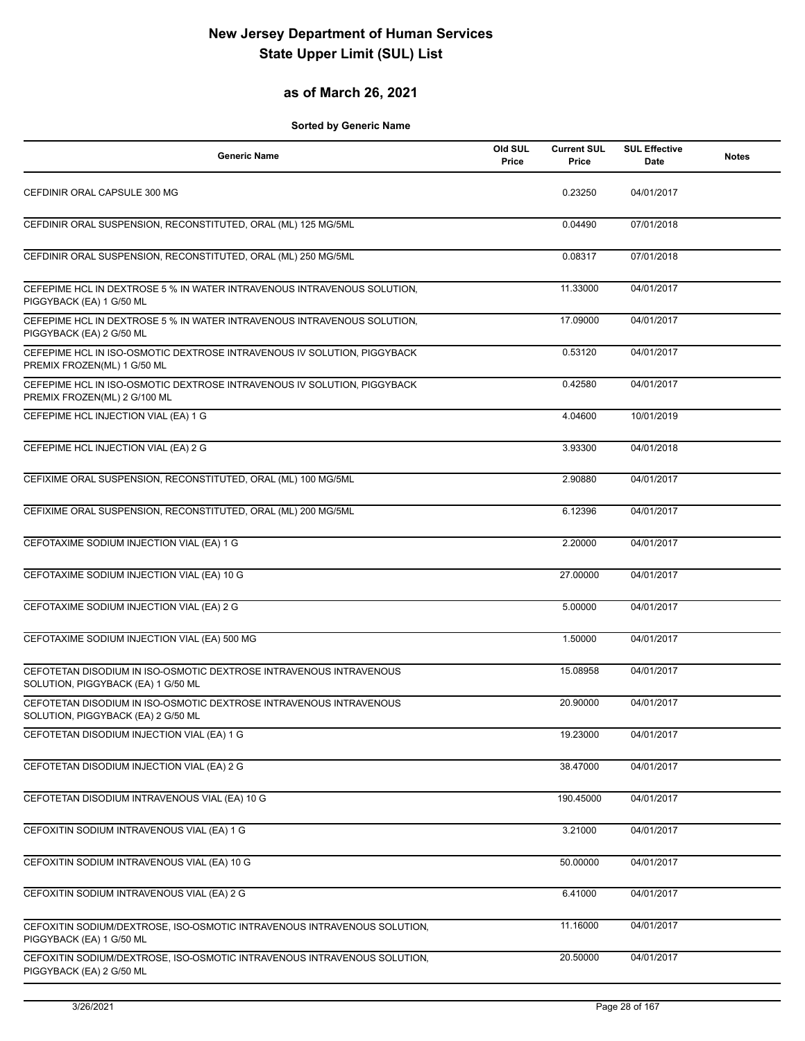# New Jersey Department of Human Services
# State Upper Limit (SUL) List

## as of March 26, 2021

**Sorted by Generic Name**

| Generic Name | Old SUL Price | Current SUL Price | SUL Effective Date | Notes |
|---|---|---|---|---|
| CEFDINIR ORAL CAPSULE 300 MG | | 0.23250 | 04/01/2017 | |
| CEFDINIR ORAL SUSPENSION, RECONSTITUTED, ORAL (ML) 125 MG/5ML | | 0.04490 | 07/01/2018 | |
| CEFDINIR ORAL SUSPENSION, RECONSTITUTED, ORAL (ML) 250 MG/5ML | | 0.08317 | 07/01/2018 | |
| CEFEPIME HCL IN DEXTROSE 5 % IN WATER INTRAVENOUS INTRAVENOUS SOLUTION, PIGGYBACK (EA) 1 G/50 ML | | 11.33000 | 04/01/2017 | |
| CEFEPIME HCL IN DEXTROSE 5 % IN WATER INTRAVENOUS INTRAVENOUS SOLUTION, PIGGYBACK (EA) 2 G/50 ML | | 17.09000 | 04/01/2017 | |
| CEFEPIME HCL IN ISO-OSMOTIC DEXTROSE INTRAVENOUS IV SOLUTION, PIGGYBACK PREMIX FROZEN(ML) 1 G/50 ML | | 0.53120 | 04/01/2017 | |
| CEFEPIME HCL IN ISO-OSMOTIC DEXTROSE INTRAVENOUS IV SOLUTION, PIGGYBACK PREMIX FROZEN(ML) 2 G/100 ML | | 0.42580 | 04/01/2017 | |
| CEFEPIME HCL INJECTION VIAL (EA) 1 G | | 4.04600 | 10/01/2019 | |
| CEFEPIME HCL INJECTION VIAL (EA) 2 G | | 3.93300 | 04/01/2018 | |
| CEFIXIME ORAL SUSPENSION, RECONSTITUTED, ORAL (ML) 100 MG/5ML | | 2.90880 | 04/01/2017 | |
| CEFIXIME ORAL SUSPENSION, RECONSTITUTED, ORAL (ML) 200 MG/5ML | | 6.12396 | 04/01/2017 | |
| CEFOTAXIME SODIUM INJECTION VIAL (EA) 1 G | | 2.20000 | 04/01/2017 | |
| CEFOTAXIME SODIUM INJECTION VIAL (EA) 10 G | | 27.00000 | 04/01/2017 | |
| CEFOTAXIME SODIUM INJECTION VIAL (EA) 2 G | | 5.00000 | 04/01/2017 | |
| CEFOTAXIME SODIUM INJECTION VIAL (EA) 500 MG | | 1.50000 | 04/01/2017 | |
| CEFOTETAN DISODIUM IN ISO-OSMOTIC DEXTROSE INTRAVENOUS INTRAVENOUS SOLUTION, PIGGYBACK (EA) 1 G/50 ML | | 15.08958 | 04/01/2017 | |
| CEFOTETAN DISODIUM IN ISO-OSMOTIC DEXTROSE INTRAVENOUS INTRAVENOUS SOLUTION, PIGGYBACK (EA) 2 G/50 ML | | 20.90000 | 04/01/2017 | |
| CEFOTETAN DISODIUM INJECTION VIAL (EA) 1 G | | 19.23000 | 04/01/2017 | |
| CEFOTETAN DISODIUM INJECTION VIAL (EA) 2 G | | 38.47000 | 04/01/2017 | |
| CEFOTETAN DISODIUM INTRAVENOUS VIAL (EA) 10 G | | 190.45000 | 04/01/2017 | |
| CEFOXITIN SODIUM INTRAVENOUS VIAL (EA) 1 G | | 3.21000 | 04/01/2017 | |
| CEFOXITIN SODIUM INTRAVENOUS VIAL (EA) 10 G | | 50.00000 | 04/01/2017 | |
| CEFOXITIN SODIUM INTRAVENOUS VIAL (EA) 2 G | | 6.41000 | 04/01/2017 | |
| CEFOXITIN SODIUM/DEXTROSE, ISO-OSMOTIC INTRAVENOUS INTRAVENOUS SOLUTION, PIGGYBACK (EA) 1 G/50 ML | | 11.16000 | 04/01/2017 | |
| CEFOXITIN SODIUM/DEXTROSE, ISO-OSMOTIC INTRAVENOUS INTRAVENOUS SOLUTION, PIGGYBACK (EA) 2 G/50 ML | | 20.50000 | 04/01/2017 | |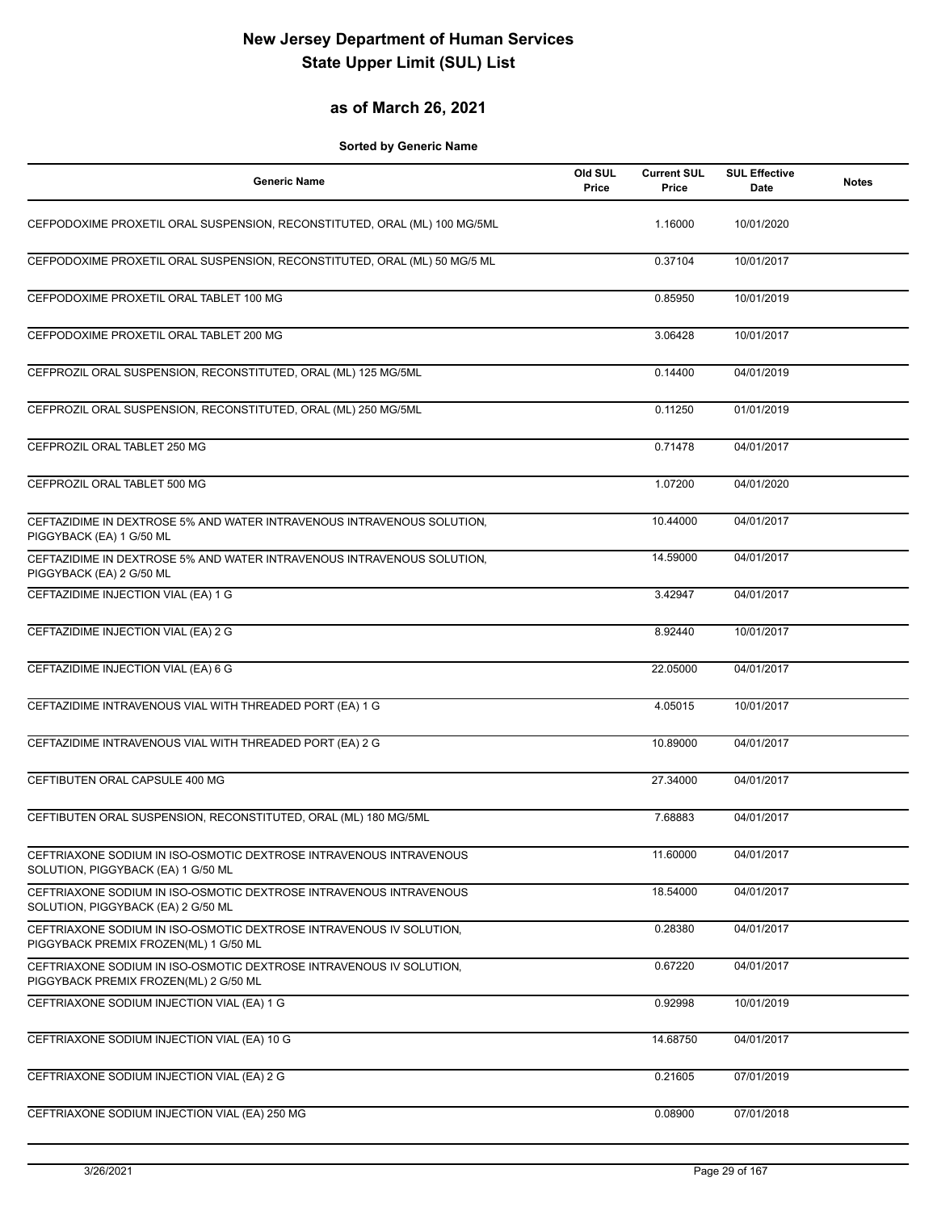# New Jersey Department of Human Services
# State Upper Limit (SUL) List

## as of March 26, 2021

**Sorted by Generic Name**

| Generic Name | Old SUL Price | Current SUL Price | SUL Effective Date | Notes |
|---|---|---|---|---|
| CEFPODOXIME PROXETIL ORAL SUSPENSION, RECONSTITUTED, ORAL (ML) 100 MG/5ML | | 1.16000 | 10/01/2020 | |
| CEFPODOXIME PROXETIL ORAL SUSPENSION, RECONSTITUTED, ORAL (ML) 50 MG/5 ML | | 0.37104 | 10/01/2017 | |
| CEFPODOXIME PROXETIL ORAL TABLET 100 MG | | 0.85950 | 10/01/2019 | |
| CEFPODOXIME PROXETIL ORAL TABLET 200 MG | | 3.06428 | 10/01/2017 | |
| CEFPROZIL ORAL SUSPENSION, RECONSTITUTED, ORAL (ML) 125 MG/5ML | | 0.14400 | 04/01/2019 | |
| CEFPROZIL ORAL SUSPENSION, RECONSTITUTED, ORAL (ML) 250 MG/5ML | | 0.11250 | 01/01/2019 | |
| CEFPROZIL ORAL TABLET 250 MG | | 0.71478 | 04/01/2017 | |
| CEFPROZIL ORAL TABLET 500 MG | | 1.07200 | 04/01/2020 | |
| CEFTAZIDIME IN DEXTROSE 5% AND WATER INTRAVENOUS INTRAVENOUS SOLUTION, PIGGYBACK (EA) 1 G/50 ML | | 10.44000 | 04/01/2017 | |
| CEFTAZIDIME IN DEXTROSE 5% AND WATER INTRAVENOUS INTRAVENOUS SOLUTION, PIGGYBACK (EA) 2 G/50 ML | | 14.59000 | 04/01/2017 | |
| CEFTAZIDIME INJECTION VIAL (EA) 1 G | | 3.42947 | 04/01/2017 | |
| CEFTAZIDIME INJECTION VIAL (EA) 2 G | | 8.92440 | 10/01/2017 | |
| CEFTAZIDIME INJECTION VIAL (EA) 6 G | | 22.05000 | 04/01/2017 | |
| CEFTAZIDIME INTRAVENOUS VIAL WITH THREADED PORT (EA) 1 G | | 4.05015 | 10/01/2017 | |
| CEFTAZIDIME INTRAVENOUS VIAL WITH THREADED PORT (EA) 2 G | | 10.89000 | 04/01/2017 | |
| CEFTIBUTEN ORAL CAPSULE 400 MG | | 27.34000 | 04/01/2017 | |
| CEFTIBUTEN ORAL SUSPENSION, RECONSTITUTED, ORAL (ML) 180 MG/5ML | | 7.68883 | 04/01/2017 | |
| CEFTRIAXONE SODIUM IN ISO-OSMOTIC DEXTROSE INTRAVENOUS INTRAVENOUS SOLUTION, PIGGYBACK (EA) 1 G/50 ML | | 11.60000 | 04/01/2017 | |
| CEFTRIAXONE SODIUM IN ISO-OSMOTIC DEXTROSE INTRAVENOUS INTRAVENOUS SOLUTION, PIGGYBACK (EA) 2 G/50 ML | | 18.54000 | 04/01/2017 | |
| CEFTRIAXONE SODIUM IN ISO-OSMOTIC DEXTROSE INTRAVENOUS IV SOLUTION, PIGGYBACK PREMIX FROZEN(ML) 1 G/50 ML | | 0.28380 | 04/01/2017 | |
| CEFTRIAXONE SODIUM IN ISO-OSMOTIC DEXTROSE INTRAVENOUS IV SOLUTION, PIGGYBACK PREMIX FROZEN(ML) 2 G/50 ML | | 0.67220 | 04/01/2017 | |
| CEFTRIAXONE SODIUM INJECTION VIAL (EA) 1 G | | 0.92998 | 10/01/2019 | |
| CEFTRIAXONE SODIUM INJECTION VIAL (EA) 10 G | | 14.68750 | 04/01/2017 | |
| CEFTRIAXONE SODIUM INJECTION VIAL (EA) 2 G | | 0.21605 | 07/01/2019 | |
| CEFTRIAXONE SODIUM INJECTION VIAL (EA) 250 MG | | 0.08900 | 07/01/2018 | |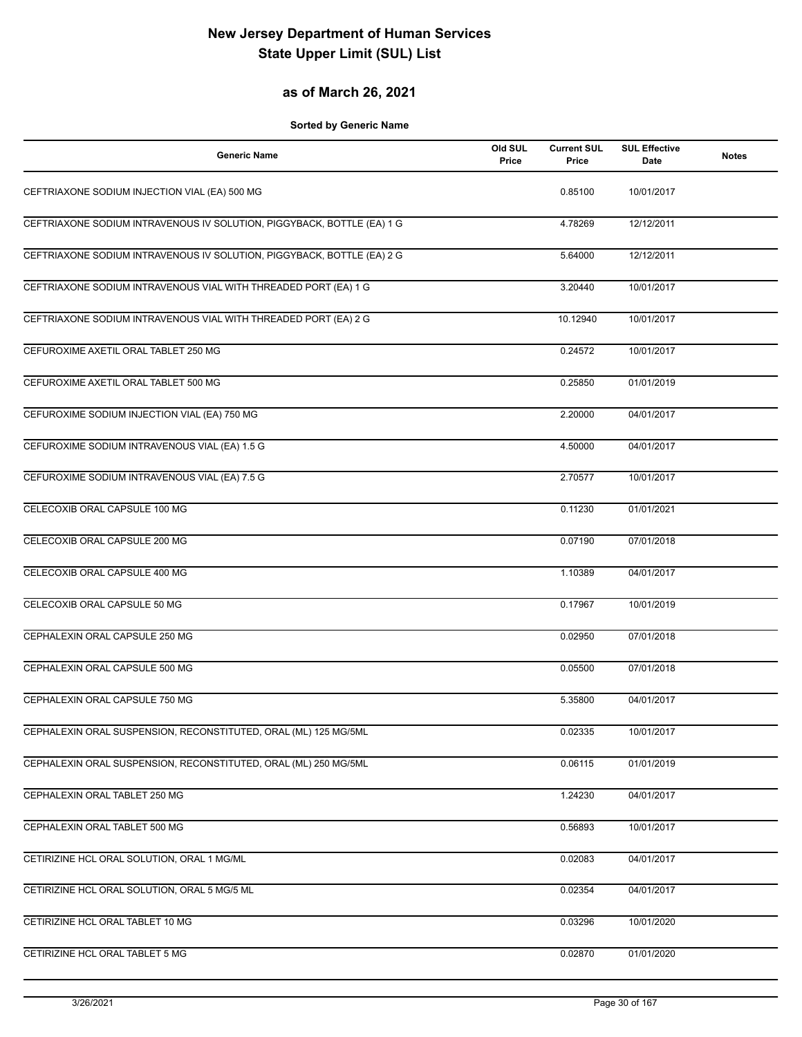# New Jersey Department of Human Services
# State Upper Limit (SUL) List

## as of March 26, 2021

**Sorted by Generic Name**

| Generic Name | Old SUL Price | Current SUL Price | SUL Effective Date | Notes |
|---|---|---|---|---|
| CEFTRIAXONE SODIUM INJECTION VIAL (EA) 500 MG | | 0.85100 | 10/01/2017 | |
| CEFTRIAXONE SODIUM INTRAVENOUS IV SOLUTION, PIGGYBACK, BOTTLE (EA) 1 G | | 4.78269 | 12/12/2011 | |
| CEFTRIAXONE SODIUM INTRAVENOUS IV SOLUTION, PIGGYBACK, BOTTLE (EA) 2 G | | 5.64000 | 12/12/2011 | |
| CEFTRIAXONE SODIUM INTRAVENOUS VIAL WITH THREADED PORT (EA) 1 G | | 3.20440 | 10/01/2017 | |
| CEFTRIAXONE SODIUM INTRAVENOUS VIAL WITH THREADED PORT (EA) 2 G | | 10.12940 | 10/01/2017 | |
| CEFUROXIME AXETIL ORAL TABLET 250 MG | | 0.24572 | 10/01/2017 | |
| CEFUROXIME AXETIL ORAL TABLET 500 MG | | 0.25850 | 01/01/2019 | |
| CEFUROXIME SODIUM INJECTION VIAL (EA) 750 MG | | 2.20000 | 04/01/2017 | |
| CEFUROXIME SODIUM INTRAVENOUS VIAL (EA) 1.5 G | | 4.50000 | 04/01/2017 | |
| CEFUROXIME SODIUM INTRAVENOUS VIAL (EA) 7.5 G | | 2.70577 | 10/01/2017 | |
| CELECOXIB ORAL CAPSULE 100 MG | | 0.11230 | 01/01/2021 | |
| CELECOXIB ORAL CAPSULE 200 MG | | 0.07190 | 07/01/2018 | |
| CELECOXIB ORAL CAPSULE 400 MG | | 1.10389 | 04/01/2017 | |
| CELECOXIB ORAL CAPSULE 50 MG | | 0.17967 | 10/01/2019 | |
| CEPHALEXIN ORAL CAPSULE 250 MG | | 0.02950 | 07/01/2018 | |
| CEPHALEXIN ORAL CAPSULE 500 MG | | 0.05500 | 07/01/2018 | |
| CEPHALEXIN ORAL CAPSULE 750 MG | | 5.35800 | 04/01/2017 | |
| CEPHALEXIN ORAL SUSPENSION, RECONSTITUTED, ORAL (ML) 125 MG/5ML | | 0.02335 | 10/01/2017 | |
| CEPHALEXIN ORAL SUSPENSION, RECONSTITUTED, ORAL (ML) 250 MG/5ML | | 0.06115 | 01/01/2019 | |
| CEPHALEXIN ORAL TABLET 250 MG | | 1.24230 | 04/01/2017 | |
| CEPHALEXIN ORAL TABLET 500 MG | | 0.56893 | 10/01/2017 | |
| CETIRIZINE HCL ORAL SOLUTION, ORAL 1 MG/ML | | 0.02083 | 04/01/2017 | |
| CETIRIZINE HCL ORAL SOLUTION, ORAL 5 MG/5 ML | | 0.02354 | 04/01/2017 | |
| CETIRIZINE HCL ORAL TABLET 10 MG | | 0.03296 | 10/01/2020 | |
| CETIRIZINE HCL ORAL TABLET 5 MG | | 0.02870 | 01/01/2020 | |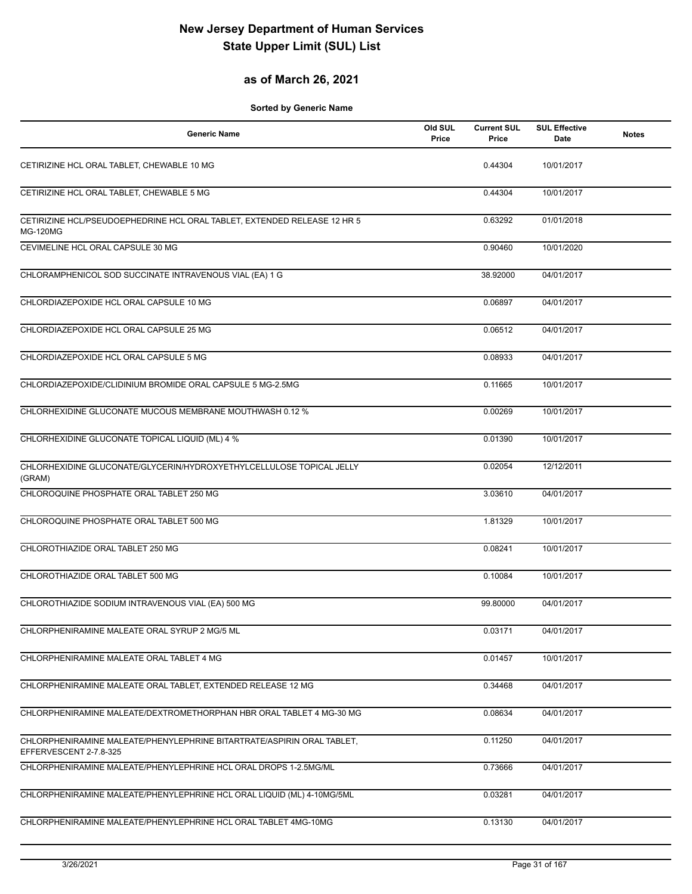# New Jersey Department of Human Services
# State Upper Limit (SUL) List

## as of March 26, 2021

**Sorted by Generic Name**

| Generic Name | Old SUL Price | Current SUL Price | SUL Effective Date | Notes |
|---|---|---|---|---|
| CETIRIZINE HCL ORAL TABLET, CHEWABLE 10 MG | | 0.44304 | 10/01/2017 | |
| CETIRIZINE HCL ORAL TABLET, CHEWABLE 5 MG | | 0.44304 | 10/01/2017 | |
| CETIRIZINE HCL/PSEUDOEPHEDRINE HCL ORAL TABLET, EXTENDED RELEASE 12 HR 5 MG-120MG | | 0.63292 | 01/01/2018 | |
| CEVIMELINE HCL ORAL CAPSULE 30 MG | | 0.90460 | 10/01/2020 | |
| CHLORAMPHENICOL SOD SUCCINATE INTRAVENOUS VIAL (EA) 1 G | | 38.92000 | 04/01/2017 | |
| CHLORDIAZEPOXIDE HCL ORAL CAPSULE 10 MG | | 0.06897 | 04/01/2017 | |
| CHLORDIAZEPOXIDE HCL ORAL CAPSULE 25 MG | | 0.06512 | 04/01/2017 | |
| CHLORDIAZEPOXIDE HCL ORAL CAPSULE 5 MG | | 0.08933 | 04/01/2017 | |
| CHLORDIAZEPOXIDE/CLIDINIUM BROMIDE ORAL CAPSULE 5 MG-2.5MG | | 0.11665 | 10/01/2017 | |
| CHLORHEXIDINE GLUCONATE MUCOUS MEMBRANE MOUTHWASH 0.12 % | | 0.00269 | 10/01/2017 | |
| CHLORHEXIDINE GLUCONATE TOPICAL LIQUID (ML) 4 % | | 0.01390 | 10/01/2017 | |
| CHLORHEXIDINE GLUCONATE/GLYCERIN/HYDROXYETHYLCELLULOSE TOPICAL JELLY (GRAM) | | 0.02054 | 12/12/2011 | |
| CHLOROQUINE PHOSPHATE ORAL TABLET 250 MG | | 3.03610 | 04/01/2017 | |
| CHLOROQUINE PHOSPHATE ORAL TABLET 500 MG | | 1.81329 | 10/01/2017 | |
| CHLOROTHIAZIDE ORAL TABLET 250 MG | | 0.08241 | 10/01/2017 | |
| CHLOROTHIAZIDE ORAL TABLET 500 MG | | 0.10084 | 10/01/2017 | |
| CHLOROTHIAZIDE SODIUM INTRAVENOUS VIAL (EA) 500 MG | | 99.80000 | 04/01/2017 | |
| CHLORPHENIRAMINE MALEATE ORAL SYRUP 2 MG/5 ML | | 0.03171 | 04/01/2017 | |
| CHLORPHENIRAMINE MALEATE ORAL TABLET 4 MG | | 0.01457 | 10/01/2017 | |
| CHLORPHENIRAMINE MALEATE ORAL TABLET, EXTENDED RELEASE 12 MG | | 0.34468 | 04/01/2017 | |
| CHLORPHENIRAMINE MALEATE/DEXTROMETHORPHAN HBR ORAL TABLET 4 MG-30 MG | | 0.08634 | 04/01/2017 | |
| CHLORPHENIRAMINE MALEATE/PHENYLEPHRINE BITARTRATE/ASPIRIN ORAL TABLET, EFFERVESCENT 2-7.8-325 | | 0.11250 | 04/01/2017 | |
| CHLORPHENIRAMINE MALEATE/PHENYLEPHRINE HCL ORAL DROPS 1-2.5MG/ML | | 0.73666 | 04/01/2017 | |
| CHLORPHENIRAMINE MALEATE/PHENYLEPHRINE HCL ORAL LIQUID (ML) 4-10MG/5ML | | 0.03281 | 04/01/2017 | |
| CHLORPHENIRAMINE MALEATE/PHENYLEPHRINE HCL ORAL TABLET 4MG-10MG | | 0.13130 | 04/01/2017 | |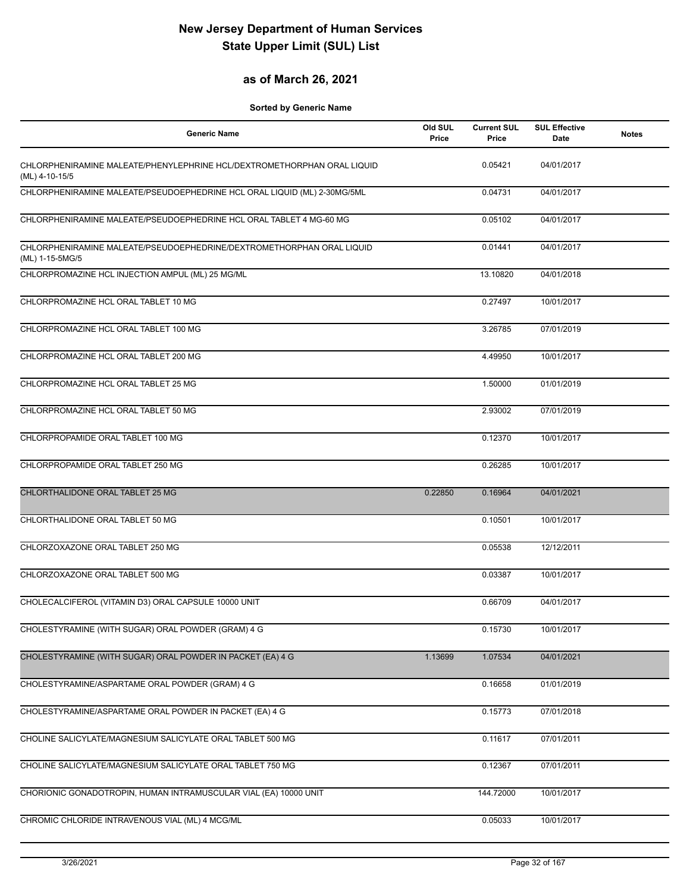# New Jersey Department of Human Services
# State Upper Limit (SUL) List

## as of March 26, 2021

**Sorted by Generic Name**

| Generic Name | Old SUL Price | Current SUL Price | SUL Effective Date | Notes |
|---|---|---|---|---|
| CHLORPHENIRAMINE MALEATE/PHENYLEPHRINE HCL/DEXTROMETHORPHAN ORAL LIQUID (ML) 4-10-15/5 | | 0.05421 | 04/01/2017 | |
| CHLORPHENIRAMINE MALEATE/PSEUDOEPHEDRINE HCL ORAL LIQUID (ML) 2-30MG/5ML | | 0.04731 | 04/01/2017 | |
| CHLORPHENIRAMINE MALEATE/PSEUDOEPHEDRINE HCL ORAL TABLET 4 MG-60 MG | | 0.05102 | 04/01/2017 | |
| CHLORPHENIRAMINE MALEATE/PSEUDOEPHEDRINE/DEXTROMETHORPHAN ORAL LIQUID (ML) 1-15-5MG/5 | | 0.01441 | 04/01/2017 | |
| CHLORPROMAZINE HCL INJECTION AMPUL (ML) 25 MG/ML | | 13.10820 | 04/01/2018 | |
| CHLORPROMAZINE HCL ORAL TABLET 10 MG | | 0.27497 | 10/01/2017 | |
| CHLORPROMAZINE HCL ORAL TABLET 100 MG | | 3.26785 | 07/01/2019 | |
| CHLORPROMAZINE HCL ORAL TABLET 200 MG | | 4.49950 | 10/01/2017 | |
| CHLORPROMAZINE HCL ORAL TABLET 25 MG | | 1.50000 | 01/01/2019 | |
| CHLORPROMAZINE HCL ORAL TABLET 50 MG | | 2.93002 | 07/01/2019 | |
| CHLORPROPAMIDE ORAL TABLET 100 MG | | 0.12370 | 10/01/2017 | |
| CHLORPROPAMIDE ORAL TABLET 250 MG | | 0.26285 | 10/01/2017 | |
| CHLORTHALIDONE ORAL TABLET 25 MG | 0.22850 | 0.16964 | 04/01/2021 | |
| CHLORTHALIDONE ORAL TABLET 50 MG | | 0.10501 | 10/01/2017 | |
| CHLORZOXAZONE ORAL TABLET 250 MG | | 0.05538 | 12/12/2011 | |
| CHLORZOXAZONE ORAL TABLET 500 MG | | 0.03387 | 10/01/2017 | |
| CHOLECALCIFEROL (VITAMIN D3) ORAL CAPSULE 10000 UNIT | | 0.66709 | 04/01/2017 | |
| CHOLESTYRAMINE (WITH SUGAR) ORAL POWDER (GRAM) 4 G | | 0.15730 | 10/01/2017 | |
| CHOLESTYRAMINE (WITH SUGAR) ORAL POWDER IN PACKET (EA) 4 G | 1.13699 | 1.07534 | 04/01/2021 | |
| CHOLESTYRAMINE/ASPARTAME ORAL POWDER (GRAM) 4 G | | 0.16658 | 01/01/2019 | |
| CHOLESTYRAMINE/ASPARTAME ORAL POWDER IN PACKET (EA) 4 G | | 0.15773 | 07/01/2018 | |
| CHOLINE SALICYLATE/MAGNESIUM SALICYLATE ORAL TABLET 500 MG | | 0.11617 | 07/01/2011 | |
| CHOLINE SALICYLATE/MAGNESIUM SALICYLATE ORAL TABLET 750 MG | | 0.12367 | 07/01/2011 | |
| CHORIONIC GONADOTROPIN, HUMAN INTRAMUSCULAR VIAL (EA) 10000 UNIT | | 144.72000 | 10/01/2017 | |
| CHROMIC CHLORIDE INTRAVENOUS VIAL (ML) 4 MCG/ML | | 0.05033 | 10/01/2017 | |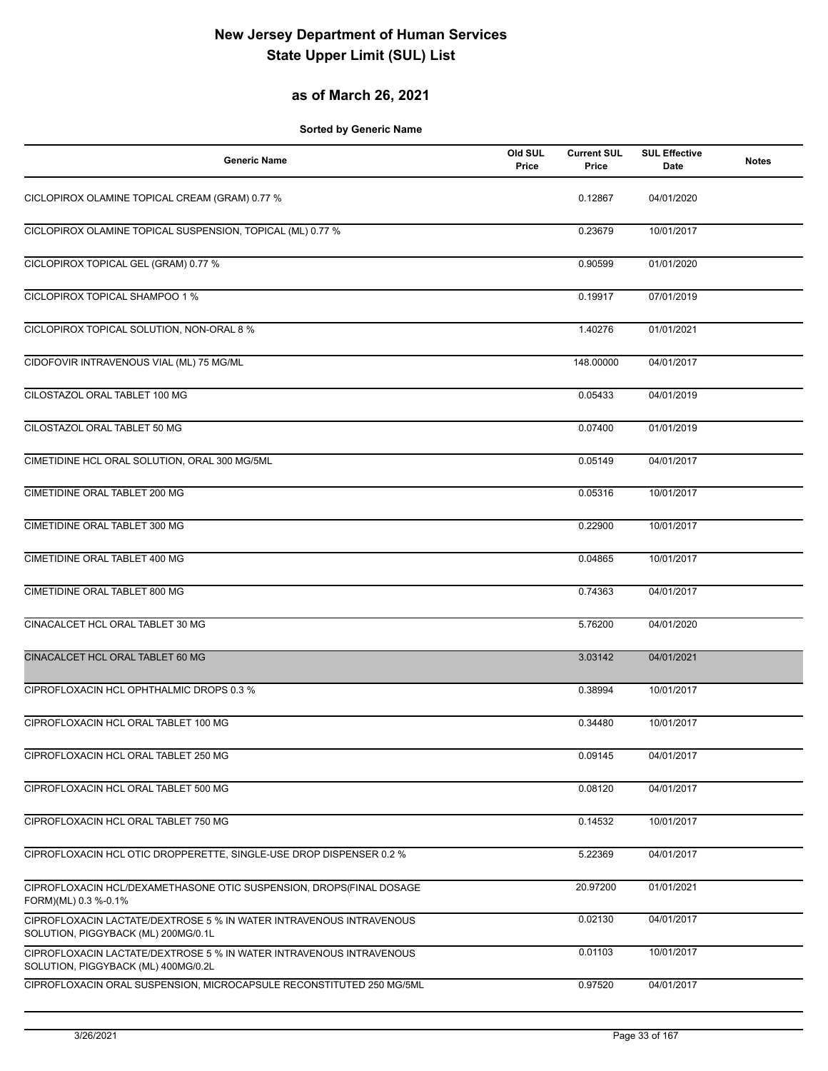# New Jersey Department of Human Services
# State Upper Limit (SUL) List

## as of March 26, 2021

**Sorted by Generic Name**

| Generic Name | Old SUL Price | Current SUL Price | SUL Effective Date | Notes |
|---|---|---|---|---|
| CICLOPIROX OLAMINE TOPICAL CREAM (GRAM) 0.77 % | | 0.12867 | 04/01/2020 | |
| CICLOPIROX OLAMINE TOPICAL SUSPENSION, TOPICAL (ML) 0.77 % | | 0.23679 | 10/01/2017 | |
| CICLOPIROX TOPICAL GEL (GRAM) 0.77 % | | 0.90599 | 01/01/2020 | |
| CICLOPIROX TOPICAL SHAMPOO 1 % | | 0.19917 | 07/01/2019 | |
| CICLOPIROX TOPICAL SOLUTION, NON-ORAL 8 % | | 1.40276 | 01/01/2021 | |
| CIDOFOVIR INTRAVENOUS VIAL (ML) 75 MG/ML | | 148.00000 | 04/01/2017 | |
| CILOSTAZOL ORAL TABLET 100 MG | | 0.05433 | 04/01/2019 | |
| CILOSTAZOL ORAL TABLET 50 MG | | 0.07400 | 01/01/2019 | |
| CIMETIDINE HCL ORAL SOLUTION, ORAL 300 MG/5ML | | 0.05149 | 04/01/2017 | |
| CIMETIDINE ORAL TABLET 200 MG | | 0.05316 | 10/01/2017 | |
| CIMETIDINE ORAL TABLET 300 MG | | 0.22900 | 10/01/2017 | |
| CIMETIDINE ORAL TABLET 400 MG | | 0.04865 | 10/01/2017 | |
| CIMETIDINE ORAL TABLET 800 MG | | 0.74363 | 04/01/2017 | |
| CINACALCET HCL ORAL TABLET 30 MG | | 5.76200 | 04/01/2020 | |
| CINACALCET HCL ORAL TABLET 60 MG | | 3.03142 | 04/01/2021 | |
| CIPROFLOXACIN HCL OPHTHALMIC DROPS 0.3 % | | 0.38994 | 10/01/2017 | |
| CIPROFLOXACIN HCL ORAL TABLET 100 MG | | 0.34480 | 10/01/2017 | |
| CIPROFLOXACIN HCL ORAL TABLET 250 MG | | 0.09145 | 04/01/2017 | |
| CIPROFLOXACIN HCL ORAL TABLET 500 MG | | 0.08120 | 04/01/2017 | |
| CIPROFLOXACIN HCL ORAL TABLET 750 MG | | 0.14532 | 10/01/2017 | |
| CIPROFLOXACIN HCL OTIC DROPPERETTE, SINGLE-USE DROP DISPENSER 0.2 % | | 5.22369 | 04/01/2017 | |
| CIPROFLOXACIN HCL/DEXAMETHASONE OTIC SUSPENSION, DROPS(FINAL DOSAGE FORM)(ML) 0.3 %-0.1% | | 20.97200 | 01/01/2021 | |
| CIPROFLOXACIN LACTATE/DEXTROSE 5 % IN WATER INTRAVENOUS INTRAVENOUS SOLUTION, PIGGYBACK (ML) 200MG/0.1L | | 0.02130 | 04/01/2017 | |
| CIPROFLOXACIN LACTATE/DEXTROSE 5 % IN WATER INTRAVENOUS INTRAVENOUS SOLUTION, PIGGYBACK (ML) 400MG/0.2L | | 0.01103 | 10/01/2017 | |
| CIPROFLOXACIN ORAL SUSPENSION, MICROCAPSULE RECONSTITUTED 250 MG/5ML | | 0.97520 | 04/01/2017 | |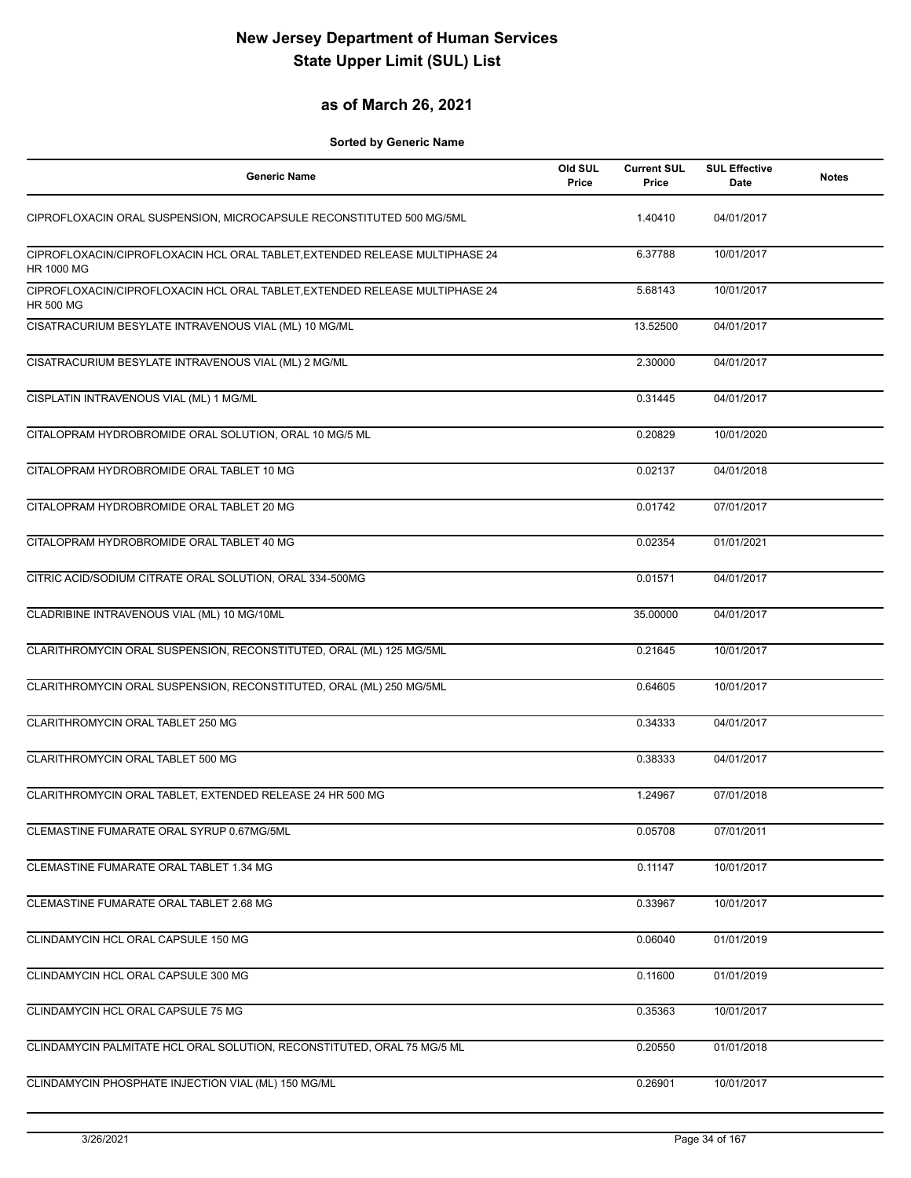# New Jersey Department of Human Services
# State Upper Limit (SUL) List

## as of March 26, 2021

**Sorted by Generic Name**

| Generic Name | Old SUL Price | Current SUL Price | SUL Effective Date | Notes |
|---|---|---|---|---|
| CIPROFLOXACIN ORAL SUSPENSION, MICROCAPSULE RECONSTITUTED 500 MG/5ML | | 1.40410 | 04/01/2017 | |
| CIPROFLOXACIN/CIPROFLOXACIN HCL ORAL TABLET,EXTENDED RELEASE MULTIPHASE 24 HR 1000 MG | | 6.37788 | 10/01/2017 | |
| CIPROFLOXACIN/CIPROFLOXACIN HCL ORAL TABLET,EXTENDED RELEASE MULTIPHASE 24 HR 500 MG | | 5.68143 | 10/01/2017 | |
| CISATRACURIUM BESYLATE INTRAVENOUS VIAL (ML) 10 MG/ML | | 13.52500 | 04/01/2017 | |
| CISATRACURIUM BESYLATE INTRAVENOUS VIAL (ML) 2 MG/ML | | 2.30000 | 04/01/2017 | |
| CISPLATIN INTRAVENOUS VIAL (ML) 1 MG/ML | | 0.31445 | 04/01/2017 | |
| CITALOPRAM HYDROBROMIDE ORAL SOLUTION, ORAL 10 MG/5 ML | | 0.20829 | 10/01/2020 | |
| CITALOPRAM HYDROBROMIDE ORAL TABLET 10 MG | | 0.02137 | 04/01/2018 | |
| CITALOPRAM HYDROBROMIDE ORAL TABLET 20 MG | | 0.01742 | 07/01/2017 | |
| CITALOPRAM HYDROBROMIDE ORAL TABLET 40 MG | | 0.02354 | 01/01/2021 | |
| CITRIC ACID/SODIUM CITRATE ORAL SOLUTION, ORAL 334-500MG | | 0.01571 | 04/01/2017 | |
| CLADRIBINE INTRAVENOUS VIAL (ML) 10 MG/10ML | | 35.00000 | 04/01/2017 | |
| CLARITHROMYCIN ORAL SUSPENSION, RECONSTITUTED, ORAL (ML) 125 MG/5ML | | 0.21645 | 10/01/2017 | |
| CLARITHROMYCIN ORAL SUSPENSION, RECONSTITUTED, ORAL (ML) 250 MG/5ML | | 0.64605 | 10/01/2017 | |
| CLARITHROMYCIN ORAL TABLET 250 MG | | 0.34333 | 04/01/2017 | |
| CLARITHROMYCIN ORAL TABLET 500 MG | | 0.38333 | 04/01/2017 | |
| CLARITHROMYCIN ORAL TABLET, EXTENDED RELEASE 24 HR 500 MG | | 1.24967 | 07/01/2018 | |
| CLEMASTINE FUMARATE ORAL SYRUP 0.67MG/5ML | | 0.05708 | 07/01/2011 | |
| CLEMASTINE FUMARATE ORAL TABLET 1.34 MG | | 0.11147 | 10/01/2017 | |
| CLEMASTINE FUMARATE ORAL TABLET 2.68 MG | | 0.33967 | 10/01/2017 | |
| CLINDAMYCIN HCL ORAL CAPSULE 150 MG | | 0.06040 | 01/01/2019 | |
| CLINDAMYCIN HCL ORAL CAPSULE 300 MG | | 0.11600 | 01/01/2019 | |
| CLINDAMYCIN HCL ORAL CAPSULE 75 MG | | 0.35363 | 10/01/2017 | |
| CLINDAMYCIN PALMITATE HCL ORAL SOLUTION, RECONSTITUTED, ORAL 75 MG/5 ML | | 0.20550 | 01/01/2018 | |
| CLINDAMYCIN PHOSPHATE INJECTION VIAL (ML) 150 MG/ML | | 0.26901 | 10/01/2017 | |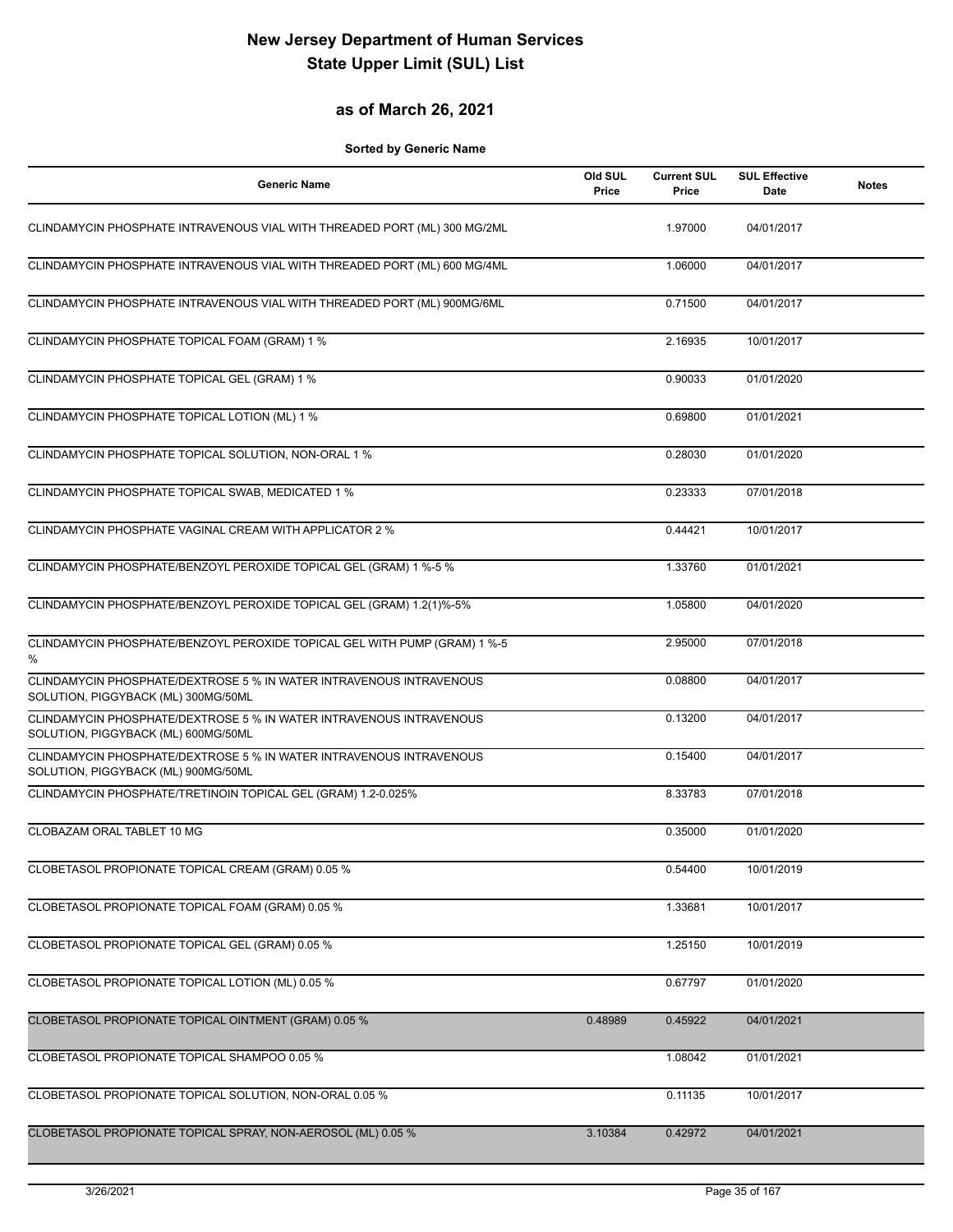# New Jersey Department of Human Services
# State Upper Limit (SUL) List

## as of March 26, 2021

**Sorted by Generic Name**

| Generic Name | Old SUL Price | Current SUL Price | SUL Effective Date | Notes |
|---|---|---|---|---|
| CLINDAMYCIN PHOSPHATE INTRAVENOUS VIAL WITH THREADED PORT (ML) 300 MG/2ML | | 1.97000 | 04/01/2017 | |
| CLINDAMYCIN PHOSPHATE INTRAVENOUS VIAL WITH THREADED PORT (ML) 600 MG/4ML | | 1.06000 | 04/01/2017 | |
| CLINDAMYCIN PHOSPHATE INTRAVENOUS VIAL WITH THREADED PORT (ML) 900MG/6ML | | 0.71500 | 04/01/2017 | |
| CLINDAMYCIN PHOSPHATE TOPICAL FOAM (GRAM) 1 % | | 2.16935 | 10/01/2017 | |
| CLINDAMYCIN PHOSPHATE TOPICAL GEL (GRAM) 1 % | | 0.90033 | 01/01/2020 | |
| CLINDAMYCIN PHOSPHATE TOPICAL LOTION (ML) 1 % | | 0.69800 | 01/01/2021 | |
| CLINDAMYCIN PHOSPHATE TOPICAL SOLUTION, NON-ORAL 1 % | | 0.28030 | 01/01/2020 | |
| CLINDAMYCIN PHOSPHATE TOPICAL SWAB, MEDICATED 1 % | | 0.23333 | 07/01/2018 | |
| CLINDAMYCIN PHOSPHATE VAGINAL CREAM WITH APPLICATOR 2 % | | 0.44421 | 10/01/2017 | |
| CLINDAMYCIN PHOSPHATE/BENZOYL PEROXIDE TOPICAL GEL (GRAM) 1 %-5 % | | 1.33760 | 01/01/2021 | |
| CLINDAMYCIN PHOSPHATE/BENZOYL PEROXIDE TOPICAL GEL (GRAM) 1.2(1)%-5% | | 1.05800 | 04/01/2020 | |
| CLINDAMYCIN PHOSPHATE/BENZOYL PEROXIDE TOPICAL GEL WITH PUMP (GRAM) 1 %-5 % | | 2.95000 | 07/01/2018 | |
| CLINDAMYCIN PHOSPHATE/DEXTROSE 5 % IN WATER INTRAVENOUS INTRAVENOUS SOLUTION, PIGGYBACK (ML) 300MG/50ML | | 0.08800 | 04/01/2017 | |
| CLINDAMYCIN PHOSPHATE/DEXTROSE 5 % IN WATER INTRAVENOUS INTRAVENOUS SOLUTION, PIGGYBACK (ML) 600MG/50ML | | 0.13200 | 04/01/2017 | |
| CLINDAMYCIN PHOSPHATE/DEXTROSE 5 % IN WATER INTRAVENOUS INTRAVENOUS SOLUTION, PIGGYBACK (ML) 900MG/50ML | | 0.15400 | 04/01/2017 | |
| CLINDAMYCIN PHOSPHATE/TRETINOIN TOPICAL GEL (GRAM) 1.2-0.025% | | 8.33783 | 07/01/2018 | |
| CLOBAZAM ORAL TABLET 10 MG | | 0.35000 | 01/01/2020 | |
| CLOBETASOL PROPIONATE TOPICAL CREAM (GRAM) 0.05 % | | 0.54400 | 10/01/2019 | |
| CLOBETASOL PROPIONATE TOPICAL FOAM (GRAM) 0.05 % | | 1.33681 | 10/01/2017 | |
| CLOBETASOL PROPIONATE TOPICAL GEL (GRAM) 0.05 % | | 1.25150 | 10/01/2019 | |
| CLOBETASOL PROPIONATE TOPICAL LOTION (ML) 0.05 % | | 0.67797 | 01/01/2020 | |
| CLOBETASOL PROPIONATE TOPICAL OINTMENT (GRAM) 0.05 % | 0.48989 | 0.45922 | 04/01/2021 | |
| CLOBETASOL PROPIONATE TOPICAL SHAMPOO 0.05 % | | 1.08042 | 01/01/2021 | |
| CLOBETASOL PROPIONATE TOPICAL SOLUTION, NON-ORAL 0.05 % | | 0.11135 | 10/01/2017 | |
| CLOBETASOL PROPIONATE TOPICAL SPRAY, NON-AEROSOL (ML) 0.05 % | 3.10384 | 0.42972 | 04/01/2021 | |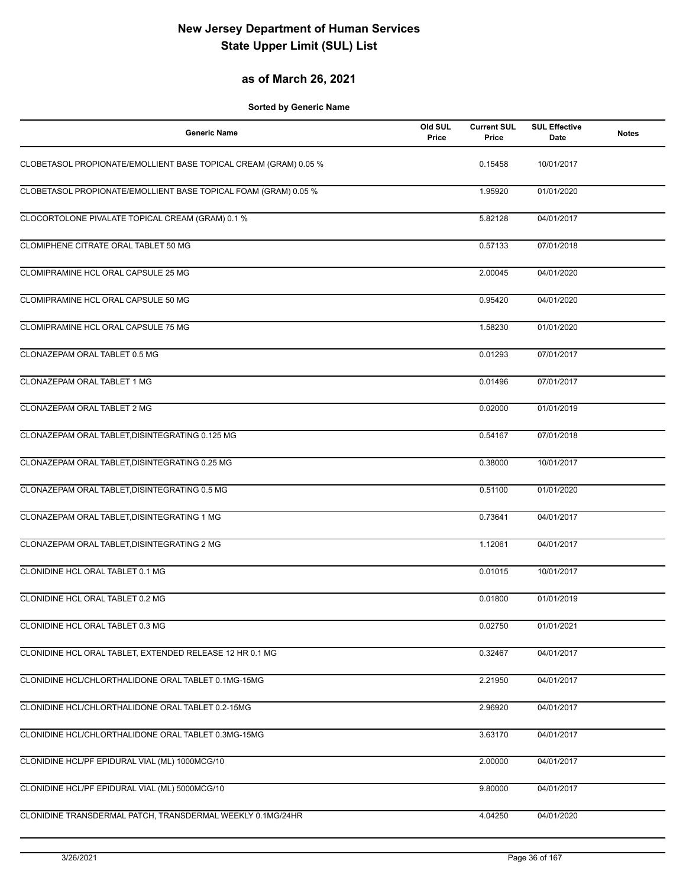# New Jersey Department of Human Services
# State Upper Limit (SUL) List

## as of March 26, 2021

**Sorted by Generic Name**

| Generic Name | Old SUL Price | Current SUL Price | SUL Effective Date | Notes |
|---|---|---|---|---|
| CLOBETASOL PROPIONATE/EMOLLIENT BASE TOPICAL CREAM (GRAM) 0.05 % | | 0.15458 | 10/01/2017 | |
| CLOBETASOL PROPIONATE/EMOLLIENT BASE TOPICAL FOAM (GRAM) 0.05 % | | 1.95920 | 01/01/2020 | |
| CLOCORTOLONE PIVALATE TOPICAL CREAM (GRAM) 0.1 % | | 5.82128 | 04/01/2017 | |
| CLOMIPHENE CITRATE ORAL TABLET 50 MG | | 0.57133 | 07/01/2018 | |
| CLOMIPRAMINE HCL ORAL CAPSULE 25 MG | | 2.00045 | 04/01/2020 | |
| CLOMIPRAMINE HCL ORAL CAPSULE 50 MG | | 0.95420 | 04/01/2020 | |
| CLOMIPRAMINE HCL ORAL CAPSULE 75 MG | | 1.58230 | 01/01/2020 | |
| CLONAZEPAM ORAL TABLET 0.5 MG | | 0.01293 | 07/01/2017 | |
| CLONAZEPAM ORAL TABLET 1 MG | | 0.01496 | 07/01/2017 | |
| CLONAZEPAM ORAL TABLET 2 MG | | 0.02000 | 01/01/2019 | |
| CLONAZEPAM ORAL TABLET,DISINTEGRATING 0.125 MG | | 0.54167 | 07/01/2018 | |
| CLONAZEPAM ORAL TABLET,DISINTEGRATING 0.25 MG | | 0.38000 | 10/01/2017 | |
| CLONAZEPAM ORAL TABLET,DISINTEGRATING 0.5 MG | | 0.51100 | 01/01/2020 | |
| CLONAZEPAM ORAL TABLET,DISINTEGRATING 1 MG | | 0.73641 | 04/01/2017 | |
| CLONAZEPAM ORAL TABLET,DISINTEGRATING 2 MG | | 1.12061 | 04/01/2017 | |
| CLONIDINE HCL ORAL TABLET 0.1 MG | | 0.01015 | 10/01/2017 | |
| CLONIDINE HCL ORAL TABLET 0.2 MG | | 0.01800 | 01/01/2019 | |
| CLONIDINE HCL ORAL TABLET 0.3 MG | | 0.02750 | 01/01/2021 | |
| CLONIDINE HCL ORAL TABLET, EXTENDED RELEASE 12 HR 0.1 MG | | 0.32467 | 04/01/2017 | |
| CLONIDINE HCL/CHLORTHALIDONE ORAL TABLET 0.1MG-15MG | | 2.21950 | 04/01/2017 | |
| CLONIDINE HCL/CHLORTHALIDONE ORAL TABLET 0.2-15MG | | 2.96920 | 04/01/2017 | |
| CLONIDINE HCL/CHLORTHALIDONE ORAL TABLET 0.3MG-15MG | | 3.63170 | 04/01/2017 | |
| CLONIDINE HCL/PF EPIDURAL VIAL (ML) 1000MCG/10 | | 2.00000 | 04/01/2017 | |
| CLONIDINE HCL/PF EPIDURAL VIAL (ML) 5000MCG/10 | | 9.80000 | 04/01/2017 | |
| CLONIDINE TRANSDERMAL PATCH, TRANSDERMAL WEEKLY 0.1MG/24HR | | 4.04250 | 04/01/2020 | |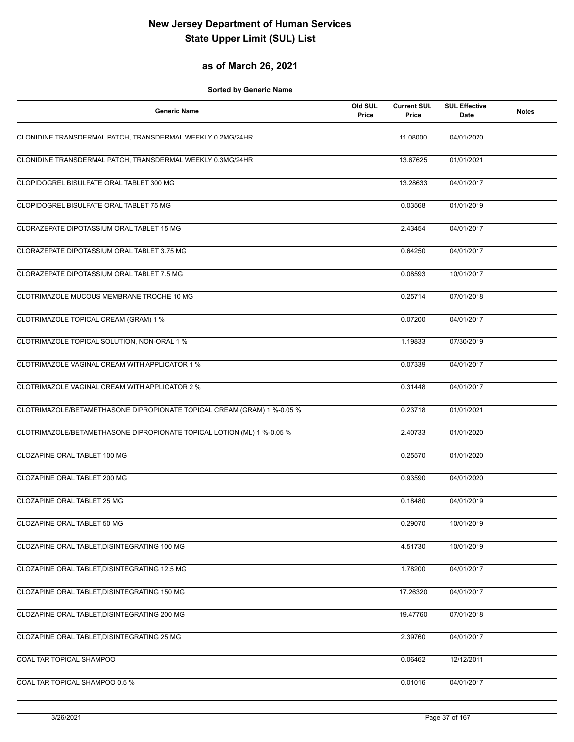# New Jersey Department of Human Services
# State Upper Limit (SUL) List

## as of March 26, 2021

**Sorted by Generic Name**

| Generic Name | Old SUL Price | Current SUL Price | SUL Effective Date | Notes |
|---|---|---|---|---|
| CLONIDINE TRANSDERMAL PATCH, TRANSDERMAL WEEKLY 0.2MG/24HR | | 11.08000 | 04/01/2020 | |
| CLONIDINE TRANSDERMAL PATCH, TRANSDERMAL WEEKLY 0.3MG/24HR | | 13.67625 | 01/01/2021 | |
| CLOPIDOGREL BISULFATE ORAL TABLET 300 MG | | 13.28633 | 04/01/2017 | |
| CLOPIDOGREL BISULFATE ORAL TABLET 75 MG | | 0.03568 | 01/01/2019 | |
| CLORAZEPATE DIPOTASSIUM ORAL TABLET 15 MG | | 2.43454 | 04/01/2017 | |
| CLORAZEPATE DIPOTASSIUM ORAL TABLET 3.75 MG | | 0.64250 | 04/01/2017 | |
| CLORAZEPATE DIPOTASSIUM ORAL TABLET 7.5 MG | | 0.08593 | 10/01/2017 | |
| CLOTRIMAZOLE MUCOUS MEMBRANE TROCHE 10 MG | | 0.25714 | 07/01/2018 | |
| CLOTRIMAZOLE TOPICAL CREAM (GRAM) 1 % | | 0.07200 | 04/01/2017 | |
| CLOTRIMAZOLE TOPICAL SOLUTION, NON-ORAL 1 % | | 1.19833 | 07/30/2019 | |
| CLOTRIMAZOLE VAGINAL CREAM WITH APPLICATOR 1 % | | 0.07339 | 04/01/2017 | |
| CLOTRIMAZOLE VAGINAL CREAM WITH APPLICATOR 2 % | | 0.31448 | 04/01/2017 | |
| CLOTRIMAZOLE/BETAMETHASONE DIPROPIONATE TOPICAL CREAM (GRAM) 1 %-0.05 % | | 0.23718 | 01/01/2021 | |
| CLOTRIMAZOLE/BETAMETHASONE DIPROPIONATE TOPICAL LOTION (ML) 1 %-0.05 % | | 2.40733 | 01/01/2020 | |
| CLOZAPINE ORAL TABLET 100 MG | | 0.25570 | 01/01/2020 | |
| CLOZAPINE ORAL TABLET 200 MG | | 0.93590 | 04/01/2020 | |
| CLOZAPINE ORAL TABLET 25 MG | | 0.18480 | 04/01/2019 | |
| CLOZAPINE ORAL TABLET 50 MG | | 0.29070 | 10/01/2019 | |
| CLOZAPINE ORAL TABLET,DISINTEGRATING 100 MG | | 4.51730 | 10/01/2019 | |
| CLOZAPINE ORAL TABLET,DISINTEGRATING 12.5 MG | | 1.78200 | 04/01/2017 | |
| CLOZAPINE ORAL TABLET,DISINTEGRATING 150 MG | | 17.26320 | 04/01/2017 | |
| CLOZAPINE ORAL TABLET,DISINTEGRATING 200 MG | | 19.47760 | 07/01/2018 | |
| CLOZAPINE ORAL TABLET,DISINTEGRATING 25 MG | | 2.39760 | 04/01/2017 | |
| COAL TAR TOPICAL SHAMPOO | | 0.06462 | 12/12/2011 | |
| COAL TAR TOPICAL SHAMPOO 0.5 % | | 0.01016 | 04/01/2017 | |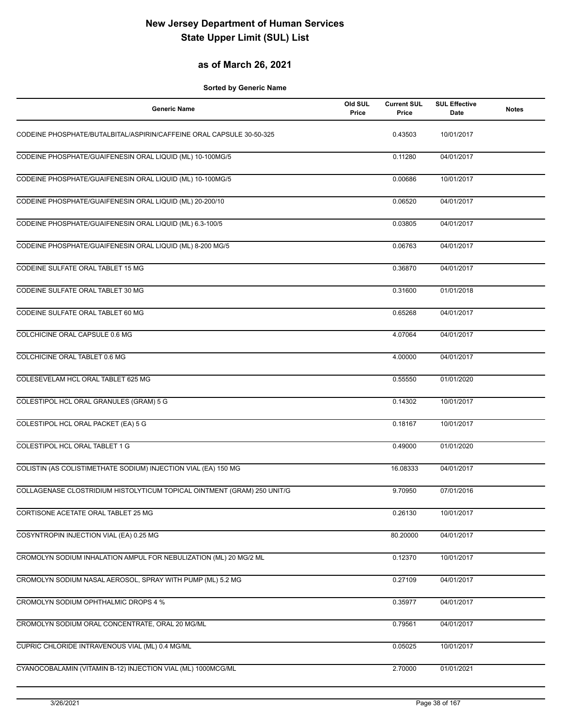# New Jersey Department of Human Services
# State Upper Limit (SUL) List

## as of March 26, 2021

**Sorted by Generic Name**

| Generic Name | Old SUL Price | Current SUL Price | SUL Effective Date | Notes |
|---|---|---|---|---|
| CODEINE PHOSPHATE/BUTALBITAL/ASPIRIN/CAFFEINE ORAL CAPSULE 30-50-325 | | 0.43503 | 10/01/2017 | |
| CODEINE PHOSPHATE/GUAIFENESIN ORAL LIQUID (ML) 10-100MG/5 | | 0.11280 | 04/01/2017 | |
| CODEINE PHOSPHATE/GUAIFENESIN ORAL LIQUID (ML) 10-100MG/5 | | 0.00686 | 10/01/2017 | |
| CODEINE PHOSPHATE/GUAIFENESIN ORAL LIQUID (ML) 20-200/10 | | 0.06520 | 04/01/2017 | |
| CODEINE PHOSPHATE/GUAIFENESIN ORAL LIQUID (ML) 6.3-100/5 | | 0.03805 | 04/01/2017 | |
| CODEINE PHOSPHATE/GUAIFENESIN ORAL LIQUID (ML) 8-200 MG/5 | | 0.06763 | 04/01/2017 | |
| CODEINE SULFATE ORAL TABLET 15 MG | | 0.36870 | 04/01/2017 | |
| CODEINE SULFATE ORAL TABLET 30 MG | | 0.31600 | 01/01/2018 | |
| CODEINE SULFATE ORAL TABLET 60 MG | | 0.65268 | 04/01/2017 | |
| COLCHICINE ORAL CAPSULE 0.6 MG | | 4.07064 | 04/01/2017 | |
| COLCHICINE ORAL TABLET 0.6 MG | | 4.00000 | 04/01/2017 | |
| COLESEVELAM HCL ORAL TABLET 625 MG | | 0.55550 | 01/01/2020 | |
| COLESTIPOL HCL ORAL GRANULES (GRAM) 5 G | | 0.14302 | 10/01/2017 | |
| COLESTIPOL HCL ORAL PACKET (EA) 5 G | | 0.18167 | 10/01/2017 | |
| COLESTIPOL HCL ORAL TABLET 1 G | | 0.49000 | 01/01/2020 | |
| COLISTIN (AS COLISTIMETHATE SODIUM) INJECTION VIAL (EA) 150 MG | | 16.08333 | 04/01/2017 | |
| COLLAGENASE CLOSTRIDIUM HISTOLYTICUM TOPICAL OINTMENT (GRAM) 250 UNIT/G | | 9.70950 | 07/01/2016 | |
| CORTISONE ACETATE ORAL TABLET 25 MG | | 0.26130 | 10/01/2017 | |
| COSYNTROPIN INJECTION VIAL (EA) 0.25 MG | | 80.20000 | 04/01/2017 | |
| CROMOLYN SODIUM INHALATION AMPUL FOR NEBULIZATION (ML) 20 MG/2 ML | | 0.12370 | 10/01/2017 | |
| CROMOLYN SODIUM NASAL AEROSOL, SPRAY WITH PUMP (ML) 5.2 MG | | 0.27109 | 04/01/2017 | |
| CROMOLYN SODIUM OPHTHALMIC DROPS 4 % | | 0.35977 | 04/01/2017 | |
| CROMOLYN SODIUM ORAL CONCENTRATE, ORAL 20 MG/ML | | 0.79561 | 04/01/2017 | |
| CUPRIC CHLORIDE INTRAVENOUS VIAL (ML) 0.4 MG/ML | | 0.05025 | 10/01/2017 | |
| CYANOCOBALAMIN (VITAMIN B-12) INJECTION VIAL (ML) 1000MCG/ML | | 2.70000 | 01/01/2021 | |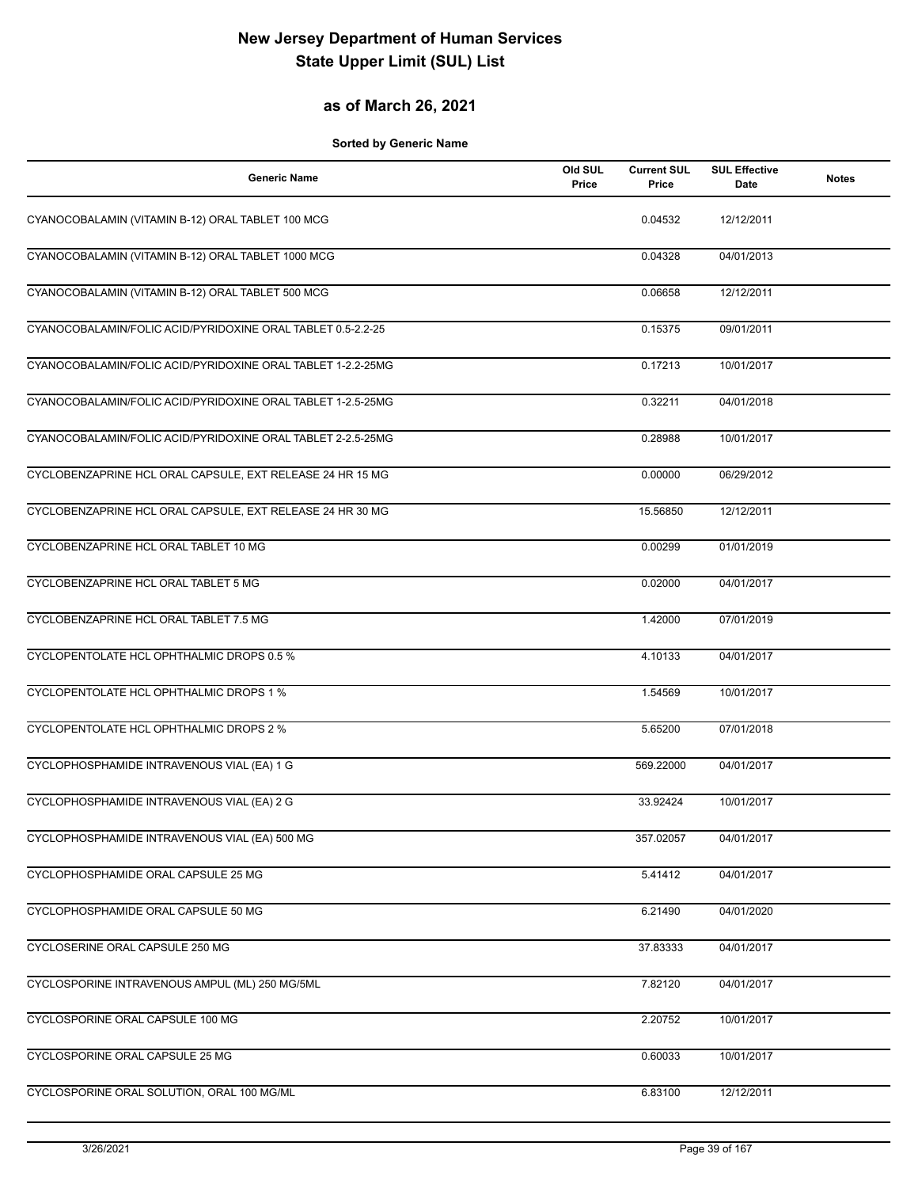# New Jersey Department of Human Services
# State Upper Limit (SUL) List

## as of March 26, 2021

**Sorted by Generic Name**

| Generic Name | Old SUL Price | Current SUL Price | SUL Effective Date | Notes |
|---|---|---|---|---|
| CYANOCOBALAMIN (VITAMIN B-12) ORAL TABLET 100 MCG | | 0.04532 | 12/12/2011 | |
| CYANOCOBALAMIN (VITAMIN B-12) ORAL TABLET 1000 MCG | | 0.04328 | 04/01/2013 | |
| CYANOCOBALAMIN (VITAMIN B-12) ORAL TABLET 500 MCG | | 0.06658 | 12/12/2011 | |
| CYANOCOBALAMIN/FOLIC ACID/PYRIDOXINE ORAL TABLET 0.5-2.2-25 | | 0.15375 | 09/01/2011 | |
| CYANOCOBALAMIN/FOLIC ACID/PYRIDOXINE ORAL TABLET 1-2.2-25MG | | 0.17213 | 10/01/2017 | |
| CYANOCOBALAMIN/FOLIC ACID/PYRIDOXINE ORAL TABLET 1-2.5-25MG | | 0.32211 | 04/01/2018 | |
| CYANOCOBALAMIN/FOLIC ACID/PYRIDOXINE ORAL TABLET 2-2.5-25MG | | 0.28988 | 10/01/2017 | |
| CYCLOBENZAPRINE HCL ORAL CAPSULE, EXT RELEASE 24 HR 15 MG | | 0.00000 | 06/29/2012 | |
| CYCLOBENZAPRINE HCL ORAL CAPSULE, EXT RELEASE 24 HR 30 MG | | 15.56850 | 12/12/2011 | |
| CYCLOBENZAPRINE HCL ORAL TABLET 10 MG | | 0.00299 | 01/01/2019 | |
| CYCLOBENZAPRINE HCL ORAL TABLET 5 MG | | 0.02000 | 04/01/2017 | |
| CYCLOBENZAPRINE HCL ORAL TABLET 7.5 MG | | 1.42000 | 07/01/2019 | |
| CYCLOPENTOLATE HCL OPHTHALMIC DROPS 0.5 % | | 4.10133 | 04/01/2017 | |
| CYCLOPENTOLATE HCL OPHTHALMIC DROPS 1 % | | 1.54569 | 10/01/2017 | |
| CYCLOPENTOLATE HCL OPHTHALMIC DROPS 2 % | | 5.65200 | 07/01/2018 | |
| CYCLOPHOSPHAMIDE INTRAVENOUS VIAL (EA) 1 G | | 569.22000 | 04/01/2017 | |
| CYCLOPHOSPHAMIDE INTRAVENOUS VIAL (EA) 2 G | | 33.92424 | 10/01/2017 | |
| CYCLOPHOSPHAMIDE INTRAVENOUS VIAL (EA) 500 MG | | 357.02057 | 04/01/2017 | |
| CYCLOPHOSPHAMIDE ORAL CAPSULE 25 MG | | 5.41412 | 04/01/2017 | |
| CYCLOPHOSPHAMIDE ORAL CAPSULE 50 MG | | 6.21490 | 04/01/2020 | |
| CYCLOSERINE ORAL CAPSULE 250 MG | | 37.83333 | 04/01/2017 | |
| CYCLOSPORINE INTRAVENOUS AMPUL (ML) 250 MG/5ML | | 7.82120 | 04/01/2017 | |
| CYCLOSPORINE ORAL CAPSULE 100 MG | | 2.20752 | 10/01/2017 | |
| CYCLOSPORINE ORAL CAPSULE 25 MG | | 0.60033 | 10/01/2017 | |
| CYCLOSPORINE ORAL SOLUTION, ORAL 100 MG/ML | | 6.83100 | 12/12/2011 | |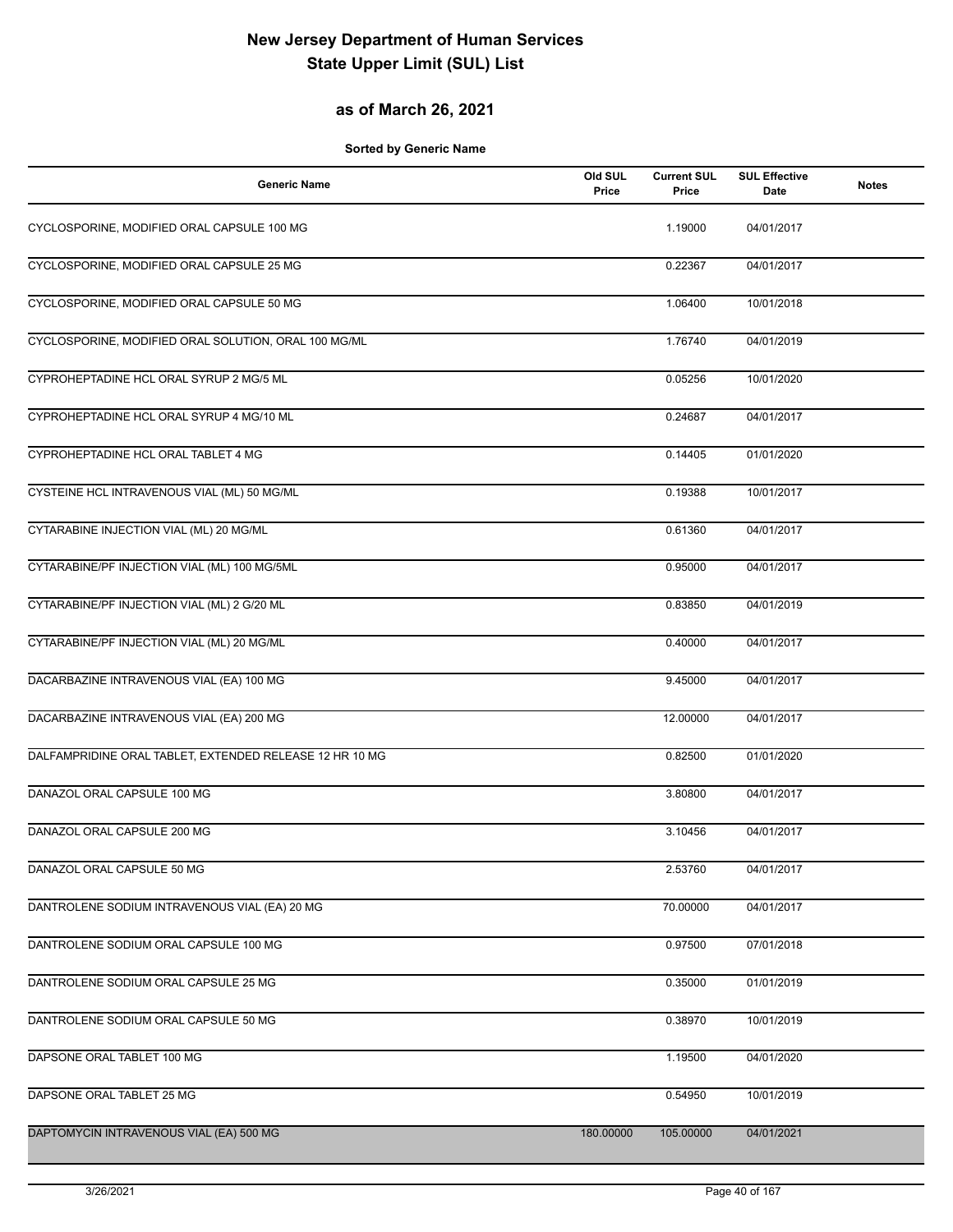# New Jersey Department of Human Services
# State Upper Limit (SUL) List

## as of March 26, 2021

**Sorted by Generic Name**

| Generic Name | Old SUL Price | Current SUL Price | SUL Effective Date | Notes |
|---|---|---|---|---|
| CYCLOSPORINE, MODIFIED ORAL CAPSULE 100 MG | | 1.19000 | 04/01/2017 | |
| CYCLOSPORINE, MODIFIED ORAL CAPSULE 25 MG | | 0.22367 | 04/01/2017 | |
| CYCLOSPORINE, MODIFIED ORAL CAPSULE 50 MG | | 1.06400 | 10/01/2018 | |
| CYCLOSPORINE, MODIFIED ORAL SOLUTION, ORAL 100 MG/ML | | 1.76740 | 04/01/2019 | |
| CYPROHEPTADINE HCL ORAL SYRUP 2 MG/5 ML | | 0.05256 | 10/01/2020 | |
| CYPROHEPTADINE HCL ORAL SYRUP 4 MG/10 ML | | 0.24687 | 04/01/2017 | |
| CYPROHEPTADINE HCL ORAL TABLET 4 MG | | 0.14405 | 01/01/2020 | |
| CYSTEINE HCL INTRAVENOUS VIAL (ML) 50 MG/ML | | 0.19388 | 10/01/2017 | |
| CYTARABINE INJECTION VIAL (ML) 20 MG/ML | | 0.61360 | 04/01/2017 | |
| CYTARABINE/PF INJECTION VIAL (ML) 100 MG/5ML | | 0.95000 | 04/01/2017 | |
| CYTARABINE/PF INJECTION VIAL (ML) 2 G/20 ML | | 0.83850 | 04/01/2019 | |
| CYTARABINE/PF INJECTION VIAL (ML) 20 MG/ML | | 0.40000 | 04/01/2017 | |
| DACARBAZINE INTRAVENOUS VIAL (EA) 100 MG | | 9.45000 | 04/01/2017 | |
| DACARBAZINE INTRAVENOUS VIAL (EA) 200 MG | | 12.00000 | 04/01/2017 | |
| DALFAMPRIDINE ORAL TABLET, EXTENDED RELEASE 12 HR 10 MG | | 0.82500 | 01/01/2020 | |
| DANAZOL ORAL CAPSULE 100 MG | | 3.80800 | 04/01/2017 | |
| DANAZOL ORAL CAPSULE 200 MG | | 3.10456 | 04/01/2017 | |
| DANAZOL ORAL CAPSULE 50 MG | | 2.53760 | 04/01/2017 | |
| DANTROLENE SODIUM INTRAVENOUS VIAL (EA) 20 MG | | 70.00000 | 04/01/2017 | |
| DANTROLENE SODIUM ORAL CAPSULE 100 MG | | 0.97500 | 07/01/2018 | |
| DANTROLENE SODIUM ORAL CAPSULE 25 MG | | 0.35000 | 01/01/2019 | |
| DANTROLENE SODIUM ORAL CAPSULE 50 MG | | 0.38970 | 10/01/2019 | |
| DAPSONE ORAL TABLET 100 MG | | 1.19500 | 04/01/2020 | |
| DAPSONE ORAL TABLET 25 MG | | 0.54950 | 10/01/2019 | |
| DAPTOMYCIN INTRAVENOUS VIAL (EA) 500 MG | 180.00000 | 105.00000 | 04/01/2021 | |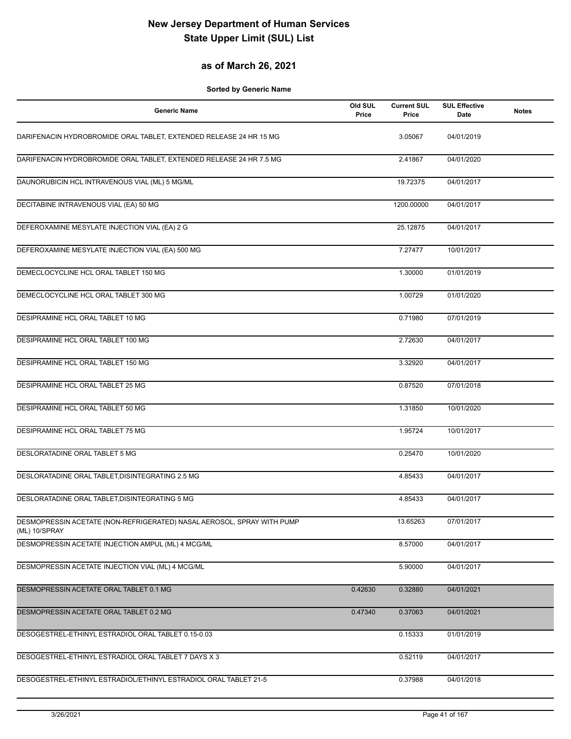# New Jersey Department of Human Services
# State Upper Limit (SUL) List

## as of March 26, 2021

**Sorted by Generic Name**

| Generic Name | Old SUL Price | Current SUL Price | SUL Effective Date | Notes |
|---|---|---|---|---|
| DARIFENACIN HYDROBROMIDE ORAL TABLET, EXTENDED RELEASE 24 HR 15 MG | | 3.05067 | 04/01/2019 | |
| DARIFENACIN HYDROBROMIDE ORAL TABLET, EXTENDED RELEASE 24 HR 7.5 MG | | 2.41867 | 04/01/2020 | |
| DAUNORUBICIN HCL INTRAVENOUS VIAL (ML) 5 MG/ML | | 19.72375 | 04/01/2017 | |
| DECITABINE INTRAVENOUS VIAL (EA) 50 MG | | 1200.00000 | 04/01/2017 | |
| DEFEROXAMINE MESYLATE INJECTION VIAL (EA) 2 G | | 25.12875 | 04/01/2017 | |
| DEFEROXAMINE MESYLATE INJECTION VIAL (EA) 500 MG | | 7.27477 | 10/01/2017 | |
| DEMECLOCYCLINE HCL ORAL TABLET 150 MG | | 1.30000 | 01/01/2019 | |
| DEMECLOCYCLINE HCL ORAL TABLET 300 MG | | 1.00729 | 01/01/2020 | |
| DESIPRAMINE HCL ORAL TABLET 10 MG | | 0.71980 | 07/01/2019 | |
| DESIPRAMINE HCL ORAL TABLET 100 MG | | 2.72630 | 04/01/2017 | |
| DESIPRAMINE HCL ORAL TABLET 150 MG | | 3.32920 | 04/01/2017 | |
| DESIPRAMINE HCL ORAL TABLET 25 MG | | 0.87520 | 07/01/2018 | |
| DESIPRAMINE HCL ORAL TABLET 50 MG | | 1.31850 | 10/01/2020 | |
| DESIPRAMINE HCL ORAL TABLET 75 MG | | 1.95724 | 10/01/2017 | |
| DESLORATADINE ORAL TABLET 5 MG | | 0.25470 | 10/01/2020 | |
| DESLORATADINE ORAL TABLET,DISINTEGRATING 2.5 MG | | 4.85433 | 04/01/2017 | |
| DESLORATADINE ORAL TABLET,DISINTEGRATING 5 MG | | 4.85433 | 04/01/2017 | |
| DESMOPRESSIN ACETATE (NON-REFRIGERATED) NASAL AEROSOL, SPRAY WITH PUMP (ML) 10/SPRAY | | 13.65263 | 07/01/2017 | |
| DESMOPRESSIN ACETATE INJECTION AMPUL (ML) 4 MCG/ML | | 8.57000 | 04/01/2017 | |
| DESMOPRESSIN ACETATE INJECTION VIAL (ML) 4 MCG/ML | | 5.90000 | 04/01/2017 | |
| DESMOPRESSIN ACETATE ORAL TABLET 0.1 MG | 0.42630 | 0.32880 | 04/01/2021 | |
| DESMOPRESSIN ACETATE ORAL TABLET 0.2 MG | 0.47340 | 0.37063 | 04/01/2021 | |
| DESOGESTREL-ETHINYL ESTRADIOL ORAL TABLET 0.15-0.03 | | 0.15333 | 01/01/2019 | |
| DESOGESTREL-ETHINYL ESTRADIOL ORAL TABLET 7 DAYS X 3 | | 0.52119 | 04/01/2017 | |
| DESOGESTREL-ETHINYL ESTRADIOL/ETHINYL ESTRADIOL ORAL TABLET 21-5 | | 0.37988 | 04/01/2018 | |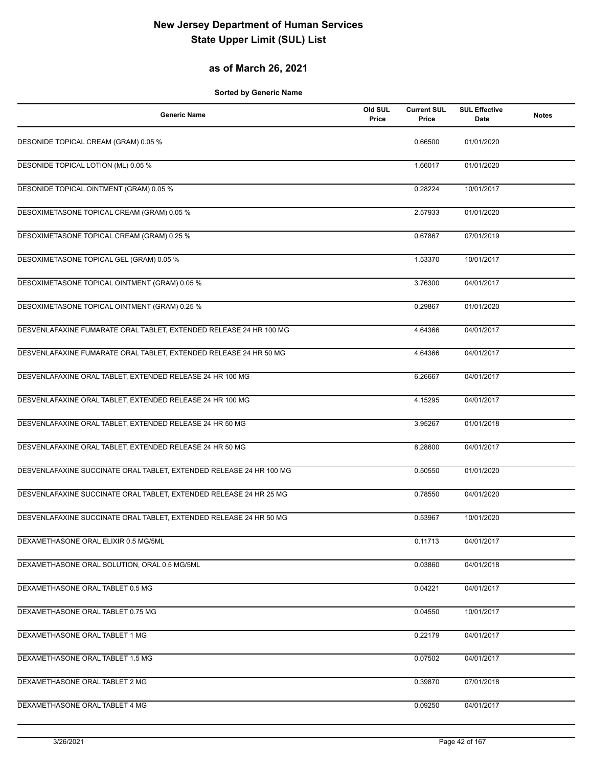# New Jersey Department of Human Services
# State Upper Limit (SUL) List

## as of March 26, 2021

**Sorted by Generic Name**

| Generic Name | Old SUL Price | Current SUL Price | SUL Effective Date | Notes |
|---|---|---|---|---|
| DESONIDE TOPICAL CREAM (GRAM) 0.05 % | | 0.66500 | 01/01/2020 | |
| DESONIDE TOPICAL LOTION (ML) 0.05 % | | 1.66017 | 01/01/2020 | |
| DESONIDE TOPICAL OINTMENT (GRAM) 0.05 % | | 0.28224 | 10/01/2017 | |
| DESOXIMETASONE TOPICAL CREAM (GRAM) 0.05 % | | 2.57933 | 01/01/2020 | |
| DESOXIMETASONE TOPICAL CREAM (GRAM) 0.25 % | | 0.67867 | 07/01/2019 | |
| DESOXIMETASONE TOPICAL GEL (GRAM) 0.05 % | | 1.53370 | 10/01/2017 | |
| DESOXIMETASONE TOPICAL OINTMENT (GRAM) 0.05 % | | 3.76300 | 04/01/2017 | |
| DESOXIMETASONE TOPICAL OINTMENT (GRAM) 0.25 % | | 0.29867 | 01/01/2020 | |
| DESVENLAFAXINE FUMARATE ORAL TABLET, EXTENDED RELEASE 24 HR 100 MG | | 4.64366 | 04/01/2017 | |
| DESVENLAFAXINE FUMARATE ORAL TABLET, EXTENDED RELEASE 24 HR 50 MG | | 4.64366 | 04/01/2017 | |
| DESVENLAFAXINE ORAL TABLET, EXTENDED RELEASE 24 HR 100 MG | | 6.26667 | 04/01/2017 | |
| DESVENLAFAXINE ORAL TABLET, EXTENDED RELEASE 24 HR 100 MG | | 4.15295 | 04/01/2017 | |
| DESVENLAFAXINE ORAL TABLET, EXTENDED RELEASE 24 HR 50 MG | | 3.95267 | 01/01/2018 | |
| DESVENLAFAXINE ORAL TABLET, EXTENDED RELEASE 24 HR 50 MG | | 8.28600 | 04/01/2017 | |
| DESVENLAFAXINE SUCCINATE ORAL TABLET, EXTENDED RELEASE 24 HR 100 MG | | 0.50550 | 01/01/2020 | |
| DESVENLAFAXINE SUCCINATE ORAL TABLET, EXTENDED RELEASE 24 HR 25 MG | | 0.78550 | 04/01/2020 | |
| DESVENLAFAXINE SUCCINATE ORAL TABLET, EXTENDED RELEASE 24 HR 50 MG | | 0.53967 | 10/01/2020 | |
| DEXAMETHASONE ORAL ELIXIR 0.5 MG/5ML | | 0.11713 | 04/01/2017 | |
| DEXAMETHASONE ORAL SOLUTION, ORAL 0.5 MG/5ML | | 0.03860 | 04/01/2018 | |
| DEXAMETHASONE ORAL TABLET 0.5 MG | | 0.04221 | 04/01/2017 | |
| DEXAMETHASONE ORAL TABLET 0.75 MG | | 0.04550 | 10/01/2017 | |
| DEXAMETHASONE ORAL TABLET 1 MG | | 0.22179 | 04/01/2017 | |
| DEXAMETHASONE ORAL TABLET 1.5 MG | | 0.07502 | 04/01/2017 | |
| DEXAMETHASONE ORAL TABLET 2 MG | | 0.39870 | 07/01/2018 | |
| DEXAMETHASONE ORAL TABLET 4 MG | | 0.09250 | 04/01/2017 | |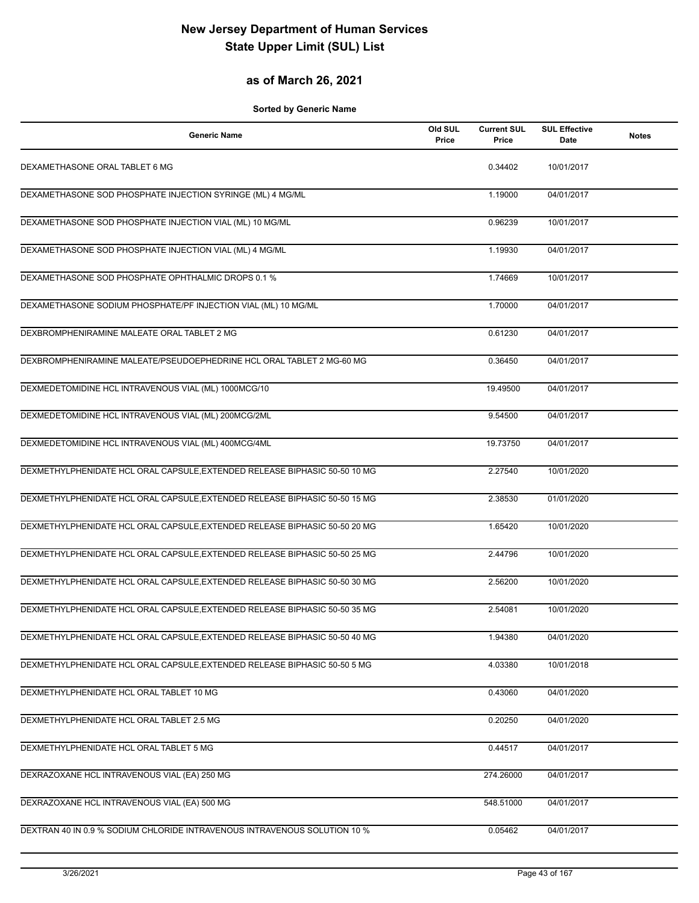# New Jersey Department of Human Services
# State Upper Limit (SUL) List

## as of March 26, 2021

**Sorted by Generic Name**

| Generic Name | Old SUL Price | Current SUL Price | SUL Effective Date | Notes |
|---|---|---|---|---|
| DEXAMETHASONE ORAL TABLET 6 MG | | 0.34402 | 10/01/2017 | |
| DEXAMETHASONE SOD PHOSPHATE INJECTION SYRINGE (ML) 4 MG/ML | | 1.19000 | 04/01/2017 | |
| DEXAMETHASONE SOD PHOSPHATE INJECTION VIAL (ML) 10 MG/ML | | 0.96239 | 10/01/2017 | |
| DEXAMETHASONE SOD PHOSPHATE INJECTION VIAL (ML) 4 MG/ML | | 1.19930 | 04/01/2017 | |
| DEXAMETHASONE SOD PHOSPHATE OPHTHALMIC DROPS 0.1 % | | 1.74669 | 10/01/2017 | |
| DEXAMETHASONE SODIUM PHOSPHATE/PF INJECTION VIAL (ML) 10 MG/ML | | 1.70000 | 04/01/2017 | |
| DEXBROMPHENIRAMINE MALEATE ORAL TABLET 2 MG | | 0.61230 | 04/01/2017 | |
| DEXBROMPHENIRAMINE MALEATE/PSEUDOEPHEDRINE HCL ORAL TABLET 2 MG-60 MG | | 0.36450 | 04/01/2017 | |
| DEXMEDETOMIDINE HCL INTRAVENOUS VIAL (ML) 1000MCG/10 | | 19.49500 | 04/01/2017 | |
| DEXMEDETOMIDINE HCL INTRAVENOUS VIAL (ML) 200MCG/2ML | | 9.54500 | 04/01/2017 | |
| DEXMEDETOMIDINE HCL INTRAVENOUS VIAL (ML) 400MCG/4ML | | 19.73750 | 04/01/2017 | |
| DEXMETHYLPHENIDATE HCL ORAL CAPSULE,EXTENDED RELEASE BIPHASIC 50-50 10 MG | | 2.27540 | 10/01/2020 | |
| DEXMETHYLPHENIDATE HCL ORAL CAPSULE,EXTENDED RELEASE BIPHASIC 50-50 15 MG | | 2.38530 | 01/01/2020 | |
| DEXMETHYLPHENIDATE HCL ORAL CAPSULE,EXTENDED RELEASE BIPHASIC 50-50 20 MG | | 1.65420 | 10/01/2020 | |
| DEXMETHYLPHENIDATE HCL ORAL CAPSULE,EXTENDED RELEASE BIPHASIC 50-50 25 MG | | 2.44796 | 10/01/2020 | |
| DEXMETHYLPHENIDATE HCL ORAL CAPSULE,EXTENDED RELEASE BIPHASIC 50-50 30 MG | | 2.56200 | 10/01/2020 | |
| DEXMETHYLPHENIDATE HCL ORAL CAPSULE,EXTENDED RELEASE BIPHASIC 50-50 35 MG | | 2.54081 | 10/01/2020 | |
| DEXMETHYLPHENIDATE HCL ORAL CAPSULE,EXTENDED RELEASE BIPHASIC 50-50 40 MG | | 1.94380 | 04/01/2020 | |
| DEXMETHYLPHENIDATE HCL ORAL CAPSULE,EXTENDED RELEASE BIPHASIC 50-50 5 MG | | 4.03380 | 10/01/2018 | |
| DEXMETHYLPHENIDATE HCL ORAL TABLET 10 MG | | 0.43060 | 04/01/2020 | |
| DEXMETHYLPHENIDATE HCL ORAL TABLET 2.5 MG | | 0.20250 | 04/01/2020 | |
| DEXMETHYLPHENIDATE HCL ORAL TABLET 5 MG | | 0.44517 | 04/01/2017 | |
| DEXRAZOXANE HCL INTRAVENOUS VIAL (EA) 250 MG | | 274.26000 | 04/01/2017 | |
| DEXRAZOXANE HCL INTRAVENOUS VIAL (EA) 500 MG | | 548.51000 | 04/01/2017 | |
| DEXTRAN 40 IN 0.9 % SODIUM CHLORIDE INTRAVENOUS INTRAVENOUS SOLUTION 10 % | | 0.05462 | 04/01/2017 | |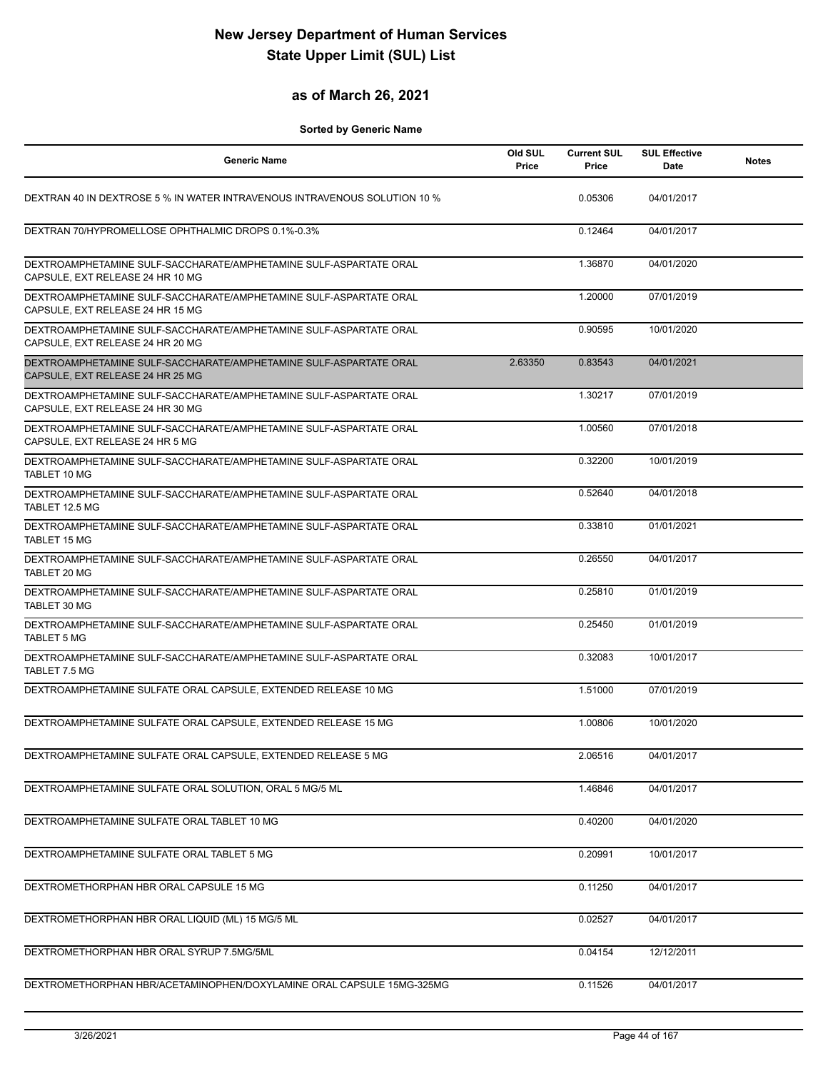# New Jersey Department of Human Services
# State Upper Limit (SUL) List

## as of March 26, 2021

**Sorted by Generic Name**

| Generic Name | Old SUL Price | Current SUL Price | SUL Effective Date | Notes |
|---|---|---|---|---|
| DEXTRAN 40 IN DEXTROSE 5 % IN WATER INTRAVENOUS INTRAVENOUS SOLUTION 10 % | | 0.05306 | 04/01/2017 | |
| DEXTRAN 70/HYPROMELLOSE OPHTHALMIC DROPS 0.1%-0.3% | | 0.12464 | 04/01/2017 | |
| DEXTROAMPHETAMINE SULF-SACCHARATE/AMPHETAMINE SULF-ASPARTATE ORAL CAPSULE, EXT RELEASE 24 HR 10 MG | | 1.36870 | 04/01/2020 | |
| DEXTROAMPHETAMINE SULF-SACCHARATE/AMPHETAMINE SULF-ASPARTATE ORAL CAPSULE, EXT RELEASE 24 HR 15 MG | | 1.20000 | 07/01/2019 | |
| DEXTROAMPHETAMINE SULF-SACCHARATE/AMPHETAMINE SULF-ASPARTATE ORAL CAPSULE, EXT RELEASE 24 HR 20 MG | | 0.90595 | 10/01/2020 | |
| DEXTROAMPHETAMINE SULF-SACCHARATE/AMPHETAMINE SULF-ASPARTATE ORAL CAPSULE, EXT RELEASE 24 HR 25 MG | 2.63350 | 0.83543 | 04/01/2021 | |
| DEXTROAMPHETAMINE SULF-SACCHARATE/AMPHETAMINE SULF-ASPARTATE ORAL CAPSULE, EXT RELEASE 24 HR 30 MG | | 1.30217 | 07/01/2019 | |
| DEXTROAMPHETAMINE SULF-SACCHARATE/AMPHETAMINE SULF-ASPARTATE ORAL CAPSULE, EXT RELEASE 24 HR 5 MG | | 1.00560 | 07/01/2018 | |
| DEXTROAMPHETAMINE SULF-SACCHARATE/AMPHETAMINE SULF-ASPARTATE ORAL TABLET 10 MG | | 0.32200 | 10/01/2019 | |
| DEXTROAMPHETAMINE SULF-SACCHARATE/AMPHETAMINE SULF-ASPARTATE ORAL TABLET 12.5 MG | | 0.52640 | 04/01/2018 | |
| DEXTROAMPHETAMINE SULF-SACCHARATE/AMPHETAMINE SULF-ASPARTATE ORAL TABLET 15 MG | | 0.33810 | 01/01/2021 | |
| DEXTROAMPHETAMINE SULF-SACCHARATE/AMPHETAMINE SULF-ASPARTATE ORAL TABLET 20 MG | | 0.26550 | 04/01/2017 | |
| DEXTROAMPHETAMINE SULF-SACCHARATE/AMPHETAMINE SULF-ASPARTATE ORAL TABLET 30 MG | | 0.25810 | 01/01/2019 | |
| DEXTROAMPHETAMINE SULF-SACCHARATE/AMPHETAMINE SULF-ASPARTATE ORAL TABLET 5 MG | | 0.25450 | 01/01/2019 | |
| DEXTROAMPHETAMINE SULF-SACCHARATE/AMPHETAMINE SULF-ASPARTATE ORAL TABLET 7.5 MG | | 0.32083 | 10/01/2017 | |
| DEXTROAMPHETAMINE SULFATE ORAL CAPSULE, EXTENDED RELEASE 10 MG | | 1.51000 | 07/01/2019 | |
| DEXTROAMPHETAMINE SULFATE ORAL CAPSULE, EXTENDED RELEASE 15 MG | | 1.00806 | 10/01/2020 | |
| DEXTROAMPHETAMINE SULFATE ORAL CAPSULE, EXTENDED RELEASE 5 MG | | 2.06516 | 04/01/2017 | |
| DEXTROAMPHETAMINE SULFATE ORAL SOLUTION, ORAL 5 MG/5 ML | | 1.46846 | 04/01/2017 | |
| DEXTROAMPHETAMINE SULFATE ORAL TABLET 10 MG | | 0.40200 | 04/01/2020 | |
| DEXTROAMPHETAMINE SULFATE ORAL TABLET 5 MG | | 0.20991 | 10/01/2017 | |
| DEXTROMETHORPHAN HBR ORAL CAPSULE 15 MG | | 0.11250 | 04/01/2017 | |
| DEXTROMETHORPHAN HBR ORAL LIQUID (ML) 15 MG/5 ML | | 0.02527 | 04/01/2017 | |
| DEXTROMETHORPHAN HBR ORAL SYRUP 7.5MG/5ML | | 0.04154 | 12/12/2011 | |
| DEXTROMETHORPHAN HBR/ACETAMINOPHEN/DOXYLAMINE ORAL CAPSULE 15MG-325MG | | 0.11526 | 04/01/2017 | |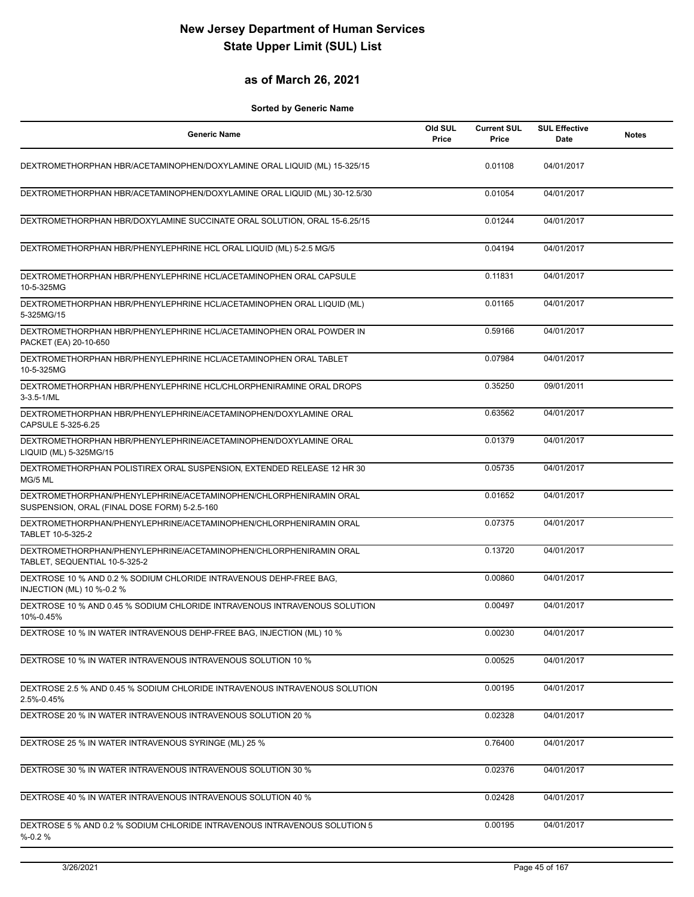# New Jersey Department of Human Services
# State Upper Limit (SUL) List

## as of March 26, 2021

**Sorted by Generic Name**

| Generic Name | Old SUL Price | Current SUL Price | SUL Effective Date | Notes |
|---|---|---|---|---|
| DEXTROMETHORPHAN HBR/ACETAMINOPHEN/DOXYLAMINE ORAL LIQUID (ML) 15-325/15 | | 0.01108 | 04/01/2017 | |
| DEXTROMETHORPHAN HBR/ACETAMINOPHEN/DOXYLAMINE ORAL LIQUID (ML) 30-12.5/30 | | 0.01054 | 04/01/2017 | |
| DEXTROMETHORPHAN HBR/DOXYLAMINE SUCCINATE ORAL SOLUTION, ORAL 15-6.25/15 | | 0.01244 | 04/01/2017 | |
| DEXTROMETHORPHAN HBR/PHENYLEPHRINE HCL ORAL LIQUID (ML) 5-2.5 MG/5 | | 0.04194 | 04/01/2017 | |
| DEXTROMETHORPHAN HBR/PHENYLEPHRINE HCL/ACETAMINOPHEN ORAL CAPSULE 10-5-325MG | | 0.11831 | 04/01/2017 | |
| DEXTROMETHORPHAN HBR/PHENYLEPHRINE HCL/ACETAMINOPHEN ORAL LIQUID (ML) 5-325MG/15 | | 0.01165 | 04/01/2017 | |
| DEXTROMETHORPHAN HBR/PHENYLEPHRINE HCL/ACETAMINOPHEN ORAL POWDER IN PACKET (EA) 20-10-650 | | 0.59166 | 04/01/2017 | |
| DEXTROMETHORPHAN HBR/PHENYLEPHRINE HCL/ACETAMINOPHEN ORAL TABLET 10-5-325MG | | 0.07984 | 04/01/2017 | |
| DEXTROMETHORPHAN HBR/PHENYLEPHRINE HCL/CHLORPHENIRAMINE ORAL DROPS 3-3.5-1/ML | | 0.35250 | 09/01/2011 | |
| DEXTROMETHORPHAN HBR/PHENYLEPHRINE/ACETAMINOPHEN/DOXYLAMINE ORAL CAPSULE 5-325-6.25 | | 0.63562 | 04/01/2017 | |
| DEXTROMETHORPHAN HBR/PHENYLEPHRINE/ACETAMINOPHEN/DOXYLAMINE ORAL LIQUID (ML) 5-325MG/15 | | 0.01379 | 04/01/2017 | |
| DEXTROMETHORPHAN POLISTIREX ORAL SUSPENSION, EXTENDED RELEASE 12 HR 30 MG/5 ML | | 0.05735 | 04/01/2017 | |
| DEXTROMETHORPHAN/PHENYLEPHRINE/ACETAMINOPHEN/CHLORPHENIRAMIN ORAL SUSPENSION, ORAL (FINAL DOSE FORM) 5-2.5-160 | | 0.01652 | 04/01/2017 | |
| DEXTROMETHORPHAN/PHENYLEPHRINE/ACETAMINOPHEN/CHLORPHENIRAMIN ORAL TABLET 10-5-325-2 | | 0.07375 | 04/01/2017 | |
| DEXTROMETHORPHAN/PHENYLEPHRINE/ACETAMINOPHEN/CHLORPHENIRAMIN ORAL TABLET, SEQUENTIAL 10-5-325-2 | | 0.13720 | 04/01/2017 | |
| DEXTROSE 10 % AND 0.2 % SODIUM CHLORIDE INTRAVENOUS DEHP-FREE BAG, INJECTION (ML) 10 %-0.2 % | | 0.00860 | 04/01/2017 | |
| DEXTROSE 10 % AND 0.45 % SODIUM CHLORIDE INTRAVENOUS INTRAVENOUS SOLUTION 10%-0.45% | | 0.00497 | 04/01/2017 | |
| DEXTROSE 10 % IN WATER INTRAVENOUS DEHP-FREE BAG, INJECTION (ML) 10 % | | 0.00230 | 04/01/2017 | |
| DEXTROSE 10 % IN WATER INTRAVENOUS INTRAVENOUS SOLUTION 10 % | | 0.00525 | 04/01/2017 | |
| DEXTROSE 2.5 % AND 0.45 % SODIUM CHLORIDE INTRAVENOUS INTRAVENOUS SOLUTION 2.5%-0.45% | | 0.00195 | 04/01/2017 | |
| DEXTROSE 20 % IN WATER INTRAVENOUS INTRAVENOUS SOLUTION 20 % | | 0.02328 | 04/01/2017 | |
| DEXTROSE 25 % IN WATER INTRAVENOUS SYRINGE (ML) 25 % | | 0.76400 | 04/01/2017 | |
| DEXTROSE 30 % IN WATER INTRAVENOUS INTRAVENOUS SOLUTION 30 % | | 0.02376 | 04/01/2017 | |
| DEXTROSE 40 % IN WATER INTRAVENOUS INTRAVENOUS SOLUTION 40 % | | 0.02428 | 04/01/2017 | |
| DEXTROSE 5 % AND 0.2 % SODIUM CHLORIDE INTRAVENOUS INTRAVENOUS SOLUTION 5 %-0.2 % | | 0.00195 | 04/01/2017 | |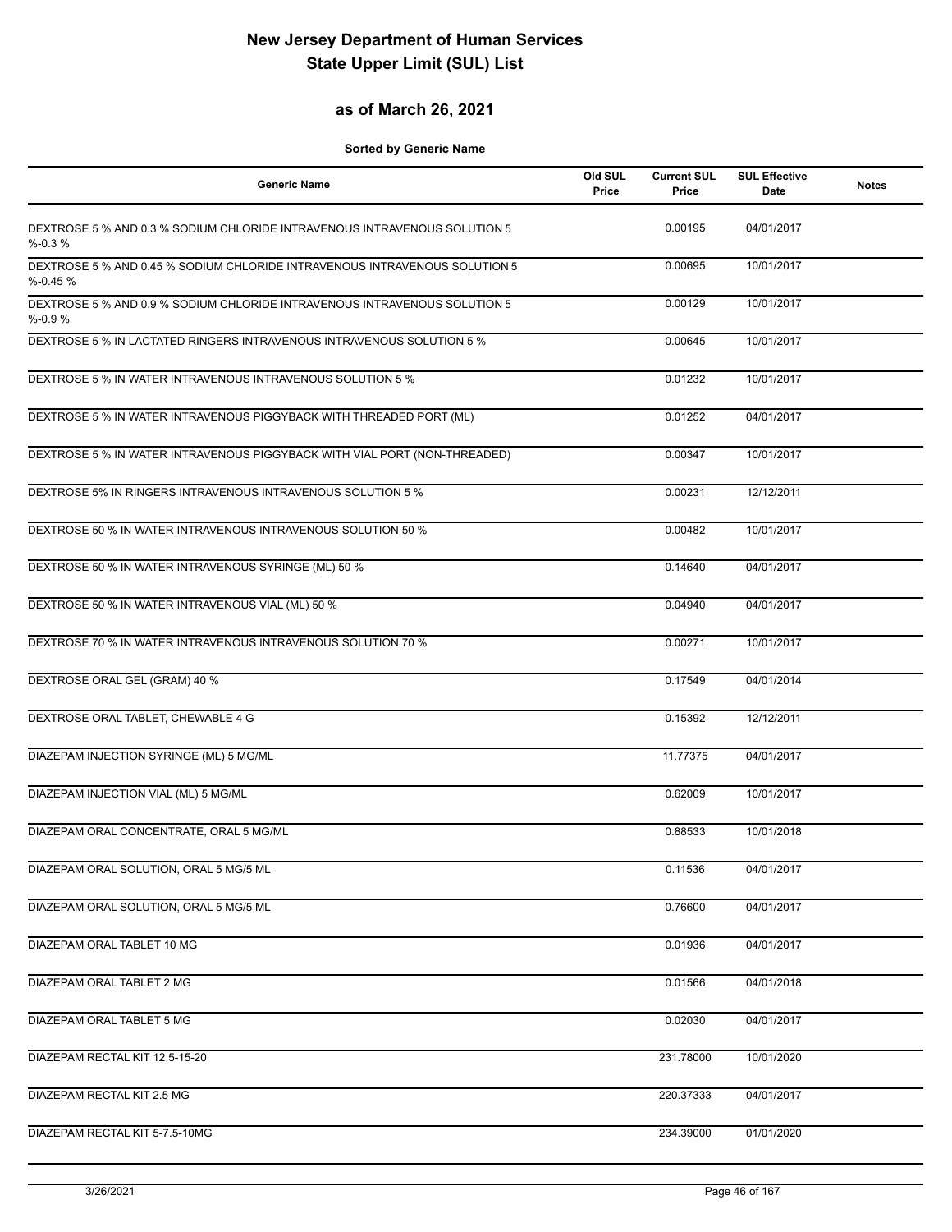# New Jersey Department of Human Services
# State Upper Limit (SUL) List

## as of March 26, 2021

**Sorted by Generic Name**

| Generic Name | Old SUL Price | Current SUL Price | SUL Effective Date | Notes |
|---|---|---|---|---|
| DEXTROSE 5 % AND 0.3 % SODIUM CHLORIDE INTRAVENOUS INTRAVENOUS SOLUTION 5 %-0.3 % | | 0.00195 | 04/01/2017 | |
| DEXTROSE 5 % AND 0.45 % SODIUM CHLORIDE INTRAVENOUS INTRAVENOUS SOLUTION 5 %-0.45 % | | 0.00695 | 10/01/2017 | |
| DEXTROSE 5 % AND 0.9 % SODIUM CHLORIDE INTRAVENOUS INTRAVENOUS SOLUTION 5 %-0.9 % | | 0.00129 | 10/01/2017 | |
| DEXTROSE 5 % IN LACTATED RINGERS INTRAVENOUS INTRAVENOUS SOLUTION 5 % | | 0.00645 | 10/01/2017 | |
| DEXTROSE 5 % IN WATER INTRAVENOUS INTRAVENOUS SOLUTION 5 % | | 0.01232 | 10/01/2017 | |
| DEXTROSE 5 % IN WATER INTRAVENOUS PIGGYBACK WITH THREADED PORT (ML) | | 0.01252 | 04/01/2017 | |
| DEXTROSE 5 % IN WATER INTRAVENOUS PIGGYBACK WITH VIAL PORT (NON-THREADED) | | 0.00347 | 10/01/2017 | |
| DEXTROSE 5% IN RINGERS INTRAVENOUS INTRAVENOUS SOLUTION 5 % | | 0.00231 | 12/12/2011 | |
| DEXTROSE 50 % IN WATER INTRAVENOUS INTRAVENOUS SOLUTION 50 % | | 0.00482 | 10/01/2017 | |
| DEXTROSE 50 % IN WATER INTRAVENOUS SYRINGE (ML) 50 % | | 0.14640 | 04/01/2017 | |
| DEXTROSE 50 % IN WATER INTRAVENOUS VIAL (ML) 50 % | | 0.04940 | 04/01/2017 | |
| DEXTROSE 70 % IN WATER INTRAVENOUS INTRAVENOUS SOLUTION 70 % | | 0.00271 | 10/01/2017 | |
| DEXTROSE ORAL GEL (GRAM) 40 % | | 0.17549 | 04/01/2014 | |
| DEXTROSE ORAL TABLET, CHEWABLE 4 G | | 0.15392 | 12/12/2011 | |
| DIAZEPAM INJECTION SYRINGE (ML) 5 MG/ML | | 11.77375 | 04/01/2017 | |
| DIAZEPAM INJECTION VIAL (ML) 5 MG/ML | | 0.62009 | 10/01/2017 | |
| DIAZEPAM ORAL CONCENTRATE, ORAL 5 MG/ML | | 0.88533 | 10/01/2018 | |
| DIAZEPAM ORAL SOLUTION, ORAL 5 MG/5 ML | | 0.11536 | 04/01/2017 | |
| DIAZEPAM ORAL SOLUTION, ORAL 5 MG/5 ML | | 0.76600 | 04/01/2017 | |
| DIAZEPAM ORAL TABLET 10 MG | | 0.01936 | 04/01/2017 | |
| DIAZEPAM ORAL TABLET 2 MG | | 0.01566 | 04/01/2018 | |
| DIAZEPAM ORAL TABLET 5 MG | | 0.02030 | 04/01/2017 | |
| DIAZEPAM RECTAL KIT 12.5-15-20 | | 231.78000 | 10/01/2020 | |
| DIAZEPAM RECTAL KIT 2.5 MG | | 220.37333 | 04/01/2017 | |
| DIAZEPAM RECTAL KIT 5-7.5-10MG | | 234.39000 | 01/01/2020 | |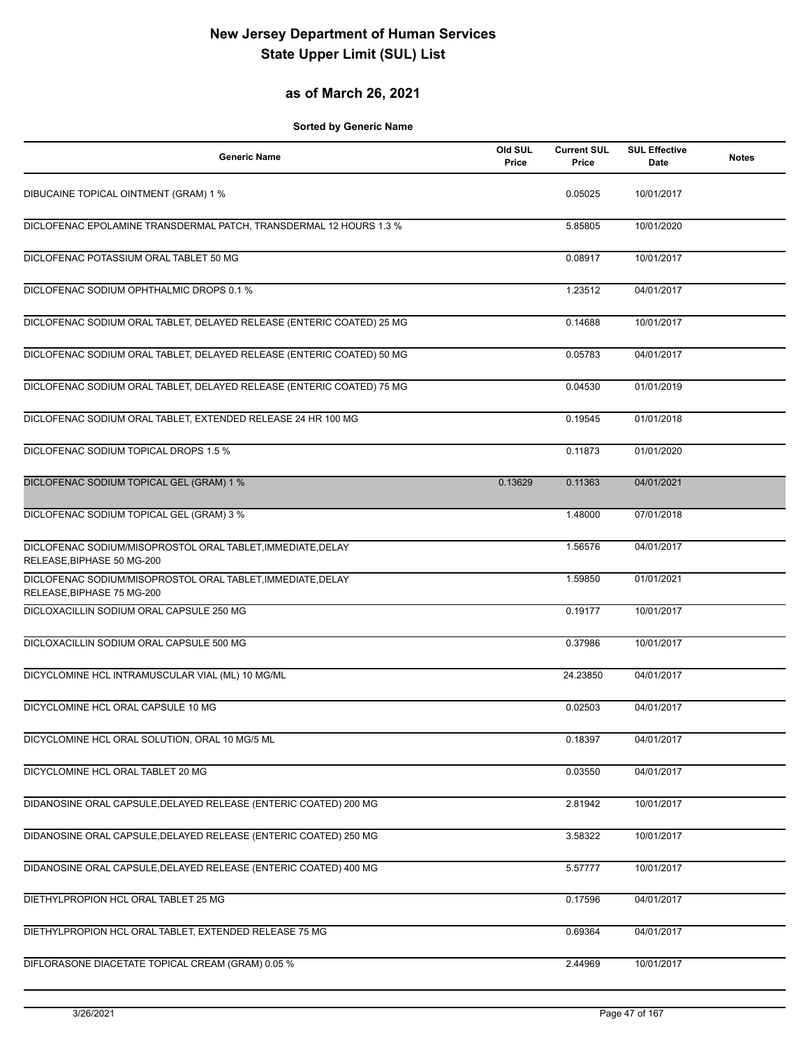# New Jersey Department of Human Services
# State Upper Limit (SUL) List

## as of March 26, 2021

**Sorted by Generic Name**

| Generic Name | Old SUL Price | Current SUL Price | SUL Effective Date | Notes |
|---|---|---|---|---|
| DIBUCAINE TOPICAL OINTMENT (GRAM) 1 % | | 0.05025 | 10/01/2017 | |
| DICLOFENAC EPOLAMINE TRANSDERMAL PATCH, TRANSDERMAL 12 HOURS 1.3 % | | 5.85805 | 10/01/2020 | |
| DICLOFENAC POTASSIUM ORAL TABLET 50 MG | | 0.08917 | 10/01/2017 | |
| DICLOFENAC SODIUM OPHTHALMIC DROPS 0.1 % | | 1.23512 | 04/01/2017 | |
| DICLOFENAC SODIUM ORAL TABLET, DELAYED RELEASE (ENTERIC COATED) 25 MG | | 0.14688 | 10/01/2017 | |
| DICLOFENAC SODIUM ORAL TABLET, DELAYED RELEASE (ENTERIC COATED) 50 MG | | 0.05783 | 04/01/2017 | |
| DICLOFENAC SODIUM ORAL TABLET, DELAYED RELEASE (ENTERIC COATED) 75 MG | | 0.04530 | 01/01/2019 | |
| DICLOFENAC SODIUM ORAL TABLET, EXTENDED RELEASE 24 HR 100 MG | | 0.19545 | 01/01/2018 | |
| DICLOFENAC SODIUM TOPICAL DROPS 1.5 % | | 0.11873 | 01/01/2020 | |
| DICLOFENAC SODIUM TOPICAL GEL (GRAM) 1 % | 0.13629 | 0.11363 | 04/01/2021 | |
| DICLOFENAC SODIUM TOPICAL GEL (GRAM) 3 % | | 1.48000 | 07/01/2018 | |
| DICLOFENAC SODIUM/MISOPROSTOL ORAL TABLET,IMMEDIATE,DELAY RELEASE,BIPHASE 50 MG-200 | | 1.56576 | 04/01/2017 | |
| DICLOFENAC SODIUM/MISOPROSTOL ORAL TABLET,IMMEDIATE,DELAY RELEASE,BIPHASE 75 MG-200 | | 1.59850 | 01/01/2021 | |
| DICLOXACILLIN SODIUM ORAL CAPSULE 250 MG | | 0.19177 | 10/01/2017 | |
| DICLOXACILLIN SODIUM ORAL CAPSULE 500 MG | | 0.37986 | 10/01/2017 | |
| DICYCLOMINE HCL INTRAMUSCULAR VIAL (ML) 10 MG/ML | | 24.23850 | 04/01/2017 | |
| DICYCLOMINE HCL ORAL CAPSULE 10 MG | | 0.02503 | 04/01/2017 | |
| DICYCLOMINE HCL ORAL SOLUTION, ORAL 10 MG/5 ML | | 0.18397 | 04/01/2017 | |
| DICYCLOMINE HCL ORAL TABLET 20 MG | | 0.03550 | 04/01/2017 | |
| DIDANOSINE ORAL CAPSULE,DELAYED RELEASE (ENTERIC COATED) 200 MG | | 2.81942 | 10/01/2017 | |
| DIDANOSINE ORAL CAPSULE,DELAYED RELEASE (ENTERIC COATED) 250 MG | | 3.58322 | 10/01/2017 | |
| DIDANOSINE ORAL CAPSULE,DELAYED RELEASE (ENTERIC COATED) 400 MG | | 5.57777 | 10/01/2017 | |
| DIETHYLPROPION HCL ORAL TABLET 25 MG | | 0.17596 | 04/01/2017 | |
| DIETHYLPROPION HCL ORAL TABLET, EXTENDED RELEASE 75 MG | | 0.69364 | 04/01/2017 | |
| DIFLORASONE DIACETATE TOPICAL CREAM (GRAM) 0.05 % | | 2.44969 | 10/01/2017 | |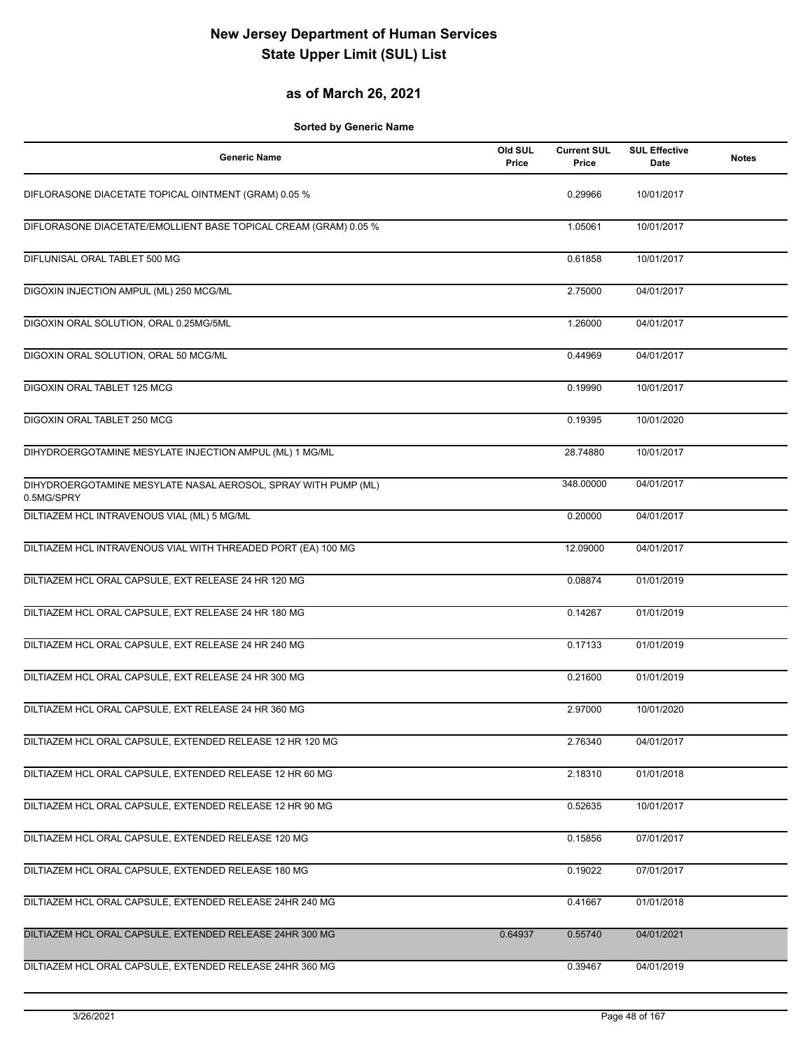# New Jersey Department of Human Services
# State Upper Limit (SUL) List

## as of March 26, 2021

**Sorted by Generic Name**

| Generic Name | Old SUL Price | Current SUL Price | SUL Effective Date | Notes |
|---|---|---|---|---|
| DIFLORASONE DIACETATE TOPICAL OINTMENT (GRAM) 0.05 % | | 0.29966 | 10/01/2017 | |
| DIFLORASONE DIACETATE/EMOLLIENT BASE TOPICAL CREAM (GRAM) 0.05 % | | 1.05061 | 10/01/2017 | |
| DIFLUNISAL ORAL TABLET 500 MG | | 0.61858 | 10/01/2017 | |
| DIGOXIN INJECTION AMPUL (ML) 250 MCG/ML | | 2.75000 | 04/01/2017 | |
| DIGOXIN ORAL SOLUTION, ORAL 0.25MG/5ML | | 1.26000 | 04/01/2017 | |
| DIGOXIN ORAL SOLUTION, ORAL 50 MCG/ML | | 0.44969 | 04/01/2017 | |
| DIGOXIN ORAL TABLET 125 MCG | | 0.19990 | 10/01/2017 | |
| DIGOXIN ORAL TABLET 250 MCG | | 0.19395 | 10/01/2020 | |
| DIHYDROERGOTAMINE MESYLATE INJECTION AMPUL (ML) 1 MG/ML | | 28.74880 | 10/01/2017 | |
| DIHYDROERGOTAMINE MESYLATE NASAL AEROSOL, SPRAY WITH PUMP (ML) 0.5MG/SPRY | | 348.00000 | 04/01/2017 | |
| DILTIAZEM HCL INTRAVENOUS VIAL (ML) 5 MG/ML | | 0.20000 | 04/01/2017 | |
| DILTIAZEM HCL INTRAVENOUS VIAL WITH THREADED PORT (EA) 100 MG | | 12.09000 | 04/01/2017 | |
| DILTIAZEM HCL ORAL CAPSULE, EXT RELEASE 24 HR 120 MG | | 0.08874 | 01/01/2019 | |
| DILTIAZEM HCL ORAL CAPSULE, EXT RELEASE 24 HR 180 MG | | 0.14267 | 01/01/2019 | |
| DILTIAZEM HCL ORAL CAPSULE, EXT RELEASE 24 HR 240 MG | | 0.17133 | 01/01/2019 | |
| DILTIAZEM HCL ORAL CAPSULE, EXT RELEASE 24 HR 300 MG | | 0.21600 | 01/01/2019 | |
| DILTIAZEM HCL ORAL CAPSULE, EXT RELEASE 24 HR 360 MG | | 2.97000 | 10/01/2020 | |
| DILTIAZEM HCL ORAL CAPSULE, EXTENDED RELEASE 12 HR 120 MG | | 2.76340 | 04/01/2017 | |
| DILTIAZEM HCL ORAL CAPSULE, EXTENDED RELEASE 12 HR 60 MG | | 2.18310 | 01/01/2018 | |
| DILTIAZEM HCL ORAL CAPSULE, EXTENDED RELEASE 12 HR 90 MG | | 0.52635 | 10/01/2017 | |
| DILTIAZEM HCL ORAL CAPSULE, EXTENDED RELEASE 120 MG | | 0.15856 | 07/01/2017 | |
| DILTIAZEM HCL ORAL CAPSULE, EXTENDED RELEASE 180 MG | | 0.19022 | 07/01/2017 | |
| DILTIAZEM HCL ORAL CAPSULE, EXTENDED RELEASE 24HR 240 MG | | 0.41667 | 01/01/2018 | |
| DILTIAZEM HCL ORAL CAPSULE, EXTENDED RELEASE 24HR 300 MG | 0.64937 | 0.55740 | 04/01/2021 | |
| DILTIAZEM HCL ORAL CAPSULE, EXTENDED RELEASE 24HR 360 MG | | 0.39467 | 04/01/2019 | |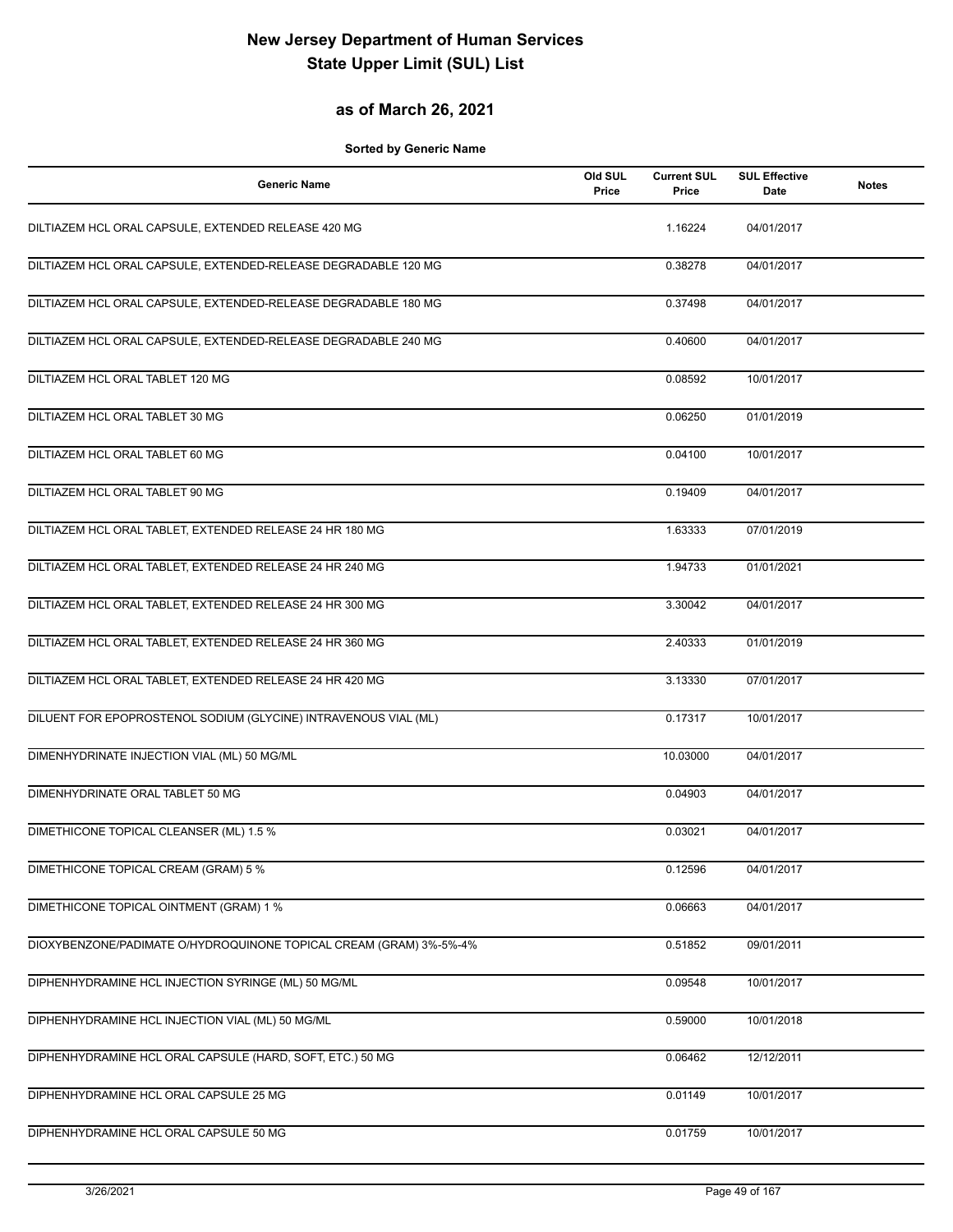# New Jersey Department of Human Services
# State Upper Limit (SUL) List

## as of March 26, 2021

**Sorted by Generic Name**

| Generic Name | Old SUL Price | Current SUL Price | SUL Effective Date | Notes |
|---|---|---|---|---|
| DILTIAZEM HCL ORAL CAPSULE, EXTENDED RELEASE 420 MG | | 1.16224 | 04/01/2017 | |
| DILTIAZEM HCL ORAL CAPSULE, EXTENDED-RELEASE DEGRADABLE 120 MG | | 0.38278 | 04/01/2017 | |
| DILTIAZEM HCL ORAL CAPSULE, EXTENDED-RELEASE DEGRADABLE 180 MG | | 0.37498 | 04/01/2017 | |
| DILTIAZEM HCL ORAL CAPSULE, EXTENDED-RELEASE DEGRADABLE 240 MG | | 0.40600 | 04/01/2017 | |
| DILTIAZEM HCL ORAL TABLET 120 MG | | 0.08592 | 10/01/2017 | |
| DILTIAZEM HCL ORAL TABLET 30 MG | | 0.06250 | 01/01/2019 | |
| DILTIAZEM HCL ORAL TABLET 60 MG | | 0.04100 | 10/01/2017 | |
| DILTIAZEM HCL ORAL TABLET 90 MG | | 0.19409 | 04/01/2017 | |
| DILTIAZEM HCL ORAL TABLET, EXTENDED RELEASE 24 HR 180 MG | | 1.63333 | 07/01/2019 | |
| DILTIAZEM HCL ORAL TABLET, EXTENDED RELEASE 24 HR 240 MG | | 1.94733 | 01/01/2021 | |
| DILTIAZEM HCL ORAL TABLET, EXTENDED RELEASE 24 HR 300 MG | | 3.30042 | 04/01/2017 | |
| DILTIAZEM HCL ORAL TABLET, EXTENDED RELEASE 24 HR 360 MG | | 2.40333 | 01/01/2019 | |
| DILTIAZEM HCL ORAL TABLET, EXTENDED RELEASE 24 HR 420 MG | | 3.13330 | 07/01/2017 | |
| DILUENT FOR EPOPROSTENOL SODIUM (GLYCINE) INTRAVENOUS VIAL (ML) | | 0.17317 | 10/01/2017 | |
| DIMENHYDRINATE INJECTION VIAL (ML) 50 MG/ML | | 10.03000 | 04/01/2017 | |
| DIMENHYDRINATE ORAL TABLET 50 MG | | 0.04903 | 04/01/2017 | |
| DIMETHICONE TOPICAL CLEANSER (ML) 1.5 % | | 0.03021 | 04/01/2017 | |
| DIMETHICONE TOPICAL CREAM (GRAM) 5 % | | 0.12596 | 04/01/2017 | |
| DIMETHICONE TOPICAL OINTMENT (GRAM) 1 % | | 0.06663 | 04/01/2017 | |
| DIOXYBENZONE/PADIMATE O/HYDROQUINONE TOPICAL CREAM (GRAM) 3%-5%-4% | | 0.51852 | 09/01/2011 | |
| DIPHENHYDRAMINE HCL INJECTION SYRINGE (ML) 50 MG/ML | | 0.09548 | 10/01/2017 | |
| DIPHENHYDRAMINE HCL INJECTION VIAL (ML) 50 MG/ML | | 0.59000 | 10/01/2018 | |
| DIPHENHYDRAMINE HCL ORAL CAPSULE (HARD, SOFT, ETC.) 50 MG | | 0.06462 | 12/12/2011 | |
| DIPHENHYDRAMINE HCL ORAL CAPSULE 25 MG | | 0.01149 | 10/01/2017 | |
| DIPHENHYDRAMINE HCL ORAL CAPSULE 50 MG | | 0.01759 | 10/01/2017 | |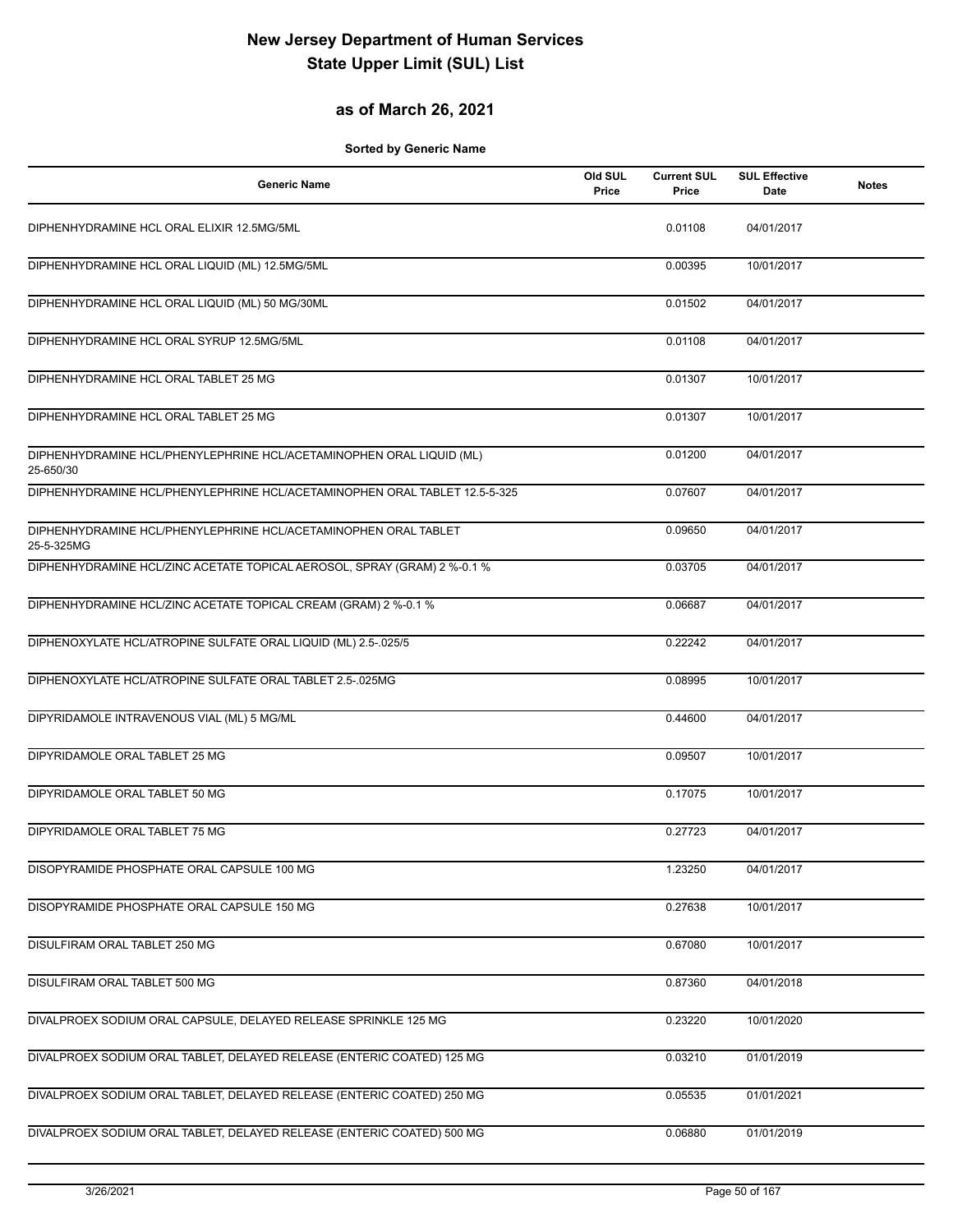# New Jersey Department of Human Services
# State Upper Limit (SUL) List

## as of March 26, 2021

**Sorted by Generic Name**

| Generic Name | Old SUL Price | Current SUL Price | SUL Effective Date | Notes |
|---|---|---|---|---|
| DIPHENHYDRAMINE HCL ORAL ELIXIR 12.5MG/5ML | | 0.01108 | 04/01/2017 | |
| DIPHENHYDRAMINE HCL ORAL LIQUID (ML) 12.5MG/5ML | | 0.00395 | 10/01/2017 | |
| DIPHENHYDRAMINE HCL ORAL LIQUID (ML) 50 MG/30ML | | 0.01502 | 04/01/2017 | |
| DIPHENHYDRAMINE HCL ORAL SYRUP 12.5MG/5ML | | 0.01108 | 04/01/2017 | |
| DIPHENHYDRAMINE HCL ORAL TABLET 25 MG | | 0.01307 | 10/01/2017 | |
| DIPHENHYDRAMINE HCL ORAL TABLET 25 MG | | 0.01307 | 10/01/2017 | |
| DIPHENHYDRAMINE HCL/PHENYLEPHRINE HCL/ACETAMINOPHEN ORAL LIQUID (ML) 25-650/30 | | 0.01200 | 04/01/2017 | |
| DIPHENHYDRAMINE HCL/PHENYLEPHRINE HCL/ACETAMINOPHEN ORAL TABLET 12.5-5-325 | | 0.07607 | 04/01/2017 | |
| DIPHENHYDRAMINE HCL/PHENYLEPHRINE HCL/ACETAMINOPHEN ORAL TABLET 25-5-325MG | | 0.09650 | 04/01/2017 | |
| DIPHENHYDRAMINE HCL/ZINC ACETATE TOPICAL AEROSOL, SPRAY (GRAM) 2 %-0.1 % | | 0.03705 | 04/01/2017 | |
| DIPHENHYDRAMINE HCL/ZINC ACETATE TOPICAL CREAM (GRAM) 2 %-0.1 % | | 0.06687 | 04/01/2017 | |
| DIPHENOXYLATE HCL/ATROPINE SULFATE ORAL LIQUID (ML) 2.5-.025/5 | | 0.22242 | 04/01/2017 | |
| DIPHENOXYLATE HCL/ATROPINE SULFATE ORAL TABLET 2.5-.025MG | | 0.08995 | 10/01/2017 | |
| DIPYRIDAMOLE INTRAVENOUS VIAL (ML) 5 MG/ML | | 0.44600 | 04/01/2017 | |
| DIPYRIDAMOLE ORAL TABLET 25 MG | | 0.09507 | 10/01/2017 | |
| DIPYRIDAMOLE ORAL TABLET 50 MG | | 0.17075 | 10/01/2017 | |
| DIPYRIDAMOLE ORAL TABLET 75 MG | | 0.27723 | 04/01/2017 | |
| DISOPYRAMIDE PHOSPHATE ORAL CAPSULE 100 MG | | 1.23250 | 04/01/2017 | |
| DISOPYRAMIDE PHOSPHATE ORAL CAPSULE 150 MG | | 0.27638 | 10/01/2017 | |
| DISULFIRAM ORAL TABLET 250 MG | | 0.67080 | 10/01/2017 | |
| DISULFIRAM ORAL TABLET 500 MG | | 0.87360 | 04/01/2018 | |
| DIVALPROEX SODIUM ORAL CAPSULE, DELAYED RELEASE SPRINKLE 125 MG | | 0.23220 | 10/01/2020 | |
| DIVALPROEX SODIUM ORAL TABLET, DELAYED RELEASE (ENTERIC COATED) 125 MG | | 0.03210 | 01/01/2019 | |
| DIVALPROEX SODIUM ORAL TABLET, DELAYED RELEASE (ENTERIC COATED) 250 MG | | 0.05535 | 01/01/2021 | |
| DIVALPROEX SODIUM ORAL TABLET, DELAYED RELEASE (ENTERIC COATED) 500 MG | | 0.06880 | 01/01/2019 | |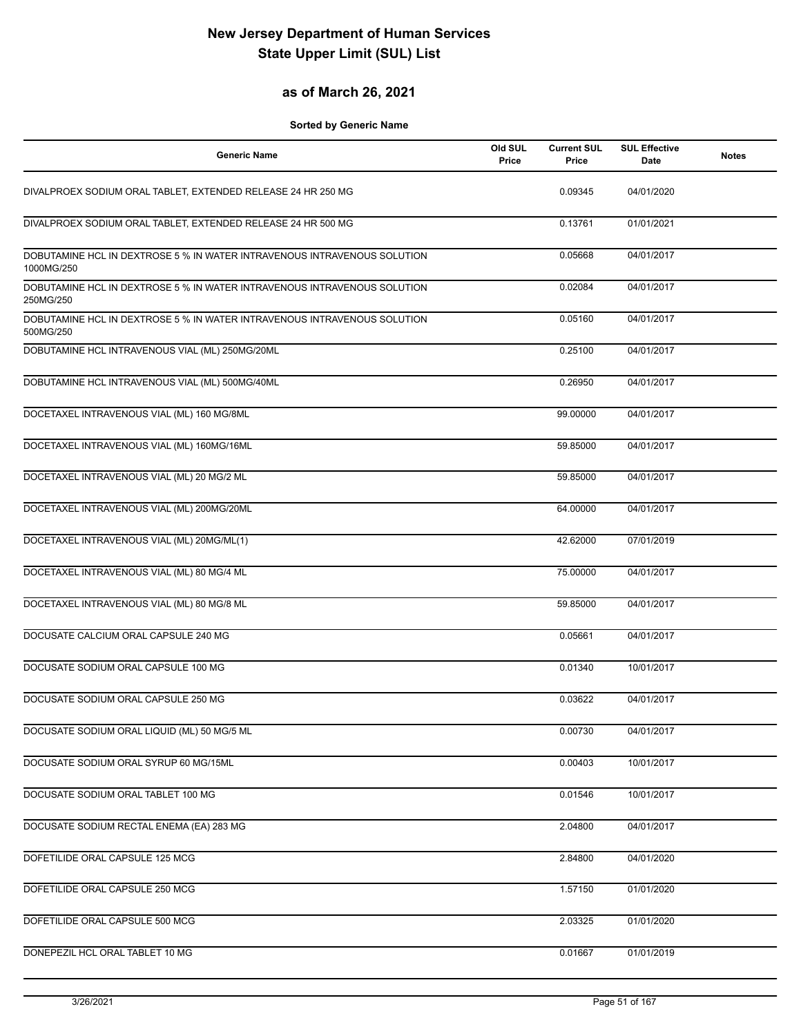# New Jersey Department of Human Services
# State Upper Limit (SUL) List

## as of March 26, 2021

**Sorted by Generic Name**

| Generic Name | Old SUL Price | Current SUL Price | SUL Effective Date | Notes |
|---|---|---|---|---|
| DIVALPROEX SODIUM ORAL TABLET, EXTENDED RELEASE 24 HR 250 MG | | 0.09345 | 04/01/2020 | |
| DIVALPROEX SODIUM ORAL TABLET, EXTENDED RELEASE 24 HR 500 MG | | 0.13761 | 01/01/2021 | |
| DOBUTAMINE HCL IN DEXTROSE 5 % IN WATER INTRAVENOUS INTRAVENOUS SOLUTION 1000MG/250 | | 0.05668 | 04/01/2017 | |
| DOBUTAMINE HCL IN DEXTROSE 5 % IN WATER INTRAVENOUS INTRAVENOUS SOLUTION 250MG/250 | | 0.02084 | 04/01/2017 | |
| DOBUTAMINE HCL IN DEXTROSE 5 % IN WATER INTRAVENOUS INTRAVENOUS SOLUTION 500MG/250 | | 0.05160 | 04/01/2017 | |
| DOBUTAMINE HCL INTRAVENOUS VIAL (ML) 250MG/20ML | | 0.25100 | 04/01/2017 | |
| DOBUTAMINE HCL INTRAVENOUS VIAL (ML) 500MG/40ML | | 0.26950 | 04/01/2017 | |
| DOCETAXEL INTRAVENOUS VIAL (ML) 160 MG/8ML | | 99.00000 | 04/01/2017 | |
| DOCETAXEL INTRAVENOUS VIAL (ML) 160MG/16ML | | 59.85000 | 04/01/2017 | |
| DOCETAXEL INTRAVENOUS VIAL (ML) 20 MG/2 ML | | 59.85000 | 04/01/2017 | |
| DOCETAXEL INTRAVENOUS VIAL (ML) 200MG/20ML | | 64.00000 | 04/01/2017 | |
| DOCETAXEL INTRAVENOUS VIAL (ML) 20MG/ML(1) | | 42.62000 | 07/01/2019 | |
| DOCETAXEL INTRAVENOUS VIAL (ML) 80 MG/4 ML | | 75.00000 | 04/01/2017 | |
| DOCETAXEL INTRAVENOUS VIAL (ML) 80 MG/8 ML | | 59.85000 | 04/01/2017 | |
| DOCUSATE CALCIUM ORAL CAPSULE 240 MG | | 0.05661 | 04/01/2017 | |
| DOCUSATE SODIUM ORAL CAPSULE 100 MG | | 0.01340 | 10/01/2017 | |
| DOCUSATE SODIUM ORAL CAPSULE 250 MG | | 0.03622 | 04/01/2017 | |
| DOCUSATE SODIUM ORAL LIQUID (ML) 50 MG/5 ML | | 0.00730 | 04/01/2017 | |
| DOCUSATE SODIUM ORAL SYRUP 60 MG/15ML | | 0.00403 | 10/01/2017 | |
| DOCUSATE SODIUM ORAL TABLET 100 MG | | 0.01546 | 10/01/2017 | |
| DOCUSATE SODIUM RECTAL ENEMA (EA) 283 MG | | 2.04800 | 04/01/2017 | |
| DOFETILIDE ORAL CAPSULE 125 MCG | | 2.84800 | 04/01/2020 | |
| DOFETILIDE ORAL CAPSULE 250 MCG | | 1.57150 | 01/01/2020 | |
| DOFETILIDE ORAL CAPSULE 500 MCG | | 2.03325 | 01/01/2020 | |
| DONEPEZIL HCL ORAL TABLET 10 MG | | 0.01667 | 01/01/2019 | |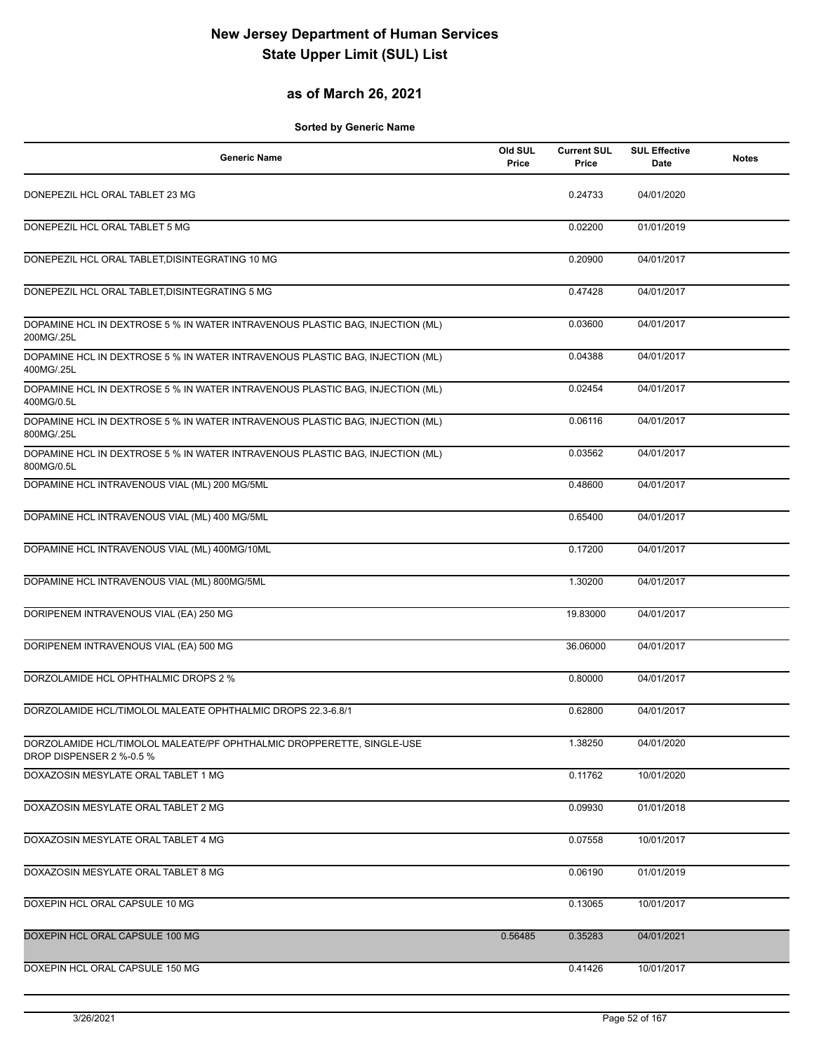# New Jersey Department of Human Services
# State Upper Limit (SUL) List

## as of March 26, 2021

**Sorted by Generic Name**

| Generic Name | Old SUL Price | Current SUL Price | SUL Effective Date | Notes |
|---|---|---|---|---|
| DONEPEZIL HCL ORAL TABLET 23 MG | | 0.24733 | 04/01/2020 | |
| DONEPEZIL HCL ORAL TABLET 5 MG | | 0.02200 | 01/01/2019 | |
| DONEPEZIL HCL ORAL TABLET,DISINTEGRATING 10 MG | | 0.20900 | 04/01/2017 | |
| DONEPEZIL HCL ORAL TABLET,DISINTEGRATING 5 MG | | 0.47428 | 04/01/2017 | |
| DOPAMINE HCL IN DEXTROSE 5 % IN WATER INTRAVENOUS PLASTIC BAG, INJECTION (ML) 200MG/.25L | | 0.03600 | 04/01/2017 | |
| DOPAMINE HCL IN DEXTROSE 5 % IN WATER INTRAVENOUS PLASTIC BAG, INJECTION (ML) 400MG/.25L | | 0.04388 | 04/01/2017 | |
| DOPAMINE HCL IN DEXTROSE 5 % IN WATER INTRAVENOUS PLASTIC BAG, INJECTION (ML) 400MG/0.5L | | 0.02454 | 04/01/2017 | |
| DOPAMINE HCL IN DEXTROSE 5 % IN WATER INTRAVENOUS PLASTIC BAG, INJECTION (ML) 800MG/.25L | | 0.06116 | 04/01/2017 | |
| DOPAMINE HCL IN DEXTROSE 5 % IN WATER INTRAVENOUS PLASTIC BAG, INJECTION (ML) 800MG/0.5L | | 0.03562 | 04/01/2017 | |
| DOPAMINE HCL INTRAVENOUS VIAL (ML) 200 MG/5ML | | 0.48600 | 04/01/2017 | |
| DOPAMINE HCL INTRAVENOUS VIAL (ML) 400 MG/5ML | | 0.65400 | 04/01/2017 | |
| DOPAMINE HCL INTRAVENOUS VIAL (ML) 400MG/10ML | | 0.17200 | 04/01/2017 | |
| DOPAMINE HCL INTRAVENOUS VIAL (ML) 800MG/5ML | | 1.30200 | 04/01/2017 | |
| DORIPENEM INTRAVENOUS VIAL (EA) 250 MG | | 19.83000 | 04/01/2017 | |
| DORIPENEM INTRAVENOUS VIAL (EA) 500 MG | | 36.06000 | 04/01/2017 | |
| DORZOLAMIDE HCL OPHTHALMIC DROPS 2 % | | 0.80000 | 04/01/2017 | |
| DORZOLAMIDE HCL/TIMOLOL MALEATE OPHTHALMIC DROPS 22.3-6.8/1 | | 0.62800 | 04/01/2017 | |
| DORZOLAMIDE HCL/TIMOLOL MALEATE/PF OPHTHALMIC DROPPERETTE, SINGLE-USE DROP DISPENSER 2 %-0.5 % | | 1.38250 | 04/01/2020 | |
| DOXAZOSIN MESYLATE ORAL TABLET 1 MG | | 0.11762 | 10/01/2020 | |
| DOXAZOSIN MESYLATE ORAL TABLET 2 MG | | 0.09930 | 01/01/2018 | |
| DOXAZOSIN MESYLATE ORAL TABLET 4 MG | | 0.07558 | 10/01/2017 | |
| DOXAZOSIN MESYLATE ORAL TABLET 8 MG | | 0.06190 | 01/01/2019 | |
| DOXEPIN HCL ORAL CAPSULE 10 MG | | 0.13065 | 10/01/2017 | |
| DOXEPIN HCL ORAL CAPSULE 100 MG | 0.56485 | 0.35283 | 04/01/2021 | |
| DOXEPIN HCL ORAL CAPSULE 150 MG | | 0.41426 | 10/01/2017 | |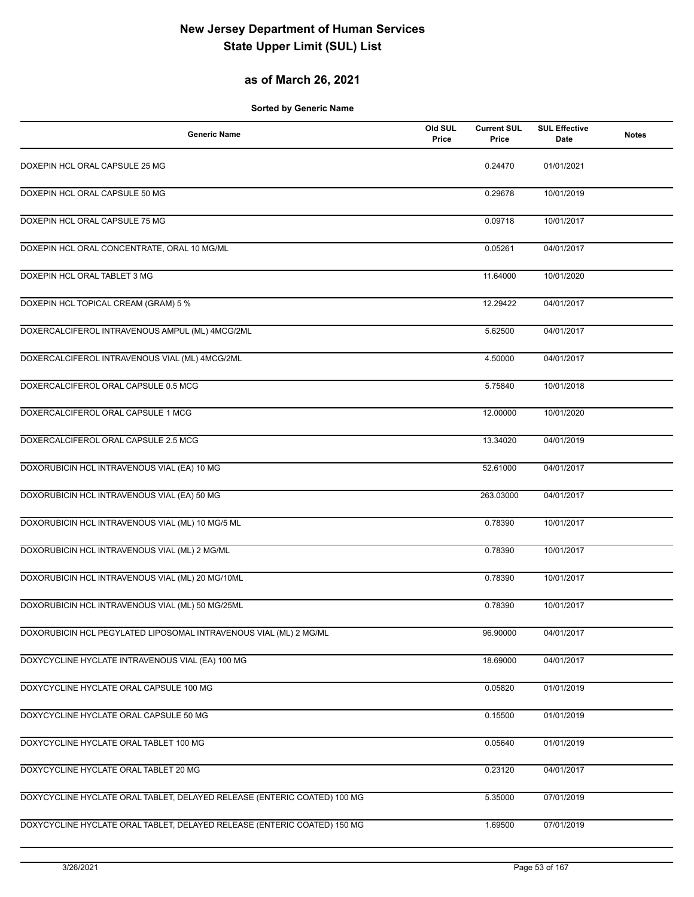# New Jersey Department of Human Services
# State Upper Limit (SUL) List

## as of March 26, 2021

**Sorted by Generic Name**

| Generic Name | Old SUL Price | Current SUL Price | SUL Effective Date | Notes |
|---|---|---|---|---|
| DOXEPIN HCL ORAL CAPSULE 25 MG | | 0.24470 | 01/01/2021 | |
| DOXEPIN HCL ORAL CAPSULE 50 MG | | 0.29678 | 10/01/2019 | |
| DOXEPIN HCL ORAL CAPSULE 75 MG | | 0.09718 | 10/01/2017 | |
| DOXEPIN HCL ORAL CONCENTRATE, ORAL 10 MG/ML | | 0.05261 | 04/01/2017 | |
| DOXEPIN HCL ORAL TABLET 3 MG | | 11.64000 | 10/01/2020 | |
| DOXEPIN HCL TOPICAL CREAM (GRAM) 5 % | | 12.29422 | 04/01/2017 | |
| DOXERCALCIFEROL INTRAVENOUS AMPUL (ML) 4MCG/2ML | | 5.62500 | 04/01/2017 | |
| DOXERCALCIFEROL INTRAVENOUS VIAL (ML) 4MCG/2ML | | 4.50000 | 04/01/2017 | |
| DOXERCALCIFEROL ORAL CAPSULE 0.5 MCG | | 5.75840 | 10/01/2018 | |
| DOXERCALCIFEROL ORAL CAPSULE 1 MCG | | 12.00000 | 10/01/2020 | |
| DOXERCALCIFEROL ORAL CAPSULE 2.5 MCG | | 13.34020 | 04/01/2019 | |
| DOXORUBICIN HCL INTRAVENOUS VIAL (EA) 10 MG | | 52.61000 | 04/01/2017 | |
| DOXORUBICIN HCL INTRAVENOUS VIAL (EA) 50 MG | | 263.03000 | 04/01/2017 | |
| DOXORUBICIN HCL INTRAVENOUS VIAL (ML) 10 MG/5 ML | | 0.78390 | 10/01/2017 | |
| DOXORUBICIN HCL INTRAVENOUS VIAL (ML) 2 MG/ML | | 0.78390 | 10/01/2017 | |
| DOXORUBICIN HCL INTRAVENOUS VIAL (ML) 20 MG/10ML | | 0.78390 | 10/01/2017 | |
| DOXORUBICIN HCL INTRAVENOUS VIAL (ML) 50 MG/25ML | | 0.78390 | 10/01/2017 | |
| DOXORUBICIN HCL PEGYLATED LIPOSOMAL INTRAVENOUS VIAL (ML) 2 MG/ML | | 96.90000 | 04/01/2017 | |
| DOXYCYCLINE HYCLATE INTRAVENOUS VIAL (EA) 100 MG | | 18.69000 | 04/01/2017 | |
| DOXYCYCLINE HYCLATE ORAL CAPSULE 100 MG | | 0.05820 | 01/01/2019 | |
| DOXYCYCLINE HYCLATE ORAL CAPSULE 50 MG | | 0.15500 | 01/01/2019 | |
| DOXYCYCLINE HYCLATE ORAL TABLET 100 MG | | 0.05640 | 01/01/2019 | |
| DOXYCYCLINE HYCLATE ORAL TABLET 20 MG | | 0.23120 | 04/01/2017 | |
| DOXYCYCLINE HYCLATE ORAL TABLET, DELAYED RELEASE (ENTERIC COATED) 100 MG | | 5.35000 | 07/01/2019 | |
| DOXYCYCLINE HYCLATE ORAL TABLET, DELAYED RELEASE (ENTERIC COATED) 150 MG | | 1.69500 | 07/01/2019 | |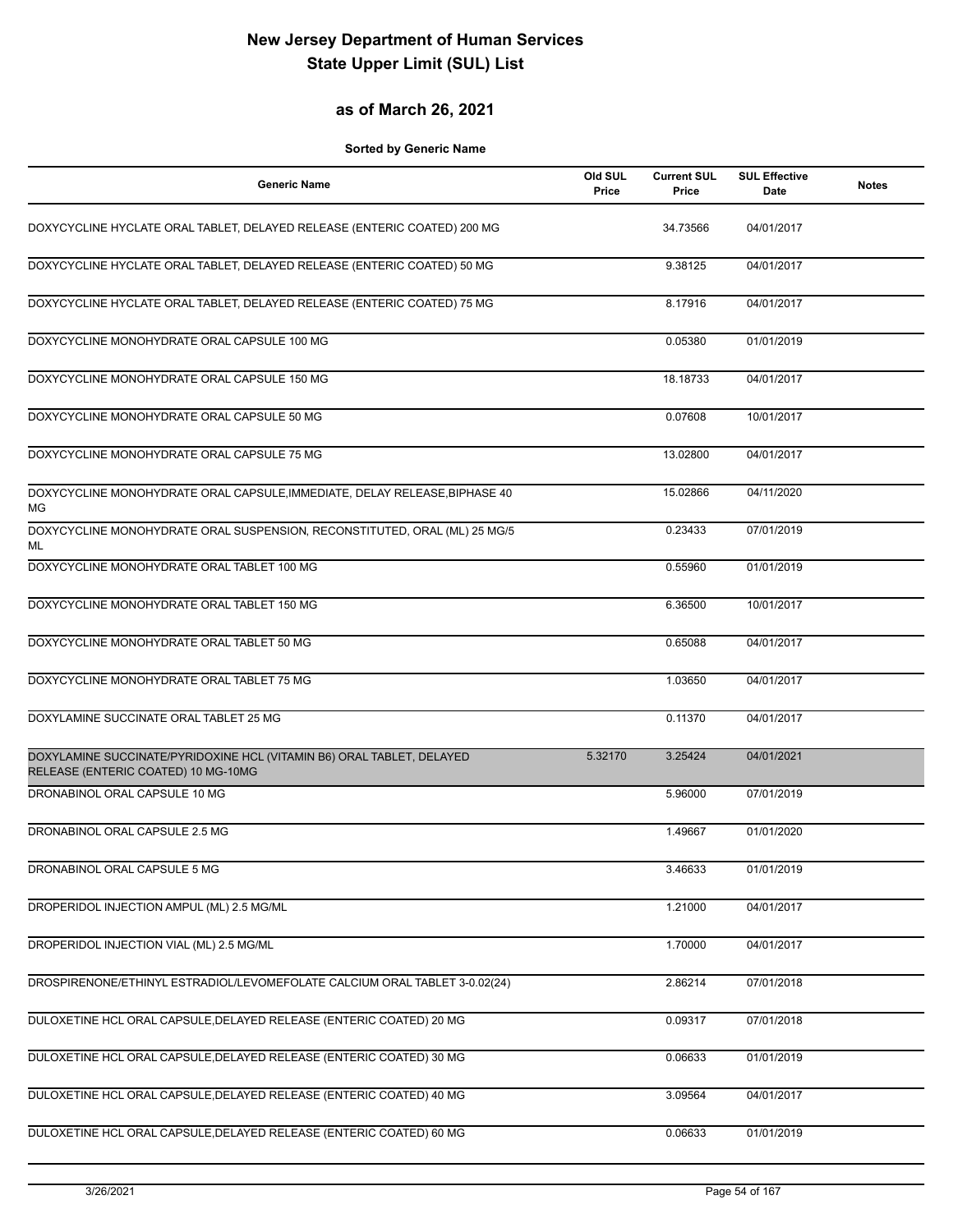# New Jersey Department of Human Services
# State Upper Limit (SUL) List

## as of March 26, 2021

**Sorted by Generic Name**

| Generic Name | Old SUL Price | Current SUL Price | SUL Effective Date | Notes |
|---|---|---|---|---|
| DOXYCYCLINE HYCLATE ORAL TABLET, DELAYED RELEASE (ENTERIC COATED) 200 MG | | 34.73566 | 04/01/2017 | |
| DOXYCYCLINE HYCLATE ORAL TABLET, DELAYED RELEASE (ENTERIC COATED) 50 MG | | 9.38125 | 04/01/2017 | |
| DOXYCYCLINE HYCLATE ORAL TABLET, DELAYED RELEASE (ENTERIC COATED) 75 MG | | 8.17916 | 04/01/2017 | |
| DOXYCYCLINE MONOHYDRATE ORAL CAPSULE 100 MG | | 0.05380 | 01/01/2019 | |
| DOXYCYCLINE MONOHYDRATE ORAL CAPSULE 150 MG | | 18.18733 | 04/01/2017 | |
| DOXYCYCLINE MONOHYDRATE ORAL CAPSULE 50 MG | | 0.07608 | 10/01/2017 | |
| DOXYCYCLINE MONOHYDRATE ORAL CAPSULE 75 MG | | 13.02800 | 04/01/2017 | |
| DOXYCYCLINE MONOHYDRATE ORAL CAPSULE,IMMEDIATE, DELAY RELEASE,BIPHASE 40 MG | | 15.02866 | 04/11/2020 | |
| DOXYCYCLINE MONOHYDRATE ORAL SUSPENSION, RECONSTITUTED, ORAL (ML) 25 MG/5 ML | | 0.23433 | 07/01/2019 | |
| DOXYCYCLINE MONOHYDRATE ORAL TABLET 100 MG | | 0.55960 | 01/01/2019 | |
| DOXYCYCLINE MONOHYDRATE ORAL TABLET 150 MG | | 6.36500 | 10/01/2017 | |
| DOXYCYCLINE MONOHYDRATE ORAL TABLET 50 MG | | 0.65088 | 04/01/2017 | |
| DOXYCYCLINE MONOHYDRATE ORAL TABLET 75 MG | | 1.03650 | 04/01/2017 | |
| DOXYLAMINE SUCCINATE ORAL TABLET 25 MG | | 0.11370 | 04/01/2017 | |
| DOXYLAMINE SUCCINATE/PYRIDOXINE HCL (VITAMIN B6) ORAL TABLET, DELAYED RELEASE (ENTERIC COATED) 10 MG-10MG | 5.32170 | 3.25424 | 04/01/2021 | |
| DRONABINOL ORAL CAPSULE 10 MG | | 5.96000 | 07/01/2019 | |
| DRONABINOL ORAL CAPSULE 2.5 MG | | 1.49667 | 01/01/2020 | |
| DRONABINOL ORAL CAPSULE 5 MG | | 3.46633 | 01/01/2019 | |
| DROPERIDOL INJECTION AMPUL (ML) 2.5 MG/ML | | 1.21000 | 04/01/2017 | |
| DROPERIDOL INJECTION VIAL (ML) 2.5 MG/ML | | 1.70000 | 04/01/2017 | |
| DROSPIRENONE/ETHINYL ESTRADIOL/LEVOMEFOLATE CALCIUM ORAL TABLET 3-0.02(24) | | 2.86214 | 07/01/2018 | |
| DULOXETINE HCL ORAL CAPSULE,DELAYED RELEASE (ENTERIC COATED) 20 MG | | 0.09317 | 07/01/2018 | |
| DULOXETINE HCL ORAL CAPSULE,DELAYED RELEASE (ENTERIC COATED) 30 MG | | 0.06633 | 01/01/2019 | |
| DULOXETINE HCL ORAL CAPSULE,DELAYED RELEASE (ENTERIC COATED) 40 MG | | 3.09564 | 04/01/2017 | |
| DULOXETINE HCL ORAL CAPSULE,DELAYED RELEASE (ENTERIC COATED) 60 MG | | 0.06633 | 01/01/2019 | |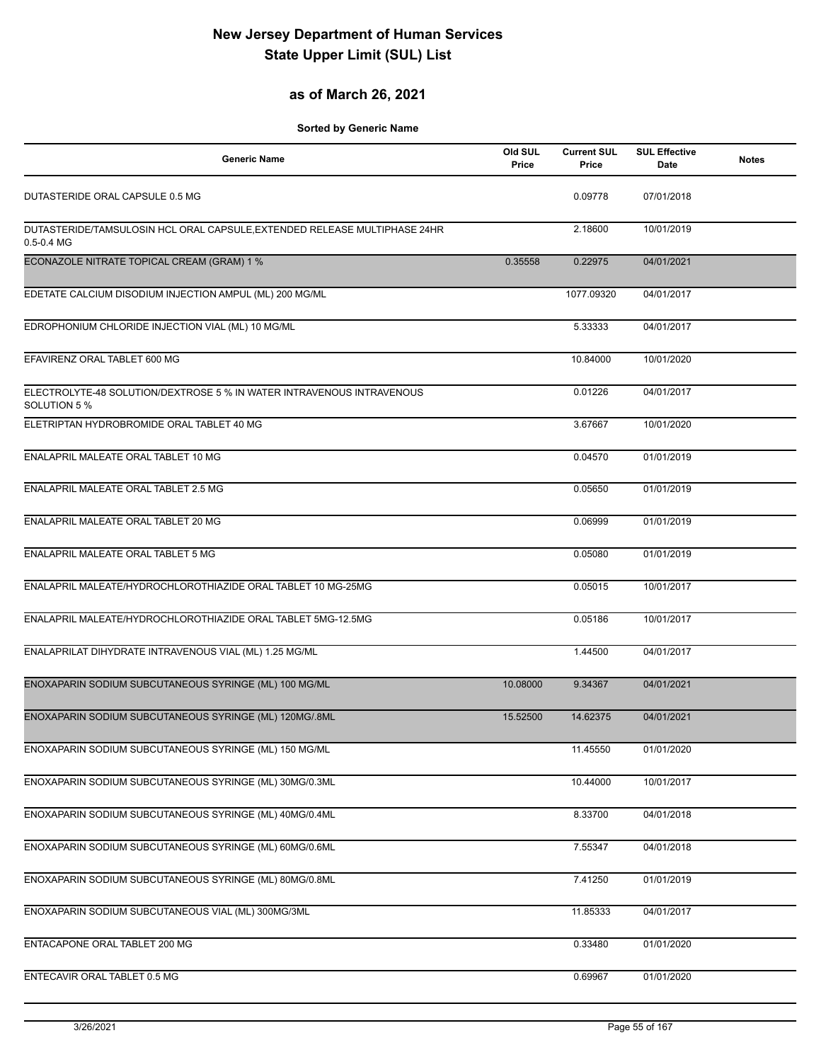# New Jersey Department of Human Services State Upper Limit (SUL) List

## as of March 26, 2021

**Sorted by Generic Name**

| Generic Name | Old SUL Price | Current SUL Price | SUL Effective Date | Notes |
|---|---|---|---|---|
| DUTASTERIDE ORAL CAPSULE 0.5 MG | | 0.09778 | 07/01/2018 | |
| DUTASTERIDE/TAMSULOSIN HCL ORAL CAPSULE,EXTENDED RELEASE MULTIPHASE 24HR 0.5-0.4 MG | | 2.18600 | 10/01/2019 | |
| ECONAZOLE NITRATE TOPICAL CREAM (GRAM) 1 % | 0.35558 | 0.22975 | 04/01/2021 | |
| EDETATE CALCIUM DISODIUM INJECTION AMPUL (ML) 200 MG/ML | | 1077.09320 | 04/01/2017 | |
| EDROPHONIUM CHLORIDE INJECTION VIAL (ML) 10 MG/ML | | 5.33333 | 04/01/2017 | |
| EFAVIRENZ ORAL TABLET 600 MG | | 10.84000 | 10/01/2020 | |
| ELECTROLYTE-48 SOLUTION/DEXTROSE 5 % IN WATER INTRAVENOUS INTRAVENOUS SOLUTION 5 % | | 0.01226 | 04/01/2017 | |
| ELETRIPTAN HYDROBROMIDE ORAL TABLET 40 MG | | 3.67667 | 10/01/2020 | |
| ENALAPRIL MALEATE ORAL TABLET 10 MG | | 0.04570 | 01/01/2019 | |
| ENALAPRIL MALEATE ORAL TABLET 2.5 MG | | 0.05650 | 01/01/2019 | |
| ENALAPRIL MALEATE ORAL TABLET 20 MG | | 0.06999 | 01/01/2019 | |
| ENALAPRIL MALEATE ORAL TABLET 5 MG | | 0.05080 | 01/01/2019 | |
| ENALAPRIL MALEATE/HYDROCHLOROTHIAZIDE ORAL TABLET 10 MG-25MG | | 0.05015 | 10/01/2017 | |
| ENALAPRIL MALEATE/HYDROCHLOROTHIAZIDE ORAL TABLET 5MG-12.5MG | | 0.05186 | 10/01/2017 | |
| ENALAPRILAT DIHYDRATE INTRAVENOUS VIAL (ML) 1.25 MG/ML | | 1.44500 | 04/01/2017 | |
| ENOXAPARIN SODIUM SUBCUTANEOUS SYRINGE (ML) 100 MG/ML | 10.08000 | 9.34367 | 04/01/2021 | |
| ENOXAPARIN SODIUM SUBCUTANEOUS SYRINGE (ML) 120MG/.8ML | 15.52500 | 14.62375 | 04/01/2021 | |
| ENOXAPARIN SODIUM SUBCUTANEOUS SYRINGE (ML) 150 MG/ML | | 11.45550 | 01/01/2020 | |
| ENOXAPARIN SODIUM SUBCUTANEOUS SYRINGE (ML) 30MG/0.3ML | | 10.44000 | 10/01/2017 | |
| ENOXAPARIN SODIUM SUBCUTANEOUS SYRINGE (ML) 40MG/0.4ML | | 8.33700 | 04/01/2018 | |
| ENOXAPARIN SODIUM SUBCUTANEOUS SYRINGE (ML) 60MG/0.6ML | | 7.55347 | 04/01/2018 | |
| ENOXAPARIN SODIUM SUBCUTANEOUS SYRINGE (ML) 80MG/0.8ML | | 7.41250 | 01/01/2019 | |
| ENOXAPARIN SODIUM SUBCUTANEOUS VIAL (ML) 300MG/3ML | | 11.85333 | 04/01/2017 | |
| ENTACAPONE ORAL TABLET 200 MG | | 0.33480 | 01/01/2020 | |
| ENTECAVIR ORAL TABLET 0.5 MG | | 0.69967 | 01/01/2020 | |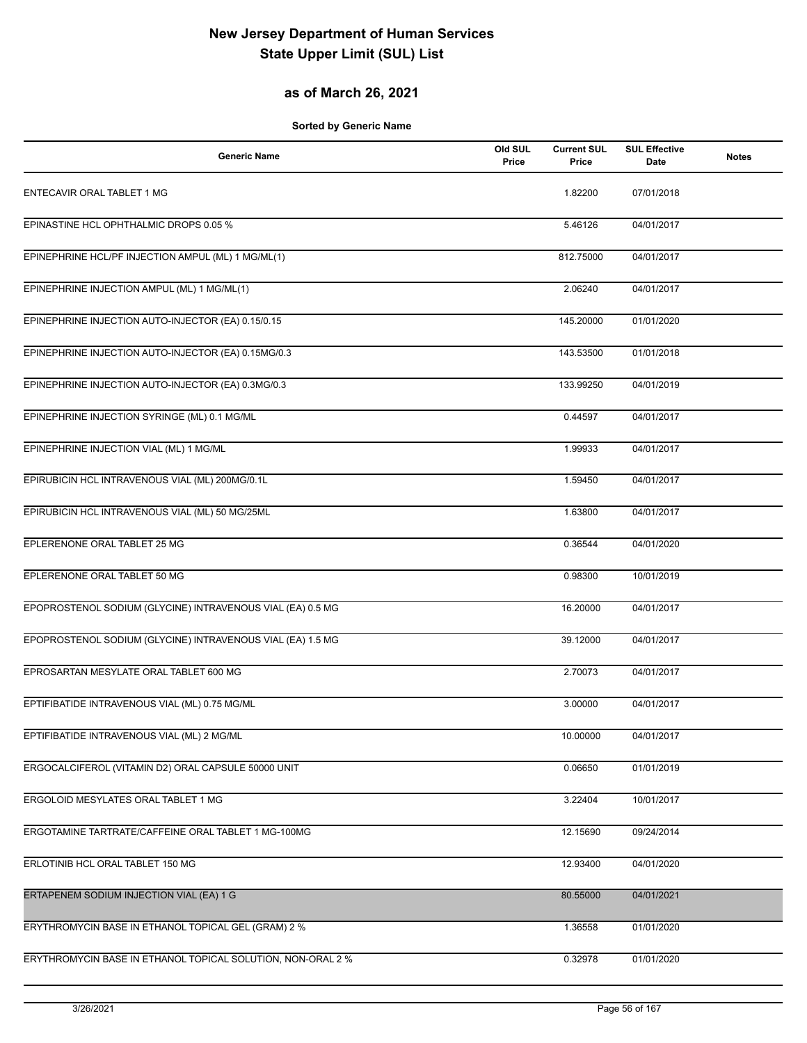# New Jersey Department of Human Services
# State Upper Limit (SUL) List

## as of March 26, 2021

**Sorted by Generic Name**

| Generic Name | Old SUL Price | Current SUL Price | SUL Effective Date | Notes |
|---|---|---|---|---|
| ENTECAVIR ORAL TABLET 1 MG | | 1.82200 | 07/01/2018 | |
| EPINASTINE HCL OPHTHALMIC DROPS 0.05 % | | 5.46126 | 04/01/2017 | |
| EPINEPHRINE HCL/PF INJECTION AMPUL (ML) 1 MG/ML(1) | | 812.75000 | 04/01/2017 | |
| EPINEPHRINE INJECTION AMPUL (ML) 1 MG/ML(1) | | 2.06240 | 04/01/2017 | |
| EPINEPHRINE INJECTION AUTO-INJECTOR (EA) 0.15/0.15 | | 145.20000 | 01/01/2020 | |
| EPINEPHRINE INJECTION AUTO-INJECTOR (EA) 0.15MG/0.3 | | 143.53500 | 01/01/2018 | |
| EPINEPHRINE INJECTION AUTO-INJECTOR (EA) 0.3MG/0.3 | | 133.99250 | 04/01/2019 | |
| EPINEPHRINE INJECTION SYRINGE (ML) 0.1 MG/ML | | 0.44597 | 04/01/2017 | |
| EPINEPHRINE INJECTION VIAL (ML) 1 MG/ML | | 1.99933 | 04/01/2017 | |
| EPIRUBICIN HCL INTRAVENOUS VIAL (ML) 200MG/0.1L | | 1.59450 | 04/01/2017 | |
| EPIRUBICIN HCL INTRAVENOUS VIAL (ML) 50 MG/25ML | | 1.63800 | 04/01/2017 | |
| EPLERENONE ORAL TABLET 25 MG | | 0.36544 | 04/01/2020 | |
| EPLERENONE ORAL TABLET 50 MG | | 0.98300 | 10/01/2019 | |
| EPOPROSTENOL SODIUM (GLYCINE) INTRAVENOUS VIAL (EA) 0.5 MG | | 16.20000 | 04/01/2017 | |
| EPOPROSTENOL SODIUM (GLYCINE) INTRAVENOUS VIAL (EA) 1.5 MG | | 39.12000 | 04/01/2017 | |
| EPROSARTAN MESYLATE ORAL TABLET 600 MG | | 2.70073 | 04/01/2017 | |
| EPTIFIBATIDE INTRAVENOUS VIAL (ML) 0.75 MG/ML | | 3.00000 | 04/01/2017 | |
| EPTIFIBATIDE INTRAVENOUS VIAL (ML) 2 MG/ML | | 10.00000 | 04/01/2017 | |
| ERGOCALCIFEROL (VITAMIN D2) ORAL CAPSULE 50000 UNIT | | 0.06650 | 01/01/2019 | |
| ERGOLOID MESYLATES ORAL TABLET 1 MG | | 3.22404 | 10/01/2017 | |
| ERGOTAMINE TARTRATE/CAFFEINE ORAL TABLET 1 MG-100MG | | 12.15690 | 09/24/2014 | |
| ERLOTINIB HCL ORAL TABLET 150 MG | | 12.93400 | 04/01/2020 | |
| ERTAPENEM SODIUM INJECTION VIAL (EA) 1 G | | 80.55000 | 04/01/2021 | |
| ERYTHROMYCIN BASE IN ETHANOL TOPICAL GEL (GRAM) 2 % | | 1.36558 | 01/01/2020 | |
| ERYTHROMYCIN BASE IN ETHANOL TOPICAL SOLUTION, NON-ORAL 2 % | | 0.32978 | 01/01/2020 | |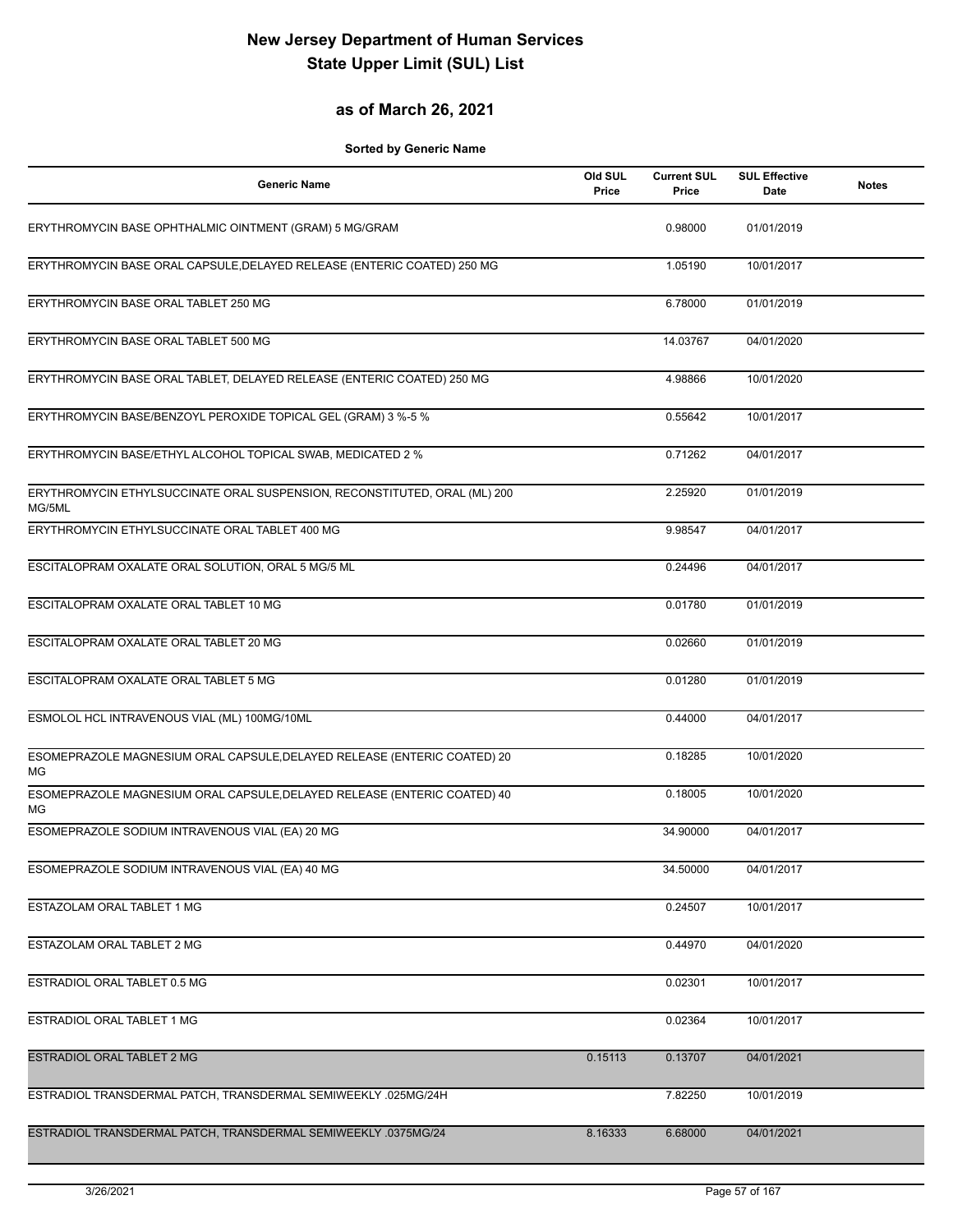# New Jersey Department of Human Services
# State Upper Limit (SUL) List

## as of March 26, 2021

**Sorted by Generic Name**

| Generic Name | Old SUL Price | Current SUL Price | SUL Effective Date | Notes |
|---|---|---|---|---|
| ERYTHROMYCIN BASE OPHTHALMIC OINTMENT (GRAM) 5 MG/GRAM | | 0.98000 | 01/01/2019 | |
| ERYTHROMYCIN BASE ORAL CAPSULE,DELAYED RELEASE (ENTERIC COATED) 250 MG | | 1.05190 | 10/01/2017 | |
| ERYTHROMYCIN BASE ORAL TABLET 250 MG | | 6.78000 | 01/01/2019 | |
| ERYTHROMYCIN BASE ORAL TABLET 500 MG | | 14.03767 | 04/01/2020 | |
| ERYTHROMYCIN BASE ORAL TABLET, DELAYED RELEASE (ENTERIC COATED) 250 MG | | 4.98866 | 10/01/2020 | |
| ERYTHROMYCIN BASE/BENZOYL PEROXIDE TOPICAL GEL (GRAM) 3 %-5 % | | 0.55642 | 10/01/2017 | |
| ERYTHROMYCIN BASE/ETHYL ALCOHOL TOPICAL SWAB, MEDICATED 2 % | | 0.71262 | 04/01/2017 | |
| ERYTHROMYCIN ETHYLSUCCINATE ORAL SUSPENSION, RECONSTITUTED, ORAL (ML) 200 MG/5ML | | 2.25920 | 01/01/2019 | |
| ERYTHROMYCIN ETHYLSUCCINATE ORAL TABLET 400 MG | | 9.98547 | 04/01/2017 | |
| ESCITALOPRAM OXALATE ORAL SOLUTION, ORAL 5 MG/5 ML | | 0.24496 | 04/01/2017 | |
| ESCITALOPRAM OXALATE ORAL TABLET 10 MG | | 0.01780 | 01/01/2019 | |
| ESCITALOPRAM OXALATE ORAL TABLET 20 MG | | 0.02660 | 01/01/2019 | |
| ESCITALOPRAM OXALATE ORAL TABLET 5 MG | | 0.01280 | 01/01/2019 | |
| ESMOLOL HCL INTRAVENOUS VIAL (ML) 100MG/10ML | | 0.44000 | 04/01/2017 | |
| ESOMEPRAZOLE MAGNESIUM ORAL CAPSULE,DELAYED RELEASE (ENTERIC COATED) 20 MG | | 0.18285 | 10/01/2020 | |
| ESOMEPRAZOLE MAGNESIUM ORAL CAPSULE,DELAYED RELEASE (ENTERIC COATED) 40 MG | | 0.18005 | 10/01/2020 | |
| ESOMEPRAZOLE SODIUM INTRAVENOUS VIAL (EA) 20 MG | | 34.90000 | 04/01/2017 | |
| ESOMEPRAZOLE SODIUM INTRAVENOUS VIAL (EA) 40 MG | | 34.50000 | 04/01/2017 | |
| ESTAZOLAM ORAL TABLET 1 MG | | 0.24507 | 10/01/2017 | |
| ESTAZOLAM ORAL TABLET 2 MG | | 0.44970 | 04/01/2020 | |
| ESTRADIOL ORAL TABLET 0.5 MG | | 0.02301 | 10/01/2017 | |
| ESTRADIOL ORAL TABLET 1 MG | | 0.02364 | 10/01/2017 | |
| ESTRADIOL ORAL TABLET 2 MG | 0.15113 | 0.13707 | 04/01/2021 | |
| ESTRADIOL TRANSDERMAL PATCH, TRANSDERMAL SEMIWEEKLY .025MG/24H | | 7.82250 | 10/01/2019 | |
| ESTRADIOL TRANSDERMAL PATCH, TRANSDERMAL SEMIWEEKLY .0375MG/24 | 8.16333 | 6.68000 | 04/01/2021 | |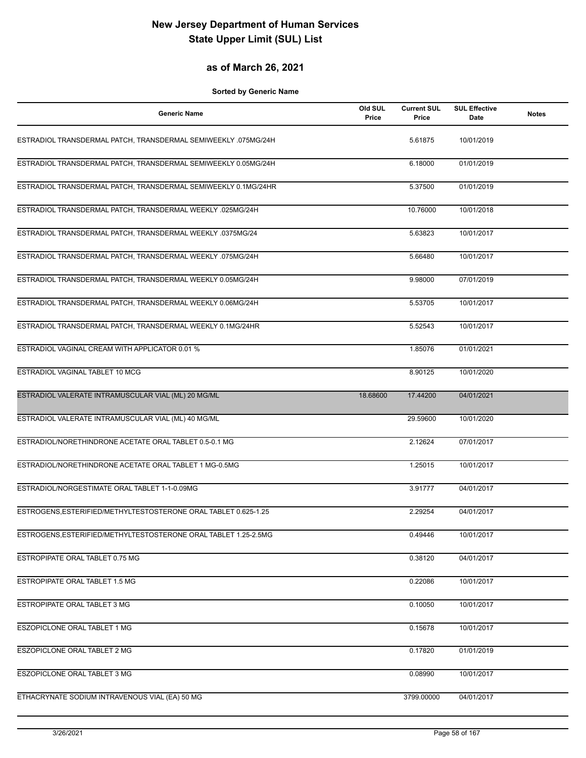# New Jersey Department of Human Services
# State Upper Limit (SUL) List

## as of March 26, 2021

**Sorted by Generic Name**

| Generic Name | Old SUL Price | Current SUL Price | SUL Effective Date | Notes |
|---|---|---|---|---|
| ESTRADIOL TRANSDERMAL PATCH, TRANSDERMAL SEMIWEEKLY .075MG/24H | | 5.61875 | 10/01/2019 | |
| ESTRADIOL TRANSDERMAL PATCH, TRANSDERMAL SEMIWEEKLY 0.05MG/24H | | 6.18000 | 01/01/2019 | |
| ESTRADIOL TRANSDERMAL PATCH, TRANSDERMAL SEMIWEEKLY 0.1MG/24HR | | 5.37500 | 01/01/2019 | |
| ESTRADIOL TRANSDERMAL PATCH, TRANSDERMAL WEEKLY .025MG/24H | | 10.76000 | 10/01/2018 | |
| ESTRADIOL TRANSDERMAL PATCH, TRANSDERMAL WEEKLY .0375MG/24 | | 5.63823 | 10/01/2017 | |
| ESTRADIOL TRANSDERMAL PATCH, TRANSDERMAL WEEKLY .075MG/24H | | 5.66480 | 10/01/2017 | |
| ESTRADIOL TRANSDERMAL PATCH, TRANSDERMAL WEEKLY 0.05MG/24H | | 9.98000 | 07/01/2019 | |
| ESTRADIOL TRANSDERMAL PATCH, TRANSDERMAL WEEKLY 0.06MG/24H | | 5.53705 | 10/01/2017 | |
| ESTRADIOL TRANSDERMAL PATCH, TRANSDERMAL WEEKLY 0.1MG/24HR | | 5.52543 | 10/01/2017 | |
| ESTRADIOL VAGINAL CREAM WITH APPLICATOR 0.01 % | | 1.85076 | 01/01/2021 | |
| ESTRADIOL VAGINAL TABLET 10 MCG | | 8.90125 | 10/01/2020 | |
| ESTRADIOL VALERATE INTRAMUSCULAR VIAL (ML) 20 MG/ML | 18.68600 | 17.44200 | 04/01/2021 | |
| ESTRADIOL VALERATE INTRAMUSCULAR VIAL (ML) 40 MG/ML | | 29.59600 | 10/01/2020 | |
| ESTRADIOL/NORETHINDRONE ACETATE ORAL TABLET 0.5-0.1 MG | | 2.12624 | 07/01/2017 | |
| ESTRADIOL/NORETHINDRONE ACETATE ORAL TABLET 1 MG-0.5MG | | 1.25015 | 10/01/2017 | |
| ESTRADIOL/NORGESTIMATE ORAL TABLET 1-1-0.09MG | | 3.91777 | 04/01/2017 | |
| ESTROGENS,ESTERIFIED/METHYLTESTOSTERONE ORAL TABLET 0.625-1.25 | | 2.29254 | 04/01/2017 | |
| ESTROGENS,ESTERIFIED/METHYLTESTOSTERONE ORAL TABLET 1.25-2.5MG | | 0.49446 | 10/01/2017 | |
| ESTROPIPATE ORAL TABLET 0.75 MG | | 0.38120 | 04/01/2017 | |
| ESTROPIPATE ORAL TABLET 1.5 MG | | 0.22086 | 10/01/2017 | |
| ESTROPIPATE ORAL TABLET 3 MG | | 0.10050 | 10/01/2017 | |
| ESZOPICLONE ORAL TABLET 1 MG | | 0.15678 | 10/01/2017 | |
| ESZOPICLONE ORAL TABLET 2 MG | | 0.17820 | 01/01/2019 | |
| ESZOPICLONE ORAL TABLET 3 MG | | 0.08990 | 10/01/2017 | |
| ETHACRYNATE SODIUM INTRAVENOUS VIAL (EA) 50 MG | | 3799.00000 | 04/01/2017 | |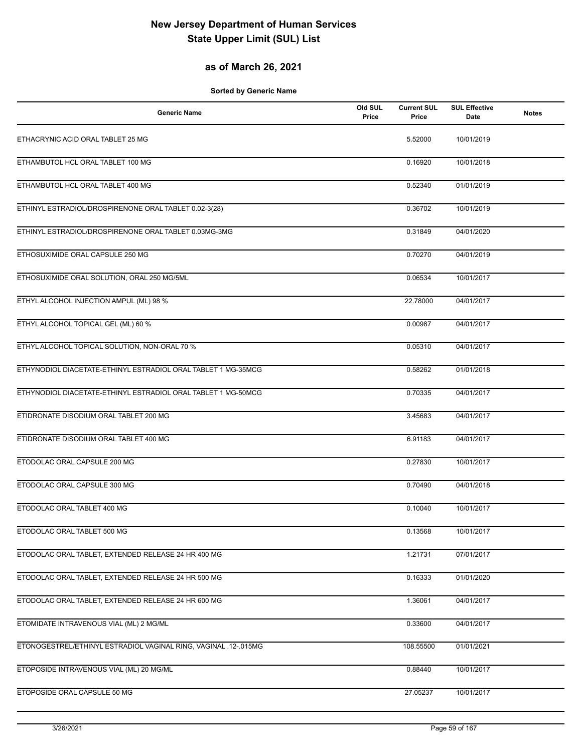# New Jersey Department of Human Services
# State Upper Limit (SUL) List

## as of March 26, 2021

**Sorted by Generic Name**

| Generic Name | Old SUL Price | Current SUL Price | SUL Effective Date | Notes |
|---|---|---|---|---|
| ETHACRYNIC ACID ORAL TABLET 25 MG | | 5.52000 | 10/01/2019 | |
| ETHAMBUTOL HCL ORAL TABLET 100 MG | | 0.16920 | 10/01/2018 | |
| ETHAMBUTOL HCL ORAL TABLET 400 MG | | 0.52340 | 01/01/2019 | |
| ETHINYL ESTRADIOL/DROSPIRENONE ORAL TABLET 0.02-3(28) | | 0.36702 | 10/01/2019 | |
| ETHINYL ESTRADIOL/DROSPIRENONE ORAL TABLET 0.03MG-3MG | | 0.31849 | 04/01/2020 | |
| ETHOSUXIMIDE ORAL CAPSULE 250 MG | | 0.70270 | 04/01/2019 | |
| ETHOSUXIMIDE ORAL SOLUTION, ORAL 250 MG/5ML | | 0.06534 | 10/01/2017 | |
| ETHYL ALCOHOL INJECTION AMPUL (ML) 98 % | | 22.78000 | 04/01/2017 | |
| ETHYL ALCOHOL TOPICAL GEL (ML) 60 % | | 0.00987 | 04/01/2017 | |
| ETHYL ALCOHOL TOPICAL SOLUTION, NON-ORAL 70 % | | 0.05310 | 04/01/2017 | |
| ETHYNODIOL DIACETATE-ETHINYL ESTRADIOL ORAL TABLET 1 MG-35MCG | | 0.58262 | 01/01/2018 | |
| ETHYNODIOL DIACETATE-ETHINYL ESTRADIOL ORAL TABLET 1 MG-50MCG | | 0.70335 | 04/01/2017 | |
| ETIDRONATE DISODIUM ORAL TABLET 200 MG | | 3.45683 | 04/01/2017 | |
| ETIDRONATE DISODIUM ORAL TABLET 400 MG | | 6.91183 | 04/01/2017 | |
| ETODOLAC ORAL CAPSULE 200 MG | | 0.27830 | 10/01/2017 | |
| ETODOLAC ORAL CAPSULE 300 MG | | 0.70490 | 04/01/2018 | |
| ETODOLAC ORAL TABLET 400 MG | | 0.10040 | 10/01/2017 | |
| ETODOLAC ORAL TABLET 500 MG | | 0.13568 | 10/01/2017 | |
| ETODOLAC ORAL TABLET, EXTENDED RELEASE 24 HR 400 MG | | 1.21731 | 07/01/2017 | |
| ETODOLAC ORAL TABLET, EXTENDED RELEASE 24 HR 500 MG | | 0.16333 | 01/01/2020 | |
| ETODOLAC ORAL TABLET, EXTENDED RELEASE 24 HR 600 MG | | 1.36061 | 04/01/2017 | |
| ETOMIDATE INTRAVENOUS VIAL (ML) 2 MG/ML | | 0.33600 | 04/01/2017 | |
| ETONOGESTREL/ETHINYL ESTRADIOL VAGINAL RING, VAGINAL .12-.015MG | | 108.55500 | 01/01/2021 | |
| ETOPOSIDE INTRAVENOUS VIAL (ML) 20 MG/ML | | 0.88440 | 10/01/2017 | |
| ETOPOSIDE ORAL CAPSULE 50 MG | | 27.05237 | 10/01/2017 | |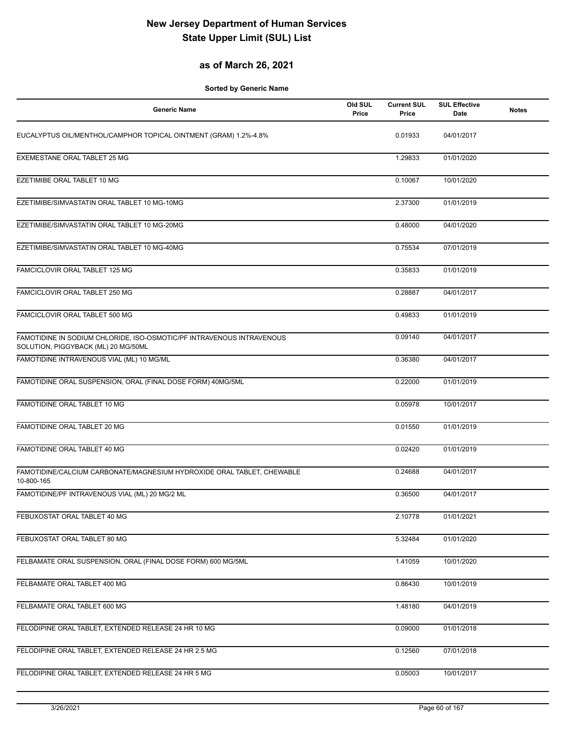# New Jersey Department of Human Services
# State Upper Limit (SUL) List

## as of March 26, 2021

**Sorted by Generic Name**

| Generic Name | Old SUL Price | Current SUL Price | SUL Effective Date | Notes |
|---|---|---|---|---|
| EUCALYPTUS OIL/MENTHOL/CAMPHOR TOPICAL OINTMENT (GRAM) 1.2%-4.8% | | 0.01933 | 04/01/2017 | |
| EXEMESTANE ORAL TABLET 25 MG | | 1.29833 | 01/01/2020 | |
| EZETIMIBE ORAL TABLET 10 MG | | 0.10067 | 10/01/2020 | |
| EZETIMIBE/SIMVASTATIN ORAL TABLET 10 MG-10MG | | 2.37300 | 01/01/2019 | |
| EZETIMIBE/SIMVASTATIN ORAL TABLET 10 MG-20MG | | 0.48000 | 04/01/2020 | |
| EZETIMIBE/SIMVASTATIN ORAL TABLET 10 MG-40MG | | 0.75534 | 07/01/2019 | |
| FAMCICLOVIR ORAL TABLET 125 MG | | 0.35833 | 01/01/2019 | |
| FAMCICLOVIR ORAL TABLET 250 MG | | 0.28887 | 04/01/2017 | |
| FAMCICLOVIR ORAL TABLET 500 MG | | 0.49833 | 01/01/2019 | |
| FAMOTIDINE IN SODIUM CHLORIDE, ISO-OSMOTIC/PF INTRAVENOUS INTRAVENOUS SOLUTION, PIGGYBACK (ML) 20 MG/50ML | | 0.09140 | 04/01/2017 | |
| FAMOTIDINE INTRAVENOUS VIAL (ML) 10 MG/ML | | 0.36380 | 04/01/2017 | |
| FAMOTIDINE ORAL SUSPENSION, ORAL (FINAL DOSE FORM) 40MG/5ML | | 0.22000 | 01/01/2019 | |
| FAMOTIDINE ORAL TABLET 10 MG | | 0.05978 | 10/01/2017 | |
| FAMOTIDINE ORAL TABLET 20 MG | | 0.01550 | 01/01/2019 | |
| FAMOTIDINE ORAL TABLET 40 MG | | 0.02420 | 01/01/2019 | |
| FAMOTIDINE/CALCIUM CARBONATE/MAGNESIUM HYDROXIDE ORAL TABLET, CHEWABLE 10-800-165 | | 0.24688 | 04/01/2017 | |
| FAMOTIDINE/PF INTRAVENOUS VIAL (ML) 20 MG/2 ML | | 0.36500 | 04/01/2017 | |
| FEBUXOSTAT ORAL TABLET 40 MG | | 2.10778 | 01/01/2021 | |
| FEBUXOSTAT ORAL TABLET 80 MG | | 5.32484 | 01/01/2020 | |
| FELBAMATE ORAL SUSPENSION, ORAL (FINAL DOSE FORM) 600 MG/5ML | | 1.41059 | 10/01/2020 | |
| FELBAMATE ORAL TABLET 400 MG | | 0.86430 | 10/01/2019 | |
| FELBAMATE ORAL TABLET 600 MG | | 1.48180 | 04/01/2019 | |
| FELODIPINE ORAL TABLET, EXTENDED RELEASE 24 HR 10 MG | | 0.09000 | 01/01/2018 | |
| FELODIPINE ORAL TABLET, EXTENDED RELEASE 24 HR 2.5 MG | | 0.12560 | 07/01/2018 | |
| FELODIPINE ORAL TABLET, EXTENDED RELEASE 24 HR 5 MG | | 0.05003 | 10/01/2017 | |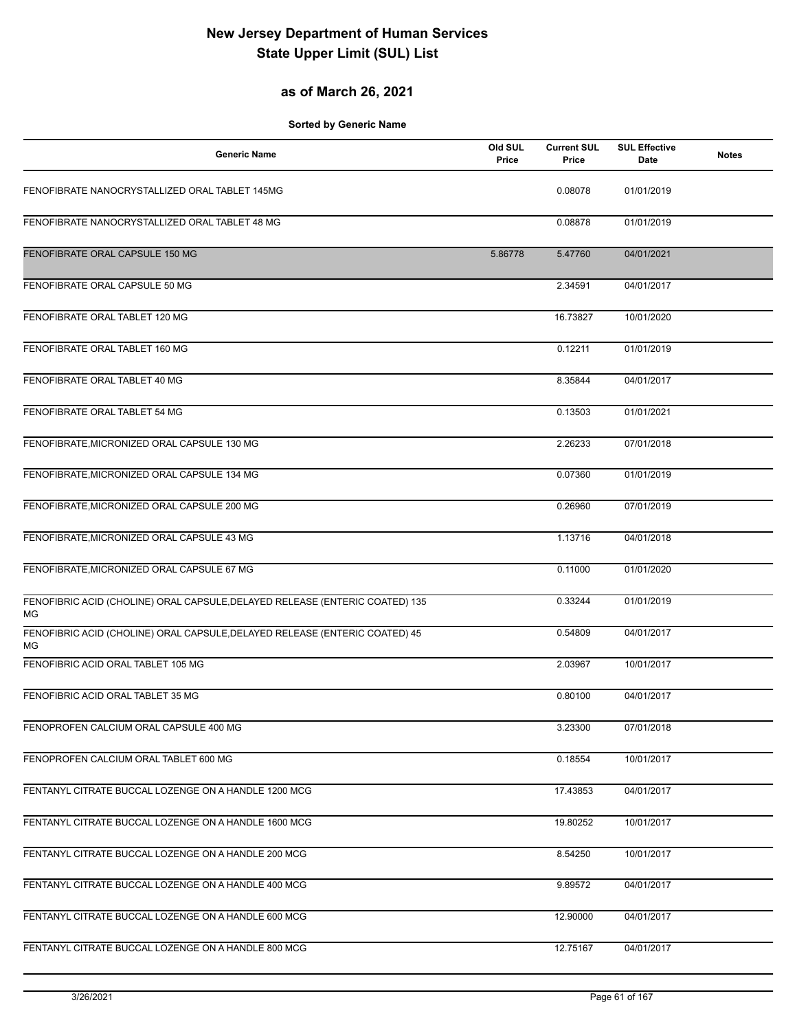# New Jersey Department of Human Services
# State Upper Limit (SUL) List

## as of March 26, 2021

**Sorted by Generic Name**

| Generic Name | Old SUL Price | Current SUL Price | SUL Effective Date | Notes |
|---|---|---|---|---|
| FENOFIBRATE NANOCRYSTALLIZED ORAL TABLET 145MG | | 0.08078 | 01/01/2019 | |
| FENOFIBRATE NANOCRYSTALLIZED ORAL TABLET 48 MG | | 0.08878 | 01/01/2019 | |
| FENOFIBRATE ORAL CAPSULE 150 MG | 5.86778 | 5.47760 | 04/01/2021 | |
| FENOFIBRATE ORAL CAPSULE 50 MG | | 2.34591 | 04/01/2017 | |
| FENOFIBRATE ORAL TABLET 120 MG | | 16.73827 | 10/01/2020 | |
| FENOFIBRATE ORAL TABLET 160 MG | | 0.12211 | 01/01/2019 | |
| FENOFIBRATE ORAL TABLET 40 MG | | 8.35844 | 04/01/2017 | |
| FENOFIBRATE ORAL TABLET 54 MG | | 0.13503 | 01/01/2021 | |
| FENOFIBRATE,MICRONIZED ORAL CAPSULE 130 MG | | 2.26233 | 07/01/2018 | |
| FENOFIBRATE,MICRONIZED ORAL CAPSULE 134 MG | | 0.07360 | 01/01/2019 | |
| FENOFIBRATE,MICRONIZED ORAL CAPSULE 200 MG | | 0.26960 | 07/01/2019 | |
| FENOFIBRATE,MICRONIZED ORAL CAPSULE 43 MG | | 1.13716 | 04/01/2018 | |
| FENOFIBRATE,MICRONIZED ORAL CAPSULE 67 MG | | 0.11000 | 01/01/2020 | |
| FENOFIBRIC ACID (CHOLINE) ORAL CAPSULE,DELAYED RELEASE (ENTERIC COATED) 135 MG | | 0.33244 | 01/01/2019 | |
| FENOFIBRIC ACID (CHOLINE) ORAL CAPSULE,DELAYED RELEASE (ENTERIC COATED) 45 MG | | 0.54809 | 04/01/2017 | |
| FENOFIBRIC ACID ORAL TABLET 105 MG | | 2.03967 | 10/01/2017 | |
| FENOFIBRIC ACID ORAL TABLET 35 MG | | 0.80100 | 04/01/2017 | |
| FENOPROFEN CALCIUM ORAL CAPSULE 400 MG | | 3.23300 | 07/01/2018 | |
| FENOPROFEN CALCIUM ORAL TABLET 600 MG | | 0.18554 | 10/01/2017 | |
| FENTANYL CITRATE BUCCAL LOZENGE ON A HANDLE 1200 MCG | | 17.43853 | 04/01/2017 | |
| FENTANYL CITRATE BUCCAL LOZENGE ON A HANDLE 1600 MCG | | 19.80252 | 10/01/2017 | |
| FENTANYL CITRATE BUCCAL LOZENGE ON A HANDLE 200 MCG | | 8.54250 | 10/01/2017 | |
| FENTANYL CITRATE BUCCAL LOZENGE ON A HANDLE 400 MCG | | 9.89572 | 04/01/2017 | |
| FENTANYL CITRATE BUCCAL LOZENGE ON A HANDLE 600 MCG | | 12.90000 | 04/01/2017 | |
| FENTANYL CITRATE BUCCAL LOZENGE ON A HANDLE 800 MCG | | 12.75167 | 04/01/2017 | |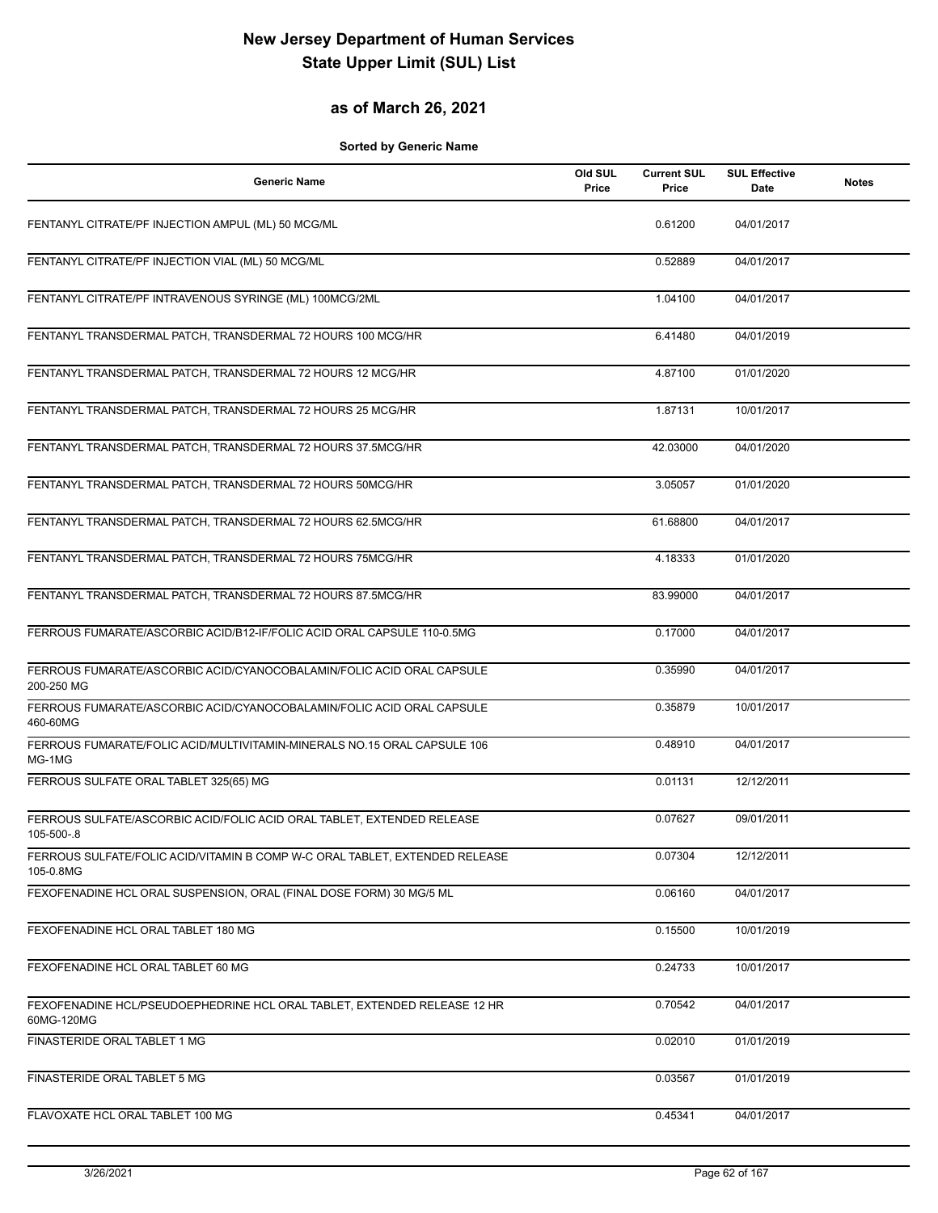# New Jersey Department of Human Services
# State Upper Limit (SUL) List

## as of March 26, 2021

**Sorted by Generic Name**

| Generic Name | Old SUL Price | Current SUL Price | SUL Effective Date | Notes |
|---|---|---|---|---|
| FENTANYL CITRATE/PF INJECTION AMPUL (ML) 50 MCG/ML | | 0.61200 | 04/01/2017 | |
| FENTANYL CITRATE/PF INJECTION VIAL (ML) 50 MCG/ML | | 0.52889 | 04/01/2017 | |
| FENTANYL CITRATE/PF INTRAVENOUS SYRINGE (ML) 100MCG/2ML | | 1.04100 | 04/01/2017 | |
| FENTANYL TRANSDERMAL PATCH, TRANSDERMAL 72 HOURS 100 MCG/HR | | 6.41480 | 04/01/2019 | |
| FENTANYL TRANSDERMAL PATCH, TRANSDERMAL 72 HOURS 12 MCG/HR | | 4.87100 | 01/01/2020 | |
| FENTANYL TRANSDERMAL PATCH, TRANSDERMAL 72 HOURS 25 MCG/HR | | 1.87131 | 10/01/2017 | |
| FENTANYL TRANSDERMAL PATCH, TRANSDERMAL 72 HOURS 37.5MCG/HR | | 42.03000 | 04/01/2020 | |
| FENTANYL TRANSDERMAL PATCH, TRANSDERMAL 72 HOURS 50MCG/HR | | 3.05057 | 01/01/2020 | |
| FENTANYL TRANSDERMAL PATCH, TRANSDERMAL 72 HOURS 62.5MCG/HR | | 61.68800 | 04/01/2017 | |
| FENTANYL TRANSDERMAL PATCH, TRANSDERMAL 72 HOURS 75MCG/HR | | 4.18333 | 01/01/2020 | |
| FENTANYL TRANSDERMAL PATCH, TRANSDERMAL 72 HOURS 87.5MCG/HR | | 83.99000 | 04/01/2017 | |
| FERROUS FUMARATE/ASCORBIC ACID/B12-IF/FOLIC ACID ORAL CAPSULE 110-0.5MG | | 0.17000 | 04/01/2017 | |
| FERROUS FUMARATE/ASCORBIC ACID/CYANOCOBALAMIN/FOLIC ACID ORAL CAPSULE 200-250 MG | | 0.35990 | 04/01/2017 | |
| FERROUS FUMARATE/ASCORBIC ACID/CYANOCOBALAMIN/FOLIC ACID ORAL CAPSULE 460-60MG | | 0.35879 | 10/01/2017 | |
| FERROUS FUMARATE/FOLIC ACID/MULTIVITAMIN-MINERALS NO.15 ORAL CAPSULE 106 MG-1MG | | 0.48910 | 04/01/2017 | |
| FERROUS SULFATE ORAL TABLET 325(65) MG | | 0.01131 | 12/12/2011 | |
| FERROUS SULFATE/ASCORBIC ACID/FOLIC ACID ORAL TABLET, EXTENDED RELEASE 105-500-.8 | | 0.07627 | 09/01/2011 | |
| FERROUS SULFATE/FOLIC ACID/VITAMIN B COMP W-C ORAL TABLET, EXTENDED RELEASE 105-0.8MG | | 0.07304 | 12/12/2011 | |
| FEXOFENADINE HCL ORAL SUSPENSION, ORAL (FINAL DOSE FORM) 30 MG/5 ML | | 0.06160 | 04/01/2017 | |
| FEXOFENADINE HCL ORAL TABLET 180 MG | | 0.15500 | 10/01/2019 | |
| FEXOFENADINE HCL ORAL TABLET 60 MG | | 0.24733 | 10/01/2017 | |
| FEXOFENADINE HCL/PSEUDOEPHEDRINE HCL ORAL TABLET, EXTENDED RELEASE 12 HR 60MG-120MG | | 0.70542 | 04/01/2017 | |
| FINASTERIDE ORAL TABLET 1 MG | | 0.02010 | 01/01/2019 | |
| FINASTERIDE ORAL TABLET 5 MG | | 0.03567 | 01/01/2019 | |
| FLAVOXATE HCL ORAL TABLET 100 MG | | 0.45341 | 04/01/2017 | |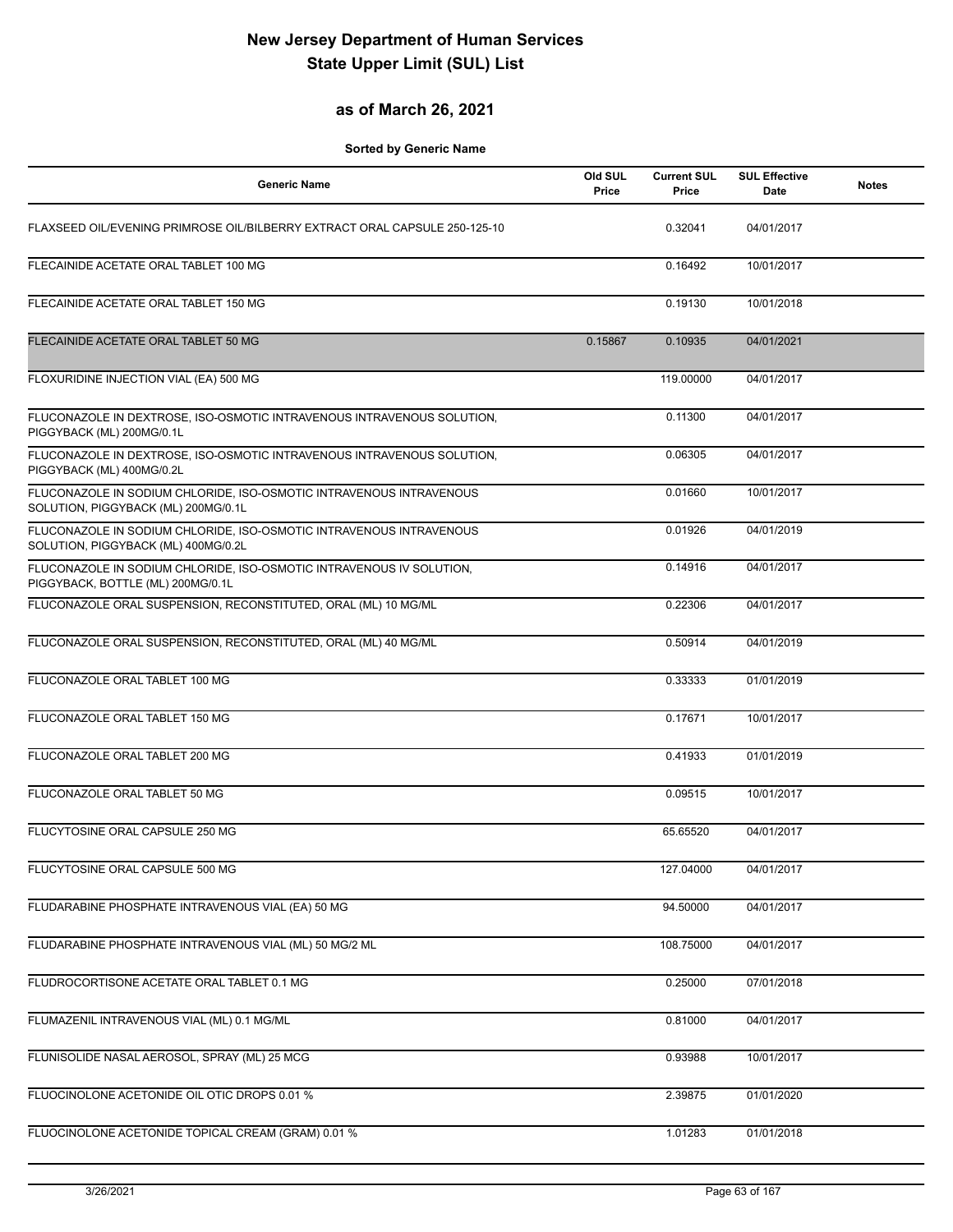# New Jersey Department of Human Services
# State Upper Limit (SUL) List

## as of March 26, 2021

**Sorted by Generic Name**

| Generic Name | Old SUL Price | Current SUL Price | SUL Effective Date | Notes |
|---|---|---|---|---|
| FLAXSEED OIL/EVENING PRIMROSE OIL/BILBERRY EXTRACT ORAL CAPSULE 250-125-10 | | 0.32041 | 04/01/2017 | |
| FLECAINIDE ACETATE ORAL TABLET 100 MG | | 0.16492 | 10/01/2017 | |
| FLECAINIDE ACETATE ORAL TABLET 150 MG | | 0.19130 | 10/01/2018 | |
| FLECAINIDE ACETATE ORAL TABLET 50 MG | 0.15867 | 0.10935 | 04/01/2021 | |
| FLOXURIDINE INJECTION VIAL (EA) 500 MG | | 119.00000 | 04/01/2017 | |
| FLUCONAZOLE IN DEXTROSE, ISO-OSMOTIC INTRAVENOUS INTRAVENOUS SOLUTION, PIGGYBACK (ML) 200MG/0.1L | | 0.11300 | 04/01/2017 | |
| FLUCONAZOLE IN DEXTROSE, ISO-OSMOTIC INTRAVENOUS INTRAVENOUS SOLUTION, PIGGYBACK (ML) 400MG/0.2L | | 0.06305 | 04/01/2017 | |
| FLUCONAZOLE IN SODIUM CHLORIDE, ISO-OSMOTIC INTRAVENOUS INTRAVENOUS SOLUTION, PIGGYBACK (ML) 200MG/0.1L | | 0.01660 | 10/01/2017 | |
| FLUCONAZOLE IN SODIUM CHLORIDE, ISO-OSMOTIC INTRAVENOUS INTRAVENOUS SOLUTION, PIGGYBACK (ML) 400MG/0.2L | | 0.01926 | 04/01/2019 | |
| FLUCONAZOLE IN SODIUM CHLORIDE, ISO-OSMOTIC INTRAVENOUS IV SOLUTION, PIGGYBACK, BOTTLE (ML) 200MG/0.1L | | 0.14916 | 04/01/2017 | |
| FLUCONAZOLE ORAL SUSPENSION, RECONSTITUTED, ORAL (ML) 10 MG/ML | | 0.22306 | 04/01/2017 | |
| FLUCONAZOLE ORAL SUSPENSION, RECONSTITUTED, ORAL (ML) 40 MG/ML | | 0.50914 | 04/01/2019 | |
| FLUCONAZOLE ORAL TABLET 100 MG | | 0.33333 | 01/01/2019 | |
| FLUCONAZOLE ORAL TABLET 150 MG | | 0.17671 | 10/01/2017 | |
| FLUCONAZOLE ORAL TABLET 200 MG | | 0.41933 | 01/01/2019 | |
| FLUCONAZOLE ORAL TABLET 50 MG | | 0.09515 | 10/01/2017 | |
| FLUCYTOSINE ORAL CAPSULE 250 MG | | 65.65520 | 04/01/2017 | |
| FLUCYTOSINE ORAL CAPSULE 500 MG | | 127.04000 | 04/01/2017 | |
| FLUDARABINE PHOSPHATE INTRAVENOUS VIAL (EA) 50 MG | | 94.50000 | 04/01/2017 | |
| FLUDARABINE PHOSPHATE INTRAVENOUS VIAL (ML) 50 MG/2 ML | | 108.75000 | 04/01/2017 | |
| FLUDROCORTISONE ACETATE ORAL TABLET 0.1 MG | | 0.25000 | 07/01/2018 | |
| FLUMAZENIL INTRAVENOUS VIAL (ML) 0.1 MG/ML | | 0.81000 | 04/01/2017 | |
| FLUNISOLIDE NASAL AEROSOL, SPRAY (ML) 25 MCG | | 0.93988 | 10/01/2017 | |
| FLUOCINOLONE ACETONIDE OIL OTIC DROPS 0.01 % | | 2.39875 | 01/01/2020 | |
| FLUOCINOLONE ACETONIDE TOPICAL CREAM (GRAM) 0.01 % | | 1.01283 | 01/01/2018 | |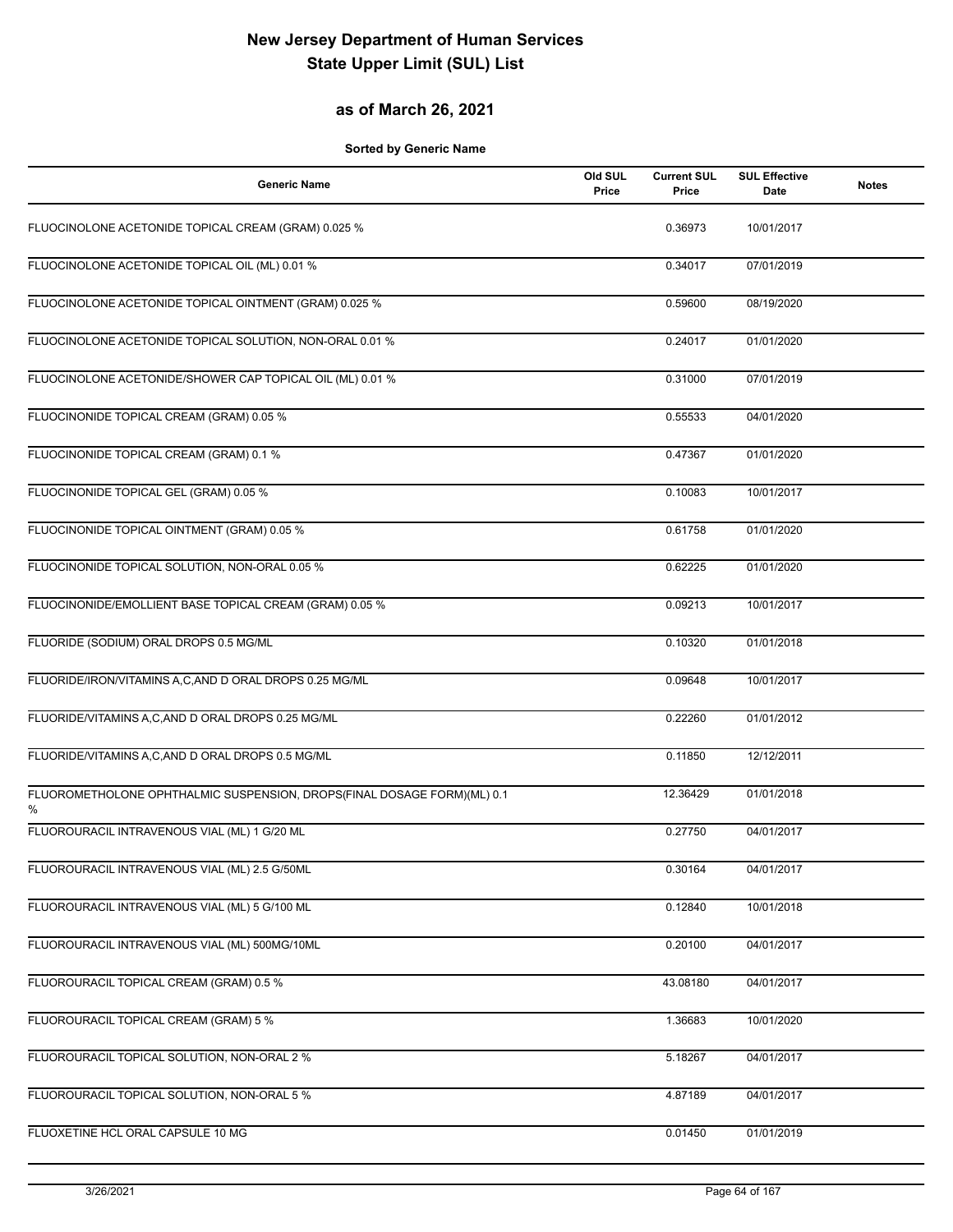# New Jersey Department of Human Services
# State Upper Limit (SUL) List

## as of March 26, 2021

**Sorted by Generic Name**

| Generic Name | Old SUL Price | Current SUL Price | SUL Effective Date | Notes |
|---|---|---|---|---|
| FLUOCINOLONE ACETONIDE TOPICAL CREAM (GRAM) 0.025 % | | 0.36973 | 10/01/2017 | |
| FLUOCINOLONE ACETONIDE TOPICAL OIL (ML) 0.01 % | | 0.34017 | 07/01/2019 | |
| FLUOCINOLONE ACETONIDE TOPICAL OINTMENT (GRAM) 0.025 % | | 0.59600 | 08/19/2020 | |
| FLUOCINOLONE ACETONIDE TOPICAL SOLUTION, NON-ORAL 0.01 % | | 0.24017 | 01/01/2020 | |
| FLUOCINOLONE ACETONIDE/SHOWER CAP TOPICAL OIL (ML) 0.01 % | | 0.31000 | 07/01/2019 | |
| FLUOCINONIDE TOPICAL CREAM (GRAM) 0.05 % | | 0.55533 | 04/01/2020 | |
| FLUOCINONIDE TOPICAL CREAM (GRAM) 0.1 % | | 0.47367 | 01/01/2020 | |
| FLUOCINONIDE TOPICAL GEL (GRAM) 0.05 % | | 0.10083 | 10/01/2017 | |
| FLUOCINONIDE TOPICAL OINTMENT (GRAM) 0.05 % | | 0.61758 | 01/01/2020 | |
| FLUOCINONIDE TOPICAL SOLUTION, NON-ORAL 0.05 % | | 0.62225 | 01/01/2020 | |
| FLUOCINONIDE/EMOLLIENT BASE TOPICAL CREAM (GRAM) 0.05 % | | 0.09213 | 10/01/2017 | |
| FLUORIDE (SODIUM) ORAL DROPS 0.5 MG/ML | | 0.10320 | 01/01/2018 | |
| FLUORIDE/IRON/VITAMINS A,C,AND D ORAL DROPS 0.25 MG/ML | | 0.09648 | 10/01/2017 | |
| FLUORIDE/VITAMINS A,C,AND D ORAL DROPS 0.25 MG/ML | | 0.22260 | 01/01/2012 | |
| FLUORIDE/VITAMINS A,C,AND D ORAL DROPS 0.5 MG/ML | | 0.11850 | 12/12/2011 | |
| FLUOROMETHOLONE OPHTHALMIC SUSPENSION, DROPS(FINAL DOSAGE FORM)(ML) 0.1 % | | 12.36429 | 01/01/2018 | |
| FLUOROURACIL INTRAVENOUS VIAL (ML) 1 G/20 ML | | 0.27750 | 04/01/2017 | |
| FLUOROURACIL INTRAVENOUS VIAL (ML) 2.5 G/50ML | | 0.30164 | 04/01/2017 | |
| FLUOROURACIL INTRAVENOUS VIAL (ML) 5 G/100 ML | | 0.12840 | 10/01/2018 | |
| FLUOROURACIL INTRAVENOUS VIAL (ML) 500MG/10ML | | 0.20100 | 04/01/2017 | |
| FLUOROURACIL TOPICAL CREAM (GRAM) 0.5 % | | 43.08180 | 04/01/2017 | |
| FLUOROURACIL TOPICAL CREAM (GRAM) 5 % | | 1.36683 | 10/01/2020 | |
| FLUOROURACIL TOPICAL SOLUTION, NON-ORAL 2 % | | 5.18267 | 04/01/2017 | |
| FLUOROURACIL TOPICAL SOLUTION, NON-ORAL 5 % | | 4.87189 | 04/01/2017 | |
| FLUOXETINE HCL ORAL CAPSULE 10 MG | | 0.01450 | 01/01/2019 | |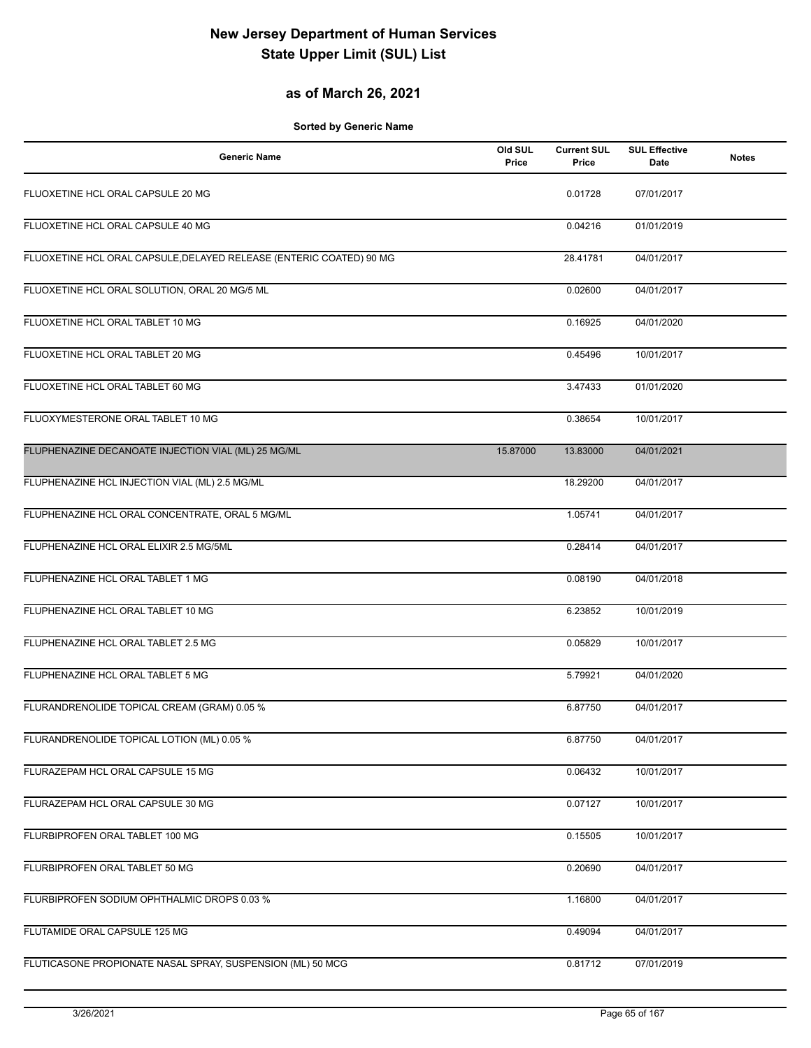# New Jersey Department of Human Services
# State Upper Limit (SUL) List

## as of March 26, 2021

**Sorted by Generic Name**

| Generic Name | Old SUL Price | Current SUL Price | SUL Effective Date | Notes |
|---|---|---|---|---|
| FLUOXETINE HCL ORAL CAPSULE 20 MG | | 0.01728 | 07/01/2017 | |
| FLUOXETINE HCL ORAL CAPSULE 40 MG | | 0.04216 | 01/01/2019 | |
| FLUOXETINE HCL ORAL CAPSULE,DELAYED RELEASE (ENTERIC COATED) 90 MG | | 28.41781 | 04/01/2017 | |
| FLUOXETINE HCL ORAL SOLUTION, ORAL 20 MG/5 ML | | 0.02600 | 04/01/2017 | |
| FLUOXETINE HCL ORAL TABLET 10 MG | | 0.16925 | 04/01/2020 | |
| FLUOXETINE HCL ORAL TABLET 20 MG | | 0.45496 | 10/01/2017 | |
| FLUOXETINE HCL ORAL TABLET 60 MG | | 3.47433 | 01/01/2020 | |
| FLUOXYMESTERONE ORAL TABLET 10 MG | | 0.38654 | 10/01/2017 | |
| FLUPHENAZINE DECANOATE INJECTION VIAL (ML) 25 MG/ML | 15.87000 | 13.83000 | 04/01/2021 | |
| FLUPHENAZINE HCL INJECTION VIAL (ML) 2.5 MG/ML | | 18.29200 | 04/01/2017 | |
| FLUPHENAZINE HCL ORAL CONCENTRATE, ORAL 5 MG/ML | | 1.05741 | 04/01/2017 | |
| FLUPHENAZINE HCL ORAL ELIXIR 2.5 MG/5ML | | 0.28414 | 04/01/2017 | |
| FLUPHENAZINE HCL ORAL TABLET 1 MG | | 0.08190 | 04/01/2018 | |
| FLUPHENAZINE HCL ORAL TABLET 10 MG | | 6.23852 | 10/01/2019 | |
| FLUPHENAZINE HCL ORAL TABLET 2.5 MG | | 0.05829 | 10/01/2017 | |
| FLUPHENAZINE HCL ORAL TABLET 5 MG | | 5.79921 | 04/01/2020 | |
| FLURANDRENOLIDE TOPICAL CREAM (GRAM) 0.05 % | | 6.87750 | 04/01/2017 | |
| FLURANDRENOLIDE TOPICAL LOTION (ML) 0.05 % | | 6.87750 | 04/01/2017 | |
| FLURAZEPAM HCL ORAL CAPSULE 15 MG | | 0.06432 | 10/01/2017 | |
| FLURAZEPAM HCL ORAL CAPSULE 30 MG | | 0.07127 | 10/01/2017 | |
| FLURBIPROFEN ORAL TABLET 100 MG | | 0.15505 | 10/01/2017 | |
| FLURBIPROFEN ORAL TABLET 50 MG | | 0.20690 | 04/01/2017 | |
| FLURBIPROFEN SODIUM OPHTHALMIC DROPS 0.03 % | | 1.16800 | 04/01/2017 | |
| FLUTAMIDE ORAL CAPSULE 125 MG | | 0.49094 | 04/01/2017 | |
| FLUTICASONE PROPIONATE NASAL SPRAY, SUSPENSION (ML) 50 MCG | | 0.81712 | 07/01/2019 | |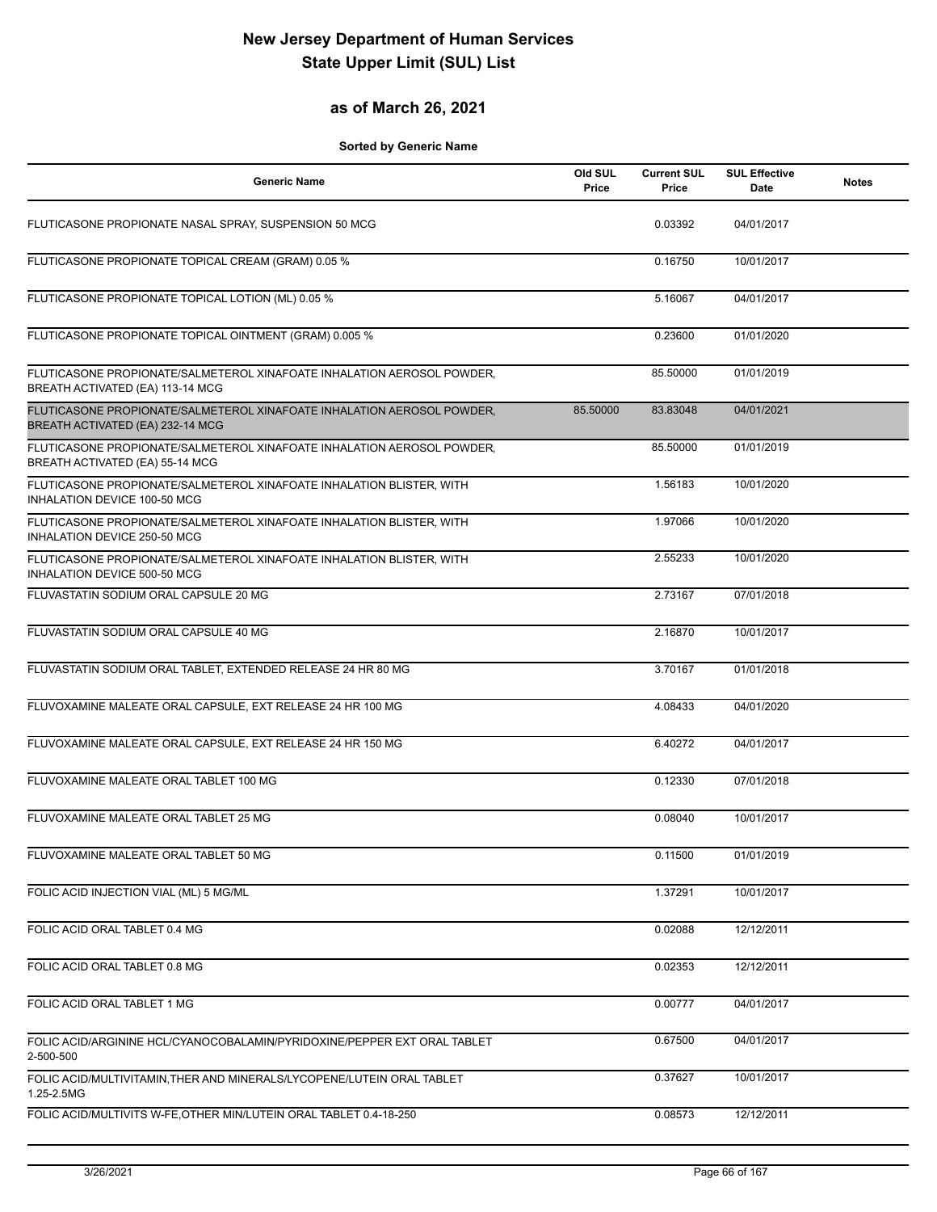# New Jersey Department of Human Services
# State Upper Limit (SUL) List

## as of March 26, 2021

**Sorted by Generic Name**

| Generic Name | Old SUL Price | Current SUL Price | SUL Effective Date | Notes |
|---|---|---|---|---|
| FLUTICASONE PROPIONATE NASAL SPRAY, SUSPENSION 50 MCG | | 0.03392 | 04/01/2017 | |
| FLUTICASONE PROPIONATE TOPICAL CREAM (GRAM) 0.05 % | | 0.16750 | 10/01/2017 | |
| FLUTICASONE PROPIONATE TOPICAL LOTION (ML) 0.05 % | | 5.16067 | 04/01/2017 | |
| FLUTICASONE PROPIONATE TOPICAL OINTMENT (GRAM) 0.005 % | | 0.23600 | 01/01/2020 | |
| FLUTICASONE PROPIONATE/SALMETEROL XINAFOATE INHALATION AEROSOL POWDER, BREATH ACTIVATED (EA) 113-14 MCG | | 85.50000 | 01/01/2019 | |
| FLUTICASONE PROPIONATE/SALMETEROL XINAFOATE INHALATION AEROSOL POWDER, BREATH ACTIVATED (EA) 232-14 MCG | 85.50000 | 83.83048 | 04/01/2021 | |
| FLUTICASONE PROPIONATE/SALMETEROL XINAFOATE INHALATION AEROSOL POWDER, BREATH ACTIVATED (EA) 55-14 MCG | | 85.50000 | 01/01/2019 | |
| FLUTICASONE PROPIONATE/SALMETEROL XINAFOATE INHALATION BLISTER, WITH INHALATION DEVICE 100-50 MCG | | 1.56183 | 10/01/2020 | |
| FLUTICASONE PROPIONATE/SALMETEROL XINAFOATE INHALATION BLISTER, WITH INHALATION DEVICE 250-50 MCG | | 1.97066 | 10/01/2020 | |
| FLUTICASONE PROPIONATE/SALMETEROL XINAFOATE INHALATION BLISTER, WITH INHALATION DEVICE 500-50 MCG | | 2.55233 | 10/01/2020 | |
| FLUVASTATIN SODIUM ORAL CAPSULE 20 MG | | 2.73167 | 07/01/2018 | |
| FLUVASTATIN SODIUM ORAL CAPSULE 40 MG | | 2.16870 | 10/01/2017 | |
| FLUVASTATIN SODIUM ORAL TABLET, EXTENDED RELEASE 24 HR 80 MG | | 3.70167 | 01/01/2018 | |
| FLUVOXAMINE MALEATE ORAL CAPSULE, EXT RELEASE 24 HR 100 MG | | 4.08433 | 04/01/2020 | |
| FLUVOXAMINE MALEATE ORAL CAPSULE, EXT RELEASE 24 HR 150 MG | | 6.40272 | 04/01/2017 | |
| FLUVOXAMINE MALEATE ORAL TABLET 100 MG | | 0.12330 | 07/01/2018 | |
| FLUVOXAMINE MALEATE ORAL TABLET 25 MG | | 0.08040 | 10/01/2017 | |
| FLUVOXAMINE MALEATE ORAL TABLET 50 MG | | 0.11500 | 01/01/2019 | |
| FOLIC ACID INJECTION VIAL (ML) 5 MG/ML | | 1.37291 | 10/01/2017 | |
| FOLIC ACID ORAL TABLET 0.4 MG | | 0.02088 | 12/12/2011 | |
| FOLIC ACID ORAL TABLET 0.8 MG | | 0.02353 | 12/12/2011 | |
| FOLIC ACID ORAL TABLET 1 MG | | 0.00777 | 04/01/2017 | |
| FOLIC ACID/ARGININE HCL/CYANOCOBALAMIN/PYRIDOXINE/PEPPER EXT ORAL TABLET 2-500-500 | | 0.67500 | 04/01/2017 | |
| FOLIC ACID/MULTIVITAMIN,THER AND MINERALS/LYCOPENE/LUTEIN ORAL TABLET 1.25-2.5MG | | 0.37627 | 10/01/2017 | |
| FOLIC ACID/MULTIVITS W-FE,OTHER MIN/LUTEIN ORAL TABLET 0.4-18-250 | | 0.08573 | 12/12/2011 | |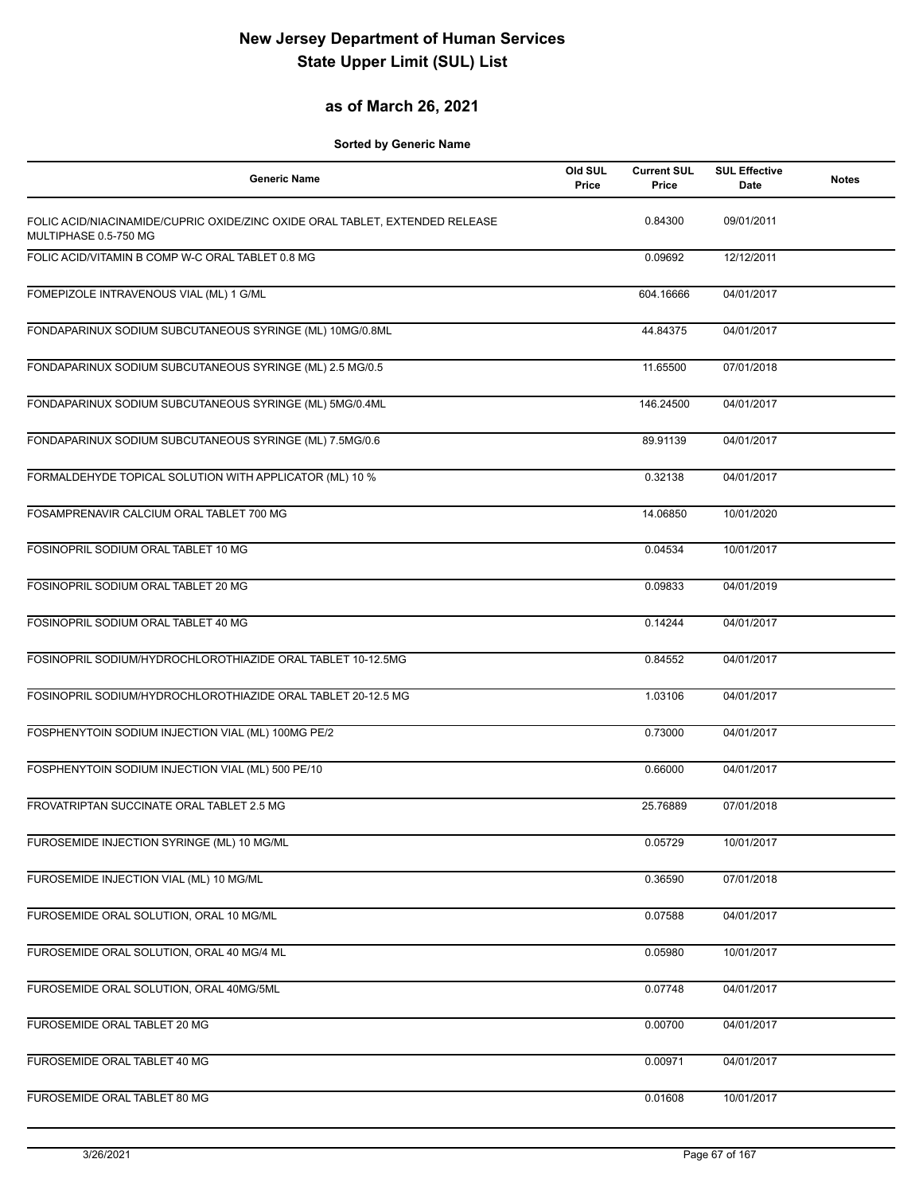# New Jersey Department of Human Services
# State Upper Limit (SUL) List

## as of March 26, 2021

**Sorted by Generic Name**

| Generic Name | Old SUL Price | Current SUL Price | SUL Effective Date | Notes |
|---|---|---|---|---|
| FOLIC ACID/NIACINAMIDE/CUPRIC OXIDE/ZINC OXIDE ORAL TABLET, EXTENDED RELEASE MULTIPHASE 0.5-750 MG | | 0.84300 | 09/01/2011 | |
| FOLIC ACID/VITAMIN B COMP W-C ORAL TABLET 0.8 MG | | 0.09692 | 12/12/2011 | |
| FOMEPIZOLE INTRAVENOUS VIAL (ML) 1 G/ML | | 604.16666 | 04/01/2017 | |
| FONDAPARINUX SODIUM SUBCUTANEOUS SYRINGE (ML) 10MG/0.8ML | | 44.84375 | 04/01/2017 | |
| FONDAPARINUX SODIUM SUBCUTANEOUS SYRINGE (ML) 2.5 MG/0.5 | | 11.65500 | 07/01/2018 | |
| FONDAPARINUX SODIUM SUBCUTANEOUS SYRINGE (ML) 5MG/0.4ML | | 146.24500 | 04/01/2017 | |
| FONDAPARINUX SODIUM SUBCUTANEOUS SYRINGE (ML) 7.5MG/0.6 | | 89.91139 | 04/01/2017 | |
| FORMALDEHYDE TOPICAL SOLUTION WITH APPLICATOR (ML) 10 % | | 0.32138 | 04/01/2017 | |
| FOSAMPRENAVIR CALCIUM ORAL TABLET 700 MG | | 14.06850 | 10/01/2020 | |
| FOSINOPRIL SODIUM ORAL TABLET 10 MG | | 0.04534 | 10/01/2017 | |
| FOSINOPRIL SODIUM ORAL TABLET 20 MG | | 0.09833 | 04/01/2019 | |
| FOSINOPRIL SODIUM ORAL TABLET 40 MG | | 0.14244 | 04/01/2017 | |
| FOSINOPRIL SODIUM/HYDROCHLOROTHIAZIDE ORAL TABLET 10-12.5MG | | 0.84552 | 04/01/2017 | |
| FOSINOPRIL SODIUM/HYDROCHLOROTHIAZIDE ORAL TABLET 20-12.5 MG | | 1.03106 | 04/01/2017 | |
| FOSPHENYTOIN SODIUM INJECTION VIAL (ML) 100MG PE/2 | | 0.73000 | 04/01/2017 | |
| FOSPHENYTOIN SODIUM INJECTION VIAL (ML) 500 PE/10 | | 0.66000 | 04/01/2017 | |
| FROVATRIPTAN SUCCINATE ORAL TABLET 2.5 MG | | 25.76889 | 07/01/2018 | |
| FUROSEMIDE INJECTION SYRINGE (ML) 10 MG/ML | | 0.05729 | 10/01/2017 | |
| FUROSEMIDE INJECTION VIAL (ML) 10 MG/ML | | 0.36590 | 07/01/2018 | |
| FUROSEMIDE ORAL SOLUTION, ORAL 10 MG/ML | | 0.07588 | 04/01/2017 | |
| FUROSEMIDE ORAL SOLUTION, ORAL 40 MG/4 ML | | 0.05980 | 10/01/2017 | |
| FUROSEMIDE ORAL SOLUTION, ORAL 40MG/5ML | | 0.07748 | 04/01/2017 | |
| FUROSEMIDE ORAL TABLET 20 MG | | 0.00700 | 04/01/2017 | |
| FUROSEMIDE ORAL TABLET 40 MG | | 0.00971 | 04/01/2017 | |
| FUROSEMIDE ORAL TABLET 80 MG | | 0.01608 | 10/01/2017 | |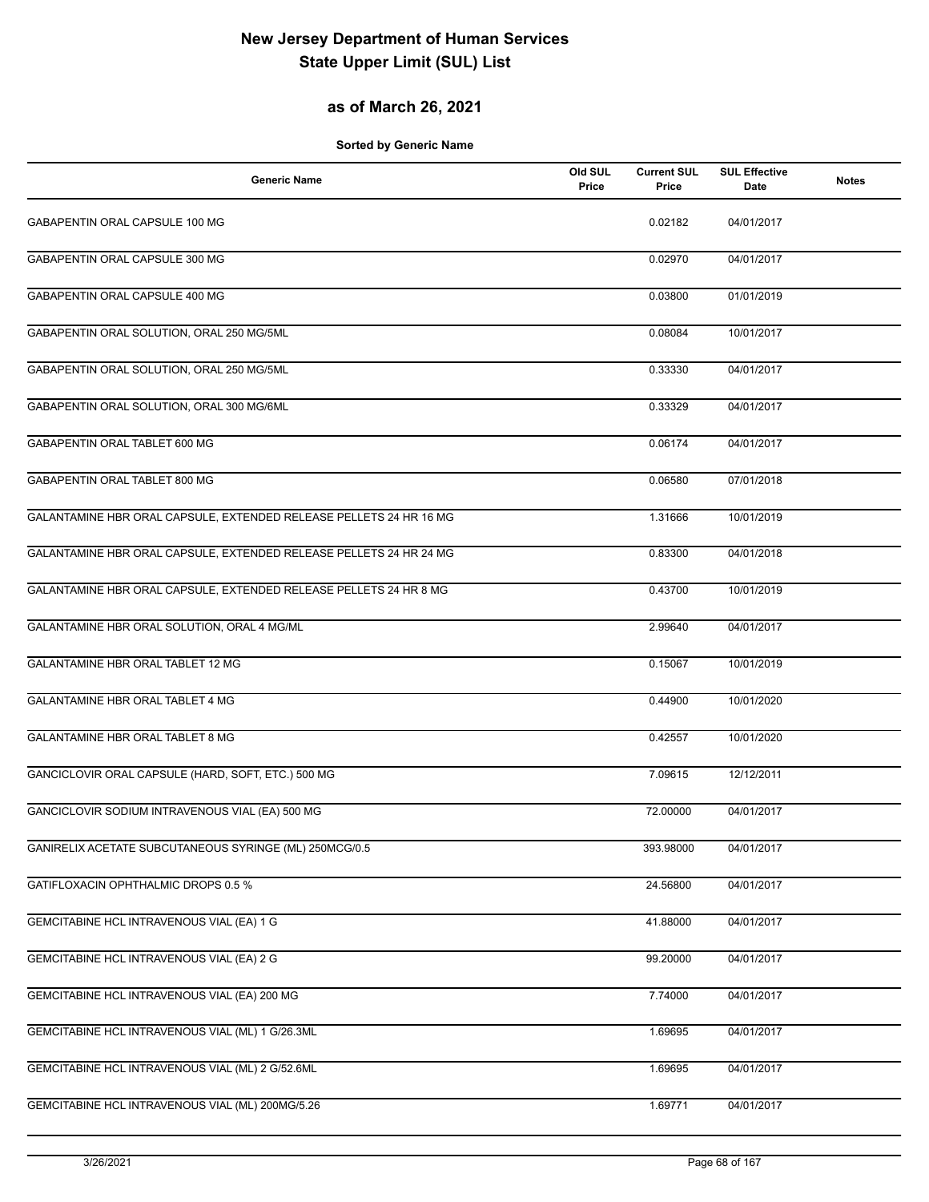# New Jersey Department of Human Services
# State Upper Limit (SUL) List

## as of March 26, 2021

**Sorted by Generic Name**

| Generic Name | Old SUL Price | Current SUL Price | SUL Effective Date | Notes |
|---|---|---|---|---|
| GABAPENTIN ORAL CAPSULE 100 MG | | 0.02182 | 04/01/2017 | |
| GABAPENTIN ORAL CAPSULE 300 MG | | 0.02970 | 04/01/2017 | |
| GABAPENTIN ORAL CAPSULE 400 MG | | 0.03800 | 01/01/2019 | |
| GABAPENTIN ORAL SOLUTION, ORAL 250 MG/5ML | | 0.08084 | 10/01/2017 | |
| GABAPENTIN ORAL SOLUTION, ORAL 250 MG/5ML | | 0.33330 | 04/01/2017 | |
| GABAPENTIN ORAL SOLUTION, ORAL 300 MG/6ML | | 0.33329 | 04/01/2017 | |
| GABAPENTIN ORAL TABLET 600 MG | | 0.06174 | 04/01/2017 | |
| GABAPENTIN ORAL TABLET 800 MG | | 0.06580 | 07/01/2018 | |
| GALANTAMINE HBR ORAL CAPSULE, EXTENDED RELEASE PELLETS 24 HR 16 MG | | 1.31666 | 10/01/2019 | |
| GALANTAMINE HBR ORAL CAPSULE, EXTENDED RELEASE PELLETS 24 HR 24 MG | | 0.83300 | 04/01/2018 | |
| GALANTAMINE HBR ORAL CAPSULE, EXTENDED RELEASE PELLETS 24 HR 8 MG | | 0.43700 | 10/01/2019 | |
| GALANTAMINE HBR ORAL SOLUTION, ORAL 4 MG/ML | | 2.99640 | 04/01/2017 | |
| GALANTAMINE HBR ORAL TABLET 12 MG | | 0.15067 | 10/01/2019 | |
| GALANTAMINE HBR ORAL TABLET 4 MG | | 0.44900 | 10/01/2020 | |
| GALANTAMINE HBR ORAL TABLET 8 MG | | 0.42557 | 10/01/2020 | |
| GANCICLOVIR ORAL CAPSULE (HARD, SOFT, ETC.) 500 MG | | 7.09615 | 12/12/2011 | |
| GANCICLOVIR SODIUM INTRAVENOUS VIAL (EA) 500 MG | | 72.00000 | 04/01/2017 | |
| GANIRELIX ACETATE SUBCUTANEOUS SYRINGE (ML) 250MCG/0.5 | | 393.98000 | 04/01/2017 | |
| GATIFLOXACIN OPHTHALMIC DROPS 0.5 % | | 24.56800 | 04/01/2017 | |
| GEMCITABINE HCL INTRAVENOUS VIAL (EA) 1 G | | 41.88000 | 04/01/2017 | |
| GEMCITABINE HCL INTRAVENOUS VIAL (EA) 2 G | | 99.20000 | 04/01/2017 | |
| GEMCITABINE HCL INTRAVENOUS VIAL (EA) 200 MG | | 7.74000 | 04/01/2017 | |
| GEMCITABINE HCL INTRAVENOUS VIAL (ML) 1 G/26.3ML | | 1.69695 | 04/01/2017 | |
| GEMCITABINE HCL INTRAVENOUS VIAL (ML) 2 G/52.6ML | | 1.69695 | 04/01/2017 | |
| GEMCITABINE HCL INTRAVENOUS VIAL (ML) 200MG/5.26 | | 1.69771 | 04/01/2017 | |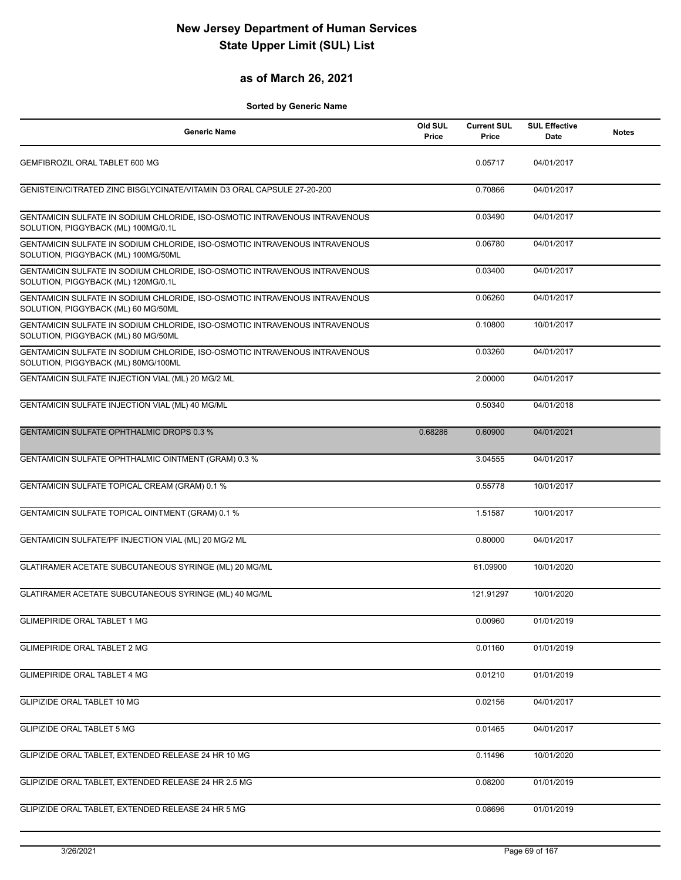# New Jersey Department of Human Services
# State Upper Limit (SUL) List

## as of March 26, 2021

**Sorted by Generic Name**

| Generic Name | Old SUL Price | Current SUL Price | SUL Effective Date | Notes |
|---|---|---|---|---|
| GEMFIBROZIL ORAL TABLET 600 MG | | 0.05717 | 04/01/2017 | |
| GENISTEIN/CITRATED ZINC BISGLYCINATE/VITAMIN D3 ORAL CAPSULE 27-20-200 | | 0.70866 | 04/01/2017 | |
| GENTAMICIN SULFATE IN SODIUM CHLORIDE, ISO-OSMOTIC INTRAVENOUS INTRAVENOUS SOLUTION, PIGGYBACK (ML) 100MG/0.1L | | 0.03490 | 04/01/2017 | |
| GENTAMICIN SULFATE IN SODIUM CHLORIDE, ISO-OSMOTIC INTRAVENOUS INTRAVENOUS SOLUTION, PIGGYBACK (ML) 100MG/50ML | | 0.06780 | 04/01/2017 | |
| GENTAMICIN SULFATE IN SODIUM CHLORIDE, ISO-OSMOTIC INTRAVENOUS INTRAVENOUS SOLUTION, PIGGYBACK (ML) 120MG/0.1L | | 0.03400 | 04/01/2017 | |
| GENTAMICIN SULFATE IN SODIUM CHLORIDE, ISO-OSMOTIC INTRAVENOUS INTRAVENOUS SOLUTION, PIGGYBACK (ML) 60 MG/50ML | | 0.06260 | 04/01/2017 | |
| GENTAMICIN SULFATE IN SODIUM CHLORIDE, ISO-OSMOTIC INTRAVENOUS INTRAVENOUS SOLUTION, PIGGYBACK (ML) 80 MG/50ML | | 0.10800 | 10/01/2017 | |
| GENTAMICIN SULFATE IN SODIUM CHLORIDE, ISO-OSMOTIC INTRAVENOUS INTRAVENOUS SOLUTION, PIGGYBACK (ML) 80MG/100ML | | 0.03260 | 04/01/2017 | |
| GENTAMICIN SULFATE INJECTION VIAL (ML) 20 MG/2 ML | | 2.00000 | 04/01/2017 | |
| GENTAMICIN SULFATE INJECTION VIAL (ML) 40 MG/ML | | 0.50340 | 04/01/2018 | |
| GENTAMICIN SULFATE OPHTHALMIC DROPS 0.3 % | 0.68286 | 0.60900 | 04/01/2021 | |
| GENTAMICIN SULFATE OPHTHALMIC OINTMENT (GRAM) 0.3 % | | 3.04555 | 04/01/2017 | |
| GENTAMICIN SULFATE TOPICAL CREAM (GRAM) 0.1 % | | 0.55778 | 10/01/2017 | |
| GENTAMICIN SULFATE TOPICAL OINTMENT (GRAM) 0.1 % | | 1.51587 | 10/01/2017 | |
| GENTAMICIN SULFATE/PF INJECTION VIAL (ML) 20 MG/2 ML | | 0.80000 | 04/01/2017 | |
| GLATIRAMER ACETATE SUBCUTANEOUS SYRINGE (ML) 20 MG/ML | | 61.09900 | 10/01/2020 | |
| GLATIRAMER ACETATE SUBCUTANEOUS SYRINGE (ML) 40 MG/ML | | 121.91297 | 10/01/2020 | |
| GLIMEPIRIDE ORAL TABLET 1 MG | | 0.00960 | 01/01/2019 | |
| GLIMEPIRIDE ORAL TABLET 2 MG | | 0.01160 | 01/01/2019 | |
| GLIMEPIRIDE ORAL TABLET 4 MG | | 0.01210 | 01/01/2019 | |
| GLIPIZIDE ORAL TABLET 10 MG | | 0.02156 | 04/01/2017 | |
| GLIPIZIDE ORAL TABLET 5 MG | | 0.01465 | 04/01/2017 | |
| GLIPIZIDE ORAL TABLET, EXTENDED RELEASE 24 HR 10 MG | | 0.11496 | 10/01/2020 | |
| GLIPIZIDE ORAL TABLET, EXTENDED RELEASE 24 HR 2.5 MG | | 0.08200 | 01/01/2019 | |
| GLIPIZIDE ORAL TABLET, EXTENDED RELEASE 24 HR 5 MG | | 0.08696 | 01/01/2019 | |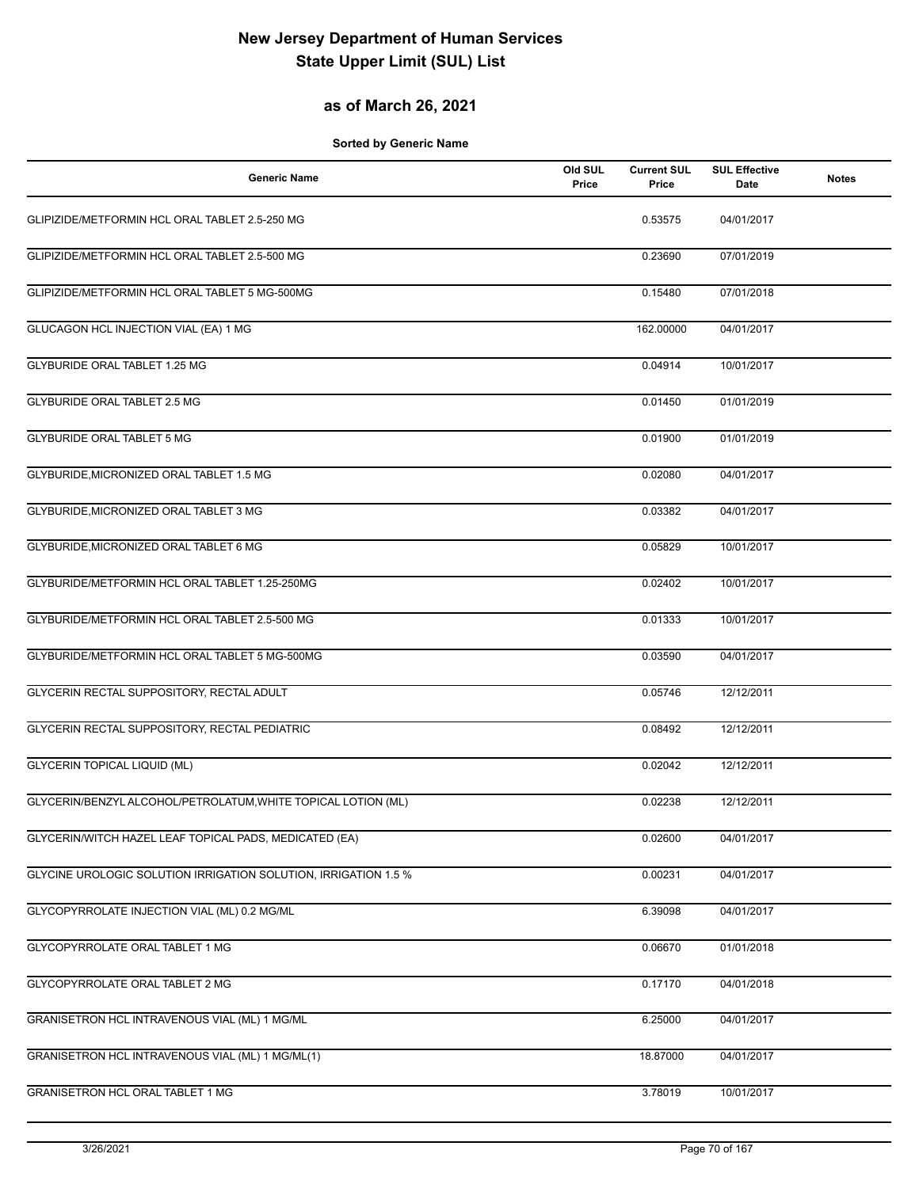# New Jersey Department of Human Services
# State Upper Limit (SUL) List

## as of March 26, 2021

**Sorted by Generic Name**

| Generic Name | Old SUL Price | Current SUL Price | SUL Effective Date | Notes |
|---|---|---|---|---|
| GLIPIZIDE/METFORMIN HCL ORAL TABLET 2.5-250 MG | | 0.53575 | 04/01/2017 | |
| GLIPIZIDE/METFORMIN HCL ORAL TABLET 2.5-500 MG | | 0.23690 | 07/01/2019 | |
| GLIPIZIDE/METFORMIN HCL ORAL TABLET 5 MG-500MG | | 0.15480 | 07/01/2018 | |
| GLUCAGON HCL INJECTION VIAL (EA) 1 MG | | 162.00000 | 04/01/2017 | |
| GLYBURIDE ORAL TABLET 1.25 MG | | 0.04914 | 10/01/2017 | |
| GLYBURIDE ORAL TABLET 2.5 MG | | 0.01450 | 01/01/2019 | |
| GLYBURIDE ORAL TABLET 5 MG | | 0.01900 | 01/01/2019 | |
| GLYBURIDE,MICRONIZED ORAL TABLET 1.5 MG | | 0.02080 | 04/01/2017 | |
| GLYBURIDE,MICRONIZED ORAL TABLET 3 MG | | 0.03382 | 04/01/2017 | |
| GLYBURIDE,MICRONIZED ORAL TABLET 6 MG | | 0.05829 | 10/01/2017 | |
| GLYBURIDE/METFORMIN HCL ORAL TABLET 1.25-250MG | | 0.02402 | 10/01/2017 | |
| GLYBURIDE/METFORMIN HCL ORAL TABLET 2.5-500 MG | | 0.01333 | 10/01/2017 | |
| GLYBURIDE/METFORMIN HCL ORAL TABLET 5 MG-500MG | | 0.03590 | 04/01/2017 | |
| GLYCERIN RECTAL SUPPOSITORY, RECTAL ADULT | | 0.05746 | 12/12/2011 | |
| GLYCERIN RECTAL SUPPOSITORY, RECTAL PEDIATRIC | | 0.08492 | 12/12/2011 | |
| GLYCERIN TOPICAL LIQUID (ML) | | 0.02042 | 12/12/2011 | |
| GLYCERIN/BENZYL ALCOHOL/PETROLATUM,WHITE TOPICAL LOTION (ML) | | 0.02238 | 12/12/2011 | |
| GLYCERIN/WITCH HAZEL LEAF TOPICAL PADS, MEDICATED (EA) | | 0.02600 | 04/01/2017 | |
| GLYCINE UROLOGIC SOLUTION IRRIGATION SOLUTION, IRRIGATION 1.5 % | | 0.00231 | 04/01/2017 | |
| GLYCOPYRROLATE INJECTION VIAL (ML) 0.2 MG/ML | | 6.39098 | 04/01/2017 | |
| GLYCOPYRROLATE ORAL TABLET 1 MG | | 0.06670 | 01/01/2018 | |
| GLYCOPYRROLATE ORAL TABLET 2 MG | | 0.17170 | 04/01/2018 | |
| GRANISETRON HCL INTRAVENOUS VIAL (ML) 1 MG/ML | | 6.25000 | 04/01/2017 | |
| GRANISETRON HCL INTRAVENOUS VIAL (ML) 1 MG/ML(1) | | 18.87000 | 04/01/2017 | |
| GRANISETRON HCL ORAL TABLET 1 MG | | 3.78019 | 10/01/2017 | |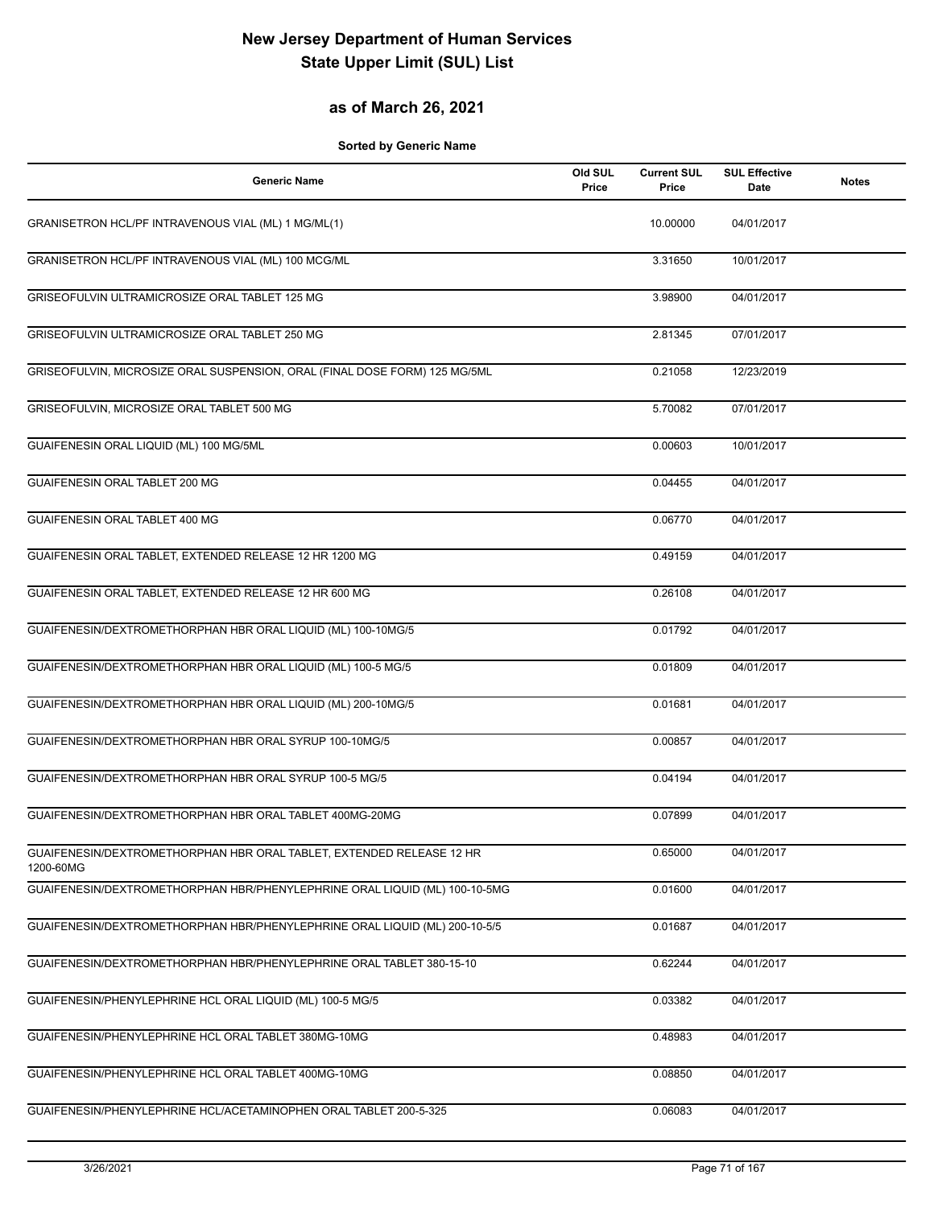# New Jersey Department of Human Services
# State Upper Limit (SUL) List

## as of March 26, 2021

**Sorted by Generic Name**

| Generic Name | Old SUL Price | Current SUL Price | SUL Effective Date | Notes |
|---|---|---|---|---|
| GRANISETRON HCL/PF INTRAVENOUS VIAL (ML) 1 MG/ML(1) | | 10.00000 | 04/01/2017 | |
| GRANISETRON HCL/PF INTRAVENOUS VIAL (ML) 100 MCG/ML | | 3.31650 | 10/01/2017 | |
| GRISEOFULVIN ULTRAMICROSIZE ORAL TABLET 125 MG | | 3.98900 | 04/01/2017 | |
| GRISEOFULVIN ULTRAMICROSIZE ORAL TABLET 250 MG | | 2.81345 | 07/01/2017 | |
| GRISEOFULVIN, MICROSIZE ORAL SUSPENSION, ORAL (FINAL DOSE FORM) 125 MG/5ML | | 0.21058 | 12/23/2019 | |
| GRISEOFULVIN, MICROSIZE ORAL TABLET 500 MG | | 5.70082 | 07/01/2017 | |
| GUAIFENESIN ORAL LIQUID (ML) 100 MG/5ML | | 0.00603 | 10/01/2017 | |
| GUAIFENESIN ORAL TABLET 200 MG | | 0.04455 | 04/01/2017 | |
| GUAIFENESIN ORAL TABLET 400 MG | | 0.06770 | 04/01/2017 | |
| GUAIFENESIN ORAL TABLET, EXTENDED RELEASE 12 HR 1200 MG | | 0.49159 | 04/01/2017 | |
| GUAIFENESIN ORAL TABLET, EXTENDED RELEASE 12 HR 600 MG | | 0.26108 | 04/01/2017 | |
| GUAIFENESIN/DEXTROMETHORPHAN HBR ORAL LIQUID (ML) 100-10MG/5 | | 0.01792 | 04/01/2017 | |
| GUAIFENESIN/DEXTROMETHORPHAN HBR ORAL LIQUID (ML) 100-5 MG/5 | | 0.01809 | 04/01/2017 | |
| GUAIFENESIN/DEXTROMETHORPHAN HBR ORAL LIQUID (ML) 200-10MG/5 | | 0.01681 | 04/01/2017 | |
| GUAIFENESIN/DEXTROMETHORPHAN HBR ORAL SYRUP 100-10MG/5 | | 0.00857 | 04/01/2017 | |
| GUAIFENESIN/DEXTROMETHORPHAN HBR ORAL SYRUP 100-5 MG/5 | | 0.04194 | 04/01/2017 | |
| GUAIFENESIN/DEXTROMETHORPHAN HBR ORAL TABLET 400MG-20MG | | 0.07899 | 04/01/2017 | |
| GUAIFENESIN/DEXTROMETHORPHAN HBR ORAL TABLET, EXTENDED RELEASE 12 HR 1200-60MG | | 0.65000 | 04/01/2017 | |
| GUAIFENESIN/DEXTROMETHORPHAN HBR/PHENYLEPHRINE ORAL LIQUID (ML) 100-10-5MG | | 0.01600 | 04/01/2017 | |
| GUAIFENESIN/DEXTROMETHORPHAN HBR/PHENYLEPHRINE ORAL LIQUID (ML) 200-10-5/5 | | 0.01687 | 04/01/2017 | |
| GUAIFENESIN/DEXTROMETHORPHAN HBR/PHENYLEPHRINE ORAL TABLET 380-15-10 | | 0.62244 | 04/01/2017 | |
| GUAIFENESIN/PHENYLEPHRINE HCL ORAL LIQUID (ML) 100-5 MG/5 | | 0.03382 | 04/01/2017 | |
| GUAIFENESIN/PHENYLEPHRINE HCL ORAL TABLET 380MG-10MG | | 0.48983 | 04/01/2017 | |
| GUAIFENESIN/PHENYLEPHRINE HCL ORAL TABLET 400MG-10MG | | 0.08850 | 04/01/2017 | |
| GUAIFENESIN/PHENYLEPHRINE HCL/ACETAMINOPHEN ORAL TABLET 200-5-325 | | 0.06083 | 04/01/2017 | |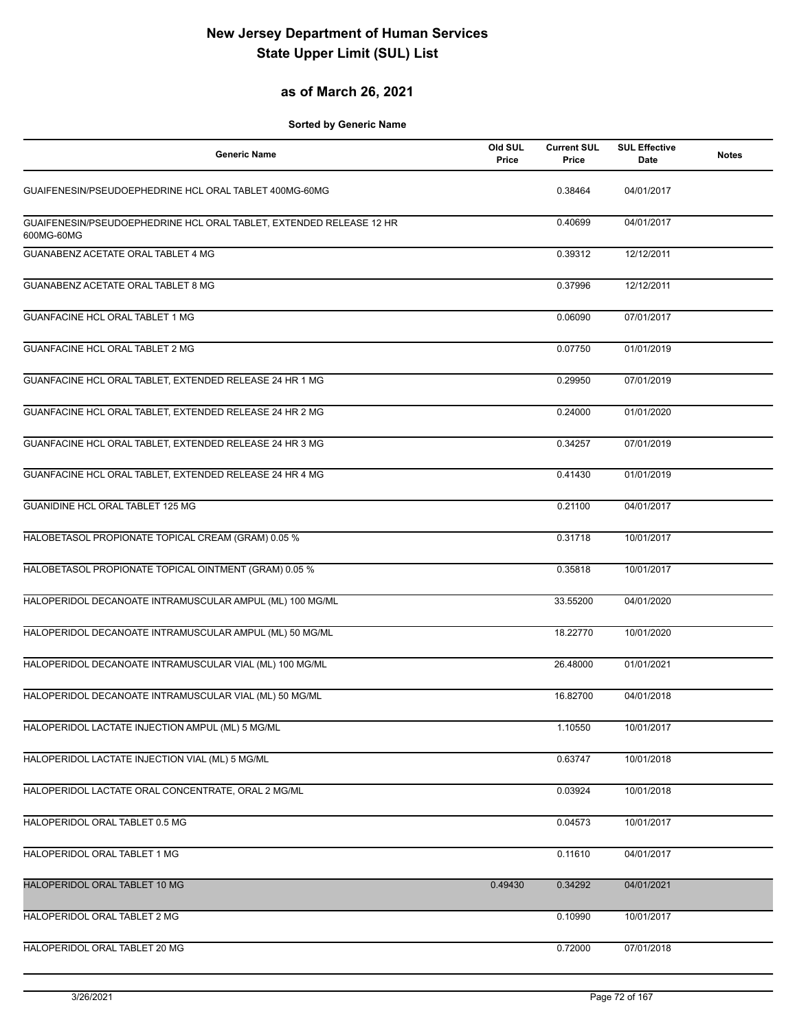# New Jersey Department of Human Services
# State Upper Limit (SUL) List

## as of March 26, 2021

**Sorted by Generic Name**

| Generic Name | Old SUL Price | Current SUL Price | SUL Effective Date | Notes |
|---|---|---|---|---|
| GUAIFENESIN/PSEUDOEPHEDRINE HCL ORAL TABLET 400MG-60MG | | 0.38464 | 04/01/2017 | |
| GUAIFENESIN/PSEUDOEPHEDRINE HCL ORAL TABLET, EXTENDED RELEASE 12 HR 600MG-60MG | | 0.40699 | 04/01/2017 | |
| GUANABENZ ACETATE ORAL TABLET 4 MG | | 0.39312 | 12/12/2011 | |
| GUANABENZ ACETATE ORAL TABLET 8 MG | | 0.37996 | 12/12/2011 | |
| GUANFACINE HCL ORAL TABLET 1 MG | | 0.06090 | 07/01/2017 | |
| GUANFACINE HCL ORAL TABLET 2 MG | | 0.07750 | 01/01/2019 | |
| GUANFACINE HCL ORAL TABLET, EXTENDED RELEASE 24 HR 1 MG | | 0.29950 | 07/01/2019 | |
| GUANFACINE HCL ORAL TABLET, EXTENDED RELEASE 24 HR 2 MG | | 0.24000 | 01/01/2020 | |
| GUANFACINE HCL ORAL TABLET, EXTENDED RELEASE 24 HR 3 MG | | 0.34257 | 07/01/2019 | |
| GUANFACINE HCL ORAL TABLET, EXTENDED RELEASE 24 HR 4 MG | | 0.41430 | 01/01/2019 | |
| GUANIDINE HCL ORAL TABLET 125 MG | | 0.21100 | 04/01/2017 | |
| HALOBETASOL PROPIONATE TOPICAL CREAM (GRAM) 0.05 % | | 0.31718 | 10/01/2017 | |
| HALOBETASOL PROPIONATE TOPICAL OINTMENT (GRAM) 0.05 % | | 0.35818 | 10/01/2017 | |
| HALOPERIDOL DECANOATE INTRAMUSCULAR AMPUL (ML) 100 MG/ML | | 33.55200 | 04/01/2020 | |
| HALOPERIDOL DECANOATE INTRAMUSCULAR AMPUL (ML) 50 MG/ML | | 18.22770 | 10/01/2020 | |
| HALOPERIDOL DECANOATE INTRAMUSCULAR VIAL (ML) 100 MG/ML | | 26.48000 | 01/01/2021 | |
| HALOPERIDOL DECANOATE INTRAMUSCULAR VIAL (ML) 50 MG/ML | | 16.82700 | 04/01/2018 | |
| HALOPERIDOL LACTATE INJECTION AMPUL (ML) 5 MG/ML | | 1.10550 | 10/01/2017 | |
| HALOPERIDOL LACTATE INJECTION VIAL (ML) 5 MG/ML | | 0.63747 | 10/01/2018 | |
| HALOPERIDOL LACTATE ORAL CONCENTRATE, ORAL 2 MG/ML | | 0.03924 | 10/01/2018 | |
| HALOPERIDOL ORAL TABLET 0.5 MG | | 0.04573 | 10/01/2017 | |
| HALOPERIDOL ORAL TABLET 1 MG | | 0.11610 | 04/01/2017 | |
| HALOPERIDOL ORAL TABLET 10 MG | 0.49430 | 0.34292 | 04/01/2021 | |
| HALOPERIDOL ORAL TABLET 2 MG | | 0.10990 | 10/01/2017 | |
| HALOPERIDOL ORAL TABLET 20 MG | | 0.72000 | 07/01/2018 | |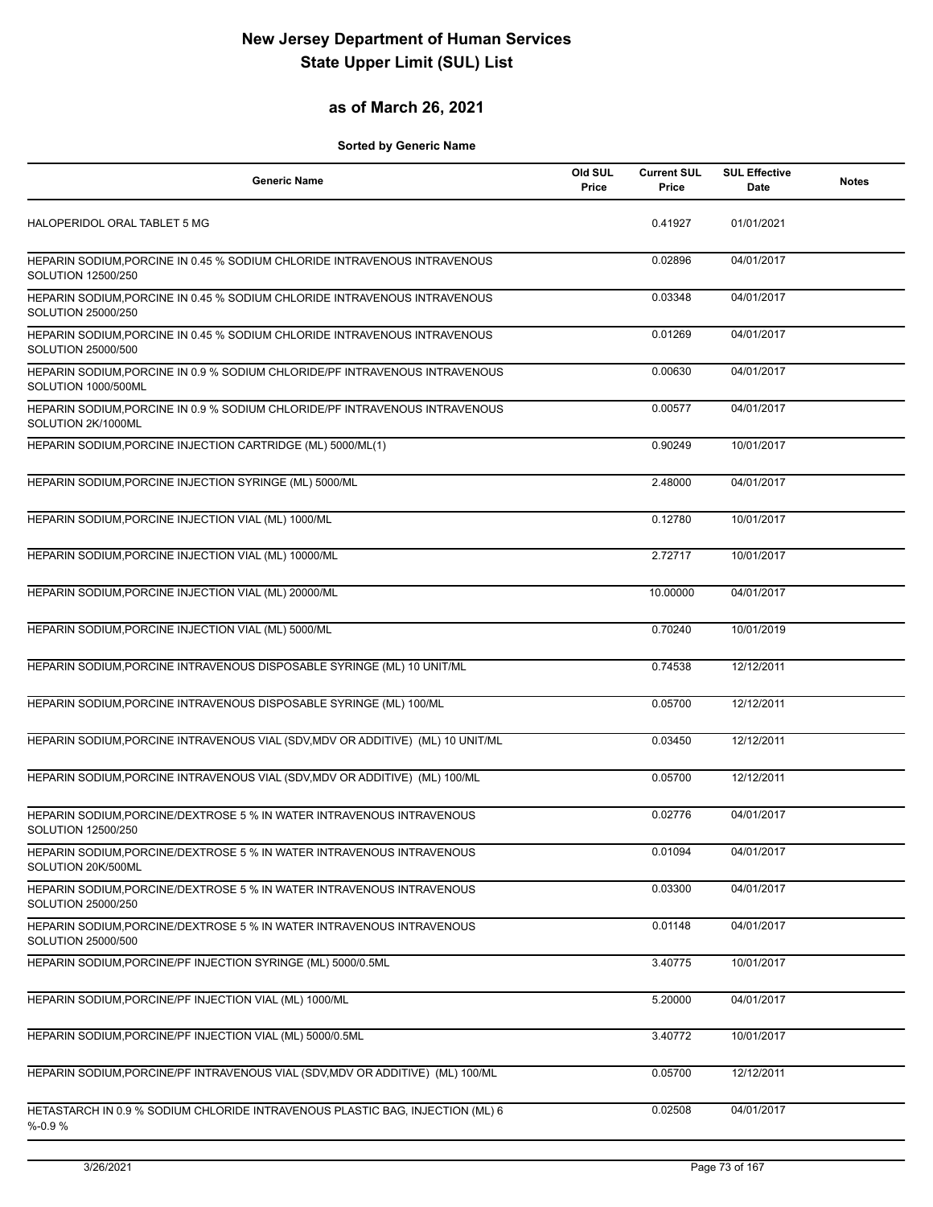# New Jersey Department of Human Services
# State Upper Limit (SUL) List

## as of March 26, 2021

**Sorted by Generic Name**

| Generic Name | Old SUL Price | Current SUL Price | SUL Effective Date | Notes |
|---|---|---|---|---|
| HALOPERIDOL ORAL TABLET 5 MG | | 0.41927 | 01/01/2021 | |
| HEPARIN SODIUM,PORCINE IN 0.45 % SODIUM CHLORIDE INTRAVENOUS INTRAVENOUS SOLUTION 12500/250 | | 0.02896 | 04/01/2017 | |
| HEPARIN SODIUM,PORCINE IN 0.45 % SODIUM CHLORIDE INTRAVENOUS INTRAVENOUS SOLUTION 25000/250 | | 0.03348 | 04/01/2017 | |
| HEPARIN SODIUM,PORCINE IN 0.45 % SODIUM CHLORIDE INTRAVENOUS INTRAVENOUS SOLUTION 25000/500 | | 0.01269 | 04/01/2017 | |
| HEPARIN SODIUM,PORCINE IN 0.9 % SODIUM CHLORIDE/PF INTRAVENOUS INTRAVENOUS SOLUTION 1000/500ML | | 0.00630 | 04/01/2017 | |
| HEPARIN SODIUM,PORCINE IN 0.9 % SODIUM CHLORIDE/PF INTRAVENOUS INTRAVENOUS SOLUTION 2K/1000ML | | 0.00577 | 04/01/2017 | |
| HEPARIN SODIUM,PORCINE INJECTION CARTRIDGE (ML) 5000/ML(1) | | 0.90249 | 10/01/2017 | |
| HEPARIN SODIUM,PORCINE INJECTION SYRINGE (ML) 5000/ML | | 2.48000 | 04/01/2017 | |
| HEPARIN SODIUM,PORCINE INJECTION VIAL (ML) 1000/ML | | 0.12780 | 10/01/2017 | |
| HEPARIN SODIUM,PORCINE INJECTION VIAL (ML) 10000/ML | | 2.72717 | 10/01/2017 | |
| HEPARIN SODIUM,PORCINE INJECTION VIAL (ML) 20000/ML | | 10.00000 | 04/01/2017 | |
| HEPARIN SODIUM,PORCINE INJECTION VIAL (ML) 5000/ML | | 0.70240 | 10/01/2019 | |
| HEPARIN SODIUM,PORCINE INTRAVENOUS DISPOSABLE SYRINGE (ML) 10 UNIT/ML | | 0.74538 | 12/12/2011 | |
| HEPARIN SODIUM,PORCINE INTRAVENOUS DISPOSABLE SYRINGE (ML) 100/ML | | 0.05700 | 12/12/2011 | |
| HEPARIN SODIUM,PORCINE INTRAVENOUS VIAL (SDV,MDV OR ADDITIVE) (ML) 10 UNIT/ML | | 0.03450 | 12/12/2011 | |
| HEPARIN SODIUM,PORCINE INTRAVENOUS VIAL (SDV,MDV OR ADDITIVE) (ML) 100/ML | | 0.05700 | 12/12/2011 | |
| HEPARIN SODIUM,PORCINE/DEXTROSE 5 % IN WATER INTRAVENOUS INTRAVENOUS SOLUTION 12500/250 | | 0.02776 | 04/01/2017 | |
| HEPARIN SODIUM,PORCINE/DEXTROSE 5 % IN WATER INTRAVENOUS INTRAVENOUS SOLUTION 20K/500ML | | 0.01094 | 04/01/2017 | |
| HEPARIN SODIUM,PORCINE/DEXTROSE 5 % IN WATER INTRAVENOUS INTRAVENOUS SOLUTION 25000/250 | | 0.03300 | 04/01/2017 | |
| HEPARIN SODIUM,PORCINE/DEXTROSE 5 % IN WATER INTRAVENOUS INTRAVENOUS SOLUTION 25000/500 | | 0.01148 | 04/01/2017 | |
| HEPARIN SODIUM,PORCINE/PF INJECTION SYRINGE (ML) 5000/0.5ML | | 3.40775 | 10/01/2017 | |
| HEPARIN SODIUM,PORCINE/PF INJECTION VIAL (ML) 1000/ML | | 5.20000 | 04/01/2017 | |
| HEPARIN SODIUM,PORCINE/PF INJECTION VIAL (ML) 5000/0.5ML | | 3.40772 | 10/01/2017 | |
| HEPARIN SODIUM,PORCINE/PF INTRAVENOUS VIAL (SDV,MDV OR ADDITIVE) (ML) 100/ML | | 0.05700 | 12/12/2011 | |
| HETASTARCH IN 0.9 % SODIUM CHLORIDE INTRAVENOUS PLASTIC BAG, INJECTION (ML) 6 %-0.9 % | | 0.02508 | 04/01/2017 | |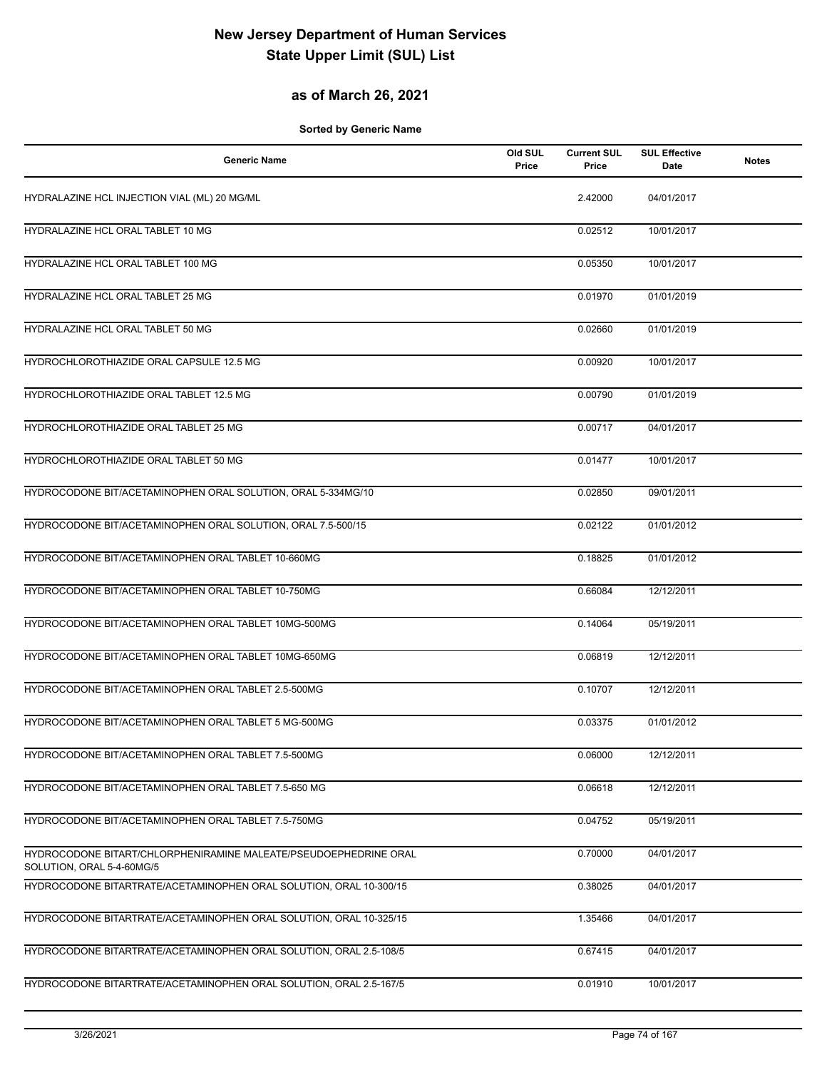# New Jersey Department of Human Services
# State Upper Limit (SUL) List

## as of March 26, 2021

**Sorted by Generic Name**

| Generic Name | Old SUL Price | Current SUL Price | SUL Effective Date | Notes |
|---|---|---|---|---|
| HYDRALAZINE HCL INJECTION VIAL (ML) 20 MG/ML | | 2.42000 | 04/01/2017 | |
| HYDRALAZINE HCL ORAL TABLET 10 MG | | 0.02512 | 10/01/2017 | |
| HYDRALAZINE HCL ORAL TABLET 100 MG | | 0.05350 | 10/01/2017 | |
| HYDRALAZINE HCL ORAL TABLET 25 MG | | 0.01970 | 01/01/2019 | |
| HYDRALAZINE HCL ORAL TABLET 50 MG | | 0.02660 | 01/01/2019 | |
| HYDROCHLOROTHIAZIDE ORAL CAPSULE 12.5 MG | | 0.00920 | 10/01/2017 | |
| HYDROCHLOROTHIAZIDE ORAL TABLET 12.5 MG | | 0.00790 | 01/01/2019 | |
| HYDROCHLOROTHIAZIDE ORAL TABLET 25 MG | | 0.00717 | 04/01/2017 | |
| HYDROCHLOROTHIAZIDE ORAL TABLET 50 MG | | 0.01477 | 10/01/2017 | |
| HYDROCODONE BIT/ACETAMINOPHEN ORAL SOLUTION, ORAL 5-334MG/10 | | 0.02850 | 09/01/2011 | |
| HYDROCODONE BIT/ACETAMINOPHEN ORAL SOLUTION, ORAL 7.5-500/15 | | 0.02122 | 01/01/2012 | |
| HYDROCODONE BIT/ACETAMINOPHEN ORAL TABLET 10-660MG | | 0.18825 | 01/01/2012 | |
| HYDROCODONE BIT/ACETAMINOPHEN ORAL TABLET 10-750MG | | 0.66084 | 12/12/2011 | |
| HYDROCODONE BIT/ACETAMINOPHEN ORAL TABLET 10MG-500MG | | 0.14064 | 05/19/2011 | |
| HYDROCODONE BIT/ACETAMINOPHEN ORAL TABLET 10MG-650MG | | 0.06819 | 12/12/2011 | |
| HYDROCODONE BIT/ACETAMINOPHEN ORAL TABLET 2.5-500MG | | 0.10707 | 12/12/2011 | |
| HYDROCODONE BIT/ACETAMINOPHEN ORAL TABLET 5 MG-500MG | | 0.03375 | 01/01/2012 | |
| HYDROCODONE BIT/ACETAMINOPHEN ORAL TABLET 7.5-500MG | | 0.06000 | 12/12/2011 | |
| HYDROCODONE BIT/ACETAMINOPHEN ORAL TABLET 7.5-650 MG | | 0.06618 | 12/12/2011 | |
| HYDROCODONE BIT/ACETAMINOPHEN ORAL TABLET 7.5-750MG | | 0.04752 | 05/19/2011 | |
| HYDROCODONE BITART/CHLORPHENIRAMINE MALEATE/PSEUDOEPHEDRINE ORAL SOLUTION, ORAL 5-4-60MG/5 | | 0.70000 | 04/01/2017 | |
| HYDROCODONE BITARTRATE/ACETAMINOPHEN ORAL SOLUTION, ORAL 10-300/15 | | 0.38025 | 04/01/2017 | |
| HYDROCODONE BITARTRATE/ACETAMINOPHEN ORAL SOLUTION, ORAL 10-325/15 | | 1.35466 | 04/01/2017 | |
| HYDROCODONE BITARTRATE/ACETAMINOPHEN ORAL SOLUTION, ORAL 2.5-108/5 | | 0.67415 | 04/01/2017 | |
| HYDROCODONE BITARTRATE/ACETAMINOPHEN ORAL SOLUTION, ORAL 2.5-167/5 | | 0.01910 | 10/01/2017 | |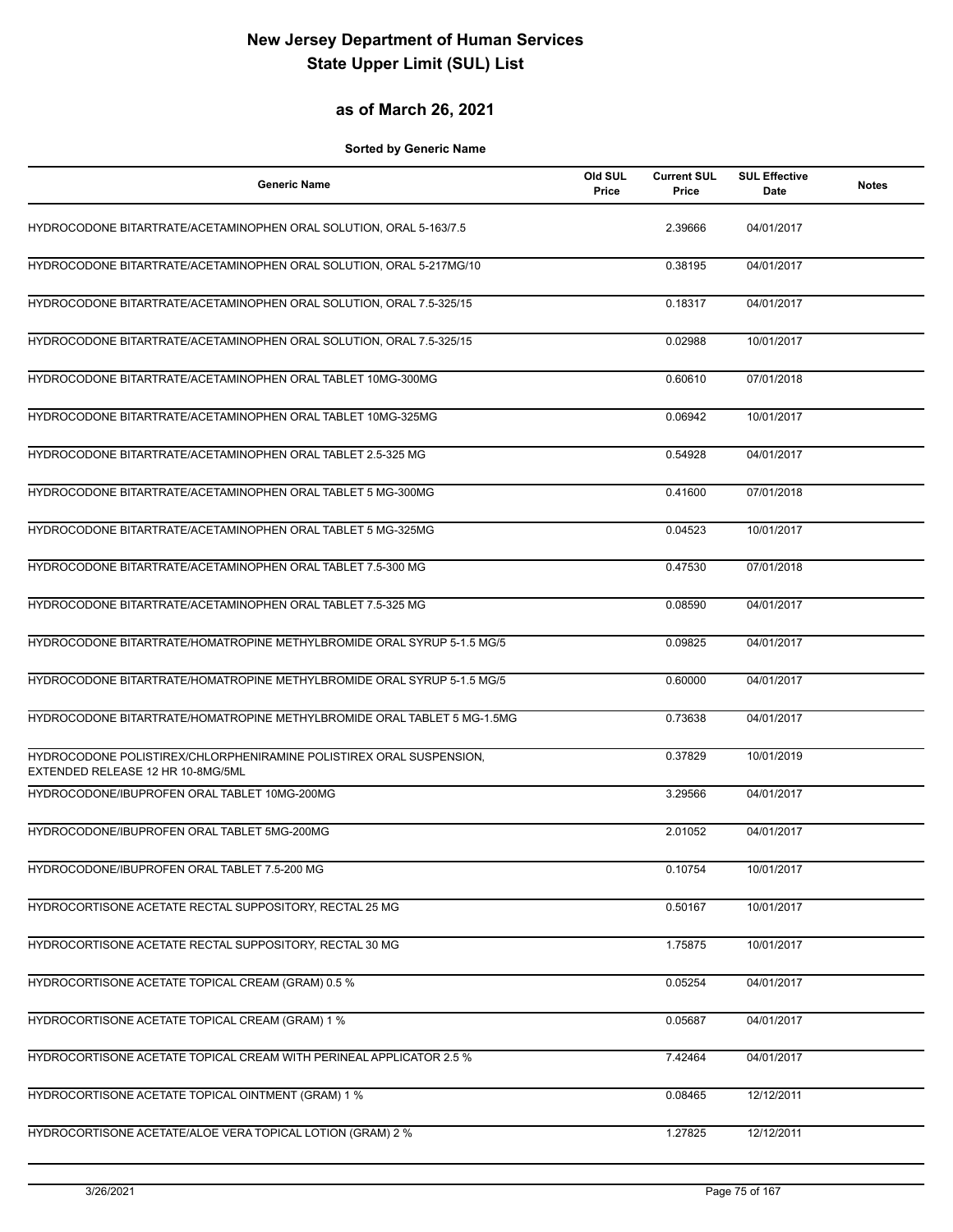# New Jersey Department of Human Services
# State Upper Limit (SUL) List

## as of March 26, 2021

**Sorted by Generic Name**

| Generic Name | Old SUL Price | Current SUL Price | SUL Effective Date | Notes |
|---|---|---|---|---|
| HYDROCODONE BITARTRATE/ACETAMINOPHEN ORAL SOLUTION, ORAL 5-163/7.5 | | 2.39666 | 04/01/2017 | |
| HYDROCODONE BITARTRATE/ACETAMINOPHEN ORAL SOLUTION, ORAL 5-217MG/10 | | 0.38195 | 04/01/2017 | |
| HYDROCODONE BITARTRATE/ACETAMINOPHEN ORAL SOLUTION, ORAL 7.5-325/15 | | 0.18317 | 04/01/2017 | |
| HYDROCODONE BITARTRATE/ACETAMINOPHEN ORAL SOLUTION, ORAL 7.5-325/15 | | 0.02988 | 10/01/2017 | |
| HYDROCODONE BITARTRATE/ACETAMINOPHEN ORAL TABLET 10MG-300MG | | 0.60610 | 07/01/2018 | |
| HYDROCODONE BITARTRATE/ACETAMINOPHEN ORAL TABLET 10MG-325MG | | 0.06942 | 10/01/2017 | |
| HYDROCODONE BITARTRATE/ACETAMINOPHEN ORAL TABLET 2.5-325 MG | | 0.54928 | 04/01/2017 | |
| HYDROCODONE BITARTRATE/ACETAMINOPHEN ORAL TABLET 5 MG-300MG | | 0.41600 | 07/01/2018 | |
| HYDROCODONE BITARTRATE/ACETAMINOPHEN ORAL TABLET 5 MG-325MG | | 0.04523 | 10/01/2017 | |
| HYDROCODONE BITARTRATE/ACETAMINOPHEN ORAL TABLET 7.5-300 MG | | 0.47530 | 07/01/2018 | |
| HYDROCODONE BITARTRATE/ACETAMINOPHEN ORAL TABLET 7.5-325 MG | | 0.08590 | 04/01/2017 | |
| HYDROCODONE BITARTRATE/HOMATROPINE METHYLBROMIDE ORAL SYRUP 5-1.5 MG/5 | | 0.09825 | 04/01/2017 | |
| HYDROCODONE BITARTRATE/HOMATROPINE METHYLBROMIDE ORAL SYRUP 5-1.5 MG/5 | | 0.60000 | 04/01/2017 | |
| HYDROCODONE BITARTRATE/HOMATROPINE METHYLBROMIDE ORAL TABLET 5 MG-1.5MG | | 0.73638 | 04/01/2017 | |
| HYDROCODONE POLISTIREX/CHLORPHENIRAMINE POLISTIREX ORAL SUSPENSION, EXTENDED RELEASE 12 HR 10-8MG/5ML | | 0.37829 | 10/01/2019 | |
| HYDROCODONE/IBUPROFEN ORAL TABLET 10MG-200MG | | 3.29566 | 04/01/2017 | |
| HYDROCODONE/IBUPROFEN ORAL TABLET 5MG-200MG | | 2.01052 | 04/01/2017 | |
| HYDROCODONE/IBUPROFEN ORAL TABLET 7.5-200 MG | | 0.10754 | 10/01/2017 | |
| HYDROCORTISONE ACETATE RECTAL SUPPOSITORY, RECTAL 25 MG | | 0.50167 | 10/01/2017 | |
| HYDROCORTISONE ACETATE RECTAL SUPPOSITORY, RECTAL 30 MG | | 1.75875 | 10/01/2017 | |
| HYDROCORTISONE ACETATE TOPICAL CREAM (GRAM) 0.5 % | | 0.05254 | 04/01/2017 | |
| HYDROCORTISONE ACETATE TOPICAL CREAM (GRAM) 1 % | | 0.05687 | 04/01/2017 | |
| HYDROCORTISONE ACETATE TOPICAL CREAM WITH PERINEAL APPLICATOR 2.5 % | | 7.42464 | 04/01/2017 | |
| HYDROCORTISONE ACETATE TOPICAL OINTMENT (GRAM) 1 % | | 0.08465 | 12/12/2011 | |
| HYDROCORTISONE ACETATE/ALOE VERA TOPICAL LOTION (GRAM) 2 % | | 1.27825 | 12/12/2011 | |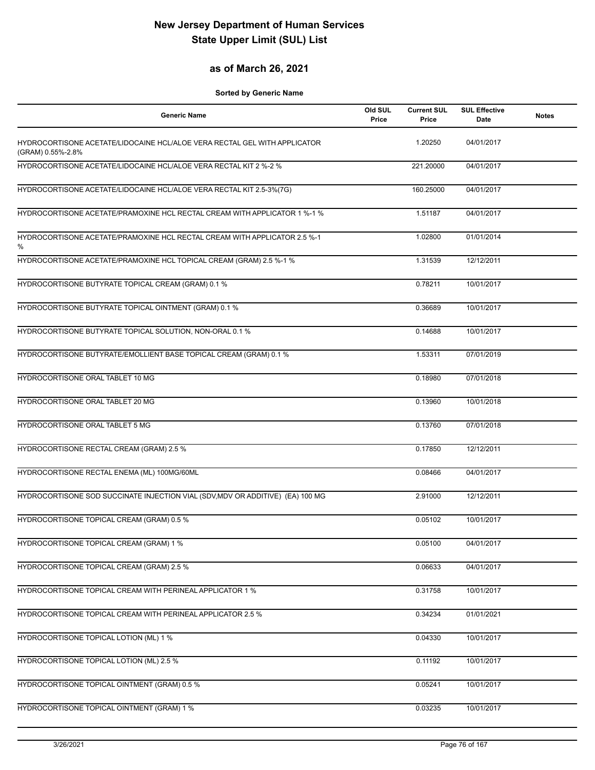# New Jersey Department of Human Services
# State Upper Limit (SUL) List

## as of March 26, 2021

**Sorted by Generic Name**

| Generic Name | Old SUL Price | Current SUL Price | SUL Effective Date | Notes |
|---|---|---|---|---|
| HYDROCORTISONE ACETATE/LIDOCAINE HCL/ALOE VERA RECTAL GEL WITH APPLICATOR (GRAM) 0.55%-2.8% | | 1.20250 | 04/01/2017 | |
| HYDROCORTISONE ACETATE/LIDOCAINE HCL/ALOE VERA RECTAL KIT 2 %-2 % | | 221.20000 | 04/01/2017 | |
| HYDROCORTISONE ACETATE/LIDOCAINE HCL/ALOE VERA RECTAL KIT 2.5-3%(7G) | | 160.25000 | 04/01/2017 | |
| HYDROCORTISONE ACETATE/PRAMOXINE HCL RECTAL CREAM WITH APPLICATOR 1 %-1 % | | 1.51187 | 04/01/2017 | |
| HYDROCORTISONE ACETATE/PRAMOXINE HCL RECTAL CREAM WITH APPLICATOR 2.5 %-1 % | | 1.02800 | 01/01/2014 | |
| HYDROCORTISONE ACETATE/PRAMOXINE HCL TOPICAL CREAM (GRAM) 2.5 %-1 % | | 1.31539 | 12/12/2011 | |
| HYDROCORTISONE BUTYRATE TOPICAL CREAM (GRAM) 0.1 % | | 0.78211 | 10/01/2017 | |
| HYDROCORTISONE BUTYRATE TOPICAL OINTMENT (GRAM) 0.1 % | | 0.36689 | 10/01/2017 | |
| HYDROCORTISONE BUTYRATE TOPICAL SOLUTION, NON-ORAL 0.1 % | | 0.14688 | 10/01/2017 | |
| HYDROCORTISONE BUTYRATE/EMOLLIENT BASE TOPICAL CREAM (GRAM) 0.1 % | | 1.53311 | 07/01/2019 | |
| HYDROCORTISONE ORAL TABLET 10 MG | | 0.18980 | 07/01/2018 | |
| HYDROCORTISONE ORAL TABLET 20 MG | | 0.13960 | 10/01/2018 | |
| HYDROCORTISONE ORAL TABLET 5 MG | | 0.13760 | 07/01/2018 | |
| HYDROCORTISONE RECTAL CREAM (GRAM) 2.5 % | | 0.17850 | 12/12/2011 | |
| HYDROCORTISONE RECTAL ENEMA (ML) 100MG/60ML | | 0.08466 | 04/01/2017 | |
| HYDROCORTISONE SOD SUCCINATE INJECTION VIAL (SDV,MDV OR ADDITIVE) (EA) 100 MG | | 2.91000 | 12/12/2011 | |
| HYDROCORTISONE TOPICAL CREAM (GRAM) 0.5 % | | 0.05102 | 10/01/2017 | |
| HYDROCORTISONE TOPICAL CREAM (GRAM) 1 % | | 0.05100 | 04/01/2017 | |
| HYDROCORTISONE TOPICAL CREAM (GRAM) 2.5 % | | 0.06633 | 04/01/2017 | |
| HYDROCORTISONE TOPICAL CREAM WITH PERINEAL APPLICATOR 1 % | | 0.31758 | 10/01/2017 | |
| HYDROCORTISONE TOPICAL CREAM WITH PERINEAL APPLICATOR 2.5 % | | 0.34234 | 01/01/2021 | |
| HYDROCORTISONE TOPICAL LOTION (ML) 1 % | | 0.04330 | 10/01/2017 | |
| HYDROCORTISONE TOPICAL LOTION (ML) 2.5 % | | 0.11192 | 10/01/2017 | |
| HYDROCORTISONE TOPICAL OINTMENT (GRAM) 0.5 % | | 0.05241 | 10/01/2017 | |
| HYDROCORTISONE TOPICAL OINTMENT (GRAM) 1 % | | 0.03235 | 10/01/2017 | |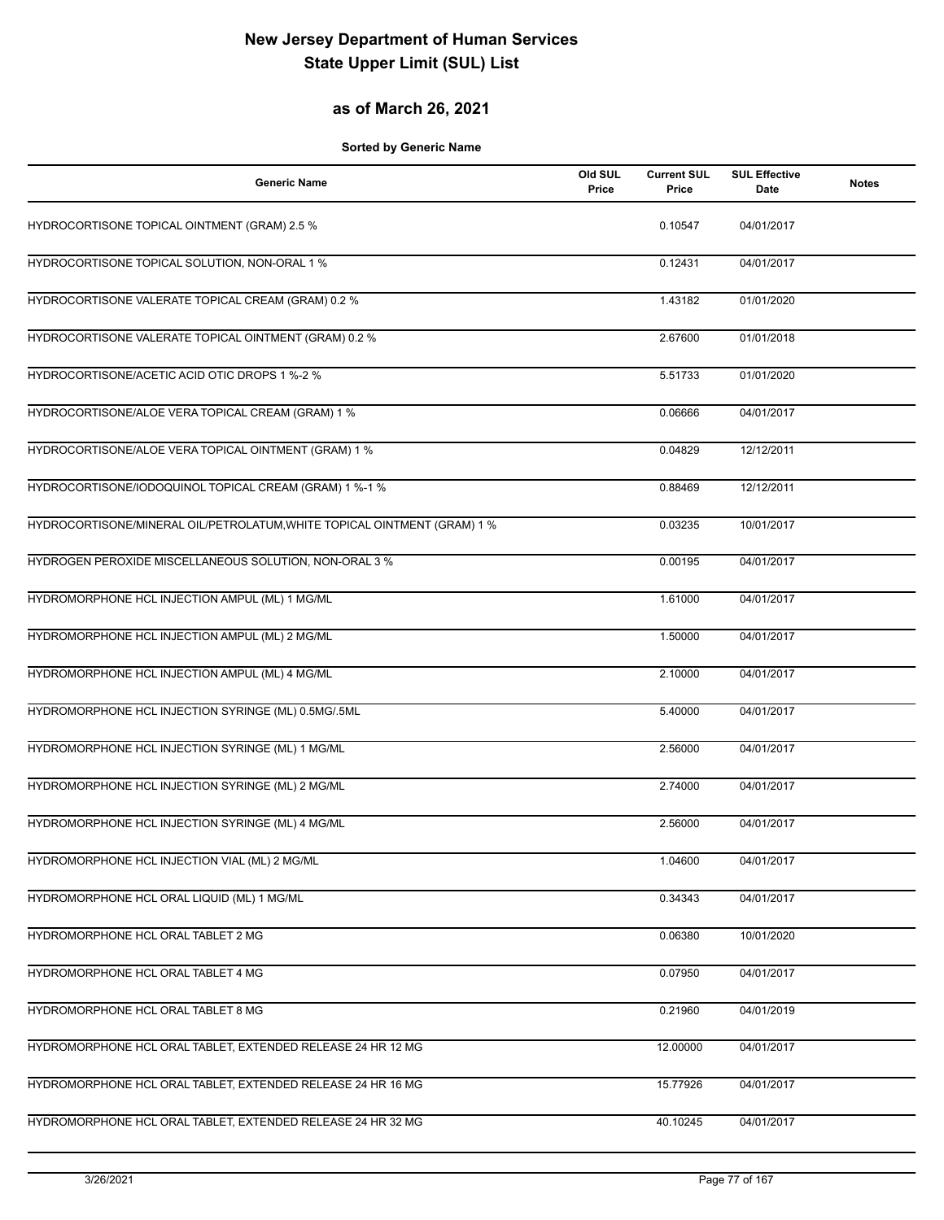# New Jersey Department of Human Services
# State Upper Limit (SUL) List

## as of March 26, 2021

**Sorted by Generic Name**

| Generic Name | Old SUL Price | Current SUL Price | SUL Effective Date | Notes |
|---|---|---|---|---|
| HYDROCORTISONE TOPICAL OINTMENT (GRAM) 2.5 % | | 0.10547 | 04/01/2017 | |
| HYDROCORTISONE TOPICAL SOLUTION, NON-ORAL 1 % | | 0.12431 | 04/01/2017 | |
| HYDROCORTISONE VALERATE TOPICAL CREAM (GRAM) 0.2 % | | 1.43182 | 01/01/2020 | |
| HYDROCORTISONE VALERATE TOPICAL OINTMENT (GRAM) 0.2 % | | 2.67600 | 01/01/2018 | |
| HYDROCORTISONE/ACETIC ACID OTIC DROPS 1 %-2 % | | 5.51733 | 01/01/2020 | |
| HYDROCORTISONE/ALOE VERA TOPICAL CREAM (GRAM) 1 % | | 0.06666 | 04/01/2017 | |
| HYDROCORTISONE/ALOE VERA TOPICAL OINTMENT (GRAM) 1 % | | 0.04829 | 12/12/2011 | |
| HYDROCORTISONE/IODOQUINOL TOPICAL CREAM (GRAM) 1 %-1 % | | 0.88469 | 12/12/2011 | |
| HYDROCORTISONE/MINERAL OIL/PETROLATUM,WHITE TOPICAL OINTMENT (GRAM) 1 % | | 0.03235 | 10/01/2017 | |
| HYDROGEN PEROXIDE MISCELLANEOUS SOLUTION, NON-ORAL 3 % | | 0.00195 | 04/01/2017 | |
| HYDROMORPHONE HCL INJECTION AMPUL (ML) 1 MG/ML | | 1.61000 | 04/01/2017 | |
| HYDROMORPHONE HCL INJECTION AMPUL (ML) 2 MG/ML | | 1.50000 | 04/01/2017 | |
| HYDROMORPHONE HCL INJECTION AMPUL (ML) 4 MG/ML | | 2.10000 | 04/01/2017 | |
| HYDROMORPHONE HCL INJECTION SYRINGE (ML) 0.5MG/.5ML | | 5.40000 | 04/01/2017 | |
| HYDROMORPHONE HCL INJECTION SYRINGE (ML) 1 MG/ML | | 2.56000 | 04/01/2017 | |
| HYDROMORPHONE HCL INJECTION SYRINGE (ML) 2 MG/ML | | 2.74000 | 04/01/2017 | |
| HYDROMORPHONE HCL INJECTION SYRINGE (ML) 4 MG/ML | | 2.56000 | 04/01/2017 | |
| HYDROMORPHONE HCL INJECTION VIAL (ML) 2 MG/ML | | 1.04600 | 04/01/2017 | |
| HYDROMORPHONE HCL ORAL LIQUID (ML) 1 MG/ML | | 0.34343 | 04/01/2017 | |
| HYDROMORPHONE HCL ORAL TABLET 2 MG | | 0.06380 | 10/01/2020 | |
| HYDROMORPHONE HCL ORAL TABLET 4 MG | | 0.07950 | 04/01/2017 | |
| HYDROMORPHONE HCL ORAL TABLET 8 MG | | 0.21960 | 04/01/2019 | |
| HYDROMORPHONE HCL ORAL TABLET, EXTENDED RELEASE 24 HR 12 MG | | 12.00000 | 04/01/2017 | |
| HYDROMORPHONE HCL ORAL TABLET, EXTENDED RELEASE 24 HR 16 MG | | 15.77926 | 04/01/2017 | |
| HYDROMORPHONE HCL ORAL TABLET, EXTENDED RELEASE 24 HR 32 MG | | 40.10245 | 04/01/2017 | |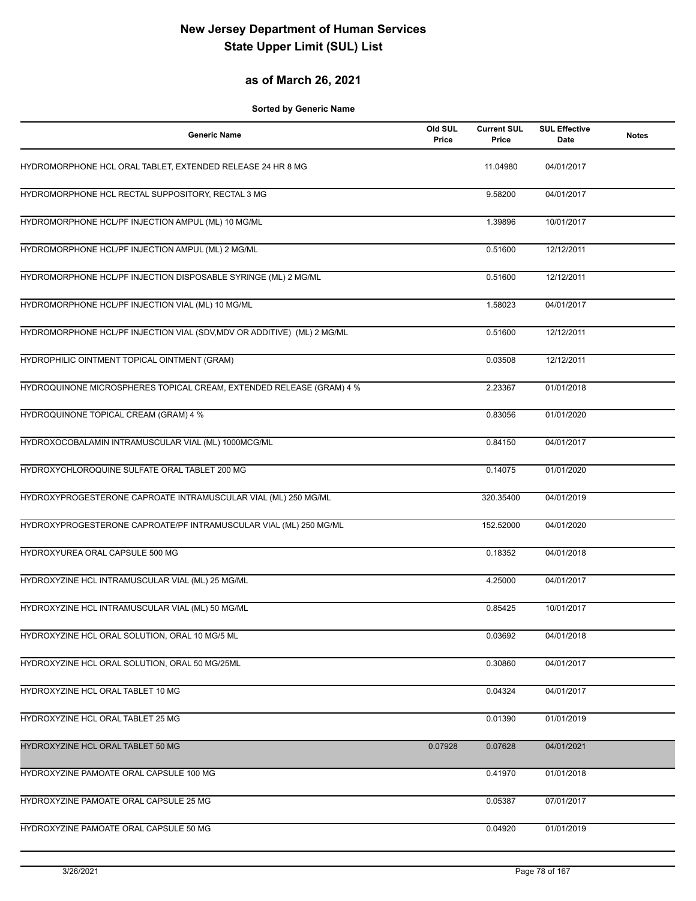# New Jersey Department of Human Services
# State Upper Limit (SUL) List

## as of March 26, 2021

**Sorted by Generic Name**

| Generic Name | Old SUL Price | Current SUL Price | SUL Effective Date | Notes |
|---|---|---|---|---|
| HYDROMORPHONE HCL ORAL TABLET, EXTENDED RELEASE 24 HR 8 MG | | 11.04980 | 04/01/2017 | |
| HYDROMORPHONE HCL RECTAL SUPPOSITORY, RECTAL 3 MG | | 9.58200 | 04/01/2017 | |
| HYDROMORPHONE HCL/PF INJECTION AMPUL (ML) 10 MG/ML | | 1.39896 | 10/01/2017 | |
| HYDROMORPHONE HCL/PF INJECTION AMPUL (ML) 2 MG/ML | | 0.51600 | 12/12/2011 | |
| HYDROMORPHONE HCL/PF INJECTION DISPOSABLE SYRINGE (ML) 2 MG/ML | | 0.51600 | 12/12/2011 | |
| HYDROMORPHONE HCL/PF INJECTION VIAL (ML) 10 MG/ML | | 1.58023 | 04/01/2017 | |
| HYDROMORPHONE HCL/PF INJECTION VIAL (SDV,MDV OR ADDITIVE) (ML) 2 MG/ML | | 0.51600 | 12/12/2011 | |
| HYDROPHILIC OINTMENT TOPICAL OINTMENT (GRAM) | | 0.03508 | 12/12/2011 | |
| HYDROQUINONE MICROSPHERES TOPICAL CREAM, EXTENDED RELEASE (GRAM) 4 % | | 2.23367 | 01/01/2018 | |
| HYDROQUINONE TOPICAL CREAM (GRAM) 4 % | | 0.83056 | 01/01/2020 | |
| HYDROXOCOBALAMIN INTRAMUSCULAR VIAL (ML) 1000MCG/ML | | 0.84150 | 04/01/2017 | |
| HYDROXYCHLOROQUINE SULFATE ORAL TABLET 200 MG | | 0.14075 | 01/01/2020 | |
| HYDROXYPROGESTERONE CAPROATE INTRAMUSCULAR VIAL (ML) 250 MG/ML | | 320.35400 | 04/01/2019 | |
| HYDROXYPROGESTERONE CAPROATE/PF INTRAMUSCULAR VIAL (ML) 250 MG/ML | | 152.52000 | 04/01/2020 | |
| HYDROXYUREA ORAL CAPSULE 500 MG | | 0.18352 | 04/01/2018 | |
| HYDROXYZINE HCL INTRAMUSCULAR VIAL (ML) 25 MG/ML | | 4.25000 | 04/01/2017 | |
| HYDROXYZINE HCL INTRAMUSCULAR VIAL (ML) 50 MG/ML | | 0.85425 | 10/01/2017 | |
| HYDROXYZINE HCL ORAL SOLUTION, ORAL 10 MG/5 ML | | 0.03692 | 04/01/2018 | |
| HYDROXYZINE HCL ORAL SOLUTION, ORAL 50 MG/25ML | | 0.30860 | 04/01/2017 | |
| HYDROXYZINE HCL ORAL TABLET 10 MG | | 0.04324 | 04/01/2017 | |
| HYDROXYZINE HCL ORAL TABLET 25 MG | | 0.01390 | 01/01/2019 | |
| HYDROXYZINE HCL ORAL TABLET 50 MG | 0.07928 | 0.07628 | 04/01/2021 | |
| HYDROXYZINE PAMOATE ORAL CAPSULE 100 MG | | 0.41970 | 01/01/2018 | |
| HYDROXYZINE PAMOATE ORAL CAPSULE 25 MG | | 0.05387 | 07/01/2017 | |
| HYDROXYZINE PAMOATE ORAL CAPSULE 50 MG | | 0.04920 | 01/01/2019 | |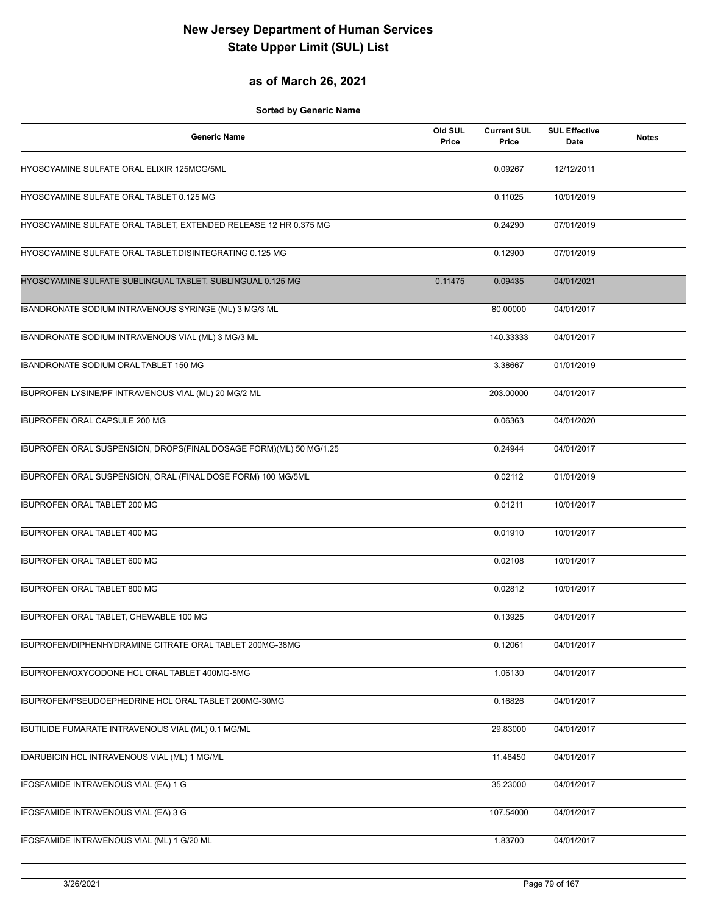# New Jersey Department of Human Services
# State Upper Limit (SUL) List

## as of March 26, 2021

**Sorted by Generic Name**

| Generic Name | Old SUL Price | Current SUL Price | SUL Effective Date | Notes |
|---|---|---|---|---|
| HYOSCYAMINE SULFATE ORAL ELIXIR 125MCG/5ML | | 0.09267 | 12/12/2011 | |
| HYOSCYAMINE SULFATE ORAL TABLET 0.125 MG | | 0.11025 | 10/01/2019 | |
| HYOSCYAMINE SULFATE ORAL TABLET, EXTENDED RELEASE 12 HR 0.375 MG | | 0.24290 | 07/01/2019 | |
| HYOSCYAMINE SULFATE ORAL TABLET,DISINTEGRATING 0.125 MG | | 0.12900 | 07/01/2019 | |
| HYOSCYAMINE SULFATE SUBLINGUAL TABLET, SUBLINGUAL 0.125 MG | 0.11475 | 0.09435 | 04/01/2021 | |
| IBANDRONATE SODIUM INTRAVENOUS SYRINGE (ML) 3 MG/3 ML | | 80.00000 | 04/01/2017 | |
| IBANDRONATE SODIUM INTRAVENOUS VIAL (ML) 3 MG/3 ML | | 140.33333 | 04/01/2017 | |
| IBANDRONATE SODIUM ORAL TABLET 150 MG | | 3.38667 | 01/01/2019 | |
| IBUPROFEN LYSINE/PF INTRAVENOUS VIAL (ML) 20 MG/2 ML | | 203.00000 | 04/01/2017 | |
| IBUPROFEN ORAL CAPSULE 200 MG | | 0.06363 | 04/01/2020 | |
| IBUPROFEN ORAL SUSPENSION, DROPS(FINAL DOSAGE FORM)(ML) 50 MG/1.25 | | 0.24944 | 04/01/2017 | |
| IBUPROFEN ORAL SUSPENSION, ORAL (FINAL DOSE FORM) 100 MG/5ML | | 0.02112 | 01/01/2019 | |
| IBUPROFEN ORAL TABLET 200 MG | | 0.01211 | 10/01/2017 | |
| IBUPROFEN ORAL TABLET 400 MG | | 0.01910 | 10/01/2017 | |
| IBUPROFEN ORAL TABLET 600 MG | | 0.02108 | 10/01/2017 | |
| IBUPROFEN ORAL TABLET 800 MG | | 0.02812 | 10/01/2017 | |
| IBUPROFEN ORAL TABLET, CHEWABLE 100 MG | | 0.13925 | 04/01/2017 | |
| IBUPROFEN/DIPHENHYDRAMINE CITRATE ORAL TABLET 200MG-38MG | | 0.12061 | 04/01/2017 | |
| IBUPROFEN/OXYCODONE HCL ORAL TABLET 400MG-5MG | | 1.06130 | 04/01/2017 | |
| IBUPROFEN/PSEUDOEPHEDRINE HCL ORAL TABLET 200MG-30MG | | 0.16826 | 04/01/2017 | |
| IBUTILIDE FUMARATE INTRAVENOUS VIAL (ML) 0.1 MG/ML | | 29.83000 | 04/01/2017 | |
| IDARUBICIN HCL INTRAVENOUS VIAL (ML) 1 MG/ML | | 11.48450 | 04/01/2017 | |
| IFOSFAMIDE INTRAVENOUS VIAL (EA) 1 G | | 35.23000 | 04/01/2017 | |
| IFOSFAMIDE INTRAVENOUS VIAL (EA) 3 G | | 107.54000 | 04/01/2017 | |
| IFOSFAMIDE INTRAVENOUS VIAL (ML) 1 G/20 ML | | 1.83700 | 04/01/2017 | |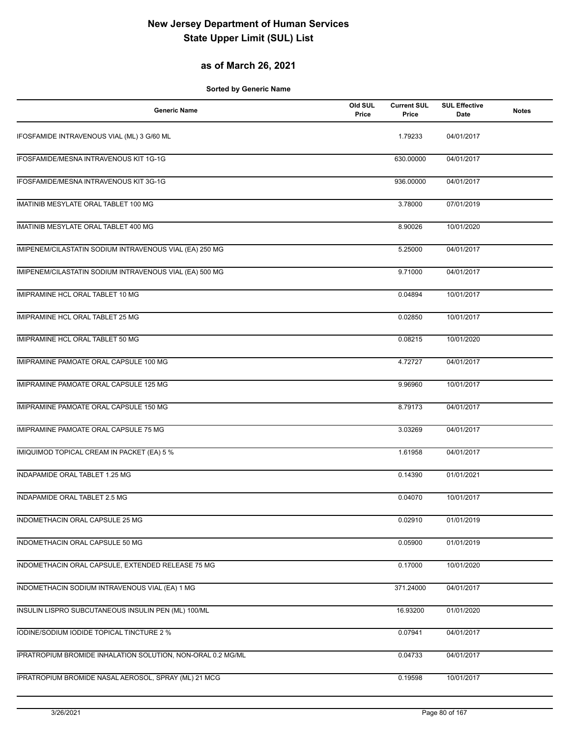# New Jersey Department of Human Services
# State Upper Limit (SUL) List

## as of March 26, 2021

**Sorted by Generic Name**

| Generic Name | Old SUL Price | Current SUL Price | SUL Effective Date | Notes |
|---|---|---|---|---|
| IFOSFAMIDE INTRAVENOUS VIAL (ML) 3 G/60 ML | | 1.79233 | 04/01/2017 | |
| IFOSFAMIDE/MESNA INTRAVENOUS KIT 1G-1G | | 630.00000 | 04/01/2017 | |
| IFOSFAMIDE/MESNA INTRAVENOUS KIT 3G-1G | | 936.00000 | 04/01/2017 | |
| IMATINIB MESYLATE ORAL TABLET 100 MG | | 3.78000 | 07/01/2019 | |
| IMATINIB MESYLATE ORAL TABLET 400 MG | | 8.90026 | 10/01/2020 | |
| IMIPENEM/CILASTATIN SODIUM INTRAVENOUS VIAL (EA) 250 MG | | 5.25000 | 04/01/2017 | |
| IMIPENEM/CILASTATIN SODIUM INTRAVENOUS VIAL (EA) 500 MG | | 9.71000 | 04/01/2017 | |
| IMIPRAMINE HCL ORAL TABLET 10 MG | | 0.04894 | 10/01/2017 | |
| IMIPRAMINE HCL ORAL TABLET 25 MG | | 0.02850 | 10/01/2017 | |
| IMIPRAMINE HCL ORAL TABLET 50 MG | | 0.08215 | 10/01/2020 | |
| IMIPRAMINE PAMOATE ORAL CAPSULE 100 MG | | 4.72727 | 04/01/2017 | |
| IMIPRAMINE PAMOATE ORAL CAPSULE 125 MG | | 9.96960 | 10/01/2017 | |
| IMIPRAMINE PAMOATE ORAL CAPSULE 150 MG | | 8.79173 | 04/01/2017 | |
| IMIPRAMINE PAMOATE ORAL CAPSULE 75 MG | | 3.03269 | 04/01/2017 | |
| IMIQUIMOD TOPICAL CREAM IN PACKET (EA) 5 % | | 1.61958 | 04/01/2017 | |
| INDAPAMIDE ORAL TABLET 1.25 MG | | 0.14390 | 01/01/2021 | |
| INDAPAMIDE ORAL TABLET 2.5 MG | | 0.04070 | 10/01/2017 | |
| INDOMETHACIN ORAL CAPSULE 25 MG | | 0.02910 | 01/01/2019 | |
| INDOMETHACIN ORAL CAPSULE 50 MG | | 0.05900 | 01/01/2019 | |
| INDOMETHACIN ORAL CAPSULE, EXTENDED RELEASE 75 MG | | 0.17000 | 10/01/2020 | |
| INDOMETHACIN SODIUM INTRAVENOUS VIAL (EA) 1 MG | | 371.24000 | 04/01/2017 | |
| INSULIN LISPRO SUBCUTANEOUS INSULIN PEN (ML) 100/ML | | 16.93200 | 01/01/2020 | |
| IODINE/SODIUM IODIDE TOPICAL TINCTURE 2 % | | 0.07941 | 04/01/2017 | |
| IPRATROPIUM BROMIDE INHALATION SOLUTION, NON-ORAL 0.2 MG/ML | | 0.04733 | 04/01/2017 | |
| IPRATROPIUM BROMIDE NASAL AEROSOL, SPRAY (ML) 21 MCG | | 0.19598 | 10/01/2017 | |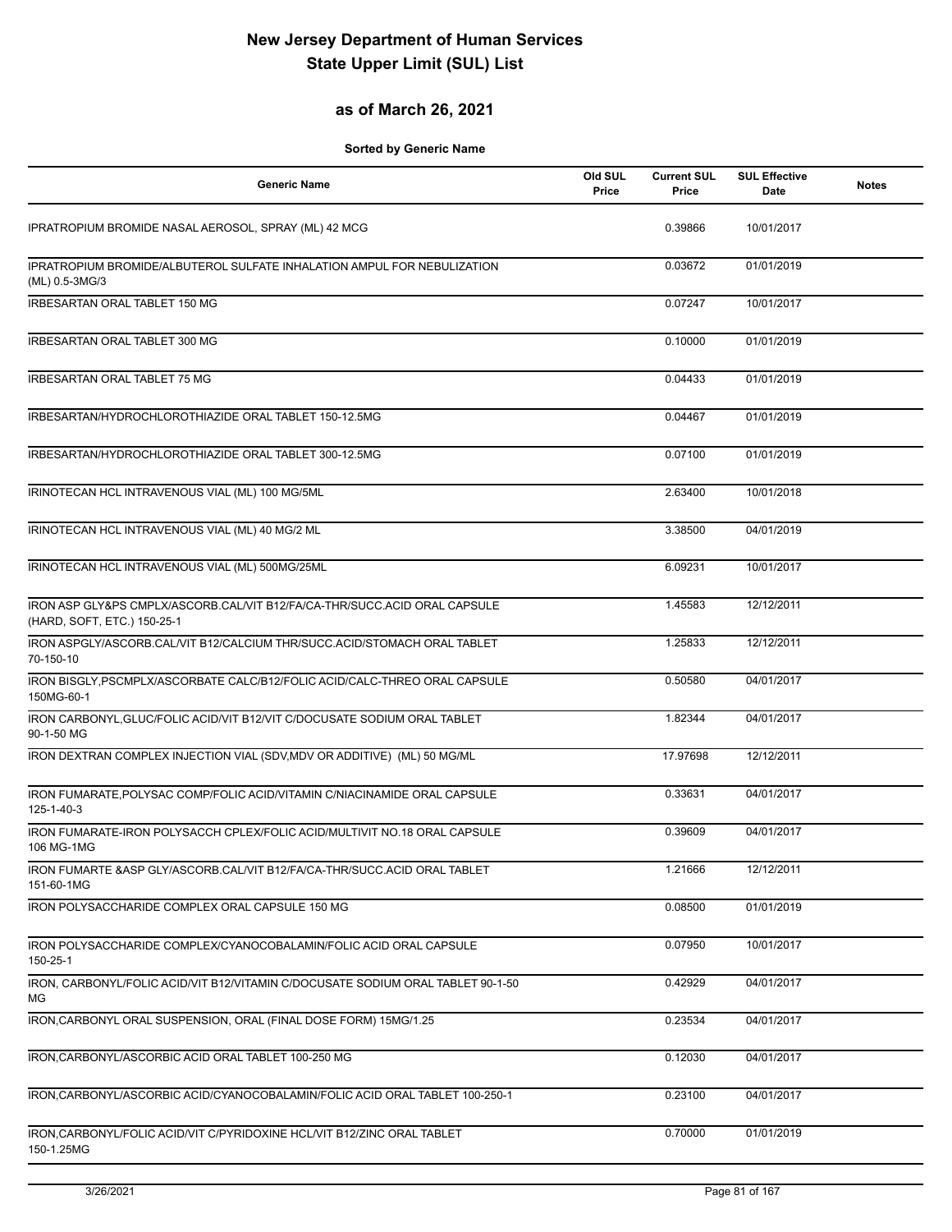# New Jersey Department of Human Services
# State Upper Limit (SUL) List

## as of March 26, 2021

**Sorted by Generic Name**

| Generic Name | Old SUL Price | Current SUL Price | SUL Effective Date | Notes |
|---|---|---|---|---|
| IPRATROPIUM BROMIDE NASAL AEROSOL, SPRAY (ML) 42 MCG | | 0.39866 | 10/01/2017 | |
| IPRATROPIUM BROMIDE/ALBUTEROL SULFATE INHALATION AMPUL FOR NEBULIZATION (ML) 0.5-3MG/3 | | 0.03672 | 01/01/2019 | |
| IRBESARTAN ORAL TABLET 150 MG | | 0.07247 | 10/01/2017 | |
| IRBESARTAN ORAL TABLET 300 MG | | 0.10000 | 01/01/2019 | |
| IRBESARTAN ORAL TABLET 75 MG | | 0.04433 | 01/01/2019 | |
| IRBESARTAN/HYDROCHLOROTHIAZIDE ORAL TABLET 150-12.5MG | | 0.04467 | 01/01/2019 | |
| IRBESARTAN/HYDROCHLOROTHIAZIDE ORAL TABLET 300-12.5MG | | 0.07100 | 01/01/2019 | |
| IRINOTECAN HCL INTRAVENOUS VIAL (ML) 100 MG/5ML | | 2.63400 | 10/01/2018 | |
| IRINOTECAN HCL INTRAVENOUS VIAL (ML) 40 MG/2 ML | | 3.38500 | 04/01/2019 | |
| IRINOTECAN HCL INTRAVENOUS VIAL (ML) 500MG/25ML | | 6.09231 | 10/01/2017 | |
| IRON ASP GLY&PS CMPLX/ASCORB.CAL/VIT B12/FA/CA-THR/SUCC.ACID ORAL CAPSULE (HARD, SOFT, ETC.) 150-25-1 | | 1.45583 | 12/12/2011 | |
| IRON ASPGLY/ASCORB.CAL/VIT B12/CALCIUM THR/SUCC.ACID/STOMACH ORAL TABLET 70-150-10 | | 1.25833 | 12/12/2011 | |
| IRON BISGLY,PSCMPLX/ASCORBATE CALC/B12/FOLIC ACID/CALC-THREO ORAL CAPSULE 150MG-60-1 | | 0.50580 | 04/01/2017 | |
| IRON CARBONYL,GLUC/FOLIC ACID/VIT B12/VIT C/DOCUSATE SODIUM ORAL TABLET 90-1-50 MG | | 1.82344 | 04/01/2017 | |
| IRON DEXTRAN COMPLEX INJECTION VIAL (SDV,MDV OR ADDITIVE) (ML) 50 MG/ML | | 17.97698 | 12/12/2011 | |
| IRON FUMARATE,POLYSAC COMP/FOLIC ACID/VITAMIN C/NIACINAMIDE ORAL CAPSULE 125-1-40-3 | | 0.33631 | 04/01/2017 | |
| IRON FUMARATE-IRON POLYSACCH CPLEX/FOLIC ACID/MULTIVIT NO.18 ORAL CAPSULE 106 MG-1MG | | 0.39609 | 04/01/2017 | |
| IRON FUMARTE &ASP GLY/ASCORB.CAL/VIT B12/FA/CA-THR/SUCC.ACID ORAL TABLET 151-60-1MG | | 1.21666 | 12/12/2011 | |
| IRON POLYSACCHARIDE COMPLEX ORAL CAPSULE 150 MG | | 0.08500 | 01/01/2019 | |
| IRON POLYSACCHARIDE COMPLEX/CYANOCOBALAMIN/FOLIC ACID ORAL CAPSULE 150-25-1 | | 0.07950 | 10/01/2017 | |
| IRON, CARBONYL/FOLIC ACID/VIT B12/VITAMIN C/DOCUSATE SODIUM ORAL TABLET 90-1-50 MG | | 0.42929 | 04/01/2017 | |
| IRON,CARBONYL ORAL SUSPENSION, ORAL (FINAL DOSE FORM) 15MG/1.25 | | 0.23534 | 04/01/2017 | |
| IRON,CARBONYL/ASCORBIC ACID ORAL TABLET 100-250 MG | | 0.12030 | 04/01/2017 | |
| IRON,CARBONYL/ASCORBIC ACID/CYANOCOBALAMIN/FOLIC ACID ORAL TABLET 100-250-1 | | 0.23100 | 04/01/2017 | |
| IRON,CARBONYL/FOLIC ACID/VIT C/PYRIDOXINE HCL/VIT B12/ZINC ORAL TABLET 150-1.25MG | | 0.70000 | 01/01/2019 | |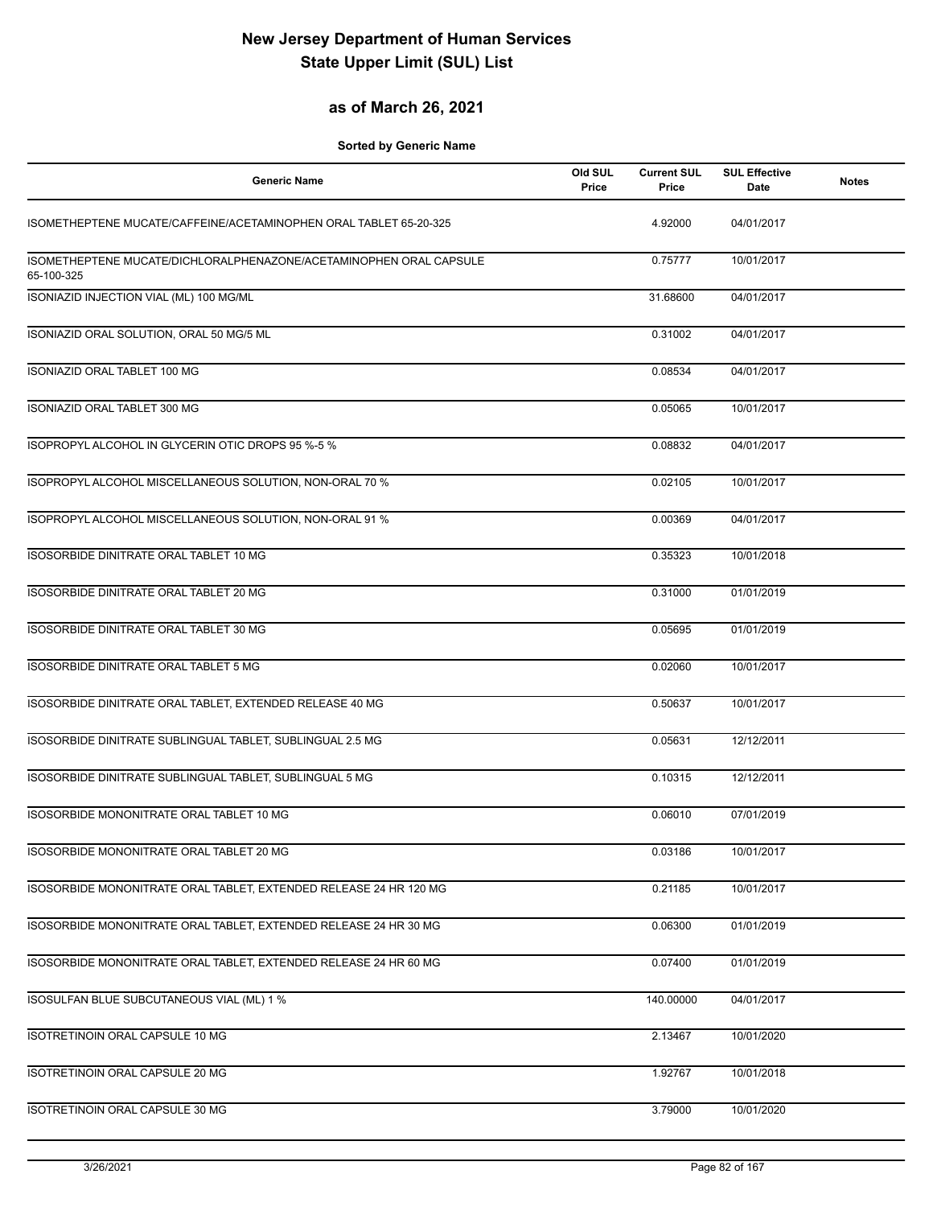# New Jersey Department of Human Services
# State Upper Limit (SUL) List

## as of March 26, 2021

**Sorted by Generic Name**

| Generic Name | Old SUL Price | Current SUL Price | SUL Effective Date | Notes |
|---|---|---|---|---|
| ISOMETHEPTENE MUCATE/CAFFEINE/ACETAMINOPHEN ORAL TABLET 65-20-325 | | 4.92000 | 04/01/2017 | |
| ISOMETHEPTENE MUCATE/DICHLORALPHENAZONE/ACETAMINOPHEN ORAL CAPSULE 65-100-325 | | 0.75777 | 10/01/2017 | |
| ISONIAZID INJECTION VIAL (ML) 100 MG/ML | | 31.68600 | 04/01/2017 | |
| ISONIAZID ORAL SOLUTION, ORAL 50 MG/5 ML | | 0.31002 | 04/01/2017 | |
| ISONIAZID ORAL TABLET 100 MG | | 0.08534 | 04/01/2017 | |
| ISONIAZID ORAL TABLET 300 MG | | 0.05065 | 10/01/2017 | |
| ISOPROPYL ALCOHOL IN GLYCERIN OTIC DROPS 95 %-5 % | | 0.08832 | 04/01/2017 | |
| ISOPROPYL ALCOHOL MISCELLANEOUS SOLUTION, NON-ORAL 70 % | | 0.02105 | 10/01/2017 | |
| ISOPROPYL ALCOHOL MISCELLANEOUS SOLUTION, NON-ORAL 91 % | | 0.00369 | 04/01/2017 | |
| ISOSORBIDE DINITRATE ORAL TABLET 10 MG | | 0.35323 | 10/01/2018 | |
| ISOSORBIDE DINITRATE ORAL TABLET 20 MG | | 0.31000 | 01/01/2019 | |
| ISOSORBIDE DINITRATE ORAL TABLET 30 MG | | 0.05695 | 01/01/2019 | |
| ISOSORBIDE DINITRATE ORAL TABLET 5 MG | | 0.02060 | 10/01/2017 | |
| ISOSORBIDE DINITRATE ORAL TABLET, EXTENDED RELEASE 40 MG | | 0.50637 | 10/01/2017 | |
| ISOSORBIDE DINITRATE SUBLINGUAL TABLET, SUBLINGUAL 2.5 MG | | 0.05631 | 12/12/2011 | |
| ISOSORBIDE DINITRATE SUBLINGUAL TABLET, SUBLINGUAL 5 MG | | 0.10315 | 12/12/2011 | |
| ISOSORBIDE MONONITRATE ORAL TABLET 10 MG | | 0.06010 | 07/01/2019 | |
| ISOSORBIDE MONONITRATE ORAL TABLET 20 MG | | 0.03186 | 10/01/2017 | |
| ISOSORBIDE MONONITRATE ORAL TABLET, EXTENDED RELEASE 24 HR 120 MG | | 0.21185 | 10/01/2017 | |
| ISOSORBIDE MONONITRATE ORAL TABLET, EXTENDED RELEASE 24 HR 30 MG | | 0.06300 | 01/01/2019 | |
| ISOSORBIDE MONONITRATE ORAL TABLET, EXTENDED RELEASE 24 HR 60 MG | | 0.07400 | 01/01/2019 | |
| ISOSULFAN BLUE SUBCUTANEOUS VIAL (ML) 1 % | | 140.00000 | 04/01/2017 | |
| ISOTRETINOIN ORAL CAPSULE 10 MG | | 2.13467 | 10/01/2020 | |
| ISOTRETINOIN ORAL CAPSULE 20 MG | | 1.92767 | 10/01/2018 | |
| ISOTRETINOIN ORAL CAPSULE 30 MG | | 3.79000 | 10/01/2020 | |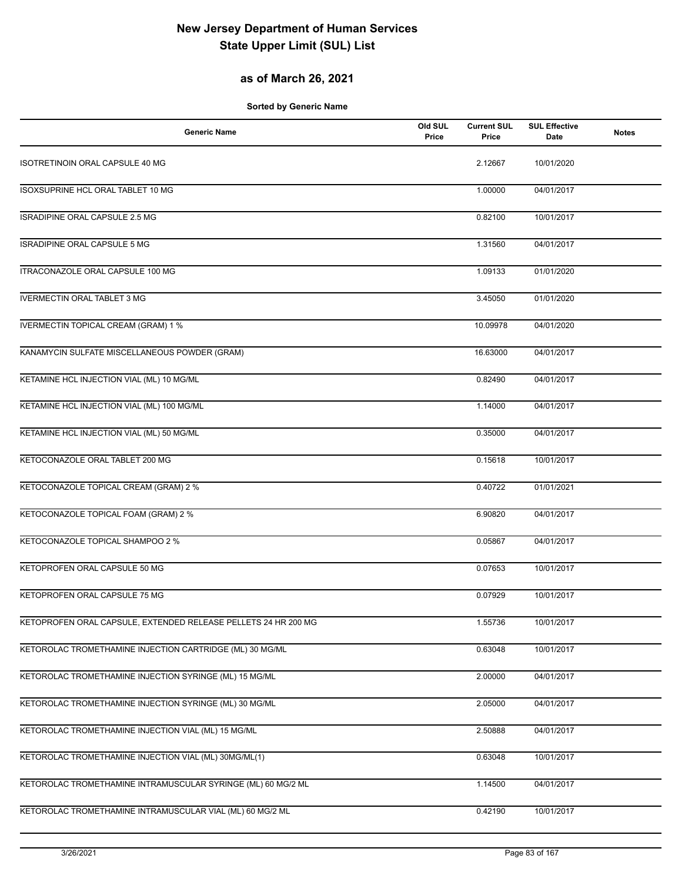# New Jersey Department of Human Services
# State Upper Limit (SUL) List

## as of March 26, 2021

**Sorted by Generic Name**

| Generic Name | Old SUL Price | Current SUL Price | SUL Effective Date | Notes |
|---|---|---|---|---|
| ISOTRETINOIN ORAL CAPSULE 40 MG | | 2.12667 | 10/01/2020 | |
| ISOXSUPRINE HCL ORAL TABLET 10 MG | | 1.00000 | 04/01/2017 | |
| ISRADIPINE ORAL CAPSULE 2.5 MG | | 0.82100 | 10/01/2017 | |
| ISRADIPINE ORAL CAPSULE 5 MG | | 1.31560 | 04/01/2017 | |
| ITRACONAZOLE ORAL CAPSULE 100 MG | | 1.09133 | 01/01/2020 | |
| IVERMECTIN ORAL TABLET 3 MG | | 3.45050 | 01/01/2020 | |
| IVERMECTIN TOPICAL CREAM (GRAM) 1 % | | 10.09978 | 04/01/2020 | |
| KANAMYCIN SULFATE MISCELLANEOUS POWDER (GRAM) | | 16.63000 | 04/01/2017 | |
| KETAMINE HCL INJECTION VIAL (ML) 10 MG/ML | | 0.82490 | 04/01/2017 | |
| KETAMINE HCL INJECTION VIAL (ML) 100 MG/ML | | 1.14000 | 04/01/2017 | |
| KETAMINE HCL INJECTION VIAL (ML) 50 MG/ML | | 0.35000 | 04/01/2017 | |
| KETOCONAZOLE ORAL TABLET 200 MG | | 0.15618 | 10/01/2017 | |
| KETOCONAZOLE TOPICAL CREAM (GRAM) 2 % | | 0.40722 | 01/01/2021 | |
| KETOCONAZOLE TOPICAL FOAM (GRAM) 2 % | | 6.90820 | 04/01/2017 | |
| KETOCONAZOLE TOPICAL SHAMPOO 2 % | | 0.05867 | 04/01/2017 | |
| KETOPROFEN ORAL CAPSULE 50 MG | | 0.07653 | 10/01/2017 | |
| KETOPROFEN ORAL CAPSULE 75 MG | | 0.07929 | 10/01/2017 | |
| KETOPROFEN ORAL CAPSULE, EXTENDED RELEASE PELLETS 24 HR 200 MG | | 1.55736 | 10/01/2017 | |
| KETOROLAC TROMETHAMINE INJECTION CARTRIDGE (ML) 30 MG/ML | | 0.63048 | 10/01/2017 | |
| KETOROLAC TROMETHAMINE INJECTION SYRINGE (ML) 15 MG/ML | | 2.00000 | 04/01/2017 | |
| KETOROLAC TROMETHAMINE INJECTION SYRINGE (ML) 30 MG/ML | | 2.05000 | 04/01/2017 | |
| KETOROLAC TROMETHAMINE INJECTION VIAL (ML) 15 MG/ML | | 2.50888 | 04/01/2017 | |
| KETOROLAC TROMETHAMINE INJECTION VIAL (ML) 30MG/ML(1) | | 0.63048 | 10/01/2017 | |
| KETOROLAC TROMETHAMINE INTRAMUSCULAR SYRINGE (ML) 60 MG/2 ML | | 1.14500 | 04/01/2017 | |
| KETOROLAC TROMETHAMINE INTRAMUSCULAR VIAL (ML) 60 MG/2 ML | | 0.42190 | 10/01/2017 | |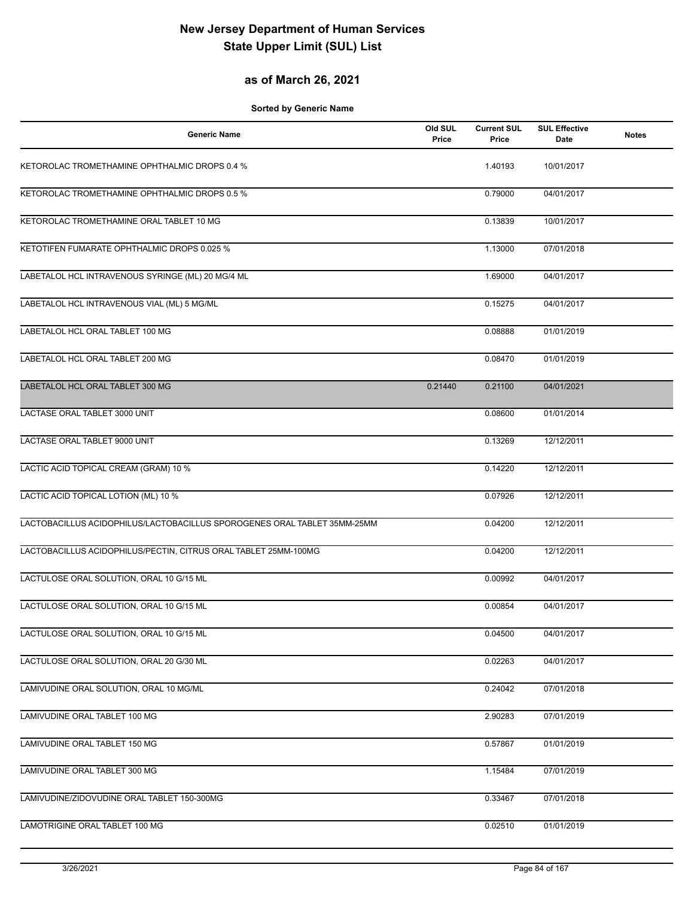# New Jersey Department of Human Services
# State Upper Limit (SUL) List

## as of March 26, 2021

**Sorted by Generic Name**

| Generic Name | Old SUL Price | Current SUL Price | SUL Effective Date | Notes |
|---|---|---|---|---|
| KETOROLAC TROMETHAMINE OPHTHALMIC DROPS 0.4 % | | 1.40193 | 10/01/2017 | |
| KETOROLAC TROMETHAMINE OPHTHALMIC DROPS 0.5 % | | 0.79000 | 04/01/2017 | |
| KETOROLAC TROMETHAMINE ORAL TABLET 10 MG | | 0.13839 | 10/01/2017 | |
| KETOTIFEN FUMARATE OPHTHALMIC DROPS 0.025 % | | 1.13000 | 07/01/2018 | |
| LABETALOL HCL INTRAVENOUS SYRINGE (ML) 20 MG/4 ML | | 1.69000 | 04/01/2017 | |
| LABETALOL HCL INTRAVENOUS VIAL (ML) 5 MG/ML | | 0.15275 | 04/01/2017 | |
| LABETALOL HCL ORAL TABLET 100 MG | | 0.08888 | 01/01/2019 | |
| LABETALOL HCL ORAL TABLET 200 MG | | 0.08470 | 01/01/2019 | |
| LABETALOL HCL ORAL TABLET 300 MG | 0.21440 | 0.21100 | 04/01/2021 | |
| LACTASE ORAL TABLET 3000 UNIT | | 0.08600 | 01/01/2014 | |
| LACTASE ORAL TABLET 9000 UNIT | | 0.13269 | 12/12/2011 | |
| LACTIC ACID TOPICAL CREAM (GRAM) 10 % | | 0.14220 | 12/12/2011 | |
| LACTIC ACID TOPICAL LOTION (ML) 10 % | | 0.07926 | 12/12/2011 | |
| LACTOBACILLUS ACIDOPHILUS/LACTOBACILLUS SPOROGENES ORAL TABLET 35MM-25MM | | 0.04200 | 12/12/2011 | |
| LACTOBACILLUS ACIDOPHILUS/PECTIN, CITRUS ORAL TABLET 25MM-100MG | | 0.04200 | 12/12/2011 | |
| LACTULOSE ORAL SOLUTION, ORAL 10 G/15 ML | | 0.00992 | 04/01/2017 | |
| LACTULOSE ORAL SOLUTION, ORAL 10 G/15 ML | | 0.00854 | 04/01/2017 | |
| LACTULOSE ORAL SOLUTION, ORAL 10 G/15 ML | | 0.04500 | 04/01/2017 | |
| LACTULOSE ORAL SOLUTION, ORAL 20 G/30 ML | | 0.02263 | 04/01/2017 | |
| LAMIVUDINE ORAL SOLUTION, ORAL 10 MG/ML | | 0.24042 | 07/01/2018 | |
| LAMIVUDINE ORAL TABLET 100 MG | | 2.90283 | 07/01/2019 | |
| LAMIVUDINE ORAL TABLET 150 MG | | 0.57867 | 01/01/2019 | |
| LAMIVUDINE ORAL TABLET 300 MG | | 1.15484 | 07/01/2019 | |
| LAMIVUDINE/ZIDOVUDINE ORAL TABLET 150-300MG | | 0.33467 | 07/01/2018 | |
| LAMOTRIGINE ORAL TABLET 100 MG | | 0.02510 | 01/01/2019 | |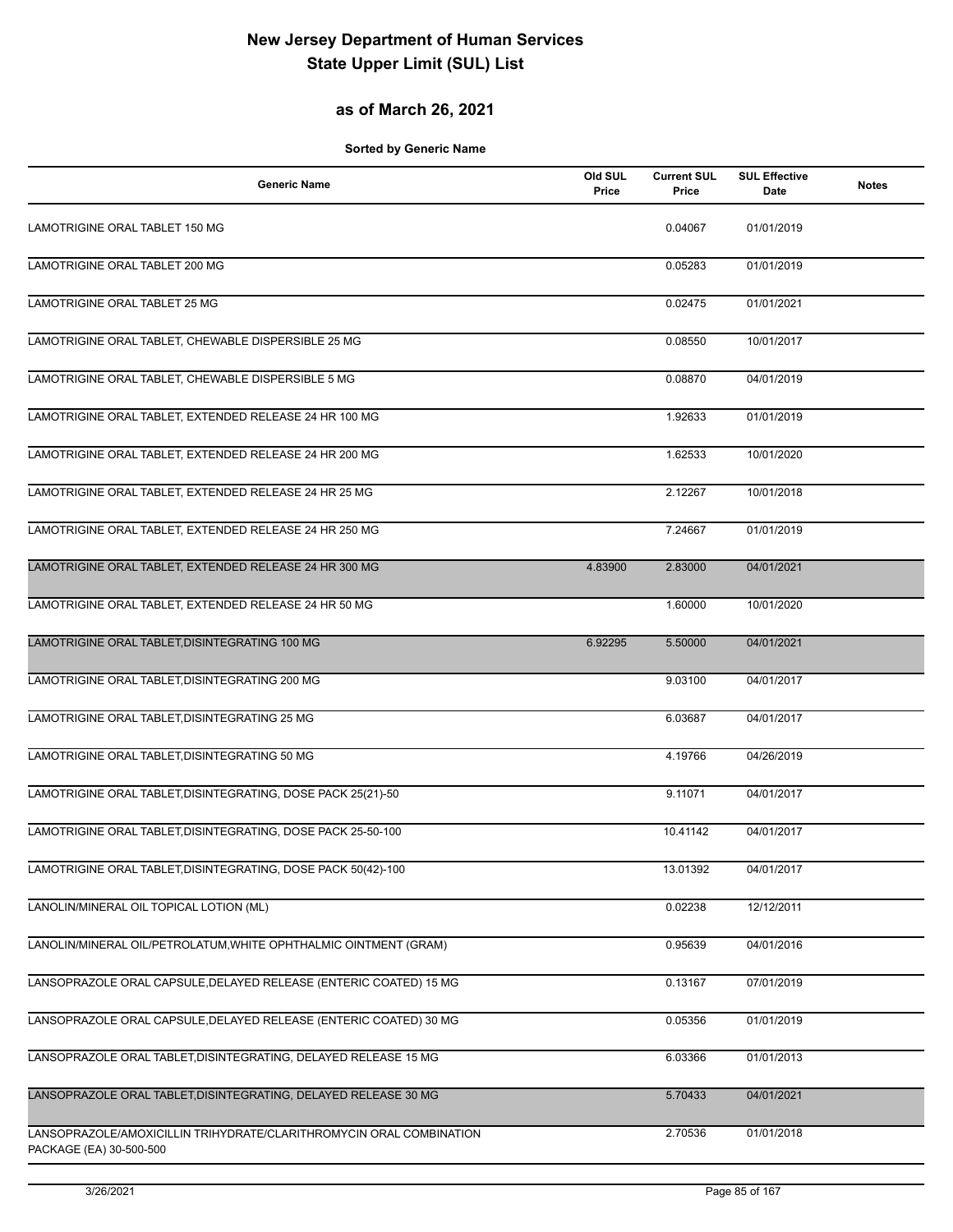# New Jersey Department of Human Services
# State Upper Limit (SUL) List

## as of March 26, 2021

**Sorted by Generic Name**

| Generic Name | Old SUL Price | Current SUL Price | SUL Effective Date | Notes |
|---|---|---|---|---|
| LAMOTRIGINE ORAL TABLET 150 MG | | 0.04067 | 01/01/2019 | |
| LAMOTRIGINE ORAL TABLET 200 MG | | 0.05283 | 01/01/2019 | |
| LAMOTRIGINE ORAL TABLET 25 MG | | 0.02475 | 01/01/2021 | |
| LAMOTRIGINE ORAL TABLET, CHEWABLE DISPERSIBLE 25 MG | | 0.08550 | 10/01/2017 | |
| LAMOTRIGINE ORAL TABLET, CHEWABLE DISPERSIBLE 5 MG | | 0.08870 | 04/01/2019 | |
| LAMOTRIGINE ORAL TABLET, EXTENDED RELEASE 24 HR 100 MG | | 1.92633 | 01/01/2019 | |
| LAMOTRIGINE ORAL TABLET, EXTENDED RELEASE 24 HR 200 MG | | 1.62533 | 10/01/2020 | |
| LAMOTRIGINE ORAL TABLET, EXTENDED RELEASE 24 HR 25 MG | | 2.12267 | 10/01/2018 | |
| LAMOTRIGINE ORAL TABLET, EXTENDED RELEASE 24 HR 250 MG | | 7.24667 | 01/01/2019 | |
| LAMOTRIGINE ORAL TABLET, EXTENDED RELEASE 24 HR 300 MG | 4.83900 | 2.83000 | 04/01/2021 | |
| LAMOTRIGINE ORAL TABLET, EXTENDED RELEASE 24 HR 50 MG | | 1.60000 | 10/01/2020 | |
| LAMOTRIGINE ORAL TABLET,DISINTEGRATING 100 MG | 6.92295 | 5.50000 | 04/01/2021 | |
| LAMOTRIGINE ORAL TABLET,DISINTEGRATING 200 MG | | 9.03100 | 04/01/2017 | |
| LAMOTRIGINE ORAL TABLET,DISINTEGRATING 25 MG | | 6.03687 | 04/01/2017 | |
| LAMOTRIGINE ORAL TABLET,DISINTEGRATING 50 MG | | 4.19766 | 04/26/2019 | |
| LAMOTRIGINE ORAL TABLET,DISINTEGRATING, DOSE PACK 25(21)-50 | | 9.11071 | 04/01/2017 | |
| LAMOTRIGINE ORAL TABLET,DISINTEGRATING, DOSE PACK 25-50-100 | | 10.41142 | 04/01/2017 | |
| LAMOTRIGINE ORAL TABLET,DISINTEGRATING, DOSE PACK 50(42)-100 | | 13.01392 | 04/01/2017 | |
| LANOLIN/MINERAL OIL TOPICAL LOTION (ML) | | 0.02238 | 12/12/2011 | |
| LANOLIN/MINERAL OIL/PETROLATUM,WHITE OPHTHALMIC OINTMENT (GRAM) | | 0.95639 | 04/01/2016 | |
| LANSOPRAZOLE ORAL CAPSULE,DELAYED RELEASE (ENTERIC COATED) 15 MG | | 0.13167 | 07/01/2019 | |
| LANSOPRAZOLE ORAL CAPSULE,DELAYED RELEASE (ENTERIC COATED) 30 MG | | 0.05356 | 01/01/2019 | |
| LANSOPRAZOLE ORAL TABLET,DISINTEGRATING, DELAYED RELEASE 15 MG | | 6.03366 | 01/01/2013 | |
| LANSOPRAZOLE ORAL TABLET,DISINTEGRATING, DELAYED RELEASE 30 MG | | 5.70433 | 04/01/2021 | |
| LANSOPRAZOLE/AMOXICILLIN TRIHYDRATE/CLARITHROMYCIN ORAL COMBINATION PACKAGE (EA) 30-500-500 | | 2.70536 | 01/01/2018 | |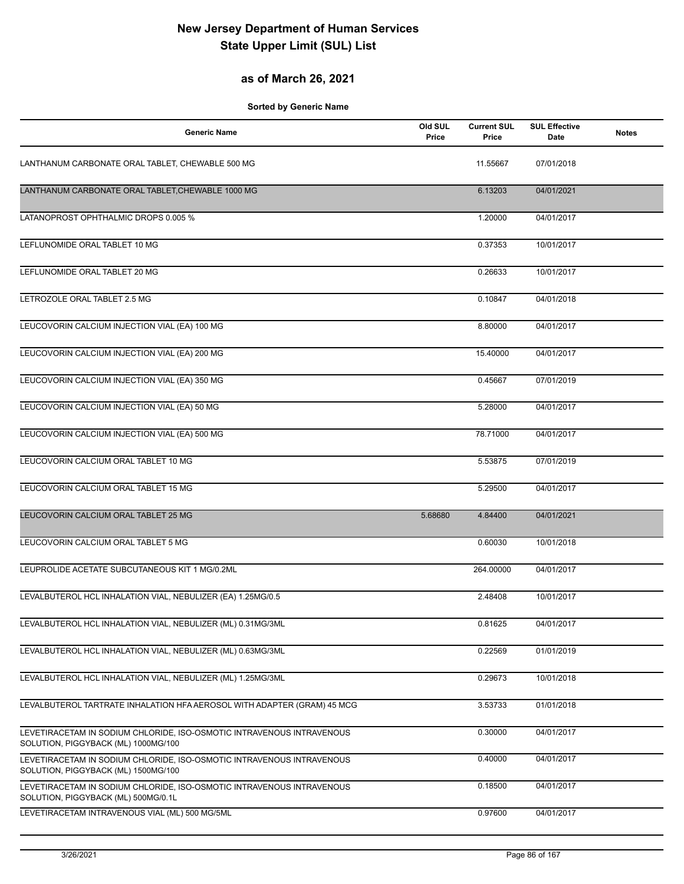# New Jersey Department of Human Services
# State Upper Limit (SUL) List

## as of March 26, 2021

**Sorted by Generic Name**

| Generic Name | Old SUL Price | Current SUL Price | SUL Effective Date | Notes |
|---|---|---|---|---|
| LANTHANUM CARBONATE ORAL TABLET, CHEWABLE 500 MG | | 11.55667 | 07/01/2018 | |
| LANTHANUM CARBONATE ORAL TABLET,CHEWABLE 1000 MG | | 6.13203 | 04/01/2021 | |
| LATANOPROST OPHTHALMIC DROPS 0.005 % | | 1.20000 | 04/01/2017 | |
| LEFLUNOMIDE ORAL TABLET 10 MG | | 0.37353 | 10/01/2017 | |
| LEFLUNOMIDE ORAL TABLET 20 MG | | 0.26633 | 10/01/2017 | |
| LETROZOLE ORAL TABLET 2.5 MG | | 0.10847 | 04/01/2018 | |
| LEUCOVORIN CALCIUM INJECTION VIAL (EA) 100 MG | | 8.80000 | 04/01/2017 | |
| LEUCOVORIN CALCIUM INJECTION VIAL (EA) 200 MG | | 15.40000 | 04/01/2017 | |
| LEUCOVORIN CALCIUM INJECTION VIAL (EA) 350 MG | | 0.45667 | 07/01/2019 | |
| LEUCOVORIN CALCIUM INJECTION VIAL (EA) 50 MG | | 5.28000 | 04/01/2017 | |
| LEUCOVORIN CALCIUM INJECTION VIAL (EA) 500 MG | | 78.71000 | 04/01/2017 | |
| LEUCOVORIN CALCIUM ORAL TABLET 10 MG | | 5.53875 | 07/01/2019 | |
| LEUCOVORIN CALCIUM ORAL TABLET 15 MG | | 5.29500 | 04/01/2017 | |
| LEUCOVORIN CALCIUM ORAL TABLET 25 MG | 5.68680 | 4.84400 | 04/01/2021 | |
| LEUCOVORIN CALCIUM ORAL TABLET 5 MG | | 0.60030 | 10/01/2018 | |
| LEUPROLIDE ACETATE SUBCUTANEOUS KIT 1 MG/0.2ML | | 264.00000 | 04/01/2017 | |
| LEVALBUTEROL HCL INHALATION VIAL, NEBULIZER (EA) 1.25MG/0.5 | | 2.48408 | 10/01/2017 | |
| LEVALBUTEROL HCL INHALATION VIAL, NEBULIZER (ML) 0.31MG/3ML | | 0.81625 | 04/01/2017 | |
| LEVALBUTEROL HCL INHALATION VIAL, NEBULIZER (ML) 0.63MG/3ML | | 0.22569 | 01/01/2019 | |
| LEVALBUTEROL HCL INHALATION VIAL, NEBULIZER (ML) 1.25MG/3ML | | 0.29673 | 10/01/2018 | |
| LEVALBUTEROL TARTRATE INHALATION HFA AEROSOL WITH ADAPTER (GRAM) 45 MCG | | 3.53733 | 01/01/2018 | |
| LEVETIRACETAM IN SODIUM CHLORIDE, ISO-OSMOTIC INTRAVENOUS INTRAVENOUS SOLUTION, PIGGYBACK (ML) 1000MG/100 | | 0.30000 | 04/01/2017 | |
| LEVETIRACETAM IN SODIUM CHLORIDE, ISO-OSMOTIC INTRAVENOUS INTRAVENOUS SOLUTION, PIGGYBACK (ML) 1500MG/100 | | 0.40000 | 04/01/2017 | |
| LEVETIRACETAM IN SODIUM CHLORIDE, ISO-OSMOTIC INTRAVENOUS INTRAVENOUS SOLUTION, PIGGYBACK (ML) 500MG/0.1L | | 0.18500 | 04/01/2017 | |
| LEVETIRACETAM INTRAVENOUS VIAL (ML) 500 MG/5ML | | 0.97600 | 04/01/2017 | |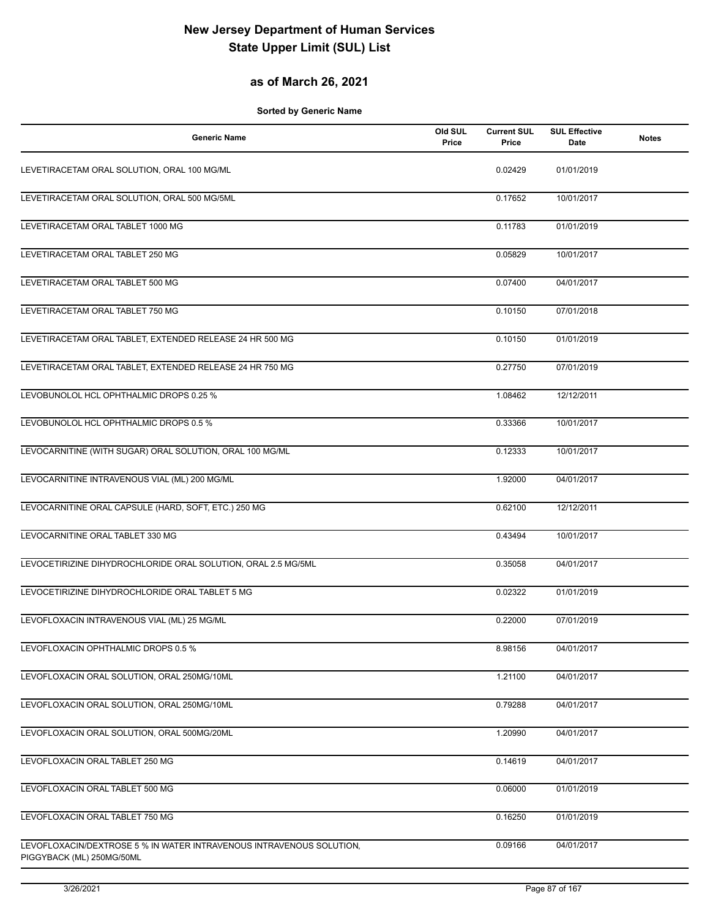# New Jersey Department of Human Services
# State Upper Limit (SUL) List

## as of March 26, 2021

**Sorted by Generic Name**

| Generic Name | Old SUL Price | Current SUL Price | SUL Effective Date | Notes |
|---|---|---|---|---|
| LEVETIRACETAM ORAL SOLUTION, ORAL 100 MG/ML | | 0.02429 | 01/01/2019 | |
| LEVETIRACETAM ORAL SOLUTION, ORAL 500 MG/5ML | | 0.17652 | 10/01/2017 | |
| LEVETIRACETAM ORAL TABLET 1000 MG | | 0.11783 | 01/01/2019 | |
| LEVETIRACETAM ORAL TABLET 250 MG | | 0.05829 | 10/01/2017 | |
| LEVETIRACETAM ORAL TABLET 500 MG | | 0.07400 | 04/01/2017 | |
| LEVETIRACETAM ORAL TABLET 750 MG | | 0.10150 | 07/01/2018 | |
| LEVETIRACETAM ORAL TABLET, EXTENDED RELEASE 24 HR 500 MG | | 0.10150 | 01/01/2019 | |
| LEVETIRACETAM ORAL TABLET, EXTENDED RELEASE 24 HR 750 MG | | 0.27750 | 07/01/2019 | |
| LEVOBUNOLOL HCL OPHTHALMIC DROPS 0.25 % | | 1.08462 | 12/12/2011 | |
| LEVOBUNOLOL HCL OPHTHALMIC DROPS 0.5 % | | 0.33366 | 10/01/2017 | |
| LEVOCARNITINE (WITH SUGAR) ORAL SOLUTION, ORAL 100 MG/ML | | 0.12333 | 10/01/2017 | |
| LEVOCARNITINE INTRAVENOUS VIAL (ML) 200 MG/ML | | 1.92000 | 04/01/2017 | |
| LEVOCARNITINE ORAL CAPSULE (HARD, SOFT, ETC.) 250 MG | | 0.62100 | 12/12/2011 | |
| LEVOCARNITINE ORAL TABLET 330 MG | | 0.43494 | 10/01/2017 | |
| LEVOCETIRIZINE DIHYDROCHLORIDE ORAL SOLUTION, ORAL 2.5 MG/5ML | | 0.35058 | 04/01/2017 | |
| LEVOCETIRIZINE DIHYDROCHLORIDE ORAL TABLET 5 MG | | 0.02322 | 01/01/2019 | |
| LEVOFLOXACIN INTRAVENOUS VIAL (ML) 25 MG/ML | | 0.22000 | 07/01/2019 | |
| LEVOFLOXACIN OPHTHALMIC DROPS 0.5 % | | 8.98156 | 04/01/2017 | |
| LEVOFLOXACIN ORAL SOLUTION, ORAL 250MG/10ML | | 1.21100 | 04/01/2017 | |
| LEVOFLOXACIN ORAL SOLUTION, ORAL 250MG/10ML | | 0.79288 | 04/01/2017 | |
| LEVOFLOXACIN ORAL SOLUTION, ORAL 500MG/20ML | | 1.20990 | 04/01/2017 | |
| LEVOFLOXACIN ORAL TABLET 250 MG | | 0.14619 | 04/01/2017 | |
| LEVOFLOXACIN ORAL TABLET 500 MG | | 0.06000 | 01/01/2019 | |
| LEVOFLOXACIN ORAL TABLET 750 MG | | 0.16250 | 01/01/2019 | |
| LEVOFLOXACIN/DEXTROSE 5 % IN WATER INTRAVENOUS INTRAVENOUS SOLUTION, PIGGYBACK (ML) 250MG/50ML | | 0.09166 | 04/01/2017 | |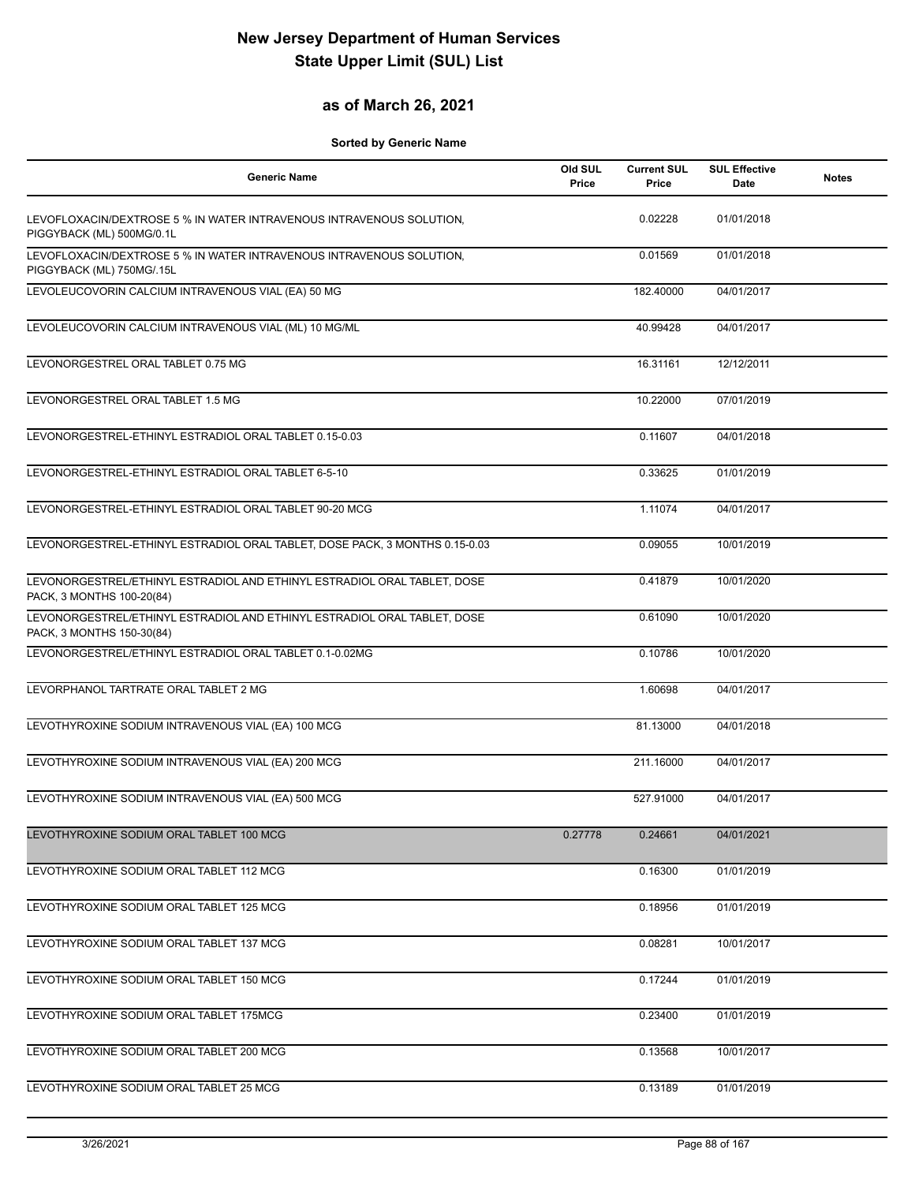# New Jersey Department of Human Services
# State Upper Limit (SUL) List

## as of March 26, 2021

**Sorted by Generic Name**

| Generic Name | Old SUL Price | Current SUL Price | SUL Effective Date | Notes |
|---|---|---|---|---|
| LEVOFLOXACIN/DEXTROSE 5 % IN WATER INTRAVENOUS INTRAVENOUS SOLUTION, PIGGYBACK (ML) 500MG/0.1L | | 0.02228 | 01/01/2018 | |
| LEVOFLOXACIN/DEXTROSE 5 % IN WATER INTRAVENOUS INTRAVENOUS SOLUTION, PIGGYBACK (ML) 750MG/.15L | | 0.01569 | 01/01/2018 | |
| LEVOLEUCOVORIN CALCIUM INTRAVENOUS VIAL (EA) 50 MG | | 182.40000 | 04/01/2017 | |
| LEVOLEUCOVORIN CALCIUM INTRAVENOUS VIAL (ML) 10 MG/ML | | 40.99428 | 04/01/2017 | |
| LEVONORGESTREL ORAL TABLET 0.75 MG | | 16.31161 | 12/12/2011 | |
| LEVONORGESTREL ORAL TABLET 1.5 MG | | 10.22000 | 07/01/2019 | |
| LEVONORGESTREL-ETHINYL ESTRADIOL ORAL TABLET 0.15-0.03 | | 0.11607 | 04/01/2018 | |
| LEVONORGESTREL-ETHINYL ESTRADIOL ORAL TABLET 6-5-10 | | 0.33625 | 01/01/2019 | |
| LEVONORGESTREL-ETHINYL ESTRADIOL ORAL TABLET 90-20 MCG | | 1.11074 | 04/01/2017 | |
| LEVONORGESTREL-ETHINYL ESTRADIOL ORAL TABLET, DOSE PACK, 3 MONTHS 0.15-0.03 | | 0.09055 | 10/01/2019 | |
| LEVONORGESTREL/ETHINYL ESTRADIOL AND ETHINYL ESTRADIOL ORAL TABLET, DOSE PACK, 3 MONTHS 100-20(84) | | 0.41879 | 10/01/2020 | |
| LEVONORGESTREL/ETHINYL ESTRADIOL AND ETHINYL ESTRADIOL ORAL TABLET, DOSE PACK, 3 MONTHS 150-30(84) | | 0.61090 | 10/01/2020 | |
| LEVONORGESTREL/ETHINYL ESTRADIOL ORAL TABLET 0.1-0.02MG | | 0.10786 | 10/01/2020 | |
| LEVORPHANOL TARTRATE ORAL TABLET 2 MG | | 1.60698 | 04/01/2017 | |
| LEVOTHYROXINE SODIUM INTRAVENOUS VIAL (EA) 100 MCG | | 81.13000 | 04/01/2018 | |
| LEVOTHYROXINE SODIUM INTRAVENOUS VIAL (EA) 200 MCG | | 211.16000 | 04/01/2017 | |
| LEVOTHYROXINE SODIUM INTRAVENOUS VIAL (EA) 500 MCG | | 527.91000 | 04/01/2017 | |
| LEVOTHYROXINE SODIUM ORAL TABLET 100 MCG | 0.27778 | 0.24661 | 04/01/2021 | |
| LEVOTHYROXINE SODIUM ORAL TABLET 112 MCG | | 0.16300 | 01/01/2019 | |
| LEVOTHYROXINE SODIUM ORAL TABLET 125 MCG | | 0.18956 | 01/01/2019 | |
| LEVOTHYROXINE SODIUM ORAL TABLET 137 MCG | | 0.08281 | 10/01/2017 | |
| LEVOTHYROXINE SODIUM ORAL TABLET 150 MCG | | 0.17244 | 01/01/2019 | |
| LEVOTHYROXINE SODIUM ORAL TABLET 175MCG | | 0.23400 | 01/01/2019 | |
| LEVOTHYROXINE SODIUM ORAL TABLET 200 MCG | | 0.13568 | 10/01/2017 | |
| LEVOTHYROXINE SODIUM ORAL TABLET 25 MCG | | 0.13189 | 01/01/2019 | |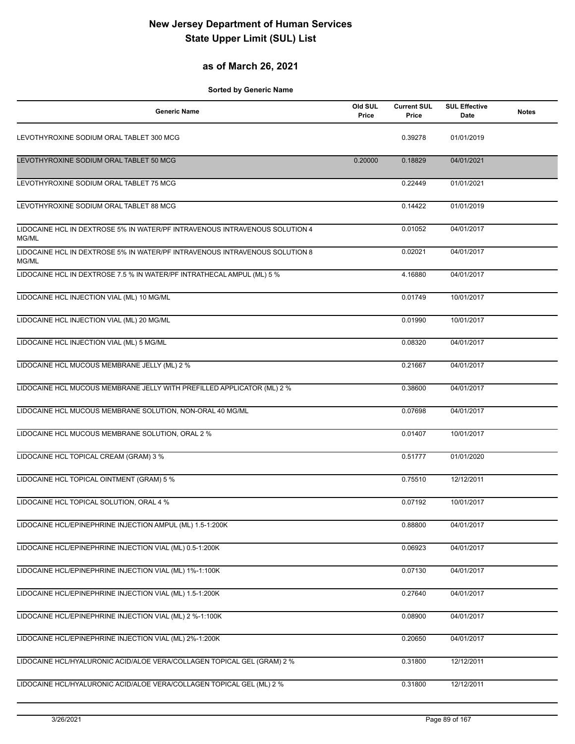# New Jersey Department of Human Services
# State Upper Limit (SUL) List

## as of March 26, 2021

**Sorted by Generic Name**

| Generic Name | Old SUL Price | Current SUL Price | SUL Effective Date | Notes |
|---|---|---|---|---|
| LEVOTHYROXINE SODIUM ORAL TABLET 300 MCG | | 0.39278 | 01/01/2019 | |
| LEVOTHYROXINE SODIUM ORAL TABLET 50 MCG | 0.20000 | 0.18829 | 04/01/2021 | |
| LEVOTHYROXINE SODIUM ORAL TABLET 75 MCG | | 0.22449 | 01/01/2021 | |
| LEVOTHYROXINE SODIUM ORAL TABLET 88 MCG | | 0.14422 | 01/01/2019 | |
| LIDOCAINE HCL IN DEXTROSE 5% IN WATER/PF INTRAVENOUS INTRAVENOUS SOLUTION 4 MG/ML | | 0.01052 | 04/01/2017 | |
| LIDOCAINE HCL IN DEXTROSE 5% IN WATER/PF INTRAVENOUS INTRAVENOUS SOLUTION 8 MG/ML | | 0.02021 | 04/01/2017 | |
| LIDOCAINE HCL IN DEXTROSE 7.5 % IN WATER/PF INTRATHECAL AMPUL (ML) 5 % | | 4.16880 | 04/01/2017 | |
| LIDOCAINE HCL INJECTION VIAL (ML) 10 MG/ML | | 0.01749 | 10/01/2017 | |
| LIDOCAINE HCL INJECTION VIAL (ML) 20 MG/ML | | 0.01990 | 10/01/2017 | |
| LIDOCAINE HCL INJECTION VIAL (ML) 5 MG/ML | | 0.08320 | 04/01/2017 | |
| LIDOCAINE HCL MUCOUS MEMBRANE JELLY (ML) 2 % | | 0.21667 | 04/01/2017 | |
| LIDOCAINE HCL MUCOUS MEMBRANE JELLY WITH PREFILLED APPLICATOR (ML) 2 % | | 0.38600 | 04/01/2017 | |
| LIDOCAINE HCL MUCOUS MEMBRANE SOLUTION, NON-ORAL 40 MG/ML | | 0.07698 | 04/01/2017 | |
| LIDOCAINE HCL MUCOUS MEMBRANE SOLUTION, ORAL 2 % | | 0.01407 | 10/01/2017 | |
| LIDOCAINE HCL TOPICAL CREAM (GRAM) 3 % | | 0.51777 | 01/01/2020 | |
| LIDOCAINE HCL TOPICAL OINTMENT (GRAM) 5 % | | 0.75510 | 12/12/2011 | |
| LIDOCAINE HCL TOPICAL SOLUTION, ORAL 4 % | | 0.07192 | 10/01/2017 | |
| LIDOCAINE HCL/EPINEPHRINE INJECTION AMPUL (ML) 1.5-1:200K | | 0.88800 | 04/01/2017 | |
| LIDOCAINE HCL/EPINEPHRINE INJECTION VIAL (ML) 0.5-1:200K | | 0.06923 | 04/01/2017 | |
| LIDOCAINE HCL/EPINEPHRINE INJECTION VIAL (ML) 1%-1:100K | | 0.07130 | 04/01/2017 | |
| LIDOCAINE HCL/EPINEPHRINE INJECTION VIAL (ML) 1.5-1:200K | | 0.27640 | 04/01/2017 | |
| LIDOCAINE HCL/EPINEPHRINE INJECTION VIAL (ML) 2 %-1:100K | | 0.08900 | 04/01/2017 | |
| LIDOCAINE HCL/EPINEPHRINE INJECTION VIAL (ML) 2%-1:200K | | 0.20650 | 04/01/2017 | |
| LIDOCAINE HCL/HYALURONIC ACID/ALOE VERA/COLLAGEN TOPICAL GEL (GRAM) 2 % | | 0.31800 | 12/12/2011 | |
| LIDOCAINE HCL/HYALURONIC ACID/ALOE VERA/COLLAGEN TOPICAL GEL (ML) 2 % | | 0.31800 | 12/12/2011 | |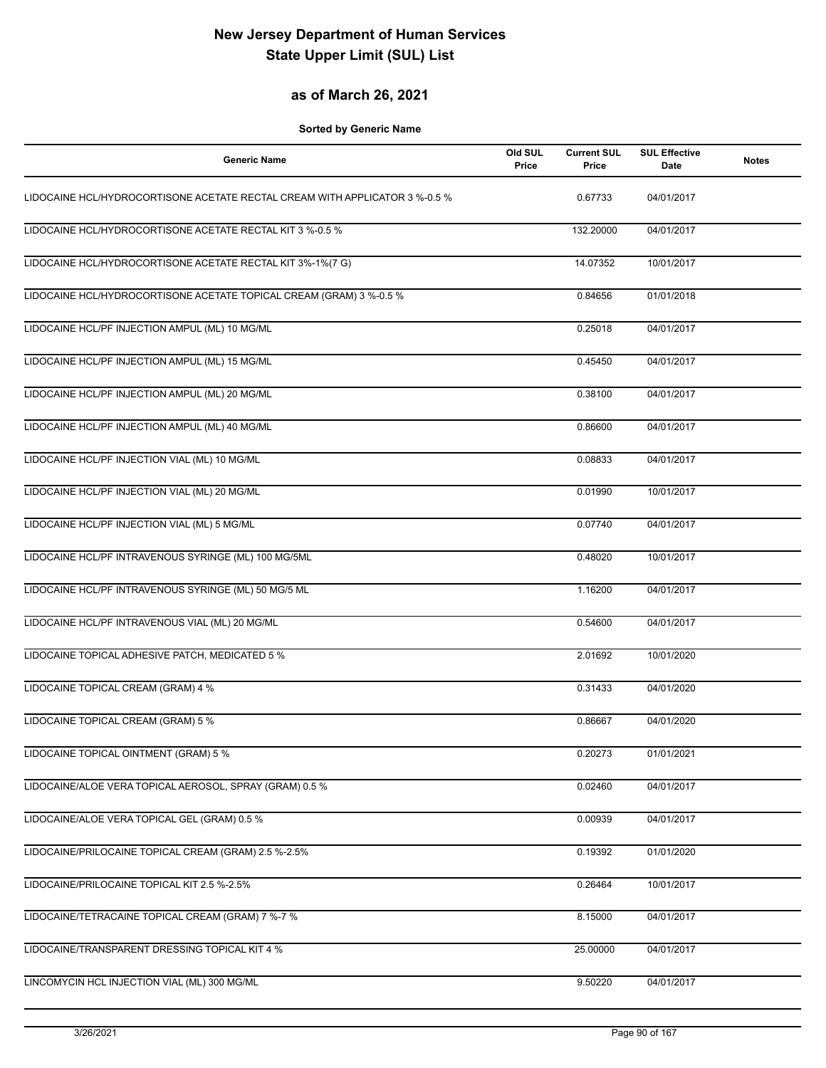# New Jersey Department of Human Services
# State Upper Limit (SUL) List

## as of March 26, 2021

**Sorted by Generic Name**

| Generic Name | Old SUL Price | Current SUL Price | SUL Effective Date | Notes |
|---|---|---|---|---|
| LIDOCAINE HCL/HYDROCORTISONE ACETATE RECTAL CREAM WITH APPLICATOR 3 %-0.5 % | | 0.67733 | 04/01/2017 | |
| LIDOCAINE HCL/HYDROCORTISONE ACETATE RECTAL KIT 3 %-0.5 % | | 132.20000 | 04/01/2017 | |
| LIDOCAINE HCL/HYDROCORTISONE ACETATE RECTAL KIT 3%-1%(7 G) | | 14.07352 | 10/01/2017 | |
| LIDOCAINE HCL/HYDROCORTISONE ACETATE TOPICAL CREAM (GRAM) 3 %-0.5 % | | 0.84656 | 01/01/2018 | |
| LIDOCAINE HCL/PF INJECTION AMPUL (ML) 10 MG/ML | | 0.25018 | 04/01/2017 | |
| LIDOCAINE HCL/PF INJECTION AMPUL (ML) 15 MG/ML | | 0.45450 | 04/01/2017 | |
| LIDOCAINE HCL/PF INJECTION AMPUL (ML) 20 MG/ML | | 0.38100 | 04/01/2017 | |
| LIDOCAINE HCL/PF INJECTION AMPUL (ML) 40 MG/ML | | 0.86600 | 04/01/2017 | |
| LIDOCAINE HCL/PF INJECTION VIAL (ML) 10 MG/ML | | 0.08833 | 04/01/2017 | |
| LIDOCAINE HCL/PF INJECTION VIAL (ML) 20 MG/ML | | 0.01990 | 10/01/2017 | |
| LIDOCAINE HCL/PF INJECTION VIAL (ML) 5 MG/ML | | 0.07740 | 04/01/2017 | |
| LIDOCAINE HCL/PF INTRAVENOUS SYRINGE (ML) 100 MG/5ML | | 0.48020 | 10/01/2017 | |
| LIDOCAINE HCL/PF INTRAVENOUS SYRINGE (ML) 50 MG/5 ML | | 1.16200 | 04/01/2017 | |
| LIDOCAINE HCL/PF INTRAVENOUS VIAL (ML) 20 MG/ML | | 0.54600 | 04/01/2017 | |
| LIDOCAINE TOPICAL ADHESIVE PATCH, MEDICATED 5 % | | 2.01692 | 10/01/2020 | |
| LIDOCAINE TOPICAL CREAM (GRAM) 4 % | | 0.31433 | 04/01/2020 | |
| LIDOCAINE TOPICAL CREAM (GRAM) 5 % | | 0.86667 | 04/01/2020 | |
| LIDOCAINE TOPICAL OINTMENT (GRAM) 5 % | | 0.20273 | 01/01/2021 | |
| LIDOCAINE/ALOE VERA TOPICAL AEROSOL, SPRAY (GRAM) 0.5 % | | 0.02460 | 04/01/2017 | |
| LIDOCAINE/ALOE VERA TOPICAL GEL (GRAM) 0.5 % | | 0.00939 | 04/01/2017 | |
| LIDOCAINE/PRILOCAINE TOPICAL CREAM (GRAM) 2.5 %-2.5% | | 0.19392 | 01/01/2020 | |
| LIDOCAINE/PRILOCAINE TOPICAL KIT 2.5 %-2.5% | | 0.26464 | 10/01/2017 | |
| LIDOCAINE/TETRACAINE TOPICAL CREAM (GRAM) 7 %-7 % | | 8.15000 | 04/01/2017 | |
| LIDOCAINE/TRANSPARENT DRESSING TOPICAL KIT 4 % | | 25.00000 | 04/01/2017 | |
| LINCOMYCIN HCL INJECTION VIAL (ML) 300 MG/ML | | 9.50220 | 04/01/2017 | |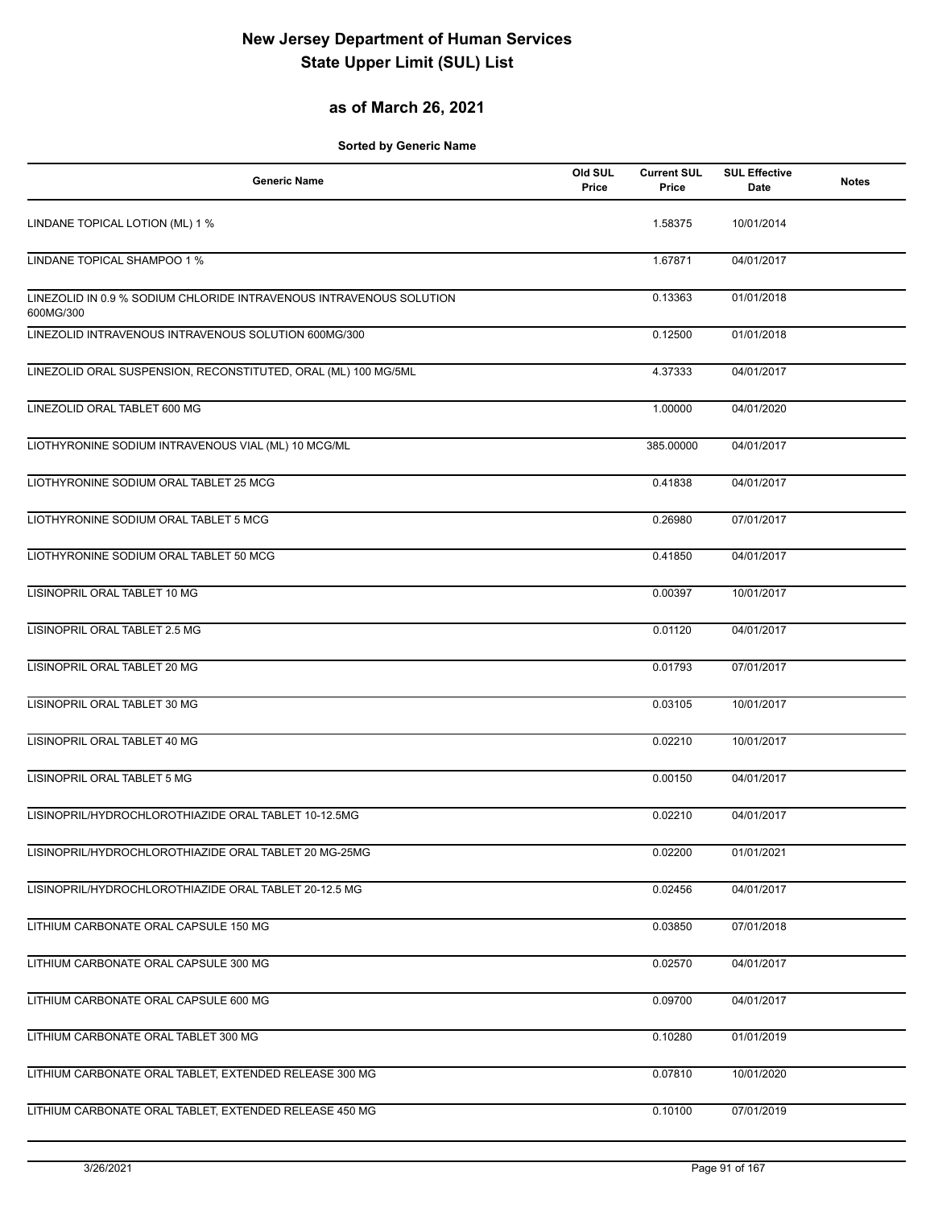# New Jersey Department of Human Services
# State Upper Limit (SUL) List

## as of March 26, 2021

**Sorted by Generic Name**

| Generic Name | Old SUL Price | Current SUL Price | SUL Effective Date | Notes |
|---|---|---|---|---|
| LINDANE TOPICAL LOTION (ML) 1 % | | 1.58375 | 10/01/2014 | |
| LINDANE TOPICAL SHAMPOO 1 % | | 1.67871 | 04/01/2017 | |
| LINEZOLID IN 0.9 % SODIUM CHLORIDE INTRAVENOUS INTRAVENOUS SOLUTION 600MG/300 | | 0.13363 | 01/01/2018 | |
| LINEZOLID INTRAVENOUS INTRAVENOUS SOLUTION 600MG/300 | | 0.12500 | 01/01/2018 | |
| LINEZOLID ORAL SUSPENSION, RECONSTITUTED, ORAL (ML) 100 MG/5ML | | 4.37333 | 04/01/2017 | |
| LINEZOLID ORAL TABLET 600 MG | | 1.00000 | 04/01/2020 | |
| LIOTHYRONINE SODIUM INTRAVENOUS VIAL (ML) 10 MCG/ML | | 385.00000 | 04/01/2017 | |
| LIOTHYRONINE SODIUM ORAL TABLET 25 MCG | | 0.41838 | 04/01/2017 | |
| LIOTHYRONINE SODIUM ORAL TABLET 5 MCG | | 0.26980 | 07/01/2017 | |
| LIOTHYRONINE SODIUM ORAL TABLET 50 MCG | | 0.41850 | 04/01/2017 | |
| LISINOPRIL ORAL TABLET 10 MG | | 0.00397 | 10/01/2017 | |
| LISINOPRIL ORAL TABLET 2.5 MG | | 0.01120 | 04/01/2017 | |
| LISINOPRIL ORAL TABLET 20 MG | | 0.01793 | 07/01/2017 | |
| LISINOPRIL ORAL TABLET 30 MG | | 0.03105 | 10/01/2017 | |
| LISINOPRIL ORAL TABLET 40 MG | | 0.02210 | 10/01/2017 | |
| LISINOPRIL ORAL TABLET 5 MG | | 0.00150 | 04/01/2017 | |
| LISINOPRIL/HYDROCHLOROTHIAZIDE ORAL TABLET 10-12.5MG | | 0.02210 | 04/01/2017 | |
| LISINOPRIL/HYDROCHLOROTHIAZIDE ORAL TABLET 20 MG-25MG | | 0.02200 | 01/01/2021 | |
| LISINOPRIL/HYDROCHLOROTHIAZIDE ORAL TABLET 20-12.5 MG | | 0.02456 | 04/01/2017 | |
| LITHIUM CARBONATE ORAL CAPSULE 150 MG | | 0.03850 | 07/01/2018 | |
| LITHIUM CARBONATE ORAL CAPSULE 300 MG | | 0.02570 | 04/01/2017 | |
| LITHIUM CARBONATE ORAL CAPSULE 600 MG | | 0.09700 | 04/01/2017 | |
| LITHIUM CARBONATE ORAL TABLET 300 MG | | 0.10280 | 01/01/2019 | |
| LITHIUM CARBONATE ORAL TABLET, EXTENDED RELEASE 300 MG | | 0.07810 | 10/01/2020 | |
| LITHIUM CARBONATE ORAL TABLET, EXTENDED RELEASE 450 MG | | 0.10100 | 07/01/2019 | |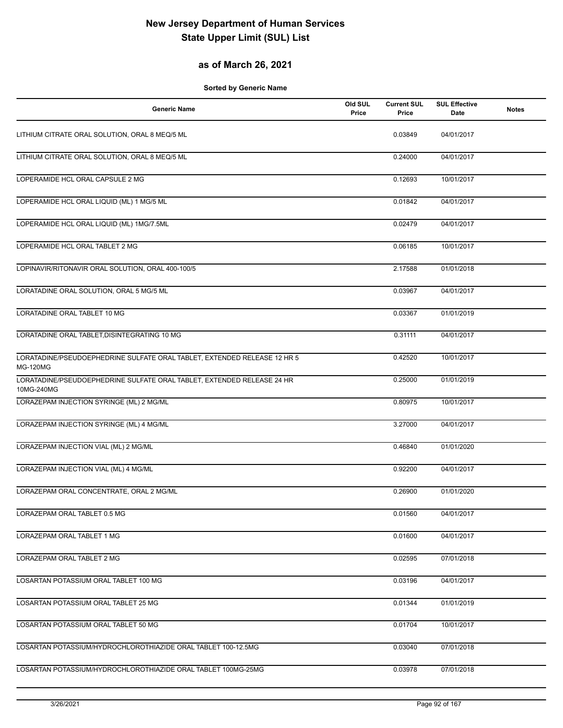# New Jersey Department of Human Services
# State Upper Limit (SUL) List

## as of March 26, 2021

**Sorted by Generic Name**

| Generic Name | Old SUL Price | Current SUL Price | SUL Effective Date | Notes |
|---|---|---|---|---|
| LITHIUM CITRATE ORAL SOLUTION, ORAL 8 MEQ/5 ML | | 0.03849 | 04/01/2017 | |
| LITHIUM CITRATE ORAL SOLUTION, ORAL 8 MEQ/5 ML | | 0.24000 | 04/01/2017 | |
| LOPERAMIDE HCL ORAL CAPSULE 2 MG | | 0.12693 | 10/01/2017 | |
| LOPERAMIDE HCL ORAL LIQUID (ML) 1 MG/5 ML | | 0.01842 | 04/01/2017 | |
| LOPERAMIDE HCL ORAL LIQUID (ML) 1MG/7.5ML | | 0.02479 | 04/01/2017 | |
| LOPERAMIDE HCL ORAL TABLET 2 MG | | 0.06185 | 10/01/2017 | |
| LOPINAVIR/RITONAVIR ORAL SOLUTION, ORAL 400-100/5 | | 2.17588 | 01/01/2018 | |
| LORATADINE ORAL SOLUTION, ORAL 5 MG/5 ML | | 0.03967 | 04/01/2017 | |
| LORATADINE ORAL TABLET 10 MG | | 0.03367 | 01/01/2019 | |
| LORATADINE ORAL TABLET,DISINTEGRATING 10 MG | | 0.31111 | 04/01/2017 | |
| LORATADINE/PSEUDOEPHEDRINE SULFATE ORAL TABLET, EXTENDED RELEASE 12 HR 5 MG-120MG | | 0.42520 | 10/01/2017 | |
| LORATADINE/PSEUDOEPHEDRINE SULFATE ORAL TABLET, EXTENDED RELEASE 24 HR 10MG-240MG | | 0.25000 | 01/01/2019 | |
| LORAZEPAM INJECTION SYRINGE (ML) 2 MG/ML | | 0.80975 | 10/01/2017 | |
| LORAZEPAM INJECTION SYRINGE (ML) 4 MG/ML | | 3.27000 | 04/01/2017 | |
| LORAZEPAM INJECTION VIAL (ML) 2 MG/ML | | 0.46840 | 01/01/2020 | |
| LORAZEPAM INJECTION VIAL (ML) 4 MG/ML | | 0.92200 | 04/01/2017 | |
| LORAZEPAM ORAL CONCENTRATE, ORAL 2 MG/ML | | 0.26900 | 01/01/2020 | |
| LORAZEPAM ORAL TABLET 0.5 MG | | 0.01560 | 04/01/2017 | |
| LORAZEPAM ORAL TABLET 1 MG | | 0.01600 | 04/01/2017 | |
| LORAZEPAM ORAL TABLET 2 MG | | 0.02595 | 07/01/2018 | |
| LOSARTAN POTASSIUM ORAL TABLET 100 MG | | 0.03196 | 04/01/2017 | |
| LOSARTAN POTASSIUM ORAL TABLET 25 MG | | 0.01344 | 01/01/2019 | |
| LOSARTAN POTASSIUM ORAL TABLET 50 MG | | 0.01704 | 10/01/2017 | |
| LOSARTAN POTASSIUM/HYDROCHLOROTHIAZIDE ORAL TABLET 100-12.5MG | | 0.03040 | 07/01/2018 | |
| LOSARTAN POTASSIUM/HYDROCHLOROTHIAZIDE ORAL TABLET 100MG-25MG | | 0.03978 | 07/01/2018 | |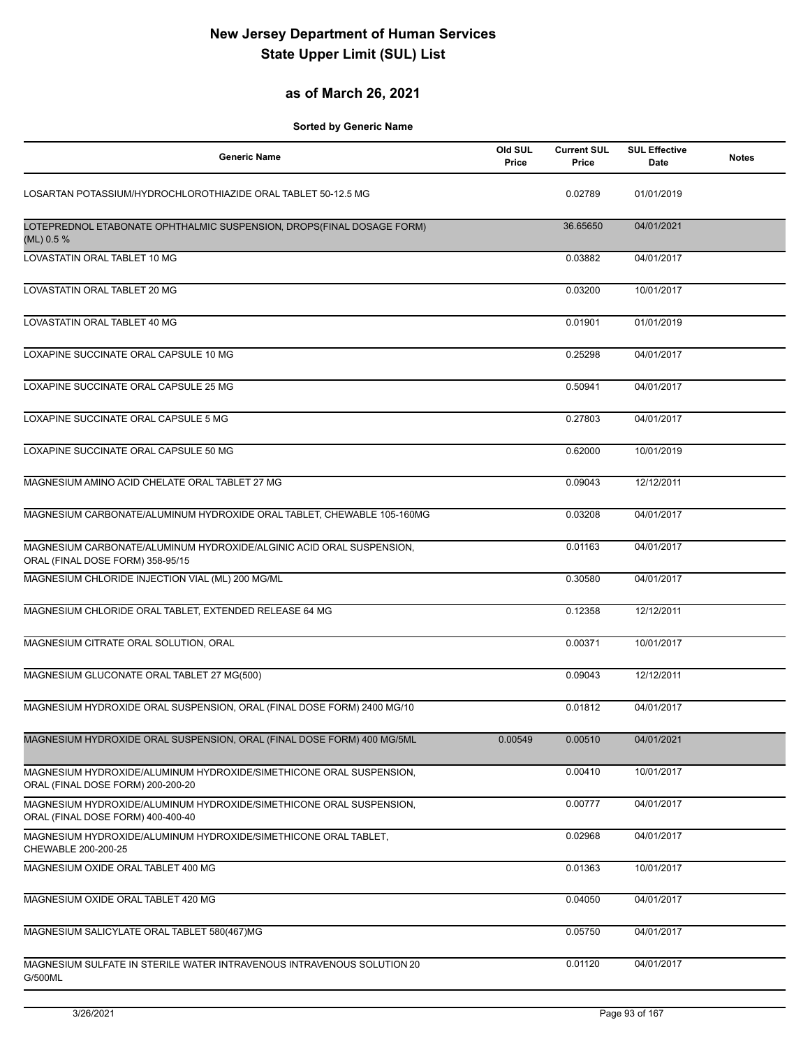# New Jersey Department of Human Services
# State Upper Limit (SUL) List

## as of March 26, 2021

**Sorted by Generic Name**

| Generic Name | Old SUL Price | Current SUL Price | SUL Effective Date | Notes |
|---|---|---|---|---|
| LOSARTAN POTASSIUM/HYDROCHLOROTHIAZIDE ORAL TABLET 50-12.5 MG | | 0.02789 | 01/01/2019 | |
| LOTEPREDNOL ETABONATE OPHTHALMIC SUSPENSION, DROPS(FINAL DOSAGE FORM) (ML) 0.5 % | | 36.65650 | 04/01/2021 | |
| LOVASTATIN ORAL TABLET 10 MG | | 0.03882 | 04/01/2017 | |
| LOVASTATIN ORAL TABLET 20 MG | | 0.03200 | 10/01/2017 | |
| LOVASTATIN ORAL TABLET 40 MG | | 0.01901 | 01/01/2019 | |
| LOXAPINE SUCCINATE ORAL CAPSULE 10 MG | | 0.25298 | 04/01/2017 | |
| LOXAPINE SUCCINATE ORAL CAPSULE 25 MG | | 0.50941 | 04/01/2017 | |
| LOXAPINE SUCCINATE ORAL CAPSULE 5 MG | | 0.27803 | 04/01/2017 | |
| LOXAPINE SUCCINATE ORAL CAPSULE 50 MG | | 0.62000 | 10/01/2019 | |
| MAGNESIUM AMINO ACID CHELATE ORAL TABLET 27 MG | | 0.09043 | 12/12/2011 | |
| MAGNESIUM CARBONATE/ALUMINUM HYDROXIDE ORAL TABLET, CHEWABLE 105-160MG | | 0.03208 | 04/01/2017 | |
| MAGNESIUM CARBONATE/ALUMINUM HYDROXIDE/ALGINIC ACID ORAL SUSPENSION, ORAL (FINAL DOSE FORM) 358-95/15 | | 0.01163 | 04/01/2017 | |
| MAGNESIUM CHLORIDE INJECTION VIAL (ML) 200 MG/ML | | 0.30580 | 04/01/2017 | |
| MAGNESIUM CHLORIDE ORAL TABLET, EXTENDED RELEASE 64 MG | | 0.12358 | 12/12/2011 | |
| MAGNESIUM CITRATE ORAL SOLUTION, ORAL | | 0.00371 | 10/01/2017 | |
| MAGNESIUM GLUCONATE ORAL TABLET 27 MG(500) | | 0.09043 | 12/12/2011 | |
| MAGNESIUM HYDROXIDE ORAL SUSPENSION, ORAL (FINAL DOSE FORM) 2400 MG/10 | | 0.01812 | 04/01/2017 | |
| MAGNESIUM HYDROXIDE ORAL SUSPENSION, ORAL (FINAL DOSE FORM) 400 MG/5ML | 0.00549 | 0.00510 | 04/01/2021 | |
| MAGNESIUM HYDROXIDE/ALUMINUM HYDROXIDE/SIMETHICONE ORAL SUSPENSION, ORAL (FINAL DOSE FORM) 200-200-20 | | 0.00410 | 10/01/2017 | |
| MAGNESIUM HYDROXIDE/ALUMINUM HYDROXIDE/SIMETHICONE ORAL SUSPENSION, ORAL (FINAL DOSE FORM) 400-400-40 | | 0.00777 | 04/01/2017 | |
| MAGNESIUM HYDROXIDE/ALUMINUM HYDROXIDE/SIMETHICONE ORAL TABLET, CHEWABLE 200-200-25 | | 0.02968 | 04/01/2017 | |
| MAGNESIUM OXIDE ORAL TABLET 400 MG | | 0.01363 | 10/01/2017 | |
| MAGNESIUM OXIDE ORAL TABLET 420 MG | | 0.04050 | 04/01/2017 | |
| MAGNESIUM SALICYLATE ORAL TABLET 580(467)MG | | 0.05750 | 04/01/2017 | |
| MAGNESIUM SULFATE IN STERILE WATER INTRAVENOUS INTRAVENOUS SOLUTION 20 G/500ML | | 0.01120 | 04/01/2017 | |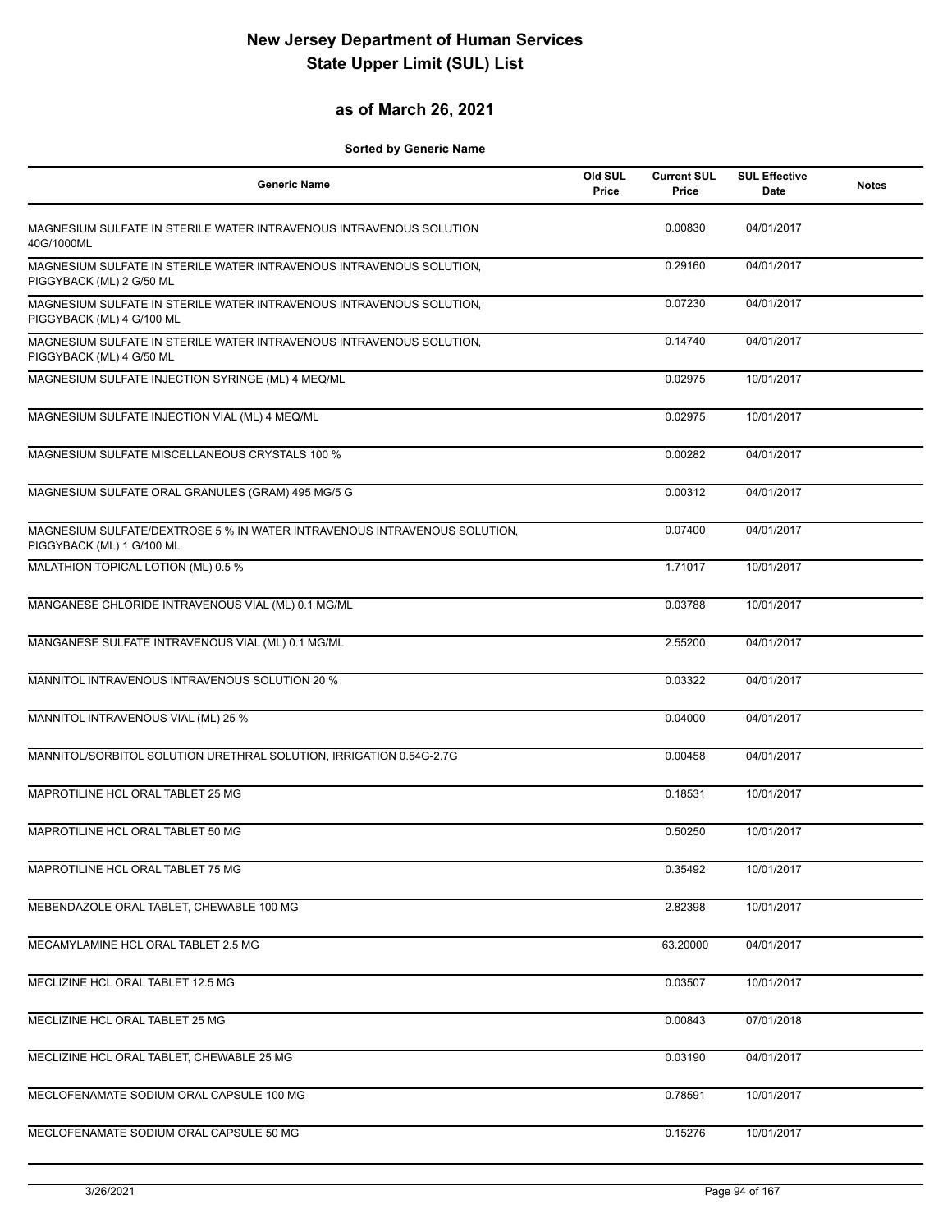# New Jersey Department of Human Services
# State Upper Limit (SUL) List

## as of March 26, 2021

**Sorted by Generic Name**

| Generic Name | Old SUL Price | Current SUL Price | SUL Effective Date | Notes |
|---|---|---|---|---|
| MAGNESIUM SULFATE IN STERILE WATER INTRAVENOUS INTRAVENOUS SOLUTION 40G/1000ML | | 0.00830 | 04/01/2017 | |
| MAGNESIUM SULFATE IN STERILE WATER INTRAVENOUS INTRAVENOUS SOLUTION, PIGGYBACK (ML) 2 G/50 ML | | 0.29160 | 04/01/2017 | |
| MAGNESIUM SULFATE IN STERILE WATER INTRAVENOUS INTRAVENOUS SOLUTION, PIGGYBACK (ML) 4 G/100 ML | | 0.07230 | 04/01/2017 | |
| MAGNESIUM SULFATE IN STERILE WATER INTRAVENOUS INTRAVENOUS SOLUTION, PIGGYBACK (ML) 4 G/50 ML | | 0.14740 | 04/01/2017 | |
| MAGNESIUM SULFATE INJECTION SYRINGE (ML) 4 MEQ/ML | | 0.02975 | 10/01/2017 | |
| MAGNESIUM SULFATE INJECTION VIAL (ML) 4 MEQ/ML | | 0.02975 | 10/01/2017 | |
| MAGNESIUM SULFATE MISCELLANEOUS CRYSTALS 100 % | | 0.00282 | 04/01/2017 | |
| MAGNESIUM SULFATE ORAL GRANULES (GRAM) 495 MG/5 G | | 0.00312 | 04/01/2017 | |
| MAGNESIUM SULFATE/DEXTROSE 5 % IN WATER INTRAVENOUS INTRAVENOUS SOLUTION, PIGGYBACK (ML) 1 G/100 ML | | 0.07400 | 04/01/2017 | |
| MALATHION TOPICAL LOTION (ML) 0.5 % | | 1.71017 | 10/01/2017 | |
| MANGANESE CHLORIDE INTRAVENOUS VIAL (ML) 0.1 MG/ML | | 0.03788 | 10/01/2017 | |
| MANGANESE SULFATE INTRAVENOUS VIAL (ML) 0.1 MG/ML | | 2.55200 | 04/01/2017 | |
| MANNITOL INTRAVENOUS INTRAVENOUS SOLUTION 20 % | | 0.03322 | 04/01/2017 | |
| MANNITOL INTRAVENOUS VIAL (ML) 25 % | | 0.04000 | 04/01/2017 | |
| MANNITOL/SORBITOL SOLUTION URETHRAL SOLUTION, IRRIGATION 0.54G-2.7G | | 0.00458 | 04/01/2017 | |
| MAPROTILINE HCL ORAL TABLET 25 MG | | 0.18531 | 10/01/2017 | |
| MAPROTILINE HCL ORAL TABLET 50 MG | | 0.50250 | 10/01/2017 | |
| MAPROTILINE HCL ORAL TABLET 75 MG | | 0.35492 | 10/01/2017 | |
| MEBENDAZOLE ORAL TABLET, CHEWABLE 100 MG | | 2.82398 | 10/01/2017 | |
| MECAMYLAMINE HCL ORAL TABLET 2.5 MG | | 63.20000 | 04/01/2017 | |
| MECLIZINE HCL ORAL TABLET 12.5 MG | | 0.03507 | 10/01/2017 | |
| MECLIZINE HCL ORAL TABLET 25 MG | | 0.00843 | 07/01/2018 | |
| MECLIZINE HCL ORAL TABLET, CHEWABLE 25 MG | | 0.03190 | 04/01/2017 | |
| MECLOFENAMATE SODIUM ORAL CAPSULE 100 MG | | 0.78591 | 10/01/2017 | |
| MECLOFENAMATE SODIUM ORAL CAPSULE 50 MG | | 0.15276 | 10/01/2017 | |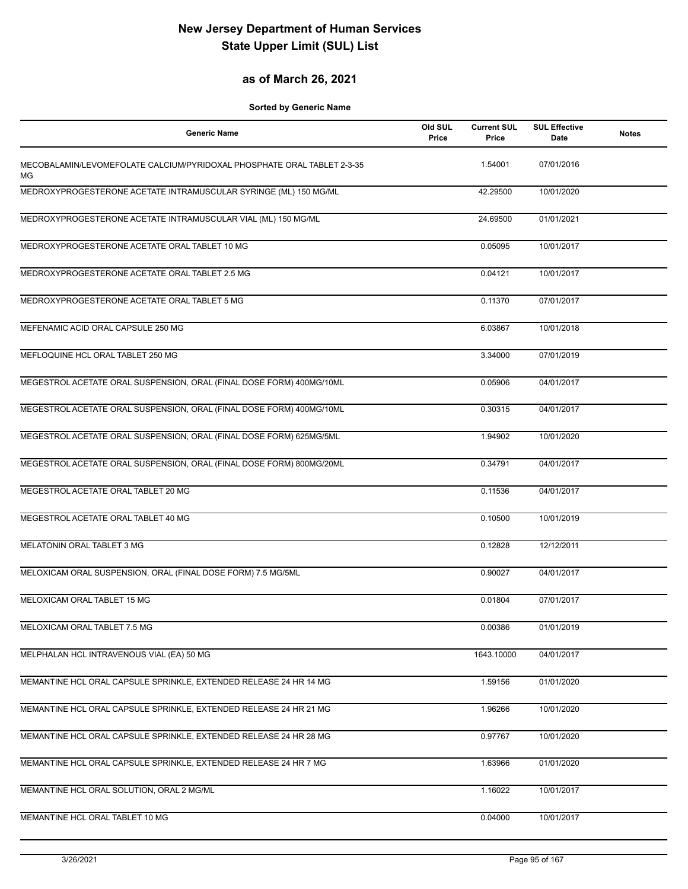# New Jersey Department of Human Services
# State Upper Limit (SUL) List

## as of March 26, 2021

**Sorted by Generic Name**

| Generic Name | Old SUL Price | Current SUL Price | SUL Effective Date | Notes |
|---|---|---|---|---|
| MECOBALAMIN/LEVOMEFOLATE CALCIUM/PYRIDOXAL PHOSPHATE ORAL TABLET 2-3-35 MG | | 1.54001 | 07/01/2016 | |
| MEDROXYPROGESTERONE ACETATE INTRAMUSCULAR SYRINGE (ML) 150 MG/ML | | 42.29500 | 10/01/2020 | |
| MEDROXYPROGESTERONE ACETATE INTRAMUSCULAR VIAL (ML) 150 MG/ML | | 24.69500 | 01/01/2021 | |
| MEDROXYPROGESTERONE ACETATE ORAL TABLET 10 MG | | 0.05095 | 10/01/2017 | |
| MEDROXYPROGESTERONE ACETATE ORAL TABLET 2.5 MG | | 0.04121 | 10/01/2017 | |
| MEDROXYPROGESTERONE ACETATE ORAL TABLET 5 MG | | 0.11370 | 07/01/2017 | |
| MEFENAMIC ACID ORAL CAPSULE 250 MG | | 6.03867 | 10/01/2018 | |
| MEFLOQUINE HCL ORAL TABLET 250 MG | | 3.34000 | 07/01/2019 | |
| MEGESTROL ACETATE ORAL SUSPENSION, ORAL (FINAL DOSE FORM) 400MG/10ML | | 0.05906 | 04/01/2017 | |
| MEGESTROL ACETATE ORAL SUSPENSION, ORAL (FINAL DOSE FORM) 400MG/10ML | | 0.30315 | 04/01/2017 | |
| MEGESTROL ACETATE ORAL SUSPENSION, ORAL (FINAL DOSE FORM) 625MG/5ML | | 1.94902 | 10/01/2020 | |
| MEGESTROL ACETATE ORAL SUSPENSION, ORAL (FINAL DOSE FORM) 800MG/20ML | | 0.34791 | 04/01/2017 | |
| MEGESTROL ACETATE ORAL TABLET 20 MG | | 0.11536 | 04/01/2017 | |
| MEGESTROL ACETATE ORAL TABLET 40 MG | | 0.10500 | 10/01/2019 | |
| MELATONIN ORAL TABLET 3 MG | | 0.12828 | 12/12/2011 | |
| MELOXICAM ORAL SUSPENSION, ORAL (FINAL DOSE FORM) 7.5 MG/5ML | | 0.90027 | 04/01/2017 | |
| MELOXICAM ORAL TABLET 15 MG | | 0.01804 | 07/01/2017 | |
| MELOXICAM ORAL TABLET 7.5 MG | | 0.00386 | 01/01/2019 | |
| MELPHALAN HCL INTRAVENOUS VIAL (EA) 50 MG | | 1643.10000 | 04/01/2017 | |
| MEMANTINE HCL ORAL CAPSULE SPRINKLE, EXTENDED RELEASE 24 HR 14 MG | | 1.59156 | 01/01/2020 | |
| MEMANTINE HCL ORAL CAPSULE SPRINKLE, EXTENDED RELEASE 24 HR 21 MG | | 1.96266 | 10/01/2020 | |
| MEMANTINE HCL ORAL CAPSULE SPRINKLE, EXTENDED RELEASE 24 HR 28 MG | | 0.97767 | 10/01/2020 | |
| MEMANTINE HCL ORAL CAPSULE SPRINKLE, EXTENDED RELEASE 24 HR 7 MG | | 1.63966 | 01/01/2020 | |
| MEMANTINE HCL ORAL SOLUTION, ORAL 2 MG/ML | | 1.16022 | 10/01/2017 | |
| MEMANTINE HCL ORAL TABLET 10 MG | | 0.04000 | 10/01/2017 | |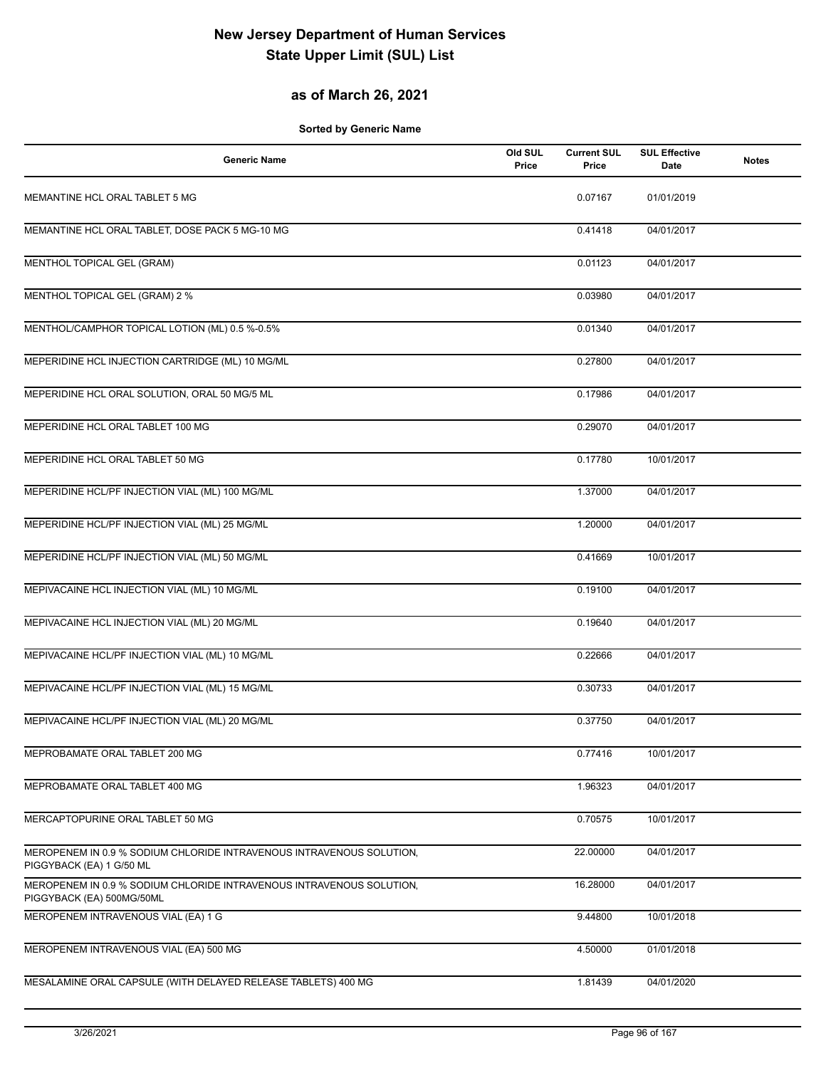# New Jersey Department of Human Services
# State Upper Limit (SUL) List

## as of March 26, 2021

**Sorted by Generic Name**

| Generic Name | Old SUL Price | Current SUL Price | SUL Effective Date | Notes |
|---|---|---|---|---|
| MEMANTINE HCL ORAL TABLET 5 MG | | 0.07167 | 01/01/2019 | |
| MEMANTINE HCL ORAL TABLET, DOSE PACK 5 MG-10 MG | | 0.41418 | 04/01/2017 | |
| MENTHOL TOPICAL GEL (GRAM) | | 0.01123 | 04/01/2017 | |
| MENTHOL TOPICAL GEL (GRAM) 2 % | | 0.03980 | 04/01/2017 | |
| MENTHOL/CAMPHOR TOPICAL LOTION (ML) 0.5 %-0.5% | | 0.01340 | 04/01/2017 | |
| MEPERIDINE HCL INJECTION CARTRIDGE (ML) 10 MG/ML | | 0.27800 | 04/01/2017 | |
| MEPERIDINE HCL ORAL SOLUTION, ORAL 50 MG/5 ML | | 0.17986 | 04/01/2017 | |
| MEPERIDINE HCL ORAL TABLET 100 MG | | 0.29070 | 04/01/2017 | |
| MEPERIDINE HCL ORAL TABLET 50 MG | | 0.17780 | 10/01/2017 | |
| MEPERIDINE HCL/PF INJECTION VIAL (ML) 100 MG/ML | | 1.37000 | 04/01/2017 | |
| MEPERIDINE HCL/PF INJECTION VIAL (ML) 25 MG/ML | | 1.20000 | 04/01/2017 | |
| MEPERIDINE HCL/PF INJECTION VIAL (ML) 50 MG/ML | | 0.41669 | 10/01/2017 | |
| MEPIVACAINE HCL INJECTION VIAL (ML) 10 MG/ML | | 0.19100 | 04/01/2017 | |
| MEPIVACAINE HCL INJECTION VIAL (ML) 20 MG/ML | | 0.19640 | 04/01/2017 | |
| MEPIVACAINE HCL/PF INJECTION VIAL (ML) 10 MG/ML | | 0.22666 | 04/01/2017 | |
| MEPIVACAINE HCL/PF INJECTION VIAL (ML) 15 MG/ML | | 0.30733 | 04/01/2017 | |
| MEPIVACAINE HCL/PF INJECTION VIAL (ML) 20 MG/ML | | 0.37750 | 04/01/2017 | |
| MEPROBAMATE ORAL TABLET 200 MG | | 0.77416 | 10/01/2017 | |
| MEPROBAMATE ORAL TABLET 400 MG | | 1.96323 | 04/01/2017 | |
| MERCAPTOPURINE ORAL TABLET 50 MG | | 0.70575 | 10/01/2017 | |
| MEROPENEM IN 0.9 % SODIUM CHLORIDE INTRAVENOUS INTRAVENOUS SOLUTION, PIGGYBACK (EA) 1 G/50 ML | | 22.00000 | 04/01/2017 | |
| MEROPENEM IN 0.9 % SODIUM CHLORIDE INTRAVENOUS INTRAVENOUS SOLUTION, PIGGYBACK (EA) 500MG/50ML | | 16.28000 | 04/01/2017 | |
| MEROPENEM INTRAVENOUS VIAL (EA) 1 G | | 9.44800 | 10/01/2018 | |
| MEROPENEM INTRAVENOUS VIAL (EA) 500 MG | | 4.50000 | 01/01/2018 | |
| MESALAMINE ORAL CAPSULE (WITH DELAYED RELEASE TABLETS) 400 MG | | 1.81439 | 04/01/2020 | |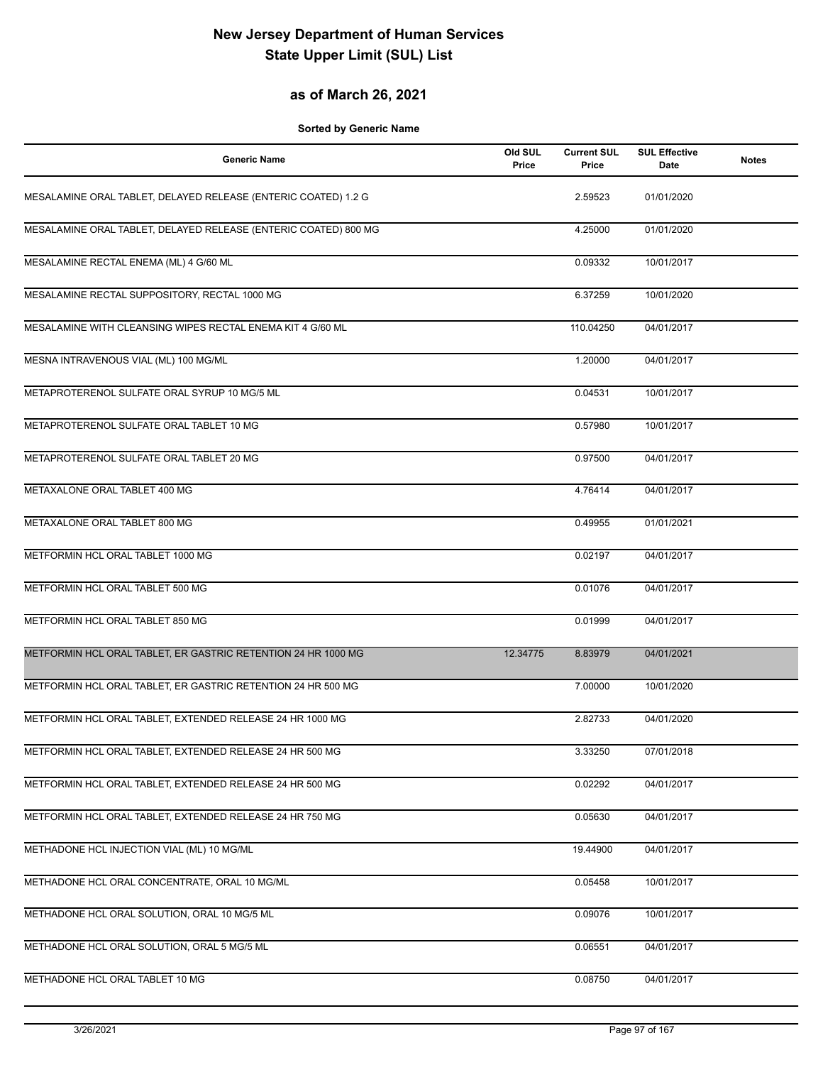# New Jersey Department of Human Services
# State Upper Limit (SUL) List

## as of March 26, 2021

**Sorted by Generic Name**

| Generic Name | Old SUL Price | Current SUL Price | SUL Effective Date | Notes |
| --- | --- | --- | --- | --- |
| MESALAMINE ORAL TABLET, DELAYED RELEASE (ENTERIC COATED) 1.2 G | | 2.59523 | 01/01/2020 | |
| MESALAMINE ORAL TABLET, DELAYED RELEASE (ENTERIC COATED) 800 MG | | 4.25000 | 01/01/2020 | |
| MESALAMINE RECTAL ENEMA (ML) 4 G/60 ML | | 0.09332 | 10/01/2017 | |
| MESALAMINE RECTAL SUPPOSITORY, RECTAL 1000 MG | | 6.37259 | 10/01/2020 | |
| MESALAMINE WITH CLEANSING WIPES RECTAL ENEMA KIT 4 G/60 ML | | 110.04250 | 04/01/2017 | |
| MESNA INTRAVENOUS VIAL (ML) 100 MG/ML | | 1.20000 | 04/01/2017 | |
| METAPROTERENOL SULFATE ORAL SYRUP 10 MG/5 ML | | 0.04531 | 10/01/2017 | |
| METAPROTERENOL SULFATE ORAL TABLET 10 MG | | 0.57980 | 10/01/2017 | |
| METAPROTERENOL SULFATE ORAL TABLET 20 MG | | 0.97500 | 04/01/2017 | |
| METAXALONE ORAL TABLET 400 MG | | 4.76414 | 04/01/2017 | |
| METAXALONE ORAL TABLET 800 MG | | 0.49955 | 01/01/2021 | |
| METFORMIN HCL ORAL TABLET 1000 MG | | 0.02197 | 04/01/2017 | |
| METFORMIN HCL ORAL TABLET 500 MG | | 0.01076 | 04/01/2017 | |
| METFORMIN HCL ORAL TABLET 850 MG | | 0.01999 | 04/01/2017 | |
| METFORMIN HCL ORAL TABLET, ER GASTRIC RETENTION 24 HR 1000 MG | 12.34775 | 8.83979 | 04/01/2021 | |
| METFORMIN HCL ORAL TABLET, ER GASTRIC RETENTION 24 HR 500 MG | | 7.00000 | 10/01/2020 | |
| METFORMIN HCL ORAL TABLET, EXTENDED RELEASE 24 HR 1000 MG | | 2.82733 | 04/01/2020 | |
| METFORMIN HCL ORAL TABLET, EXTENDED RELEASE 24 HR 500 MG | | 3.33250 | 07/01/2018 | |
| METFORMIN HCL ORAL TABLET, EXTENDED RELEASE 24 HR 500 MG | | 0.02292 | 04/01/2017 | |
| METFORMIN HCL ORAL TABLET, EXTENDED RELEASE 24 HR 750 MG | | 0.05630 | 04/01/2017 | |
| METHADONE HCL INJECTION VIAL (ML) 10 MG/ML | | 19.44900 | 04/01/2017 | |
| METHADONE HCL ORAL CONCENTRATE, ORAL 10 MG/ML | | 0.05458 | 10/01/2017 | |
| METHADONE HCL ORAL SOLUTION, ORAL 10 MG/5 ML | | 0.09076 | 10/01/2017 | |
| METHADONE HCL ORAL SOLUTION, ORAL 5 MG/5 ML | | 0.06551 | 04/01/2017 | |
| METHADONE HCL ORAL TABLET 10 MG | | 0.08750 | 04/01/2017 | |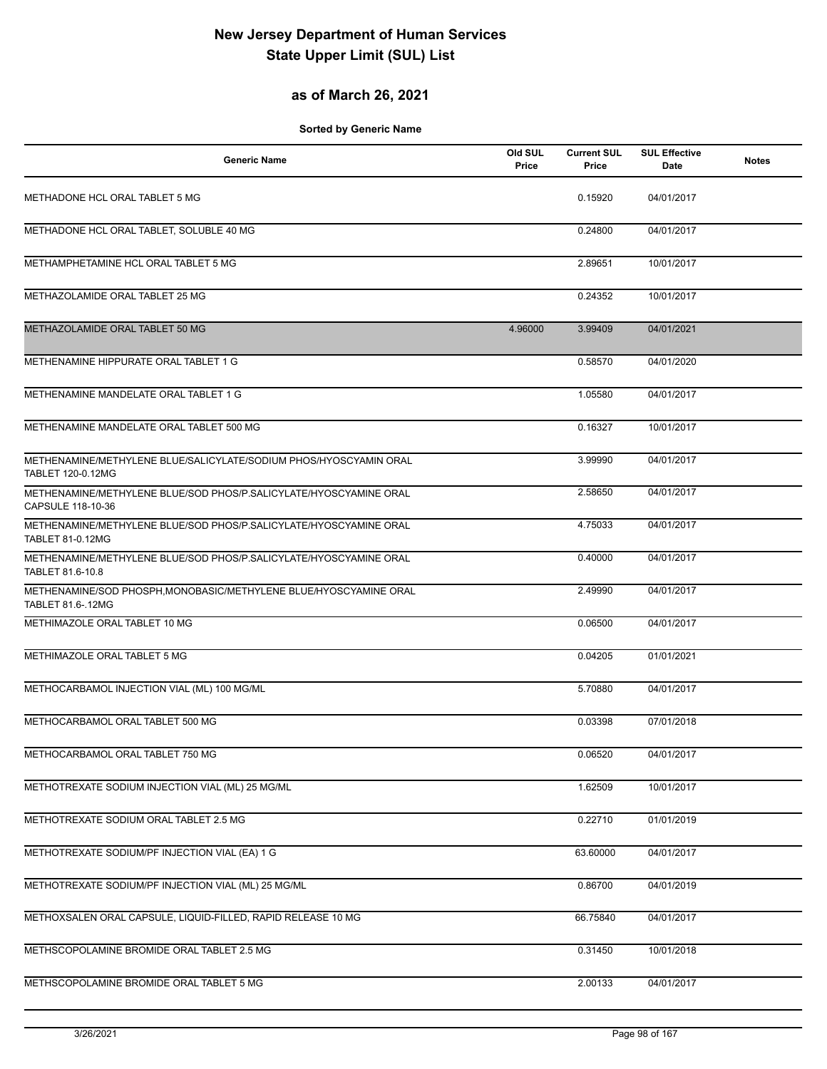# New Jersey Department of Human Services
# State Upper Limit (SUL) List

## as of March 26, 2021

**Sorted by Generic Name**

| Generic Name | Old SUL Price | Current SUL Price | SUL Effective Date | Notes |
|---|---|---|---|---|
| METHADONE HCL ORAL TABLET 5 MG | | 0.15920 | 04/01/2017 | |
| METHADONE HCL ORAL TABLET, SOLUBLE 40 MG | | 0.24800 | 04/01/2017 | |
| METHAMPHETAMINE HCL ORAL TABLET 5 MG | | 2.89651 | 10/01/2017 | |
| METHAZOLAMIDE ORAL TABLET 25 MG | | 0.24352 | 10/01/2017 | |
| METHAZOLAMIDE ORAL TABLET 50 MG | 4.96000 | 3.99409 | 04/01/2021 | |
| METHENAMINE HIPPURATE ORAL TABLET 1 G | | 0.58570 | 04/01/2020 | |
| METHENAMINE MANDELATE ORAL TABLET 1 G | | 1.05580 | 04/01/2017 | |
| METHENAMINE MANDELATE ORAL TABLET 500 MG | | 0.16327 | 10/01/2017 | |
| METHENAMINE/METHYLENE BLUE/SALICYLATE/SODIUM PHOS/HYOSCYAMIN ORAL TABLET 120-0.12MG | | 3.99990 | 04/01/2017 | |
| METHENAMINE/METHYLENE BLUE/SOD PHOS/P.SALICYLATE/HYOSCYAMINE ORAL CAPSULE 118-10-36 | | 2.58650 | 04/01/2017 | |
| METHENAMINE/METHYLENE BLUE/SOD PHOS/P.SALICYLATE/HYOSCYAMINE ORAL TABLET 81-0.12MG | | 4.75033 | 04/01/2017 | |
| METHENAMINE/METHYLENE BLUE/SOD PHOS/P.SALICYLATE/HYOSCYAMINE ORAL TABLET 81.6-10.8 | | 0.40000 | 04/01/2017 | |
| METHENAMINE/SOD PHOSPH,MONOBASIC/METHYLENE BLUE/HYOSCYAMINE ORAL TABLET 81.6-.12MG | | 2.49990 | 04/01/2017 | |
| METHIMAZOLE ORAL TABLET 10 MG | | 0.06500 | 04/01/2017 | |
| METHIMAZOLE ORAL TABLET 5 MG | | 0.04205 | 01/01/2021 | |
| METHOCARBAMOL INJECTION VIAL (ML) 100 MG/ML | | 5.70880 | 04/01/2017 | |
| METHOCARBAMOL ORAL TABLET 500 MG | | 0.03398 | 07/01/2018 | |
| METHOCARBAMOL ORAL TABLET 750 MG | | 0.06520 | 04/01/2017 | |
| METHOTREXATE SODIUM INJECTION VIAL (ML) 25 MG/ML | | 1.62509 | 10/01/2017 | |
| METHOTREXATE SODIUM ORAL TABLET 2.5 MG | | 0.22710 | 01/01/2019 | |
| METHOTREXATE SODIUM/PF INJECTION VIAL (EA) 1 G | | 63.60000 | 04/01/2017 | |
| METHOTREXATE SODIUM/PF INJECTION VIAL (ML) 25 MG/ML | | 0.86700 | 04/01/2019 | |
| METHOXSALEN ORAL CAPSULE, LIQUID-FILLED, RAPID RELEASE 10 MG | | 66.75840 | 04/01/2017 | |
| METHSCOPOLAMINE BROMIDE ORAL TABLET 2.5 MG | | 0.31450 | 10/01/2018 | |
| METHSCOPOLAMINE BROMIDE ORAL TABLET 5 MG | | 2.00133 | 04/01/2017 | |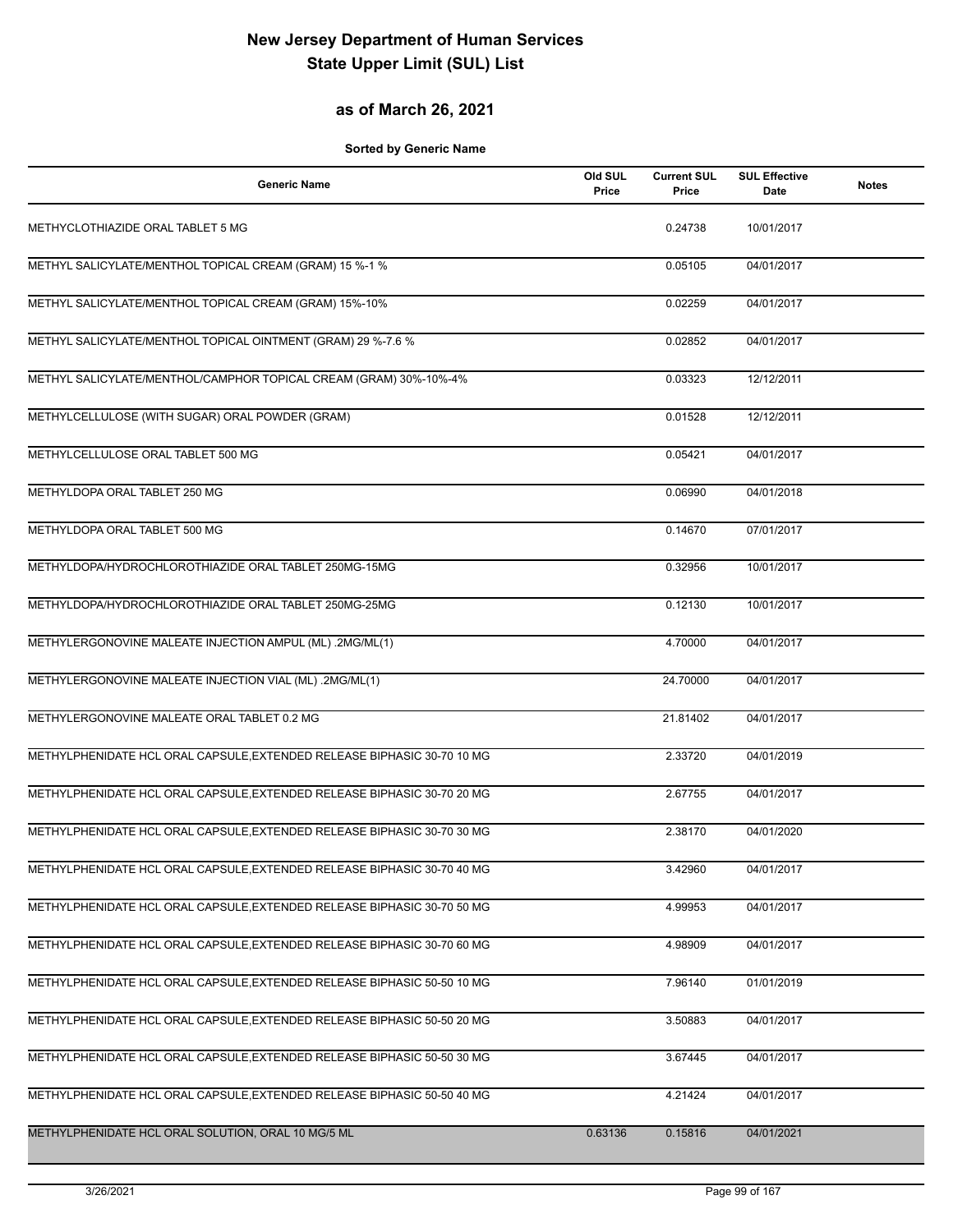# New Jersey Department of Human Services
# State Upper Limit (SUL) List

## as of March 26, 2021

**Sorted by Generic Name**

| Generic Name | Old SUL Price | Current SUL Price | SUL Effective Date | Notes |
|---|---|---|---|---|
| METHYCLOTHIAZIDE ORAL TABLET 5 MG | | 0.24738 | 10/01/2017 | |
| METHYL SALICYLATE/MENTHOL TOPICAL CREAM (GRAM) 15 %-1 % | | 0.05105 | 04/01/2017 | |
| METHYL SALICYLATE/MENTHOL TOPICAL CREAM (GRAM) 15%-10% | | 0.02259 | 04/01/2017 | |
| METHYL SALICYLATE/MENTHOL TOPICAL OINTMENT (GRAM) 29 %-7.6 % | | 0.02852 | 04/01/2017 | |
| METHYL SALICYLATE/MENTHOL/CAMPHOR TOPICAL CREAM (GRAM) 30%-10%-4% | | 0.03323 | 12/12/2011 | |
| METHYLCELLULOSE (WITH SUGAR) ORAL POWDER (GRAM) | | 0.01528 | 12/12/2011 | |
| METHYLCELLULOSE ORAL TABLET 500 MG | | 0.05421 | 04/01/2017 | |
| METHYLDOPA ORAL TABLET 250 MG | | 0.06990 | 04/01/2018 | |
| METHYLDOPA ORAL TABLET 500 MG | | 0.14670 | 07/01/2017 | |
| METHYLDOPA/HYDROCHLOROTHIAZIDE ORAL TABLET 250MG-15MG | | 0.32956 | 10/01/2017 | |
| METHYLDOPA/HYDROCHLOROTHIAZIDE ORAL TABLET 250MG-25MG | | 0.12130 | 10/01/2017 | |
| METHYLERGONOVINE MALEATE INJECTION AMPUL (ML) .2MG/ML(1) | | 4.70000 | 04/01/2017 | |
| METHYLERGONOVINE MALEATE INJECTION VIAL (ML) .2MG/ML(1) | | 24.70000 | 04/01/2017 | |
| METHYLERGONOVINE MALEATE ORAL TABLET 0.2 MG | | 21.81402 | 04/01/2017 | |
| METHYLPHENIDATE HCL ORAL CAPSULE,EXTENDED RELEASE BIPHASIC 30-70 10 MG | | 2.33720 | 04/01/2019 | |
| METHYLPHENIDATE HCL ORAL CAPSULE,EXTENDED RELEASE BIPHASIC 30-70 20 MG | | 2.67755 | 04/01/2017 | |
| METHYLPHENIDATE HCL ORAL CAPSULE,EXTENDED RELEASE BIPHASIC 30-70 30 MG | | 2.38170 | 04/01/2020 | |
| METHYLPHENIDATE HCL ORAL CAPSULE,EXTENDED RELEASE BIPHASIC 30-70 40 MG | | 3.42960 | 04/01/2017 | |
| METHYLPHENIDATE HCL ORAL CAPSULE,EXTENDED RELEASE BIPHASIC 30-70 50 MG | | 4.99953 | 04/01/2017 | |
| METHYLPHENIDATE HCL ORAL CAPSULE,EXTENDED RELEASE BIPHASIC 30-70 60 MG | | 4.98909 | 04/01/2017 | |
| METHYLPHENIDATE HCL ORAL CAPSULE,EXTENDED RELEASE BIPHASIC 50-50 10 MG | | 7.96140 | 01/01/2019 | |
| METHYLPHENIDATE HCL ORAL CAPSULE,EXTENDED RELEASE BIPHASIC 50-50 20 MG | | 3.50883 | 04/01/2017 | |
| METHYLPHENIDATE HCL ORAL CAPSULE,EXTENDED RELEASE BIPHASIC 50-50 30 MG | | 3.67445 | 04/01/2017 | |
| METHYLPHENIDATE HCL ORAL CAPSULE,EXTENDED RELEASE BIPHASIC 50-50 40 MG | | 4.21424 | 04/01/2017 | |
| METHYLPHENIDATE HCL ORAL SOLUTION, ORAL 10 MG/5 ML | 0.63136 | 0.15816 | 04/01/2021 | |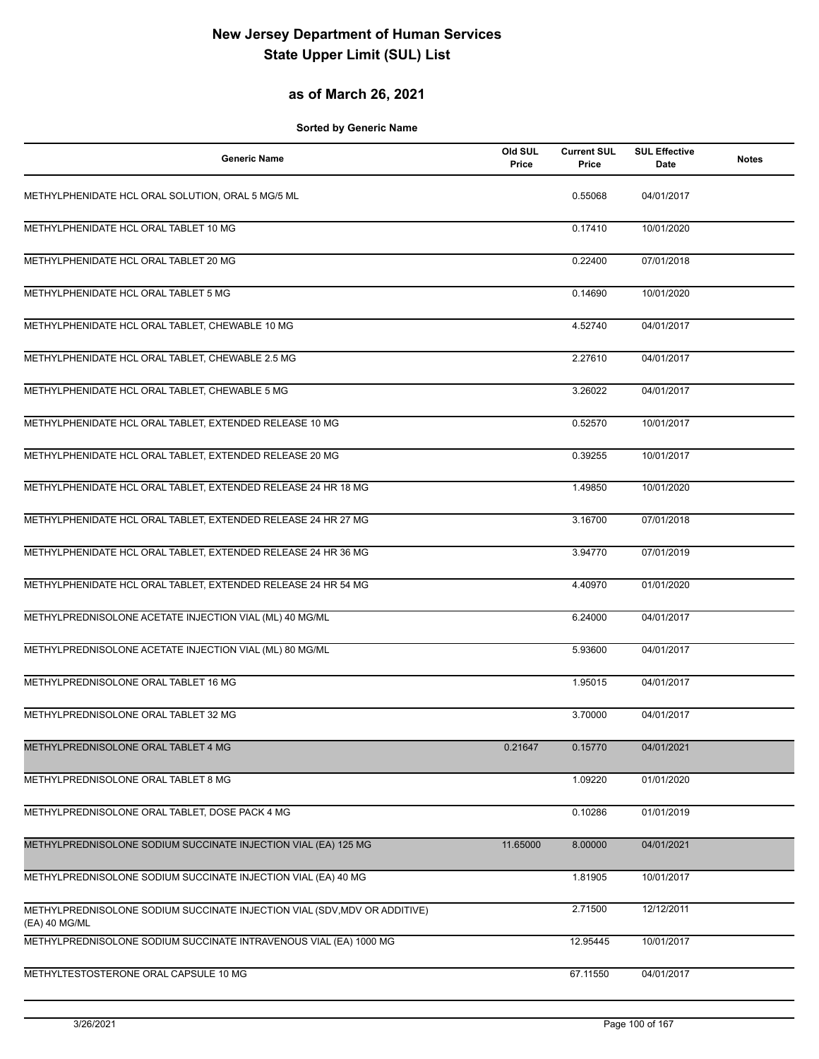# New Jersey Department of Human Services
# State Upper Limit (SUL) List

## as of March 26, 2021

**Sorted by Generic Name**

| Generic Name | Old SUL Price | Current SUL Price | SUL Effective Date | Notes |
|---|---|---|---|---|
| METHYLPHENIDATE HCL ORAL SOLUTION, ORAL 5 MG/5 ML | | 0.55068 | 04/01/2017 | |
| METHYLPHENIDATE HCL ORAL TABLET 10 MG | | 0.17410 | 10/01/2020 | |
| METHYLPHENIDATE HCL ORAL TABLET 20 MG | | 0.22400 | 07/01/2018 | |
| METHYLPHENIDATE HCL ORAL TABLET 5 MG | | 0.14690 | 10/01/2020 | |
| METHYLPHENIDATE HCL ORAL TABLET, CHEWABLE 10 MG | | 4.52740 | 04/01/2017 | |
| METHYLPHENIDATE HCL ORAL TABLET, CHEWABLE 2.5 MG | | 2.27610 | 04/01/2017 | |
| METHYLPHENIDATE HCL ORAL TABLET, CHEWABLE 5 MG | | 3.26022 | 04/01/2017 | |
| METHYLPHENIDATE HCL ORAL TABLET, EXTENDED RELEASE 10 MG | | 0.52570 | 10/01/2017 | |
| METHYLPHENIDATE HCL ORAL TABLET, EXTENDED RELEASE 20 MG | | 0.39255 | 10/01/2017 | |
| METHYLPHENIDATE HCL ORAL TABLET, EXTENDED RELEASE 24 HR 18 MG | | 1.49850 | 10/01/2020 | |
| METHYLPHENIDATE HCL ORAL TABLET, EXTENDED RELEASE 24 HR 27 MG | | 3.16700 | 07/01/2018 | |
| METHYLPHENIDATE HCL ORAL TABLET, EXTENDED RELEASE 24 HR 36 MG | | 3.94770 | 07/01/2019 | |
| METHYLPHENIDATE HCL ORAL TABLET, EXTENDED RELEASE 24 HR 54 MG | | 4.40970 | 01/01/2020 | |
| METHYLPREDNISOLONE ACETATE INJECTION VIAL (ML) 40 MG/ML | | 6.24000 | 04/01/2017 | |
| METHYLPREDNISOLONE ACETATE INJECTION VIAL (ML) 80 MG/ML | | 5.93600 | 04/01/2017 | |
| METHYLPREDNISOLONE ORAL TABLET 16 MG | | 1.95015 | 04/01/2017 | |
| METHYLPREDNISOLONE ORAL TABLET 32 MG | | 3.70000 | 04/01/2017 | |
| METHYLPREDNISOLONE ORAL TABLET 4 MG | 0.21647 | 0.15770 | 04/01/2021 | |
| METHYLPREDNISOLONE ORAL TABLET 8 MG | | 1.09220 | 01/01/2020 | |
| METHYLPREDNISOLONE ORAL TABLET, DOSE PACK 4 MG | | 0.10286 | 01/01/2019 | |
| METHYLPREDNISOLONE SODIUM SUCCINATE INJECTION VIAL (EA) 125 MG | 11.65000 | 8.00000 | 04/01/2021 | |
| METHYLPREDNISOLONE SODIUM SUCCINATE INJECTION VIAL (EA) 40 MG | | 1.81905 | 10/01/2017 | |
| METHYLPREDNISOLONE SODIUM SUCCINATE INJECTION VIAL (SDV,MDV OR ADDITIVE) (EA) 40 MG/ML | | 2.71500 | 12/12/2011 | |
| METHYLPREDNISOLONE SODIUM SUCCINATE INTRAVENOUS VIAL (EA) 1000 MG | | 12.95445 | 10/01/2017 | |
| METHYLTESTOSTERONE ORAL CAPSULE 10 MG | | 67.11550 | 04/01/2017 | |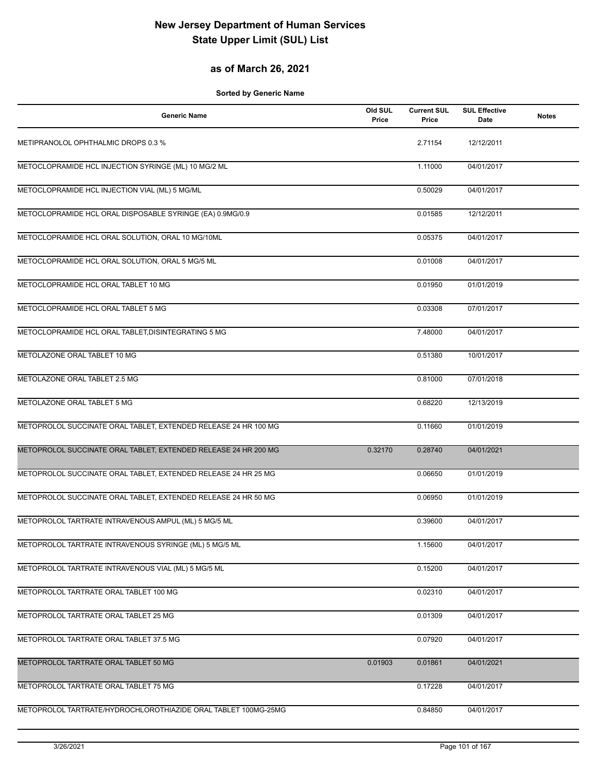# New Jersey Department of Human Services
# State Upper Limit (SUL) List

## as of March 26, 2021

**Sorted by Generic Name**

| Generic Name | Old SUL Price | Current SUL Price | SUL Effective Date | Notes |
|---|---|---|---|---|
| METIPRANOLOL OPHTHALMIC DROPS 0.3 % | | 2.71154 | 12/12/2011 | |
| METOCLOPRAMIDE HCL INJECTION SYRINGE (ML) 10 MG/2 ML | | 1.11000 | 04/01/2017 | |
| METOCLOPRAMIDE HCL INJECTION VIAL (ML) 5 MG/ML | | 0.50029 | 04/01/2017 | |
| METOCLOPRAMIDE HCL ORAL DISPOSABLE SYRINGE (EA) 0.9MG/0.9 | | 0.01585 | 12/12/2011 | |
| METOCLOPRAMIDE HCL ORAL SOLUTION, ORAL 10 MG/10ML | | 0.05375 | 04/01/2017 | |
| METOCLOPRAMIDE HCL ORAL SOLUTION, ORAL 5 MG/5 ML | | 0.01008 | 04/01/2017 | |
| METOCLOPRAMIDE HCL ORAL TABLET 10 MG | | 0.01950 | 01/01/2019 | |
| METOCLOPRAMIDE HCL ORAL TABLET 5 MG | | 0.03308 | 07/01/2017 | |
| METOCLOPRAMIDE HCL ORAL TABLET,DISINTEGRATING 5 MG | | 7.48000 | 04/01/2017 | |
| METOLAZONE ORAL TABLET 10 MG | | 0.51380 | 10/01/2017 | |
| METOLAZONE ORAL TABLET 2.5 MG | | 0.81000 | 07/01/2018 | |
| METOLAZONE ORAL TABLET 5 MG | | 0.68220 | 12/13/2019 | |
| METOPROLOL SUCCINATE ORAL TABLET, EXTENDED RELEASE 24 HR 100 MG | | 0.11660 | 01/01/2019 | |
| METOPROLOL SUCCINATE ORAL TABLET, EXTENDED RELEASE 24 HR 200 MG | 0.32170 | 0.28740 | 04/01/2021 | |
| METOPROLOL SUCCINATE ORAL TABLET, EXTENDED RELEASE 24 HR 25 MG | | 0.06650 | 01/01/2019 | |
| METOPROLOL SUCCINATE ORAL TABLET, EXTENDED RELEASE 24 HR 50 MG | | 0.06950 | 01/01/2019 | |
| METOPROLOL TARTRATE INTRAVENOUS AMPUL (ML) 5 MG/5 ML | | 0.39600 | 04/01/2017 | |
| METOPROLOL TARTRATE INTRAVENOUS SYRINGE (ML) 5 MG/5 ML | | 1.15600 | 04/01/2017 | |
| METOPROLOL TARTRATE INTRAVENOUS VIAL (ML) 5 MG/5 ML | | 0.15200 | 04/01/2017 | |
| METOPROLOL TARTRATE ORAL TABLET 100 MG | | 0.02310 | 04/01/2017 | |
| METOPROLOL TARTRATE ORAL TABLET 25 MG | | 0.01309 | 04/01/2017 | |
| METOPROLOL TARTRATE ORAL TABLET 37.5 MG | | 0.07920 | 04/01/2017 | |
| METOPROLOL TARTRATE ORAL TABLET 50 MG | 0.01903 | 0.01861 | 04/01/2021 | |
| METOPROLOL TARTRATE ORAL TABLET 75 MG | | 0.17228 | 04/01/2017 | |
| METOPROLOL TARTRATE/HYDROCHLOROTHIAZIDE ORAL TABLET 100MG-25MG | | 0.84850 | 04/01/2017 | |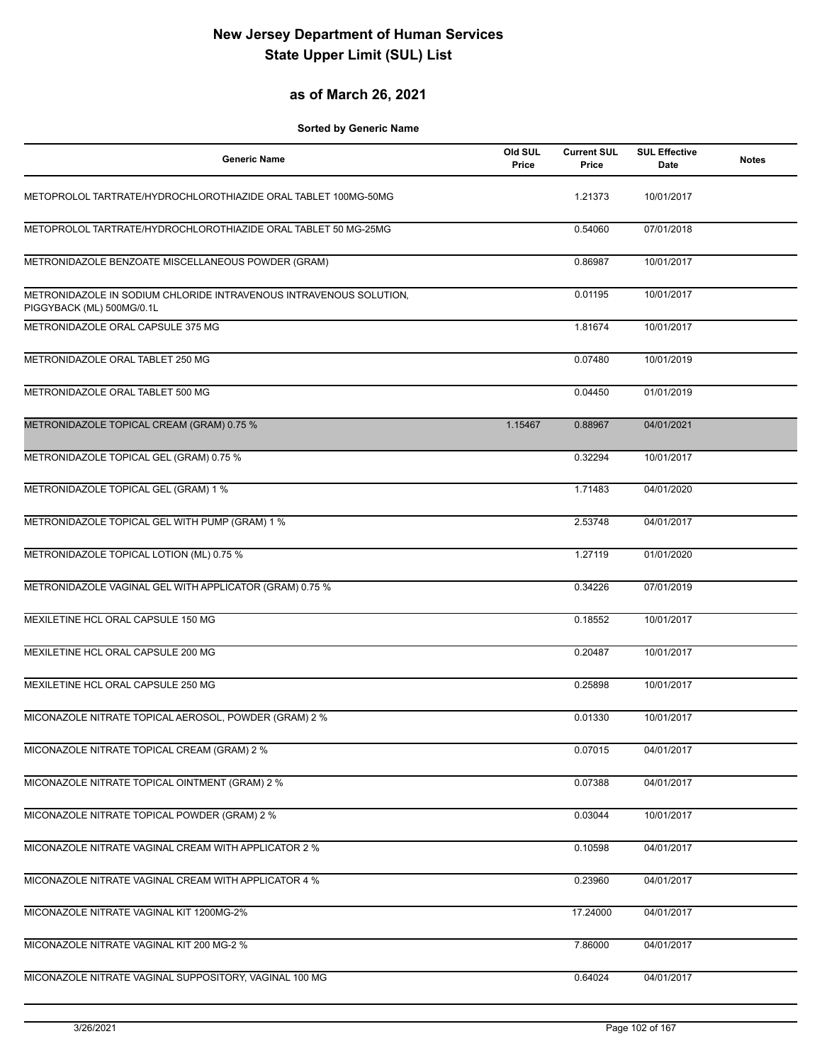# New Jersey Department of Human Services
# State Upper Limit (SUL) List

## as of March 26, 2021

**Sorted by Generic Name**

| Generic Name | Old SUL Price | Current SUL Price | SUL Effective Date | Notes |
|---|---|---|---|---|
| METOPROLOL TARTRATE/HYDROCHLOROTHIAZIDE ORAL TABLET 100MG-50MG | | 1.21373 | 10/01/2017 | |
| METOPROLOL TARTRATE/HYDROCHLOROTHIAZIDE ORAL TABLET 50 MG-25MG | | 0.54060 | 07/01/2018 | |
| METRONIDAZOLE BENZOATE MISCELLANEOUS POWDER (GRAM) | | 0.86987 | 10/01/2017 | |
| METRONIDAZOLE IN SODIUM CHLORIDE INTRAVENOUS INTRAVENOUS SOLUTION, PIGGYBACK (ML) 500MG/0.1L | | 0.01195 | 10/01/2017 | |
| METRONIDAZOLE ORAL CAPSULE 375 MG | | 1.81674 | 10/01/2017 | |
| METRONIDAZOLE ORAL TABLET 250 MG | | 0.07480 | 10/01/2019 | |
| METRONIDAZOLE ORAL TABLET 500 MG | | 0.04450 | 01/01/2019 | |
| METRONIDAZOLE TOPICAL CREAM (GRAM) 0.75 % | 1.15467 | 0.88967 | 04/01/2021 | |
| METRONIDAZOLE TOPICAL GEL (GRAM) 0.75 % | | 0.32294 | 10/01/2017 | |
| METRONIDAZOLE TOPICAL GEL (GRAM) 1 % | | 1.71483 | 04/01/2020 | |
| METRONIDAZOLE TOPICAL GEL WITH PUMP (GRAM) 1 % | | 2.53748 | 04/01/2017 | |
| METRONIDAZOLE TOPICAL LOTION (ML) 0.75 % | | 1.27119 | 01/01/2020 | |
| METRONIDAZOLE VAGINAL GEL WITH APPLICATOR (GRAM) 0.75 % | | 0.34226 | 07/01/2019 | |
| MEXILETINE HCL ORAL CAPSULE 150 MG | | 0.18552 | 10/01/2017 | |
| MEXILETINE HCL ORAL CAPSULE 200 MG | | 0.20487 | 10/01/2017 | |
| MEXILETINE HCL ORAL CAPSULE 250 MG | | 0.25898 | 10/01/2017 | |
| MICONAZOLE NITRATE TOPICAL AEROSOL, POWDER (GRAM) 2 % | | 0.01330 | 10/01/2017 | |
| MICONAZOLE NITRATE TOPICAL CREAM (GRAM) 2 % | | 0.07015 | 04/01/2017 | |
| MICONAZOLE NITRATE TOPICAL OINTMENT (GRAM) 2 % | | 0.07388 | 04/01/2017 | |
| MICONAZOLE NITRATE TOPICAL POWDER (GRAM) 2 % | | 0.03044 | 10/01/2017 | |
| MICONAZOLE NITRATE VAGINAL CREAM WITH APPLICATOR 2 % | | 0.10598 | 04/01/2017 | |
| MICONAZOLE NITRATE VAGINAL CREAM WITH APPLICATOR 4 % | | 0.23960 | 04/01/2017 | |
| MICONAZOLE NITRATE VAGINAL KIT 1200MG-2% | | 17.24000 | 04/01/2017 | |
| MICONAZOLE NITRATE VAGINAL KIT 200 MG-2 % | | 7.86000 | 04/01/2017 | |
| MICONAZOLE NITRATE VAGINAL SUPPOSITORY, VAGINAL 100 MG | | 0.64024 | 04/01/2017 | |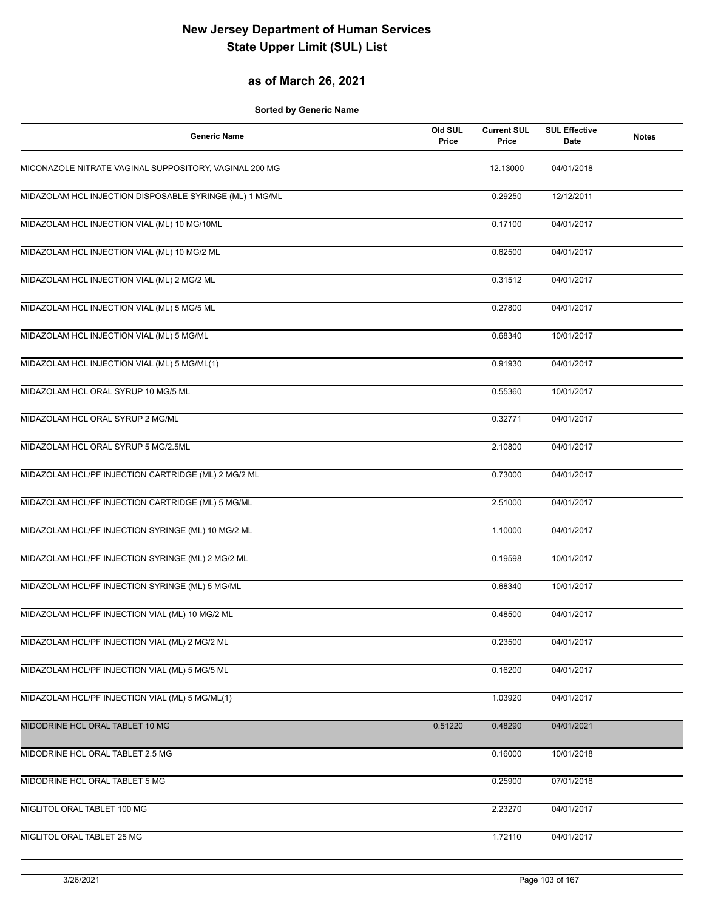# New Jersey Department of Human Services
# State Upper Limit (SUL) List

## as of March 26, 2021

**Sorted by Generic Name**

| Generic Name | Old SUL Price | Current SUL Price | SUL Effective Date | Notes |
|---|---|---|---|---|
| MICONAZOLE NITRATE VAGINAL SUPPOSITORY, VAGINAL 200 MG | | 12.13000 | 04/01/2018 | |
| MIDAZOLAM HCL INJECTION DISPOSABLE SYRINGE (ML) 1 MG/ML | | 0.29250 | 12/12/2011 | |
| MIDAZOLAM HCL INJECTION VIAL (ML) 10 MG/10ML | | 0.17100 | 04/01/2017 | |
| MIDAZOLAM HCL INJECTION VIAL (ML) 10 MG/2 ML | | 0.62500 | 04/01/2017 | |
| MIDAZOLAM HCL INJECTION VIAL (ML) 2 MG/2 ML | | 0.31512 | 04/01/2017 | |
| MIDAZOLAM HCL INJECTION VIAL (ML) 5 MG/5 ML | | 0.27800 | 04/01/2017 | |
| MIDAZOLAM HCL INJECTION VIAL (ML) 5 MG/ML | | 0.68340 | 10/01/2017 | |
| MIDAZOLAM HCL INJECTION VIAL (ML) 5 MG/ML(1) | | 0.91930 | 04/01/2017 | |
| MIDAZOLAM HCL ORAL SYRUP 10 MG/5 ML | | 0.55360 | 10/01/2017 | |
| MIDAZOLAM HCL ORAL SYRUP 2 MG/ML | | 0.32771 | 04/01/2017 | |
| MIDAZOLAM HCL ORAL SYRUP 5 MG/2.5ML | | 2.10800 | 04/01/2017 | |
| MIDAZOLAM HCL/PF INJECTION CARTRIDGE (ML) 2 MG/2 ML | | 0.73000 | 04/01/2017 | |
| MIDAZOLAM HCL/PF INJECTION CARTRIDGE (ML) 5 MG/ML | | 2.51000 | 04/01/2017 | |
| MIDAZOLAM HCL/PF INJECTION SYRINGE (ML) 10 MG/2 ML | | 1.10000 | 04/01/2017 | |
| MIDAZOLAM HCL/PF INJECTION SYRINGE (ML) 2 MG/2 ML | | 0.19598 | 10/01/2017 | |
| MIDAZOLAM HCL/PF INJECTION SYRINGE (ML) 5 MG/ML | | 0.68340 | 10/01/2017 | |
| MIDAZOLAM HCL/PF INJECTION VIAL (ML) 10 MG/2 ML | | 0.48500 | 04/01/2017 | |
| MIDAZOLAM HCL/PF INJECTION VIAL (ML) 2 MG/2 ML | | 0.23500 | 04/01/2017 | |
| MIDAZOLAM HCL/PF INJECTION VIAL (ML) 5 MG/5 ML | | 0.16200 | 04/01/2017 | |
| MIDAZOLAM HCL/PF INJECTION VIAL (ML) 5 MG/ML(1) | | 1.03920 | 04/01/2017 | |
| MIDODRINE HCL ORAL TABLET 10 MG | 0.51220 | 0.48290 | 04/01/2021 | |
| MIDODRINE HCL ORAL TABLET 2.5 MG | | 0.16000 | 10/01/2018 | |
| MIDODRINE HCL ORAL TABLET 5 MG | | 0.25900 | 07/01/2018 | |
| MIGLITOL ORAL TABLET 100 MG | | 2.23270 | 04/01/2017 | |
| MIGLITOL ORAL TABLET 25 MG | | 1.72110 | 04/01/2017 | |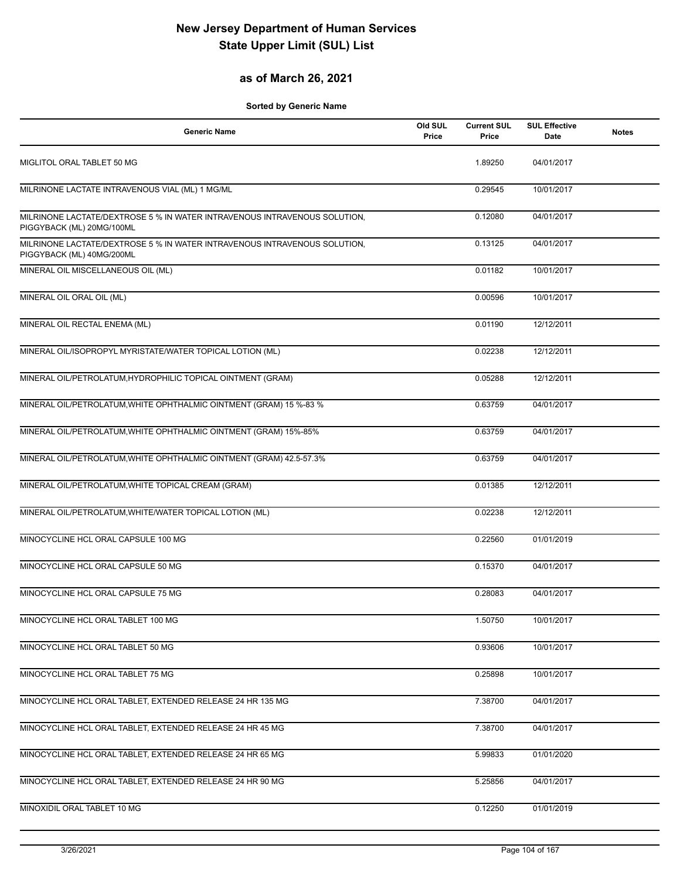# New Jersey Department of Human Services
# State Upper Limit (SUL) List

## as of March 26, 2021

**Sorted by Generic Name**

| Generic Name | Old SUL Price | Current SUL Price | SUL Effective Date | Notes |
|---|---|---|---|---|
| MIGLITOL ORAL TABLET 50 MG | | 1.89250 | 04/01/2017 | |
| MILRINONE LACTATE INTRAVENOUS VIAL (ML) 1 MG/ML | | 0.29545 | 10/01/2017 | |
| MILRINONE LACTATE/DEXTROSE 5 % IN WATER INTRAVENOUS INTRAVENOUS SOLUTION, PIGGYBACK (ML) 20MG/100ML | | 0.12080 | 04/01/2017 | |
| MILRINONE LACTATE/DEXTROSE 5 % IN WATER INTRAVENOUS INTRAVENOUS SOLUTION, PIGGYBACK (ML) 40MG/200ML | | 0.13125 | 04/01/2017 | |
| MINERAL OIL MISCELLANEOUS OIL (ML) | | 0.01182 | 10/01/2017 | |
| MINERAL OIL ORAL OIL (ML) | | 0.00596 | 10/01/2017 | |
| MINERAL OIL RECTAL ENEMA (ML) | | 0.01190 | 12/12/2011 | |
| MINERAL OIL/ISOPROPYL MYRISTATE/WATER TOPICAL LOTION (ML) | | 0.02238 | 12/12/2011 | |
| MINERAL OIL/PETROLATUM,HYDROPHILIC TOPICAL OINTMENT (GRAM) | | 0.05288 | 12/12/2011 | |
| MINERAL OIL/PETROLATUM,WHITE OPHTHALMIC OINTMENT (GRAM) 15 %-83 % | | 0.63759 | 04/01/2017 | |
| MINERAL OIL/PETROLATUM,WHITE OPHTHALMIC OINTMENT (GRAM) 15%-85% | | 0.63759 | 04/01/2017 | |
| MINERAL OIL/PETROLATUM,WHITE OPHTHALMIC OINTMENT (GRAM) 42.5-57.3% | | 0.63759 | 04/01/2017 | |
| MINERAL OIL/PETROLATUM,WHITE TOPICAL CREAM (GRAM) | | 0.01385 | 12/12/2011 | |
| MINERAL OIL/PETROLATUM,WHITE/WATER TOPICAL LOTION (ML) | | 0.02238 | 12/12/2011 | |
| MINOCYCLINE HCL ORAL CAPSULE 100 MG | | 0.22560 | 01/01/2019 | |
| MINOCYCLINE HCL ORAL CAPSULE 50 MG | | 0.15370 | 04/01/2017 | |
| MINOCYCLINE HCL ORAL CAPSULE 75 MG | | 0.28083 | 04/01/2017 | |
| MINOCYCLINE HCL ORAL TABLET 100 MG | | 1.50750 | 10/01/2017 | |
| MINOCYCLINE HCL ORAL TABLET 50 MG | | 0.93606 | 10/01/2017 | |
| MINOCYCLINE HCL ORAL TABLET 75 MG | | 0.25898 | 10/01/2017 | |
| MINOCYCLINE HCL ORAL TABLET, EXTENDED RELEASE 24 HR 135 MG | | 7.38700 | 04/01/2017 | |
| MINOCYCLINE HCL ORAL TABLET, EXTENDED RELEASE 24 HR 45 MG | | 7.38700 | 04/01/2017 | |
| MINOCYCLINE HCL ORAL TABLET, EXTENDED RELEASE 24 HR 65 MG | | 5.99833 | 01/01/2020 | |
| MINOCYCLINE HCL ORAL TABLET, EXTENDED RELEASE 24 HR 90 MG | | 5.25856 | 04/01/2017 | |
| MINOXIDIL ORAL TABLET 10 MG | | 0.12250 | 01/01/2019 | |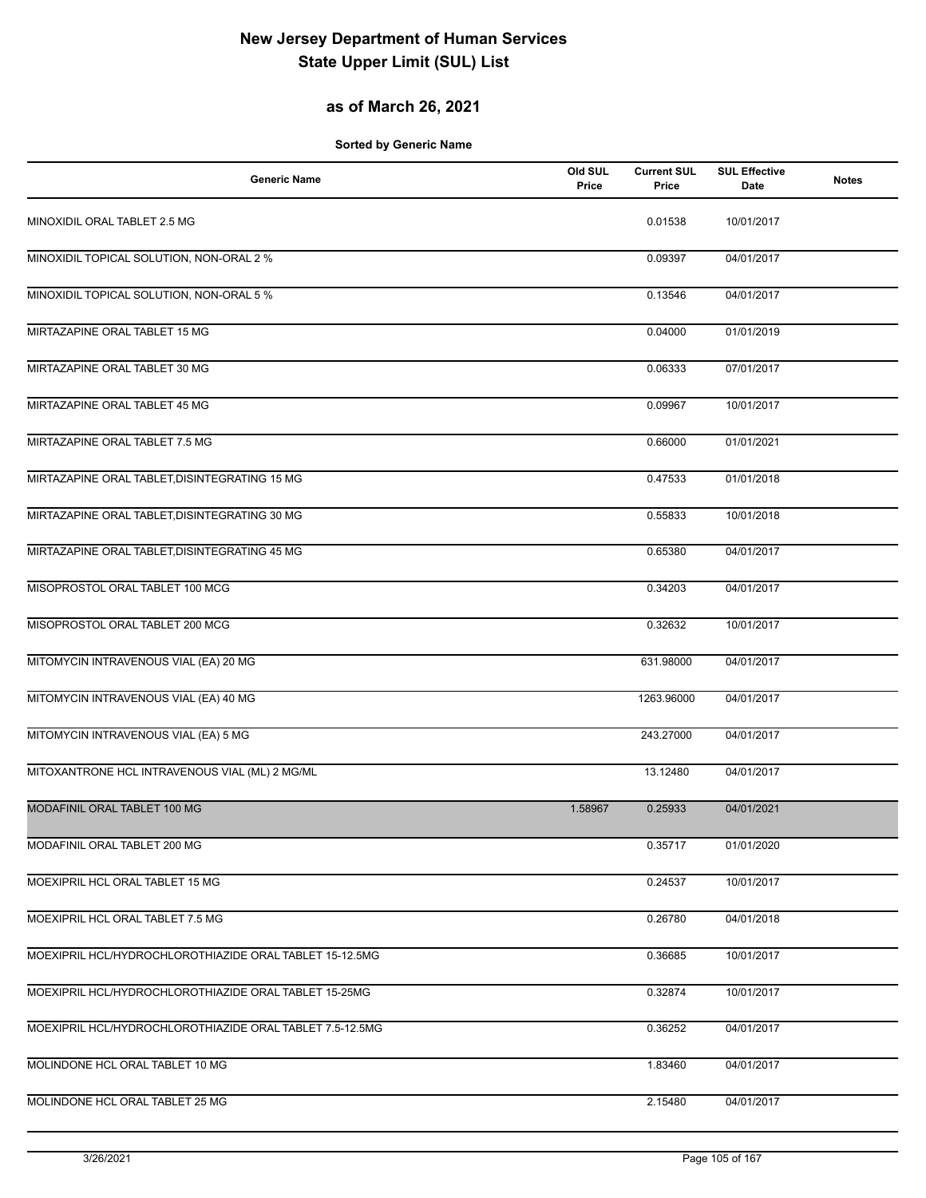# New Jersey Department of Human Services
# State Upper Limit (SUL) List

## as of March 26, 2021

**Sorted by Generic Name**

| Generic Name | Old SUL Price | Current SUL Price | SUL Effective Date | Notes |
|---|---|---|---|---|
| MINOXIDIL ORAL TABLET 2.5 MG | | 0.01538 | 10/01/2017 | |
| MINOXIDIL TOPICAL SOLUTION, NON-ORAL 2 % | | 0.09397 | 04/01/2017 | |
| MINOXIDIL TOPICAL SOLUTION, NON-ORAL 5 % | | 0.13546 | 04/01/2017 | |
| MIRTAZAPINE ORAL TABLET 15 MG | | 0.04000 | 01/01/2019 | |
| MIRTAZAPINE ORAL TABLET 30 MG | | 0.06333 | 07/01/2017 | |
| MIRTAZAPINE ORAL TABLET 45 MG | | 0.09967 | 10/01/2017 | |
| MIRTAZAPINE ORAL TABLET 7.5 MG | | 0.66000 | 01/01/2021 | |
| MIRTAZAPINE ORAL TABLET,DISINTEGRATING 15 MG | | 0.47533 | 01/01/2018 | |
| MIRTAZAPINE ORAL TABLET,DISINTEGRATING 30 MG | | 0.55833 | 10/01/2018 | |
| MIRTAZAPINE ORAL TABLET,DISINTEGRATING 45 MG | | 0.65380 | 04/01/2017 | |
| MISOPROSTOL ORAL TABLET 100 MCG | | 0.34203 | 04/01/2017 | |
| MISOPROSTOL ORAL TABLET 200 MCG | | 0.32632 | 10/01/2017 | |
| MITOMYCIN INTRAVENOUS VIAL (EA) 20 MG | | 631.98000 | 04/01/2017 | |
| MITOMYCIN INTRAVENOUS VIAL (EA) 40 MG | | 1263.96000 | 04/01/2017 | |
| MITOMYCIN INTRAVENOUS VIAL (EA) 5 MG | | 243.27000 | 04/01/2017 | |
| MITOXANTRONE HCL INTRAVENOUS VIAL (ML) 2 MG/ML | | 13.12480 | 04/01/2017 | |
| MODAFINIL ORAL TABLET 100 MG | 1.58967 | 0.25933 | 04/01/2021 | |
| MODAFINIL ORAL TABLET 200 MG | | 0.35717 | 01/01/2020 | |
| MOEXIPRIL HCL ORAL TABLET 15 MG | | 0.24537 | 10/01/2017 | |
| MOEXIPRIL HCL ORAL TABLET 7.5 MG | | 0.26780 | 04/01/2018 | |
| MOEXIPRIL HCL/HYDROCHLOROTHIAZIDE ORAL TABLET 15-12.5MG | | 0.36685 | 10/01/2017 | |
| MOEXIPRIL HCL/HYDROCHLOROTHIAZIDE ORAL TABLET 15-25MG | | 0.32874 | 10/01/2017 | |
| MOEXIPRIL HCL/HYDROCHLOROTHIAZIDE ORAL TABLET 7.5-12.5MG | | 0.36252 | 04/01/2017 | |
| MOLINDONE HCL ORAL TABLET 10 MG | | 1.83460 | 04/01/2017 | |
| MOLINDONE HCL ORAL TABLET 25 MG | | 2.15480 | 04/01/2017 | |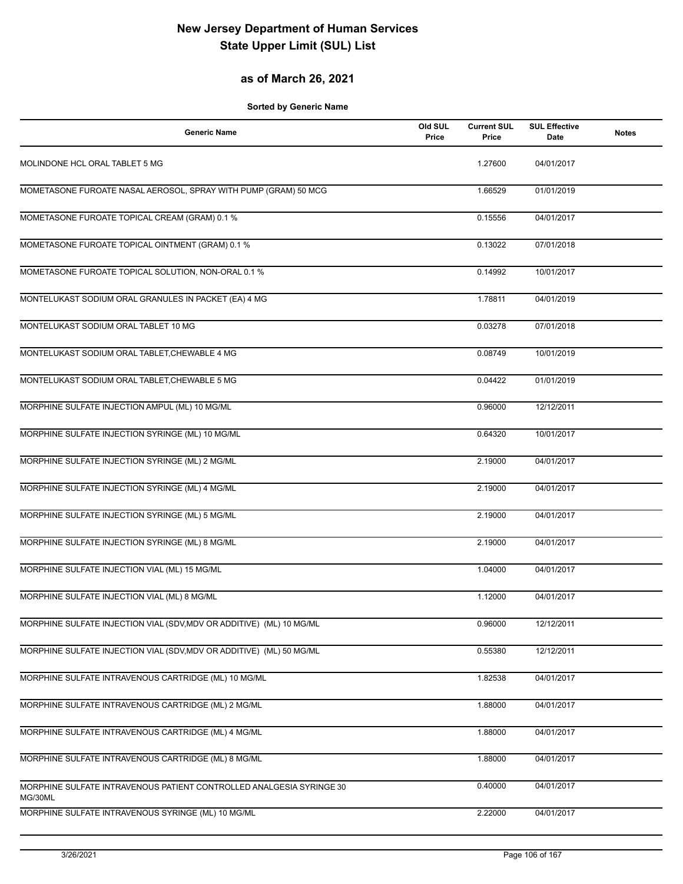# New Jersey Department of Human Services
# State Upper Limit (SUL) List

## as of March 26, 2021

**Sorted by Generic Name**

| Generic Name | Old SUL Price | Current SUL Price | SUL Effective Date | Notes |
|---|---|---|---|---|
| MOLINDONE HCL ORAL TABLET 5 MG | | 1.27600 | 04/01/2017 | |
| MOMETASONE FUROATE NASAL AEROSOL, SPRAY WITH PUMP (GRAM) 50 MCG | | 1.66529 | 01/01/2019 | |
| MOMETASONE FUROATE TOPICAL CREAM (GRAM) 0.1 % | | 0.15556 | 04/01/2017 | |
| MOMETASONE FUROATE TOPICAL OINTMENT (GRAM) 0.1 % | | 0.13022 | 07/01/2018 | |
| MOMETASONE FUROATE TOPICAL SOLUTION, NON-ORAL 0.1 % | | 0.14992 | 10/01/2017 | |
| MONTELUKAST SODIUM ORAL GRANULES IN PACKET (EA) 4 MG | | 1.78811 | 04/01/2019 | |
| MONTELUKAST SODIUM ORAL TABLET 10 MG | | 0.03278 | 07/01/2018 | |
| MONTELUKAST SODIUM ORAL TABLET,CHEWABLE 4 MG | | 0.08749 | 10/01/2019 | |
| MONTELUKAST SODIUM ORAL TABLET,CHEWABLE 5 MG | | 0.04422 | 01/01/2019 | |
| MORPHINE SULFATE INJECTION AMPUL (ML) 10 MG/ML | | 0.96000 | 12/12/2011 | |
| MORPHINE SULFATE INJECTION SYRINGE (ML) 10 MG/ML | | 0.64320 | 10/01/2017 | |
| MORPHINE SULFATE INJECTION SYRINGE (ML) 2 MG/ML | | 2.19000 | 04/01/2017 | |
| MORPHINE SULFATE INJECTION SYRINGE (ML) 4 MG/ML | | 2.19000 | 04/01/2017 | |
| MORPHINE SULFATE INJECTION SYRINGE (ML) 5 MG/ML | | 2.19000 | 04/01/2017 | |
| MORPHINE SULFATE INJECTION SYRINGE (ML) 8 MG/ML | | 2.19000 | 04/01/2017 | |
| MORPHINE SULFATE INJECTION VIAL (ML) 15 MG/ML | | 1.04000 | 04/01/2017 | |
| MORPHINE SULFATE INJECTION VIAL (ML) 8 MG/ML | | 1.12000 | 04/01/2017 | |
| MORPHINE SULFATE INJECTION VIAL (SDV,MDV OR ADDITIVE) (ML) 10 MG/ML | | 0.96000 | 12/12/2011 | |
| MORPHINE SULFATE INJECTION VIAL (SDV,MDV OR ADDITIVE) (ML) 50 MG/ML | | 0.55380 | 12/12/2011 | |
| MORPHINE SULFATE INTRAVENOUS CARTRIDGE (ML) 10 MG/ML | | 1.82538 | 04/01/2017 | |
| MORPHINE SULFATE INTRAVENOUS CARTRIDGE (ML) 2 MG/ML | | 1.88000 | 04/01/2017 | |
| MORPHINE SULFATE INTRAVENOUS CARTRIDGE (ML) 4 MG/ML | | 1.88000 | 04/01/2017 | |
| MORPHINE SULFATE INTRAVENOUS CARTRIDGE (ML) 8 MG/ML | | 1.88000 | 04/01/2017 | |
| MORPHINE SULFATE INTRAVENOUS PATIENT CONTROLLED ANALGESIA SYRINGE 30 MG/30ML | | 0.40000 | 04/01/2017 | |
| MORPHINE SULFATE INTRAVENOUS SYRINGE (ML) 10 MG/ML | | 2.22000 | 04/01/2017 | |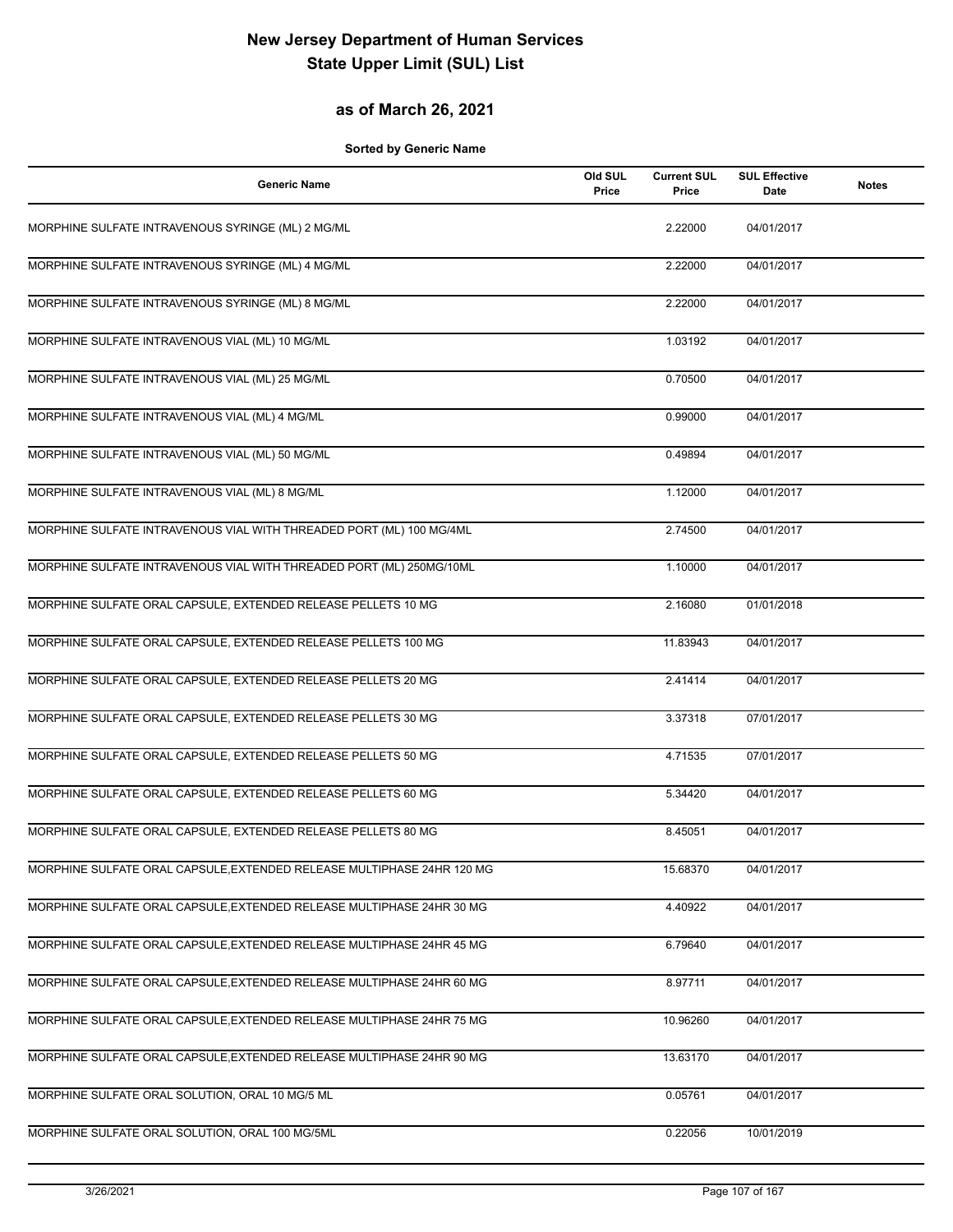# New Jersey Department of Human Services
# State Upper Limit (SUL) List

## as of March 26, 2021

**Sorted by Generic Name**

| Generic Name | Old SUL Price | Current SUL Price | SUL Effective Date | Notes |
|---|---|---|---|---|
| MORPHINE SULFATE INTRAVENOUS SYRINGE (ML) 2 MG/ML | | 2.22000 | 04/01/2017 | |
| MORPHINE SULFATE INTRAVENOUS SYRINGE (ML) 4 MG/ML | | 2.22000 | 04/01/2017 | |
| MORPHINE SULFATE INTRAVENOUS SYRINGE (ML) 8 MG/ML | | 2.22000 | 04/01/2017 | |
| MORPHINE SULFATE INTRAVENOUS VIAL (ML) 10 MG/ML | | 1.03192 | 04/01/2017 | |
| MORPHINE SULFATE INTRAVENOUS VIAL (ML) 25 MG/ML | | 0.70500 | 04/01/2017 | |
| MORPHINE SULFATE INTRAVENOUS VIAL (ML) 4 MG/ML | | 0.99000 | 04/01/2017 | |
| MORPHINE SULFATE INTRAVENOUS VIAL (ML) 50 MG/ML | | 0.49894 | 04/01/2017 | |
| MORPHINE SULFATE INTRAVENOUS VIAL (ML) 8 MG/ML | | 1.12000 | 04/01/2017 | |
| MORPHINE SULFATE INTRAVENOUS VIAL WITH THREADED PORT (ML) 100 MG/4ML | | 2.74500 | 04/01/2017 | |
| MORPHINE SULFATE INTRAVENOUS VIAL WITH THREADED PORT (ML) 250MG/10ML | | 1.10000 | 04/01/2017 | |
| MORPHINE SULFATE ORAL CAPSULE, EXTENDED RELEASE PELLETS 10 MG | | 2.16080 | 01/01/2018 | |
| MORPHINE SULFATE ORAL CAPSULE, EXTENDED RELEASE PELLETS 100 MG | | 11.83943 | 04/01/2017 | |
| MORPHINE SULFATE ORAL CAPSULE, EXTENDED RELEASE PELLETS 20 MG | | 2.41414 | 04/01/2017 | |
| MORPHINE SULFATE ORAL CAPSULE, EXTENDED RELEASE PELLETS 30 MG | | 3.37318 | 07/01/2017 | |
| MORPHINE SULFATE ORAL CAPSULE, EXTENDED RELEASE PELLETS 50 MG | | 4.71535 | 07/01/2017 | |
| MORPHINE SULFATE ORAL CAPSULE, EXTENDED RELEASE PELLETS 60 MG | | 5.34420 | 04/01/2017 | |
| MORPHINE SULFATE ORAL CAPSULE, EXTENDED RELEASE PELLETS 80 MG | | 8.45051 | 04/01/2017 | |
| MORPHINE SULFATE ORAL CAPSULE,EXTENDED RELEASE MULTIPHASE 24HR 120 MG | | 15.68370 | 04/01/2017 | |
| MORPHINE SULFATE ORAL CAPSULE,EXTENDED RELEASE MULTIPHASE 24HR 30 MG | | 4.40922 | 04/01/2017 | |
| MORPHINE SULFATE ORAL CAPSULE,EXTENDED RELEASE MULTIPHASE 24HR 45 MG | | 6.79640 | 04/01/2017 | |
| MORPHINE SULFATE ORAL CAPSULE,EXTENDED RELEASE MULTIPHASE 24HR 60 MG | | 8.97711 | 04/01/2017 | |
| MORPHINE SULFATE ORAL CAPSULE,EXTENDED RELEASE MULTIPHASE 24HR 75 MG | | 10.96260 | 04/01/2017 | |
| MORPHINE SULFATE ORAL CAPSULE,EXTENDED RELEASE MULTIPHASE 24HR 90 MG | | 13.63170 | 04/01/2017 | |
| MORPHINE SULFATE ORAL SOLUTION, ORAL 10 MG/5 ML | | 0.05761 | 04/01/2017 | |
| MORPHINE SULFATE ORAL SOLUTION, ORAL 100 MG/5ML | | 0.22056 | 10/01/2019 | |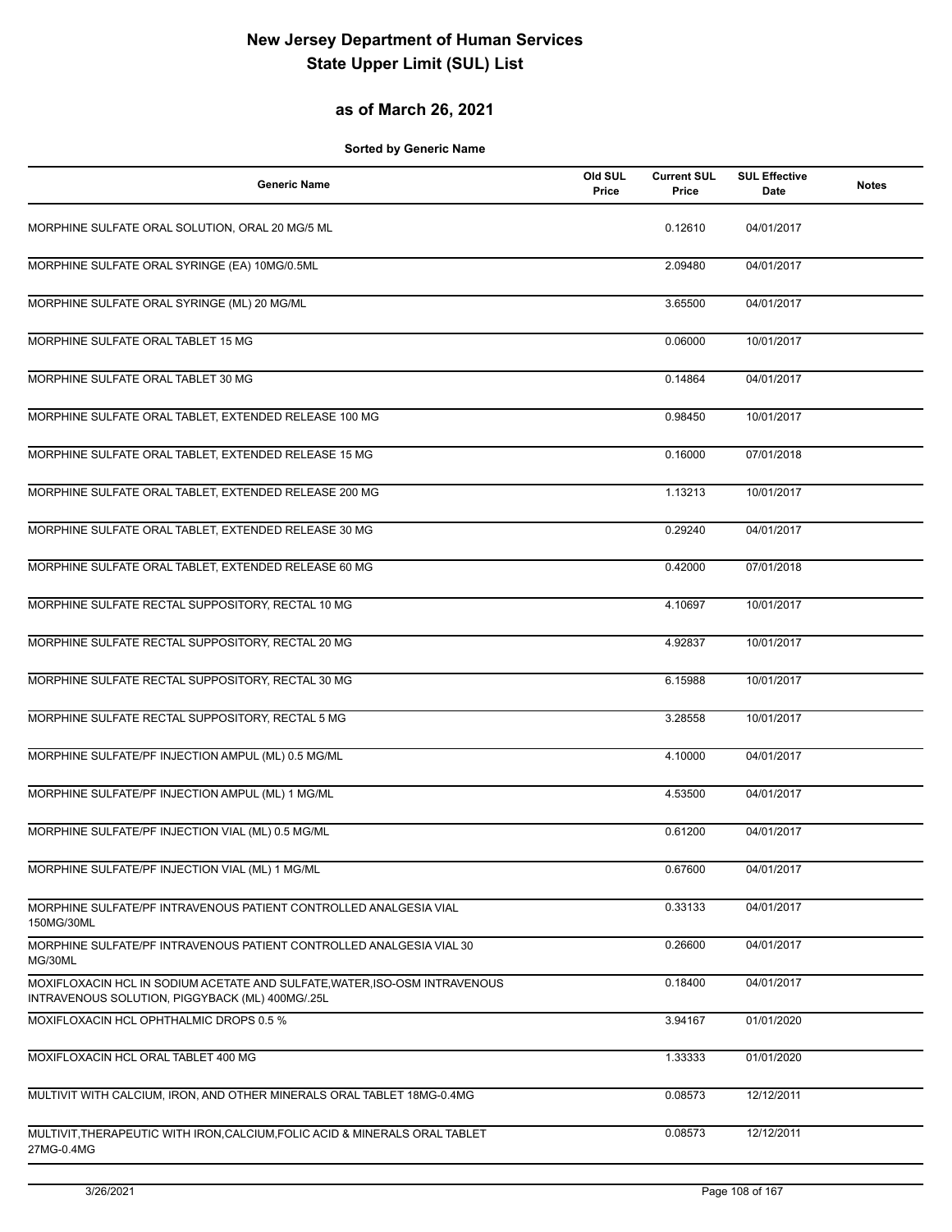# New Jersey Department of Human Services
# State Upper Limit (SUL) List

## as of March 26, 2021

**Sorted by Generic Name**

| Generic Name | Old SUL Price | Current SUL Price | SUL Effective Date | Notes |
|---|---|---|---|---|
| MORPHINE SULFATE ORAL SOLUTION, ORAL 20 MG/5 ML | | 0.12610 | 04/01/2017 | |
| MORPHINE SULFATE ORAL SYRINGE (EA) 10MG/0.5ML | | 2.09480 | 04/01/2017 | |
| MORPHINE SULFATE ORAL SYRINGE (ML) 20 MG/ML | | 3.65500 | 04/01/2017 | |
| MORPHINE SULFATE ORAL TABLET 15 MG | | 0.06000 | 10/01/2017 | |
| MORPHINE SULFATE ORAL TABLET 30 MG | | 0.14864 | 04/01/2017 | |
| MORPHINE SULFATE ORAL TABLET, EXTENDED RELEASE 100 MG | | 0.98450 | 10/01/2017 | |
| MORPHINE SULFATE ORAL TABLET, EXTENDED RELEASE 15 MG | | 0.16000 | 07/01/2018 | |
| MORPHINE SULFATE ORAL TABLET, EXTENDED RELEASE 200 MG | | 1.13213 | 10/01/2017 | |
| MORPHINE SULFATE ORAL TABLET, EXTENDED RELEASE 30 MG | | 0.29240 | 04/01/2017 | |
| MORPHINE SULFATE ORAL TABLET, EXTENDED RELEASE 60 MG | | 0.42000 | 07/01/2018 | |
| MORPHINE SULFATE RECTAL SUPPOSITORY, RECTAL 10 MG | | 4.10697 | 10/01/2017 | |
| MORPHINE SULFATE RECTAL SUPPOSITORY, RECTAL 20 MG | | 4.92837 | 10/01/2017 | |
| MORPHINE SULFATE RECTAL SUPPOSITORY, RECTAL 30 MG | | 6.15988 | 10/01/2017 | |
| MORPHINE SULFATE RECTAL SUPPOSITORY, RECTAL 5 MG | | 3.28558 | 10/01/2017 | |
| MORPHINE SULFATE/PF INJECTION AMPUL (ML) 0.5 MG/ML | | 4.10000 | 04/01/2017 | |
| MORPHINE SULFATE/PF INJECTION AMPUL (ML) 1 MG/ML | | 4.53500 | 04/01/2017 | |
| MORPHINE SULFATE/PF INJECTION VIAL (ML) 0.5 MG/ML | | 0.61200 | 04/01/2017 | |
| MORPHINE SULFATE/PF INJECTION VIAL (ML) 1 MG/ML | | 0.67600 | 04/01/2017 | |
| MORPHINE SULFATE/PF INTRAVENOUS PATIENT CONTROLLED ANALGESIA VIAL 150MG/30ML | | 0.33133 | 04/01/2017 | |
| MORPHINE SULFATE/PF INTRAVENOUS PATIENT CONTROLLED ANALGESIA VIAL 30 MG/30ML | | 0.26600 | 04/01/2017 | |
| MOXIFLOXACIN HCL IN SODIUM ACETATE AND SULFATE,WATER,ISO-OSM INTRAVENOUS INTRAVENOUS SOLUTION, PIGGYBACK (ML) 400MG/.25L | | 0.18400 | 04/01/2017 | |
| MOXIFLOXACIN HCL OPHTHALMIC DROPS 0.5 % | | 3.94167 | 01/01/2020 | |
| MOXIFLOXACIN HCL ORAL TABLET 400 MG | | 1.33333 | 01/01/2020 | |
| MULTIVIT WITH CALCIUM, IRON, AND OTHER MINERALS ORAL TABLET 18MG-0.4MG | | 0.08573 | 12/12/2011 | |
| MULTIVIT,THERAPEUTIC WITH IRON,CALCIUM,FOLIC ACID & MINERALS ORAL TABLET 27MG-0.4MG | | 0.08573 | 12/12/2011 | |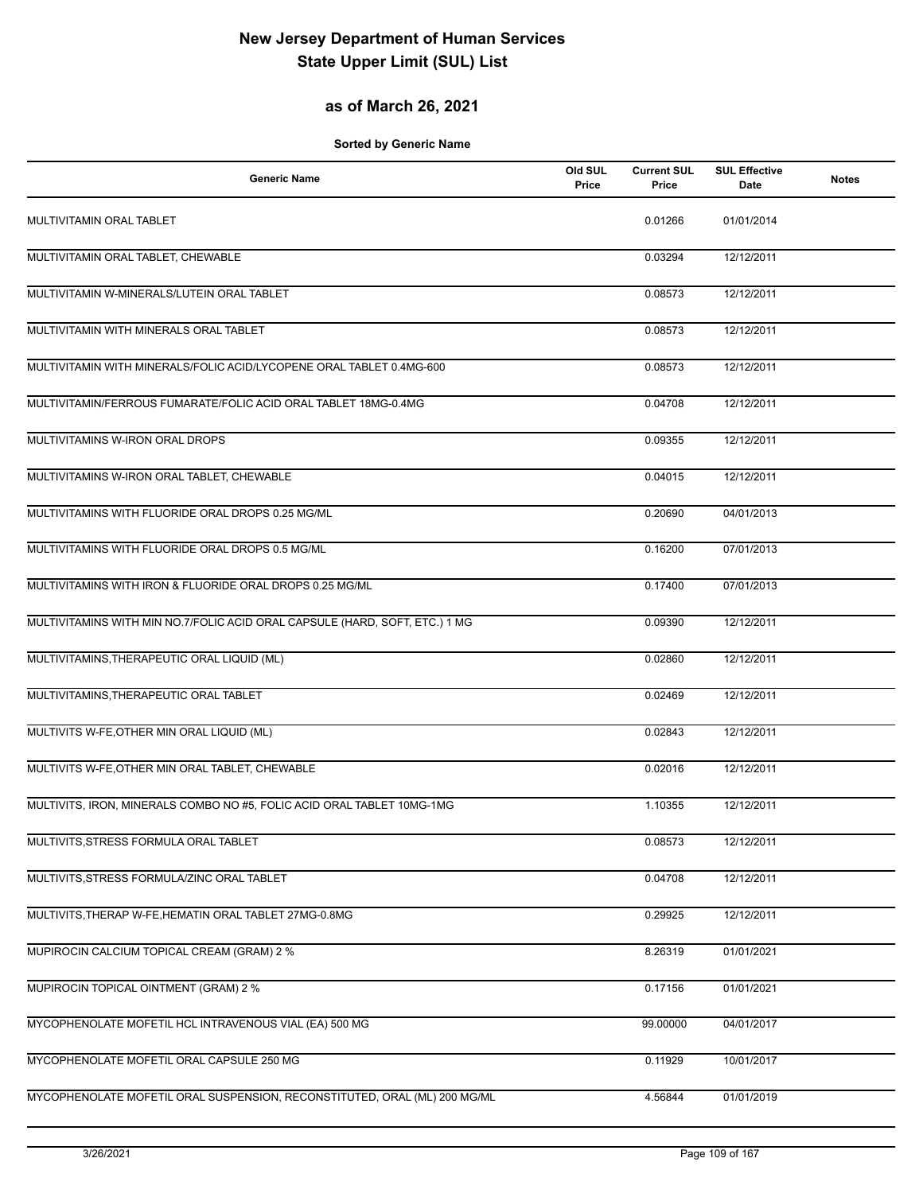# New Jersey Department of Human Services
# State Upper Limit (SUL) List

## as of March 26, 2021

**Sorted by Generic Name**

| Generic Name | Old SUL Price | Current SUL Price | SUL Effective Date | Notes |
|---|---|---|---|---|
| MULTIVITAMIN ORAL TABLET | | 0.01266 | 01/01/2014 | |
| MULTIVITAMIN ORAL TABLET, CHEWABLE | | 0.03294 | 12/12/2011 | |
| MULTIVITAMIN W-MINERALS/LUTEIN ORAL TABLET | | 0.08573 | 12/12/2011 | |
| MULTIVITAMIN WITH MINERALS ORAL TABLET | | 0.08573 | 12/12/2011 | |
| MULTIVITAMIN WITH MINERALS/FOLIC ACID/LYCOPENE ORAL TABLET 0.4MG-600 | | 0.08573 | 12/12/2011 | |
| MULTIVITAMIN/FERROUS FUMARATE/FOLIC ACID ORAL TABLET 18MG-0.4MG | | 0.04708 | 12/12/2011 | |
| MULTIVITAMINS W-IRON ORAL DROPS | | 0.09355 | 12/12/2011 | |
| MULTIVITAMINS W-IRON ORAL TABLET, CHEWABLE | | 0.04015 | 12/12/2011 | |
| MULTIVITAMINS WITH FLUORIDE ORAL DROPS 0.25 MG/ML | | 0.20690 | 04/01/2013 | |
| MULTIVITAMINS WITH FLUORIDE ORAL DROPS 0.5 MG/ML | | 0.16200 | 07/01/2013 | |
| MULTIVITAMINS WITH IRON & FLUORIDE ORAL DROPS 0.25 MG/ML | | 0.17400 | 07/01/2013 | |
| MULTIVITAMINS WITH MIN NO.7/FOLIC ACID ORAL CAPSULE (HARD, SOFT, ETC.) 1 MG | | 0.09390 | 12/12/2011 | |
| MULTIVITAMINS,THERAPEUTIC ORAL LIQUID (ML) | | 0.02860 | 12/12/2011 | |
| MULTIVITAMINS,THERAPEUTIC ORAL TABLET | | 0.02469 | 12/12/2011 | |
| MULTIVITS W-FE,OTHER MIN ORAL LIQUID (ML) | | 0.02843 | 12/12/2011 | |
| MULTIVITS W-FE,OTHER MIN ORAL TABLET, CHEWABLE | | 0.02016 | 12/12/2011 | |
| MULTIVITS, IRON, MINERALS COMBO NO #5, FOLIC ACID ORAL TABLET 10MG-1MG | | 1.10355 | 12/12/2011 | |
| MULTIVITS,STRESS FORMULA ORAL TABLET | | 0.08573 | 12/12/2011 | |
| MULTIVITS,STRESS FORMULA/ZINC ORAL TABLET | | 0.04708 | 12/12/2011 | |
| MULTIVITS,THERAP W-FE,HEMATIN ORAL TABLET 27MG-0.8MG | | 0.29925 | 12/12/2011 | |
| MUPIROCIN CALCIUM TOPICAL CREAM (GRAM) 2 % | | 8.26319 | 01/01/2021 | |
| MUPIROCIN TOPICAL OINTMENT (GRAM) 2 % | | 0.17156 | 01/01/2021 | |
| MYCOPHENOLATE MOFETIL HCL INTRAVENOUS VIAL (EA) 500 MG | | 99.00000 | 04/01/2017 | |
| MYCOPHENOLATE MOFETIL ORAL CAPSULE 250 MG | | 0.11929 | 10/01/2017 | |
| MYCOPHENOLATE MOFETIL ORAL SUSPENSION, RECONSTITUTED, ORAL (ML) 200 MG/ML | | 4.56844 | 01/01/2019 | |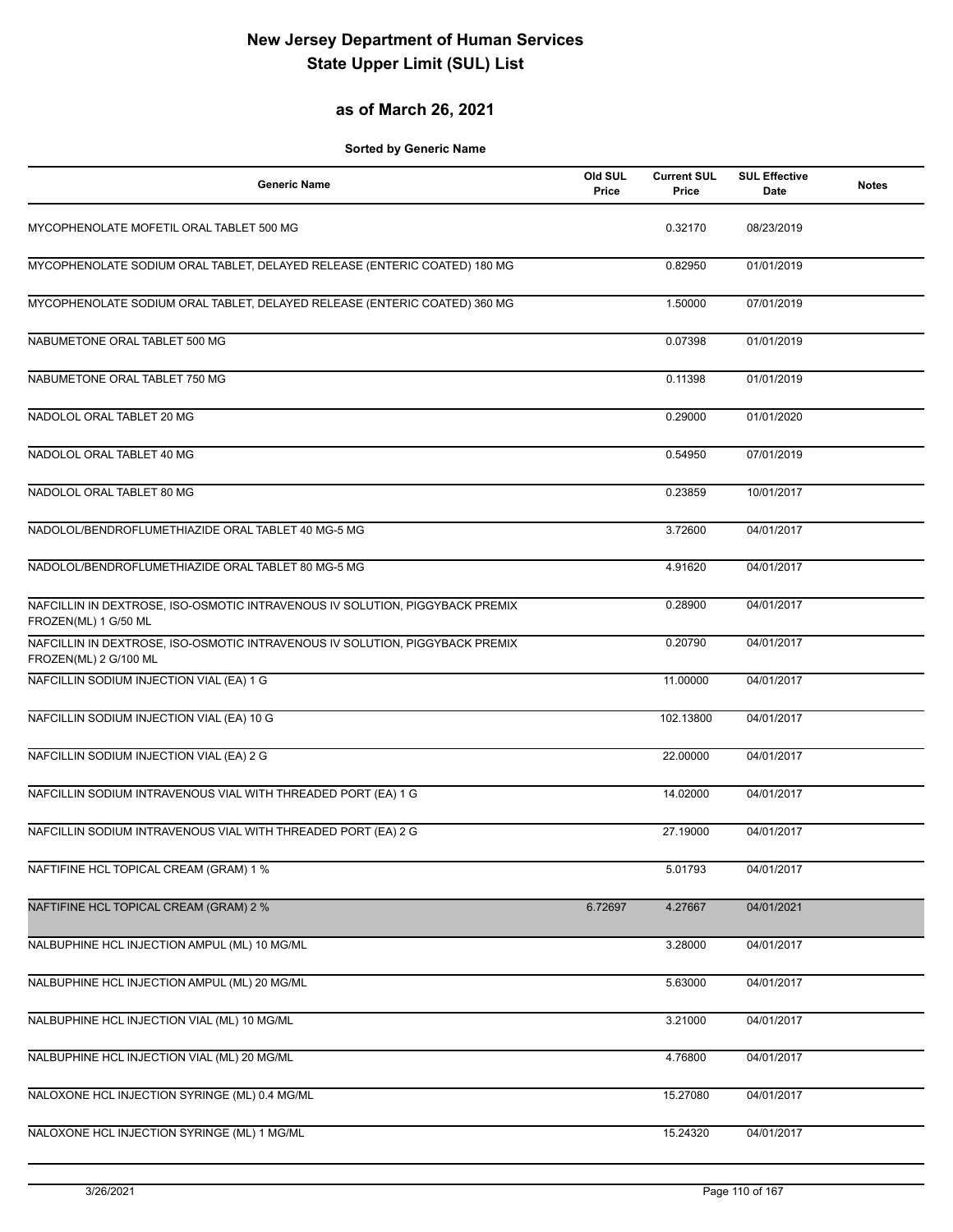# New Jersey Department of Human Services
# State Upper Limit (SUL) List

## as of March 26, 2021

**Sorted by Generic Name**

| Generic Name | Old SUL Price | Current SUL Price | SUL Effective Date | Notes |
|---|---|---|---|---|
| MYCOPHENOLATE MOFETIL ORAL TABLET 500 MG | | 0.32170 | 08/23/2019 | |
| MYCOPHENOLATE SODIUM ORAL TABLET, DELAYED RELEASE (ENTERIC COATED) 180 MG | | 0.82950 | 01/01/2019 | |
| MYCOPHENOLATE SODIUM ORAL TABLET, DELAYED RELEASE (ENTERIC COATED) 360 MG | | 1.50000 | 07/01/2019 | |
| NABUMETONE ORAL TABLET 500 MG | | 0.07398 | 01/01/2019 | |
| NABUMETONE ORAL TABLET 750 MG | | 0.11398 | 01/01/2019 | |
| NADOLOL ORAL TABLET 20 MG | | 0.29000 | 01/01/2020 | |
| NADOLOL ORAL TABLET 40 MG | | 0.54950 | 07/01/2019 | |
| NADOLOL ORAL TABLET 80 MG | | 0.23859 | 10/01/2017 | |
| NADOLOL/BENDROFLUMETHIAZIDE ORAL TABLET 40 MG-5 MG | | 3.72600 | 04/01/2017 | |
| NADOLOL/BENDROFLUMETHIAZIDE ORAL TABLET 80 MG-5 MG | | 4.91620 | 04/01/2017 | |
| NAFCILLIN IN DEXTROSE, ISO-OSMOTIC INTRAVENOUS IV SOLUTION, PIGGYBACK PREMIX FROZEN(ML) 1 G/50 ML | | 0.28900 | 04/01/2017 | |
| NAFCILLIN IN DEXTROSE, ISO-OSMOTIC INTRAVENOUS IV SOLUTION, PIGGYBACK PREMIX FROZEN(ML) 2 G/100 ML | | 0.20790 | 04/01/2017 | |
| NAFCILLIN SODIUM INJECTION VIAL (EA) 1 G | | 11.00000 | 04/01/2017 | |
| NAFCILLIN SODIUM INJECTION VIAL (EA) 10 G | | 102.13800 | 04/01/2017 | |
| NAFCILLIN SODIUM INJECTION VIAL (EA) 2 G | | 22.00000 | 04/01/2017 | |
| NAFCILLIN SODIUM INTRAVENOUS VIAL WITH THREADED PORT (EA) 1 G | | 14.02000 | 04/01/2017 | |
| NAFCILLIN SODIUM INTRAVENOUS VIAL WITH THREADED PORT (EA) 2 G | | 27.19000 | 04/01/2017 | |
| NAFTIFINE HCL TOPICAL CREAM (GRAM) 1 % | | 5.01793 | 04/01/2017 | |
| NAFTIFINE HCL TOPICAL CREAM (GRAM) 2 % | 6.72697 | 4.27667 | 04/01/2021 | |
| NALBUPHINE HCL INJECTION AMPUL (ML) 10 MG/ML | | 3.28000 | 04/01/2017 | |
| NALBUPHINE HCL INJECTION AMPUL (ML) 20 MG/ML | | 5.63000 | 04/01/2017 | |
| NALBUPHINE HCL INJECTION VIAL (ML) 10 MG/ML | | 3.21000 | 04/01/2017 | |
| NALBUPHINE HCL INJECTION VIAL (ML) 20 MG/ML | | 4.76800 | 04/01/2017 | |
| NALOXONE HCL INJECTION SYRINGE (ML) 0.4 MG/ML | | 15.27080 | 04/01/2017 | |
| NALOXONE HCL INJECTION SYRINGE (ML) 1 MG/ML | | 15.24320 | 04/01/2017 | |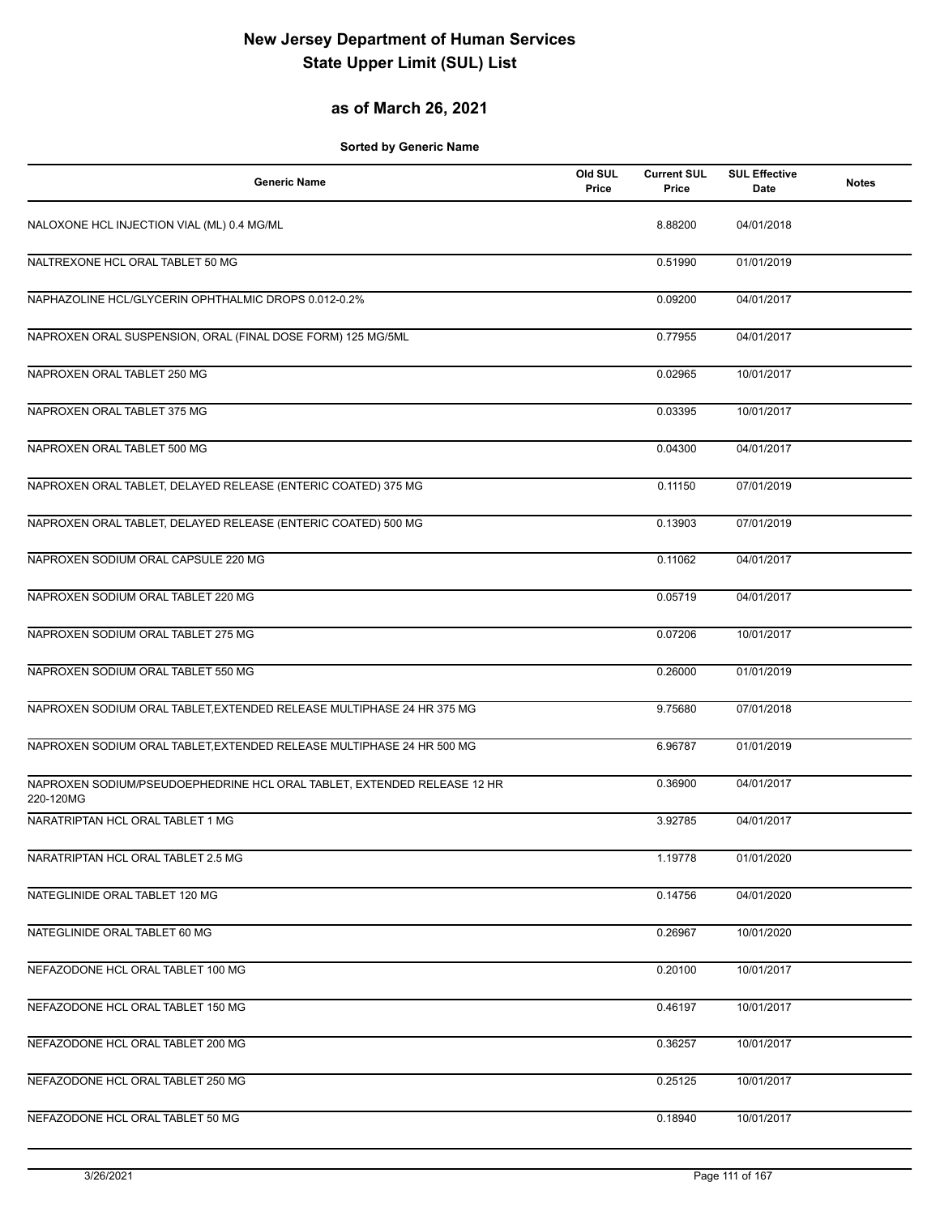# New Jersey Department of Human Services
# State Upper Limit (SUL) List

## as of March 26, 2021

**Sorted by Generic Name**

| Generic Name | Old SUL Price | Current SUL Price | SUL Effective Date | Notes |
|---|---|---|---|---|
| NALOXONE HCL INJECTION VIAL (ML) 0.4 MG/ML | | 8.88200 | 04/01/2018 | |
| NALTREXONE HCL ORAL TABLET 50 MG | | 0.51990 | 01/01/2019 | |
| NAPHAZOLINE HCL/GLYCERIN OPHTHALMIC DROPS 0.012-0.2% | | 0.09200 | 04/01/2017 | |
| NAPROXEN ORAL SUSPENSION, ORAL (FINAL DOSE FORM) 125 MG/5ML | | 0.77955 | 04/01/2017 | |
| NAPROXEN ORAL TABLET 250 MG | | 0.02965 | 10/01/2017 | |
| NAPROXEN ORAL TABLET 375 MG | | 0.03395 | 10/01/2017 | |
| NAPROXEN ORAL TABLET 500 MG | | 0.04300 | 04/01/2017 | |
| NAPROXEN ORAL TABLET, DELAYED RELEASE (ENTERIC COATED) 375 MG | | 0.11150 | 07/01/2019 | |
| NAPROXEN ORAL TABLET, DELAYED RELEASE (ENTERIC COATED) 500 MG | | 0.13903 | 07/01/2019 | |
| NAPROXEN SODIUM ORAL CAPSULE 220 MG | | 0.11062 | 04/01/2017 | |
| NAPROXEN SODIUM ORAL TABLET 220 MG | | 0.05719 | 04/01/2017 | |
| NAPROXEN SODIUM ORAL TABLET 275 MG | | 0.07206 | 10/01/2017 | |
| NAPROXEN SODIUM ORAL TABLET 550 MG | | 0.26000 | 01/01/2019 | |
| NAPROXEN SODIUM ORAL TABLET,EXTENDED RELEASE MULTIPHASE 24 HR 375 MG | | 9.75680 | 07/01/2018 | |
| NAPROXEN SODIUM ORAL TABLET,EXTENDED RELEASE MULTIPHASE 24 HR 500 MG | | 6.96787 | 01/01/2019 | |
| NAPROXEN SODIUM/PSEUDOEPHEDRINE HCL ORAL TABLET, EXTENDED RELEASE 12 HR 220-120MG | | 0.36900 | 04/01/2017 | |
| NARATRIPTAN HCL ORAL TABLET 1 MG | | 3.92785 | 04/01/2017 | |
| NARATRIPTAN HCL ORAL TABLET 2.5 MG | | 1.19778 | 01/01/2020 | |
| NATEGLINIDE ORAL TABLET 120 MG | | 0.14756 | 04/01/2020 | |
| NATEGLINIDE ORAL TABLET 60 MG | | 0.26967 | 10/01/2020 | |
| NEFAZODONE HCL ORAL TABLET 100 MG | | 0.20100 | 10/01/2017 | |
| NEFAZODONE HCL ORAL TABLET 150 MG | | 0.46197 | 10/01/2017 | |
| NEFAZODONE HCL ORAL TABLET 200 MG | | 0.36257 | 10/01/2017 | |
| NEFAZODONE HCL ORAL TABLET 250 MG | | 0.25125 | 10/01/2017 | |
| NEFAZODONE HCL ORAL TABLET 50 MG | | 0.18940 | 10/01/2017 | |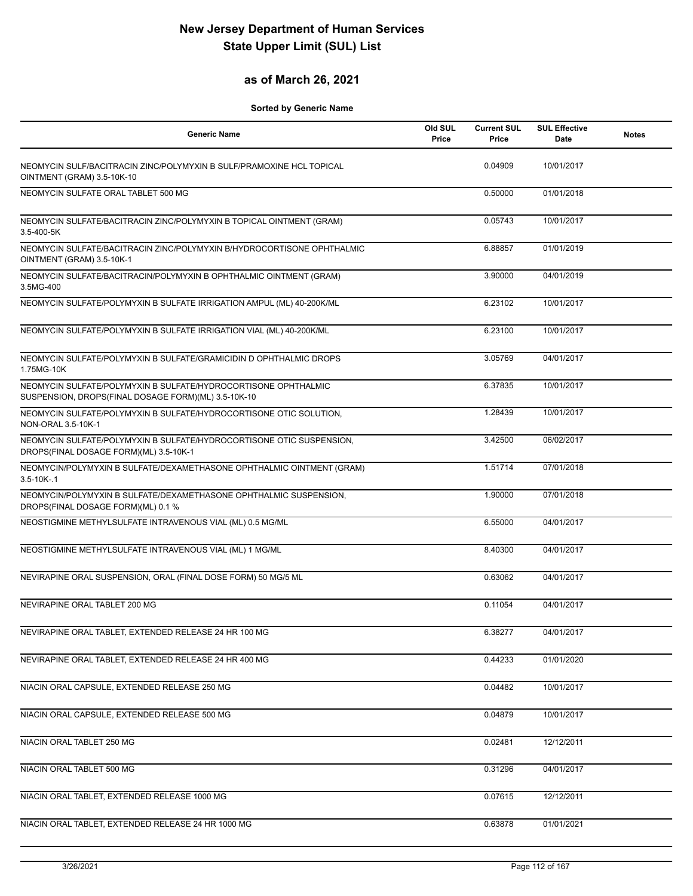# New Jersey Department of Human Services
# State Upper Limit (SUL) List

## as of March 26, 2021

**Sorted by Generic Name**

| Generic Name | Old SUL Price | Current SUL Price | SUL Effective Date | Notes |
|---|---|---|---|---|
| NEOMYCIN SULF/BACITRACIN ZINC/POLYMYXIN B SULF/PRAMOXINE HCL TOPICAL OINTMENT (GRAM) 3.5-10K-10 | | 0.04909 | 10/01/2017 | |
| NEOMYCIN SULFATE ORAL TABLET 500 MG | | 0.50000 | 01/01/2018 | |
| NEOMYCIN SULFATE/BACITRACIN ZINC/POLYMYXIN B TOPICAL OINTMENT (GRAM) 3.5-400-5K | | 0.05743 | 10/01/2017 | |
| NEOMYCIN SULFATE/BACITRACIN ZINC/POLYMYXIN B/HYDROCORTISONE OPHTHALMIC OINTMENT (GRAM) 3.5-10K-1 | | 6.88857 | 01/01/2019 | |
| NEOMYCIN SULFATE/BACITRACIN/POLYMYXIN B OPHTHALMIC OINTMENT (GRAM) 3.5MG-400 | | 3.90000 | 04/01/2019 | |
| NEOMYCIN SULFATE/POLYMYXIN B SULFATE IRRIGATION AMPUL (ML) 40-200K/ML | | 6.23102 | 10/01/2017 | |
| NEOMYCIN SULFATE/POLYMYXIN B SULFATE IRRIGATION VIAL (ML) 40-200K/ML | | 6.23100 | 10/01/2017 | |
| NEOMYCIN SULFATE/POLYMYXIN B SULFATE/GRAMICIDIN D OPHTHALMIC DROPS 1.75MG-10K | | 3.05769 | 04/01/2017 | |
| NEOMYCIN SULFATE/POLYMYXIN B SULFATE/HYDROCORTISONE OPHTHALMIC SUSPENSION, DROPS(FINAL DOSAGE FORM)(ML) 3.5-10K-10 | | 6.37835 | 10/01/2017 | |
| NEOMYCIN SULFATE/POLYMYXIN B SULFATE/HYDROCORTISONE OTIC SOLUTION, NON-ORAL 3.5-10K-1 | | 1.28439 | 10/01/2017 | |
| NEOMYCIN SULFATE/POLYMYXIN B SULFATE/HYDROCORTISONE OTIC SUSPENSION, DROPS(FINAL DOSAGE FORM)(ML) 3.5-10K-1 | | 3.42500 | 06/02/2017 | |
| NEOMYCIN/POLYMYXIN B SULFATE/DEXAMETHASONE OPHTHALMIC OINTMENT (GRAM) 3.5-10K-.1 | | 1.51714 | 07/01/2018 | |
| NEOMYCIN/POLYMYXIN B SULFATE/DEXAMETHASONE OPHTHALMIC SUSPENSION, DROPS(FINAL DOSAGE FORM)(ML) 0.1 % | | 1.90000 | 07/01/2018 | |
| NEOSTIGMINE METHYLSULFATE INTRAVENOUS VIAL (ML) 0.5 MG/ML | | 6.55000 | 04/01/2017 | |
| NEOSTIGMINE METHYLSULFATE INTRAVENOUS VIAL (ML) 1 MG/ML | | 8.40300 | 04/01/2017 | |
| NEVIRAPINE ORAL SUSPENSION, ORAL (FINAL DOSE FORM) 50 MG/5 ML | | 0.63062 | 04/01/2017 | |
| NEVIRAPINE ORAL TABLET 200 MG | | 0.11054 | 04/01/2017 | |
| NEVIRAPINE ORAL TABLET, EXTENDED RELEASE 24 HR 100 MG | | 6.38277 | 04/01/2017 | |
| NEVIRAPINE ORAL TABLET, EXTENDED RELEASE 24 HR 400 MG | | 0.44233 | 01/01/2020 | |
| NIACIN ORAL CAPSULE, EXTENDED RELEASE 250 MG | | 0.04482 | 10/01/2017 | |
| NIACIN ORAL CAPSULE, EXTENDED RELEASE 500 MG | | 0.04879 | 10/01/2017 | |
| NIACIN ORAL TABLET 250 MG | | 0.02481 | 12/12/2011 | |
| NIACIN ORAL TABLET 500 MG | | 0.31296 | 04/01/2017 | |
| NIACIN ORAL TABLET, EXTENDED RELEASE 1000 MG | | 0.07615 | 12/12/2011 | |
| NIACIN ORAL TABLET, EXTENDED RELEASE 24 HR 1000 MG | | 0.63878 | 01/01/2021 | |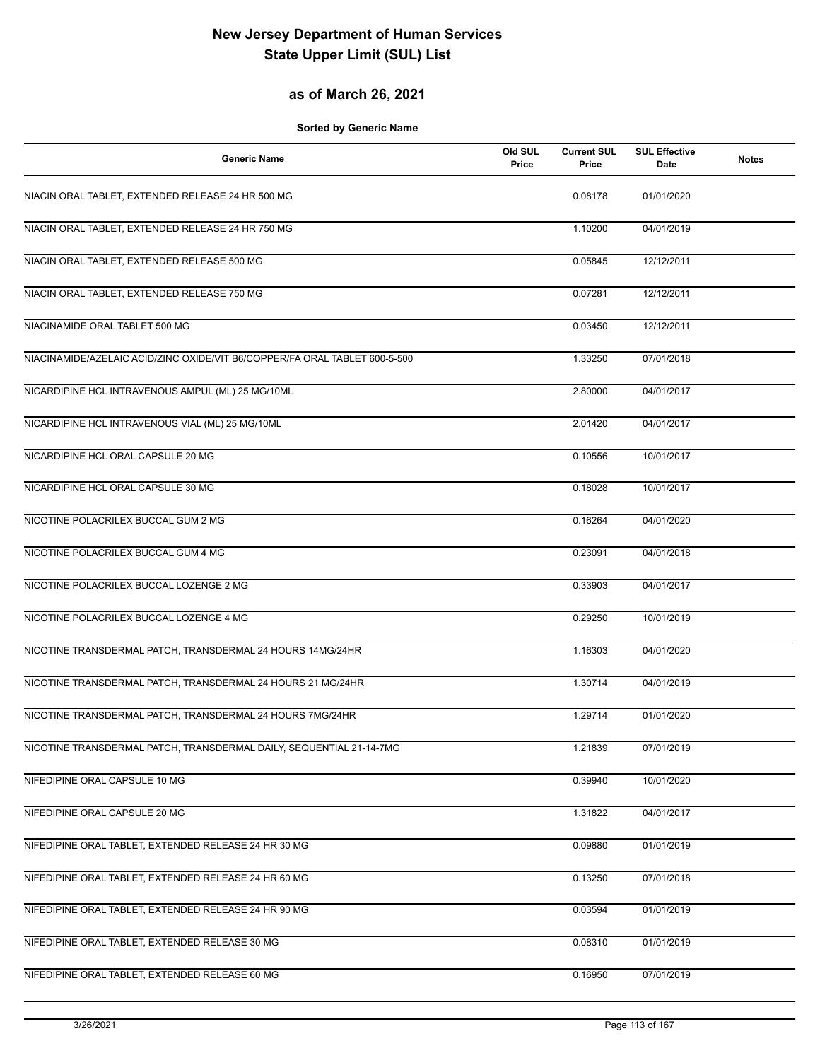# New Jersey Department of Human Services
# State Upper Limit (SUL) List

## as of March 26, 2021

**Sorted by Generic Name**

| Generic Name | Old SUL Price | Current SUL Price | SUL Effective Date | Notes |
|---|---|---|---|---|
| NIACIN ORAL TABLET, EXTENDED RELEASE 24 HR 500 MG | | 0.08178 | 01/01/2020 | |
| NIACIN ORAL TABLET, EXTENDED RELEASE 24 HR 750 MG | | 1.10200 | 04/01/2019 | |
| NIACIN ORAL TABLET, EXTENDED RELEASE 500 MG | | 0.05845 | 12/12/2011 | |
| NIACIN ORAL TABLET, EXTENDED RELEASE 750 MG | | 0.07281 | 12/12/2011 | |
| NIACINAMIDE ORAL TABLET 500 MG | | 0.03450 | 12/12/2011 | |
| NIACINAMIDE/AZELAIC ACID/ZINC OXIDE/VIT B6/COPPER/FA ORAL TABLET 600-5-500 | | 1.33250 | 07/01/2018 | |
| NICARDIPINE HCL INTRAVENOUS AMPUL (ML) 25 MG/10ML | | 2.80000 | 04/01/2017 | |
| NICARDIPINE HCL INTRAVENOUS VIAL (ML) 25 MG/10ML | | 2.01420 | 04/01/2017 | |
| NICARDIPINE HCL ORAL CAPSULE 20 MG | | 0.10556 | 10/01/2017 | |
| NICARDIPINE HCL ORAL CAPSULE 30 MG | | 0.18028 | 10/01/2017 | |
| NICOTINE POLACRILEX BUCCAL GUM 2 MG | | 0.16264 | 04/01/2020 | |
| NICOTINE POLACRILEX BUCCAL GUM 4 MG | | 0.23091 | 04/01/2018 | |
| NICOTINE POLACRILEX BUCCAL LOZENGE 2 MG | | 0.33903 | 04/01/2017 | |
| NICOTINE POLACRILEX BUCCAL LOZENGE 4 MG | | 0.29250 | 10/01/2019 | |
| NICOTINE TRANSDERMAL PATCH, TRANSDERMAL 24 HOURS 14MG/24HR | | 1.16303 | 04/01/2020 | |
| NICOTINE TRANSDERMAL PATCH, TRANSDERMAL 24 HOURS 21 MG/24HR | | 1.30714 | 04/01/2019 | |
| NICOTINE TRANSDERMAL PATCH, TRANSDERMAL 24 HOURS 7MG/24HR | | 1.29714 | 01/01/2020 | |
| NICOTINE TRANSDERMAL PATCH, TRANSDERMAL DAILY, SEQUENTIAL 21-14-7MG | | 1.21839 | 07/01/2019 | |
| NIFEDIPINE ORAL CAPSULE 10 MG | | 0.39940 | 10/01/2020 | |
| NIFEDIPINE ORAL CAPSULE 20 MG | | 1.31822 | 04/01/2017 | |
| NIFEDIPINE ORAL TABLET, EXTENDED RELEASE 24 HR 30 MG | | 0.09880 | 01/01/2019 | |
| NIFEDIPINE ORAL TABLET, EXTENDED RELEASE 24 HR 60 MG | | 0.13250 | 07/01/2018 | |
| NIFEDIPINE ORAL TABLET, EXTENDED RELEASE 24 HR 90 MG | | 0.03594 | 01/01/2019 | |
| NIFEDIPINE ORAL TABLET, EXTENDED RELEASE 30 MG | | 0.08310 | 01/01/2019 | |
| NIFEDIPINE ORAL TABLET, EXTENDED RELEASE 60 MG | | 0.16950 | 07/01/2019 | |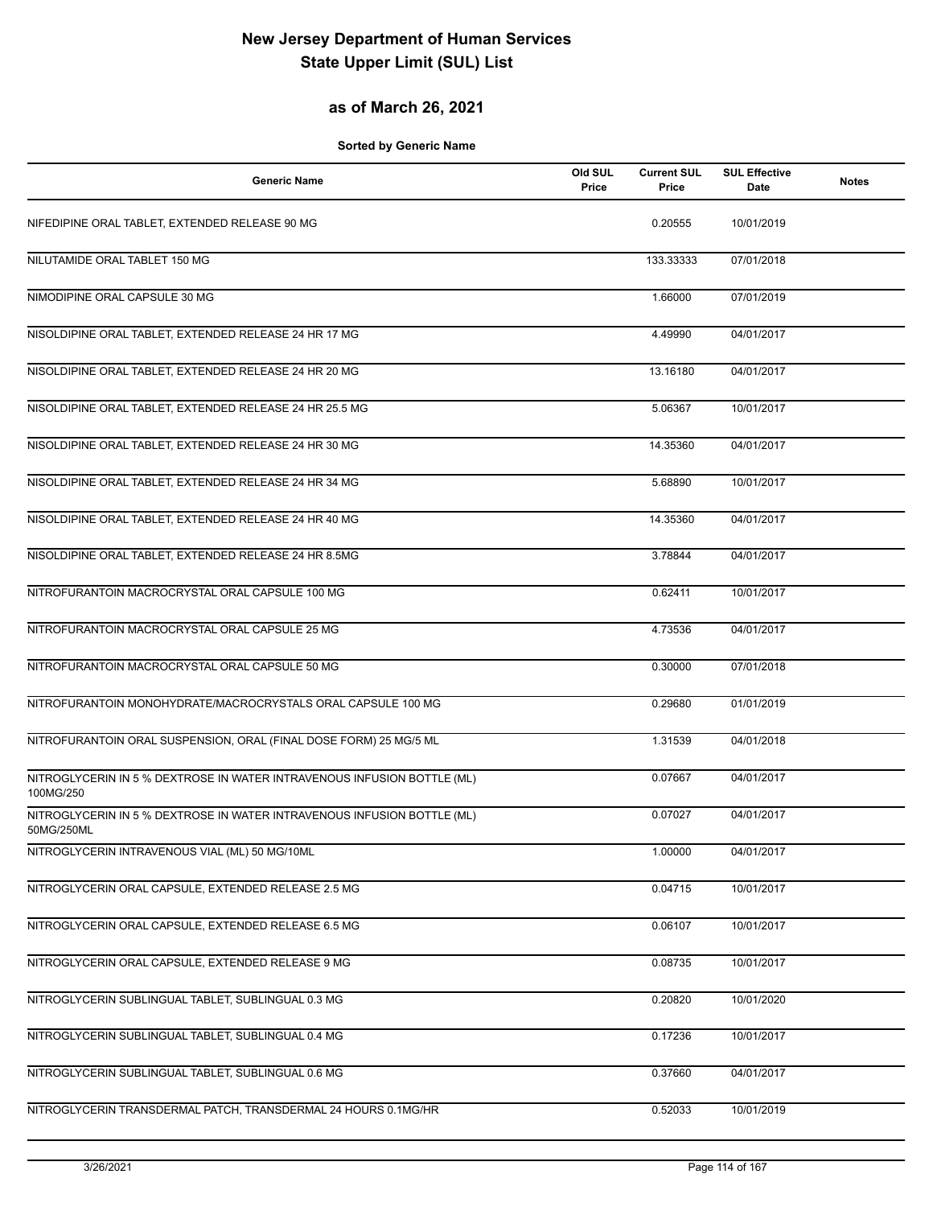# New Jersey Department of Human Services
# State Upper Limit (SUL) List

## as of March 26, 2021

**Sorted by Generic Name**

| Generic Name | Old SUL Price | Current SUL Price | SUL Effective Date | Notes |
|---|---|---|---|---|
| NIFEDIPINE ORAL TABLET, EXTENDED RELEASE 90 MG | | 0.20555 | 10/01/2019 | |
| NILUTAMIDE ORAL TABLET 150 MG | | 133.33333 | 07/01/2018 | |
| NIMODIPINE ORAL CAPSULE 30 MG | | 1.66000 | 07/01/2019 | |
| NISOLDIPINE ORAL TABLET, EXTENDED RELEASE 24 HR 17 MG | | 4.49990 | 04/01/2017 | |
| NISOLDIPINE ORAL TABLET, EXTENDED RELEASE 24 HR 20 MG | | 13.16180 | 04/01/2017 | |
| NISOLDIPINE ORAL TABLET, EXTENDED RELEASE 24 HR 25.5 MG | | 5.06367 | 10/01/2017 | |
| NISOLDIPINE ORAL TABLET, EXTENDED RELEASE 24 HR 30 MG | | 14.35360 | 04/01/2017 | |
| NISOLDIPINE ORAL TABLET, EXTENDED RELEASE 24 HR 34 MG | | 5.68890 | 10/01/2017 | |
| NISOLDIPINE ORAL TABLET, EXTENDED RELEASE 24 HR 40 MG | | 14.35360 | 04/01/2017 | |
| NISOLDIPINE ORAL TABLET, EXTENDED RELEASE 24 HR 8.5MG | | 3.78844 | 04/01/2017 | |
| NITROFURANTOIN MACROCRYSTAL ORAL CAPSULE 100 MG | | 0.62411 | 10/01/2017 | |
| NITROFURANTOIN MACROCRYSTAL ORAL CAPSULE 25 MG | | 4.73536 | 04/01/2017 | |
| NITROFURANTOIN MACROCRYSTAL ORAL CAPSULE 50 MG | | 0.30000 | 07/01/2018 | |
| NITROFURANTOIN MONOHYDRATE/MACROCRYSTALS ORAL CAPSULE 100 MG | | 0.29680 | 01/01/2019 | |
| NITROFURANTOIN ORAL SUSPENSION, ORAL (FINAL DOSE FORM) 25 MG/5 ML | | 1.31539 | 04/01/2018 | |
| NITROGLYCERIN IN 5 % DEXTROSE IN WATER INTRAVENOUS INFUSION BOTTLE (ML) 100MG/250 | | 0.07667 | 04/01/2017 | |
| NITROGLYCERIN IN 5 % DEXTROSE IN WATER INTRAVENOUS INFUSION BOTTLE (ML) 50MG/250ML | | 0.07027 | 04/01/2017 | |
| NITROGLYCERIN INTRAVENOUS VIAL (ML) 50 MG/10ML | | 1.00000 | 04/01/2017 | |
| NITROGLYCERIN ORAL CAPSULE, EXTENDED RELEASE 2.5 MG | | 0.04715 | 10/01/2017 | |
| NITROGLYCERIN ORAL CAPSULE, EXTENDED RELEASE 6.5 MG | | 0.06107 | 10/01/2017 | |
| NITROGLYCERIN ORAL CAPSULE, EXTENDED RELEASE 9 MG | | 0.08735 | 10/01/2017 | |
| NITROGLYCERIN SUBLINGUAL TABLET, SUBLINGUAL 0.3 MG | | 0.20820 | 10/01/2020 | |
| NITROGLYCERIN SUBLINGUAL TABLET, SUBLINGUAL 0.4 MG | | 0.17236 | 10/01/2017 | |
| NITROGLYCERIN SUBLINGUAL TABLET, SUBLINGUAL 0.6 MG | | 0.37660 | 04/01/2017 | |
| NITROGLYCERIN TRANSDERMAL PATCH, TRANSDERMAL 24 HOURS 0.1MG/HR | | 0.52033 | 10/01/2019 | |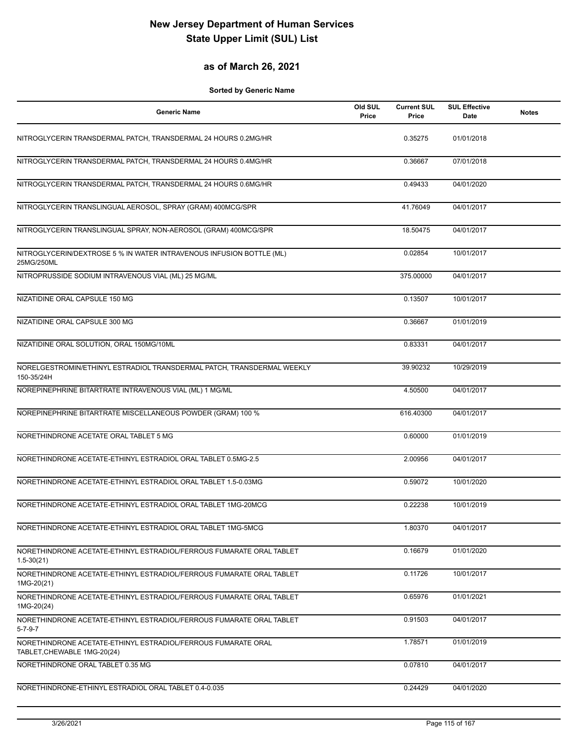# New Jersey Department of Human Services
# State Upper Limit (SUL) List

## as of March 26, 2021

**Sorted by Generic Name**

| Generic Name | Old SUL Price | Current SUL Price | SUL Effective Date | Notes |
|---|---|---|---|---|
| NITROGLYCERIN TRANSDERMAL PATCH, TRANSDERMAL 24 HOURS 0.2MG/HR | | 0.35275 | 01/01/2018 | |
| NITROGLYCERIN TRANSDERMAL PATCH, TRANSDERMAL 24 HOURS 0.4MG/HR | | 0.36667 | 07/01/2018 | |
| NITROGLYCERIN TRANSDERMAL PATCH, TRANSDERMAL 24 HOURS 0.6MG/HR | | 0.49433 | 04/01/2020 | |
| NITROGLYCERIN TRANSLINGUAL AEROSOL, SPRAY (GRAM) 400MCG/SPR | | 41.76049 | 04/01/2017 | |
| NITROGLYCERIN TRANSLINGUAL SPRAY, NON-AEROSOL (GRAM) 400MCG/SPR | | 18.50475 | 04/01/2017 | |
| NITROGLYCERIN/DEXTROSE 5 % IN WATER INTRAVENOUS INFUSION BOTTLE (ML) 25MG/250ML | | 0.02854 | 10/01/2017 | |
| NITROPRUSSIDE SODIUM INTRAVENOUS VIAL (ML) 25 MG/ML | | 375.00000 | 04/01/2017 | |
| NIZATIDINE ORAL CAPSULE 150 MG | | 0.13507 | 10/01/2017 | |
| NIZATIDINE ORAL CAPSULE 300 MG | | 0.36667 | 01/01/2019 | |
| NIZATIDINE ORAL SOLUTION, ORAL 150MG/10ML | | 0.83331 | 04/01/2017 | |
| NORELGESTROMIN/ETHINYL ESTRADIOL TRANSDERMAL PATCH, TRANSDERMAL WEEKLY 150-35/24H | | 39.90232 | 10/29/2019 | |
| NOREPINEPHRINE BITARTRATE INTRAVENOUS VIAL (ML) 1 MG/ML | | 4.50500 | 04/01/2017 | |
| NOREPINEPHRINE BITARTRATE MISCELLANEOUS POWDER (GRAM) 100 % | | 616.40300 | 04/01/2017 | |
| NORETHINDRONE ACETATE ORAL TABLET 5 MG | | 0.60000 | 01/01/2019 | |
| NORETHINDRONE ACETATE-ETHINYL ESTRADIOL ORAL TABLET 0.5MG-2.5 | | 2.00956 | 04/01/2017 | |
| NORETHINDRONE ACETATE-ETHINYL ESTRADIOL ORAL TABLET 1.5-0.03MG | | 0.59072 | 10/01/2020 | |
| NORETHINDRONE ACETATE-ETHINYL ESTRADIOL ORAL TABLET 1MG-20MCG | | 0.22238 | 10/01/2019 | |
| NORETHINDRONE ACETATE-ETHINYL ESTRADIOL ORAL TABLET 1MG-5MCG | | 1.80370 | 04/01/2017 | |
| NORETHINDRONE ACETATE-ETHINYL ESTRADIOL/FERROUS FUMARATE ORAL TABLET 1.5-30(21) | | 0.16679 | 01/01/2020 | |
| NORETHINDRONE ACETATE-ETHINYL ESTRADIOL/FERROUS FUMARATE ORAL TABLET 1MG-20(21) | | 0.11726 | 10/01/2017 | |
| NORETHINDRONE ACETATE-ETHINYL ESTRADIOL/FERROUS FUMARATE ORAL TABLET 1MG-20(24) | | 0.65976 | 01/01/2021 | |
| NORETHINDRONE ACETATE-ETHINYL ESTRADIOL/FERROUS FUMARATE ORAL TABLET 5-7-9-7 | | 0.91503 | 04/01/2017 | |
| NORETHINDRONE ACETATE-ETHINYL ESTRADIOL/FERROUS FUMARATE ORAL TABLET,CHEWABLE 1MG-20(24) | | 1.78571 | 01/01/2019 | |
| NORETHINDRONE ORAL TABLET 0.35 MG | | 0.07810 | 04/01/2017 | |
| NORETHINDRONE-ETHINYL ESTRADIOL ORAL TABLET 0.4-0.035 | | 0.24429 | 04/01/2020 | |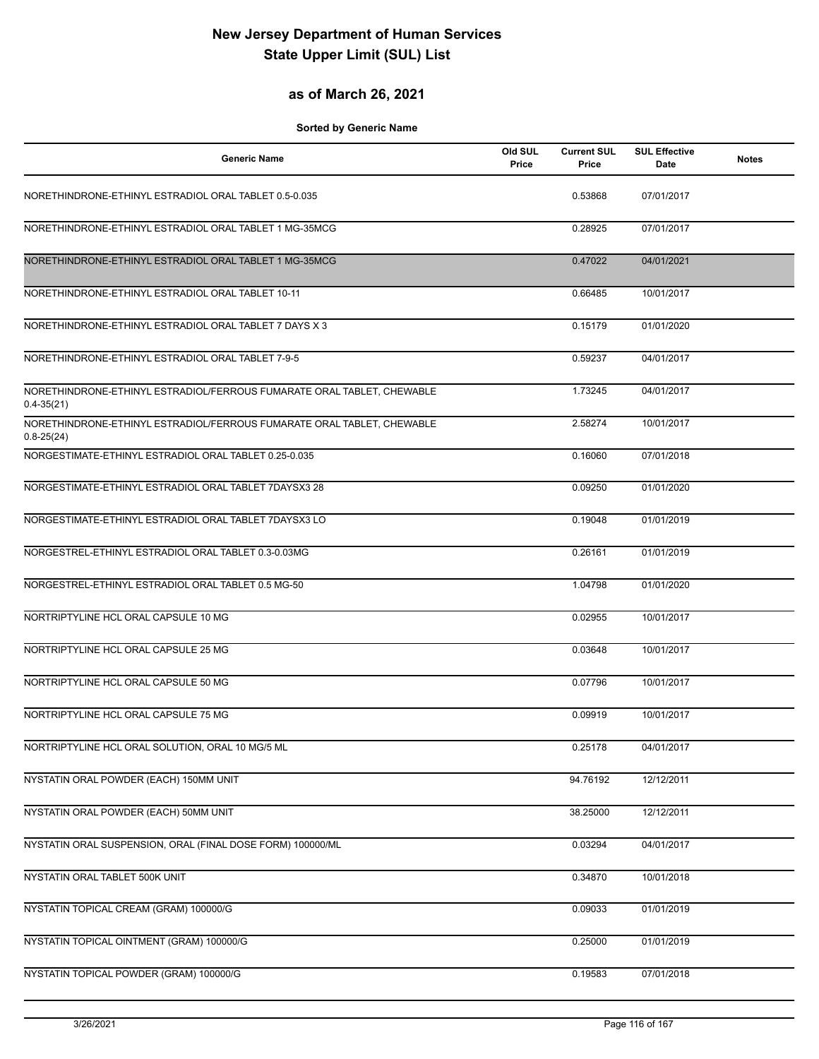# New Jersey Department of Human Services
# State Upper Limit (SUL) List

## as of March 26, 2021

**Sorted by Generic Name**

| Generic Name | Old SUL Price | Current SUL Price | SUL Effective Date | Notes |
|---|---|---|---|---|
| NORETHINDRONE-ETHINYL ESTRADIOL ORAL TABLET 0.5-0.035 | | 0.53868 | 07/01/2017 | |
| NORETHINDRONE-ETHINYL ESTRADIOL ORAL TABLET 1 MG-35MCG | | 0.28925 | 07/01/2017 | |
| NORETHINDRONE-ETHINYL ESTRADIOL ORAL TABLET 1 MG-35MCG | | 0.47022 | 04/01/2021 | |
| NORETHINDRONE-ETHINYL ESTRADIOL ORAL TABLET 10-11 | | 0.66485 | 10/01/2017 | |
| NORETHINDRONE-ETHINYL ESTRADIOL ORAL TABLET 7 DAYS X 3 | | 0.15179 | 01/01/2020 | |
| NORETHINDRONE-ETHINYL ESTRADIOL ORAL TABLET 7-9-5 | | 0.59237 | 04/01/2017 | |
| NORETHINDRONE-ETHINYL ESTRADIOL/FERROUS FUMARATE ORAL TABLET, CHEWABLE 0.4-35(21) | | 1.73245 | 04/01/2017 | |
| NORETHINDRONE-ETHINYL ESTRADIOL/FERROUS FUMARATE ORAL TABLET, CHEWABLE 0.8-25(24) | | 2.58274 | 10/01/2017 | |
| NORGESTIMATE-ETHINYL ESTRADIOL ORAL TABLET 0.25-0.035 | | 0.16060 | 07/01/2018 | |
| NORGESTIMATE-ETHINYL ESTRADIOL ORAL TABLET 7DAYSX3 28 | | 0.09250 | 01/01/2020 | |
| NORGESTIMATE-ETHINYL ESTRADIOL ORAL TABLET 7DAYSX3 LO | | 0.19048 | 01/01/2019 | |
| NORGESTREL-ETHINYL ESTRADIOL ORAL TABLET 0.3-0.03MG | | 0.26161 | 01/01/2019 | |
| NORGESTREL-ETHINYL ESTRADIOL ORAL TABLET 0.5 MG-50 | | 1.04798 | 01/01/2020 | |
| NORTRIPTYLINE HCL ORAL CAPSULE 10 MG | | 0.02955 | 10/01/2017 | |
| NORTRIPTYLINE HCL ORAL CAPSULE 25 MG | | 0.03648 | 10/01/2017 | |
| NORTRIPTYLINE HCL ORAL CAPSULE 50 MG | | 0.07796 | 10/01/2017 | |
| NORTRIPTYLINE HCL ORAL CAPSULE 75 MG | | 0.09919 | 10/01/2017 | |
| NORTRIPTYLINE HCL ORAL SOLUTION, ORAL 10 MG/5 ML | | 0.25178 | 04/01/2017 | |
| NYSTATIN ORAL POWDER (EACH) 150MM UNIT | | 94.76192 | 12/12/2011 | |
| NYSTATIN ORAL POWDER (EACH) 50MM UNIT | | 38.25000 | 12/12/2011 | |
| NYSTATIN ORAL SUSPENSION, ORAL (FINAL DOSE FORM) 100000/ML | | 0.03294 | 04/01/2017 | |
| NYSTATIN ORAL TABLET 500K UNIT | | 0.34870 | 10/01/2018 | |
| NYSTATIN TOPICAL CREAM (GRAM) 100000/G | | 0.09033 | 01/01/2019 | |
| NYSTATIN TOPICAL OINTMENT (GRAM) 100000/G | | 0.25000 | 01/01/2019 | |
| NYSTATIN TOPICAL POWDER (GRAM) 100000/G | | 0.19583 | 07/01/2018 | |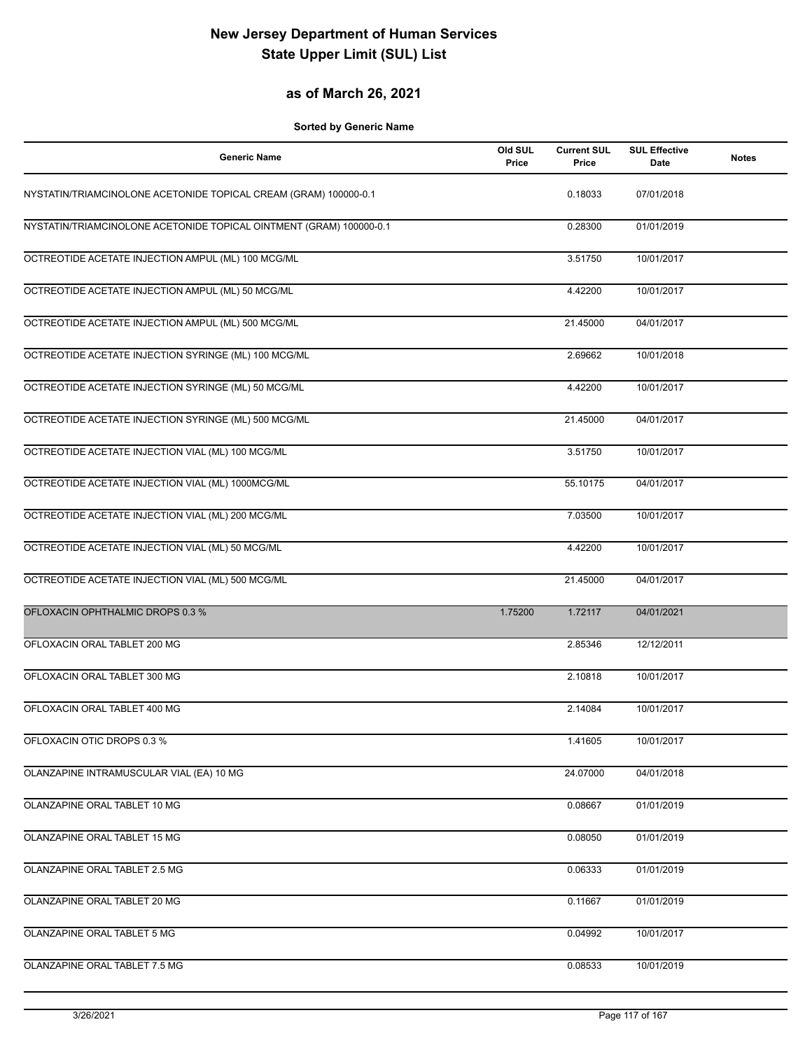# New Jersey Department of Human Services
# State Upper Limit (SUL) List

## as of March 26, 2021

**Sorted by Generic Name**

| Generic Name | Old SUL Price | Current SUL Price | SUL Effective Date | Notes |
|---|---|---|---|---|
| NYSTATIN/TRIAMCINOLONE ACETONIDE TOPICAL CREAM (GRAM) 100000-0.1 | | 0.18033 | 07/01/2018 | |
| NYSTATIN/TRIAMCINOLONE ACETONIDE TOPICAL OINTMENT (GRAM) 100000-0.1 | | 0.28300 | 01/01/2019 | |
| OCTREOTIDE ACETATE INJECTION AMPUL (ML) 100 MCG/ML | | 3.51750 | 10/01/2017 | |
| OCTREOTIDE ACETATE INJECTION AMPUL (ML) 50 MCG/ML | | 4.42200 | 10/01/2017 | |
| OCTREOTIDE ACETATE INJECTION AMPUL (ML) 500 MCG/ML | | 21.45000 | 04/01/2017 | |
| OCTREOTIDE ACETATE INJECTION SYRINGE (ML) 100 MCG/ML | | 2.69662 | 10/01/2018 | |
| OCTREOTIDE ACETATE INJECTION SYRINGE (ML) 50 MCG/ML | | 4.42200 | 10/01/2017 | |
| OCTREOTIDE ACETATE INJECTION SYRINGE (ML) 500 MCG/ML | | 21.45000 | 04/01/2017 | |
| OCTREOTIDE ACETATE INJECTION VIAL (ML) 100 MCG/ML | | 3.51750 | 10/01/2017 | |
| OCTREOTIDE ACETATE INJECTION VIAL (ML) 1000MCG/ML | | 55.10175 | 04/01/2017 | |
| OCTREOTIDE ACETATE INJECTION VIAL (ML) 200 MCG/ML | | 7.03500 | 10/01/2017 | |
| OCTREOTIDE ACETATE INJECTION VIAL (ML) 50 MCG/ML | | 4.42200 | 10/01/2017 | |
| OCTREOTIDE ACETATE INJECTION VIAL (ML) 500 MCG/ML | | 21.45000 | 04/01/2017 | |
| OFLOXACIN OPHTHALMIC DROPS 0.3 % | 1.75200 | 1.72117 | 04/01/2021 | |
| OFLOXACIN ORAL TABLET 200 MG | | 2.85346 | 12/12/2011 | |
| OFLOXACIN ORAL TABLET 300 MG | | 2.10818 | 10/01/2017 | |
| OFLOXACIN ORAL TABLET 400 MG | | 2.14084 | 10/01/2017 | |
| OFLOXACIN OTIC DROPS 0.3 % | | 1.41605 | 10/01/2017 | |
| OLANZAPINE INTRAMUSCULAR VIAL (EA) 10 MG | | 24.07000 | 04/01/2018 | |
| OLANZAPINE ORAL TABLET 10 MG | | 0.08667 | 01/01/2019 | |
| OLANZAPINE ORAL TABLET 15 MG | | 0.08050 | 01/01/2019 | |
| OLANZAPINE ORAL TABLET 2.5 MG | | 0.06333 | 01/01/2019 | |
| OLANZAPINE ORAL TABLET 20 MG | | 0.11667 | 01/01/2019 | |
| OLANZAPINE ORAL TABLET 5 MG | | 0.04992 | 10/01/2017 | |
| OLANZAPINE ORAL TABLET 7.5 MG | | 0.08533 | 10/01/2019 | |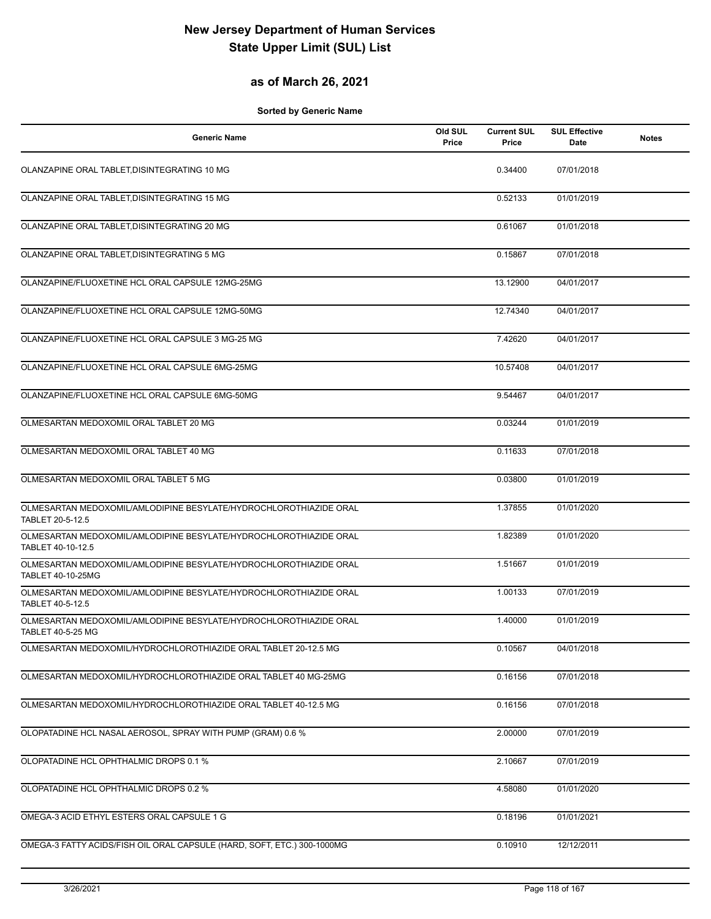# New Jersey Department of Human Services
# State Upper Limit (SUL) List

## as of March 26, 2021

**Sorted by Generic Name**

| Generic Name | Old SUL Price | Current SUL Price | SUL Effective Date | Notes |
|---|---|---|---|---|
| OLANZAPINE ORAL TABLET,DISINTEGRATING 10 MG | | 0.34400 | 07/01/2018 | |
| OLANZAPINE ORAL TABLET,DISINTEGRATING 15 MG | | 0.52133 | 01/01/2019 | |
| OLANZAPINE ORAL TABLET,DISINTEGRATING 20 MG | | 0.61067 | 01/01/2018 | |
| OLANZAPINE ORAL TABLET,DISINTEGRATING 5 MG | | 0.15867 | 07/01/2018 | |
| OLANZAPINE/FLUOXETINE HCL ORAL CAPSULE 12MG-25MG | | 13.12900 | 04/01/2017 | |
| OLANZAPINE/FLUOXETINE HCL ORAL CAPSULE 12MG-50MG | | 12.74340 | 04/01/2017 | |
| OLANZAPINE/FLUOXETINE HCL ORAL CAPSULE 3 MG-25 MG | | 7.42620 | 04/01/2017 | |
| OLANZAPINE/FLUOXETINE HCL ORAL CAPSULE 6MG-25MG | | 10.57408 | 04/01/2017 | |
| OLANZAPINE/FLUOXETINE HCL ORAL CAPSULE 6MG-50MG | | 9.54467 | 04/01/2017 | |
| OLMESARTAN MEDOXOMIL ORAL TABLET 20 MG | | 0.03244 | 01/01/2019 | |
| OLMESARTAN MEDOXOMIL ORAL TABLET 40 MG | | 0.11633 | 07/01/2018 | |
| OLMESARTAN MEDOXOMIL ORAL TABLET 5 MG | | 0.03800 | 01/01/2019 | |
| OLMESARTAN MEDOXOMIL/AMLODIPINE BESYLATE/HYDROCHLOROTHIAZIDE ORAL TABLET 20-5-12.5 | | 1.37855 | 01/01/2020 | |
| OLMESARTAN MEDOXOMIL/AMLODIPINE BESYLATE/HYDROCHLOROTHIAZIDE ORAL TABLET 40-10-12.5 | | 1.82389 | 01/01/2020 | |
| OLMESARTAN MEDOXOMIL/AMLODIPINE BESYLATE/HYDROCHLOROTHIAZIDE ORAL TABLET 40-10-25MG | | 1.51667 | 01/01/2019 | |
| OLMESARTAN MEDOXOMIL/AMLODIPINE BESYLATE/HYDROCHLOROTHIAZIDE ORAL TABLET 40-5-12.5 | | 1.00133 | 07/01/2019 | |
| OLMESARTAN MEDOXOMIL/AMLODIPINE BESYLATE/HYDROCHLOROTHIAZIDE ORAL TABLET 40-5-25 MG | | 1.40000 | 01/01/2019 | |
| OLMESARTAN MEDOXOMIL/HYDROCHLOROTHIAZIDE ORAL TABLET 20-12.5 MG | | 0.10567 | 04/01/2018 | |
| OLMESARTAN MEDOXOMIL/HYDROCHLOROTHIAZIDE ORAL TABLET 40 MG-25MG | | 0.16156 | 07/01/2018 | |
| OLMESARTAN MEDOXOMIL/HYDROCHLOROTHIAZIDE ORAL TABLET 40-12.5 MG | | 0.16156 | 07/01/2018 | |
| OLOPATADINE HCL NASAL AEROSOL, SPRAY WITH PUMP (GRAM) 0.6 % | | 2.00000 | 07/01/2019 | |
| OLOPATADINE HCL OPHTHALMIC DROPS 0.1 % | | 2.10667 | 07/01/2019 | |
| OLOPATADINE HCL OPHTHALMIC DROPS 0.2 % | | 4.58080 | 01/01/2020 | |
| OMEGA-3 ACID ETHYL ESTERS ORAL CAPSULE 1 G | | 0.18196 | 01/01/2021 | |
| OMEGA-3 FATTY ACIDS/FISH OIL ORAL CAPSULE (HARD, SOFT, ETC.) 300-1000MG | | 0.10910 | 12/12/2011 | |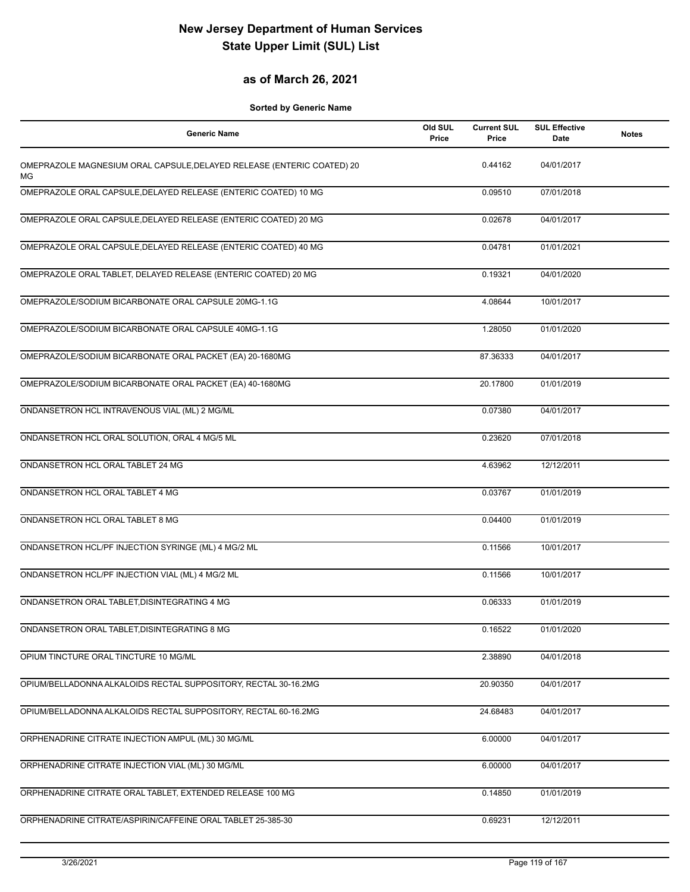# New Jersey Department of Human Services
# State Upper Limit (SUL) List

## as of March 26, 2021

**Sorted by Generic Name**

| Generic Name | Old SUL Price | Current SUL Price | SUL Effective Date | Notes |
|---|---|---|---|---|
| OMEPRAZOLE MAGNESIUM ORAL CAPSULE,DELAYED RELEASE (ENTERIC COATED) 20 MG | | 0.44162 | 04/01/2017 | |
| OMEPRAZOLE ORAL CAPSULE,DELAYED RELEASE (ENTERIC COATED) 10 MG | | 0.09510 | 07/01/2018 | |
| OMEPRAZOLE ORAL CAPSULE,DELAYED RELEASE (ENTERIC COATED) 20 MG | | 0.02678 | 04/01/2017 | |
| OMEPRAZOLE ORAL CAPSULE,DELAYED RELEASE (ENTERIC COATED) 40 MG | | 0.04781 | 01/01/2021 | |
| OMEPRAZOLE ORAL TABLET, DELAYED RELEASE (ENTERIC COATED) 20 MG | | 0.19321 | 04/01/2020 | |
| OMEPRAZOLE/SODIUM BICARBONATE ORAL CAPSULE 20MG-1.1G | | 4.08644 | 10/01/2017 | |
| OMEPRAZOLE/SODIUM BICARBONATE ORAL CAPSULE 40MG-1.1G | | 1.28050 | 01/01/2020 | |
| OMEPRAZOLE/SODIUM BICARBONATE ORAL PACKET (EA) 20-1680MG | | 87.36333 | 04/01/2017 | |
| OMEPRAZOLE/SODIUM BICARBONATE ORAL PACKET (EA) 40-1680MG | | 20.17800 | 01/01/2019 | |
| ONDANSETRON HCL INTRAVENOUS VIAL (ML) 2 MG/ML | | 0.07380 | 04/01/2017 | |
| ONDANSETRON HCL ORAL SOLUTION, ORAL 4 MG/5 ML | | 0.23620 | 07/01/2018 | |
| ONDANSETRON HCL ORAL TABLET 24 MG | | 4.63962 | 12/12/2011 | |
| ONDANSETRON HCL ORAL TABLET 4 MG | | 0.03767 | 01/01/2019 | |
| ONDANSETRON HCL ORAL TABLET 8 MG | | 0.04400 | 01/01/2019 | |
| ONDANSETRON HCL/PF INJECTION SYRINGE (ML) 4 MG/2 ML | | 0.11566 | 10/01/2017 | |
| ONDANSETRON HCL/PF INJECTION VIAL (ML) 4 MG/2 ML | | 0.11566 | 10/01/2017 | |
| ONDANSETRON ORAL TABLET,DISINTEGRATING 4 MG | | 0.06333 | 01/01/2019 | |
| ONDANSETRON ORAL TABLET,DISINTEGRATING 8 MG | | 0.16522 | 01/01/2020 | |
| OPIUM TINCTURE ORAL TINCTURE 10 MG/ML | | 2.38890 | 04/01/2018 | |
| OPIUM/BELLADONNA ALKALOIDS RECTAL SUPPOSITORY, RECTAL 30-16.2MG | | 20.90350 | 04/01/2017 | |
| OPIUM/BELLADONNA ALKALOIDS RECTAL SUPPOSITORY, RECTAL 60-16.2MG | | 24.68483 | 04/01/2017 | |
| ORPHENADRINE CITRATE INJECTION AMPUL (ML) 30 MG/ML | | 6.00000 | 04/01/2017 | |
| ORPHENADRINE CITRATE INJECTION VIAL (ML) 30 MG/ML | | 6.00000 | 04/01/2017 | |
| ORPHENADRINE CITRATE ORAL TABLET, EXTENDED RELEASE 100 MG | | 0.14850 | 01/01/2019 | |
| ORPHENADRINE CITRATE/ASPIRIN/CAFFEINE ORAL TABLET 25-385-30 | | 0.69231 | 12/12/2011 | |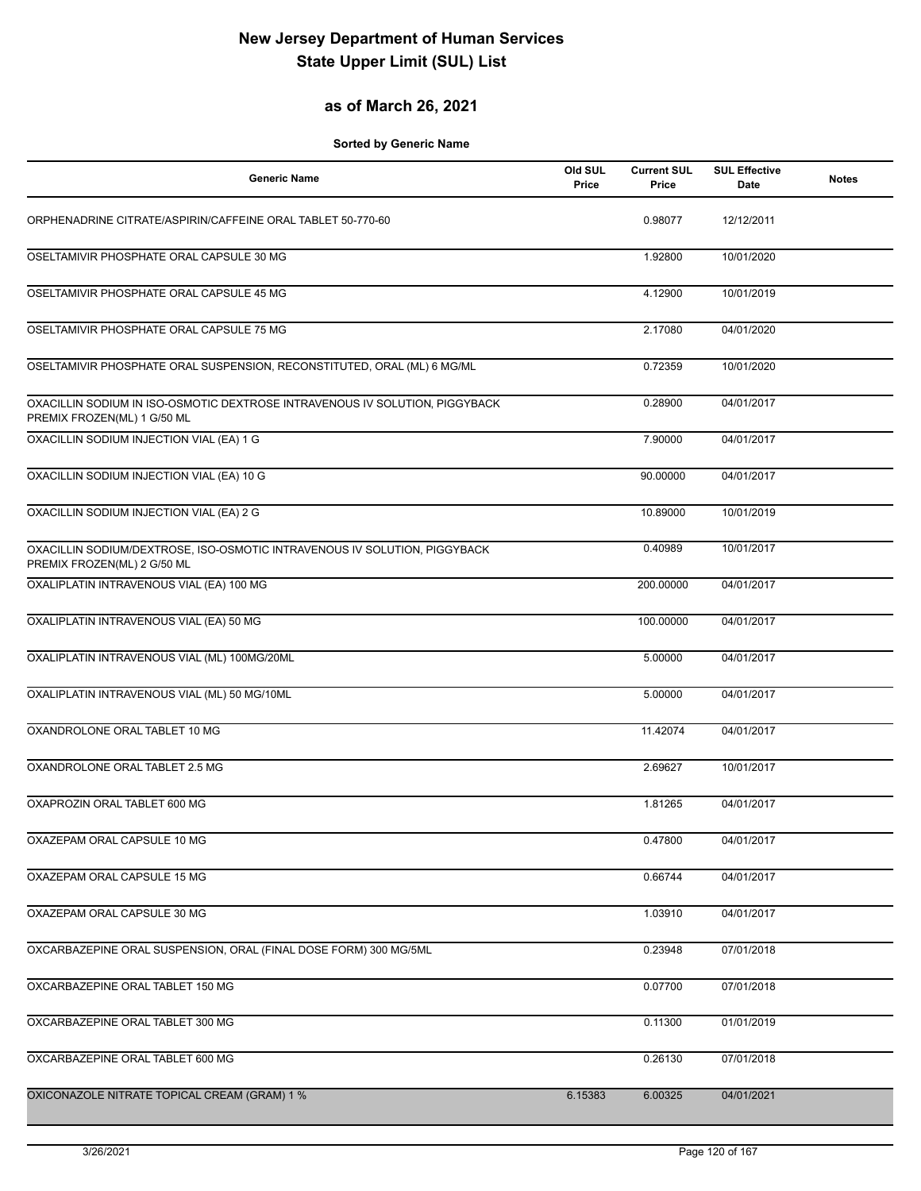# New Jersey Department of Human Services
# State Upper Limit (SUL) List

## as of March 26, 2021

**Sorted by Generic Name**

| Generic Name | Old SUL Price | Current SUL Price | SUL Effective Date | Notes |
|---|---|---|---|---|
| ORPHENADRINE CITRATE/ASPIRIN/CAFFEINE ORAL TABLET 50-770-60 | | 0.98077 | 12/12/2011 | |
| OSELTAMIVIR PHOSPHATE ORAL CAPSULE 30 MG | | 1.92800 | 10/01/2020 | |
| OSELTAMIVIR PHOSPHATE ORAL CAPSULE 45 MG | | 4.12900 | 10/01/2019 | |
| OSELTAMIVIR PHOSPHATE ORAL CAPSULE 75 MG | | 2.17080 | 04/01/2020 | |
| OSELTAMIVIR PHOSPHATE ORAL SUSPENSION, RECONSTITUTED, ORAL (ML) 6 MG/ML | | 0.72359 | 10/01/2020 | |
| OXACILLIN SODIUM IN ISO-OSMOTIC DEXTROSE INTRAVENOUS IV SOLUTION, PIGGYBACK PREMIX FROZEN(ML) 1 G/50 ML | | 0.28900 | 04/01/2017 | |
| OXACILLIN SODIUM INJECTION VIAL (EA) 1 G | | 7.90000 | 04/01/2017 | |
| OXACILLIN SODIUM INJECTION VIAL (EA) 10 G | | 90.00000 | 04/01/2017 | |
| OXACILLIN SODIUM INJECTION VIAL (EA) 2 G | | 10.89000 | 10/01/2019 | |
| OXACILLIN SODIUM/DEXTROSE, ISO-OSMOTIC INTRAVENOUS IV SOLUTION, PIGGYBACK PREMIX FROZEN(ML) 2 G/50 ML | | 0.40989 | 10/01/2017 | |
| OXALIPLATIN INTRAVENOUS VIAL (EA) 100 MG | | 200.00000 | 04/01/2017 | |
| OXALIPLATIN INTRAVENOUS VIAL (EA) 50 MG | | 100.00000 | 04/01/2017 | |
| OXALIPLATIN INTRAVENOUS VIAL (ML) 100MG/20ML | | 5.00000 | 04/01/2017 | |
| OXALIPLATIN INTRAVENOUS VIAL (ML) 50 MG/10ML | | 5.00000 | 04/01/2017 | |
| OXANDROLONE ORAL TABLET 10 MG | | 11.42074 | 04/01/2017 | |
| OXANDROLONE ORAL TABLET 2.5 MG | | 2.69627 | 10/01/2017 | |
| OXAPROZIN ORAL TABLET 600 MG | | 1.81265 | 04/01/2017 | |
| OXAZEPAM ORAL CAPSULE 10 MG | | 0.47800 | 04/01/2017 | |
| OXAZEPAM ORAL CAPSULE 15 MG | | 0.66744 | 04/01/2017 | |
| OXAZEPAM ORAL CAPSULE 30 MG | | 1.03910 | 04/01/2017 | |
| OXCARBAZEPINE ORAL SUSPENSION, ORAL (FINAL DOSE FORM) 300 MG/5ML | | 0.23948 | 07/01/2018 | |
| OXCARBAZEPINE ORAL TABLET 150 MG | | 0.07700 | 07/01/2018 | |
| OXCARBAZEPINE ORAL TABLET 300 MG | | 0.11300 | 01/01/2019 | |
| OXCARBAZEPINE ORAL TABLET 600 MG | | 0.26130 | 07/01/2018 | |
| OXICONAZOLE NITRATE TOPICAL CREAM (GRAM) 1 % | 6.15383 | 6.00325 | 04/01/2021 | |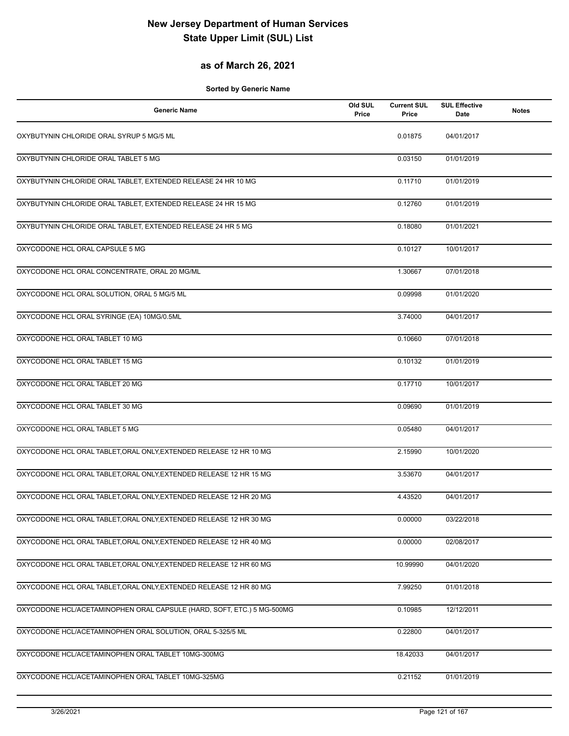# New Jersey Department of Human Services
# State Upper Limit (SUL) List

## as of March 26, 2021

**Sorted by Generic Name**

| Generic Name | Old SUL Price | Current SUL Price | SUL Effective Date | Notes |
|---|---|---|---|---|
| OXYBUTYNIN CHLORIDE ORAL SYRUP 5 MG/5 ML | | 0.01875 | 04/01/2017 | |
| OXYBUTYNIN CHLORIDE ORAL TABLET 5 MG | | 0.03150 | 01/01/2019 | |
| OXYBUTYNIN CHLORIDE ORAL TABLET, EXTENDED RELEASE 24 HR 10 MG | | 0.11710 | 01/01/2019 | |
| OXYBUTYNIN CHLORIDE ORAL TABLET, EXTENDED RELEASE 24 HR 15 MG | | 0.12760 | 01/01/2019 | |
| OXYBUTYNIN CHLORIDE ORAL TABLET, EXTENDED RELEASE 24 HR 5 MG | | 0.18080 | 01/01/2021 | |
| OXYCODONE HCL ORAL CAPSULE 5 MG | | 0.10127 | 10/01/2017 | |
| OXYCODONE HCL ORAL CONCENTRATE, ORAL 20 MG/ML | | 1.30667 | 07/01/2018 | |
| OXYCODONE HCL ORAL SOLUTION, ORAL 5 MG/5 ML | | 0.09998 | 01/01/2020 | |
| OXYCODONE HCL ORAL SYRINGE (EA) 10MG/0.5ML | | 3.74000 | 04/01/2017 | |
| OXYCODONE HCL ORAL TABLET 10 MG | | 0.10660 | 07/01/2018 | |
| OXYCODONE HCL ORAL TABLET 15 MG | | 0.10132 | 01/01/2019 | |
| OXYCODONE HCL ORAL TABLET 20 MG | | 0.17710 | 10/01/2017 | |
| OXYCODONE HCL ORAL TABLET 30 MG | | 0.09690 | 01/01/2019 | |
| OXYCODONE HCL ORAL TABLET 5 MG | | 0.05480 | 04/01/2017 | |
| OXYCODONE HCL ORAL TABLET,ORAL ONLY,EXTENDED RELEASE 12 HR 10 MG | | 2.15990 | 10/01/2020 | |
| OXYCODONE HCL ORAL TABLET,ORAL ONLY,EXTENDED RELEASE 12 HR 15 MG | | 3.53670 | 04/01/2017 | |
| OXYCODONE HCL ORAL TABLET,ORAL ONLY,EXTENDED RELEASE 12 HR 20 MG | | 4.43520 | 04/01/2017 | |
| OXYCODONE HCL ORAL TABLET,ORAL ONLY,EXTENDED RELEASE 12 HR 30 MG | | 0.00000 | 03/22/2018 | |
| OXYCODONE HCL ORAL TABLET,ORAL ONLY,EXTENDED RELEASE 12 HR 40 MG | | 0.00000 | 02/08/2017 | |
| OXYCODONE HCL ORAL TABLET,ORAL ONLY,EXTENDED RELEASE 12 HR 60 MG | | 10.99990 | 04/01/2020 | |
| OXYCODONE HCL ORAL TABLET,ORAL ONLY,EXTENDED RELEASE 12 HR 80 MG | | 7.99250 | 01/01/2018 | |
| OXYCODONE HCL/ACETAMINOPHEN ORAL CAPSULE (HARD, SOFT, ETC.) 5 MG-500MG | | 0.10985 | 12/12/2011 | |
| OXYCODONE HCL/ACETAMINOPHEN ORAL SOLUTION, ORAL 5-325/5 ML | | 0.22800 | 04/01/2017 | |
| OXYCODONE HCL/ACETAMINOPHEN ORAL TABLET 10MG-300MG | | 18.42033 | 04/01/2017 | |
| OXYCODONE HCL/ACETAMINOPHEN ORAL TABLET 10MG-325MG | | 0.21152 | 01/01/2019 | |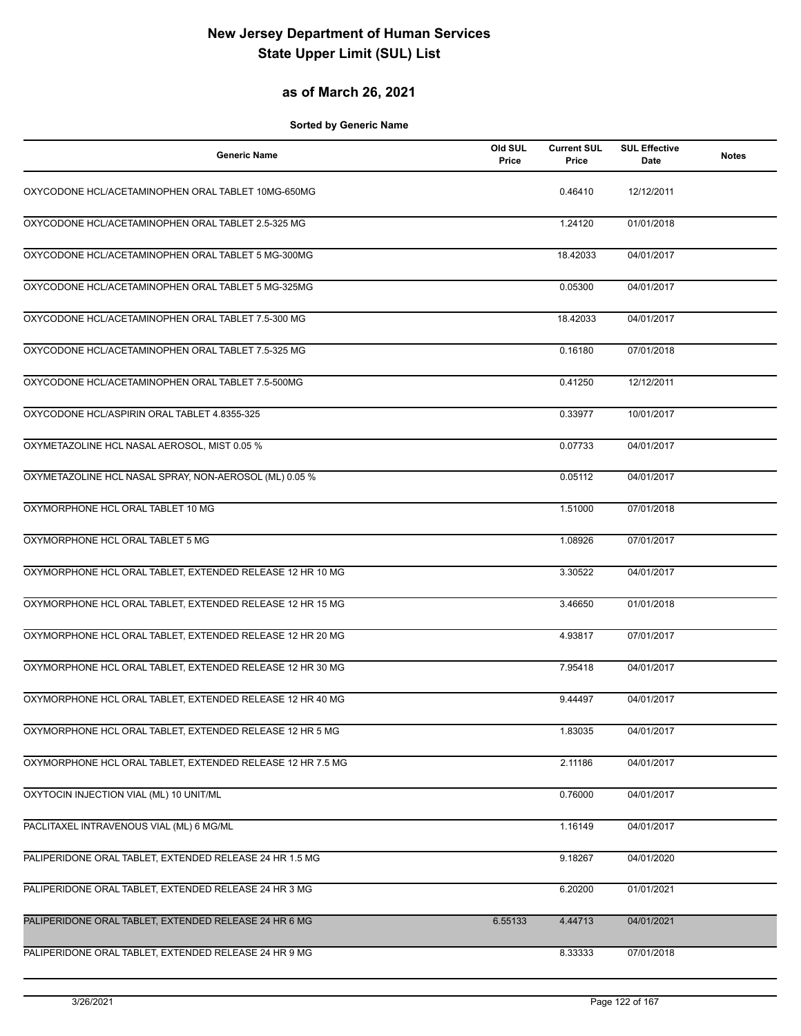# New Jersey Department of Human Services
# State Upper Limit (SUL) List

## as of March 26, 2021

**Sorted by Generic Name**

| Generic Name | Old SUL Price | Current SUL Price | SUL Effective Date | Notes |
|---|---|---|---|---|
| OXYCODONE HCL/ACETAMINOPHEN ORAL TABLET 10MG-650MG | | 0.46410 | 12/12/2011 | |
| OXYCODONE HCL/ACETAMINOPHEN ORAL TABLET 2.5-325 MG | | 1.24120 | 01/01/2018 | |
| OXYCODONE HCL/ACETAMINOPHEN ORAL TABLET 5 MG-300MG | | 18.42033 | 04/01/2017 | |
| OXYCODONE HCL/ACETAMINOPHEN ORAL TABLET 5 MG-325MG | | 0.05300 | 04/01/2017 | |
| OXYCODONE HCL/ACETAMINOPHEN ORAL TABLET 7.5-300 MG | | 18.42033 | 04/01/2017 | |
| OXYCODONE HCL/ACETAMINOPHEN ORAL TABLET 7.5-325 MG | | 0.16180 | 07/01/2018 | |
| OXYCODONE HCL/ACETAMINOPHEN ORAL TABLET 7.5-500MG | | 0.41250 | 12/12/2011 | |
| OXYCODONE HCL/ASPIRIN ORAL TABLET 4.8355-325 | | 0.33977 | 10/01/2017 | |
| OXYMETAZOLINE HCL NASAL AEROSOL, MIST 0.05 % | | 0.07733 | 04/01/2017 | |
| OXYMETAZOLINE HCL NASAL SPRAY, NON-AEROSOL (ML) 0.05 % | | 0.05112 | 04/01/2017 | |
| OXYMORPHONE HCL ORAL TABLET 10 MG | | 1.51000 | 07/01/2018 | |
| OXYMORPHONE HCL ORAL TABLET 5 MG | | 1.08926 | 07/01/2017 | |
| OXYMORPHONE HCL ORAL TABLET, EXTENDED RELEASE 12 HR 10 MG | | 3.30522 | 04/01/2017 | |
| OXYMORPHONE HCL ORAL TABLET, EXTENDED RELEASE 12 HR 15 MG | | 3.46650 | 01/01/2018 | |
| OXYMORPHONE HCL ORAL TABLET, EXTENDED RELEASE 12 HR 20 MG | | 4.93817 | 07/01/2017 | |
| OXYMORPHONE HCL ORAL TABLET, EXTENDED RELEASE 12 HR 30 MG | | 7.95418 | 04/01/2017 | |
| OXYMORPHONE HCL ORAL TABLET, EXTENDED RELEASE 12 HR 40 MG | | 9.44497 | 04/01/2017 | |
| OXYMORPHONE HCL ORAL TABLET, EXTENDED RELEASE 12 HR 5 MG | | 1.83035 | 04/01/2017 | |
| OXYMORPHONE HCL ORAL TABLET, EXTENDED RELEASE 12 HR 7.5 MG | | 2.11186 | 04/01/2017 | |
| OXYTOCIN INJECTION VIAL (ML) 10 UNIT/ML | | 0.76000 | 04/01/2017 | |
| PACLITAXEL INTRAVENOUS VIAL (ML) 6 MG/ML | | 1.16149 | 04/01/2017 | |
| PALIPERIDONE ORAL TABLET, EXTENDED RELEASE 24 HR 1.5 MG | | 9.18267 | 04/01/2020 | |
| PALIPERIDONE ORAL TABLET, EXTENDED RELEASE 24 HR 3 MG | | 6.20200 | 01/01/2021 | |
| PALIPERIDONE ORAL TABLET, EXTENDED RELEASE 24 HR 6 MG | 6.55133 | 4.44713 | 04/01/2021 | |
| PALIPERIDONE ORAL TABLET, EXTENDED RELEASE 24 HR 9 MG | | 8.33333 | 07/01/2018 | |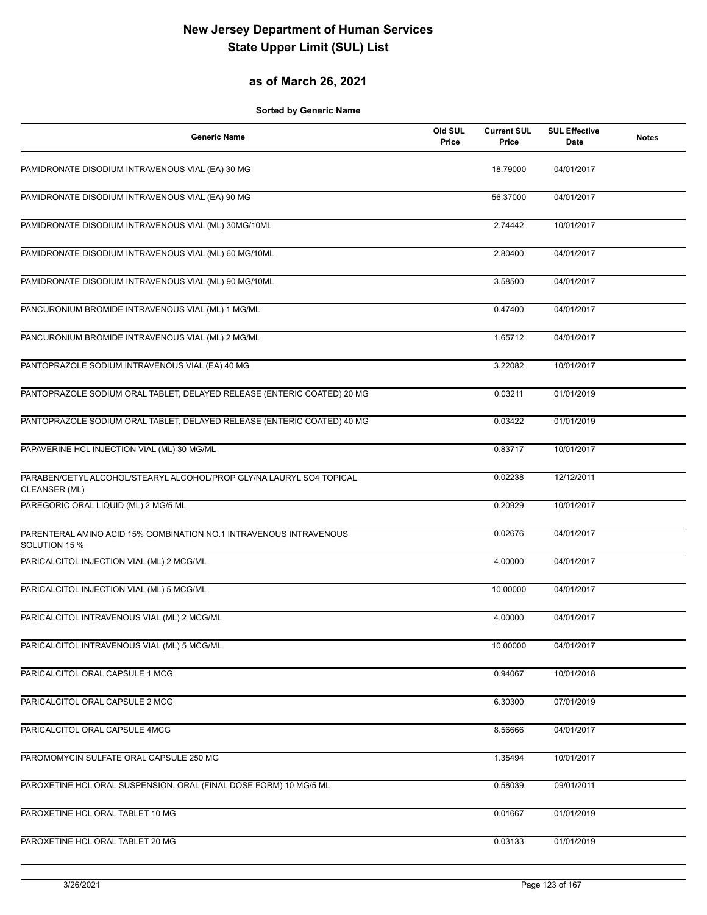# New Jersey Department of Human Services
# State Upper Limit (SUL) List

## as of March 26, 2021

**Sorted by Generic Name**

| Generic Name | Old SUL Price | Current SUL Price | SUL Effective Date | Notes |
|---|---|---|---|---|
| PAMIDRONATE DISODIUM INTRAVENOUS VIAL (EA) 30 MG | | 18.79000 | 04/01/2017 | |
| PAMIDRONATE DISODIUM INTRAVENOUS VIAL (EA) 90 MG | | 56.37000 | 04/01/2017 | |
| PAMIDRONATE DISODIUM INTRAVENOUS VIAL (ML) 30MG/10ML | | 2.74442 | 10/01/2017 | |
| PAMIDRONATE DISODIUM INTRAVENOUS VIAL (ML) 60 MG/10ML | | 2.80400 | 04/01/2017 | |
| PAMIDRONATE DISODIUM INTRAVENOUS VIAL (ML) 90 MG/10ML | | 3.58500 | 04/01/2017 | |
| PANCURONIUM BROMIDE INTRAVENOUS VIAL (ML) 1 MG/ML | | 0.47400 | 04/01/2017 | |
| PANCURONIUM BROMIDE INTRAVENOUS VIAL (ML) 2 MG/ML | | 1.65712 | 04/01/2017 | |
| PANTOPRAZOLE SODIUM INTRAVENOUS VIAL (EA) 40 MG | | 3.22082 | 10/01/2017 | |
| PANTOPRAZOLE SODIUM ORAL TABLET, DELAYED RELEASE (ENTERIC COATED) 20 MG | | 0.03211 | 01/01/2019 | |
| PANTOPRAZOLE SODIUM ORAL TABLET, DELAYED RELEASE (ENTERIC COATED) 40 MG | | 0.03422 | 01/01/2019 | |
| PAPAVERINE HCL INJECTION VIAL (ML) 30 MG/ML | | 0.83717 | 10/01/2017 | |
| PARABEN/CETYL ALCOHOL/STEARYL ALCOHOL/PROP GLY/NA LAURYL SO4 TOPICAL CLEANSER (ML) | | 0.02238 | 12/12/2011 | |
| PAREGORIC ORAL LIQUID (ML) 2 MG/5 ML | | 0.20929 | 10/01/2017 | |
| PARENTERAL AMINO ACID 15% COMBINATION NO.1 INTRAVENOUS INTRAVENOUS SOLUTION 15 % | | 0.02676 | 04/01/2017 | |
| PARICALCITOL INJECTION VIAL (ML) 2 MCG/ML | | 4.00000 | 04/01/2017 | |
| PARICALCITOL INJECTION VIAL (ML) 5 MCG/ML | | 10.00000 | 04/01/2017 | |
| PARICALCITOL INTRAVENOUS VIAL (ML) 2 MCG/ML | | 4.00000 | 04/01/2017 | |
| PARICALCITOL INTRAVENOUS VIAL (ML) 5 MCG/ML | | 10.00000 | 04/01/2017 | |
| PARICALCITOL ORAL CAPSULE 1 MCG | | 0.94067 | 10/01/2018 | |
| PARICALCITOL ORAL CAPSULE 2 MCG | | 6.30300 | 07/01/2019 | |
| PARICALCITOL ORAL CAPSULE 4MCG | | 8.56666 | 04/01/2017 | |
| PAROMOMYCIN SULFATE ORAL CAPSULE 250 MG | | 1.35494 | 10/01/2017 | |
| PAROXETINE HCL ORAL SUSPENSION, ORAL (FINAL DOSE FORM) 10 MG/5 ML | | 0.58039 | 09/01/2011 | |
| PAROXETINE HCL ORAL TABLET 10 MG | | 0.01667 | 01/01/2019 | |
| PAROXETINE HCL ORAL TABLET 20 MG | | 0.03133 | 01/01/2019 | |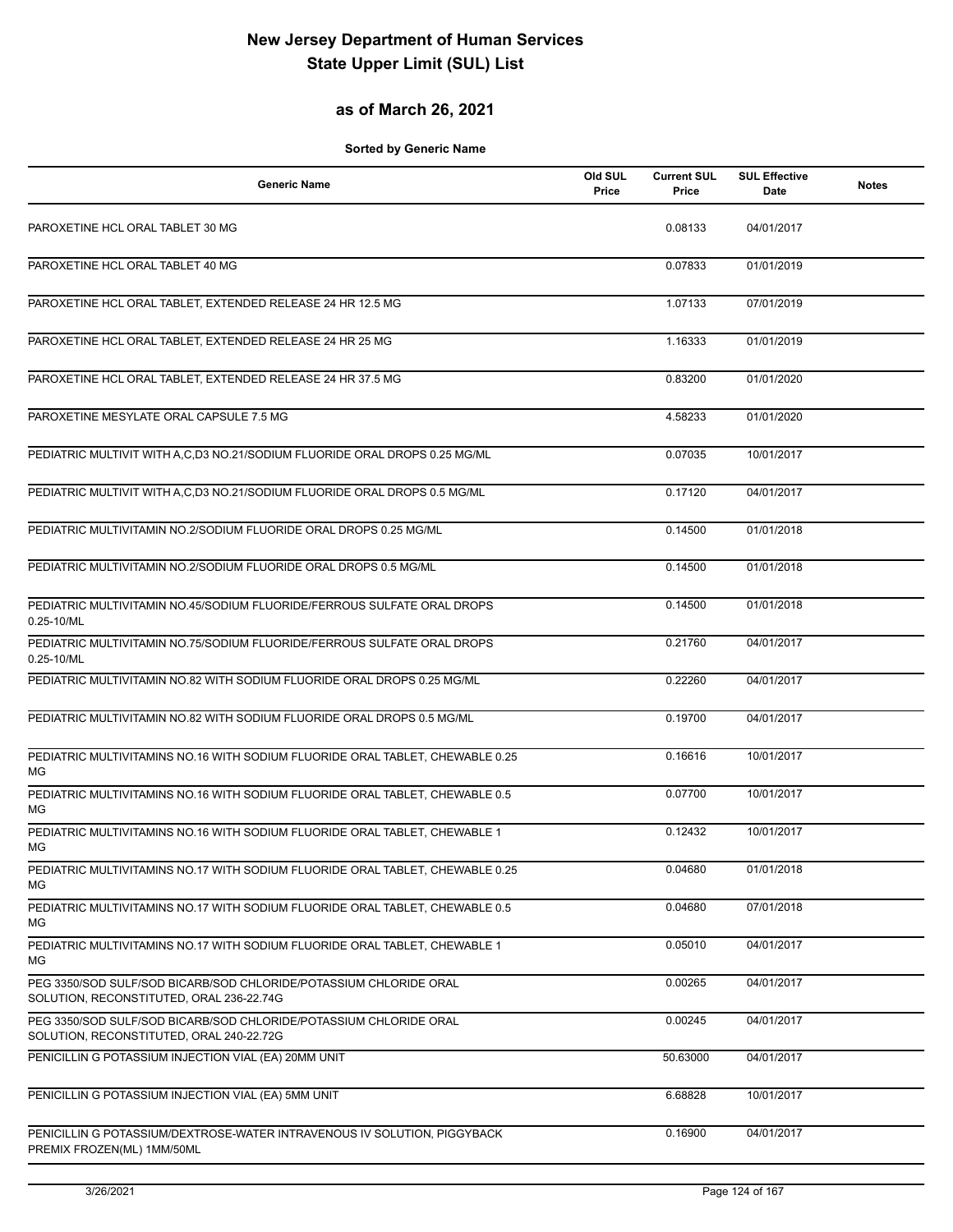# New Jersey Department of Human Services
# State Upper Limit (SUL) List

## as of March 26, 2021

**Sorted by Generic Name**

| Generic Name | Old SUL Price | Current SUL Price | SUL Effective Date | Notes |
|---|---|---|---|---|
| PAROXETINE HCL ORAL TABLET 30 MG | | 0.08133 | 04/01/2017 | |
| PAROXETINE HCL ORAL TABLET 40 MG | | 0.07833 | 01/01/2019 | |
| PAROXETINE HCL ORAL TABLET, EXTENDED RELEASE 24 HR 12.5 MG | | 1.07133 | 07/01/2019 | |
| PAROXETINE HCL ORAL TABLET, EXTENDED RELEASE 24 HR 25 MG | | 1.16333 | 01/01/2019 | |
| PAROXETINE HCL ORAL TABLET, EXTENDED RELEASE 24 HR 37.5 MG | | 0.83200 | 01/01/2020 | |
| PAROXETINE MESYLATE ORAL CAPSULE 7.5 MG | | 4.58233 | 01/01/2020 | |
| PEDIATRIC MULTIVIT WITH A,C,D3 NO.21/SODIUM FLUORIDE ORAL DROPS 0.25 MG/ML | | 0.07035 | 10/01/2017 | |
| PEDIATRIC MULTIVIT WITH A,C,D3 NO.21/SODIUM FLUORIDE ORAL DROPS 0.5 MG/ML | | 0.17120 | 04/01/2017 | |
| PEDIATRIC MULTIVITAMIN NO.2/SODIUM FLUORIDE ORAL DROPS 0.25 MG/ML | | 0.14500 | 01/01/2018 | |
| PEDIATRIC MULTIVITAMIN NO.2/SODIUM FLUORIDE ORAL DROPS 0.5 MG/ML | | 0.14500 | 01/01/2018 | |
| PEDIATRIC MULTIVITAMIN NO.45/SODIUM FLUORIDE/FERROUS SULFATE ORAL DROPS 0.25-10/ML | | 0.14500 | 01/01/2018 | |
| PEDIATRIC MULTIVITAMIN NO.75/SODIUM FLUORIDE/FERROUS SULFATE ORAL DROPS 0.25-10/ML | | 0.21760 | 04/01/2017 | |
| PEDIATRIC MULTIVITAMIN NO.82 WITH SODIUM FLUORIDE ORAL DROPS 0.25 MG/ML | | 0.22260 | 04/01/2017 | |
| PEDIATRIC MULTIVITAMIN NO.82 WITH SODIUM FLUORIDE ORAL DROPS 0.5 MG/ML | | 0.19700 | 04/01/2017 | |
| PEDIATRIC MULTIVITAMINS NO.16 WITH SODIUM FLUORIDE ORAL TABLET, CHEWABLE 0.25 MG | | 0.16616 | 10/01/2017 | |
| PEDIATRIC MULTIVITAMINS NO.16 WITH SODIUM FLUORIDE ORAL TABLET, CHEWABLE 0.5 MG | | 0.07700 | 10/01/2017 | |
| PEDIATRIC MULTIVITAMINS NO.16 WITH SODIUM FLUORIDE ORAL TABLET, CHEWABLE 1 MG | | 0.12432 | 10/01/2017 | |
| PEDIATRIC MULTIVITAMINS NO.17 WITH SODIUM FLUORIDE ORAL TABLET, CHEWABLE 0.25 MG | | 0.04680 | 01/01/2018 | |
| PEDIATRIC MULTIVITAMINS NO.17 WITH SODIUM FLUORIDE ORAL TABLET, CHEWABLE 0.5 MG | | 0.04680 | 07/01/2018 | |
| PEDIATRIC MULTIVITAMINS NO.17 WITH SODIUM FLUORIDE ORAL TABLET, CHEWABLE 1 MG | | 0.05010 | 04/01/2017 | |
| PEG 3350/SOD SULF/SOD BICARB/SOD CHLORIDE/POTASSIUM CHLORIDE ORAL SOLUTION, RECONSTITUTED, ORAL 236-22.74G | | 0.00265 | 04/01/2017 | |
| PEG 3350/SOD SULF/SOD BICARB/SOD CHLORIDE/POTASSIUM CHLORIDE ORAL SOLUTION, RECONSTITUTED, ORAL 240-22.72G | | 0.00245 | 04/01/2017 | |
| PENICILLIN G POTASSIUM INJECTION VIAL (EA) 20MM UNIT | | 50.63000 | 04/01/2017 | |
| PENICILLIN G POTASSIUM INJECTION VIAL (EA) 5MM UNIT | | 6.68828 | 10/01/2017 | |
| PENICILLIN G POTASSIUM/DEXTROSE-WATER INTRAVENOUS IV SOLUTION, PIGGYBACK PREMIX FROZEN(ML) 1MM/50ML | | 0.16900 | 04/01/2017 | |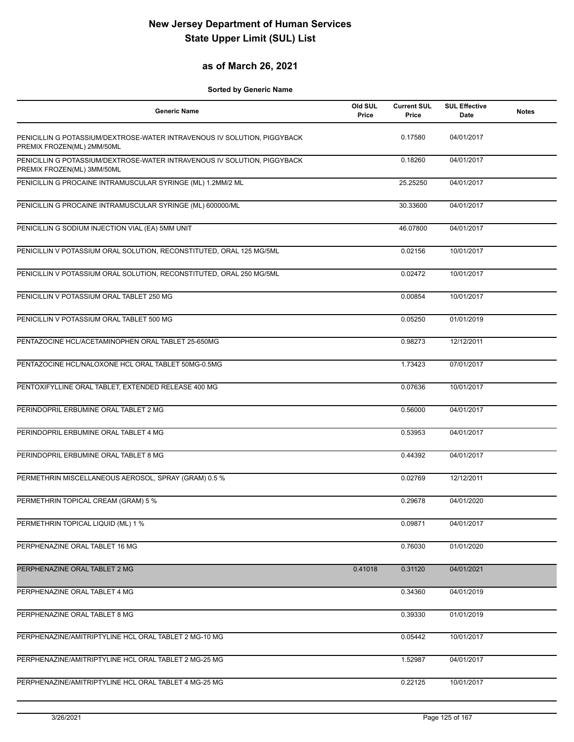# New Jersey Department of Human Services
# State Upper Limit (SUL) List

## as of March 26, 2021

**Sorted by Generic Name**

| Generic Name | Old SUL Price | Current SUL Price | SUL Effective Date | Notes |
|---|---|---|---|---|
| PENICILLIN G POTASSIUM/DEXTROSE-WATER INTRAVENOUS IV SOLUTION, PIGGYBACK PREMIX FROZEN(ML) 2MM/50ML | | 0.17580 | 04/01/2017 | |
| PENICILLIN G POTASSIUM/DEXTROSE-WATER INTRAVENOUS IV SOLUTION, PIGGYBACK PREMIX FROZEN(ML) 3MM/50ML | | 0.18260 | 04/01/2017 | |
| PENICILLIN G PROCAINE INTRAMUSCULAR SYRINGE (ML) 1.2MM/2 ML | | 25.25250 | 04/01/2017 | |
| PENICILLIN G PROCAINE INTRAMUSCULAR SYRINGE (ML) 600000/ML | | 30.33600 | 04/01/2017 | |
| PENICILLIN G SODIUM INJECTION VIAL (EA) 5MM UNIT | | 46.07800 | 04/01/2017 | |
| PENICILLIN V POTASSIUM ORAL SOLUTION, RECONSTITUTED, ORAL 125 MG/5ML | | 0.02156 | 10/01/2017 | |
| PENICILLIN V POTASSIUM ORAL SOLUTION, RECONSTITUTED, ORAL 250 MG/5ML | | 0.02472 | 10/01/2017 | |
| PENICILLIN V POTASSIUM ORAL TABLET 250 MG | | 0.00854 | 10/01/2017 | |
| PENICILLIN V POTASSIUM ORAL TABLET 500 MG | | 0.05250 | 01/01/2019 | |
| PENTAZOCINE HCL/ACETAMINOPHEN ORAL TABLET 25-650MG | | 0.98273 | 12/12/2011 | |
| PENTAZOCINE HCL/NALOXONE HCL ORAL TABLET 50MG-0.5MG | | 1.73423 | 07/01/2017 | |
| PENTOXIFYLLINE ORAL TABLET, EXTENDED RELEASE 400 MG | | 0.07636 | 10/01/2017 | |
| PERINDOPRIL ERBUMINE ORAL TABLET 2 MG | | 0.56000 | 04/01/2017 | |
| PERINDOPRIL ERBUMINE ORAL TABLET 4 MG | | 0.53953 | 04/01/2017 | |
| PERINDOPRIL ERBUMINE ORAL TABLET 8 MG | | 0.44392 | 04/01/2017 | |
| PERMETHRIN MISCELLANEOUS AEROSOL, SPRAY (GRAM) 0.5 % | | 0.02769 | 12/12/2011 | |
| PERMETHRIN TOPICAL CREAM (GRAM) 5 % | | 0.29678 | 04/01/2020 | |
| PERMETHRIN TOPICAL LIQUID (ML) 1 % | | 0.09871 | 04/01/2017 | |
| PERPHENAZINE ORAL TABLET 16 MG | | 0.76030 | 01/01/2020 | |
| PERPHENAZINE ORAL TABLET 2 MG | 0.41018 | 0.31120 | 04/01/2021 | |
| PERPHENAZINE ORAL TABLET 4 MG | | 0.34360 | 04/01/2019 | |
| PERPHENAZINE ORAL TABLET 8 MG | | 0.39330 | 01/01/2019 | |
| PERPHENAZINE/AMITRIPTYLINE HCL ORAL TABLET 2 MG-10 MG | | 0.05442 | 10/01/2017 | |
| PERPHENAZINE/AMITRIPTYLINE HCL ORAL TABLET 2 MG-25 MG | | 1.52987 | 04/01/2017 | |
| PERPHENAZINE/AMITRIPTYLINE HCL ORAL TABLET 4 MG-25 MG | | 0.22125 | 10/01/2017 | |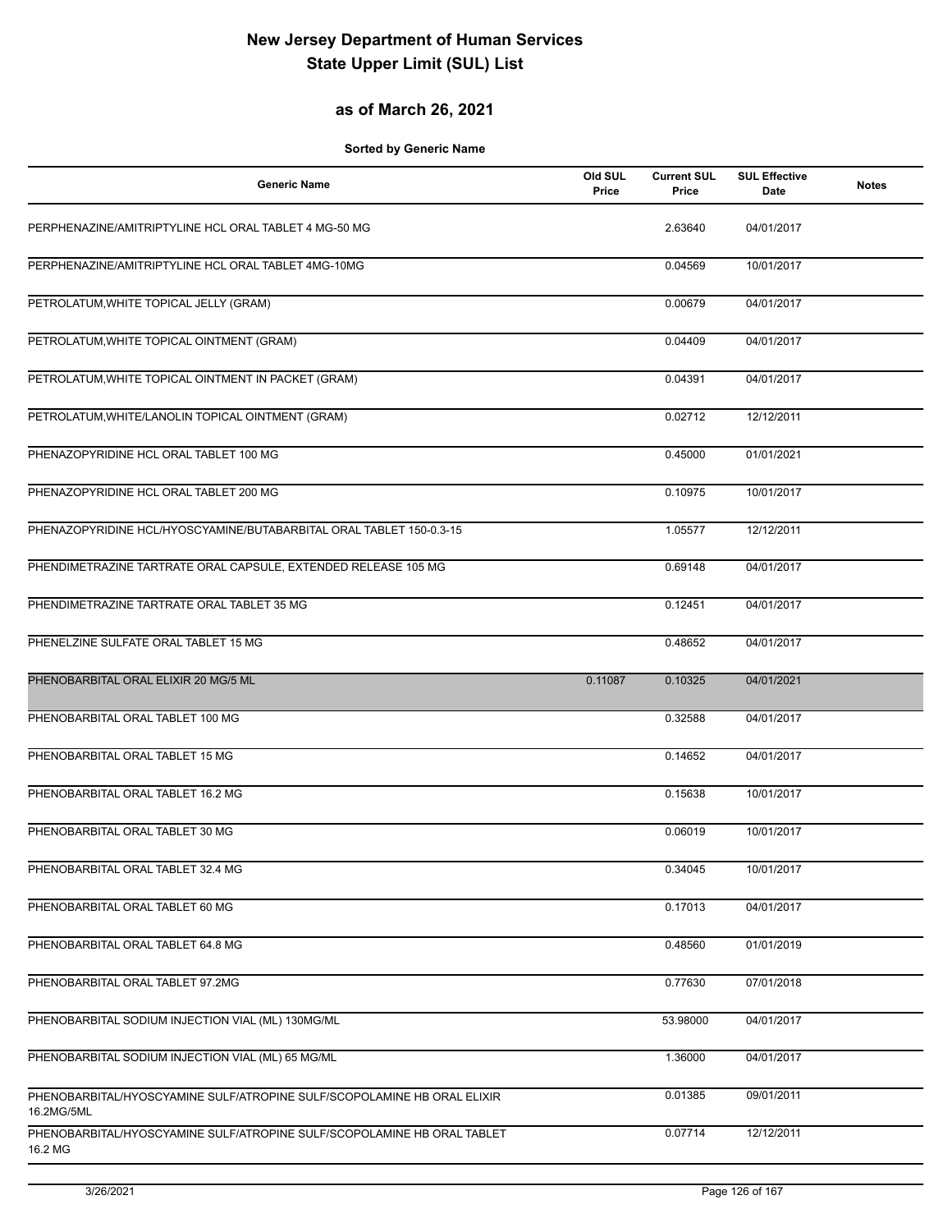# New Jersey Department of Human Services
# State Upper Limit (SUL) List

## as of March 26, 2021

**Sorted by Generic Name**

| Generic Name | Old SUL Price | Current SUL Price | SUL Effective Date | Notes |
|---|---|---|---|---|
| PERPHENAZINE/AMITRIPTYLINE HCL ORAL TABLET 4 MG-50 MG | | 2.63640 | 04/01/2017 | |
| PERPHENAZINE/AMITRIPTYLINE HCL ORAL TABLET 4MG-10MG | | 0.04569 | 10/01/2017 | |
| PETROLATUM,WHITE TOPICAL JELLY (GRAM) | | 0.00679 | 04/01/2017 | |
| PETROLATUM,WHITE TOPICAL OINTMENT (GRAM) | | 0.04409 | 04/01/2017 | |
| PETROLATUM,WHITE TOPICAL OINTMENT IN PACKET (GRAM) | | 0.04391 | 04/01/2017 | |
| PETROLATUM,WHITE/LANOLIN TOPICAL OINTMENT (GRAM) | | 0.02712 | 12/12/2011 | |
| PHENAZOPYRIDINE HCL ORAL TABLET 100 MG | | 0.45000 | 01/01/2021 | |
| PHENAZOPYRIDINE HCL ORAL TABLET 200 MG | | 0.10975 | 10/01/2017 | |
| PHENAZOPYRIDINE HCL/HYOSCYAMINE/BUTABARBITAL ORAL TABLET 150-0.3-15 | | 1.05577 | 12/12/2011 | |
| PHENDIMETRAZINE TARTRATE ORAL CAPSULE, EXTENDED RELEASE 105 MG | | 0.69148 | 04/01/2017 | |
| PHENDIMETRAZINE TARTRATE ORAL TABLET 35 MG | | 0.12451 | 04/01/2017 | |
| PHENELZINE SULFATE ORAL TABLET 15 MG | | 0.48652 | 04/01/2017 | |
| PHENOBARBITAL ORAL ELIXIR 20 MG/5 ML | 0.11087 | 0.10325 | 04/01/2021 | |
| PHENOBARBITAL ORAL TABLET 100 MG | | 0.32588 | 04/01/2017 | |
| PHENOBARBITAL ORAL TABLET 15 MG | | 0.14652 | 04/01/2017 | |
| PHENOBARBITAL ORAL TABLET 16.2 MG | | 0.15638 | 10/01/2017 | |
| PHENOBARBITAL ORAL TABLET 30 MG | | 0.06019 | 10/01/2017 | |
| PHENOBARBITAL ORAL TABLET 32.4 MG | | 0.34045 | 10/01/2017 | |
| PHENOBARBITAL ORAL TABLET 60 MG | | 0.17013 | 04/01/2017 | |
| PHENOBARBITAL ORAL TABLET 64.8 MG | | 0.48560 | 01/01/2019 | |
| PHENOBARBITAL ORAL TABLET 97.2MG | | 0.77630 | 07/01/2018 | |
| PHENOBARBITAL SODIUM INJECTION VIAL (ML) 130MG/ML | | 53.98000 | 04/01/2017 | |
| PHENOBARBITAL SODIUM INJECTION VIAL (ML) 65 MG/ML | | 1.36000 | 04/01/2017 | |
| PHENOBARBITAL/HYOSCYAMINE SULF/ATROPINE SULF/SCOPOLAMINE HB ORAL ELIXIR 16.2MG/5ML | | 0.01385 | 09/01/2011 | |
| PHENOBARBITAL/HYOSCYAMINE SULF/ATROPINE SULF/SCOPOLAMINE HB ORAL TABLET 16.2 MG | | 0.07714 | 12/12/2011 | |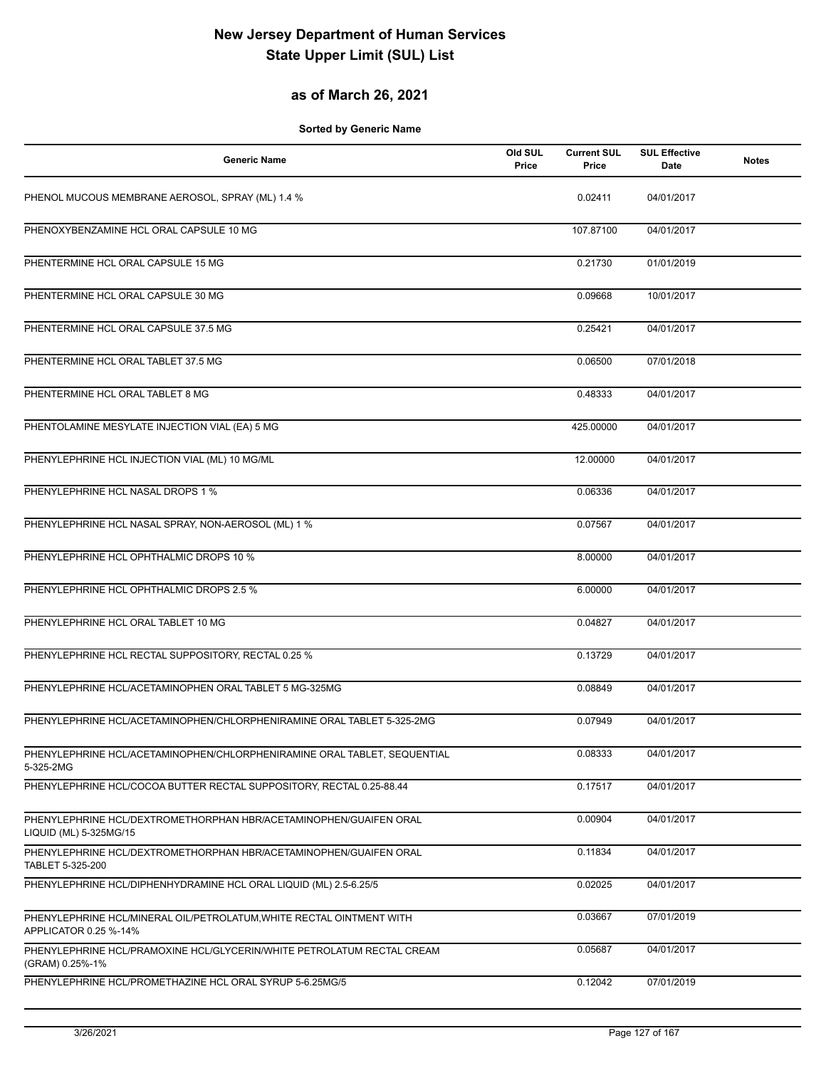# New Jersey Department of Human Services
# State Upper Limit (SUL) List

## as of March 26, 2021

**Sorted by Generic Name**

| Generic Name | Old SUL Price | Current SUL Price | SUL Effective Date | Notes |
|---|---|---|---|---|
| PHENOL MUCOUS MEMBRANE AEROSOL, SPRAY (ML) 1.4 % | | 0.02411 | 04/01/2017 | |
| PHENOXYBENZAMINE HCL ORAL CAPSULE 10 MG | | 107.87100 | 04/01/2017 | |
| PHENTERMINE HCL ORAL CAPSULE 15 MG | | 0.21730 | 01/01/2019 | |
| PHENTERMINE HCL ORAL CAPSULE 30 MG | | 0.09668 | 10/01/2017 | |
| PHENTERMINE HCL ORAL CAPSULE 37.5 MG | | 0.25421 | 04/01/2017 | |
| PHENTERMINE HCL ORAL TABLET 37.5 MG | | 0.06500 | 07/01/2018 | |
| PHENTERMINE HCL ORAL TABLET 8 MG | | 0.48333 | 04/01/2017 | |
| PHENTOLAMINE MESYLATE INJECTION VIAL (EA) 5 MG | | 425.00000 | 04/01/2017 | |
| PHENYLEPHRINE HCL INJECTION VIAL (ML) 10 MG/ML | | 12.00000 | 04/01/2017 | |
| PHENYLEPHRINE HCL NASAL DROPS 1 % | | 0.06336 | 04/01/2017 | |
| PHENYLEPHRINE HCL NASAL SPRAY, NON-AEROSOL (ML) 1 % | | 0.07567 | 04/01/2017 | |
| PHENYLEPHRINE HCL OPHTHALMIC DROPS 10 % | | 8.00000 | 04/01/2017 | |
| PHENYLEPHRINE HCL OPHTHALMIC DROPS 2.5 % | | 6.00000 | 04/01/2017 | |
| PHENYLEPHRINE HCL ORAL TABLET 10 MG | | 0.04827 | 04/01/2017 | |
| PHENYLEPHRINE HCL RECTAL SUPPOSITORY, RECTAL 0.25 % | | 0.13729 | 04/01/2017 | |
| PHENYLEPHRINE HCL/ACETAMINOPHEN ORAL TABLET 5 MG-325MG | | 0.08849 | 04/01/2017 | |
| PHENYLEPHRINE HCL/ACETAMINOPHEN/CHLORPHENIRAMINE ORAL TABLET 5-325-2MG | | 0.07949 | 04/01/2017 | |
| PHENYLEPHRINE HCL/ACETAMINOPHEN/CHLORPHENIRAMINE ORAL TABLET, SEQUENTIAL 5-325-2MG | | 0.08333 | 04/01/2017 | |
| PHENYLEPHRINE HCL/COCOA BUTTER RECTAL SUPPOSITORY, RECTAL 0.25-88.44 | | 0.17517 | 04/01/2017 | |
| PHENYLEPHRINE HCL/DEXTROMETHORPHAN HBR/ACETAMINOPHEN/GUAIFEN ORAL LIQUID (ML) 5-325MG/15 | | 0.00904 | 04/01/2017 | |
| PHENYLEPHRINE HCL/DEXTROMETHORPHAN HBR/ACETAMINOPHEN/GUAIFEN ORAL TABLET 5-325-200 | | 0.11834 | 04/01/2017 | |
| PHENYLEPHRINE HCL/DIPHENHYDRAMINE HCL ORAL LIQUID (ML) 2.5-6.25/5 | | 0.02025 | 04/01/2017 | |
| PHENYLEPHRINE HCL/MINERAL OIL/PETROLATUM,WHITE RECTAL OINTMENT WITH APPLICATOR 0.25 %-14% | | 0.03667 | 07/01/2019 | |
| PHENYLEPHRINE HCL/PRAMOXINE HCL/GLYCERIN/WHITE PETROLATUM RECTAL CREAM (GRAM) 0.25%-1% | | 0.05687 | 04/01/2017 | |
| PHENYLEPHRINE HCL/PROMETHAZINE HCL ORAL SYRUP 5-6.25MG/5 | | 0.12042 | 07/01/2019 | |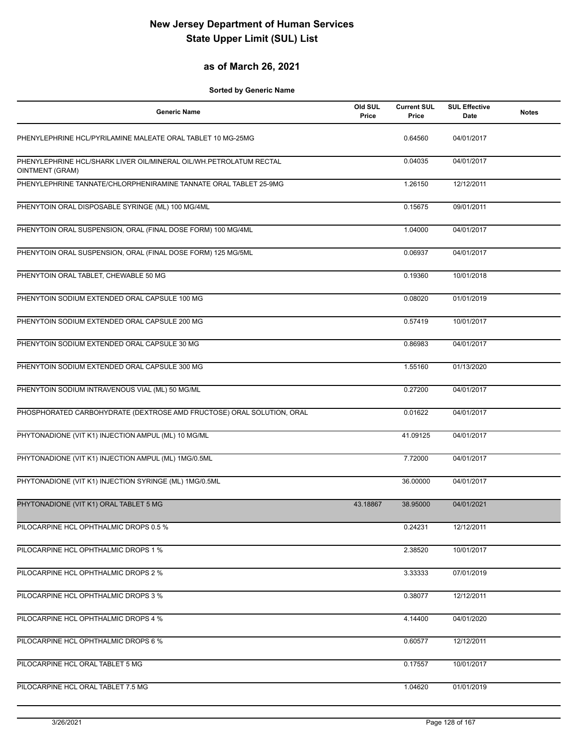# New Jersey Department of Human Services
# State Upper Limit (SUL) List

## as of March 26, 2021

**Sorted by Generic Name**

| Generic Name | Old SUL Price | Current SUL Price | SUL Effective Date | Notes |
|---|---|---|---|---|
| PHENYLEPHRINE HCL/PYRILAMINE MALEATE ORAL TABLET 10 MG-25MG | | 0.64560 | 04/01/2017 | |
| PHENYLEPHRINE HCL/SHARK LIVER OIL/MINERAL OIL/WH.PETROLATUM RECTAL OINTMENT (GRAM) | | 0.04035 | 04/01/2017 | |
| PHENYLEPHRINE TANNATE/CHLORPHENIRAMINE TANNATE ORAL TABLET 25-9MG | | 1.26150 | 12/12/2011 | |
| PHENYTOIN ORAL DISPOSABLE SYRINGE (ML) 100 MG/4ML | | 0.15675 | 09/01/2011 | |
| PHENYTOIN ORAL SUSPENSION, ORAL (FINAL DOSE FORM) 100 MG/4ML | | 1.04000 | 04/01/2017 | |
| PHENYTOIN ORAL SUSPENSION, ORAL (FINAL DOSE FORM) 125 MG/5ML | | 0.06937 | 04/01/2017 | |
| PHENYTOIN ORAL TABLET, CHEWABLE 50 MG | | 0.19360 | 10/01/2018 | |
| PHENYTOIN SODIUM EXTENDED ORAL CAPSULE 100 MG | | 0.08020 | 01/01/2019 | |
| PHENYTOIN SODIUM EXTENDED ORAL CAPSULE 200 MG | | 0.57419 | 10/01/2017 | |
| PHENYTOIN SODIUM EXTENDED ORAL CAPSULE 30 MG | | 0.86983 | 04/01/2017 | |
| PHENYTOIN SODIUM EXTENDED ORAL CAPSULE 300 MG | | 1.55160 | 01/13/2020 | |
| PHENYTOIN SODIUM INTRAVENOUS VIAL (ML) 50 MG/ML | | 0.27200 | 04/01/2017 | |
| PHOSPHORATED CARBOHYDRATE (DEXTROSE AMD FRUCTOSE) ORAL SOLUTION, ORAL | | 0.01622 | 04/01/2017 | |
| PHYTONADIONE (VIT K1) INJECTION AMPUL (ML) 10 MG/ML | | 41.09125 | 04/01/2017 | |
| PHYTONADIONE (VIT K1) INJECTION AMPUL (ML) 1MG/0.5ML | | 7.72000 | 04/01/2017 | |
| PHYTONADIONE (VIT K1) INJECTION SYRINGE (ML) 1MG/0.5ML | | 36.00000 | 04/01/2017 | |
| PHYTONADIONE (VIT K1) ORAL TABLET 5 MG | 43.18867 | 38.95000 | 04/01/2021 | |
| PILOCARPINE HCL OPHTHALMIC DROPS 0.5 % | | 0.24231 | 12/12/2011 | |
| PILOCARPINE HCL OPHTHALMIC DROPS 1 % | | 2.38520 | 10/01/2017 | |
| PILOCARPINE HCL OPHTHALMIC DROPS 2 % | | 3.33333 | 07/01/2019 | |
| PILOCARPINE HCL OPHTHALMIC DROPS 3 % | | 0.38077 | 12/12/2011 | |
| PILOCARPINE HCL OPHTHALMIC DROPS 4 % | | 4.14400 | 04/01/2020 | |
| PILOCARPINE HCL OPHTHALMIC DROPS 6 % | | 0.60577 | 12/12/2011 | |
| PILOCARPINE HCL ORAL TABLET 5 MG | | 0.17557 | 10/01/2017 | |
| PILOCARPINE HCL ORAL TABLET 7.5 MG | | 1.04620 | 01/01/2019 | |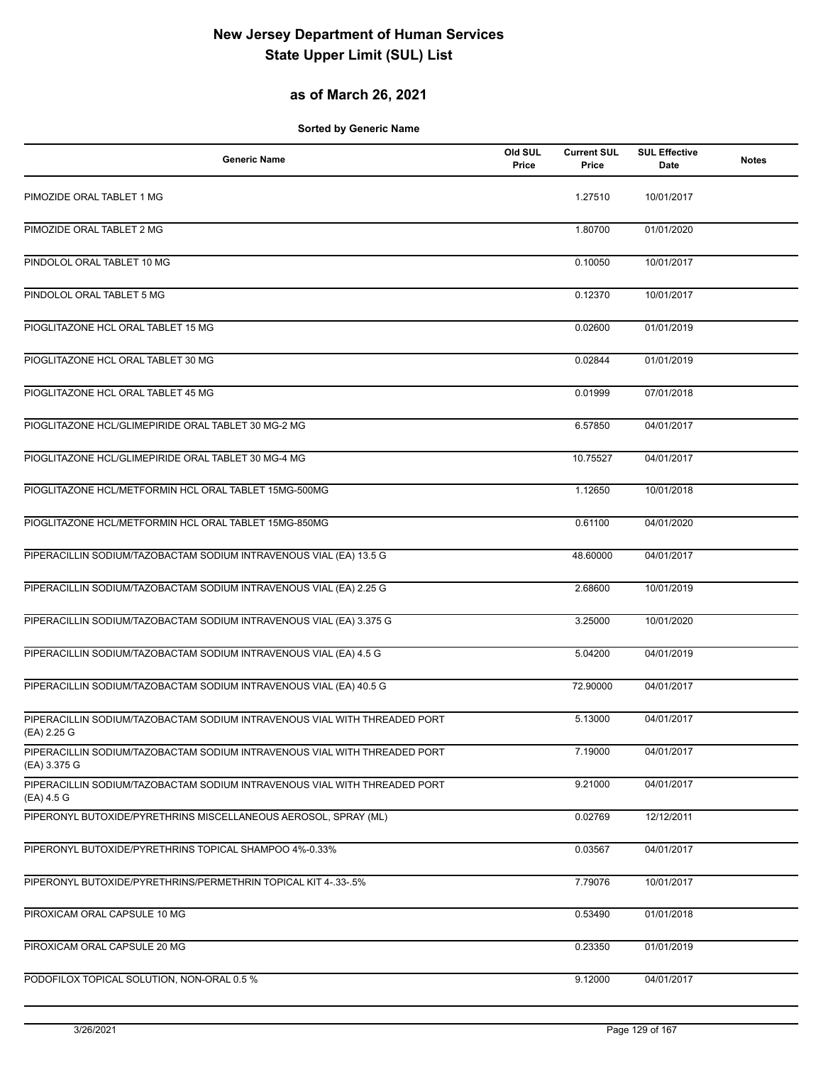# New Jersey Department of Human Services
# State Upper Limit (SUL) List

## as of March 26, 2021

**Sorted by Generic Name**

| Generic Name | Old SUL Price | Current SUL Price | SUL Effective Date | Notes |
|---|---|---|---|---|
| PIMOZIDE ORAL TABLET 1 MG | | 1.27510 | 10/01/2017 | |
| PIMOZIDE ORAL TABLET 2 MG | | 1.80700 | 01/01/2020 | |
| PINDOLOL ORAL TABLET 10 MG | | 0.10050 | 10/01/2017 | |
| PINDOLOL ORAL TABLET 5 MG | | 0.12370 | 10/01/2017 | |
| PIOGLITAZONE HCL ORAL TABLET 15 MG | | 0.02600 | 01/01/2019 | |
| PIOGLITAZONE HCL ORAL TABLET 30 MG | | 0.02844 | 01/01/2019 | |
| PIOGLITAZONE HCL ORAL TABLET 45 MG | | 0.01999 | 07/01/2018 | |
| PIOGLITAZONE HCL/GLIMEPIRIDE ORAL TABLET 30 MG-2 MG | | 6.57850 | 04/01/2017 | |
| PIOGLITAZONE HCL/GLIMEPIRIDE ORAL TABLET 30 MG-4 MG | | 10.75527 | 04/01/2017 | |
| PIOGLITAZONE HCL/METFORMIN HCL ORAL TABLET 15MG-500MG | | 1.12650 | 10/01/2018 | |
| PIOGLITAZONE HCL/METFORMIN HCL ORAL TABLET 15MG-850MG | | 0.61100 | 04/01/2020 | |
| PIPERACILLIN SODIUM/TAZOBACTAM SODIUM INTRAVENOUS VIAL (EA) 13.5 G | | 48.60000 | 04/01/2017 | |
| PIPERACILLIN SODIUM/TAZOBACTAM SODIUM INTRAVENOUS VIAL (EA) 2.25 G | | 2.68600 | 10/01/2019 | |
| PIPERACILLIN SODIUM/TAZOBACTAM SODIUM INTRAVENOUS VIAL (EA) 3.375 G | | 3.25000 | 10/01/2020 | |
| PIPERACILLIN SODIUM/TAZOBACTAM SODIUM INTRAVENOUS VIAL (EA) 4.5 G | | 5.04200 | 04/01/2019 | |
| PIPERACILLIN SODIUM/TAZOBACTAM SODIUM INTRAVENOUS VIAL (EA) 40.5 G | | 72.90000 | 04/01/2017 | |
| PIPERACILLIN SODIUM/TAZOBACTAM SODIUM INTRAVENOUS VIAL WITH THREADED PORT (EA) 2.25 G | | 5.13000 | 04/01/2017 | |
| PIPERACILLIN SODIUM/TAZOBACTAM SODIUM INTRAVENOUS VIAL WITH THREADED PORT (EA) 3.375 G | | 7.19000 | 04/01/2017 | |
| PIPERACILLIN SODIUM/TAZOBACTAM SODIUM INTRAVENOUS VIAL WITH THREADED PORT (EA) 4.5 G | | 9.21000 | 04/01/2017 | |
| PIPERONYL BUTOXIDE/PYRETHRINS MISCELLANEOUS AEROSOL, SPRAY (ML) | | 0.02769 | 12/12/2011 | |
| PIPERONYL BUTOXIDE/PYRETHRINS TOPICAL SHAMPOO 4%-0.33% | | 0.03567 | 04/01/2017 | |
| PIPERONYL BUTOXIDE/PYRETHRINS/PERMETHRIN TOPICAL KIT 4-.33-.5% | | 7.79076 | 10/01/2017 | |
| PIROXICAM ORAL CAPSULE 10 MG | | 0.53490 | 01/01/2018 | |
| PIROXICAM ORAL CAPSULE 20 MG | | 0.23350 | 01/01/2019 | |
| PODOFILOX TOPICAL SOLUTION, NON-ORAL 0.5 % | | 9.12000 | 04/01/2017 | |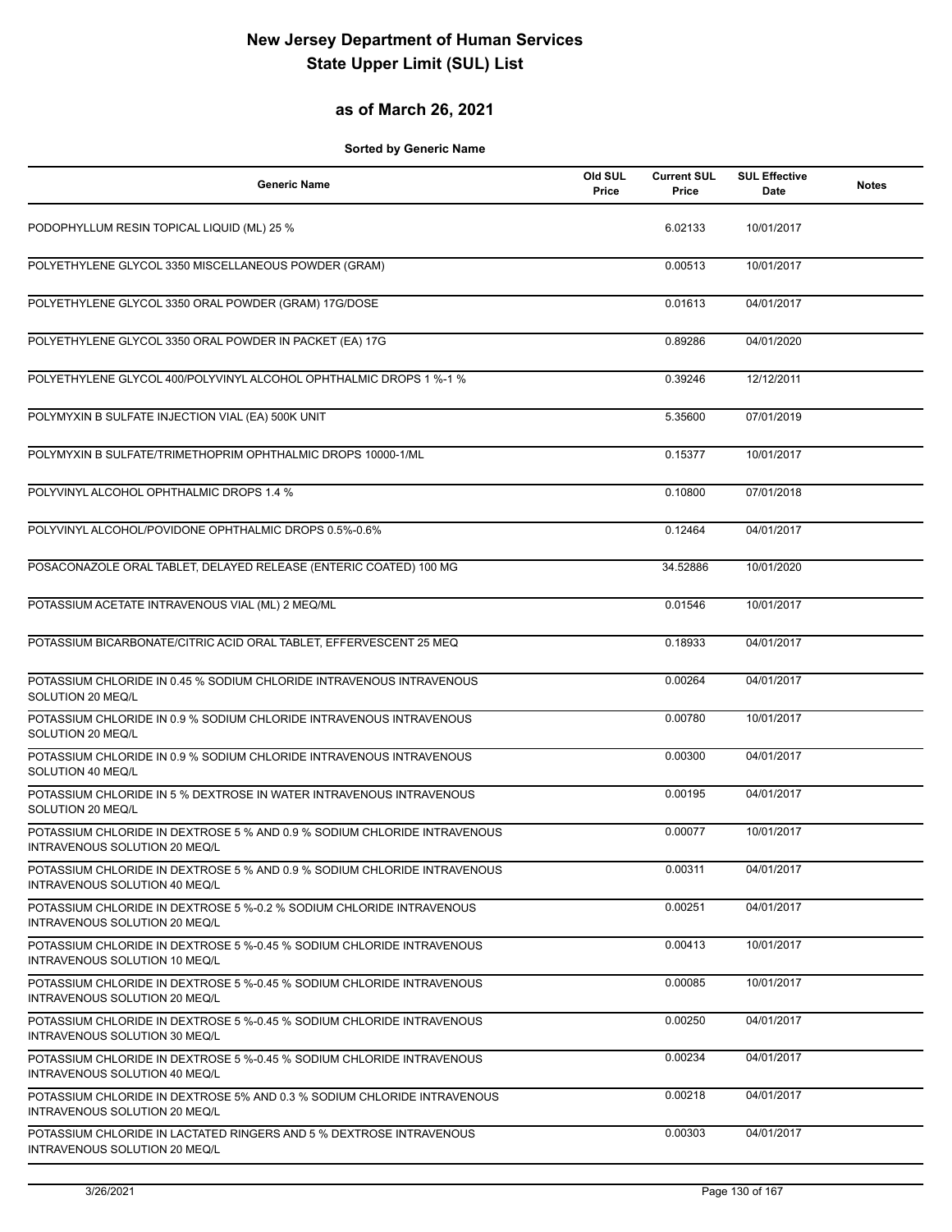# New Jersey Department of Human Services
# State Upper Limit (SUL) List

## as of March 26, 2021

**Sorted by Generic Name**

| Generic Name | Old SUL Price | Current SUL Price | SUL Effective Date | Notes |
|---|---|---|---|---|
| PODOPHYLLUM RESIN TOPICAL LIQUID (ML) 25 % | | 6.02133 | 10/01/2017 | |
| POLYETHYLENE GLYCOL 3350 MISCELLANEOUS POWDER (GRAM) | | 0.00513 | 10/01/2017 | |
| POLYETHYLENE GLYCOL 3350 ORAL POWDER (GRAM) 17G/DOSE | | 0.01613 | 04/01/2017 | |
| POLYETHYLENE GLYCOL 3350 ORAL POWDER IN PACKET (EA) 17G | | 0.89286 | 04/01/2020 | |
| POLYETHYLENE GLYCOL 400/POLYVINYL ALCOHOL OPHTHALMIC DROPS 1 %-1 % | | 0.39246 | 12/12/2011 | |
| POLYMYXIN B SULFATE INJECTION VIAL (EA) 500K UNIT | | 5.35600 | 07/01/2019 | |
| POLYMYXIN B SULFATE/TRIMETHOPRIM OPHTHALMIC DROPS 10000-1/ML | | 0.15377 | 10/01/2017 | |
| POLYVINYL ALCOHOL OPHTHALMIC DROPS 1.4 % | | 0.10800 | 07/01/2018 | |
| POLYVINYL ALCOHOL/POVIDONE OPHTHALMIC DROPS 0.5%-0.6% | | 0.12464 | 04/01/2017 | |
| POSACONAZOLE ORAL TABLET, DELAYED RELEASE (ENTERIC COATED) 100 MG | | 34.52886 | 10/01/2020 | |
| POTASSIUM ACETATE INTRAVENOUS VIAL (ML) 2 MEQ/ML | | 0.01546 | 10/01/2017 | |
| POTASSIUM BICARBONATE/CITRIC ACID ORAL TABLET, EFFERVESCENT 25 MEQ | | 0.18933 | 04/01/2017 | |
| POTASSIUM CHLORIDE IN 0.45 % SODIUM CHLORIDE INTRAVENOUS INTRAVENOUS SOLUTION 20 MEQ/L | | 0.00264 | 04/01/2017 | |
| POTASSIUM CHLORIDE IN 0.9 % SODIUM CHLORIDE INTRAVENOUS INTRAVENOUS SOLUTION 20 MEQ/L | | 0.00780 | 10/01/2017 | |
| POTASSIUM CHLORIDE IN 0.9 % SODIUM CHLORIDE INTRAVENOUS INTRAVENOUS SOLUTION 40 MEQ/L | | 0.00300 | 04/01/2017 | |
| POTASSIUM CHLORIDE IN 5 % DEXTROSE IN WATER INTRAVENOUS INTRAVENOUS SOLUTION 20 MEQ/L | | 0.00195 | 04/01/2017 | |
| POTASSIUM CHLORIDE IN DEXTROSE 5 % AND 0.9 % SODIUM CHLORIDE INTRAVENOUS INTRAVENOUS SOLUTION 20 MEQ/L | | 0.00077 | 10/01/2017 | |
| POTASSIUM CHLORIDE IN DEXTROSE 5 % AND 0.9 % SODIUM CHLORIDE INTRAVENOUS INTRAVENOUS SOLUTION 40 MEQ/L | | 0.00311 | 04/01/2017 | |
| POTASSIUM CHLORIDE IN DEXTROSE 5 %-0.2 % SODIUM CHLORIDE INTRAVENOUS INTRAVENOUS SOLUTION 20 MEQ/L | | 0.00251 | 04/01/2017 | |
| POTASSIUM CHLORIDE IN DEXTROSE 5 %-0.45 % SODIUM CHLORIDE INTRAVENOUS INTRAVENOUS SOLUTION 10 MEQ/L | | 0.00413 | 10/01/2017 | |
| POTASSIUM CHLORIDE IN DEXTROSE 5 %-0.45 % SODIUM CHLORIDE INTRAVENOUS INTRAVENOUS SOLUTION 20 MEQ/L | | 0.00085 | 10/01/2017 | |
| POTASSIUM CHLORIDE IN DEXTROSE 5 %-0.45 % SODIUM CHLORIDE INTRAVENOUS INTRAVENOUS SOLUTION 30 MEQ/L | | 0.00250 | 04/01/2017 | |
| POTASSIUM CHLORIDE IN DEXTROSE 5 %-0.45 % SODIUM CHLORIDE INTRAVENOUS INTRAVENOUS SOLUTION 40 MEQ/L | | 0.00234 | 04/01/2017 | |
| POTASSIUM CHLORIDE IN DEXTROSE 5% AND 0.3 % SODIUM CHLORIDE INTRAVENOUS INTRAVENOUS SOLUTION 20 MEQ/L | | 0.00218 | 04/01/2017 | |
| POTASSIUM CHLORIDE IN LACTATED RINGERS AND 5 % DEXTROSE INTRAVENOUS INTRAVENOUS SOLUTION 20 MEQ/L | | 0.00303 | 04/01/2017 | |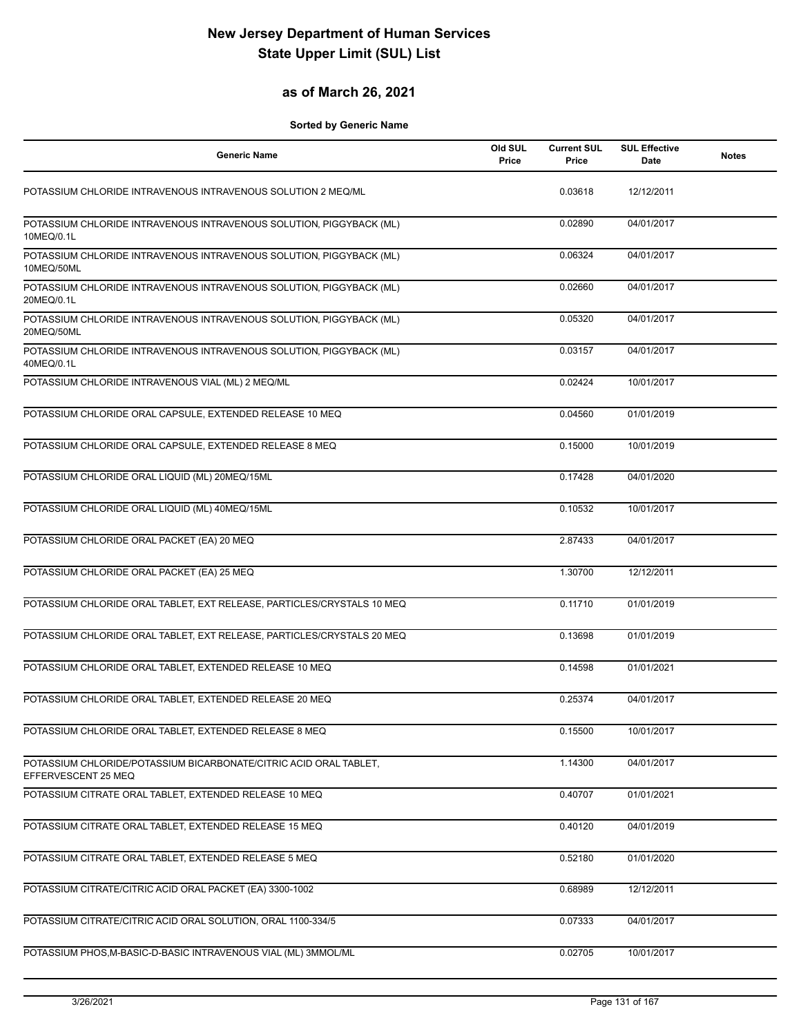# New Jersey Department of Human Services
# State Upper Limit (SUL) List

## as of March 26, 2021

**Sorted by Generic Name**

| Generic Name | Old SUL Price | Current SUL Price | SUL Effective Date | Notes |
|---|---|---|---|---|
| POTASSIUM CHLORIDE INTRAVENOUS INTRAVENOUS SOLUTION 2 MEQ/ML | | 0.03618 | 12/12/2011 | |
| POTASSIUM CHLORIDE INTRAVENOUS INTRAVENOUS SOLUTION, PIGGYBACK (ML) 10MEQ/0.1L | | 0.02890 | 04/01/2017 | |
| POTASSIUM CHLORIDE INTRAVENOUS INTRAVENOUS SOLUTION, PIGGYBACK (ML) 10MEQ/50ML | | 0.06324 | 04/01/2017 | |
| POTASSIUM CHLORIDE INTRAVENOUS INTRAVENOUS SOLUTION, PIGGYBACK (ML) 20MEQ/0.1L | | 0.02660 | 04/01/2017 | |
| POTASSIUM CHLORIDE INTRAVENOUS INTRAVENOUS SOLUTION, PIGGYBACK (ML) 20MEQ/50ML | | 0.05320 | 04/01/2017 | |
| POTASSIUM CHLORIDE INTRAVENOUS INTRAVENOUS SOLUTION, PIGGYBACK (ML) 40MEQ/0.1L | | 0.03157 | 04/01/2017 | |
| POTASSIUM CHLORIDE INTRAVENOUS VIAL (ML) 2 MEQ/ML | | 0.02424 | 10/01/2017 | |
| POTASSIUM CHLORIDE ORAL CAPSULE, EXTENDED RELEASE 10 MEQ | | 0.04560 | 01/01/2019 | |
| POTASSIUM CHLORIDE ORAL CAPSULE, EXTENDED RELEASE 8 MEQ | | 0.15000 | 10/01/2019 | |
| POTASSIUM CHLORIDE ORAL LIQUID (ML) 20MEQ/15ML | | 0.17428 | 04/01/2020 | |
| POTASSIUM CHLORIDE ORAL LIQUID (ML) 40MEQ/15ML | | 0.10532 | 10/01/2017 | |
| POTASSIUM CHLORIDE ORAL PACKET (EA) 20 MEQ | | 2.87433 | 04/01/2017 | |
| POTASSIUM CHLORIDE ORAL PACKET (EA) 25 MEQ | | 1.30700 | 12/12/2011 | |
| POTASSIUM CHLORIDE ORAL TABLET, EXT RELEASE, PARTICLES/CRYSTALS 10 MEQ | | 0.11710 | 01/01/2019 | |
| POTASSIUM CHLORIDE ORAL TABLET, EXT RELEASE, PARTICLES/CRYSTALS 20 MEQ | | 0.13698 | 01/01/2019 | |
| POTASSIUM CHLORIDE ORAL TABLET, EXTENDED RELEASE 10 MEQ | | 0.14598 | 01/01/2021 | |
| POTASSIUM CHLORIDE ORAL TABLET, EXTENDED RELEASE 20 MEQ | | 0.25374 | 04/01/2017 | |
| POTASSIUM CHLORIDE ORAL TABLET, EXTENDED RELEASE 8 MEQ | | 0.15500 | 10/01/2017 | |
| POTASSIUM CHLORIDE/POTASSIUM BICARBONATE/CITRIC ACID ORAL TABLET, EFFERVESCENT 25 MEQ | | 1.14300 | 04/01/2017 | |
| POTASSIUM CITRATE ORAL TABLET, EXTENDED RELEASE 10 MEQ | | 0.40707 | 01/01/2021 | |
| POTASSIUM CITRATE ORAL TABLET, EXTENDED RELEASE 15 MEQ | | 0.40120 | 04/01/2019 | |
| POTASSIUM CITRATE ORAL TABLET, EXTENDED RELEASE 5 MEQ | | 0.52180 | 01/01/2020 | |
| POTASSIUM CITRATE/CITRIC ACID ORAL PACKET (EA) 3300-1002 | | 0.68989 | 12/12/2011 | |
| POTASSIUM CITRATE/CITRIC ACID ORAL SOLUTION, ORAL 1100-334/5 | | 0.07333 | 04/01/2017 | |
| POTASSIUM PHOS,M-BASIC-D-BASIC INTRAVENOUS VIAL (ML) 3MMOL/ML | | 0.02705 | 10/01/2017 | |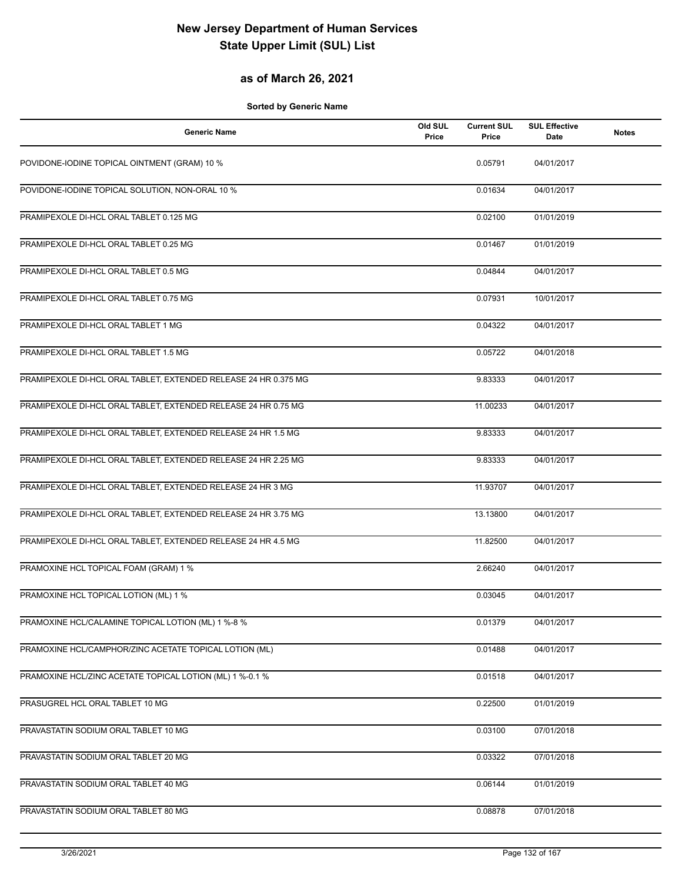# New Jersey Department of Human Services
# State Upper Limit (SUL) List

## as of March 26, 2021

**Sorted by Generic Name**

| Generic Name | Old SUL Price | Current SUL Price | SUL Effective Date | Notes |
|---|---|---|---|---|
| POVIDONE-IODINE TOPICAL OINTMENT (GRAM) 10 % | | 0.05791 | 04/01/2017 | |
| POVIDONE-IODINE TOPICAL SOLUTION, NON-ORAL 10 % | | 0.01634 | 04/01/2017 | |
| PRAMIPEXOLE DI-HCL ORAL TABLET 0.125 MG | | 0.02100 | 01/01/2019 | |
| PRAMIPEXOLE DI-HCL ORAL TABLET 0.25 MG | | 0.01467 | 01/01/2019 | |
| PRAMIPEXOLE DI-HCL ORAL TABLET 0.5 MG | | 0.04844 | 04/01/2017 | |
| PRAMIPEXOLE DI-HCL ORAL TABLET 0.75 MG | | 0.07931 | 10/01/2017 | |
| PRAMIPEXOLE DI-HCL ORAL TABLET 1 MG | | 0.04322 | 04/01/2017 | |
| PRAMIPEXOLE DI-HCL ORAL TABLET 1.5 MG | | 0.05722 | 04/01/2018 | |
| PRAMIPEXOLE DI-HCL ORAL TABLET, EXTENDED RELEASE 24 HR 0.375 MG | | 9.83333 | 04/01/2017 | |
| PRAMIPEXOLE DI-HCL ORAL TABLET, EXTENDED RELEASE 24 HR 0.75 MG | | 11.00233 | 04/01/2017 | |
| PRAMIPEXOLE DI-HCL ORAL TABLET, EXTENDED RELEASE 24 HR 1.5 MG | | 9.83333 | 04/01/2017 | |
| PRAMIPEXOLE DI-HCL ORAL TABLET, EXTENDED RELEASE 24 HR 2.25 MG | | 9.83333 | 04/01/2017 | |
| PRAMIPEXOLE DI-HCL ORAL TABLET, EXTENDED RELEASE 24 HR 3 MG | | 11.93707 | 04/01/2017 | |
| PRAMIPEXOLE DI-HCL ORAL TABLET, EXTENDED RELEASE 24 HR 3.75 MG | | 13.13800 | 04/01/2017 | |
| PRAMIPEXOLE DI-HCL ORAL TABLET, EXTENDED RELEASE 24 HR 4.5 MG | | 11.82500 | 04/01/2017 | |
| PRAMOXINE HCL TOPICAL FOAM (GRAM) 1 % | | 2.66240 | 04/01/2017 | |
| PRAMOXINE HCL TOPICAL LOTION (ML) 1 % | | 0.03045 | 04/01/2017 | |
| PRAMOXINE HCL/CALAMINE TOPICAL LOTION (ML) 1 %-8 % | | 0.01379 | 04/01/2017 | |
| PRAMOXINE HCL/CAMPHOR/ZINC ACETATE TOPICAL LOTION (ML) | | 0.01488 | 04/01/2017 | |
| PRAMOXINE HCL/ZINC ACETATE TOPICAL LOTION (ML) 1 %-0.1 % | | 0.01518 | 04/01/2017 | |
| PRASUGREL HCL ORAL TABLET 10 MG | | 0.22500 | 01/01/2019 | |
| PRAVASTATIN SODIUM ORAL TABLET 10 MG | | 0.03100 | 07/01/2018 | |
| PRAVASTATIN SODIUM ORAL TABLET 20 MG | | 0.03322 | 07/01/2018 | |
| PRAVASTATIN SODIUM ORAL TABLET 40 MG | | 0.06144 | 01/01/2019 | |
| PRAVASTATIN SODIUM ORAL TABLET 80 MG | | 0.08878 | 07/01/2018 | |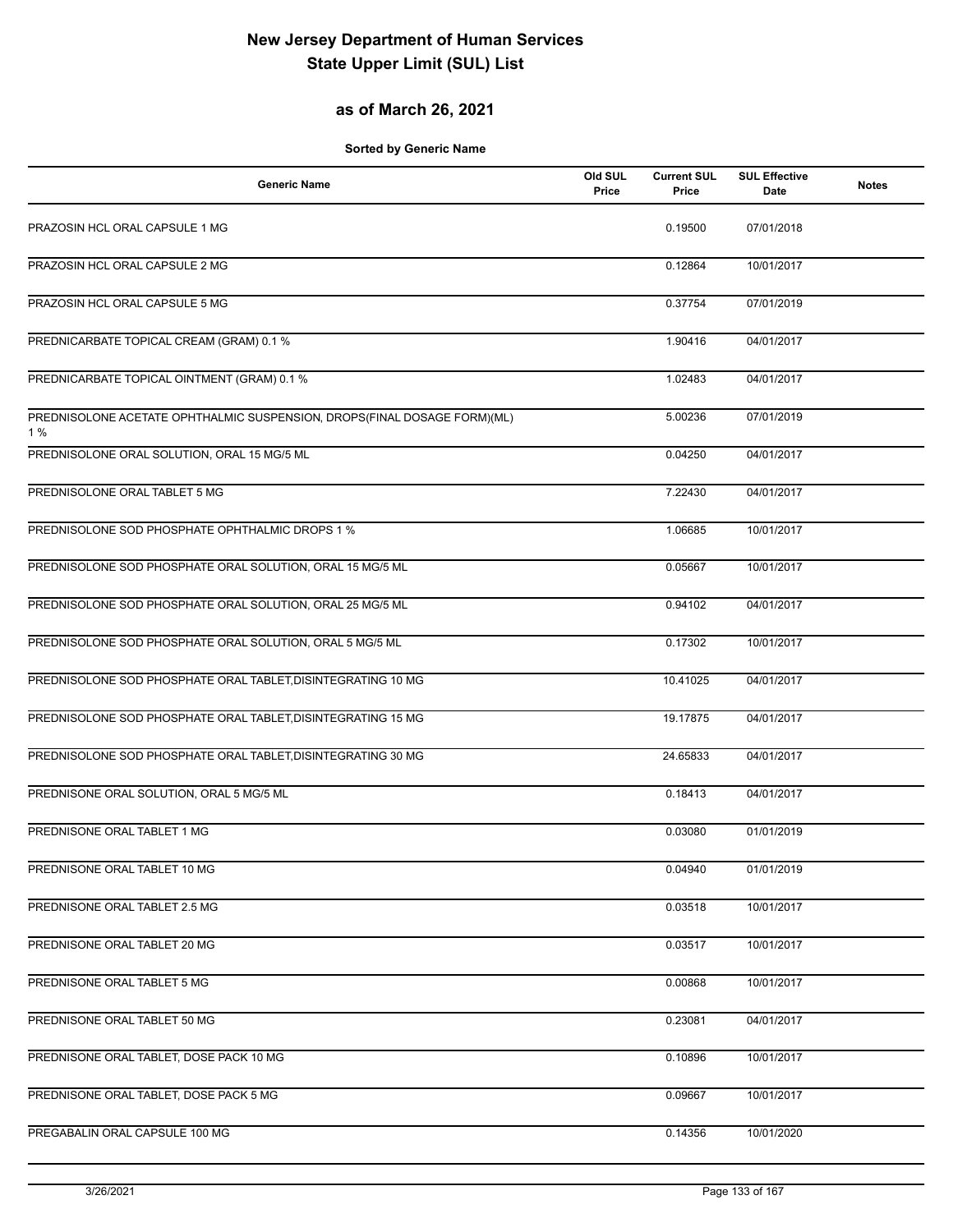# New Jersey Department of Human Services
# State Upper Limit (SUL) List

## as of March 26, 2021

**Sorted by Generic Name**

| Generic Name | Old SUL Price | Current SUL Price | SUL Effective Date | Notes |
|---|---|---|---|---|
| PRAZOSIN HCL ORAL CAPSULE 1 MG | | 0.19500 | 07/01/2018 | |
| PRAZOSIN HCL ORAL CAPSULE 2 MG | | 0.12864 | 10/01/2017 | |
| PRAZOSIN HCL ORAL CAPSULE 5 MG | | 0.37754 | 07/01/2019 | |
| PREDNICARBATE TOPICAL CREAM (GRAM) 0.1 % | | 1.90416 | 04/01/2017 | |
| PREDNICARBATE TOPICAL OINTMENT (GRAM) 0.1 % | | 1.02483 | 04/01/2017 | |
| PREDNISOLONE ACETATE OPHTHALMIC SUSPENSION, DROPS(FINAL DOSAGE FORM)(ML) 1 % | | 5.00236 | 07/01/2019 | |
| PREDNISOLONE ORAL SOLUTION, ORAL 15 MG/5 ML | | 0.04250 | 04/01/2017 | |
| PREDNISOLONE ORAL TABLET 5 MG | | 7.22430 | 04/01/2017 | |
| PREDNISOLONE SOD PHOSPHATE OPHTHALMIC DROPS 1 % | | 1.06685 | 10/01/2017 | |
| PREDNISOLONE SOD PHOSPHATE ORAL SOLUTION, ORAL 15 MG/5 ML | | 0.05667 | 10/01/2017 | |
| PREDNISOLONE SOD PHOSPHATE ORAL SOLUTION, ORAL 25 MG/5 ML | | 0.94102 | 04/01/2017 | |
| PREDNISOLONE SOD PHOSPHATE ORAL SOLUTION, ORAL 5 MG/5 ML | | 0.17302 | 10/01/2017 | |
| PREDNISOLONE SOD PHOSPHATE ORAL TABLET,DISINTEGRATING 10 MG | | 10.41025 | 04/01/2017 | |
| PREDNISOLONE SOD PHOSPHATE ORAL TABLET,DISINTEGRATING 15 MG | | 19.17875 | 04/01/2017 | |
| PREDNISOLONE SOD PHOSPHATE ORAL TABLET,DISINTEGRATING 30 MG | | 24.65833 | 04/01/2017 | |
| PREDNISONE ORAL SOLUTION, ORAL 5 MG/5 ML | | 0.18413 | 04/01/2017 | |
| PREDNISONE ORAL TABLET 1 MG | | 0.03080 | 01/01/2019 | |
| PREDNISONE ORAL TABLET 10 MG | | 0.04940 | 01/01/2019 | |
| PREDNISONE ORAL TABLET 2.5 MG | | 0.03518 | 10/01/2017 | |
| PREDNISONE ORAL TABLET 20 MG | | 0.03517 | 10/01/2017 | |
| PREDNISONE ORAL TABLET 5 MG | | 0.00868 | 10/01/2017 | |
| PREDNISONE ORAL TABLET 50 MG | | 0.23081 | 04/01/2017 | |
| PREDNISONE ORAL TABLET, DOSE PACK 10 MG | | 0.10896 | 10/01/2017 | |
| PREDNISONE ORAL TABLET, DOSE PACK 5 MG | | 0.09667 | 10/01/2017 | |
| PREGABALIN ORAL CAPSULE 100 MG | | 0.14356 | 10/01/2020 | |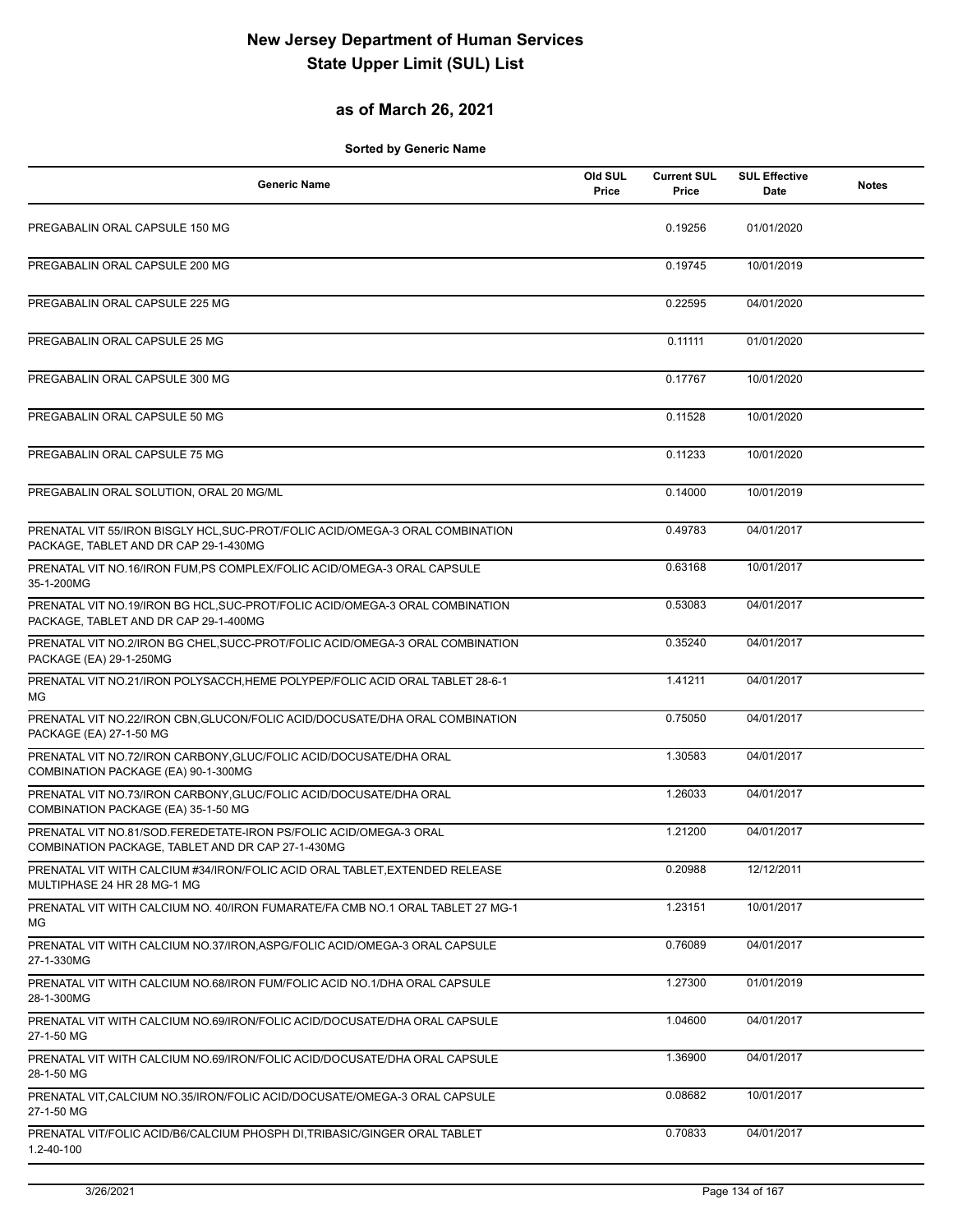# New Jersey Department of Human Services
# State Upper Limit (SUL) List

## as of March 26, 2021

**Sorted by Generic Name**

| Generic Name | Old SUL Price | Current SUL Price | SUL Effective Date | Notes |
|---|---|---|---|---|
| PREGABALIN ORAL CAPSULE 150 MG | | 0.19256 | 01/01/2020 | |
| PREGABALIN ORAL CAPSULE 200 MG | | 0.19745 | 10/01/2019 | |
| PREGABALIN ORAL CAPSULE 225 MG | | 0.22595 | 04/01/2020 | |
| PREGABALIN ORAL CAPSULE 25 MG | | 0.11111 | 01/01/2020 | |
| PREGABALIN ORAL CAPSULE 300 MG | | 0.17767 | 10/01/2020 | |
| PREGABALIN ORAL CAPSULE 50 MG | | 0.11528 | 10/01/2020 | |
| PREGABALIN ORAL CAPSULE 75 MG | | 0.11233 | 10/01/2020 | |
| PREGABALIN ORAL SOLUTION, ORAL 20 MG/ML | | 0.14000 | 10/01/2019 | |
| PRENATAL VIT 55/IRON BISGLY HCL,SUC-PROT/FOLIC ACID/OMEGA-3 ORAL COMBINATION PACKAGE, TABLET AND DR CAP 29-1-430MG | | 0.49783 | 04/01/2017 | |
| PRENATAL VIT NO.16/IRON FUM,PS COMPLEX/FOLIC ACID/OMEGA-3 ORAL CAPSULE 35-1-200MG | | 0.63168 | 10/01/2017 | |
| PRENATAL VIT NO.19/IRON BG HCL,SUC-PROT/FOLIC ACID/OMEGA-3 ORAL COMBINATION PACKAGE, TABLET AND DR CAP 29-1-400MG | | 0.53083 | 04/01/2017 | |
| PRENATAL VIT NO.2/IRON BG CHEL,SUCC-PROT/FOLIC ACID/OMEGA-3 ORAL COMBINATION PACKAGE (EA) 29-1-250MG | | 0.35240 | 04/01/2017 | |
| PRENATAL VIT NO.21/IRON POLYSACCH,HEME POLYPEP/FOLIC ACID ORAL TABLET 28-6-1 MG | | 1.41211 | 04/01/2017 | |
| PRENATAL VIT NO.22/IRON CBN,GLUCON/FOLIC ACID/DOCUSATE/DHA ORAL COMBINATION PACKAGE (EA) 27-1-50 MG | | 0.75050 | 04/01/2017 | |
| PRENATAL VIT NO.72/IRON CARBONY,GLUC/FOLIC ACID/DOCUSATE/DHA ORAL COMBINATION PACKAGE (EA) 90-1-300MG | | 1.30583 | 04/01/2017 | |
| PRENATAL VIT NO.73/IRON CARBONY,GLUC/FOLIC ACID/DOCUSATE/DHA ORAL COMBINATION PACKAGE (EA) 35-1-50 MG | | 1.26033 | 04/01/2017 | |
| PRENATAL VIT NO.81/SOD.FEREDETATE-IRON PS/FOLIC ACID/OMEGA-3 ORAL COMBINATION PACKAGE, TABLET AND DR CAP 27-1-430MG | | 1.21200 | 04/01/2017 | |
| PRENATAL VIT WITH CALCIUM #34/IRON/FOLIC ACID ORAL TABLET,EXTENDED RELEASE MULTIPHASE 24 HR 28 MG-1 MG | | 0.20988 | 12/12/2011 | |
| PRENATAL VIT WITH CALCIUM NO. 40/IRON FUMARATE/FA CMB NO.1 ORAL TABLET 27 MG-1 MG | | 1.23151 | 10/01/2017 | |
| PRENATAL VIT WITH CALCIUM NO.37/IRON,ASPG/FOLIC ACID/OMEGA-3 ORAL CAPSULE 27-1-330MG | | 0.76089 | 04/01/2017 | |
| PRENATAL VIT WITH CALCIUM NO.68/IRON FUM/FOLIC ACID NO.1/DHA ORAL CAPSULE 28-1-300MG | | 1.27300 | 01/01/2019 | |
| PRENATAL VIT WITH CALCIUM NO.69/IRON/FOLIC ACID/DOCUSATE/DHA ORAL CAPSULE 27-1-50 MG | | 1.04600 | 04/01/2017 | |
| PRENATAL VIT WITH CALCIUM NO.69/IRON/FOLIC ACID/DOCUSATE/DHA ORAL CAPSULE 28-1-50 MG | | 1.36900 | 04/01/2017 | |
| PRENATAL VIT,CALCIUM NO.35/IRON/FOLIC ACID/DOCUSATE/OMEGA-3 ORAL CAPSULE 27-1-50 MG | | 0.08682 | 10/01/2017 | |
| PRENATAL VIT/FOLIC ACID/B6/CALCIUM PHOSPH DI,TRIBASIC/GINGER ORAL TABLET 1.2-40-100 | | 0.70833 | 04/01/2017 | |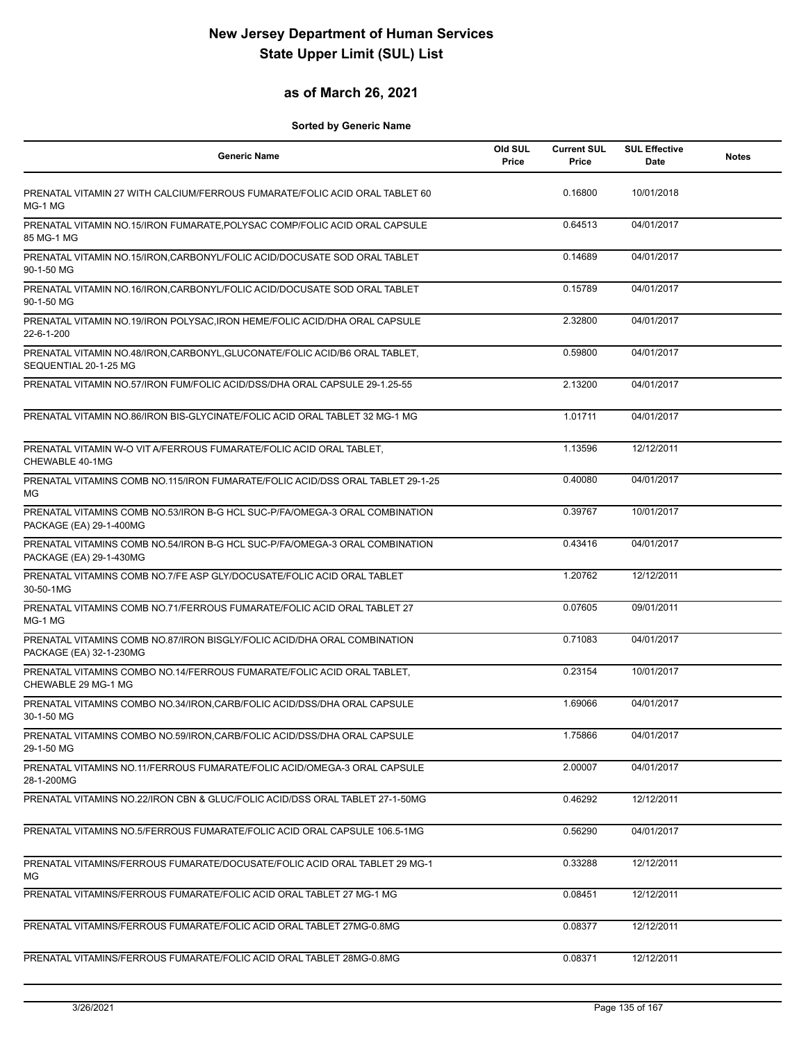# New Jersey Department of Human Services
# State Upper Limit (SUL) List

## as of March 26, 2021

**Sorted by Generic Name**

| Generic Name | Old SUL Price | Current SUL Price | SUL Effective Date | Notes |
|---|---|---|---|---|
| PRENATAL VITAMIN 27 WITH CALCIUM/FERROUS FUMARATE/FOLIC ACID ORAL TABLET 60 MG-1 MG | | 0.16800 | 10/01/2018 | |
| PRENATAL VITAMIN NO.15/IRON FUMARATE,POLYSAC COMP/FOLIC ACID ORAL CAPSULE 85 MG-1 MG | | 0.64513 | 04/01/2017 | |
| PRENATAL VITAMIN NO.15/IRON,CARBONYL/FOLIC ACID/DOCUSATE SOD ORAL TABLET 90-1-50 MG | | 0.14689 | 04/01/2017 | |
| PRENATAL VITAMIN NO.16/IRON,CARBONYL/FOLIC ACID/DOCUSATE SOD ORAL TABLET 90-1-50 MG | | 0.15789 | 04/01/2017 | |
| PRENATAL VITAMIN NO.19/IRON POLYSAC,IRON HEME/FOLIC ACID/DHA ORAL CAPSULE 22-6-1-200 | | 2.32800 | 04/01/2017 | |
| PRENATAL VITAMIN NO.48/IRON,CARBONYL,GLUCONATE/FOLIC ACID/B6 ORAL TABLET, SEQUENTIAL 20-1-25 MG | | 0.59800 | 04/01/2017 | |
| PRENATAL VITAMIN NO.57/IRON FUM/FOLIC ACID/DSS/DHA ORAL CAPSULE 29-1.25-55 | | 2.13200 | 04/01/2017 | |
| PRENATAL VITAMIN NO.86/IRON BIS-GLYCINATE/FOLIC ACID ORAL TABLET 32 MG-1 MG | | 1.01711 | 04/01/2017 | |
| PRENATAL VITAMIN W-O VIT A/FERROUS FUMARATE/FOLIC ACID ORAL TABLET, CHEWABLE 40-1MG | | 1.13596 | 12/12/2011 | |
| PRENATAL VITAMINS COMB NO.115/IRON FUMARATE/FOLIC ACID/DSS ORAL TABLET 29-1-25 MG | | 0.40080 | 04/01/2017 | |
| PRENATAL VITAMINS COMB NO.53/IRON B-G HCL SUC-P/FA/OMEGA-3 ORAL COMBINATION PACKAGE (EA) 29-1-400MG | | 0.39767 | 10/01/2017 | |
| PRENATAL VITAMINS COMB NO.54/IRON B-G HCL SUC-P/FA/OMEGA-3 ORAL COMBINATION PACKAGE (EA) 29-1-430MG | | 0.43416 | 04/01/2017 | |
| PRENATAL VITAMINS COMB NO.7/FE ASP GLY/DOCUSATE/FOLIC ACID ORAL TABLET 30-50-1MG | | 1.20762 | 12/12/2011 | |
| PRENATAL VITAMINS COMB NO.71/FERROUS FUMARATE/FOLIC ACID ORAL TABLET 27 MG-1 MG | | 0.07605 | 09/01/2011 | |
| PRENATAL VITAMINS COMB NO.87/IRON BISGLY/FOLIC ACID/DHA ORAL COMBINATION PACKAGE (EA) 32-1-230MG | | 0.71083 | 04/01/2017 | |
| PRENATAL VITAMINS COMBO NO.14/FERROUS FUMARATE/FOLIC ACID ORAL TABLET, CHEWABLE 29 MG-1 MG | | 0.23154 | 10/01/2017 | |
| PRENATAL VITAMINS COMBO NO.34/IRON,CARB/FOLIC ACID/DSS/DHA ORAL CAPSULE 30-1-50 MG | | 1.69066 | 04/01/2017 | |
| PRENATAL VITAMINS COMBO NO.59/IRON,CARB/FOLIC ACID/DSS/DHA ORAL CAPSULE 29-1-50 MG | | 1.75866 | 04/01/2017 | |
| PRENATAL VITAMINS NO.11/FERROUS FUMARATE/FOLIC ACID/OMEGA-3 ORAL CAPSULE 28-1-200MG | | 2.00007 | 04/01/2017 | |
| PRENATAL VITAMINS NO.22/IRON CBN & GLUC/FOLIC ACID/DSS ORAL TABLET 27-1-50MG | | 0.46292 | 12/12/2011 | |
| PRENATAL VITAMINS NO.5/FERROUS FUMARATE/FOLIC ACID ORAL CAPSULE 106.5-1MG | | 0.56290 | 04/01/2017 | |
| PRENATAL VITAMINS/FERROUS FUMARATE/DOCUSATE/FOLIC ACID ORAL TABLET 29 MG-1 MG | | 0.33288 | 12/12/2011 | |
| PRENATAL VITAMINS/FERROUS FUMARATE/FOLIC ACID ORAL TABLET 27 MG-1 MG | | 0.08451 | 12/12/2011 | |
| PRENATAL VITAMINS/FERROUS FUMARATE/FOLIC ACID ORAL TABLET 27MG-0.8MG | | 0.08377 | 12/12/2011 | |
| PRENATAL VITAMINS/FERROUS FUMARATE/FOLIC ACID ORAL TABLET 28MG-0.8MG | | 0.08371 | 12/12/2011 | |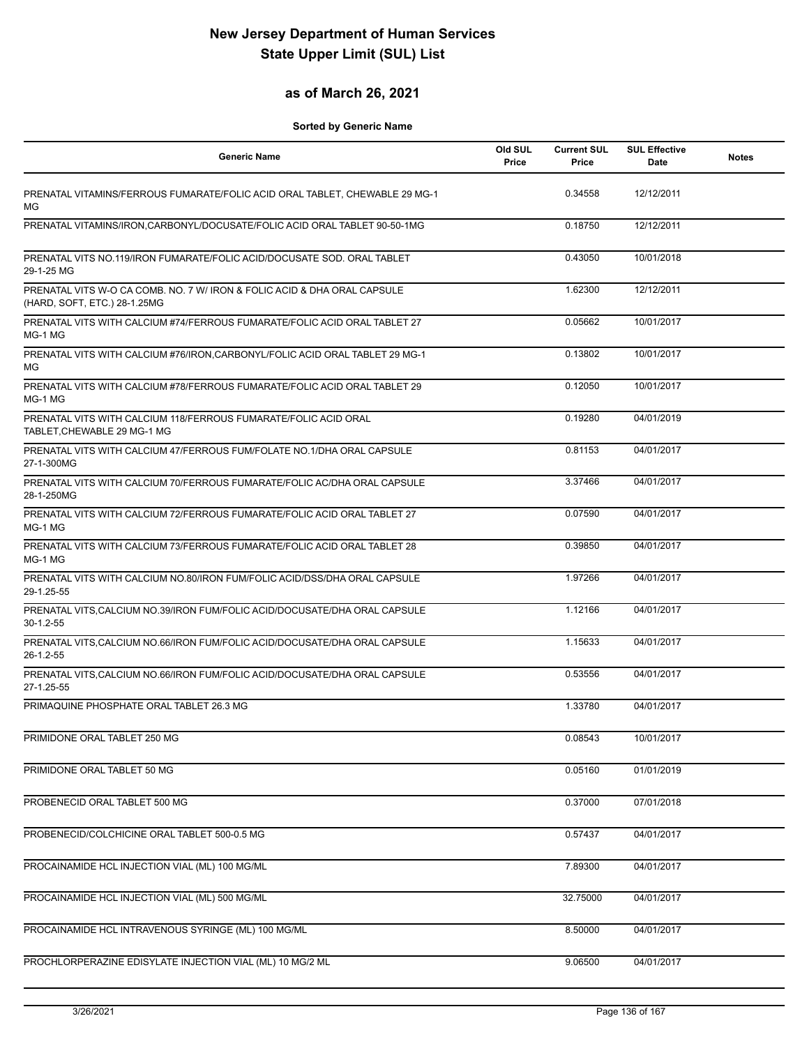# New Jersey Department of Human Services
# State Upper Limit (SUL) List

## as of March 26, 2021

**Sorted by Generic Name**

| Generic Name | Old SUL Price | Current SUL Price | SUL Effective Date | Notes |
|---|---|---|---|---|
| PRENATAL VITAMINS/FERROUS FUMARATE/FOLIC ACID ORAL TABLET, CHEWABLE 29 MG-1 MG | | 0.34558 | 12/12/2011 | |
| PRENATAL VITAMINS/IRON,CARBONYL/DOCUSATE/FOLIC ACID ORAL TABLET 90-50-1MG | | 0.18750 | 12/12/2011 | |
| PRENATAL VITS NO.119/IRON FUMARATE/FOLIC ACID/DOCUSATE SOD. ORAL TABLET 29-1-25 MG | | 0.43050 | 10/01/2018 | |
| PRENATAL VITS W-O CA COMB. NO. 7 W/ IRON & FOLIC ACID & DHA ORAL CAPSULE (HARD, SOFT, ETC.) 28-1.25MG | | 1.62300 | 12/12/2011 | |
| PRENATAL VITS WITH CALCIUM #74/FERROUS FUMARATE/FOLIC ACID ORAL TABLET 27 MG-1 MG | | 0.05662 | 10/01/2017 | |
| PRENATAL VITS WITH CALCIUM #76/IRON,CARBONYL/FOLIC ACID ORAL TABLET 29 MG-1 MG | | 0.13802 | 10/01/2017 | |
| PRENATAL VITS WITH CALCIUM #78/FERROUS FUMARATE/FOLIC ACID ORAL TABLET 29 MG-1 MG | | 0.12050 | 10/01/2017 | |
| PRENATAL VITS WITH CALCIUM 118/FERROUS FUMARATE/FOLIC ACID ORAL TABLET,CHEWABLE 29 MG-1 MG | | 0.19280 | 04/01/2019 | |
| PRENATAL VITS WITH CALCIUM 47/FERROUS FUM/FOLATE NO.1/DHA ORAL CAPSULE 27-1-300MG | | 0.81153 | 04/01/2017 | |
| PRENATAL VITS WITH CALCIUM 70/FERROUS FUMARATE/FOLIC AC/DHA ORAL CAPSULE 28-1-250MG | | 3.37466 | 04/01/2017 | |
| PRENATAL VITS WITH CALCIUM 72/FERROUS FUMARATE/FOLIC ACID ORAL TABLET 27 MG-1 MG | | 0.07590 | 04/01/2017 | |
| PRENATAL VITS WITH CALCIUM 73/FERROUS FUMARATE/FOLIC ACID ORAL TABLET 28 MG-1 MG | | 0.39850 | 04/01/2017 | |
| PRENATAL VITS WITH CALCIUM NO.80/IRON FUM/FOLIC ACID/DSS/DHA ORAL CAPSULE 29-1.25-55 | | 1.97266 | 04/01/2017 | |
| PRENATAL VITS,CALCIUM NO.39/IRON FUM/FOLIC ACID/DOCUSATE/DHA ORAL CAPSULE 30-1.2-55 | | 1.12166 | 04/01/2017 | |
| PRENATAL VITS,CALCIUM NO.66/IRON FUM/FOLIC ACID/DOCUSATE/DHA ORAL CAPSULE 26-1.2-55 | | 1.15633 | 04/01/2017 | |
| PRENATAL VITS,CALCIUM NO.66/IRON FUM/FOLIC ACID/DOCUSATE/DHA ORAL CAPSULE 27-1.25-55 | | 0.53556 | 04/01/2017 | |
| PRIMAQUINE PHOSPHATE ORAL TABLET 26.3 MG | | 1.33780 | 04/01/2017 | |
| PRIMIDONE ORAL TABLET 250 MG | | 0.08543 | 10/01/2017 | |
| PRIMIDONE ORAL TABLET 50 MG | | 0.05160 | 01/01/2019 | |
| PROBENECID ORAL TABLET 500 MG | | 0.37000 | 07/01/2018 | |
| PROBENECID/COLCHICINE ORAL TABLET 500-0.5 MG | | 0.57437 | 04/01/2017 | |
| PROCAINAMIDE HCL INJECTION VIAL (ML) 100 MG/ML | | 7.89300 | 04/01/2017 | |
| PROCAINAMIDE HCL INJECTION VIAL (ML) 500 MG/ML | | 32.75000 | 04/01/2017 | |
| PROCAINAMIDE HCL INTRAVENOUS SYRINGE (ML) 100 MG/ML | | 8.50000 | 04/01/2017 | |
| PROCHLORPERAZINE EDISYLATE INJECTION VIAL (ML) 10 MG/2 ML | | 9.06500 | 04/01/2017 | |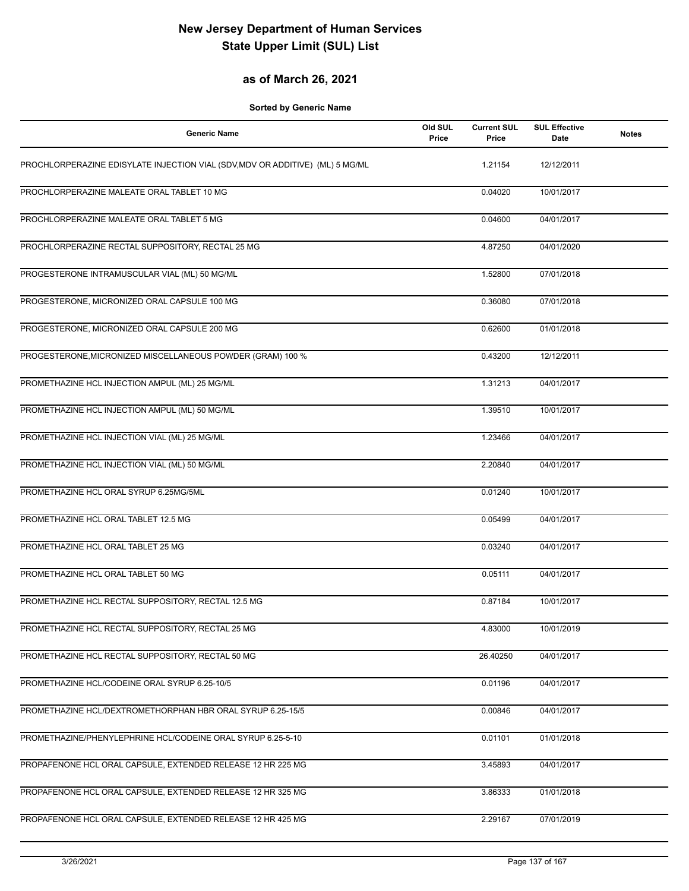# New Jersey Department of Human Services
# State Upper Limit (SUL) List

## as of March 26, 2021

**Sorted by Generic Name**

| Generic Name | Old SUL Price | Current SUL Price | SUL Effective Date | Notes |
|---|---|---|---|---|
| PROCHLORPERAZINE EDISYLATE INJECTION VIAL (SDV,MDV OR ADDITIVE) (ML) 5 MG/ML | | 1.21154 | 12/12/2011 | |
| PROCHLORPERAZINE MALEATE ORAL TABLET 10 MG | | 0.04020 | 10/01/2017 | |
| PROCHLORPERAZINE MALEATE ORAL TABLET 5 MG | | 0.04600 | 04/01/2017 | |
| PROCHLORPERAZINE RECTAL SUPPOSITORY, RECTAL 25 MG | | 4.87250 | 04/01/2020 | |
| PROGESTERONE INTRAMUSCULAR VIAL (ML) 50 MG/ML | | 1.52800 | 07/01/2018 | |
| PROGESTERONE, MICRONIZED ORAL CAPSULE 100 MG | | 0.36080 | 07/01/2018 | |
| PROGESTERONE, MICRONIZED ORAL CAPSULE 200 MG | | 0.62600 | 01/01/2018 | |
| PROGESTERONE,MICRONIZED MISCELLANEOUS POWDER (GRAM) 100 % | | 0.43200 | 12/12/2011 | |
| PROMETHAZINE HCL INJECTION AMPUL (ML) 25 MG/ML | | 1.31213 | 04/01/2017 | |
| PROMETHAZINE HCL INJECTION AMPUL (ML) 50 MG/ML | | 1.39510 | 10/01/2017 | |
| PROMETHAZINE HCL INJECTION VIAL (ML) 25 MG/ML | | 1.23466 | 04/01/2017 | |
| PROMETHAZINE HCL INJECTION VIAL (ML) 50 MG/ML | | 2.20840 | 04/01/2017 | |
| PROMETHAZINE HCL ORAL SYRUP 6.25MG/5ML | | 0.01240 | 10/01/2017 | |
| PROMETHAZINE HCL ORAL TABLET 12.5 MG | | 0.05499 | 04/01/2017 | |
| PROMETHAZINE HCL ORAL TABLET 25 MG | | 0.03240 | 04/01/2017 | |
| PROMETHAZINE HCL ORAL TABLET 50 MG | | 0.05111 | 04/01/2017 | |
| PROMETHAZINE HCL RECTAL SUPPOSITORY, RECTAL 12.5 MG | | 0.87184 | 10/01/2017 | |
| PROMETHAZINE HCL RECTAL SUPPOSITORY, RECTAL 25 MG | | 4.83000 | 10/01/2019 | |
| PROMETHAZINE HCL RECTAL SUPPOSITORY, RECTAL 50 MG | | 26.40250 | 04/01/2017 | |
| PROMETHAZINE HCL/CODEINE ORAL SYRUP 6.25-10/5 | | 0.01196 | 04/01/2017 | |
| PROMETHAZINE HCL/DEXTROMETHORPHAN HBR ORAL SYRUP 6.25-15/5 | | 0.00846 | 04/01/2017 | |
| PROMETHAZINE/PHENYLEPHRINE HCL/CODEINE ORAL SYRUP 6.25-5-10 | | 0.01101 | 01/01/2018 | |
| PROPAFENONE HCL ORAL CAPSULE, EXTENDED RELEASE 12 HR 225 MG | | 3.45893 | 04/01/2017 | |
| PROPAFENONE HCL ORAL CAPSULE, EXTENDED RELEASE 12 HR 325 MG | | 3.86333 | 01/01/2018 | |
| PROPAFENONE HCL ORAL CAPSULE, EXTENDED RELEASE 12 HR 425 MG | | 2.29167 | 07/01/2019 | |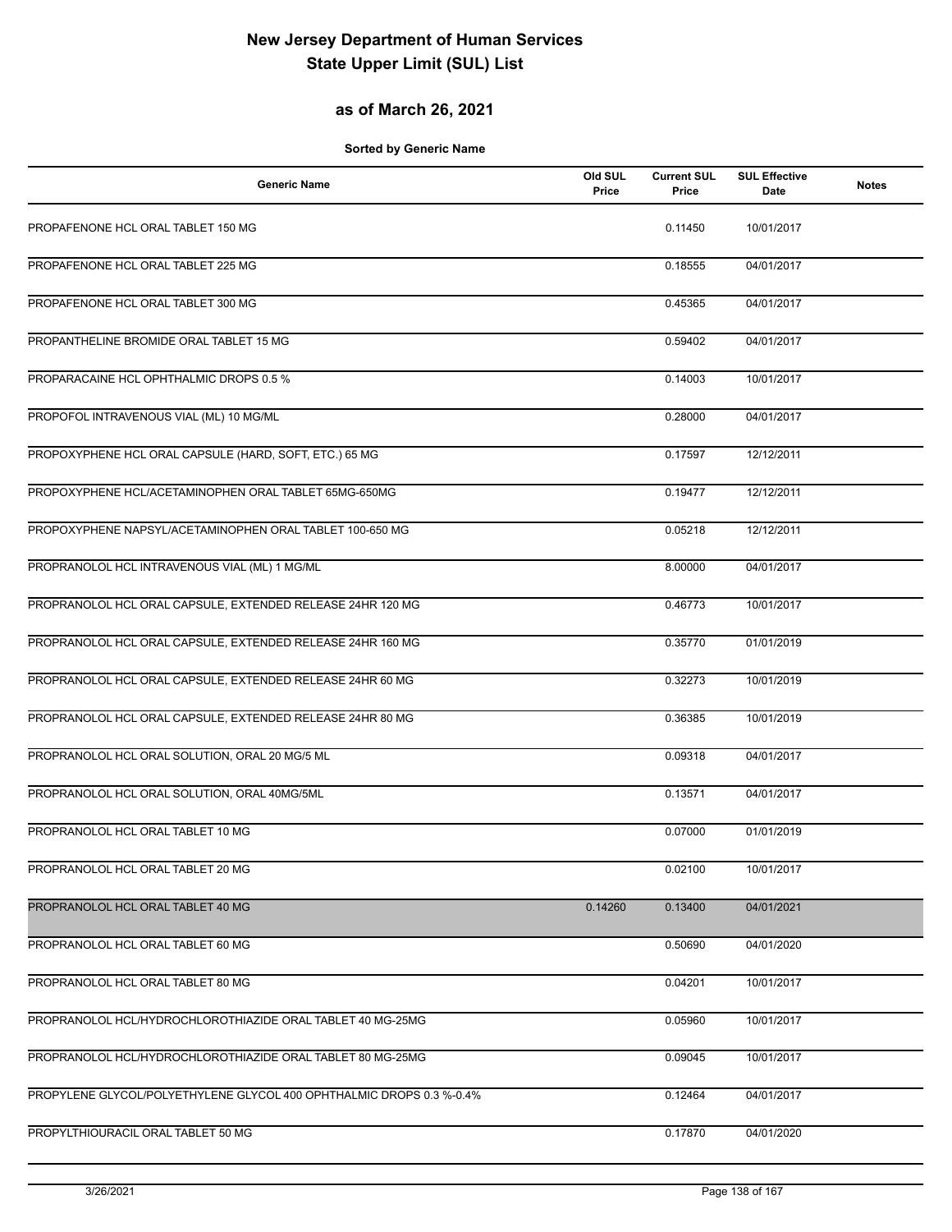# New Jersey Department of Human Services
# State Upper Limit (SUL) List

## as of March 26, 2021

**Sorted by Generic Name**

| Generic Name | Old SUL Price | Current SUL Price | SUL Effective Date | Notes |
|---|---|---|---|---|
| PROPAFENONE HCL ORAL TABLET 150 MG | | 0.11450 | 10/01/2017 | |
| PROPAFENONE HCL ORAL TABLET 225 MG | | 0.18555 | 04/01/2017 | |
| PROPAFENONE HCL ORAL TABLET 300 MG | | 0.45365 | 04/01/2017 | |
| PROPANTHELINE BROMIDE ORAL TABLET 15 MG | | 0.59402 | 04/01/2017 | |
| PROPARACAINE HCL OPHTHALMIC DROPS 0.5 % | | 0.14003 | 10/01/2017 | |
| PROPOFOL INTRAVENOUS VIAL (ML) 10 MG/ML | | 0.28000 | 04/01/2017 | |
| PROPOXYPHENE HCL ORAL CAPSULE (HARD, SOFT, ETC.) 65 MG | | 0.17597 | 12/12/2011 | |
| PROPOXYPHENE HCL/ACETAMINOPHEN ORAL TABLET 65MG-650MG | | 0.19477 | 12/12/2011 | |
| PROPOXYPHENE NAPSYL/ACETAMINOPHEN ORAL TABLET 100-650 MG | | 0.05218 | 12/12/2011 | |
| PROPRANOLOL HCL INTRAVENOUS VIAL (ML) 1 MG/ML | | 8.00000 | 04/01/2017 | |
| PROPRANOLOL HCL ORAL CAPSULE, EXTENDED RELEASE 24HR 120 MG | | 0.46773 | 10/01/2017 | |
| PROPRANOLOL HCL ORAL CAPSULE, EXTENDED RELEASE 24HR 160 MG | | 0.35770 | 01/01/2019 | |
| PROPRANOLOL HCL ORAL CAPSULE, EXTENDED RELEASE 24HR 60 MG | | 0.32273 | 10/01/2019 | |
| PROPRANOLOL HCL ORAL CAPSULE, EXTENDED RELEASE 24HR 80 MG | | 0.36385 | 10/01/2019 | |
| PROPRANOLOL HCL ORAL SOLUTION, ORAL 20 MG/5 ML | | 0.09318 | 04/01/2017 | |
| PROPRANOLOL HCL ORAL SOLUTION, ORAL 40MG/5ML | | 0.13571 | 04/01/2017 | |
| PROPRANOLOL HCL ORAL TABLET 10 MG | | 0.07000 | 01/01/2019 | |
| PROPRANOLOL HCL ORAL TABLET 20 MG | | 0.02100 | 10/01/2017 | |
| PROPRANOLOL HCL ORAL TABLET 40 MG | 0.14260 | 0.13400 | 04/01/2021 | |
| PROPRANOLOL HCL ORAL TABLET 60 MG | | 0.50690 | 04/01/2020 | |
| PROPRANOLOL HCL ORAL TABLET 80 MG | | 0.04201 | 10/01/2017 | |
| PROPRANOLOL HCL/HYDROCHLOROTHIAZIDE ORAL TABLET 40 MG-25MG | | 0.05960 | 10/01/2017 | |
| PROPRANOLOL HCL/HYDROCHLOROTHIAZIDE ORAL TABLET 80 MG-25MG | | 0.09045 | 10/01/2017 | |
| PROPYLENE GLYCOL/POLYETHYLENE GLYCOL 400 OPHTHALMIC DROPS 0.3 %-0.4% | | 0.12464 | 04/01/2017 | |
| PROPYLTHIOURACIL ORAL TABLET 50 MG | | 0.17870 | 04/01/2020 | |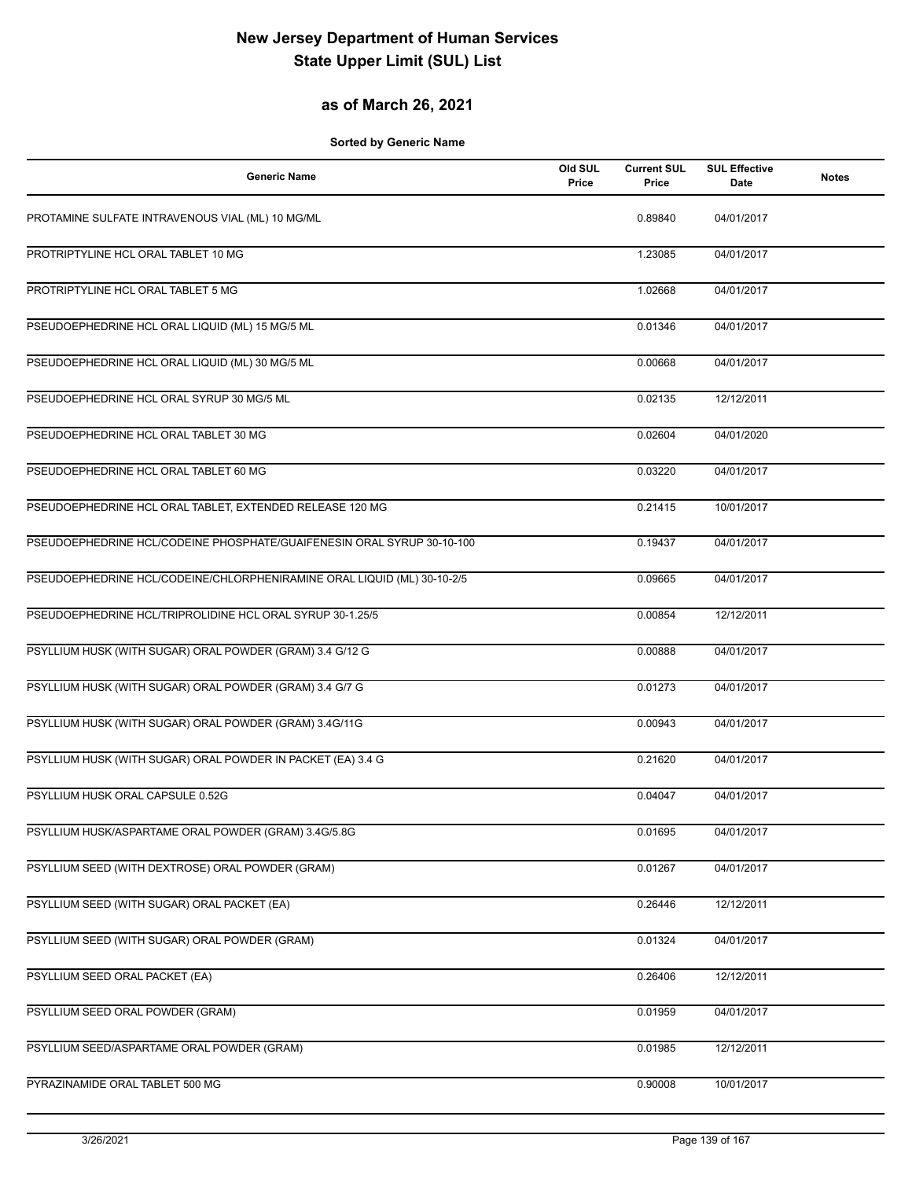# New Jersey Department of Human Services
# State Upper Limit (SUL) List

## as of March 26, 2021

**Sorted by Generic Name**

| Generic Name | Old SUL Price | Current SUL Price | SUL Effective Date | Notes |
|---|---|---|---|---|
| PROTAMINE SULFATE INTRAVENOUS VIAL (ML) 10 MG/ML | | 0.89840 | 04/01/2017 | |
| PROTRIPTYLINE HCL ORAL TABLET 10 MG | | 1.23085 | 04/01/2017 | |
| PROTRIPTYLINE HCL ORAL TABLET 5 MG | | 1.02668 | 04/01/2017 | |
| PSEUDOEPHEDRINE HCL ORAL LIQUID (ML) 15 MG/5 ML | | 0.01346 | 04/01/2017 | |
| PSEUDOEPHEDRINE HCL ORAL LIQUID (ML) 30 MG/5 ML | | 0.00668 | 04/01/2017 | |
| PSEUDOEPHEDRINE HCL ORAL SYRUP 30 MG/5 ML | | 0.02135 | 12/12/2011 | |
| PSEUDOEPHEDRINE HCL ORAL TABLET 30 MG | | 0.02604 | 04/01/2020 | |
| PSEUDOEPHEDRINE HCL ORAL TABLET 60 MG | | 0.03220 | 04/01/2017 | |
| PSEUDOEPHEDRINE HCL ORAL TABLET, EXTENDED RELEASE 120 MG | | 0.21415 | 10/01/2017 | |
| PSEUDOEPHEDRINE HCL/CODEINE PHOSPHATE/GUAIFENESIN ORAL SYRUP 30-10-100 | | 0.19437 | 04/01/2017 | |
| PSEUDOEPHEDRINE HCL/CODEINE/CHLORPHENIRAMINE ORAL LIQUID (ML) 30-10-2/5 | | 0.09665 | 04/01/2017 | |
| PSEUDOEPHEDRINE HCL/TRIPROLIDINE HCL ORAL SYRUP 30-1.25/5 | | 0.00854 | 12/12/2011 | |
| PSYLLIUM HUSK (WITH SUGAR) ORAL POWDER (GRAM) 3.4 G/12 G | | 0.00888 | 04/01/2017 | |
| PSYLLIUM HUSK (WITH SUGAR) ORAL POWDER (GRAM) 3.4 G/7 G | | 0.01273 | 04/01/2017 | |
| PSYLLIUM HUSK (WITH SUGAR) ORAL POWDER (GRAM) 3.4G/11G | | 0.00943 | 04/01/2017 | |
| PSYLLIUM HUSK (WITH SUGAR) ORAL POWDER IN PACKET (EA) 3.4 G | | 0.21620 | 04/01/2017 | |
| PSYLLIUM HUSK ORAL CAPSULE 0.52G | | 0.04047 | 04/01/2017 | |
| PSYLLIUM HUSK/ASPARTAME ORAL POWDER (GRAM) 3.4G/5.8G | | 0.01695 | 04/01/2017 | |
| PSYLLIUM SEED (WITH DEXTROSE) ORAL POWDER (GRAM) | | 0.01267 | 04/01/2017 | |
| PSYLLIUM SEED (WITH SUGAR) ORAL PACKET (EA) | | 0.26446 | 12/12/2011 | |
| PSYLLIUM SEED (WITH SUGAR) ORAL POWDER (GRAM) | | 0.01324 | 04/01/2017 | |
| PSYLLIUM SEED ORAL PACKET (EA) | | 0.26406 | 12/12/2011 | |
| PSYLLIUM SEED ORAL POWDER (GRAM) | | 0.01959 | 04/01/2017 | |
| PSYLLIUM SEED/ASPARTAME ORAL POWDER (GRAM) | | 0.01985 | 12/12/2011 | |
| PYRAZINAMIDE ORAL TABLET 500 MG | | 0.90008 | 10/01/2017 | |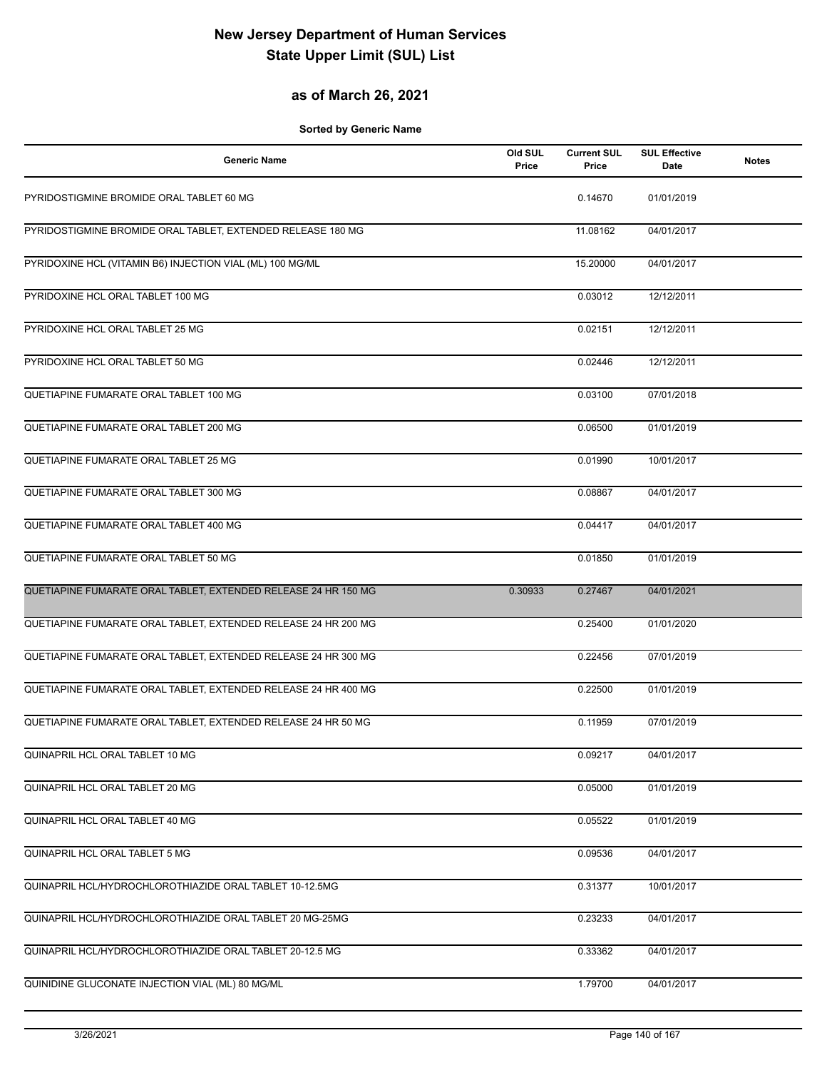# New Jersey Department of Human Services
# State Upper Limit (SUL) List

## as of March 26, 2021

**Sorted by Generic Name**

| Generic Name | Old SUL Price | Current SUL Price | SUL Effective Date | Notes |
|---|---|---|---|---|
| PYRIDOSTIGMINE BROMIDE ORAL TABLET 60 MG | | 0.14670 | 01/01/2019 | |
| PYRIDOSTIGMINE BROMIDE ORAL TABLET, EXTENDED RELEASE 180 MG | | 11.08162 | 04/01/2017 | |
| PYRIDOXINE HCL (VITAMIN B6) INJECTION VIAL (ML) 100 MG/ML | | 15.20000 | 04/01/2017 | |
| PYRIDOXINE HCL ORAL TABLET 100 MG | | 0.03012 | 12/12/2011 | |
| PYRIDOXINE HCL ORAL TABLET 25 MG | | 0.02151 | 12/12/2011 | |
| PYRIDOXINE HCL ORAL TABLET 50 MG | | 0.02446 | 12/12/2011 | |
| QUETIAPINE FUMARATE ORAL TABLET 100 MG | | 0.03100 | 07/01/2018 | |
| QUETIAPINE FUMARATE ORAL TABLET 200 MG | | 0.06500 | 01/01/2019 | |
| QUETIAPINE FUMARATE ORAL TABLET 25 MG | | 0.01990 | 10/01/2017 | |
| QUETIAPINE FUMARATE ORAL TABLET 300 MG | | 0.08867 | 04/01/2017 | |
| QUETIAPINE FUMARATE ORAL TABLET 400 MG | | 0.04417 | 04/01/2017 | |
| QUETIAPINE FUMARATE ORAL TABLET 50 MG | | 0.01850 | 01/01/2019 | |
| QUETIAPINE FUMARATE ORAL TABLET, EXTENDED RELEASE 24 HR 150 MG | 0.30933 | 0.27467 | 04/01/2021 | |
| QUETIAPINE FUMARATE ORAL TABLET, EXTENDED RELEASE 24 HR 200 MG | | 0.25400 | 01/01/2020 | |
| QUETIAPINE FUMARATE ORAL TABLET, EXTENDED RELEASE 24 HR 300 MG | | 0.22456 | 07/01/2019 | |
| QUETIAPINE FUMARATE ORAL TABLET, EXTENDED RELEASE 24 HR 400 MG | | 0.22500 | 01/01/2019 | |
| QUETIAPINE FUMARATE ORAL TABLET, EXTENDED RELEASE 24 HR 50 MG | | 0.11959 | 07/01/2019 | |
| QUINAPRIL HCL ORAL TABLET 10 MG | | 0.09217 | 04/01/2017 | |
| QUINAPRIL HCL ORAL TABLET 20 MG | | 0.05000 | 01/01/2019 | |
| QUINAPRIL HCL ORAL TABLET 40 MG | | 0.05522 | 01/01/2019 | |
| QUINAPRIL HCL ORAL TABLET 5 MG | | 0.09536 | 04/01/2017 | |
| QUINAPRIL HCL/HYDROCHLOROTHIAZIDE ORAL TABLET 10-12.5MG | | 0.31377 | 10/01/2017 | |
| QUINAPRIL HCL/HYDROCHLOROTHIAZIDE ORAL TABLET 20 MG-25MG | | 0.23233 | 04/01/2017 | |
| QUINAPRIL HCL/HYDROCHLOROTHIAZIDE ORAL TABLET 20-12.5 MG | | 0.33362 | 04/01/2017 | |
| QUINIDINE GLUCONATE INJECTION VIAL (ML) 80 MG/ML | | 1.79700 | 04/01/2017 | |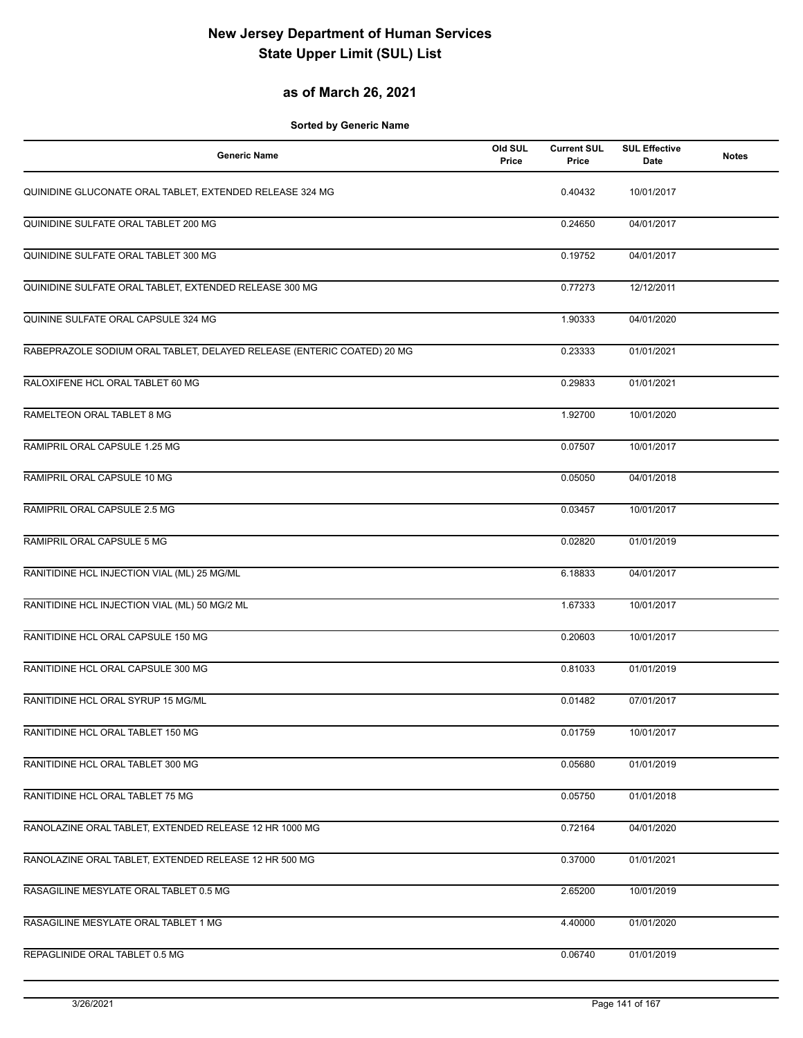# New Jersey Department of Human Services
# State Upper Limit (SUL) List

## as of March 26, 2021

**Sorted by Generic Name**

| Generic Name | Old SUL Price | Current SUL Price | SUL Effective Date | Notes |
|---|---|---|---|---|
| QUINIDINE GLUCONATE ORAL TABLET, EXTENDED RELEASE 324 MG | | 0.40432 | 10/01/2017 | |
| QUINIDINE SULFATE ORAL TABLET 200 MG | | 0.24650 | 04/01/2017 | |
| QUINIDINE SULFATE ORAL TABLET 300 MG | | 0.19752 | 04/01/2017 | |
| QUINIDINE SULFATE ORAL TABLET, EXTENDED RELEASE 300 MG | | 0.77273 | 12/12/2011 | |
| QUININE SULFATE ORAL CAPSULE 324 MG | | 1.90333 | 04/01/2020 | |
| RABEPRAZOLE SODIUM ORAL TABLET, DELAYED RELEASE (ENTERIC COATED) 20 MG | | 0.23333 | 01/01/2021 | |
| RALOXIFENE HCL ORAL TABLET 60 MG | | 0.29833 | 01/01/2021 | |
| RAMELTEON ORAL TABLET 8 MG | | 1.92700 | 10/01/2020 | |
| RAMIPRIL ORAL CAPSULE 1.25 MG | | 0.07507 | 10/01/2017 | |
| RAMIPRIL ORAL CAPSULE 10 MG | | 0.05050 | 04/01/2018 | |
| RAMIPRIL ORAL CAPSULE 2.5 MG | | 0.03457 | 10/01/2017 | |
| RAMIPRIL ORAL CAPSULE 5 MG | | 0.02820 | 01/01/2019 | |
| RANITIDINE HCL INJECTION VIAL (ML) 25 MG/ML | | 6.18833 | 04/01/2017 | |
| RANITIDINE HCL INJECTION VIAL (ML) 50 MG/2 ML | | 1.67333 | 10/01/2017 | |
| RANITIDINE HCL ORAL CAPSULE 150 MG | | 0.20603 | 10/01/2017 | |
| RANITIDINE HCL ORAL CAPSULE 300 MG | | 0.81033 | 01/01/2019 | |
| RANITIDINE HCL ORAL SYRUP 15 MG/ML | | 0.01482 | 07/01/2017 | |
| RANITIDINE HCL ORAL TABLET 150 MG | | 0.01759 | 10/01/2017 | |
| RANITIDINE HCL ORAL TABLET 300 MG | | 0.05680 | 01/01/2019 | |
| RANITIDINE HCL ORAL TABLET 75 MG | | 0.05750 | 01/01/2018 | |
| RANOLAZINE ORAL TABLET, EXTENDED RELEASE 12 HR 1000 MG | | 0.72164 | 04/01/2020 | |
| RANOLAZINE ORAL TABLET, EXTENDED RELEASE 12 HR 500 MG | | 0.37000 | 01/01/2021 | |
| RASAGILINE MESYLATE ORAL TABLET 0.5 MG | | 2.65200 | 10/01/2019 | |
| RASAGILINE MESYLATE ORAL TABLET 1 MG | | 4.40000 | 01/01/2020 | |
| REPAGLINIDE ORAL TABLET 0.5 MG | | 0.06740 | 01/01/2019 | |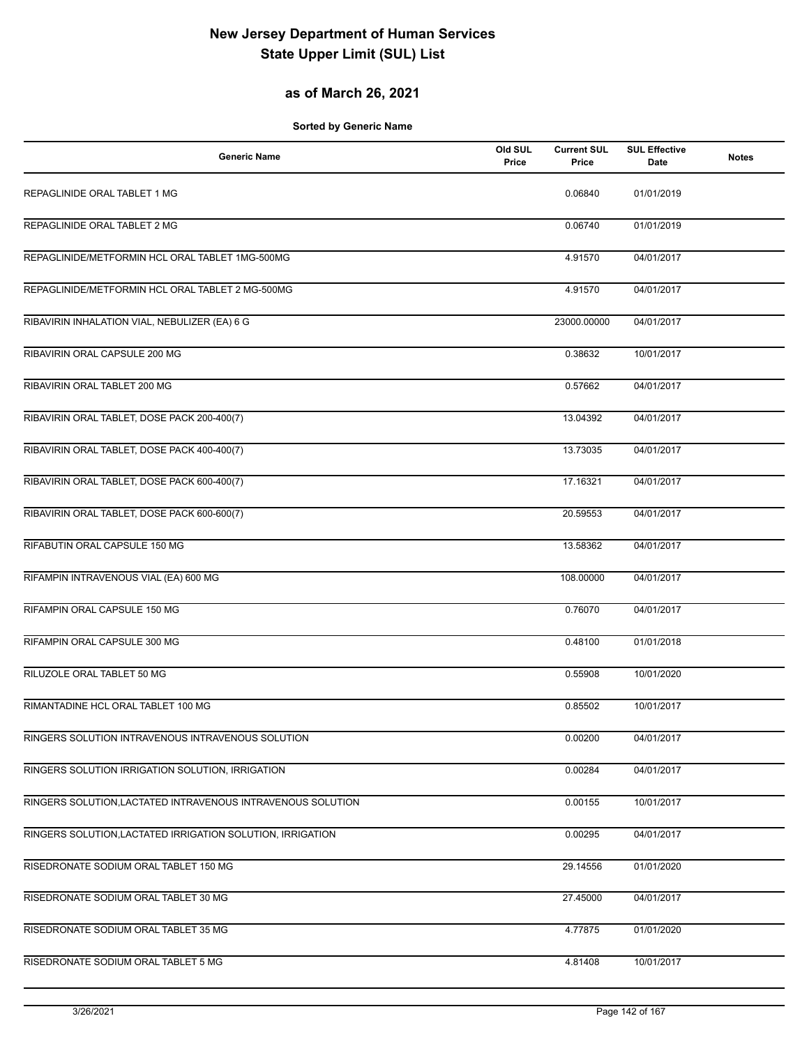# New Jersey Department of Human Services
# State Upper Limit (SUL) List

## as of March 26, 2021

**Sorted by Generic Name**

| Generic Name | Old SUL Price | Current SUL Price | SUL Effective Date | Notes |
|---|---|---|---|---|
| REPAGLINIDE ORAL TABLET 1 MG | | 0.06840 | 01/01/2019 | |
| REPAGLINIDE ORAL TABLET 2 MG | | 0.06740 | 01/01/2019 | |
| REPAGLINIDE/METFORMIN HCL ORAL TABLET 1MG-500MG | | 4.91570 | 04/01/2017 | |
| REPAGLINIDE/METFORMIN HCL ORAL TABLET 2 MG-500MG | | 4.91570 | 04/01/2017 | |
| RIBAVIRIN INHALATION VIAL, NEBULIZER (EA) 6 G | | 23000.00000 | 04/01/2017 | |
| RIBAVIRIN ORAL CAPSULE 200 MG | | 0.38632 | 10/01/2017 | |
| RIBAVIRIN ORAL TABLET 200 MG | | 0.57662 | 04/01/2017 | |
| RIBAVIRIN ORAL TABLET, DOSE PACK 200-400(7) | | 13.04392 | 04/01/2017 | |
| RIBAVIRIN ORAL TABLET, DOSE PACK 400-400(7) | | 13.73035 | 04/01/2017 | |
| RIBAVIRIN ORAL TABLET, DOSE PACK 600-400(7) | | 17.16321 | 04/01/2017 | |
| RIBAVIRIN ORAL TABLET, DOSE PACK 600-600(7) | | 20.59553 | 04/01/2017 | |
| RIFABUTIN ORAL CAPSULE 150 MG | | 13.58362 | 04/01/2017 | |
| RIFAMPIN INTRAVENOUS VIAL (EA) 600 MG | | 108.00000 | 04/01/2017 | |
| RIFAMPIN ORAL CAPSULE 150 MG | | 0.76070 | 04/01/2017 | |
| RIFAMPIN ORAL CAPSULE 300 MG | | 0.48100 | 01/01/2018 | |
| RILUZOLE ORAL TABLET 50 MG | | 0.55908 | 10/01/2020 | |
| RIMANTADINE HCL ORAL TABLET 100 MG | | 0.85502 | 10/01/2017 | |
| RINGERS SOLUTION INTRAVENOUS INTRAVENOUS SOLUTION | | 0.00200 | 04/01/2017 | |
| RINGERS SOLUTION IRRIGATION SOLUTION, IRRIGATION | | 0.00284 | 04/01/2017 | |
| RINGERS SOLUTION,LACTATED INTRAVENOUS INTRAVENOUS SOLUTION | | 0.00155 | 10/01/2017 | |
| RINGERS SOLUTION,LACTATED IRRIGATION SOLUTION, IRRIGATION | | 0.00295 | 04/01/2017 | |
| RISEDRONATE SODIUM ORAL TABLET 150 MG | | 29.14556 | 01/01/2020 | |
| RISEDRONATE SODIUM ORAL TABLET 30 MG | | 27.45000 | 04/01/2017 | |
| RISEDRONATE SODIUM ORAL TABLET 35 MG | | 4.77875 | 01/01/2020 | |
| RISEDRONATE SODIUM ORAL TABLET 5 MG | | 4.81408 | 10/01/2017 | |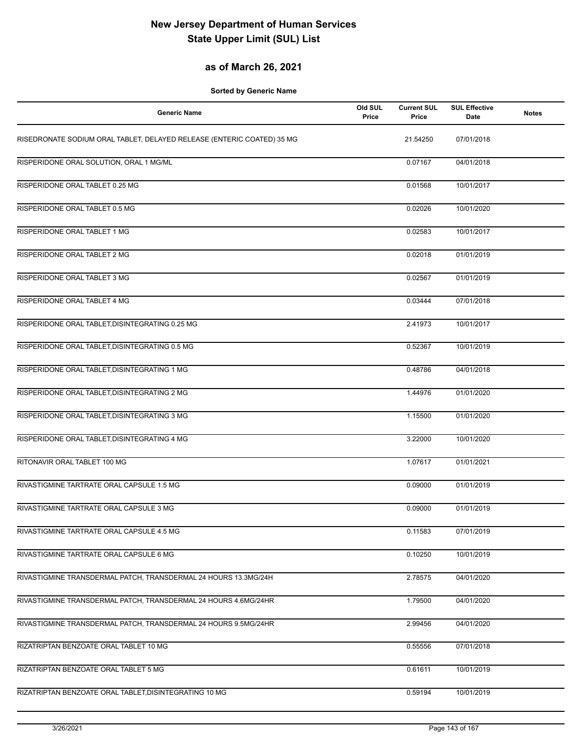# New Jersey Department of Human Services
# State Upper Limit (SUL) List

## as of March 26, 2021

**Sorted by Generic Name**

| Generic Name | Old SUL Price | Current SUL Price | SUL Effective Date | Notes |
|---|---|---|---|---|
| RISEDRONATE SODIUM ORAL TABLET, DELAYED RELEASE (ENTERIC COATED) 35 MG | | 21.54250 | 07/01/2018 | |
| RISPERIDONE ORAL SOLUTION, ORAL 1 MG/ML | | 0.07167 | 04/01/2018 | |
| RISPERIDONE ORAL TABLET 0.25 MG | | 0.01568 | 10/01/2017 | |
| RISPERIDONE ORAL TABLET 0.5 MG | | 0.02026 | 10/01/2020 | |
| RISPERIDONE ORAL TABLET 1 MG | | 0.02583 | 10/01/2017 | |
| RISPERIDONE ORAL TABLET 2 MG | | 0.02018 | 01/01/2019 | |
| RISPERIDONE ORAL TABLET 3 MG | | 0.02567 | 01/01/2019 | |
| RISPERIDONE ORAL TABLET 4 MG | | 0.03444 | 07/01/2018 | |
| RISPERIDONE ORAL TABLET,DISINTEGRATING 0.25 MG | | 2.41973 | 10/01/2017 | |
| RISPERIDONE ORAL TABLET,DISINTEGRATING 0.5 MG | | 0.52367 | 10/01/2019 | |
| RISPERIDONE ORAL TABLET,DISINTEGRATING 1 MG | | 0.48786 | 04/01/2018 | |
| RISPERIDONE ORAL TABLET,DISINTEGRATING 2 MG | | 1.44976 | 01/01/2020 | |
| RISPERIDONE ORAL TABLET,DISINTEGRATING 3 MG | | 1.15500 | 01/01/2020 | |
| RISPERIDONE ORAL TABLET,DISINTEGRATING 4 MG | | 3.22000 | 10/01/2020 | |
| RITONAVIR ORAL TABLET 100 MG | | 1.07617 | 01/01/2021 | |
| RIVASTIGMINE TARTRATE ORAL CAPSULE 1.5 MG | | 0.09000 | 01/01/2019 | |
| RIVASTIGMINE TARTRATE ORAL CAPSULE 3 MG | | 0.09000 | 01/01/2019 | |
| RIVASTIGMINE TARTRATE ORAL CAPSULE 4.5 MG | | 0.11583 | 07/01/2019 | |
| RIVASTIGMINE TARTRATE ORAL CAPSULE 6 MG | | 0.10250 | 10/01/2019 | |
| RIVASTIGMINE TRANSDERMAL PATCH, TRANSDERMAL 24 HOURS 13.3MG/24H | | 2.78575 | 04/01/2020 | |
| RIVASTIGMINE TRANSDERMAL PATCH, TRANSDERMAL 24 HOURS 4.6MG/24HR | | 1.79500 | 04/01/2020 | |
| RIVASTIGMINE TRANSDERMAL PATCH, TRANSDERMAL 24 HOURS 9.5MG/24HR | | 2.99456 | 04/01/2020 | |
| RIZATRIPTAN BENZOATE ORAL TABLET 10 MG | | 0.55556 | 07/01/2018 | |
| RIZATRIPTAN BENZOATE ORAL TABLET 5 MG | | 0.61611 | 10/01/2019 | |
| RIZATRIPTAN BENZOATE ORAL TABLET,DISINTEGRATING 10 MG | | 0.59194 | 10/01/2019 | |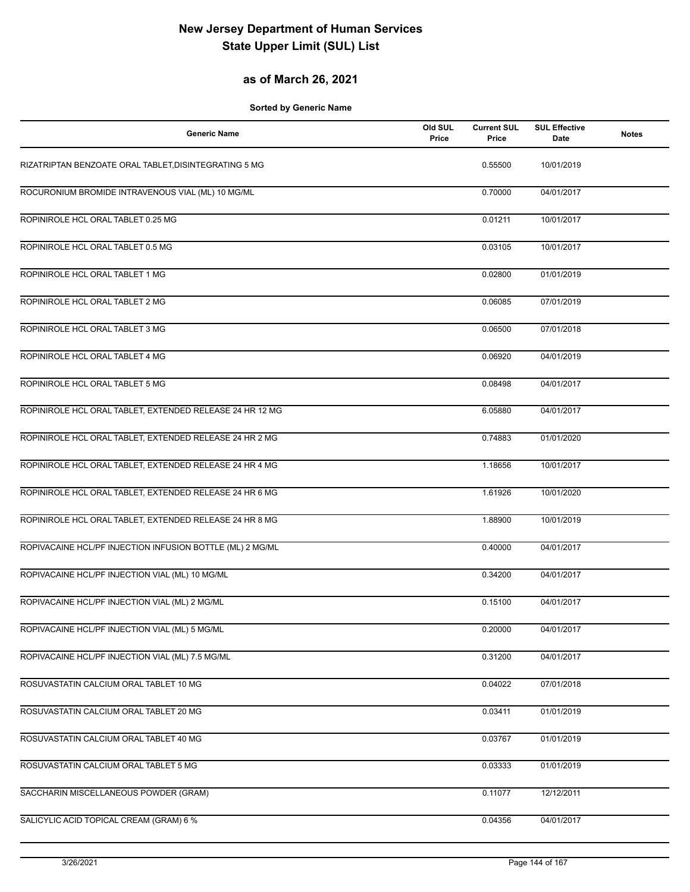# New Jersey Department of Human Services
# State Upper Limit (SUL) List

## as of March 26, 2021

**Sorted by Generic Name**

| Generic Name | Old SUL Price | Current SUL Price | SUL Effective Date | Notes |
|---|---|---|---|---|
| RIZATRIPTAN BENZOATE ORAL TABLET,DISINTEGRATING 5 MG | | 0.55500 | 10/01/2019 | |
| ROCURONIUM BROMIDE INTRAVENOUS VIAL (ML) 10 MG/ML | | 0.70000 | 04/01/2017 | |
| ROPINIROLE HCL ORAL TABLET 0.25 MG | | 0.01211 | 10/01/2017 | |
| ROPINIROLE HCL ORAL TABLET 0.5 MG | | 0.03105 | 10/01/2017 | |
| ROPINIROLE HCL ORAL TABLET 1 MG | | 0.02800 | 01/01/2019 | |
| ROPINIROLE HCL ORAL TABLET 2 MG | | 0.06085 | 07/01/2019 | |
| ROPINIROLE HCL ORAL TABLET 3 MG | | 0.06500 | 07/01/2018 | |
| ROPINIROLE HCL ORAL TABLET 4 MG | | 0.06920 | 04/01/2019 | |
| ROPINIROLE HCL ORAL TABLET 5 MG | | 0.08498 | 04/01/2017 | |
| ROPINIROLE HCL ORAL TABLET, EXTENDED RELEASE 24 HR 12 MG | | 6.05880 | 04/01/2017 | |
| ROPINIROLE HCL ORAL TABLET, EXTENDED RELEASE 24 HR 2 MG | | 0.74883 | 01/01/2020 | |
| ROPINIROLE HCL ORAL TABLET, EXTENDED RELEASE 24 HR 4 MG | | 1.18656 | 10/01/2017 | |
| ROPINIROLE HCL ORAL TABLET, EXTENDED RELEASE 24 HR 6 MG | | 1.61926 | 10/01/2020 | |
| ROPINIROLE HCL ORAL TABLET, EXTENDED RELEASE 24 HR 8 MG | | 1.88900 | 10/01/2019 | |
| ROPIVACAINE HCL/PF INJECTION INFUSION BOTTLE (ML) 2 MG/ML | | 0.40000 | 04/01/2017 | |
| ROPIVACAINE HCL/PF INJECTION VIAL (ML) 10 MG/ML | | 0.34200 | 04/01/2017 | |
| ROPIVACAINE HCL/PF INJECTION VIAL (ML) 2 MG/ML | | 0.15100 | 04/01/2017 | |
| ROPIVACAINE HCL/PF INJECTION VIAL (ML) 5 MG/ML | | 0.20000 | 04/01/2017 | |
| ROPIVACAINE HCL/PF INJECTION VIAL (ML) 7.5 MG/ML | | 0.31200 | 04/01/2017 | |
| ROSUVASTATIN CALCIUM ORAL TABLET 10 MG | | 0.04022 | 07/01/2018 | |
| ROSUVASTATIN CALCIUM ORAL TABLET 20 MG | | 0.03411 | 01/01/2019 | |
| ROSUVASTATIN CALCIUM ORAL TABLET 40 MG | | 0.03767 | 01/01/2019 | |
| ROSUVASTATIN CALCIUM ORAL TABLET 5 MG | | 0.03333 | 01/01/2019 | |
| SACCHARIN MISCELLANEOUS POWDER (GRAM) | | 0.11077 | 12/12/2011 | |
| SALICYLIC ACID TOPICAL CREAM (GRAM) 6 % | | 0.04356 | 04/01/2017 | |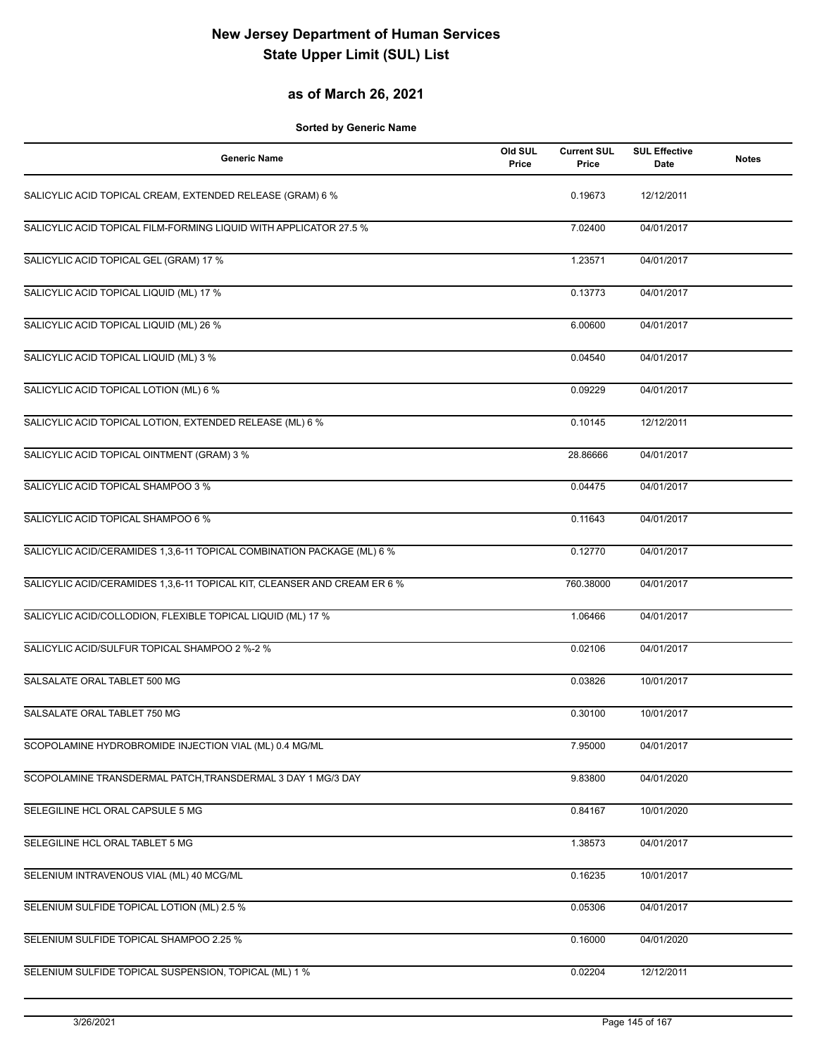# New Jersey Department of Human Services
# State Upper Limit (SUL) List

## as of March 26, 2021

**Sorted by Generic Name**

| Generic Name | Old SUL Price | Current SUL Price | SUL Effective Date | Notes |
|---|---|---|---|---|
| SALICYLIC ACID TOPICAL CREAM, EXTENDED RELEASE (GRAM) 6 % | | 0.19673 | 12/12/2011 | |
| SALICYLIC ACID TOPICAL FILM-FORMING LIQUID WITH APPLICATOR 27.5 % | | 7.02400 | 04/01/2017 | |
| SALICYLIC ACID TOPICAL GEL (GRAM) 17 % | | 1.23571 | 04/01/2017 | |
| SALICYLIC ACID TOPICAL LIQUID (ML) 17 % | | 0.13773 | 04/01/2017 | |
| SALICYLIC ACID TOPICAL LIQUID (ML) 26 % | | 6.00600 | 04/01/2017 | |
| SALICYLIC ACID TOPICAL LIQUID (ML) 3 % | | 0.04540 | 04/01/2017 | |
| SALICYLIC ACID TOPICAL LOTION (ML) 6 % | | 0.09229 | 04/01/2017 | |
| SALICYLIC ACID TOPICAL LOTION, EXTENDED RELEASE (ML) 6 % | | 0.10145 | 12/12/2011 | |
| SALICYLIC ACID TOPICAL OINTMENT (GRAM) 3 % | | 28.86666 | 04/01/2017 | |
| SALICYLIC ACID TOPICAL SHAMPOO 3 % | | 0.04475 | 04/01/2017 | |
| SALICYLIC ACID TOPICAL SHAMPOO 6 % | | 0.11643 | 04/01/2017 | |
| SALICYLIC ACID/CERAMIDES 1,3,6-11 TOPICAL COMBINATION PACKAGE (ML) 6 % | | 0.12770 | 04/01/2017 | |
| SALICYLIC ACID/CERAMIDES 1,3,6-11 TOPICAL KIT, CLEANSER AND CREAM ER 6 % | | 760.38000 | 04/01/2017 | |
| SALICYLIC ACID/COLLODION, FLEXIBLE TOPICAL LIQUID (ML) 17 % | | 1.06466 | 04/01/2017 | |
| SALICYLIC ACID/SULFUR TOPICAL SHAMPOO 2 %-2 % | | 0.02106 | 04/01/2017 | |
| SALSALATE ORAL TABLET 500 MG | | 0.03826 | 10/01/2017 | |
| SALSALATE ORAL TABLET 750 MG | | 0.30100 | 10/01/2017 | |
| SCOPOLAMINE HYDROBROMIDE INJECTION VIAL (ML) 0.4 MG/ML | | 7.95000 | 04/01/2017 | |
| SCOPOLAMINE TRANSDERMAL PATCH,TRANSDERMAL 3 DAY 1 MG/3 DAY | | 9.83800 | 04/01/2020 | |
| SELEGILINE HCL ORAL CAPSULE 5 MG | | 0.84167 | 10/01/2020 | |
| SELEGILINE HCL ORAL TABLET 5 MG | | 1.38573 | 04/01/2017 | |
| SELENIUM INTRAVENOUS VIAL (ML) 40 MCG/ML | | 0.16235 | 10/01/2017 | |
| SELENIUM SULFIDE TOPICAL LOTION (ML) 2.5 % | | 0.05306 | 04/01/2017 | |
| SELENIUM SULFIDE TOPICAL SHAMPOO 2.25 % | | 0.16000 | 04/01/2020 | |
| SELENIUM SULFIDE TOPICAL SUSPENSION, TOPICAL (ML) 1 % | | 0.02204 | 12/12/2011 | |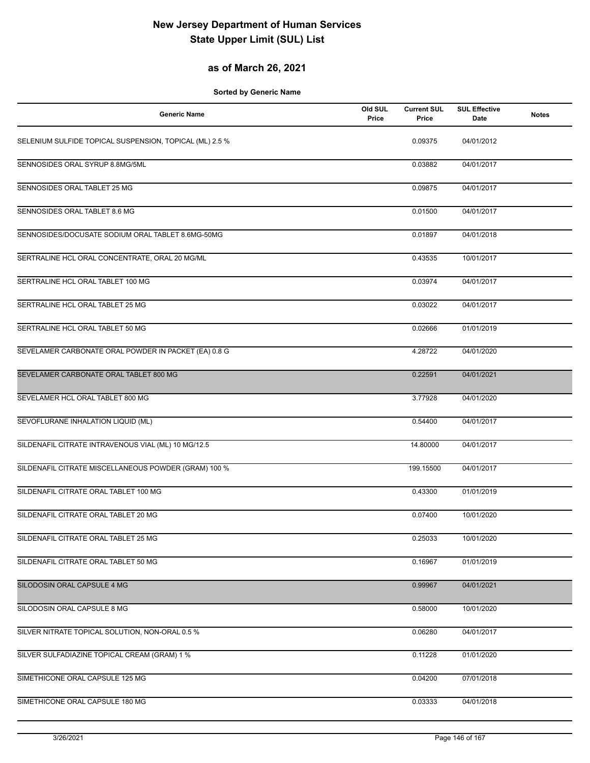# New Jersey Department of Human Services
# State Upper Limit (SUL) List

## as of March 26, 2021

**Sorted by Generic Name**

| Generic Name | Old SUL Price | Current SUL Price | SUL Effective Date | Notes |
|---|---|---|---|---|
| SELENIUM SULFIDE TOPICAL SUSPENSION, TOPICAL (ML) 2.5 % | | 0.09375 | 04/01/2012 | |
| SENNOSIDES ORAL SYRUP 8.8MG/5ML | | 0.03882 | 04/01/2017 | |
| SENNOSIDES ORAL TABLET 25 MG | | 0.09875 | 04/01/2017 | |
| SENNOSIDES ORAL TABLET 8.6 MG | | 0.01500 | 04/01/2017 | |
| SENNOSIDES/DOCUSATE SODIUM ORAL TABLET 8.6MG-50MG | | 0.01897 | 04/01/2018 | |
| SERTRALINE HCL ORAL CONCENTRATE, ORAL 20 MG/ML | | 0.43535 | 10/01/2017 | |
| SERTRALINE HCL ORAL TABLET 100 MG | | 0.03974 | 04/01/2017 | |
| SERTRALINE HCL ORAL TABLET 25 MG | | 0.03022 | 04/01/2017 | |
| SERTRALINE HCL ORAL TABLET 50 MG | | 0.02666 | 01/01/2019 | |
| SEVELAMER CARBONATE ORAL POWDER IN PACKET (EA) 0.8 G | | 4.28722 | 04/01/2020 | |
| SEVELAMER CARBONATE ORAL TABLET 800 MG | | 0.22591 | 04/01/2021 | |
| SEVELAMER HCL ORAL TABLET 800 MG | | 3.77928 | 04/01/2020 | |
| SEVOFLURANE INHALATION LIQUID (ML) | | 0.54400 | 04/01/2017 | |
| SILDENAFIL CITRATE INTRAVENOUS VIAL (ML) 10 MG/12.5 | | 14.80000 | 04/01/2017 | |
| SILDENAFIL CITRATE MISCELLANEOUS POWDER (GRAM) 100 % | | 199.15500 | 04/01/2017 | |
| SILDENAFIL CITRATE ORAL TABLET 100 MG | | 0.43300 | 01/01/2019 | |
| SILDENAFIL CITRATE ORAL TABLET 20 MG | | 0.07400 | 10/01/2020 | |
| SILDENAFIL CITRATE ORAL TABLET 25 MG | | 0.25033 | 10/01/2020 | |
| SILDENAFIL CITRATE ORAL TABLET 50 MG | | 0.16967 | 01/01/2019 | |
| SILODOSIN ORAL CAPSULE 4 MG | | 0.99967 | 04/01/2021 | |
| SILODOSIN ORAL CAPSULE 8 MG | | 0.58000 | 10/01/2020 | |
| SILVER NITRATE TOPICAL SOLUTION, NON-ORAL 0.5 % | | 0.06280 | 04/01/2017 | |
| SILVER SULFADIAZINE TOPICAL CREAM (GRAM) 1 % | | 0.11228 | 01/01/2020 | |
| SIMETHICONE ORAL CAPSULE 125 MG | | 0.04200 | 07/01/2018 | |
| SIMETHICONE ORAL CAPSULE 180 MG | | 0.03333 | 04/01/2018 | |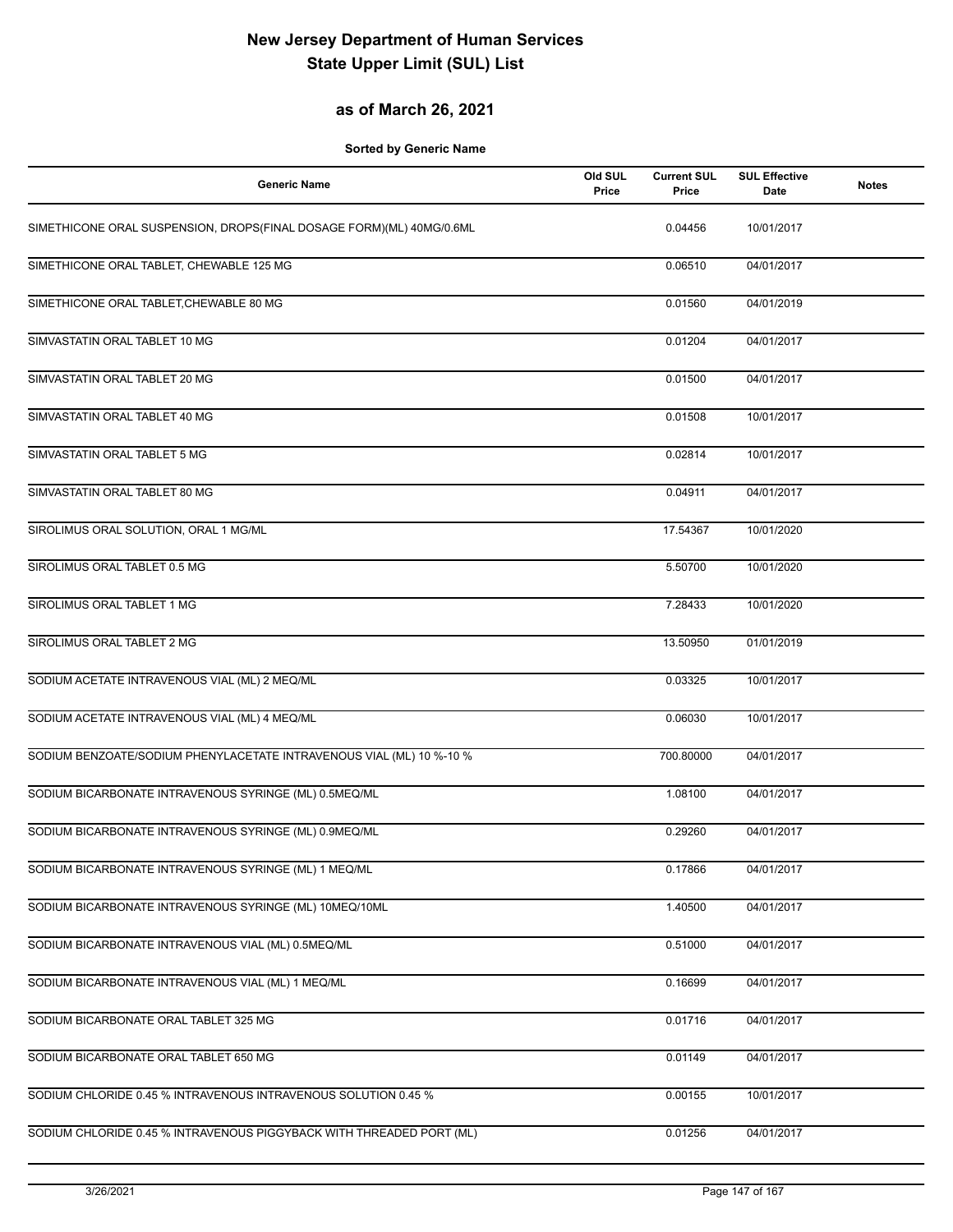# New Jersey Department of Human Services
# State Upper Limit (SUL) List

## as of March 26, 2021

**Sorted by Generic Name**

| Generic Name | Old SUL Price | Current SUL Price | SUL Effective Date | Notes |
|---|---|---|---|---|
| SIMETHICONE ORAL SUSPENSION, DROPS(FINAL DOSAGE FORM)(ML) 40MG/0.6ML | | 0.04456 | 10/01/2017 | |
| SIMETHICONE ORAL TABLET, CHEWABLE 125 MG | | 0.06510 | 04/01/2017 | |
| SIMETHICONE ORAL TABLET,CHEWABLE 80 MG | | 0.01560 | 04/01/2019 | |
| SIMVASTATIN ORAL TABLET 10 MG | | 0.01204 | 04/01/2017 | |
| SIMVASTATIN ORAL TABLET 20 MG | | 0.01500 | 04/01/2017 | |
| SIMVASTATIN ORAL TABLET 40 MG | | 0.01508 | 10/01/2017 | |
| SIMVASTATIN ORAL TABLET 5 MG | | 0.02814 | 10/01/2017 | |
| SIMVASTATIN ORAL TABLET 80 MG | | 0.04911 | 04/01/2017 | |
| SIROLIMUS ORAL SOLUTION, ORAL 1 MG/ML | | 17.54367 | 10/01/2020 | |
| SIROLIMUS ORAL TABLET 0.5 MG | | 5.50700 | 10/01/2020 | |
| SIROLIMUS ORAL TABLET 1 MG | | 7.28433 | 10/01/2020 | |
| SIROLIMUS ORAL TABLET 2 MG | | 13.50950 | 01/01/2019 | |
| SODIUM ACETATE INTRAVENOUS VIAL (ML) 2 MEQ/ML | | 0.03325 | 10/01/2017 | |
| SODIUM ACETATE INTRAVENOUS VIAL (ML) 4 MEQ/ML | | 0.06030 | 10/01/2017 | |
| SODIUM BENZOATE/SODIUM PHENYLACETATE INTRAVENOUS VIAL (ML) 10 %-10 % | | 700.80000 | 04/01/2017 | |
| SODIUM BICARBONATE INTRAVENOUS SYRINGE (ML) 0.5MEQ/ML | | 1.08100 | 04/01/2017 | |
| SODIUM BICARBONATE INTRAVENOUS SYRINGE (ML) 0.9MEQ/ML | | 0.29260 | 04/01/2017 | |
| SODIUM BICARBONATE INTRAVENOUS SYRINGE (ML) 1 MEQ/ML | | 0.17866 | 04/01/2017 | |
| SODIUM BICARBONATE INTRAVENOUS SYRINGE (ML) 10MEQ/10ML | | 1.40500 | 04/01/2017 | |
| SODIUM BICARBONATE INTRAVENOUS VIAL (ML) 0.5MEQ/ML | | 0.51000 | 04/01/2017 | |
| SODIUM BICARBONATE INTRAVENOUS VIAL (ML) 1 MEQ/ML | | 0.16699 | 04/01/2017 | |
| SODIUM BICARBONATE ORAL TABLET 325 MG | | 0.01716 | 04/01/2017 | |
| SODIUM BICARBONATE ORAL TABLET 650 MG | | 0.01149 | 04/01/2017 | |
| SODIUM CHLORIDE 0.45 % INTRAVENOUS INTRAVENOUS SOLUTION 0.45 % | | 0.00155 | 10/01/2017 | |
| SODIUM CHLORIDE 0.45 % INTRAVENOUS PIGGYBACK WITH THREADED PORT (ML) | | 0.01256 | 04/01/2017 | |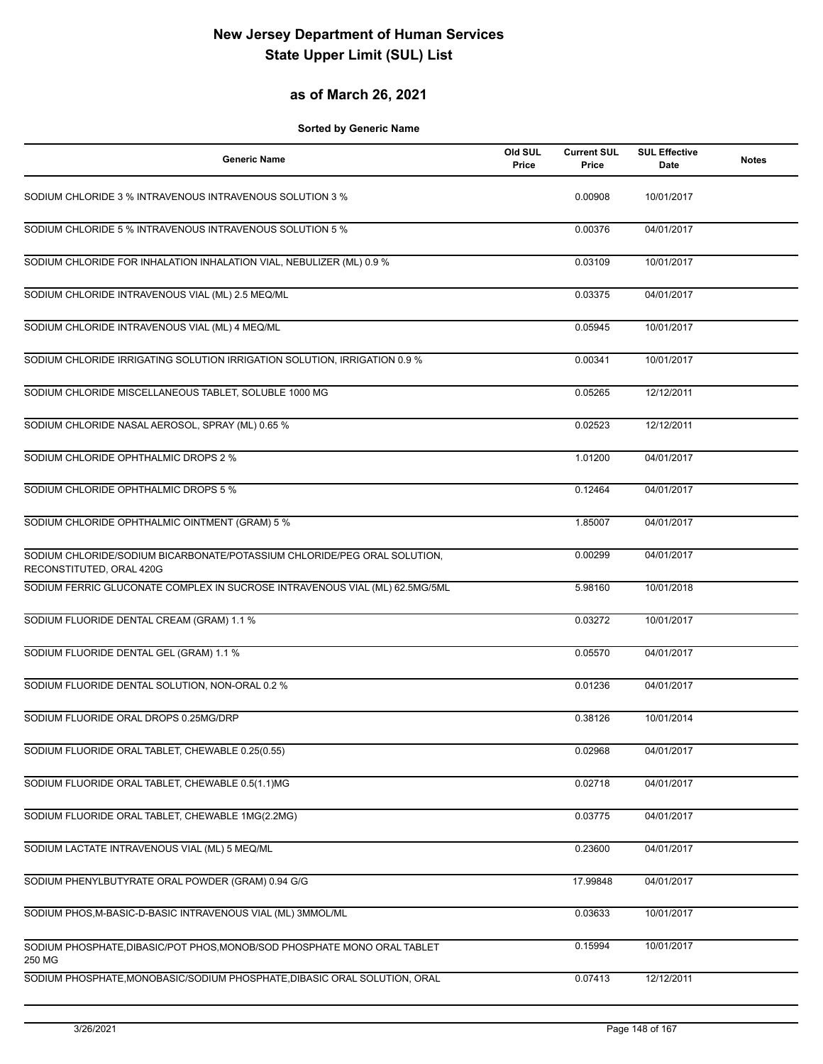# New Jersey Department of Human Services
# State Upper Limit (SUL) List

## as of March 26, 2021

**Sorted by Generic Name**

| Generic Name | Old SUL Price | Current SUL Price | SUL Effective Date | Notes |
|---|---|---|---|---|
| SODIUM CHLORIDE 3 % INTRAVENOUS INTRAVENOUS SOLUTION 3 % | | 0.00908 | 10/01/2017 | |
| SODIUM CHLORIDE 5 % INTRAVENOUS INTRAVENOUS SOLUTION 5 % | | 0.00376 | 04/01/2017 | |
| SODIUM CHLORIDE FOR INHALATION INHALATION VIAL, NEBULIZER (ML) 0.9 % | | 0.03109 | 10/01/2017 | |
| SODIUM CHLORIDE INTRAVENOUS VIAL (ML) 2.5 MEQ/ML | | 0.03375 | 04/01/2017 | |
| SODIUM CHLORIDE INTRAVENOUS VIAL (ML) 4 MEQ/ML | | 0.05945 | 10/01/2017 | |
| SODIUM CHLORIDE IRRIGATING SOLUTION IRRIGATION SOLUTION, IRRIGATION 0.9 % | | 0.00341 | 10/01/2017 | |
| SODIUM CHLORIDE MISCELLANEOUS TABLET, SOLUBLE 1000 MG | | 0.05265 | 12/12/2011 | |
| SODIUM CHLORIDE NASAL AEROSOL, SPRAY (ML) 0.65 % | | 0.02523 | 12/12/2011 | |
| SODIUM CHLORIDE OPHTHALMIC DROPS 2 % | | 1.01200 | 04/01/2017 | |
| SODIUM CHLORIDE OPHTHALMIC DROPS 5 % | | 0.12464 | 04/01/2017 | |
| SODIUM CHLORIDE OPHTHALMIC OINTMENT (GRAM) 5 % | | 1.85007 | 04/01/2017 | |
| SODIUM CHLORIDE/SODIUM BICARBONATE/POTASSIUM CHLORIDE/PEG ORAL SOLUTION, RECONSTITUTED, ORAL 420G | | 0.00299 | 04/01/2017 | |
| SODIUM FERRIC GLUCONATE COMPLEX IN SUCROSE INTRAVENOUS VIAL (ML) 62.5MG/5ML | | 5.98160 | 10/01/2018 | |
| SODIUM FLUORIDE DENTAL CREAM (GRAM) 1.1 % | | 0.03272 | 10/01/2017 | |
| SODIUM FLUORIDE DENTAL GEL (GRAM) 1.1 % | | 0.05570 | 04/01/2017 | |
| SODIUM FLUORIDE DENTAL SOLUTION, NON-ORAL 0.2 % | | 0.01236 | 04/01/2017 | |
| SODIUM FLUORIDE ORAL DROPS 0.25MG/DRP | | 0.38126 | 10/01/2014 | |
| SODIUM FLUORIDE ORAL TABLET, CHEWABLE 0.25(0.55) | | 0.02968 | 04/01/2017 | |
| SODIUM FLUORIDE ORAL TABLET, CHEWABLE 0.5(1.1)MG | | 0.02718 | 04/01/2017 | |
| SODIUM FLUORIDE ORAL TABLET, CHEWABLE 1MG(2.2MG) | | 0.03775 | 04/01/2017 | |
| SODIUM LACTATE INTRAVENOUS VIAL (ML) 5 MEQ/ML | | 0.23600 | 04/01/2017 | |
| SODIUM PHENYLBUTYRATE ORAL POWDER (GRAM) 0.94 G/G | | 17.99848 | 04/01/2017 | |
| SODIUM PHOS,M-BASIC-D-BASIC INTRAVENOUS VIAL (ML) 3MMOL/ML | | 0.03633 | 10/01/2017 | |
| SODIUM PHOSPHATE,DIBASIC/POT PHOS,MONOB/SOD PHOSPHATE MONO ORAL TABLET 250 MG | | 0.15994 | 10/01/2017 | |
| SODIUM PHOSPHATE,MONOBASIC/SODIUM PHOSPHATE,DIBASIC ORAL SOLUTION, ORAL | | 0.07413 | 12/12/2011 | |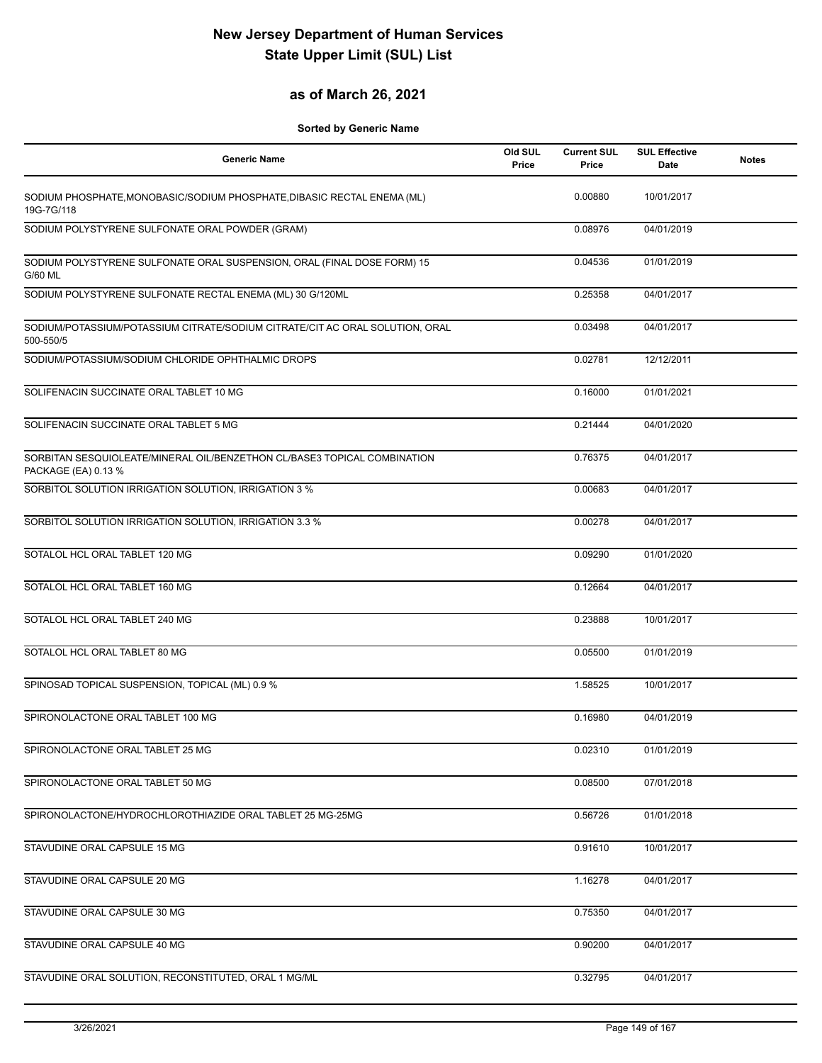# New Jersey Department of Human Services
# State Upper Limit (SUL) List

## as of March 26, 2021

**Sorted by Generic Name**

| Generic Name | Old SUL Price | Current SUL Price | SUL Effective Date | Notes |
|---|---|---|---|---|
| SODIUM PHOSPHATE,MONOBASIC/SODIUM PHOSPHATE,DIBASIC RECTAL ENEMA (ML) 19G-7G/118 | | 0.00880 | 10/01/2017 | |
| SODIUM POLYSTYRENE SULFONATE ORAL POWDER (GRAM) | | 0.08976 | 04/01/2019 | |
| SODIUM POLYSTYRENE SULFONATE ORAL SUSPENSION, ORAL (FINAL DOSE FORM) 15 G/60 ML | | 0.04536 | 01/01/2019 | |
| SODIUM POLYSTYRENE SULFONATE RECTAL ENEMA (ML) 30 G/120ML | | 0.25358 | 04/01/2017 | |
| SODIUM/POTASSIUM/POTASSIUM CITRATE/SODIUM CITRATE/CIT AC ORAL SOLUTION, ORAL 500-550/5 | | 0.03498 | 04/01/2017 | |
| SODIUM/POTASSIUM/SODIUM CHLORIDE OPHTHALMIC DROPS | | 0.02781 | 12/12/2011 | |
| SOLIFENACIN SUCCINATE ORAL TABLET 10 MG | | 0.16000 | 01/01/2021 | |
| SOLIFENACIN SUCCINATE ORAL TABLET 5 MG | | 0.21444 | 04/01/2020 | |
| SORBITAN SESQUIOLEATE/MINERAL OIL/BENZETHON CL/BASE3 TOPICAL COMBINATION PACKAGE (EA) 0.13 % | | 0.76375 | 04/01/2017 | |
| SORBITOL SOLUTION IRRIGATION SOLUTION, IRRIGATION 3 % | | 0.00683 | 04/01/2017 | |
| SORBITOL SOLUTION IRRIGATION SOLUTION, IRRIGATION 3.3 % | | 0.00278 | 04/01/2017 | |
| SOTALOL HCL ORAL TABLET 120 MG | | 0.09290 | 01/01/2020 | |
| SOTALOL HCL ORAL TABLET 160 MG | | 0.12664 | 04/01/2017 | |
| SOTALOL HCL ORAL TABLET 240 MG | | 0.23888 | 10/01/2017 | |
| SOTALOL HCL ORAL TABLET 80 MG | | 0.05500 | 01/01/2019 | |
| SPINOSAD TOPICAL SUSPENSION, TOPICAL (ML) 0.9 % | | 1.58525 | 10/01/2017 | |
| SPIRONOLACTONE ORAL TABLET 100 MG | | 0.16980 | 04/01/2019 | |
| SPIRONOLACTONE ORAL TABLET 25 MG | | 0.02310 | 01/01/2019 | |
| SPIRONOLACTONE ORAL TABLET 50 MG | | 0.08500 | 07/01/2018 | |
| SPIRONOLACTONE/HYDROCHLOROTHIAZIDE ORAL TABLET 25 MG-25MG | | 0.56726 | 01/01/2018 | |
| STAVUDINE ORAL CAPSULE 15 MG | | 0.91610 | 10/01/2017 | |
| STAVUDINE ORAL CAPSULE 20 MG | | 1.16278 | 04/01/2017 | |
| STAVUDINE ORAL CAPSULE 30 MG | | 0.75350 | 04/01/2017 | |
| STAVUDINE ORAL CAPSULE 40 MG | | 0.90200 | 04/01/2017 | |
| STAVUDINE ORAL SOLUTION, RECONSTITUTED, ORAL 1 MG/ML | | 0.32795 | 04/01/2017 | |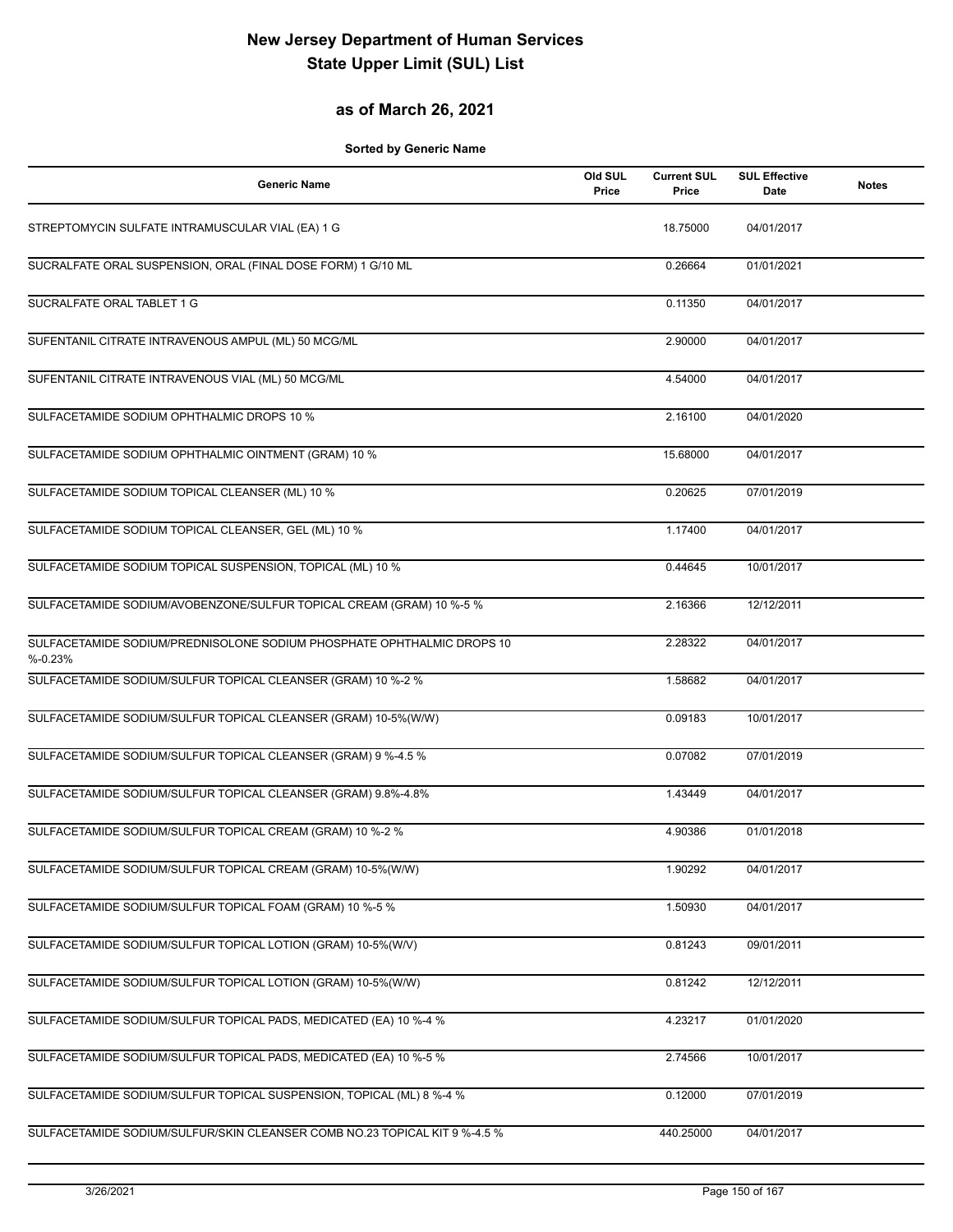# New Jersey Department of Human Services
# State Upper Limit (SUL) List

## as of March 26, 2021

**Sorted by Generic Name**

| Generic Name | Old SUL Price | Current SUL Price | SUL Effective Date | Notes |
|---|---|---|---|---|
| STREPTOMYCIN SULFATE INTRAMUSCULAR VIAL (EA) 1 G | | 18.75000 | 04/01/2017 | |
| SUCRALFATE ORAL SUSPENSION, ORAL (FINAL DOSE FORM) 1 G/10 ML | | 0.26664 | 01/01/2021 | |
| SUCRALFATE ORAL TABLET 1 G | | 0.11350 | 04/01/2017 | |
| SUFENTANIL CITRATE INTRAVENOUS AMPUL (ML) 50 MCG/ML | | 2.90000 | 04/01/2017 | |
| SUFENTANIL CITRATE INTRAVENOUS VIAL (ML) 50 MCG/ML | | 4.54000 | 04/01/2017 | |
| SULFACETAMIDE SODIUM OPHTHALMIC DROPS 10 % | | 2.16100 | 04/01/2020 | |
| SULFACETAMIDE SODIUM OPHTHALMIC OINTMENT (GRAM) 10 % | | 15.68000 | 04/01/2017 | |
| SULFACETAMIDE SODIUM TOPICAL CLEANSER (ML) 10 % | | 0.20625 | 07/01/2019 | |
| SULFACETAMIDE SODIUM TOPICAL CLEANSER, GEL (ML) 10 % | | 1.17400 | 04/01/2017 | |
| SULFACETAMIDE SODIUM TOPICAL SUSPENSION, TOPICAL (ML) 10 % | | 0.44645 | 10/01/2017 | |
| SULFACETAMIDE SODIUM/AVOBENZONE/SULFUR TOPICAL CREAM (GRAM) 10 %-5 % | | 2.16366 | 12/12/2011 | |
| SULFACETAMIDE SODIUM/PREDNISOLONE SODIUM PHOSPHATE OPHTHALMIC DROPS 10 %-0.23% | | 2.28322 | 04/01/2017 | |
| SULFACETAMIDE SODIUM/SULFUR TOPICAL CLEANSER (GRAM) 10 %-2 % | | 1.58682 | 04/01/2017 | |
| SULFACETAMIDE SODIUM/SULFUR TOPICAL CLEANSER (GRAM) 10-5%(W/W) | | 0.09183 | 10/01/2017 | |
| SULFACETAMIDE SODIUM/SULFUR TOPICAL CLEANSER (GRAM) 9 %-4.5 % | | 0.07082 | 07/01/2019 | |
| SULFACETAMIDE SODIUM/SULFUR TOPICAL CLEANSER (GRAM) 9.8%-4.8% | | 1.43449 | 04/01/2017 | |
| SULFACETAMIDE SODIUM/SULFUR TOPICAL CREAM (GRAM) 10 %-2 % | | 4.90386 | 01/01/2018 | |
| SULFACETAMIDE SODIUM/SULFUR TOPICAL CREAM (GRAM) 10-5%(W/W) | | 1.90292 | 04/01/2017 | |
| SULFACETAMIDE SODIUM/SULFUR TOPICAL FOAM (GRAM) 10 %-5 % | | 1.50930 | 04/01/2017 | |
| SULFACETAMIDE SODIUM/SULFUR TOPICAL LOTION (GRAM) 10-5%(W/V) | | 0.81243 | 09/01/2011 | |
| SULFACETAMIDE SODIUM/SULFUR TOPICAL LOTION (GRAM) 10-5%(W/W) | | 0.81242 | 12/12/2011 | |
| SULFACETAMIDE SODIUM/SULFUR TOPICAL PADS, MEDICATED (EA) 10 %-4 % | | 4.23217 | 01/01/2020 | |
| SULFACETAMIDE SODIUM/SULFUR TOPICAL PADS, MEDICATED (EA) 10 %-5 % | | 2.74566 | 10/01/2017 | |
| SULFACETAMIDE SODIUM/SULFUR TOPICAL SUSPENSION, TOPICAL (ML) 8 %-4 % | | 0.12000 | 07/01/2019 | |
| SULFACETAMIDE SODIUM/SULFUR/SKIN CLEANSER COMB NO.23 TOPICAL KIT 9 %-4.5 % | | 440.25000 | 04/01/2017 | |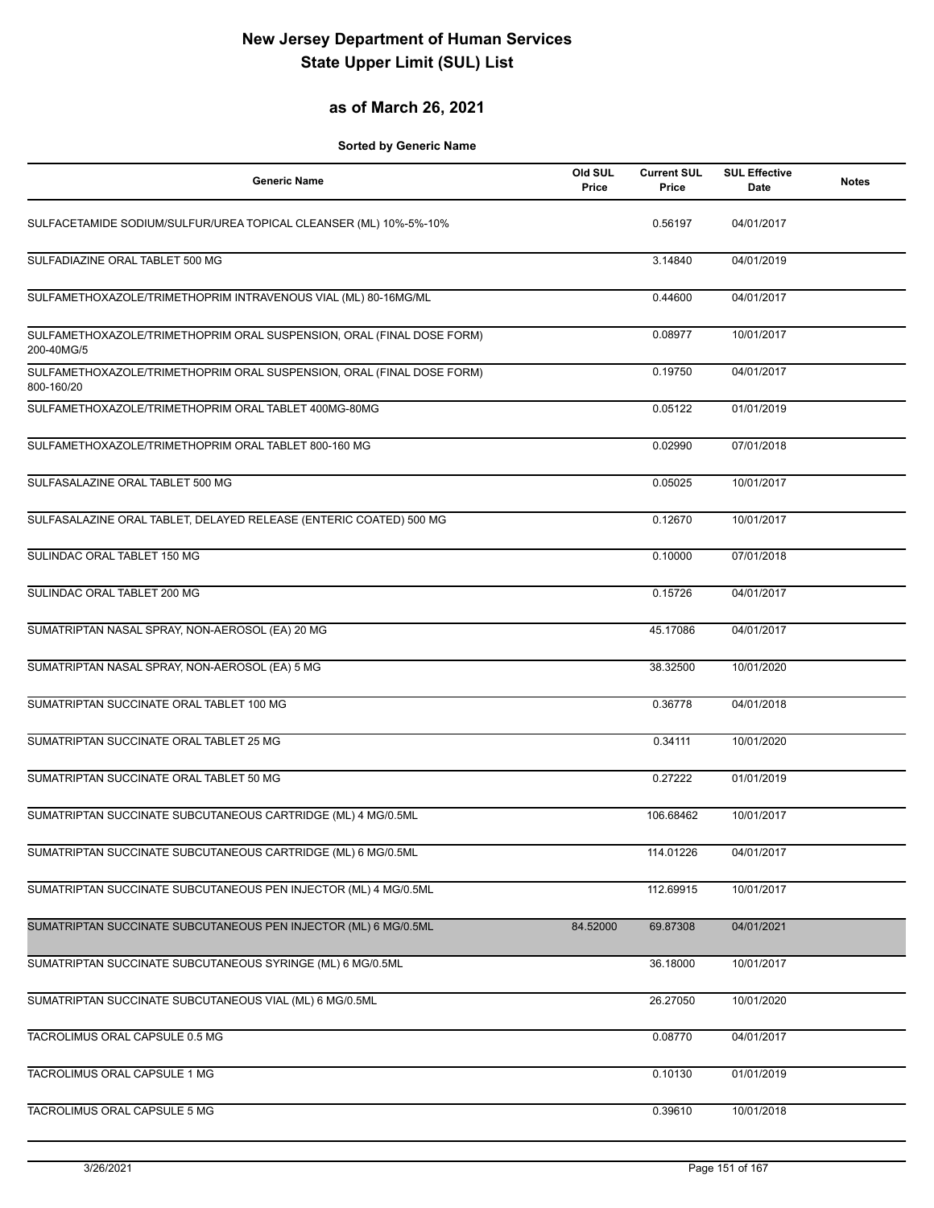# New Jersey Department of Human Services
# State Upper Limit (SUL) List

## as of March 26, 2021

**Sorted by Generic Name**

| Generic Name | Old SUL Price | Current SUL Price | SUL Effective Date | Notes |
|---|---|---|---|---|
| SULFACETAMIDE SODIUM/SULFUR/UREA TOPICAL CLEANSER (ML) 10%-5%-10% | | 0.56197 | 04/01/2017 | |
| SULFADIAZINE ORAL TABLET 500 MG | | 3.14840 | 04/01/2019 | |
| SULFAMETHOXAZOLE/TRIMETHOPRIM INTRAVENOUS VIAL (ML) 80-16MG/ML | | 0.44600 | 04/01/2017 | |
| SULFAMETHOXAZOLE/TRIMETHOPRIM ORAL SUSPENSION, ORAL (FINAL DOSE FORM) 200-40MG/5 | | 0.08977 | 10/01/2017 | |
| SULFAMETHOXAZOLE/TRIMETHOPRIM ORAL SUSPENSION, ORAL (FINAL DOSE FORM) 800-160/20 | | 0.19750 | 04/01/2017 | |
| SULFAMETHOXAZOLE/TRIMETHOPRIM ORAL TABLET 400MG-80MG | | 0.05122 | 01/01/2019 | |
| SULFAMETHOXAZOLE/TRIMETHOPRIM ORAL TABLET 800-160 MG | | 0.02990 | 07/01/2018 | |
| SULFASALAZINE ORAL TABLET 500 MG | | 0.05025 | 10/01/2017 | |
| SULFASALAZINE ORAL TABLET, DELAYED RELEASE (ENTERIC COATED) 500 MG | | 0.12670 | 10/01/2017 | |
| SULINDAC ORAL TABLET 150 MG | | 0.10000 | 07/01/2018 | |
| SULINDAC ORAL TABLET 200 MG | | 0.15726 | 04/01/2017 | |
| SUMATRIPTAN NASAL SPRAY, NON-AEROSOL (EA) 20 MG | | 45.17086 | 04/01/2017 | |
| SUMATRIPTAN NASAL SPRAY, NON-AEROSOL (EA) 5 MG | | 38.32500 | 10/01/2020 | |
| SUMATRIPTAN SUCCINATE ORAL TABLET 100 MG | | 0.36778 | 04/01/2018 | |
| SUMATRIPTAN SUCCINATE ORAL TABLET 25 MG | | 0.34111 | 10/01/2020 | |
| SUMATRIPTAN SUCCINATE ORAL TABLET 50 MG | | 0.27222 | 01/01/2019 | |
| SUMATRIPTAN SUCCINATE SUBCUTANEOUS CARTRIDGE (ML) 4 MG/0.5ML | | 106.68462 | 10/01/2017 | |
| SUMATRIPTAN SUCCINATE SUBCUTANEOUS CARTRIDGE (ML) 6 MG/0.5ML | | 114.01226 | 04/01/2017 | |
| SUMATRIPTAN SUCCINATE SUBCUTANEOUS PEN INJECTOR (ML) 4 MG/0.5ML | | 112.69915 | 10/01/2017 | |
| SUMATRIPTAN SUCCINATE SUBCUTANEOUS PEN INJECTOR (ML) 6 MG/0.5ML | 84.52000 | 69.87308 | 04/01/2021 | |
| SUMATRIPTAN SUCCINATE SUBCUTANEOUS SYRINGE (ML) 6 MG/0.5ML | | 36.18000 | 10/01/2017 | |
| SUMATRIPTAN SUCCINATE SUBCUTANEOUS VIAL (ML) 6 MG/0.5ML | | 26.27050 | 10/01/2020 | |
| TACROLIMUS ORAL CAPSULE 0.5 MG | | 0.08770 | 04/01/2017 | |
| TACROLIMUS ORAL CAPSULE 1 MG | | 0.10130 | 01/01/2019 | |
| TACROLIMUS ORAL CAPSULE 5 MG | | 0.39610 | 10/01/2018 | |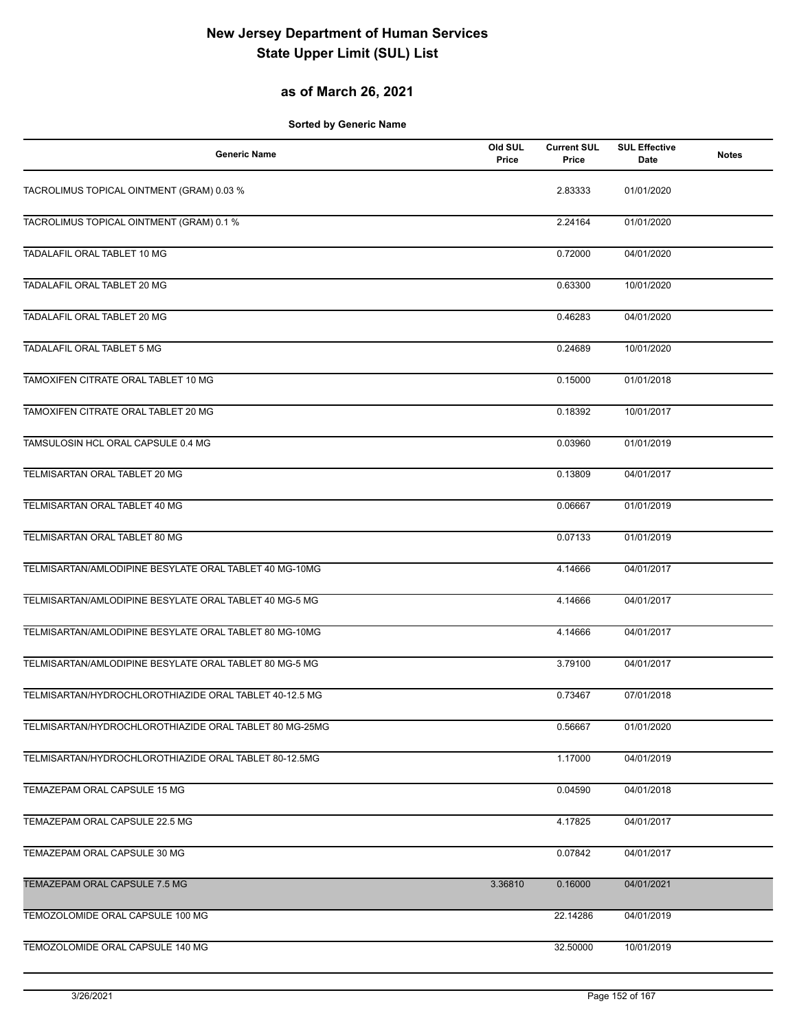# New Jersey Department of Human Services
# State Upper Limit (SUL) List

## as of March 26, 2021

**Sorted by Generic Name**

| Generic Name | Old SUL Price | Current SUL Price | SUL Effective Date | Notes |
|---|---|---|---|---|
| TACROLIMUS TOPICAL OINTMENT (GRAM) 0.03 % | | 2.83333 | 01/01/2020 | |
| TACROLIMUS TOPICAL OINTMENT (GRAM) 0.1 % | | 2.24164 | 01/01/2020 | |
| TADALAFIL ORAL TABLET 10 MG | | 0.72000 | 04/01/2020 | |
| TADALAFIL ORAL TABLET 20 MG | | 0.63300 | 10/01/2020 | |
| TADALAFIL ORAL TABLET 20 MG | | 0.46283 | 04/01/2020 | |
| TADALAFIL ORAL TABLET 5 MG | | 0.24689 | 10/01/2020 | |
| TAMOXIFEN CITRATE ORAL TABLET 10 MG | | 0.15000 | 01/01/2018 | |
| TAMOXIFEN CITRATE ORAL TABLET 20 MG | | 0.18392 | 10/01/2017 | |
| TAMSULOSIN HCL ORAL CAPSULE 0.4 MG | | 0.03960 | 01/01/2019 | |
| TELMISARTAN ORAL TABLET 20 MG | | 0.13809 | 04/01/2017 | |
| TELMISARTAN ORAL TABLET 40 MG | | 0.06667 | 01/01/2019 | |
| TELMISARTAN ORAL TABLET 80 MG | | 0.07133 | 01/01/2019 | |
| TELMISARTAN/AMLODIPINE BESYLATE ORAL TABLET 40 MG-10MG | | 4.14666 | 04/01/2017 | |
| TELMISARTAN/AMLODIPINE BESYLATE ORAL TABLET 40 MG-5 MG | | 4.14666 | 04/01/2017 | |
| TELMISARTAN/AMLODIPINE BESYLATE ORAL TABLET 80 MG-10MG | | 4.14666 | 04/01/2017 | |
| TELMISARTAN/AMLODIPINE BESYLATE ORAL TABLET 80 MG-5 MG | | 3.79100 | 04/01/2017 | |
| TELMISARTAN/HYDROCHLOROTHIAZIDE ORAL TABLET 40-12.5 MG | | 0.73467 | 07/01/2018 | |
| TELMISARTAN/HYDROCHLOROTHIAZIDE ORAL TABLET 80 MG-25MG | | 0.56667 | 01/01/2020 | |
| TELMISARTAN/HYDROCHLOROTHIAZIDE ORAL TABLET 80-12.5MG | | 1.17000 | 04/01/2019 | |
| TEMAZEPAM ORAL CAPSULE 15 MG | | 0.04590 | 04/01/2018 | |
| TEMAZEPAM ORAL CAPSULE 22.5 MG | | 4.17825 | 04/01/2017 | |
| TEMAZEPAM ORAL CAPSULE 30 MG | | 0.07842 | 04/01/2017 | |
| TEMAZEPAM ORAL CAPSULE 7.5 MG | 3.36810 | 0.16000 | 04/01/2021 | |
| TEMOZOLOMIDE ORAL CAPSULE 100 MG | | 22.14286 | 04/01/2019 | |
| TEMOZOLOMIDE ORAL CAPSULE 140 MG | | 32.50000 | 10/01/2019 | |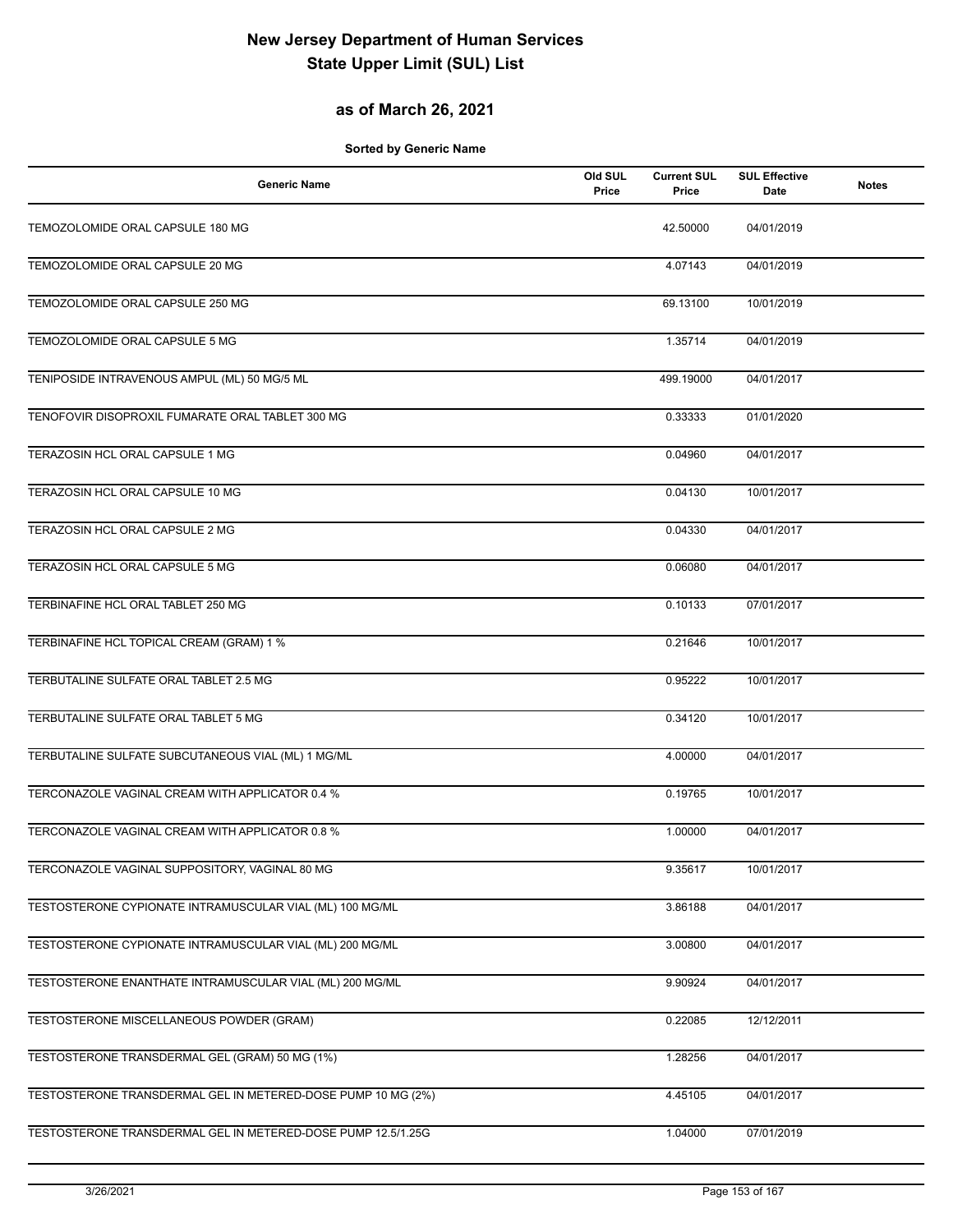# New Jersey Department of Human Services
# State Upper Limit (SUL) List

## as of March 26, 2021

**Sorted by Generic Name**

| Generic Name | Old SUL Price | Current SUL Price | SUL Effective Date | Notes |
|---|---|---|---|---|
| TEMOZOLOMIDE ORAL CAPSULE 180 MG | | 42.50000 | 04/01/2019 | |
| TEMOZOLOMIDE ORAL CAPSULE 20 MG | | 4.07143 | 04/01/2019 | |
| TEMOZOLOMIDE ORAL CAPSULE 250 MG | | 69.13100 | 10/01/2019 | |
| TEMOZOLOMIDE ORAL CAPSULE 5 MG | | 1.35714 | 04/01/2019 | |
| TENIPOSIDE INTRAVENOUS AMPUL (ML) 50 MG/5 ML | | 499.19000 | 04/01/2017 | |
| TENOFOVIR DISOPROXIL FUMARATE ORAL TABLET 300 MG | | 0.33333 | 01/01/2020 | |
| TERAZOSIN HCL ORAL CAPSULE 1 MG | | 0.04960 | 04/01/2017 | |
| TERAZOSIN HCL ORAL CAPSULE 10 MG | | 0.04130 | 10/01/2017 | |
| TERAZOSIN HCL ORAL CAPSULE 2 MG | | 0.04330 | 04/01/2017 | |
| TERAZOSIN HCL ORAL CAPSULE 5 MG | | 0.06080 | 04/01/2017 | |
| TERBINAFINE HCL ORAL TABLET 250 MG | | 0.10133 | 07/01/2017 | |
| TERBINAFINE HCL TOPICAL CREAM (GRAM) 1 % | | 0.21646 | 10/01/2017 | |
| TERBUTALINE SULFATE ORAL TABLET 2.5 MG | | 0.95222 | 10/01/2017 | |
| TERBUTALINE SULFATE ORAL TABLET 5 MG | | 0.34120 | 10/01/2017 | |
| TERBUTALINE SULFATE SUBCUTANEOUS VIAL (ML) 1 MG/ML | | 4.00000 | 04/01/2017 | |
| TERCONAZOLE VAGINAL CREAM WITH APPLICATOR 0.4 % | | 0.19765 | 10/01/2017 | |
| TERCONAZOLE VAGINAL CREAM WITH APPLICATOR 0.8 % | | 1.00000 | 04/01/2017 | |
| TERCONAZOLE VAGINAL SUPPOSITORY, VAGINAL 80 MG | | 9.35617 | 10/01/2017 | |
| TESTOSTERONE CYPIONATE INTRAMUSCULAR VIAL (ML) 100 MG/ML | | 3.86188 | 04/01/2017 | |
| TESTOSTERONE CYPIONATE INTRAMUSCULAR VIAL (ML) 200 MG/ML | | 3.00800 | 04/01/2017 | |
| TESTOSTERONE ENANTHATE INTRAMUSCULAR VIAL (ML) 200 MG/ML | | 9.90924 | 04/01/2017 | |
| TESTOSTERONE MISCELLANEOUS POWDER (GRAM) | | 0.22085 | 12/12/2011 | |
| TESTOSTERONE TRANSDERMAL GEL (GRAM) 50 MG (1%) | | 1.28256 | 04/01/2017 | |
| TESTOSTERONE TRANSDERMAL GEL IN METERED-DOSE PUMP 10 MG (2%) | | 4.45105 | 04/01/2017 | |
| TESTOSTERONE TRANSDERMAL GEL IN METERED-DOSE PUMP 12.5/1.25G | | 1.04000 | 07/01/2019 | |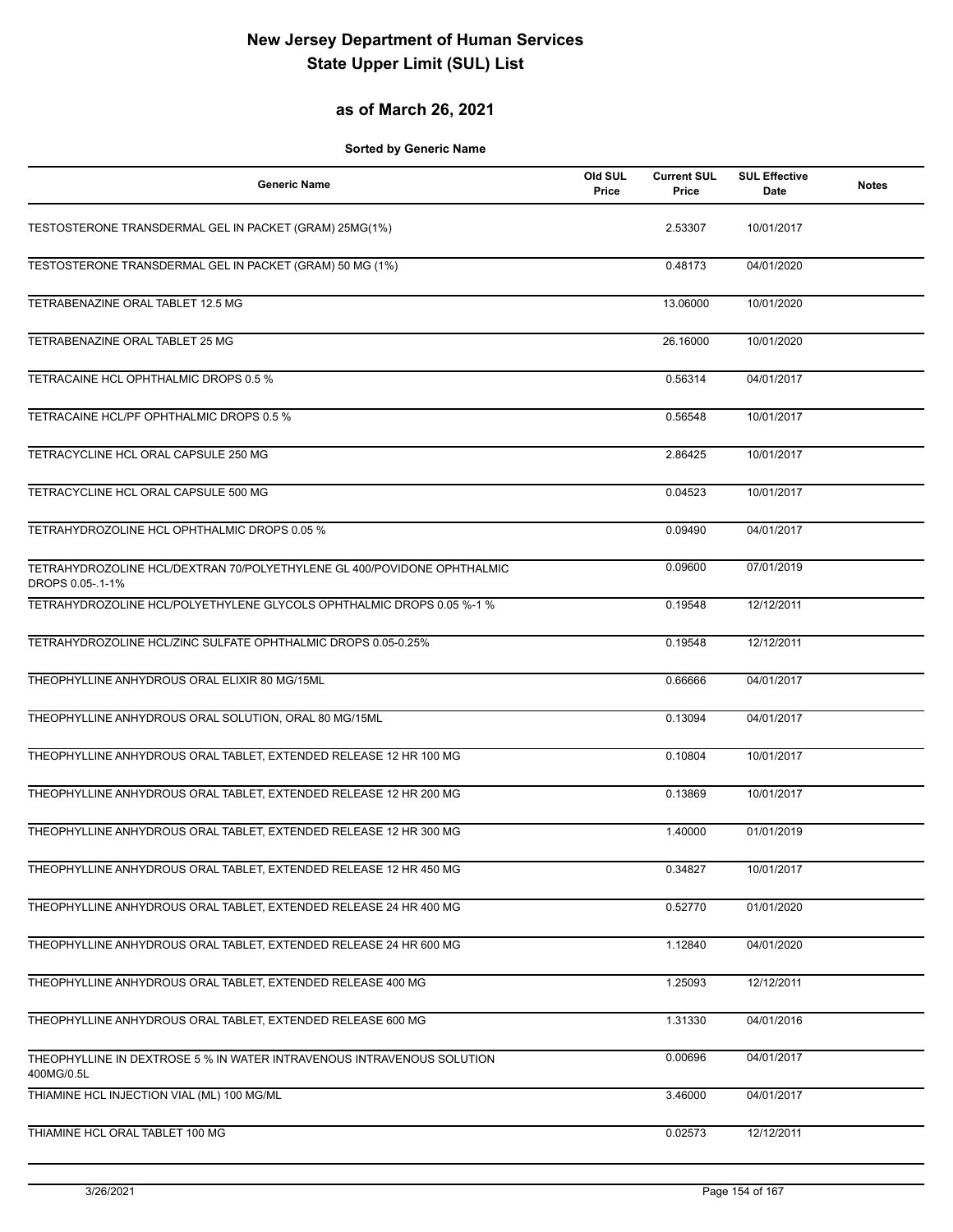# New Jersey Department of Human Services
# State Upper Limit (SUL) List

## as of March 26, 2021

**Sorted by Generic Name**

| Generic Name | Old SUL Price | Current SUL Price | SUL Effective Date | Notes |
|---|---|---|---|---|
| TESTOSTERONE TRANSDERMAL GEL IN PACKET (GRAM) 25MG(1%) | | 2.53307 | 10/01/2017 | |
| TESTOSTERONE TRANSDERMAL GEL IN PACKET (GRAM) 50 MG (1%) | | 0.48173 | 04/01/2020 | |
| TETRABENAZINE ORAL TABLET 12.5 MG | | 13.06000 | 10/01/2020 | |
| TETRABENAZINE ORAL TABLET 25 MG | | 26.16000 | 10/01/2020 | |
| TETRACAINE HCL OPHTHALMIC DROPS 0.5 % | | 0.56314 | 04/01/2017 | |
| TETRACAINE HCL/PF OPHTHALMIC DROPS 0.5 % | | 0.56548 | 10/01/2017 | |
| TETRACYCLINE HCL ORAL CAPSULE 250 MG | | 2.86425 | 10/01/2017 | |
| TETRACYCLINE HCL ORAL CAPSULE 500 MG | | 0.04523 | 10/01/2017 | |
| TETRAHYDROZOLINE HCL OPHTHALMIC DROPS 0.05 % | | 0.09490 | 04/01/2017 | |
| TETRAHYDROZOLINE HCL/DEXTRAN 70/POLYETHYLENE GL 400/POVIDONE OPHTHALMIC DROPS 0.05-.1-1% | | 0.09600 | 07/01/2019 | |
| TETRAHYDROZOLINE HCL/POLYETHYLENE GLYCOLS OPHTHALMIC DROPS 0.05 %-1 % | | 0.19548 | 12/12/2011 | |
| TETRAHYDROZOLINE HCL/ZINC SULFATE OPHTHALMIC DROPS 0.05-0.25% | | 0.19548 | 12/12/2011 | |
| THEOPHYLLINE ANHYDROUS ORAL ELIXIR 80 MG/15ML | | 0.66666 | 04/01/2017 | |
| THEOPHYLLINE ANHYDROUS ORAL SOLUTION, ORAL 80 MG/15ML | | 0.13094 | 04/01/2017 | |
| THEOPHYLLINE ANHYDROUS ORAL TABLET, EXTENDED RELEASE 12 HR 100 MG | | 0.10804 | 10/01/2017 | |
| THEOPHYLLINE ANHYDROUS ORAL TABLET, EXTENDED RELEASE 12 HR 200 MG | | 0.13869 | 10/01/2017 | |
| THEOPHYLLINE ANHYDROUS ORAL TABLET, EXTENDED RELEASE 12 HR 300 MG | | 1.40000 | 01/01/2019 | |
| THEOPHYLLINE ANHYDROUS ORAL TABLET, EXTENDED RELEASE 12 HR 450 MG | | 0.34827 | 10/01/2017 | |
| THEOPHYLLINE ANHYDROUS ORAL TABLET, EXTENDED RELEASE 24 HR 400 MG | | 0.52770 | 01/01/2020 | |
| THEOPHYLLINE ANHYDROUS ORAL TABLET, EXTENDED RELEASE 24 HR 600 MG | | 1.12840 | 04/01/2020 | |
| THEOPHYLLINE ANHYDROUS ORAL TABLET, EXTENDED RELEASE 400 MG | | 1.25093 | 12/12/2011 | |
| THEOPHYLLINE ANHYDROUS ORAL TABLET, EXTENDED RELEASE 600 MG | | 1.31330 | 04/01/2016 | |
| THEOPHYLLINE IN DEXTROSE 5 % IN WATER INTRAVENOUS INTRAVENOUS SOLUTION 400MG/0.5L | | 0.00696 | 04/01/2017 | |
| THIAMINE HCL INJECTION VIAL (ML) 100 MG/ML | | 3.46000 | 04/01/2017 | |
| THIAMINE HCL ORAL TABLET 100 MG | | 0.02573 | 12/12/2011 | |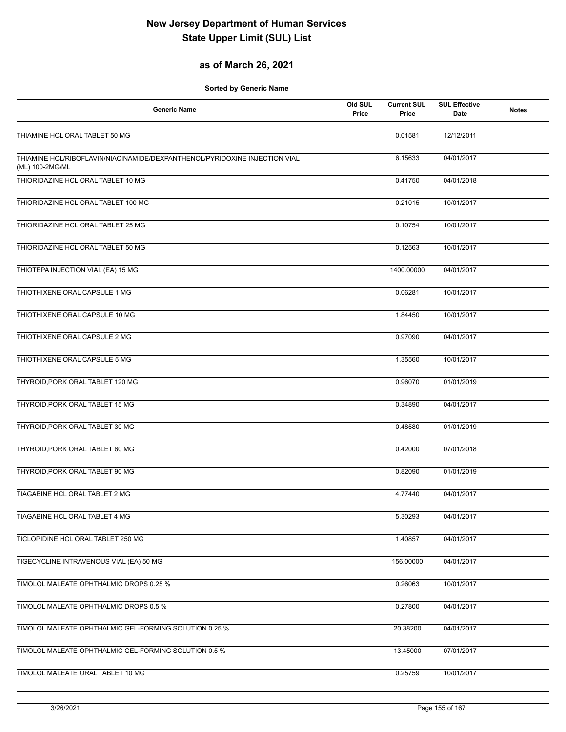# New Jersey Department of Human Services
# State Upper Limit (SUL) List

## as of March 26, 2021

**Sorted by Generic Name**

| Generic Name | Old SUL Price | Current SUL Price | SUL Effective Date | Notes |
|---|---|---|---|---|
| THIAMINE HCL ORAL TABLET 50 MG | | 0.01581 | 12/12/2011 | |
| THIAMINE HCL/RIBOFLAVIN/NIACINAMIDE/DEXPANTHENOL/PYRIDOXINE INJECTION VIAL (ML) 100-2MG/ML | | 6.15633 | 04/01/2017 | |
| THIORIDAZINE HCL ORAL TABLET 10 MG | | 0.41750 | 04/01/2018 | |
| THIORIDAZINE HCL ORAL TABLET 100 MG | | 0.21015 | 10/01/2017 | |
| THIORIDAZINE HCL ORAL TABLET 25 MG | | 0.10754 | 10/01/2017 | |
| THIORIDAZINE HCL ORAL TABLET 50 MG | | 0.12563 | 10/01/2017 | |
| THIOTEPA INJECTION VIAL (EA) 15 MG | | 1400.00000 | 04/01/2017 | |
| THIOTHIXENE ORAL CAPSULE 1 MG | | 0.06281 | 10/01/2017 | |
| THIOTHIXENE ORAL CAPSULE 10 MG | | 1.84450 | 10/01/2017 | |
| THIOTHIXENE ORAL CAPSULE 2 MG | | 0.97090 | 04/01/2017 | |
| THIOTHIXENE ORAL CAPSULE 5 MG | | 1.35560 | 10/01/2017 | |
| THYROID,PORK ORAL TABLET 120 MG | | 0.96070 | 01/01/2019 | |
| THYROID,PORK ORAL TABLET 15 MG | | 0.34890 | 04/01/2017 | |
| THYROID,PORK ORAL TABLET 30 MG | | 0.48580 | 01/01/2019 | |
| THYROID,PORK ORAL TABLET 60 MG | | 0.42000 | 07/01/2018 | |
| THYROID,PORK ORAL TABLET 90 MG | | 0.82090 | 01/01/2019 | |
| TIAGABINE HCL ORAL TABLET 2 MG | | 4.77440 | 04/01/2017 | |
| TIAGABINE HCL ORAL TABLET 4 MG | | 5.30293 | 04/01/2017 | |
| TICLOPIDINE HCL ORAL TABLET 250 MG | | 1.40857 | 04/01/2017 | |
| TIGECYCLINE INTRAVENOUS VIAL (EA) 50 MG | | 156.00000 | 04/01/2017 | |
| TIMOLOL MALEATE OPHTHALMIC DROPS 0.25 % | | 0.26063 | 10/01/2017 | |
| TIMOLOL MALEATE OPHTHALMIC DROPS 0.5 % | | 0.27800 | 04/01/2017 | |
| TIMOLOL MALEATE OPHTHALMIC GEL-FORMING SOLUTION 0.25 % | | 20.38200 | 04/01/2017 | |
| TIMOLOL MALEATE OPHTHALMIC GEL-FORMING SOLUTION 0.5 % | | 13.45000 | 07/01/2017 | |
| TIMOLOL MALEATE ORAL TABLET 10 MG | | 0.25759 | 10/01/2017 | |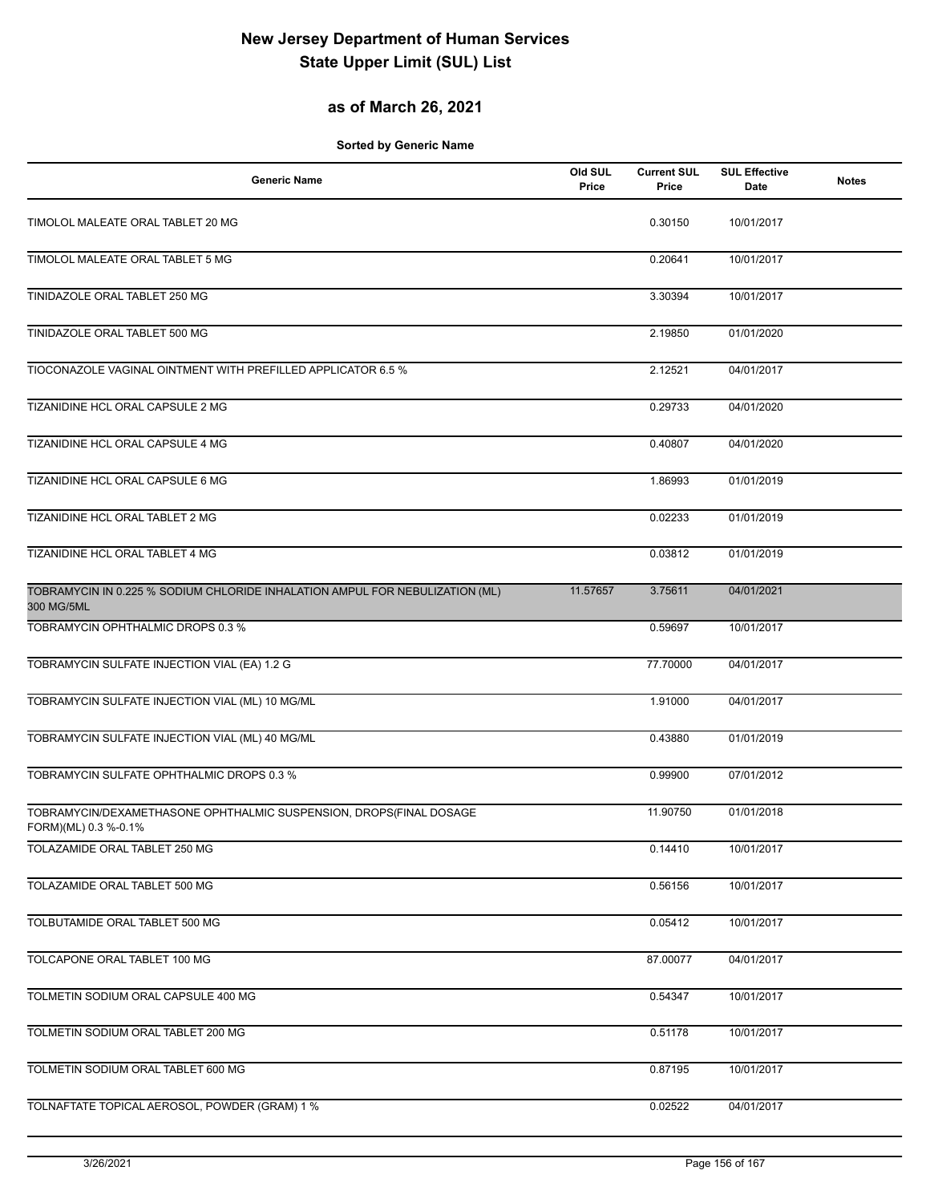# New Jersey Department of Human Services
# State Upper Limit (SUL) List

## as of March 26, 2021

**Sorted by Generic Name**

| Generic Name | Old SUL Price | Current SUL Price | SUL Effective Date | Notes |
|---|---|---|---|---|
| TIMOLOL MALEATE ORAL TABLET 20 MG | | 0.30150 | 10/01/2017 | |
| TIMOLOL MALEATE ORAL TABLET 5 MG | | 0.20641 | 10/01/2017 | |
| TINIDAZOLE ORAL TABLET 250 MG | | 3.30394 | 10/01/2017 | |
| TINIDAZOLE ORAL TABLET 500 MG | | 2.19850 | 01/01/2020 | |
| TIOCONAZOLE VAGINAL OINTMENT WITH PREFILLED APPLICATOR 6.5 % | | 2.12521 | 04/01/2017 | |
| TIZANIDINE HCL ORAL CAPSULE 2 MG | | 0.29733 | 04/01/2020 | |
| TIZANIDINE HCL ORAL CAPSULE 4 MG | | 0.40807 | 04/01/2020 | |
| TIZANIDINE HCL ORAL CAPSULE 6 MG | | 1.86993 | 01/01/2019 | |
| TIZANIDINE HCL ORAL TABLET 2 MG | | 0.02233 | 01/01/2019 | |
| TIZANIDINE HCL ORAL TABLET 4 MG | | 0.03812 | 01/01/2019 | |
| TOBRAMYCIN IN 0.225 % SODIUM CHLORIDE INHALATION AMPUL FOR NEBULIZATION (ML) 300 MG/5ML | 11.57657 | 3.75611 | 04/01/2021 | |
| TOBRAMYCIN OPHTHALMIC DROPS 0.3 % | | 0.59697 | 10/01/2017 | |
| TOBRAMYCIN SULFATE INJECTION VIAL (EA) 1.2 G | | 77.70000 | 04/01/2017 | |
| TOBRAMYCIN SULFATE INJECTION VIAL (ML) 10 MG/ML | | 1.91000 | 04/01/2017 | |
| TOBRAMYCIN SULFATE INJECTION VIAL (ML) 40 MG/ML | | 0.43880 | 01/01/2019 | |
| TOBRAMYCIN SULFATE OPHTHALMIC DROPS 0.3 % | | 0.99900 | 07/01/2012 | |
| TOBRAMYCIN/DEXAMETHASONE OPHTHALMIC SUSPENSION, DROPS(FINAL DOSAGE FORM)(ML) 0.3 %-0.1% | | 11.90750 | 01/01/2018 | |
| TOLAZAMIDE ORAL TABLET 250 MG | | 0.14410 | 10/01/2017 | |
| TOLAZAMIDE ORAL TABLET 500 MG | | 0.56156 | 10/01/2017 | |
| TOLBUTAMIDE ORAL TABLET 500 MG | | 0.05412 | 10/01/2017 | |
| TOLCAPONE ORAL TABLET 100 MG | | 87.00077 | 04/01/2017 | |
| TOLMETIN SODIUM ORAL CAPSULE 400 MG | | 0.54347 | 10/01/2017 | |
| TOLMETIN SODIUM ORAL TABLET 200 MG | | 0.51178 | 10/01/2017 | |
| TOLMETIN SODIUM ORAL TABLET 600 MG | | 0.87195 | 10/01/2017 | |
| TOLNAFTATE TOPICAL AEROSOL, POWDER (GRAM) 1 % | | 0.02522 | 04/01/2017 | |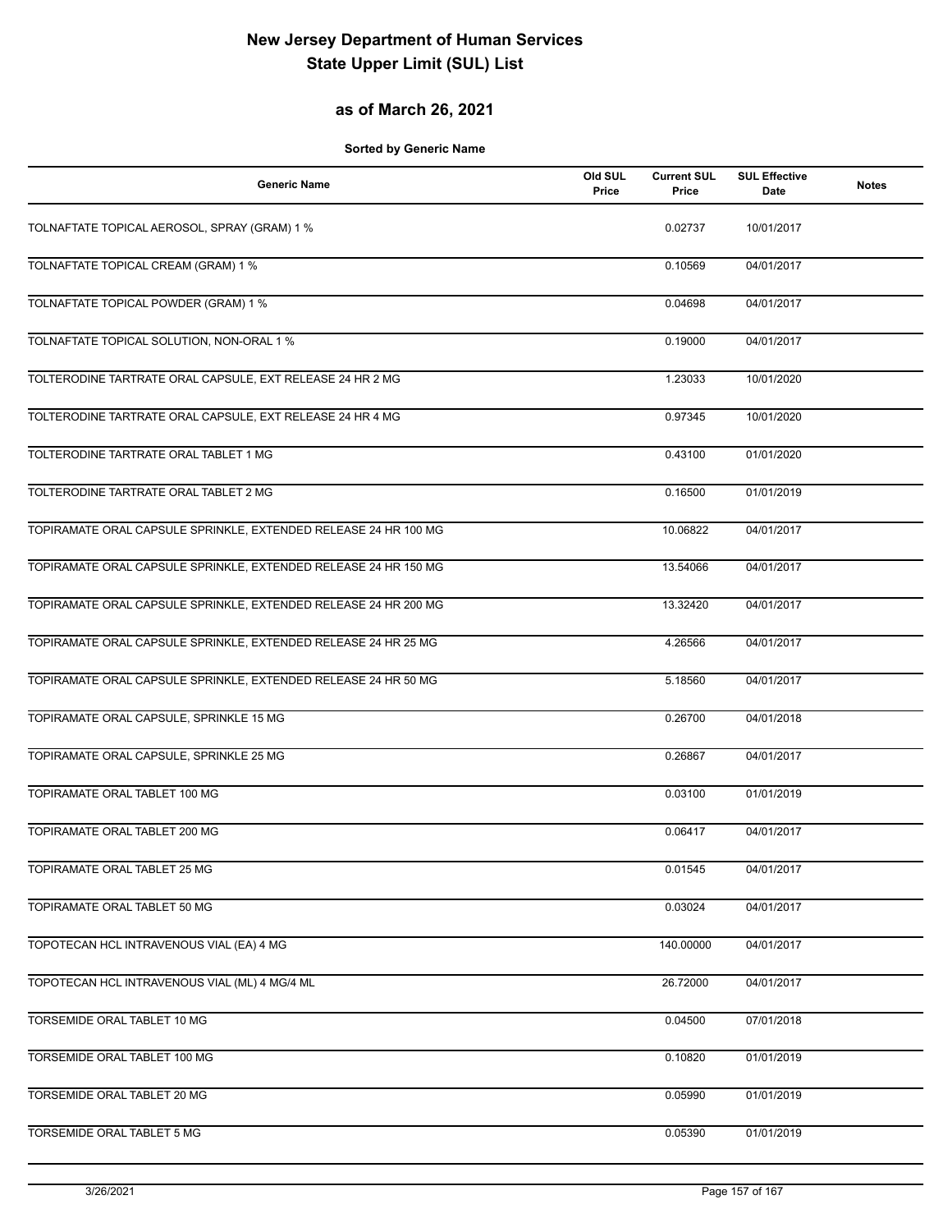# New Jersey Department of Human Services
# State Upper Limit (SUL) List

## as of March 26, 2021

**Sorted by Generic Name**

| Generic Name | Old SUL Price | Current SUL Price | SUL Effective Date | Notes |
|---|---|---|---|---|
| TOLNAFTATE TOPICAL AEROSOL, SPRAY (GRAM) 1 % | | 0.02737 | 10/01/2017 | |
| TOLNAFTATE TOPICAL CREAM (GRAM) 1 % | | 0.10569 | 04/01/2017 | |
| TOLNAFTATE TOPICAL POWDER (GRAM) 1 % | | 0.04698 | 04/01/2017 | |
| TOLNAFTATE TOPICAL SOLUTION, NON-ORAL 1 % | | 0.19000 | 04/01/2017 | |
| TOLTERODINE TARTRATE ORAL CAPSULE, EXT RELEASE 24 HR 2 MG | | 1.23033 | 10/01/2020 | |
| TOLTERODINE TARTRATE ORAL CAPSULE, EXT RELEASE 24 HR 4 MG | | 0.97345 | 10/01/2020 | |
| TOLTERODINE TARTRATE ORAL TABLET 1 MG | | 0.43100 | 01/01/2020 | |
| TOLTERODINE TARTRATE ORAL TABLET 2 MG | | 0.16500 | 01/01/2019 | |
| TOPIRAMATE ORAL CAPSULE SPRINKLE, EXTENDED RELEASE 24 HR 100 MG | | 10.06822 | 04/01/2017 | |
| TOPIRAMATE ORAL CAPSULE SPRINKLE, EXTENDED RELEASE 24 HR 150 MG | | 13.54066 | 04/01/2017 | |
| TOPIRAMATE ORAL CAPSULE SPRINKLE, EXTENDED RELEASE 24 HR 200 MG | | 13.32420 | 04/01/2017 | |
| TOPIRAMATE ORAL CAPSULE SPRINKLE, EXTENDED RELEASE 24 HR 25 MG | | 4.26566 | 04/01/2017 | |
| TOPIRAMATE ORAL CAPSULE SPRINKLE, EXTENDED RELEASE 24 HR 50 MG | | 5.18560 | 04/01/2017 | |
| TOPIRAMATE ORAL CAPSULE, SPRINKLE 15 MG | | 0.26700 | 04/01/2018 | |
| TOPIRAMATE ORAL CAPSULE, SPRINKLE 25 MG | | 0.26867 | 04/01/2017 | |
| TOPIRAMATE ORAL TABLET 100 MG | | 0.03100 | 01/01/2019 | |
| TOPIRAMATE ORAL TABLET 200 MG | | 0.06417 | 04/01/2017 | |
| TOPIRAMATE ORAL TABLET 25 MG | | 0.01545 | 04/01/2017 | |
| TOPIRAMATE ORAL TABLET 50 MG | | 0.03024 | 04/01/2017 | |
| TOPOTECAN HCL INTRAVENOUS VIAL (EA) 4 MG | | 140.00000 | 04/01/2017 | |
| TOPOTECAN HCL INTRAVENOUS VIAL (ML) 4 MG/4 ML | | 26.72000 | 04/01/2017 | |
| TORSEMIDE ORAL TABLET 10 MG | | 0.04500 | 07/01/2018 | |
| TORSEMIDE ORAL TABLET 100 MG | | 0.10820 | 01/01/2019 | |
| TORSEMIDE ORAL TABLET 20 MG | | 0.05990 | 01/01/2019 | |
| TORSEMIDE ORAL TABLET 5 MG | | 0.05390 | 01/01/2019 | |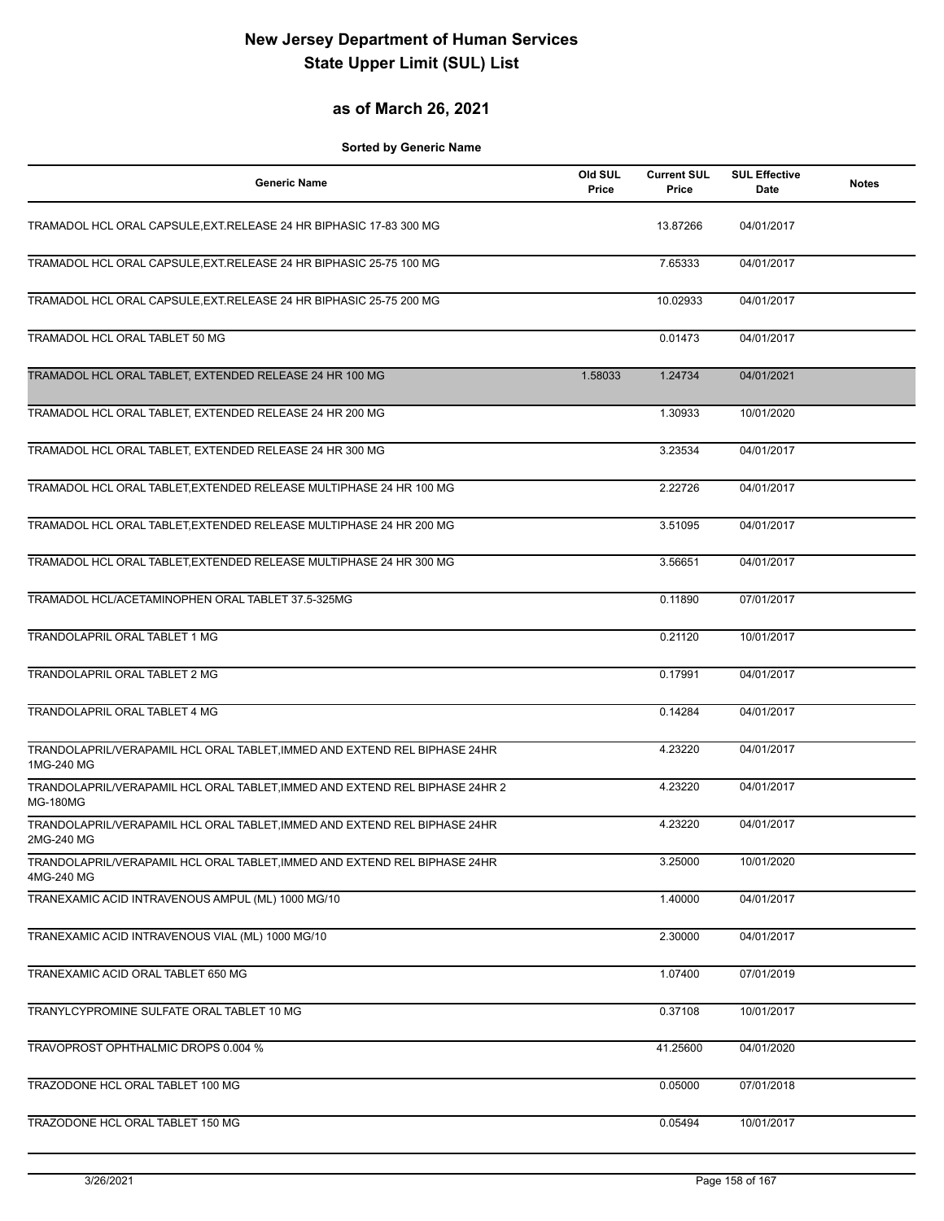# New Jersey Department of Human Services
# State Upper Limit (SUL) List

## as of March 26, 2021

**Sorted by Generic Name**

| Generic Name | Old SUL Price | Current SUL Price | SUL Effective Date | Notes |
|---|---|---|---|---|
| TRAMADOL HCL ORAL CAPSULE,EXT.RELEASE 24 HR BIPHASIC 17-83 300 MG | | 13.87266 | 04/01/2017 | |
| TRAMADOL HCL ORAL CAPSULE,EXT.RELEASE 24 HR BIPHASIC 25-75 100 MG | | 7.65333 | 04/01/2017 | |
| TRAMADOL HCL ORAL CAPSULE,EXT.RELEASE 24 HR BIPHASIC 25-75 200 MG | | 10.02933 | 04/01/2017 | |
| TRAMADOL HCL ORAL TABLET 50 MG | | 0.01473 | 04/01/2017 | |
| TRAMADOL HCL ORAL TABLET, EXTENDED RELEASE 24 HR 100 MG | 1.58033 | 1.24734 | 04/01/2021 | |
| TRAMADOL HCL ORAL TABLET, EXTENDED RELEASE 24 HR 200 MG | | 1.30933 | 10/01/2020 | |
| TRAMADOL HCL ORAL TABLET, EXTENDED RELEASE 24 HR 300 MG | | 3.23534 | 04/01/2017 | |
| TRAMADOL HCL ORAL TABLET,EXTENDED RELEASE MULTIPHASE 24 HR 100 MG | | 2.22726 | 04/01/2017 | |
| TRAMADOL HCL ORAL TABLET,EXTENDED RELEASE MULTIPHASE 24 HR 200 MG | | 3.51095 | 04/01/2017 | |
| TRAMADOL HCL ORAL TABLET,EXTENDED RELEASE MULTIPHASE 24 HR 300 MG | | 3.56651 | 04/01/2017 | |
| TRAMADOL HCL/ACETAMINOPHEN ORAL TABLET 37.5-325MG | | 0.11890 | 07/01/2017 | |
| TRANDOLAPRIL ORAL TABLET 1 MG | | 0.21120 | 10/01/2017 | |
| TRANDOLAPRIL ORAL TABLET 2 MG | | 0.17991 | 04/01/2017 | |
| TRANDOLAPRIL ORAL TABLET 4 MG | | 0.14284 | 04/01/2017 | |
| TRANDOLAPRIL/VERAPAMIL HCL ORAL TABLET,IMMED AND EXTEND REL BIPHASE 24HR 1MG-240 MG | | 4.23220 | 04/01/2017 | |
| TRANDOLAPRIL/VERAPAMIL HCL ORAL TABLET,IMMED AND EXTEND REL BIPHASE 24HR 2 MG-180MG | | 4.23220 | 04/01/2017 | |
| TRANDOLAPRIL/VERAPAMIL HCL ORAL TABLET,IMMED AND EXTEND REL BIPHASE 24HR 2MG-240 MG | | 4.23220 | 04/01/2017 | |
| TRANDOLAPRIL/VERAPAMIL HCL ORAL TABLET,IMMED AND EXTEND REL BIPHASE 24HR 4MG-240 MG | | 3.25000 | 10/01/2020 | |
| TRANEXAMIC ACID INTRAVENOUS AMPUL (ML) 1000 MG/10 | | 1.40000 | 04/01/2017 | |
| TRANEXAMIC ACID INTRAVENOUS VIAL (ML) 1000 MG/10 | | 2.30000 | 04/01/2017 | |
| TRANEXAMIC ACID ORAL TABLET 650 MG | | 1.07400 | 07/01/2019 | |
| TRANYLCYPROMINE SULFATE ORAL TABLET 10 MG | | 0.37108 | 10/01/2017 | |
| TRAVOPROST OPHTHALMIC DROPS 0.004 % | | 41.25600 | 04/01/2020 | |
| TRAZODONE HCL ORAL TABLET 100 MG | | 0.05000 | 07/01/2018 | |
| TRAZODONE HCL ORAL TABLET 150 MG | | 0.05494 | 10/01/2017 | |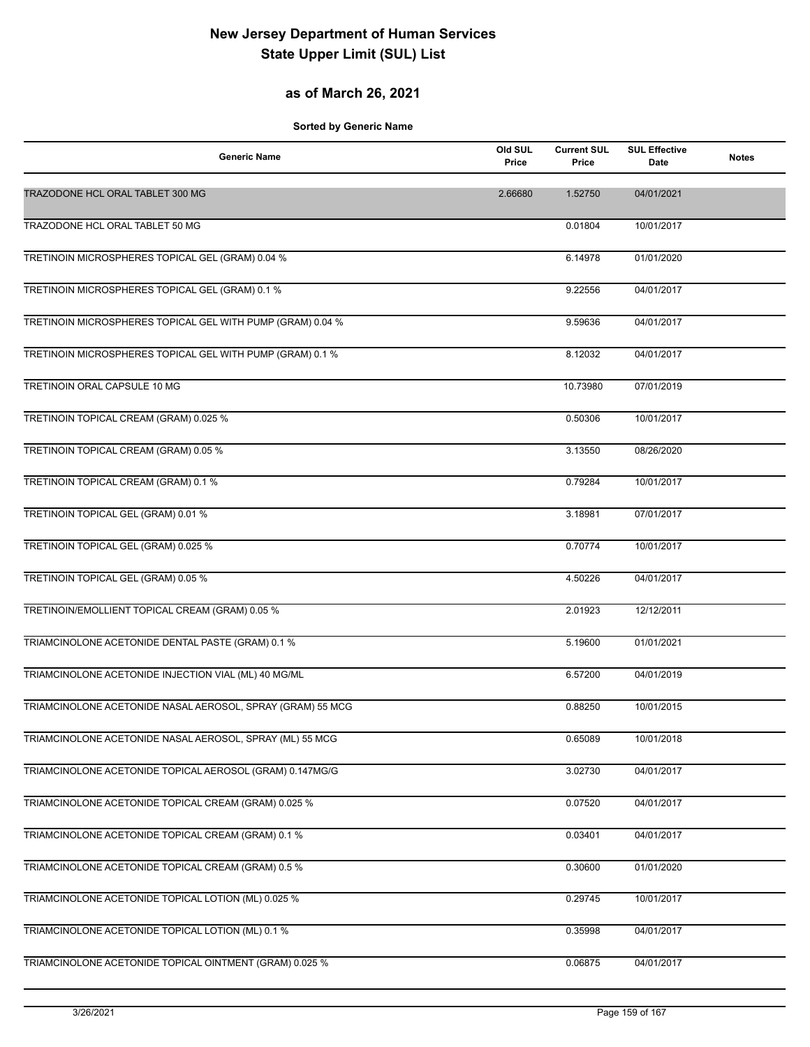# New Jersey Department of Human Services
# State Upper Limit (SUL) List

## as of March 26, 2021

**Sorted by Generic Name**

| Generic Name | Old SUL Price | Current SUL Price | SUL Effective Date | Notes |
|---|---|---|---|---|
| TRAZODONE HCL ORAL TABLET 300 MG | 2.66680 | 1.52750 | 04/01/2021 | |
| TRAZODONE HCL ORAL TABLET 50 MG | | 0.01804 | 10/01/2017 | |
| TRETINOIN MICROSPHERES TOPICAL GEL (GRAM) 0.04 % | | 6.14978 | 01/01/2020 | |
| TRETINOIN MICROSPHERES TOPICAL GEL (GRAM) 0.1 % | | 9.22556 | 04/01/2017 | |
| TRETINOIN MICROSPHERES TOPICAL GEL WITH PUMP (GRAM) 0.04 % | | 9.59636 | 04/01/2017 | |
| TRETINOIN MICROSPHERES TOPICAL GEL WITH PUMP (GRAM) 0.1 % | | 8.12032 | 04/01/2017 | |
| TRETINOIN ORAL CAPSULE 10 MG | | 10.73980 | 07/01/2019 | |
| TRETINOIN TOPICAL CREAM (GRAM) 0.025 % | | 0.50306 | 10/01/2017 | |
| TRETINOIN TOPICAL CREAM (GRAM) 0.05 % | | 3.13550 | 08/26/2020 | |
| TRETINOIN TOPICAL CREAM (GRAM) 0.1 % | | 0.79284 | 10/01/2017 | |
| TRETINOIN TOPICAL GEL (GRAM) 0.01 % | | 3.18981 | 07/01/2017 | |
| TRETINOIN TOPICAL GEL (GRAM) 0.025 % | | 0.70774 | 10/01/2017 | |
| TRETINOIN TOPICAL GEL (GRAM) 0.05 % | | 4.50226 | 04/01/2017 | |
| TRETINOIN/EMOLLIENT TOPICAL CREAM (GRAM) 0.05 % | | 2.01923 | 12/12/2011 | |
| TRIAMCINOLONE ACETONIDE DENTAL PASTE (GRAM) 0.1 % | | 5.19600 | 01/01/2021 | |
| TRIAMCINOLONE ACETONIDE INJECTION VIAL (ML) 40 MG/ML | | 6.57200 | 04/01/2019 | |
| TRIAMCINOLONE ACETONIDE NASAL AEROSOL, SPRAY (GRAM) 55 MCG | | 0.88250 | 10/01/2015 | |
| TRIAMCINOLONE ACETONIDE NASAL AEROSOL, SPRAY (ML) 55 MCG | | 0.65089 | 10/01/2018 | |
| TRIAMCINOLONE ACETONIDE TOPICAL AEROSOL (GRAM) 0.147MG/G | | 3.02730 | 04/01/2017 | |
| TRIAMCINOLONE ACETONIDE TOPICAL CREAM (GRAM) 0.025 % | | 0.07520 | 04/01/2017 | |
| TRIAMCINOLONE ACETONIDE TOPICAL CREAM (GRAM) 0.1 % | | 0.03401 | 04/01/2017 | |
| TRIAMCINOLONE ACETONIDE TOPICAL CREAM (GRAM) 0.5 % | | 0.30600 | 01/01/2020 | |
| TRIAMCINOLONE ACETONIDE TOPICAL LOTION (ML) 0.025 % | | 0.29745 | 10/01/2017 | |
| TRIAMCINOLONE ACETONIDE TOPICAL LOTION (ML) 0.1 % | | 0.35998 | 04/01/2017 | |
| TRIAMCINOLONE ACETONIDE TOPICAL OINTMENT (GRAM) 0.025 % | | 0.06875 | 04/01/2017 | |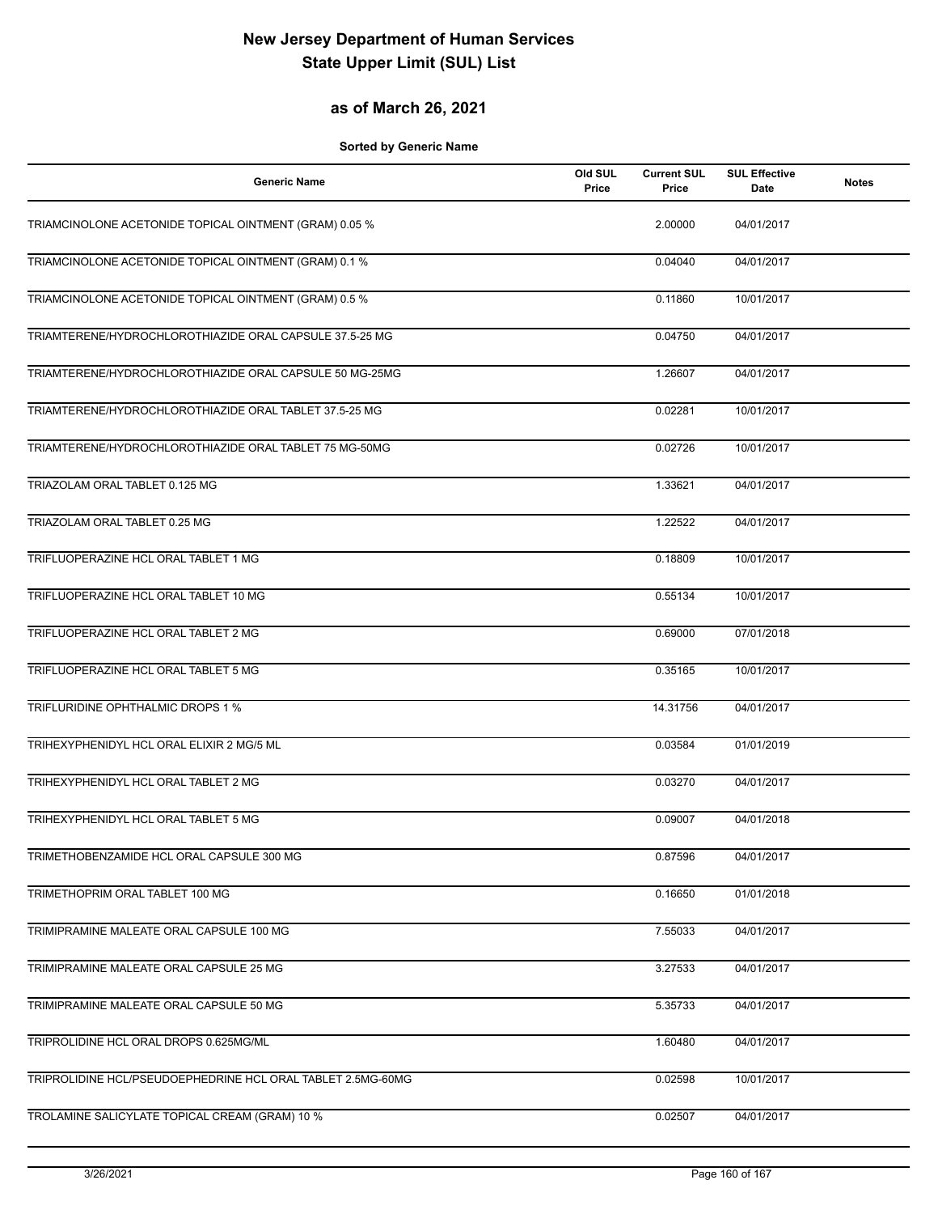# New Jersey Department of Human Services
# State Upper Limit (SUL) List

## as of March 26, 2021

**Sorted by Generic Name**

| Generic Name | Old SUL Price | Current SUL Price | SUL Effective Date | Notes |
|---|---|---|---|---|
| TRIAMCINOLONE ACETONIDE TOPICAL OINTMENT (GRAM) 0.05 % | | 2.00000 | 04/01/2017 | |
| TRIAMCINOLONE ACETONIDE TOPICAL OINTMENT (GRAM) 0.1 % | | 0.04040 | 04/01/2017 | |
| TRIAMCINOLONE ACETONIDE TOPICAL OINTMENT (GRAM) 0.5 % | | 0.11860 | 10/01/2017 | |
| TRIAMTERENE/HYDROCHLOROTHIAZIDE ORAL CAPSULE 37.5-25 MG | | 0.04750 | 04/01/2017 | |
| TRIAMTERENE/HYDROCHLOROTHIAZIDE ORAL CAPSULE 50 MG-25MG | | 1.26607 | 04/01/2017 | |
| TRIAMTERENE/HYDROCHLOROTHIAZIDE ORAL TABLET 37.5-25 MG | | 0.02281 | 10/01/2017 | |
| TRIAMTERENE/HYDROCHLOROTHIAZIDE ORAL TABLET 75 MG-50MG | | 0.02726 | 10/01/2017 | |
| TRIAZOLAM ORAL TABLET 0.125 MG | | 1.33621 | 04/01/2017 | |
| TRIAZOLAM ORAL TABLET 0.25 MG | | 1.22522 | 04/01/2017 | |
| TRIFLUOPERAZINE HCL ORAL TABLET 1 MG | | 0.18809 | 10/01/2017 | |
| TRIFLUOPERAZINE HCL ORAL TABLET 10 MG | | 0.55134 | 10/01/2017 | |
| TRIFLUOPERAZINE HCL ORAL TABLET 2 MG | | 0.69000 | 07/01/2018 | |
| TRIFLUOPERAZINE HCL ORAL TABLET 5 MG | | 0.35165 | 10/01/2017 | |
| TRIFLURIDINE OPHTHALMIC DROPS 1 % | | 14.31756 | 04/01/2017 | |
| TRIHEXYPHENIDYL HCL ORAL ELIXIR 2 MG/5 ML | | 0.03584 | 01/01/2019 | |
| TRIHEXYPHENIDYL HCL ORAL TABLET 2 MG | | 0.03270 | 04/01/2017 | |
| TRIHEXYPHENIDYL HCL ORAL TABLET 5 MG | | 0.09007 | 04/01/2018 | |
| TRIMETHOBENZAMIDE HCL ORAL CAPSULE 300 MG | | 0.87596 | 04/01/2017 | |
| TRIMETHOPRIM ORAL TABLET 100 MG | | 0.16650 | 01/01/2018 | |
| TRIMIPRAMINE MALEATE ORAL CAPSULE 100 MG | | 7.55033 | 04/01/2017 | |
| TRIMIPRAMINE MALEATE ORAL CAPSULE 25 MG | | 3.27533 | 04/01/2017 | |
| TRIMIPRAMINE MALEATE ORAL CAPSULE 50 MG | | 5.35733 | 04/01/2017 | |
| TRIPROLIDINE HCL ORAL DROPS 0.625MG/ML | | 1.60480 | 04/01/2017 | |
| TRIPROLIDINE HCL/PSEUDOEPHEDRINE HCL ORAL TABLET 2.5MG-60MG | | 0.02598 | 10/01/2017 | |
| TROLAMINE SALICYLATE TOPICAL CREAM (GRAM) 10 % | | 0.02507 | 04/01/2017 | |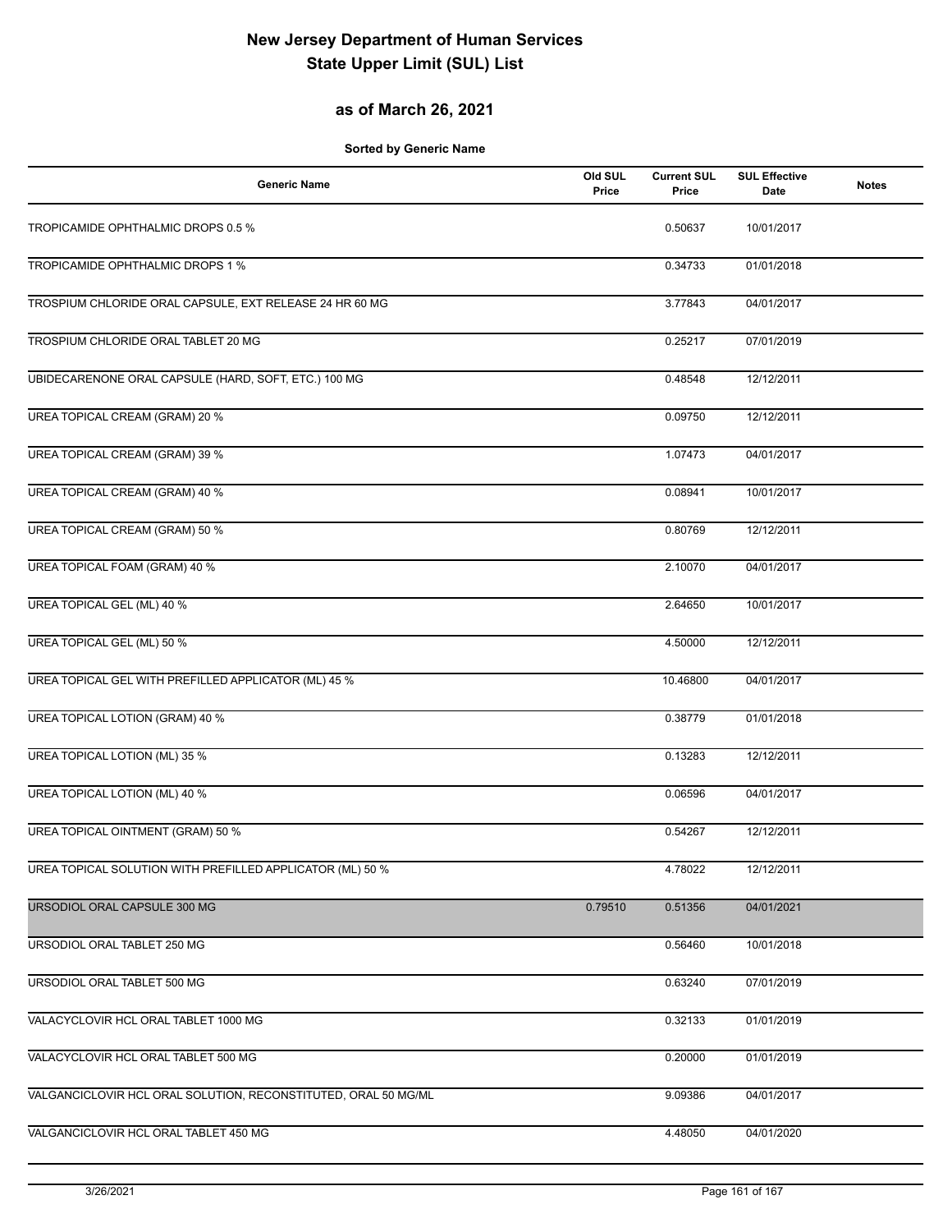# New Jersey Department of Human Services
# State Upper Limit (SUL) List

## as of March 26, 2021

**Sorted by Generic Name**

| Generic Name | Old SUL Price | Current SUL Price | SUL Effective Date | Notes |
|---|---|---|---|---|
| TROPICAMIDE OPHTHALMIC DROPS 0.5 % | | 0.50637 | 10/01/2017 | |
| TROPICAMIDE OPHTHALMIC DROPS 1 % | | 0.34733 | 01/01/2018 | |
| TROSPIUM CHLORIDE ORAL CAPSULE, EXT RELEASE 24 HR 60 MG | | 3.77843 | 04/01/2017 | |
| TROSPIUM CHLORIDE ORAL TABLET 20 MG | | 0.25217 | 07/01/2019 | |
| UBIDECARENONE ORAL CAPSULE (HARD, SOFT, ETC.) 100 MG | | 0.48548 | 12/12/2011 | |
| UREA TOPICAL CREAM (GRAM) 20 % | | 0.09750 | 12/12/2011 | |
| UREA TOPICAL CREAM (GRAM) 39 % | | 1.07473 | 04/01/2017 | |
| UREA TOPICAL CREAM (GRAM) 40 % | | 0.08941 | 10/01/2017 | |
| UREA TOPICAL CREAM (GRAM) 50 % | | 0.80769 | 12/12/2011 | |
| UREA TOPICAL FOAM (GRAM) 40 % | | 2.10070 | 04/01/2017 | |
| UREA TOPICAL GEL (ML) 40 % | | 2.64650 | 10/01/2017 | |
| UREA TOPICAL GEL (ML) 50 % | | 4.50000 | 12/12/2011 | |
| UREA TOPICAL GEL WITH PREFILLED APPLICATOR (ML) 45 % | | 10.46800 | 04/01/2017 | |
| UREA TOPICAL LOTION (GRAM) 40 % | | 0.38779 | 01/01/2018 | |
| UREA TOPICAL LOTION (ML) 35 % | | 0.13283 | 12/12/2011 | |
| UREA TOPICAL LOTION (ML) 40 % | | 0.06596 | 04/01/2017 | |
| UREA TOPICAL OINTMENT (GRAM) 50 % | | 0.54267 | 12/12/2011 | |
| UREA TOPICAL SOLUTION WITH PREFILLED APPLICATOR (ML) 50 % | | 4.78022 | 12/12/2011 | |
| URSODIOL ORAL CAPSULE 300 MG | 0.79510 | 0.51356 | 04/01/2021 | |
| URSODIOL ORAL TABLET 250 MG | | 0.56460 | 10/01/2018 | |
| URSODIOL ORAL TABLET 500 MG | | 0.63240 | 07/01/2019 | |
| VALACYCLOVIR HCL ORAL TABLET 1000 MG | | 0.32133 | 01/01/2019 | |
| VALACYCLOVIR HCL ORAL TABLET 500 MG | | 0.20000 | 01/01/2019 | |
| VALGANCICLOVIR HCL ORAL SOLUTION, RECONSTITUTED, ORAL 50 MG/ML | | 9.09386 | 04/01/2017 | |
| VALGANCICLOVIR HCL ORAL TABLET 450 MG | | 4.48050 | 04/01/2020 | |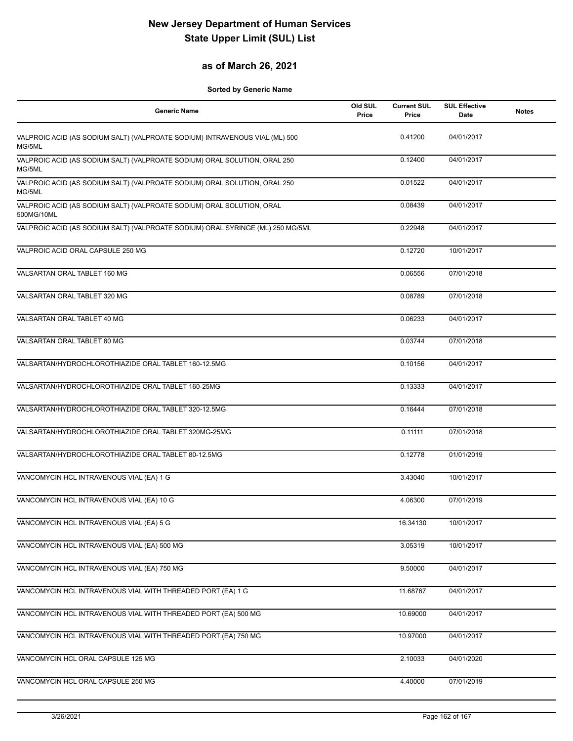# New Jersey Department of Human Services
# State Upper Limit (SUL) List

## as of March 26, 2021

**Sorted by Generic Name**

| Generic Name | Old SUL Price | Current SUL Price | SUL Effective Date | Notes |
|---|---|---|---|---|
| VALPROIC ACID (AS SODIUM SALT) (VALPROATE SODIUM) INTRAVENOUS VIAL (ML) 500 MG/5ML | | 0.41200 | 04/01/2017 | |
| VALPROIC ACID (AS SODIUM SALT) (VALPROATE SODIUM) ORAL SOLUTION, ORAL 250 MG/5ML | | 0.12400 | 04/01/2017 | |
| VALPROIC ACID (AS SODIUM SALT) (VALPROATE SODIUM) ORAL SOLUTION, ORAL 250 MG/5ML | | 0.01522 | 04/01/2017 | |
| VALPROIC ACID (AS SODIUM SALT) (VALPROATE SODIUM) ORAL SOLUTION, ORAL 500MG/10ML | | 0.08439 | 04/01/2017 | |
| VALPROIC ACID (AS SODIUM SALT) (VALPROATE SODIUM) ORAL SYRINGE (ML) 250 MG/5ML | | 0.22948 | 04/01/2017 | |
| VALPROIC ACID ORAL CAPSULE 250 MG | | 0.12720 | 10/01/2017 | |
| VALSARTAN ORAL TABLET 160 MG | | 0.06556 | 07/01/2018 | |
| VALSARTAN ORAL TABLET 320 MG | | 0.08789 | 07/01/2018 | |
| VALSARTAN ORAL TABLET 40 MG | | 0.06233 | 04/01/2017 | |
| VALSARTAN ORAL TABLET 80 MG | | 0.03744 | 07/01/2018 | |
| VALSARTAN/HYDROCHLOROTHIAZIDE ORAL TABLET 160-12.5MG | | 0.10156 | 04/01/2017 | |
| VALSARTAN/HYDROCHLOROTHIAZIDE ORAL TABLET 160-25MG | | 0.13333 | 04/01/2017 | |
| VALSARTAN/HYDROCHLOROTHIAZIDE ORAL TABLET 320-12.5MG | | 0.16444 | 07/01/2018 | |
| VALSARTAN/HYDROCHLOROTHIAZIDE ORAL TABLET 320MG-25MG | | 0.11111 | 07/01/2018 | |
| VALSARTAN/HYDROCHLOROTHIAZIDE ORAL TABLET 80-12.5MG | | 0.12778 | 01/01/2019 | |
| VANCOMYCIN HCL INTRAVENOUS VIAL (EA) 1 G | | 3.43040 | 10/01/2017 | |
| VANCOMYCIN HCL INTRAVENOUS VIAL (EA) 10 G | | 4.06300 | 07/01/2019 | |
| VANCOMYCIN HCL INTRAVENOUS VIAL (EA) 5 G | | 16.34130 | 10/01/2017 | |
| VANCOMYCIN HCL INTRAVENOUS VIAL (EA) 500 MG | | 3.05319 | 10/01/2017 | |
| VANCOMYCIN HCL INTRAVENOUS VIAL (EA) 750 MG | | 9.50000 | 04/01/2017 | |
| VANCOMYCIN HCL INTRAVENOUS VIAL WITH THREADED PORT (EA) 1 G | | 11.68767 | 04/01/2017 | |
| VANCOMYCIN HCL INTRAVENOUS VIAL WITH THREADED PORT (EA) 500 MG | | 10.69000 | 04/01/2017 | |
| VANCOMYCIN HCL INTRAVENOUS VIAL WITH THREADED PORT (EA) 750 MG | | 10.97000 | 04/01/2017 | |
| VANCOMYCIN HCL ORAL CAPSULE 125 MG | | 2.10033 | 04/01/2020 | |
| VANCOMYCIN HCL ORAL CAPSULE 250 MG | | 4.40000 | 07/01/2019 | |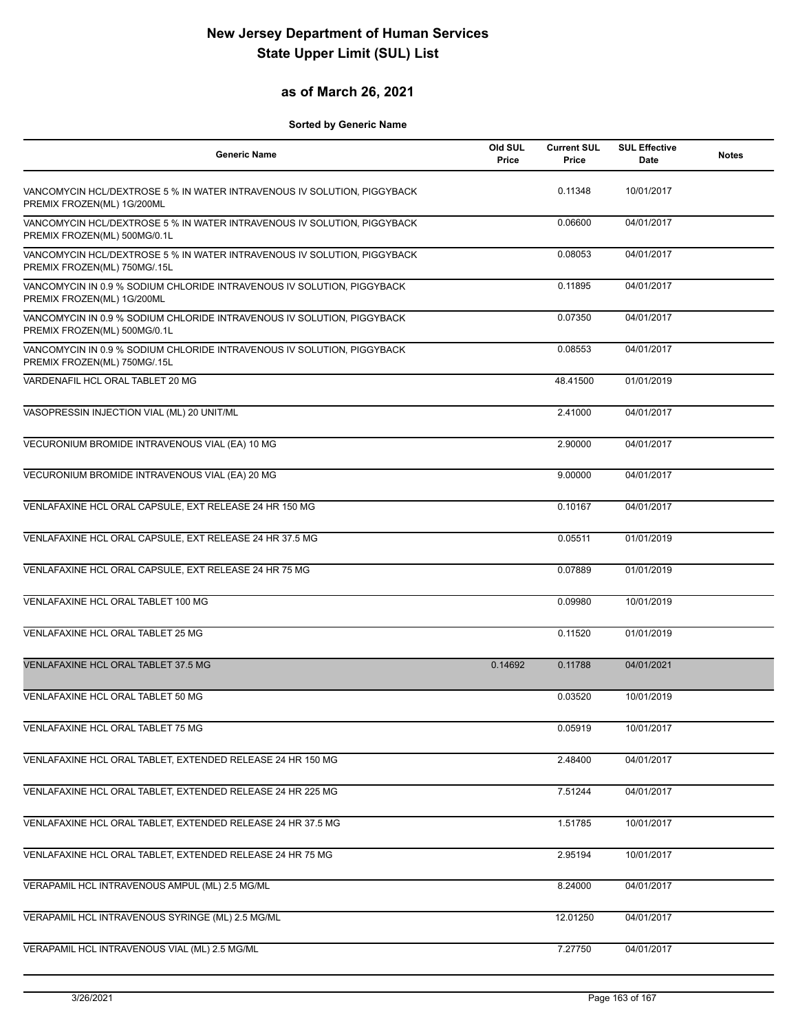# New Jersey Department of Human Services
# State Upper Limit (SUL) List

## as of March 26, 2021

**Sorted by Generic Name**

| Generic Name | Old SUL Price | Current SUL Price | SUL Effective Date | Notes |
|---|---|---|---|---|
| VANCOMYCIN HCL/DEXTROSE 5 % IN WATER INTRAVENOUS IV SOLUTION, PIGGYBACK PREMIX FROZEN(ML) 1G/200ML | | 0.11348 | 10/01/2017 | |
| VANCOMYCIN HCL/DEXTROSE 5 % IN WATER INTRAVENOUS IV SOLUTION, PIGGYBACK PREMIX FROZEN(ML) 500MG/0.1L | | 0.06600 | 04/01/2017 | |
| VANCOMYCIN HCL/DEXTROSE 5 % IN WATER INTRAVENOUS IV SOLUTION, PIGGYBACK PREMIX FROZEN(ML) 750MG/.15L | | 0.08053 | 04/01/2017 | |
| VANCOMYCIN IN 0.9 % SODIUM CHLORIDE INTRAVENOUS IV SOLUTION, PIGGYBACK PREMIX FROZEN(ML) 1G/200ML | | 0.11895 | 04/01/2017 | |
| VANCOMYCIN IN 0.9 % SODIUM CHLORIDE INTRAVENOUS IV SOLUTION, PIGGYBACK PREMIX FROZEN(ML) 500MG/0.1L | | 0.07350 | 04/01/2017 | |
| VANCOMYCIN IN 0.9 % SODIUM CHLORIDE INTRAVENOUS IV SOLUTION, PIGGYBACK PREMIX FROZEN(ML) 750MG/.15L | | 0.08553 | 04/01/2017 | |
| VARDENAFIL HCL ORAL TABLET 20 MG | | 48.41500 | 01/01/2019 | |
| VASOPRESSIN INJECTION VIAL (ML) 20 UNIT/ML | | 2.41000 | 04/01/2017 | |
| VECURONIUM BROMIDE INTRAVENOUS VIAL (EA) 10 MG | | 2.90000 | 04/01/2017 | |
| VECURONIUM BROMIDE INTRAVENOUS VIAL (EA) 20 MG | | 9.00000 | 04/01/2017 | |
| VENLAFAXINE HCL ORAL CAPSULE, EXT RELEASE 24 HR 150 MG | | 0.10167 | 04/01/2017 | |
| VENLAFAXINE HCL ORAL CAPSULE, EXT RELEASE 24 HR 37.5 MG | | 0.05511 | 01/01/2019 | |
| VENLAFAXINE HCL ORAL CAPSULE, EXT RELEASE 24 HR 75 MG | | 0.07889 | 01/01/2019 | |
| VENLAFAXINE HCL ORAL TABLET 100 MG | | 0.09980 | 10/01/2019 | |
| VENLAFAXINE HCL ORAL TABLET 25 MG | | 0.11520 | 01/01/2019 | |
| VENLAFAXINE HCL ORAL TABLET 37.5 MG | 0.14692 | 0.11788 | 04/01/2021 | |
| VENLAFAXINE HCL ORAL TABLET 50 MG | | 0.03520 | 10/01/2019 | |
| VENLAFAXINE HCL ORAL TABLET 75 MG | | 0.05919 | 10/01/2017 | |
| VENLAFAXINE HCL ORAL TABLET, EXTENDED RELEASE 24 HR 150 MG | | 2.48400 | 04/01/2017 | |
| VENLAFAXINE HCL ORAL TABLET, EXTENDED RELEASE 24 HR 225 MG | | 7.51244 | 04/01/2017 | |
| VENLAFAXINE HCL ORAL TABLET, EXTENDED RELEASE 24 HR 37.5 MG | | 1.51785 | 10/01/2017 | |
| VENLAFAXINE HCL ORAL TABLET, EXTENDED RELEASE 24 HR 75 MG | | 2.95194 | 10/01/2017 | |
| VERAPAMIL HCL INTRAVENOUS AMPUL (ML) 2.5 MG/ML | | 8.24000 | 04/01/2017 | |
| VERAPAMIL HCL INTRAVENOUS SYRINGE (ML) 2.5 MG/ML | | 12.01250 | 04/01/2017 | |
| VERAPAMIL HCL INTRAVENOUS VIAL (ML) 2.5 MG/ML | | 7.27750 | 04/01/2017 | |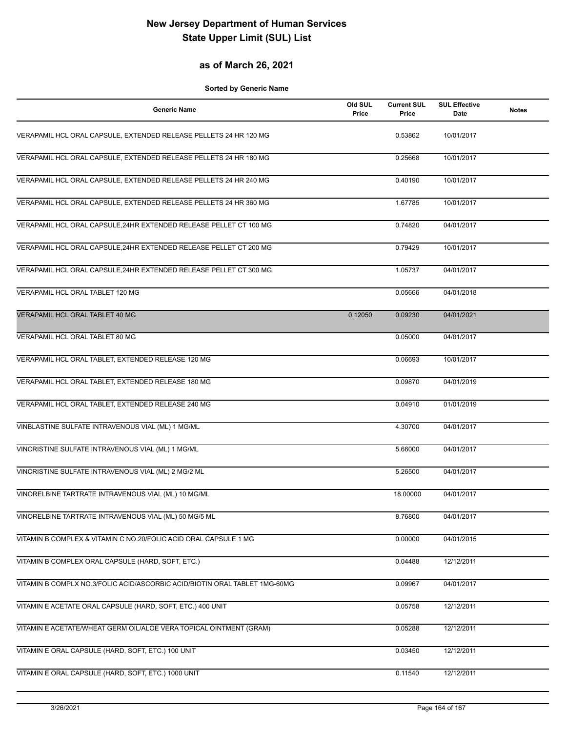# New Jersey Department of Human Services
# State Upper Limit (SUL) List

## as of March 26, 2021

**Sorted by Generic Name**

| Generic Name | Old SUL Price | Current SUL Price | SUL Effective Date | Notes |
|---|---|---|---|---|
| VERAPAMIL HCL ORAL CAPSULE, EXTENDED RELEASE PELLETS 24 HR 120 MG | | 0.53862 | 10/01/2017 | |
| VERAPAMIL HCL ORAL CAPSULE, EXTENDED RELEASE PELLETS 24 HR 180 MG | | 0.25668 | 10/01/2017 | |
| VERAPAMIL HCL ORAL CAPSULE, EXTENDED RELEASE PELLETS 24 HR 240 MG | | 0.40190 | 10/01/2017 | |
| VERAPAMIL HCL ORAL CAPSULE, EXTENDED RELEASE PELLETS 24 HR 360 MG | | 1.67785 | 10/01/2017 | |
| VERAPAMIL HCL ORAL CAPSULE,24HR EXTENDED RELEASE PELLET CT 100 MG | | 0.74820 | 04/01/2017 | |
| VERAPAMIL HCL ORAL CAPSULE,24HR EXTENDED RELEASE PELLET CT 200 MG | | 0.79429 | 10/01/2017 | |
| VERAPAMIL HCL ORAL CAPSULE,24HR EXTENDED RELEASE PELLET CT 300 MG | | 1.05737 | 04/01/2017 | |
| VERAPAMIL HCL ORAL TABLET 120 MG | | 0.05666 | 04/01/2018 | |
| VERAPAMIL HCL ORAL TABLET 40 MG | 0.12050 | 0.09230 | 04/01/2021 | |
| VERAPAMIL HCL ORAL TABLET 80 MG | | 0.05000 | 04/01/2017 | |
| VERAPAMIL HCL ORAL TABLET, EXTENDED RELEASE 120 MG | | 0.06693 | 10/01/2017 | |
| VERAPAMIL HCL ORAL TABLET, EXTENDED RELEASE 180 MG | | 0.09870 | 04/01/2019 | |
| VERAPAMIL HCL ORAL TABLET, EXTENDED RELEASE 240 MG | | 0.04910 | 01/01/2019 | |
| VINBLASTINE SULFATE INTRAVENOUS VIAL (ML) 1 MG/ML | | 4.30700 | 04/01/2017 | |
| VINCRISTINE SULFATE INTRAVENOUS VIAL (ML) 1 MG/ML | | 5.66000 | 04/01/2017 | |
| VINCRISTINE SULFATE INTRAVENOUS VIAL (ML) 2 MG/2 ML | | 5.26500 | 04/01/2017 | |
| VINORELBINE TARTRATE INTRAVENOUS VIAL (ML) 10 MG/ML | | 18.00000 | 04/01/2017 | |
| VINORELBINE TARTRATE INTRAVENOUS VIAL (ML) 50 MG/5 ML | | 8.76800 | 04/01/2017 | |
| VITAMIN B COMPLEX & VITAMIN C NO.20/FOLIC ACID ORAL CAPSULE 1 MG | | 0.00000 | 04/01/2015 | |
| VITAMIN B COMPLEX ORAL CAPSULE (HARD, SOFT, ETC.) | | 0.04488 | 12/12/2011 | |
| VITAMIN B COMPLX NO.3/FOLIC ACID/ASCORBIC ACID/BIOTIN ORAL TABLET 1MG-60MG | | 0.09967 | 04/01/2017 | |
| VITAMIN E ACETATE ORAL CAPSULE (HARD, SOFT, ETC.) 400 UNIT | | 0.05758 | 12/12/2011 | |
| VITAMIN E ACETATE/WHEAT GERM OIL/ALOE VERA TOPICAL OINTMENT (GRAM) | | 0.05288 | 12/12/2011 | |
| VITAMIN E ORAL CAPSULE (HARD, SOFT, ETC.) 100 UNIT | | 0.03450 | 12/12/2011 | |
| VITAMIN E ORAL CAPSULE (HARD, SOFT, ETC.) 1000 UNIT | | 0.11540 | 12/12/2011 | |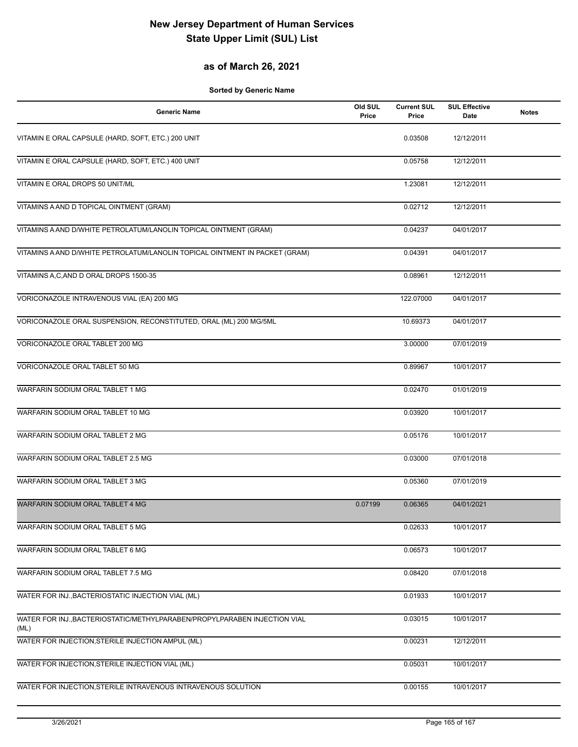# New Jersey Department of Human Services
# State Upper Limit (SUL) List

## as of March 26, 2021

**Sorted by Generic Name**

| Generic Name | Old SUL Price | Current SUL Price | SUL Effective Date | Notes |
|---|---|---|---|---|
| VITAMIN E ORAL CAPSULE (HARD, SOFT, ETC.) 200 UNIT | | 0.03508 | 12/12/2011 | |
| VITAMIN E ORAL CAPSULE (HARD, SOFT, ETC.) 400 UNIT | | 0.05758 | 12/12/2011 | |
| VITAMIN E ORAL DROPS 50 UNIT/ML | | 1.23081 | 12/12/2011 | |
| VITAMINS A AND D TOPICAL OINTMENT (GRAM) | | 0.02712 | 12/12/2011 | |
| VITAMINS A AND D/WHITE PETROLATUM/LANOLIN TOPICAL OINTMENT (GRAM) | | 0.04237 | 04/01/2017 | |
| VITAMINS A AND D/WHITE PETROLATUM/LANOLIN TOPICAL OINTMENT IN PACKET (GRAM) | | 0.04391 | 04/01/2017 | |
| VITAMINS A,C,AND D ORAL DROPS 1500-35 | | 0.08961 | 12/12/2011 | |
| VORICONAZOLE INTRAVENOUS VIAL (EA) 200 MG | | 122.07000 | 04/01/2017 | |
| VORICONAZOLE ORAL SUSPENSION, RECONSTITUTED, ORAL (ML) 200 MG/5ML | | 10.69373 | 04/01/2017 | |
| VORICONAZOLE ORAL TABLET 200 MG | | 3.00000 | 07/01/2019 | |
| VORICONAZOLE ORAL TABLET 50 MG | | 0.89967 | 10/01/2017 | |
| WARFARIN SODIUM ORAL TABLET 1 MG | | 0.02470 | 01/01/2019 | |
| WARFARIN SODIUM ORAL TABLET 10 MG | | 0.03920 | 10/01/2017 | |
| WARFARIN SODIUM ORAL TABLET 2 MG | | 0.05176 | 10/01/2017 | |
| WARFARIN SODIUM ORAL TABLET 2.5 MG | | 0.03000 | 07/01/2018 | |
| WARFARIN SODIUM ORAL TABLET 3 MG | | 0.05360 | 07/01/2019 | |
| WARFARIN SODIUM ORAL TABLET 4 MG | 0.07199 | 0.06365 | 04/01/2021 | |
| WARFARIN SODIUM ORAL TABLET 5 MG | | 0.02633 | 10/01/2017 | |
| WARFARIN SODIUM ORAL TABLET 6 MG | | 0.06573 | 10/01/2017 | |
| WARFARIN SODIUM ORAL TABLET 7.5 MG | | 0.08420 | 07/01/2018 | |
| WATER FOR INJ.,BACTERIOSTATIC INJECTION VIAL (ML) | | 0.01933 | 10/01/2017 | |
| WATER FOR INJ.,BACTERIOSTATIC/METHYLPARABEN/PROPYLPARABEN INJECTION VIAL (ML) | | 0.03015 | 10/01/2017 | |
| WATER FOR INJECTION,STERILE INJECTION AMPUL (ML) | | 0.00231 | 12/12/2011 | |
| WATER FOR INJECTION,STERILE INJECTION VIAL (ML) | | 0.05031 | 10/01/2017 | |
| WATER FOR INJECTION,STERILE INTRAVENOUS INTRAVENOUS SOLUTION | | 0.00155 | 10/01/2017 | |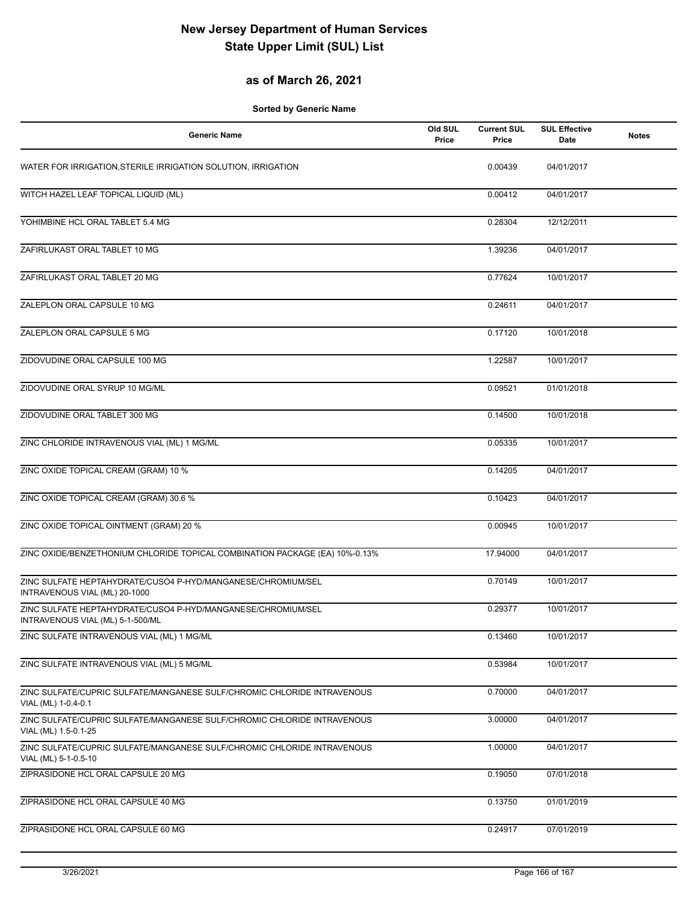# New Jersey Department of Human Services
# State Upper Limit (SUL) List

## as of March 26, 2021

**Sorted by Generic Name**

| Generic Name | Old SUL Price | Current SUL Price | SUL Effective Date | Notes |
|---|---|---|---|---|
| WATER FOR IRRIGATION,STERILE IRRIGATION SOLUTION, IRRIGATION | | 0.00439 | 04/01/2017 | |
| WITCH HAZEL LEAF TOPICAL LIQUID (ML) | | 0.00412 | 04/01/2017 | |
| YOHIMBINE HCL ORAL TABLET 5.4 MG | | 0.28304 | 12/12/2011 | |
| ZAFIRLUKAST ORAL TABLET 10 MG | | 1.39236 | 04/01/2017 | |
| ZAFIRLUKAST ORAL TABLET 20 MG | | 0.77624 | 10/01/2017 | |
| ZALEPLON ORAL CAPSULE 10 MG | | 0.24611 | 04/01/2017 | |
| ZALEPLON ORAL CAPSULE 5 MG | | 0.17120 | 10/01/2018 | |
| ZIDOVUDINE ORAL CAPSULE 100 MG | | 1.22587 | 10/01/2017 | |
| ZIDOVUDINE ORAL SYRUP 10 MG/ML | | 0.09521 | 01/01/2018 | |
| ZIDOVUDINE ORAL TABLET 300 MG | | 0.14500 | 10/01/2018 | |
| ZINC CHLORIDE INTRAVENOUS VIAL (ML) 1 MG/ML | | 0.05335 | 10/01/2017 | |
| ZINC OXIDE TOPICAL CREAM (GRAM) 10 % | | 0.14205 | 04/01/2017 | |
| ZINC OXIDE TOPICAL CREAM (GRAM) 30.6 % | | 0.10423 | 04/01/2017 | |
| ZINC OXIDE TOPICAL OINTMENT (GRAM) 20 % | | 0.00945 | 10/01/2017 | |
| ZINC OXIDE/BENZETHONIUM CHLORIDE TOPICAL COMBINATION PACKAGE (EA) 10%-0.13% | | 17.94000 | 04/01/2017 | |
| ZINC SULFATE HEPTAHYDRATE/CUSO4 P-HYD/MANGANESE/CHROMIUM/SEL INTRAVENOUS VIAL (ML) 20-1000 | | 0.70149 | 10/01/2017 | |
| ZINC SULFATE HEPTAHYDRATE/CUSO4 P-HYD/MANGANESE/CHROMIUM/SEL INTRAVENOUS VIAL (ML) 5-1-500/ML | | 0.29377 | 10/01/2017 | |
| ZINC SULFATE INTRAVENOUS VIAL (ML) 1 MG/ML | | 0.13460 | 10/01/2017 | |
| ZINC SULFATE INTRAVENOUS VIAL (ML) 5 MG/ML | | 0.53984 | 10/01/2017 | |
| ZINC SULFATE/CUPRIC SULFATE/MANGANESE SULF/CHROMIC CHLORIDE INTRAVENOUS VIAL (ML) 1-0.4-0.1 | | 0.70000 | 04/01/2017 | |
| ZINC SULFATE/CUPRIC SULFATE/MANGANESE SULF/CHROMIC CHLORIDE INTRAVENOUS VIAL (ML) 1.5-0.1-25 | | 3.00000 | 04/01/2017 | |
| ZINC SULFATE/CUPRIC SULFATE/MANGANESE SULF/CHROMIC CHLORIDE INTRAVENOUS VIAL (ML) 5-1-0.5-10 | | 1.00000 | 04/01/2017 | |
| ZIPRASIDONE HCL ORAL CAPSULE 20 MG | | 0.19050 | 07/01/2018 | |
| ZIPRASIDONE HCL ORAL CAPSULE 40 MG | | 0.13750 | 01/01/2019 | |
| ZIPRASIDONE HCL ORAL CAPSULE 60 MG | | 0.24917 | 07/01/2019 | |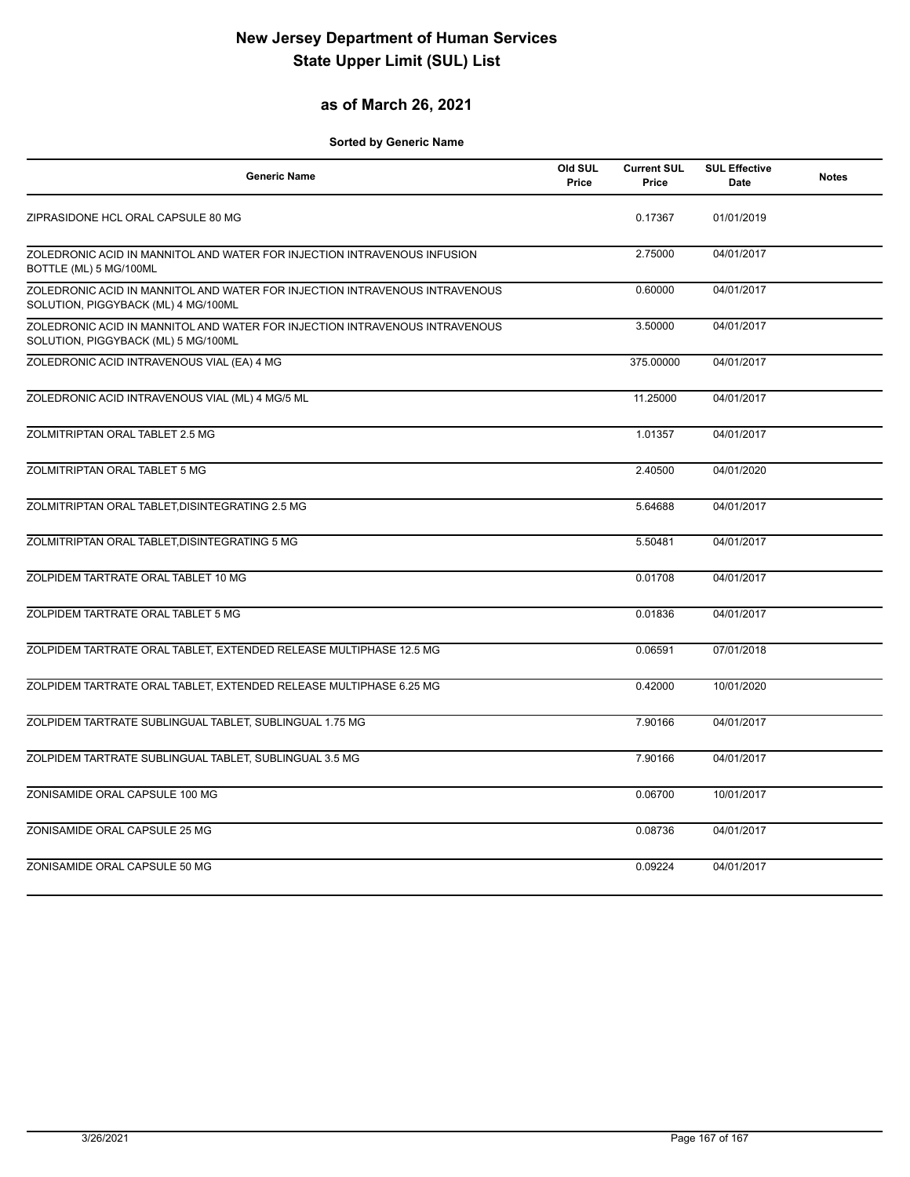# New Jersey Department of Human Services
# State Upper Limit (SUL) List

## as of March 26, 2021

**Sorted by Generic Name**

| Generic Name | Old SUL Price | Current SUL Price | SUL Effective Date | Notes |
|---|---|---|---|---|
| ZIPRASIDONE HCL ORAL CAPSULE 80 MG | | 0.17367 | 01/01/2019 | |
| ZOLEDRONIC ACID IN MANNITOL AND WATER FOR INJECTION INTRAVENOUS INFUSION BOTTLE (ML) 5 MG/100ML | | 2.75000 | 04/01/2017 | |
| ZOLEDRONIC ACID IN MANNITOL AND WATER FOR INJECTION INTRAVENOUS INTRAVENOUS SOLUTION, PIGGYBACK (ML) 4 MG/100ML | | 0.60000 | 04/01/2017 | |
| ZOLEDRONIC ACID IN MANNITOL AND WATER FOR INJECTION INTRAVENOUS INTRAVENOUS SOLUTION, PIGGYBACK (ML) 5 MG/100ML | | 3.50000 | 04/01/2017 | |
| ZOLEDRONIC ACID INTRAVENOUS VIAL (EA) 4 MG | | 375.00000 | 04/01/2017 | |
| ZOLEDRONIC ACID INTRAVENOUS VIAL (ML) 4 MG/5 ML | | 11.25000 | 04/01/2017 | |
| ZOLMITRIPTAN ORAL TABLET 2.5 MG | | 1.01357 | 04/01/2017 | |
| ZOLMITRIPTAN ORAL TABLET 5 MG | | 2.40500 | 04/01/2020 | |
| ZOLMITRIPTAN ORAL TABLET,DISINTEGRATING 2.5 MG | | 5.64688 | 04/01/2017 | |
| ZOLMITRIPTAN ORAL TABLET,DISINTEGRATING 5 MG | | 5.50481 | 04/01/2017 | |
| ZOLPIDEM TARTRATE ORAL TABLET 10 MG | | 0.01708 | 04/01/2017 | |
| ZOLPIDEM TARTRATE ORAL TABLET 5 MG | | 0.01836 | 04/01/2017 | |
| ZOLPIDEM TARTRATE ORAL TABLET, EXTENDED RELEASE MULTIPHASE 12.5 MG | | 0.06591 | 07/01/2018 | |
| ZOLPIDEM TARTRATE ORAL TABLET, EXTENDED RELEASE MULTIPHASE 6.25 MG | | 0.42000 | 10/01/2020 | |
| ZOLPIDEM TARTRATE SUBLINGUAL TABLET, SUBLINGUAL 1.75 MG | | 7.90166 | 04/01/2017 | |
| ZOLPIDEM TARTRATE SUBLINGUAL TABLET, SUBLINGUAL 3.5 MG | | 7.90166 | 04/01/2017 | |
| ZONISAMIDE ORAL CAPSULE 100 MG | | 0.06700 | 10/01/2017 | |
| ZONISAMIDE ORAL CAPSULE 25 MG | | 0.08736 | 04/01/2017 | |
| ZONISAMIDE ORAL CAPSULE 50 MG | | 0.09224 | 04/01/2017 | |